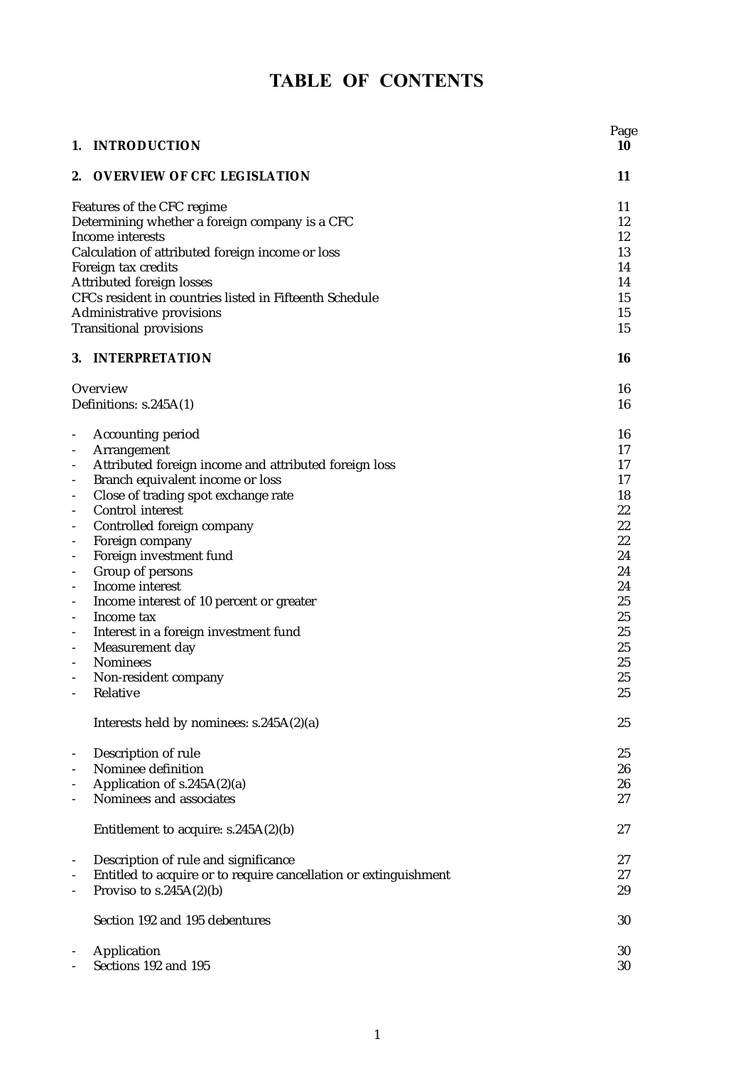# TABLE OF CONTENTS

| | Page |
|---|---|
| **1. INTRODUCTION** | **10** |
| **2. OVERVIEW OF CFC LEGISLATION** | **11** |
| Features of the CFC regime | 11 |
| Determining whether a foreign company is a CFC | 12 |
| Income interests | 12 |
| Calculation of attributed foreign income or loss | 13 |
| Foreign tax credits | 14 |
| Attributed foreign losses | 14 |
| CFCs resident in countries listed in Fifteenth Schedule | 15 |
| Administrative provisions | 15 |
| Transitional provisions | 15 |
| **3. INTERPRETATION** | **16** |
| Overview | 16 |
| Definitions: s.245A(1) | 16 |
| - Accounting period | 16 |
| - Arrangement | 17 |
| - Attributed foreign income and attributed foreign loss | 17 |
| - Branch equivalent income or loss | 17 |
| - Close of trading spot exchange rate | 18 |
| - Control interest | 22 |
| - Controlled foreign company | 22 |
| - Foreign company | 22 |
| - Foreign investment fund | 24 |
| - Group of persons | 24 |
| - Income interest | 24 |
| - Income interest of 10 percent or greater | 25 |
| - Income tax | 25 |
| - Interest in a foreign investment fund | 25 |
| - Measurement day | 25 |
| - Nominees | 25 |
| - Non-resident company | 25 |
| - Relative | 25 |
| Interests held by nominees: s.245A(2)(a) | 25 |
| - Description of rule | 25 |
| - Nominee definition | 26 |
| - Application of s.245A(2)(a) | 26 |
| - Nominees and associates | 27 |
| Entitlement to acquire: s.245A(2)(b) | 27 |
| - Description of rule and significance | 27 |
| - Entitled to acquire or to require cancellation or extinguishment | 27 |
| - Proviso to s.245A(2)(b) | 29 |
| Section 192 and 195 debentures | 30 |
| - Application | 30 |
| - Sections 192 and 195 | 30 |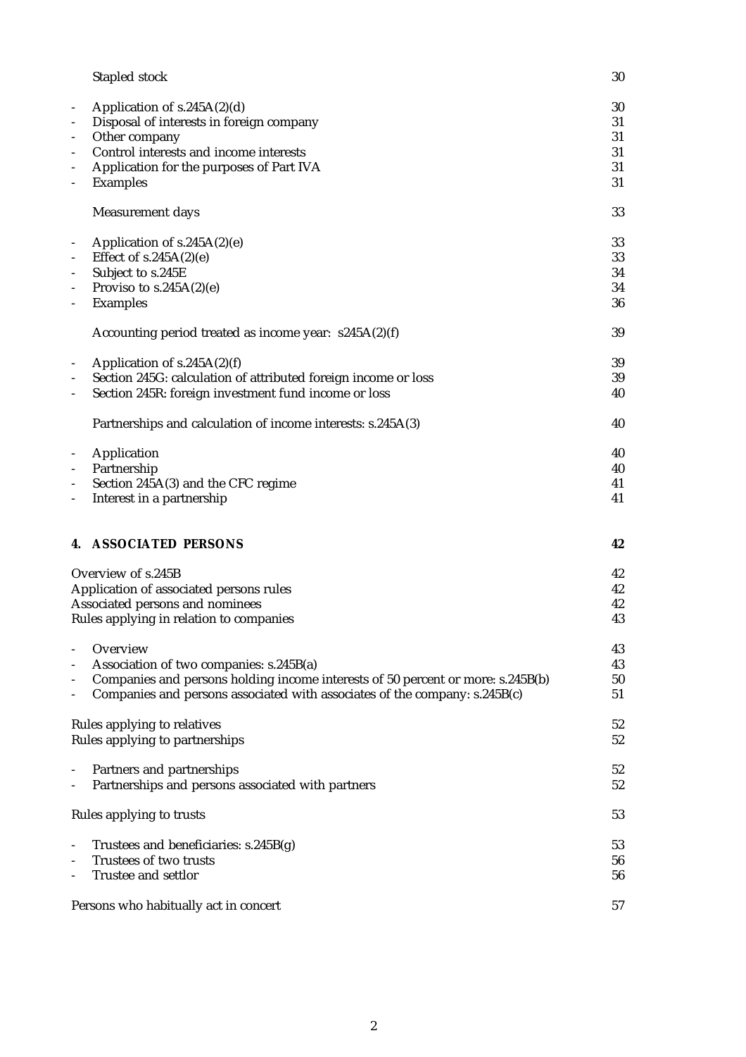| | |
|---|---|
| Stapled stock | 30 |
| - Application of s.245A(2)(d) | 30 |
| - Disposal of interests in foreign company | 31 |
| - Other company | 31 |
| - Control interests and income interests | 31 |
| - Application for the purposes of Part IVA | 31 |
| - Examples | 31 |
| Measurement days | 33 |
| - Application of s.245A(2)(e) | 33 |
| - Effect of s.245A(2)(e) | 33 |
| - Subject to s.245E | 34 |
| - Proviso to s.245A(2)(e) | 34 |
| - Examples | 36 |
| Accounting period treated as income year: s245A(2)(f) | 39 |
| - Application of s.245A(2)(f) | 39 |
| - Section 245G: calculation of attributed foreign income or loss | 39 |
| - Section 245R: foreign investment fund income or loss | 40 |
| Partnerships and calculation of income interests: s.245A(3) | 40 |
| - Application | 40 |
| - Partnership | 40 |
| - Section 245A(3) and the CFC regime | 41 |
| - Interest in a partnership | 41 |
| **4. ASSOCIATED PERSONS** | **42** |
| Overview of s.245B | 42 |
| Application of associated persons rules | 42 |
| Associated persons and nominees | 42 |
| Rules applying in relation to companies | 43 |
| - Overview | 43 |
| - Association of two companies: s.245B(a) | 43 |
| - Companies and persons holding income interests of 50 percent or more: s.245B(b) | 50 |
| - Companies and persons associated with associates of the company: s.245B(c) | 51 |
| Rules applying to relatives | 52 |
| Rules applying to partnerships | 52 |
| - Partners and partnerships | 52 |
| - Partnerships and persons associated with partners | 52 |
| Rules applying to trusts | 53 |
| - Trustees and beneficiaries: s.245B(g) | 53 |
| - Trustees of two trusts | 56 |
| - Trustee and settlor | 56 |
| Persons who habitually act in concert | 57 |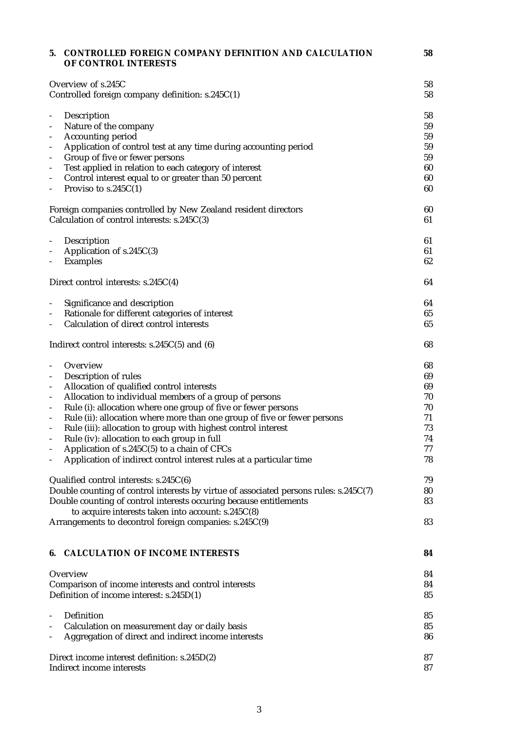| | |
|---|---|
| **5. CONTROLLED FOREIGN COMPANY DEFINITION AND CALCULATION OF CONTROL INTERESTS** | **58** |
| Overview of s.245C | 58 |
| Controlled foreign company definition: s.245C(1) | 58 |
| - Description | 58 |
| - Nature of the company | 59 |
| - Accounting period | 59 |
| - Application of control test at any time during accounting period | 59 |
| - Group of five or fewer persons | 59 |
| - Test applied in relation to each category of interest | 60 |
| - Control interest equal to or greater than 50 percent | 60 |
| - Proviso to s.245C(1) | 60 |
| Foreign companies controlled by New Zealand resident directors | 60 |
| Calculation of control interests: s.245C(3) | 61 |
| - Description | 61 |
| - Application of s.245C(3) | 61 |
| - Examples | 62 |
| Direct control interests: s.245C(4) | 64 |
| - Significance and description | 64 |
| - Rationale for different categories of interest | 65 |
| - Calculation of direct control interests | 65 |
| Indirect control interests: s.245C(5) and (6) | 68 |
| - Overview | 68 |
| - Description of rules | 69 |
| - Allocation of qualified control interests | 69 |
| - Allocation to individual members of a group of persons | 70 |
| - Rule (i): allocation where one group of five or fewer persons | 70 |
| - Rule (ii): allocation where more than one group of five or fewer persons | 71 |
| - Rule (iii): allocation to group with highest control interest | 73 |
| - Rule (iv): allocation to each group in full | 74 |
| - Application of s.245C(5) to a chain of CFCs | 77 |
| - Application of indirect control interest rules at a particular time | 78 |
| Qualified control interests: s.245C(6) | 79 |
| Double counting of control interests by virtue of associated persons rules: s.245C(7) | 80 |
| Double counting of control interests occuring because entitlements to acquire interests taken into account: s.245C(8) | 83 |
| Arrangements to decontrol foreign companies: s.245C(9) | 83 |
| **6. CALCULATION OF INCOME INTERESTS** | **84** |
| Overview | 84 |
| Comparison of income interests and control interests | 84 |
| Definition of income interest: s.245D(1) | 85 |
| - Definition | 85 |
| - Calculation on measurement day or daily basis | 85 |
| - Aggregation of direct and indirect income interests | 86 |
| Direct income interest definition: s.245D(2) | 87 |
| Indirect income interests | 87 |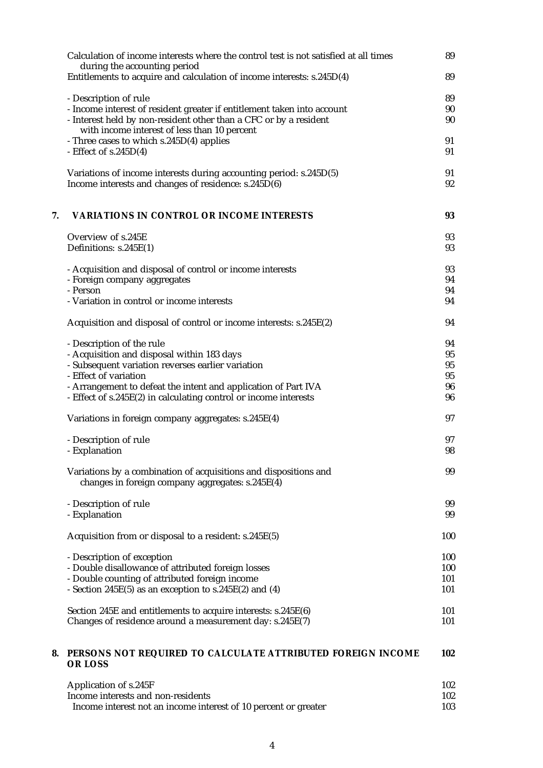| | |
|---|---|
| Calculation of income interests where the control test is not satisfied at all times during the accounting period | 89 |
| Entitlements to acquire and calculation of income interests: s.245D(4) | 89 |
| - Description of rule | 89 |
| - Income interest of resident greater if entitlement taken into account | 90 |
| - Interest held by non-resident other than a CFC or by a resident with income interest of less than 10 percent | 90 |
| - Three cases to which s.245D(4) applies | 91 |
| - Effect of s.245D(4) | 91 |
| Variations of income interests during accounting period: s.245D(5) | 91 |
| Income interests and changes of residence: s.245D(6) | 92 |
| **7. VARIATIONS IN CONTROL OR INCOME INTERESTS** | **93** |
| Overview of s.245E | 93 |
| Definitions: s.245E(1) | 93 |
| - Acquisition and disposal of control or income interests | 93 |
| - Foreign company aggregates | 94 |
| - Person | 94 |
| - Variation in control or income interests | 94 |
| Acquisition and disposal of control or income interests: s.245E(2) | 94 |
| - Description of the rule | 94 |
| - Acquisition and disposal within 183 days | 95 |
| - Subsequent variation reverses earlier variation | 95 |
| - Effect of variation | 95 |
| - Arrangement to defeat the intent and application of Part IVA | 96 |
| - Effect of s.245E(2) in calculating control or income interests | 96 |
| Variations in foreign company aggregates: s.245E(4) | 97 |
| - Description of rule | 97 |
| - Explanation | 98 |
| Variations by a combination of acquisitions and dispositions and changes in foreign company aggregates: s.245E(4) | 99 |
| - Description of rule | 99 |
| - Explanation | 99 |
| Acquisition from or disposal to a resident: s.245E(5) | 100 |
| - Description of exception | 100 |
| - Double disallowance of attributed foreign losses | 100 |
| - Double counting of attributed foreign income | 101 |
| - Section 245E(5) as an exception to s.245E(2) and (4) | 101 |
| Section 245E and entitlements to acquire interests: s.245E(6) | 101 |
| Changes of residence around a measurement day: s.245E(7) | 101 |
| **8. PERSONS NOT REQUIRED TO CALCULATE ATTRIBUTED FOREIGN INCOME OR LOSS** | **102** |
| Application of s.245F | 102 |
| Income interests and non-residents | 102 |
| Income interest not an income interest of 10 percent or greater | 103 |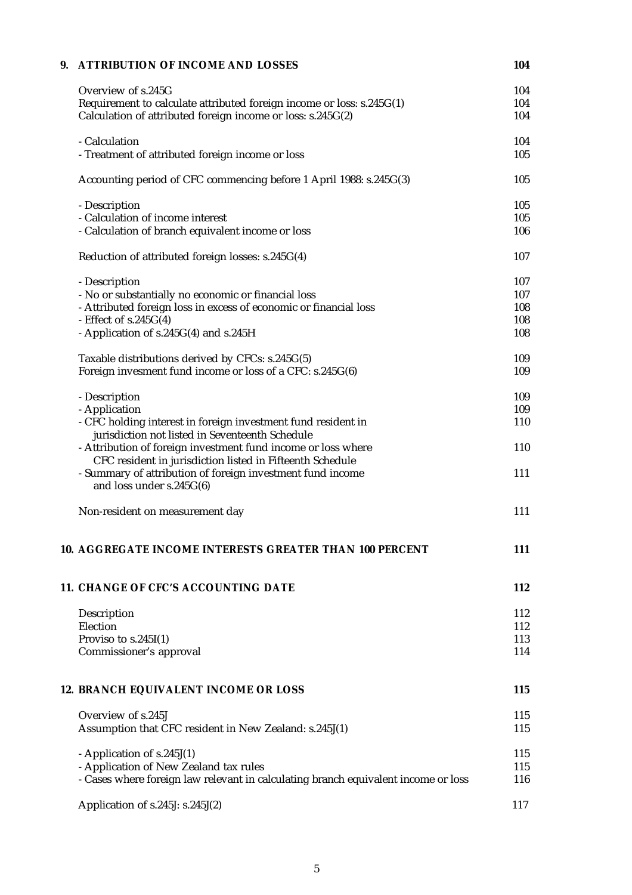| | |
|---|---|
| **9. ATTRIBUTION OF INCOME AND LOSSES** | **104** |
| Overview of s.245G | 104 |
| Requirement to calculate attributed foreign income or loss: s.245G(1) | 104 |
| Calculation of attributed foreign income or loss: s.245G(2) | 104 |
| - Calculation | 104 |
| - Treatment of attributed foreign income or loss | 105 |
| Accounting period of CFC commencing before 1 April 1988: s.245G(3) | 105 |
| - Description | 105 |
| - Calculation of income interest | 105 |
| - Calculation of branch equivalent income or loss | 106 |
| Reduction of attributed foreign losses: s.245G(4) | 107 |
| - Description | 107 |
| - No or substantially no economic or financial loss | 107 |
| - Attributed foreign loss in excess of economic or financial loss | 108 |
| - Effect of s.245G(4) | 108 |
| - Application of s.245G(4) and s.245H | 108 |
| Taxable distributions derived by CFCs: s.245G(5) | 109 |
| Foreign invesment fund income or loss of a CFC: s.245G(6) | 109 |
| - Description | 109 |
| - Application | 109 |
| - CFC holding interest in foreign investment fund resident in jurisdiction not listed in Seventeenth Schedule | 110 |
| - Attribution of foreign investment fund income or loss where CFC resident in jurisdiction listed in Fifteenth Schedule | 110 |
| - Summary of attribution of foreign investment fund income and loss under s.245G(6) | 111 |
| Non-resident on measurement day | 111 |
| **10. AGGREGATE INCOME INTERESTS GREATER THAN 100 PERCENT** | **111** |
| **11. CHANGE OF CFC'S ACCOUNTING DATE** | **112** |
| Description | 112 |
| Election | 112 |
| Proviso to s.245I(1) | 113 |
| Commissioner's approval | 114 |
| **12. BRANCH EQUIVALENT INCOME OR LOSS** | **115** |
| Overview of s.245J | 115 |
| Assumption that CFC resident in New Zealand: s.245J(1) | 115 |
| - Application of s.245J(1) | 115 |
| - Application of New Zealand tax rules | 115 |
| - Cases where foreign law relevant in calculating branch equivalent income or loss | 116 |
| Application of s.245J: s.245J(2) | 117 |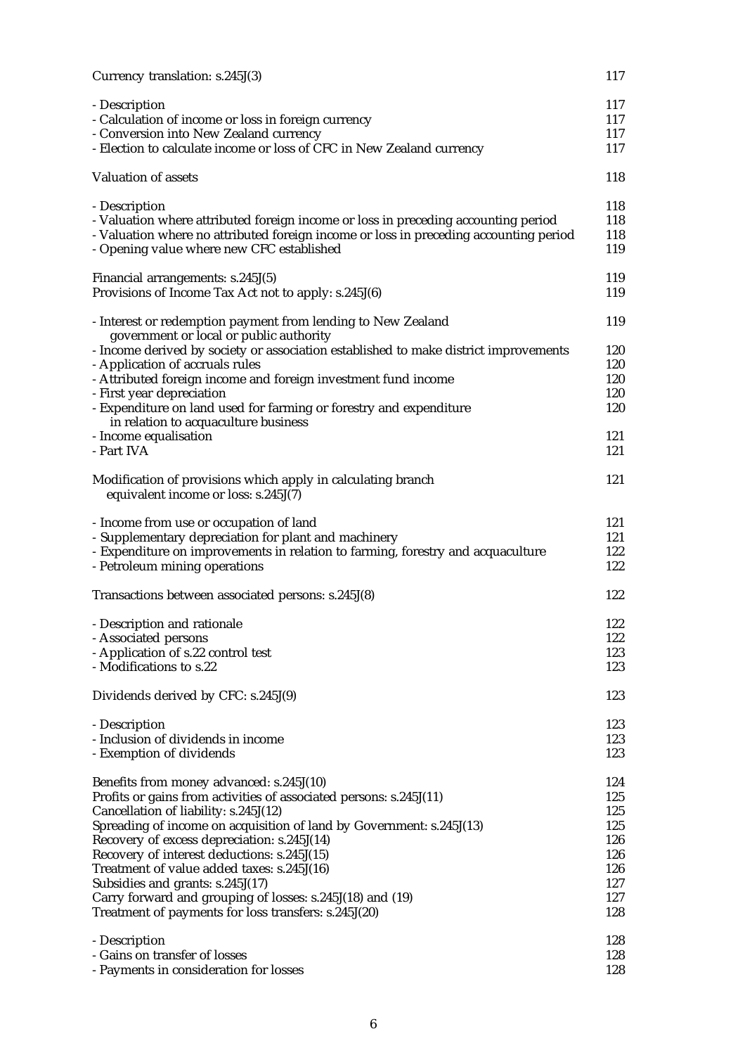| | |
|---|---|
| Currency translation: s.245J(3) | 117 |
| - Description | 117 |
| - Calculation of income or loss in foreign currency | 117 |
| - Conversion into New Zealand currency | 117 |
| - Election to calculate income or loss of CFC in New Zealand currency | 117 |
| Valuation of assets | 118 |
| - Description | 118 |
| - Valuation where attributed foreign income or loss in preceding accounting period | 118 |
| - Valuation where no attributed foreign income or loss in preceding accounting period | 118 |
| - Opening value where new CFC established | 119 |
| Financial arrangements: s.245J(5) | 119 |
| Provisions of Income Tax Act not to apply: s.245J(6) | 119 |
| - Interest or redemption payment from lending to New Zealand government or local or public authority | 119 |
| - Income derived by society or association established to make district improvements | 120 |
| - Application of accruals rules | 120 |
| - Attributed foreign income and foreign investment fund income | 120 |
| - First year depreciation | 120 |
| - Expenditure on land used for farming or forestry and expenditure in relation to acquaculture business | 120 |
| - Income equalisation | 121 |
| - Part IVA | 121 |
| Modification of provisions which apply in calculating branch equivalent income or loss: s.245J(7) | 121 |
| - Income from use or occupation of land | 121 |
| - Supplementary depreciation for plant and machinery | 121 |
| - Expenditure on improvements in relation to farming, forestry and acquaculture | 122 |
| - Petroleum mining operations | 122 |
| Transactions between associated persons: s.245J(8) | 122 |
| - Description and rationale | 122 |
| - Associated persons | 122 |
| - Application of s.22 control test | 123 |
| - Modifications to s.22 | 123 |
| Dividends derived by CFC: s.245J(9) | 123 |
| - Description | 123 |
| - Inclusion of dividends in income | 123 |
| - Exemption of dividends | 123 |
| Benefits from money advanced: s.245J(10) | 124 |
| Profits or gains from activities of associated persons: s.245J(11) | 125 |
| Cancellation of liability: s.245J(12) | 125 |
| Spreading of income on acquisition of land by Government: s.245J(13) | 125 |
| Recovery of excess depreciation: s.245J(14) | 126 |
| Recovery of interest deductions: s.245J(15) | 126 |
| Treatment of value added taxes: s.245J(16) | 126 |
| Subsidies and grants: s.245J(17) | 127 |
| Carry forward and grouping of losses: s.245J(18) and (19) | 127 |
| Treatment of payments for loss transfers: s.245J(20) | 128 |
| - Description | 128 |
| - Gains on transfer of losses | 128 |
| - Payments in consideration for losses | 128 |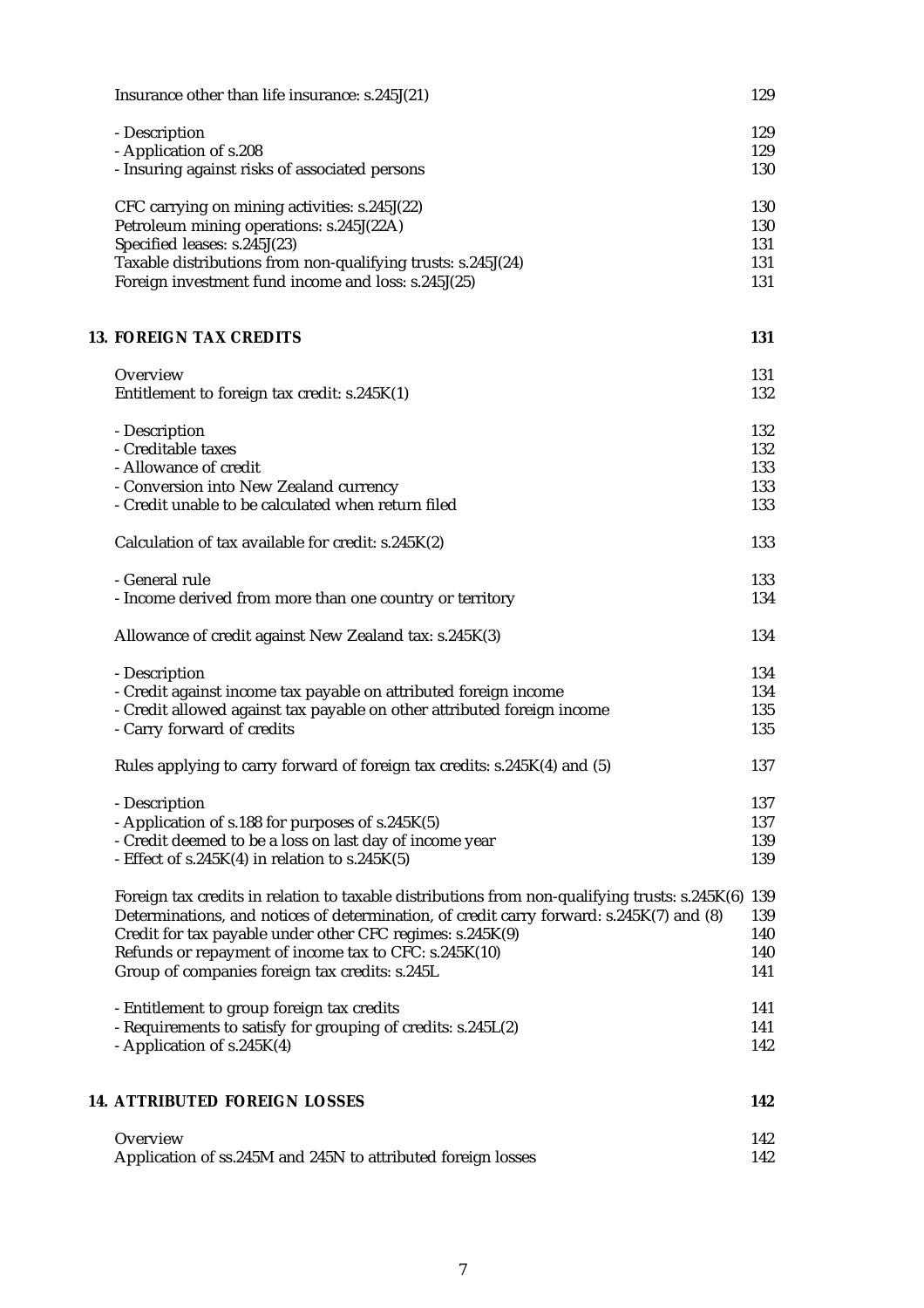| | |
|---|---|
| Insurance other than life insurance: s.245J(21) | 129 |
| - Description | 129 |
| - Application of s.208 | 129 |
| - Insuring against risks of associated persons | 130 |
| CFC carrying on mining activities: s.245J(22) | 130 |
| Petroleum mining operations: s.245J(22A) | 130 |
| Specified leases: s.245J(23) | 131 |
| Taxable distributions from non-qualifying trusts: s.245J(24) | 131 |
| Foreign investment fund income and loss: s.245J(25) | 131 |

## 13. FOREIGN TAX CREDITS — 131

| | |
|---|---|
| Overview | 131 |
| Entitlement to foreign tax credit: s.245K(1) | 132 |
| - Description | 132 |
| - Creditable taxes | 132 |
| - Allowance of credit | 133 |
| - Conversion into New Zealand currency | 133 |
| - Credit unable to be calculated when return filed | 133 |
| Calculation of tax available for credit: s.245K(2) | 133 |
| - General rule | 133 |
| - Income derived from more than one country or territory | 134 |
| Allowance of credit against New Zealand tax: s.245K(3) | 134 |
| - Description | 134 |
| - Credit against income tax payable on attributed foreign income | 134 |
| - Credit allowed against tax payable on other attributed foreign income | 135 |
| - Carry forward of credits | 135 |
| Rules applying to carry forward of foreign tax credits: s.245K(4) and (5) | 137 |
| - Description | 137 |
| - Application of s.188 for purposes of s.245K(5) | 137 |
| - Credit deemed to be a loss on last day of income year | 139 |
| - Effect of s.245K(4) in relation to s.245K(5) | 139 |
| Foreign tax credits in relation to taxable distributions from non-qualifying trusts: s.245K(6) | 139 |
| Determinations, and notices of determination, of credit carry forward: s.245K(7) and (8) | 139 |
| Credit for tax payable under other CFC regimes: s.245K(9) | 140 |
| Refunds or repayment of income tax to CFC: s.245K(10) | 140 |
| Group of companies foreign tax credits: s.245L | 141 |
| - Entitlement to group foreign tax credits | 141 |
| - Requirements to satisfy for grouping of credits: s.245L(2) | 141 |
| - Application of s.245K(4) | 142 |

## 14. ATTRIBUTED FOREIGN LOSSES — 142

| | |
|---|---|
| Overview | 142 |
| Application of ss.245M and 245N to attributed foreign losses | 142 |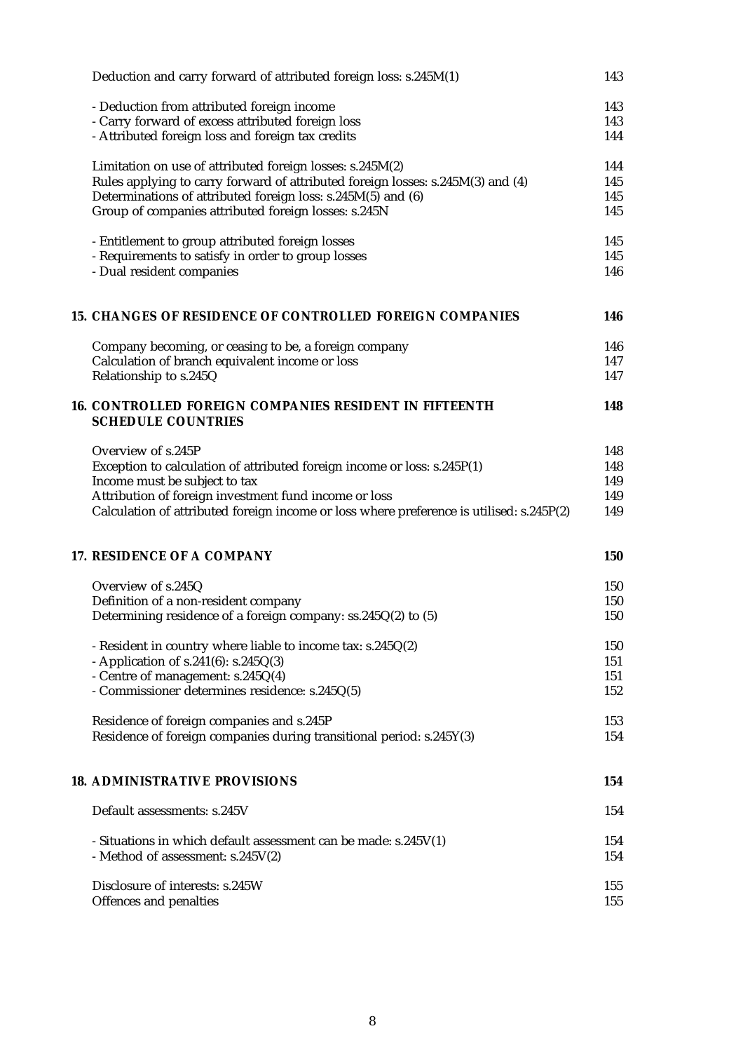| | |
|---|---|
| Deduction and carry forward of attributed foreign loss: s.245M(1) | 143 |
| - Deduction from attributed foreign income | 143 |
| - Carry forward of excess attributed foreign loss | 143 |
| - Attributed foreign loss and foreign tax credits | 144 |
| Limitation on use of attributed foreign losses: s.245M(2) | 144 |
| Rules applying to carry forward of attributed foreign losses: s.245M(3) and (4) | 145 |
| Determinations of attributed foreign loss: s.245M(5) and (6) | 145 |
| Group of companies attributed foreign losses: s.245N | 145 |
| - Entitlement to group attributed foreign losses | 145 |
| - Requirements to satisfy in order to group losses | 145 |
| - Dual resident companies | 146 |
| **15. CHANGES OF RESIDENCE OF CONTROLLED FOREIGN COMPANIES** | **146** |
| Company becoming, or ceasing to be, a foreign company | 146 |
| Calculation of branch equivalent income or loss | 147 |
| Relationship to s.245Q | 147 |
| **16. CONTROLLED FOREIGN COMPANIES RESIDENT IN FIFTEENTH SCHEDULE COUNTRIES** | **148** |
| Overview of s.245P | 148 |
| Exception to calculation of attributed foreign income or loss: s.245P(1) | 148 |
| Income must be subject to tax | 149 |
| Attribution of foreign investment fund income or loss | 149 |
| Calculation of attributed foreign income or loss where preference is utilised: s.245P(2) | 149 |
| **17. RESIDENCE OF A COMPANY** | **150** |
| Overview of s.245Q | 150 |
| Definition of a non-resident company | 150 |
| Determining residence of a foreign company: ss.245Q(2) to (5) | 150 |
| - Resident in country where liable to income tax: s.245Q(2) | 150 |
| - Application of s.241(6): s.245Q(3) | 151 |
| - Centre of management: s.245Q(4) | 151 |
| - Commissioner determines residence: s.245Q(5) | 152 |
| Residence of foreign companies and s.245P | 153 |
| Residence of foreign companies during transitional period: s.245Y(3) | 154 |
| **18. ADMINISTRATIVE PROVISIONS** | **154** |
| Default assessments: s.245V | 154 |
| - Situations in which default assessment can be made: s.245V(1) | 154 |
| - Method of assessment: s.245V(2) | 154 |
| Disclosure of interests: s.245W | 155 |
| Offences and penalties | 155 |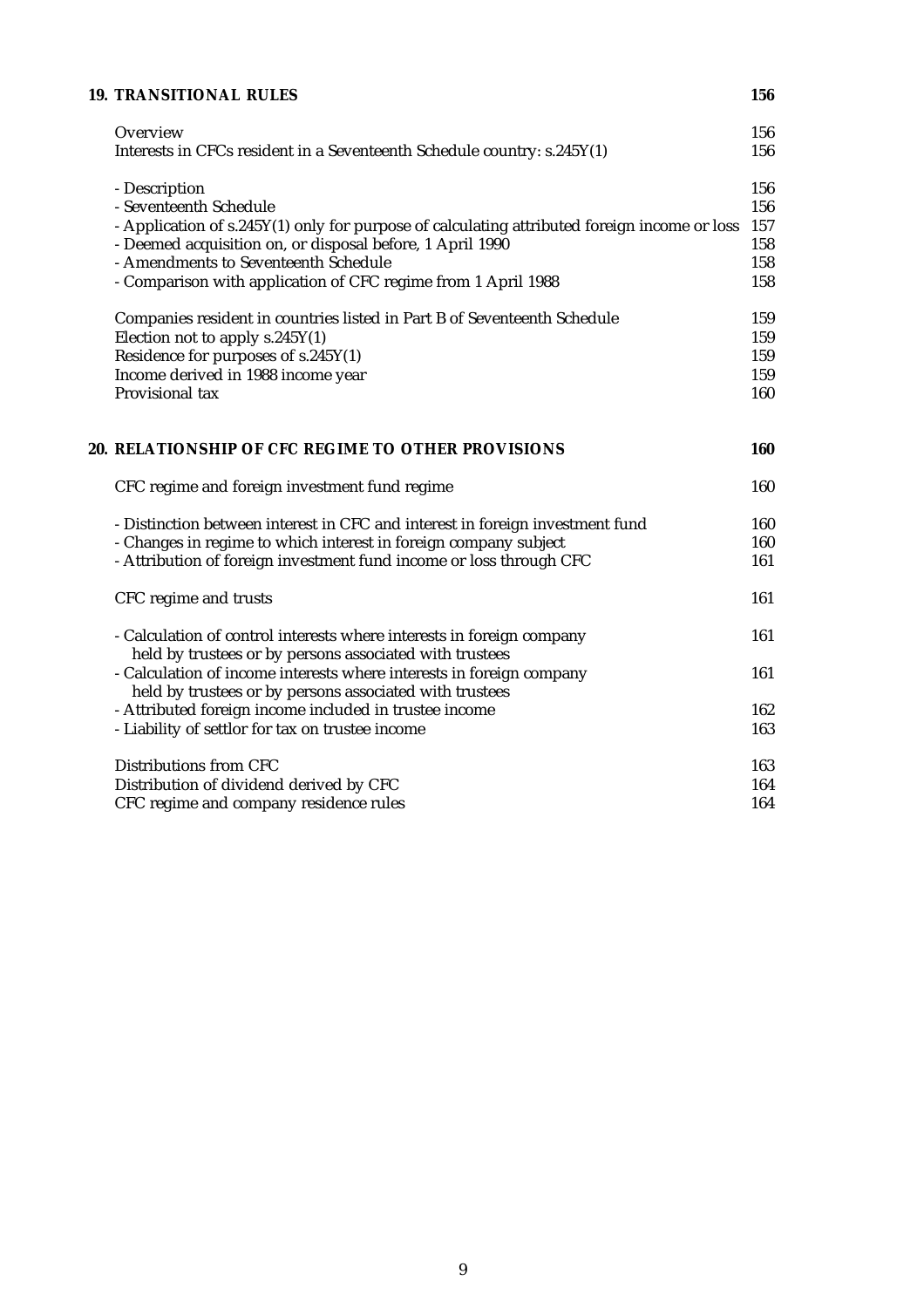| | |
|---|---|
| **19. TRANSITIONAL RULES** | **156** |
| Overview | 156 |
| Interests in CFCs resident in a Seventeenth Schedule country: s.245Y(1) | 156 |
| - Description | 156 |
| - Seventeenth Schedule | 156 |
| - Application of s.245Y(1) only for purpose of calculating attributed foreign income or loss | 157 |
| - Deemed acquisition on, or disposal before, 1 April 1990 | 158 |
| - Amendments to Seventeenth Schedule | 158 |
| - Comparison with application of CFC regime from 1 April 1988 | 158 |
| Companies resident in countries listed in Part B of Seventeenth Schedule | 159 |
| Election not to apply s.245Y(1) | 159 |
| Residence for purposes of s.245Y(1) | 159 |
| Income derived in 1988 income year | 159 |
| Provisional tax | 160 |
| **20. RELATIONSHIP OF CFC REGIME TO OTHER PROVISIONS** | **160** |
| CFC regime and foreign investment fund regime | 160 |
| - Distinction between interest in CFC and interest in foreign investment fund | 160 |
| - Changes in regime to which interest in foreign company subject | 160 |
| - Attribution of foreign investment fund income or loss through CFC | 161 |
| CFC regime and trusts | 161 |
| - Calculation of control interests where interests in foreign company held by trustees or by persons associated with trustees | 161 |
| - Calculation of income interests where interests in foreign company held by trustees or by persons associated with trustees | 161 |
| - Attributed foreign income included in trustee income | 162 |
| - Liability of settlor for tax on trustee income | 163 |
| Distributions from CFC | 163 |
| Distribution of dividend derived by CFC | 164 |
| CFC regime and company residence rules | 164 |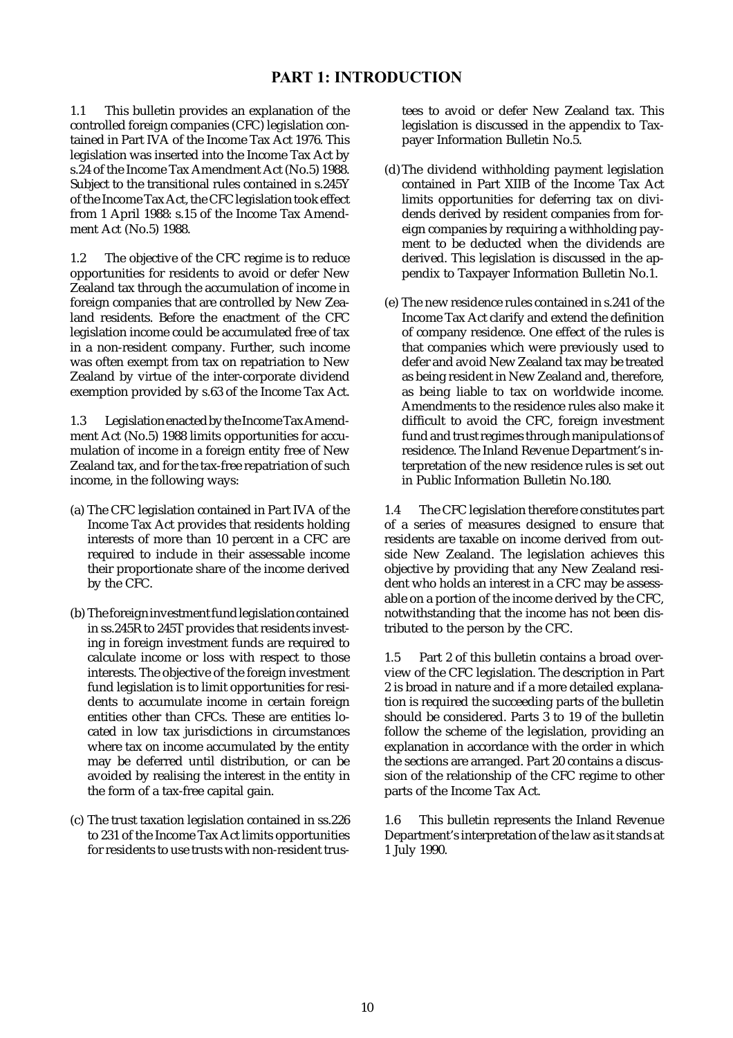## PART 1: INTRODUCTION

1.1 This bulletin provides an explanation of the controlled foreign companies (CFC) legislation contained in Part IVA of the Income Tax Act 1976. This legislation was inserted into the Income Tax Act by s.24 of the Income Tax Amendment Act (No.5) 1988. Subject to the transitional rules contained in s.245Y of the Income Tax Act, the CFC legislation took effect from 1 April 1988: s.15 of the Income Tax Amendment Act (No.5) 1988.

1.2 The objective of the CFC regime is to reduce opportunities for residents to avoid or defer New Zealand tax through the accumulation of income in foreign companies that are controlled by New Zealand residents. Before the enactment of the CFC legislation income could be accumulated free of tax in a non-resident company. Further, such income was often exempt from tax on repatriation to New Zealand by virtue of the inter-corporate dividend exemption provided by s.63 of the Income Tax Act.

1.3 Legislation enacted by the Income Tax Amendment Act (No.5) 1988 limits opportunities for accumulation of income in a foreign entity free of New Zealand tax, and for the tax-free repatriation of such income, in the following ways:

(a) The CFC legislation contained in Part IVA of the Income Tax Act provides that residents holding interests of more than 10 percent in a CFC are required to include in their assessable income their proportionate share of the income derived by the CFC.

(b) The foreign investment fund legislation contained in ss.245R to 245T provides that residents investing in foreign investment funds are required to calculate income or loss with respect to those interests. The objective of the foreign investment fund legislation is to limit opportunities for residents to accumulate income in certain foreign entities other than CFCs. These are entities located in low tax jurisdictions in circumstances where tax on income accumulated by the entity may be deferred until distribution, or can be avoided by realising the interest in the entity in the form of a tax-free capital gain.

(c) The trust taxation legislation contained in ss.226 to 231 of the Income Tax Act limits opportunities for residents to use trusts with non-resident trustees to avoid or defer New Zealand tax. This legislation is discussed in the appendix to Taxpayer Information Bulletin No.5.

(d) The dividend withholding payment legislation contained in Part XIIB of the Income Tax Act limits opportunities for deferring tax on dividends derived by resident companies from foreign companies by requiring a withholding payment to be deducted when the dividends are derived. This legislation is discussed in the appendix to Taxpayer Information Bulletin No.1.

(e) The new residence rules contained in s.241 of the Income Tax Act clarify and extend the definition of company residence. One effect of the rules is that companies which were previously used to defer and avoid New Zealand tax may be treated as being resident in New Zealand and, therefore, as being liable to tax on worldwide income. Amendments to the residence rules also make it difficult to avoid the CFC, foreign investment fund and trust regimes through manipulations of residence. The Inland Revenue Department's interpretation of the new residence rules is set out in Public Information Bulletin No.180.

1.4 The CFC legislation therefore constitutes part of a series of measures designed to ensure that residents are taxable on income derived from outside New Zealand. The legislation achieves this objective by providing that any New Zealand resident who holds an interest in a CFC may be assessable on a portion of the income derived by the CFC, notwithstanding that the income has not been distributed to the person by the CFC.

1.5 Part 2 of this bulletin contains a broad overview of the CFC legislation. The description in Part 2 is broad in nature and if a more detailed explanation is required the succeeding parts of the bulletin should be considered. Parts 3 to 19 of the bulletin follow the scheme of the legislation, providing an explanation in accordance with the order in which the sections are arranged. Part 20 contains a discussion of the relationship of the CFC regime to other parts of the Income Tax Act.

1.6 This bulletin represents the Inland Revenue Department's interpretation of the law as it stands at 1 July 1990.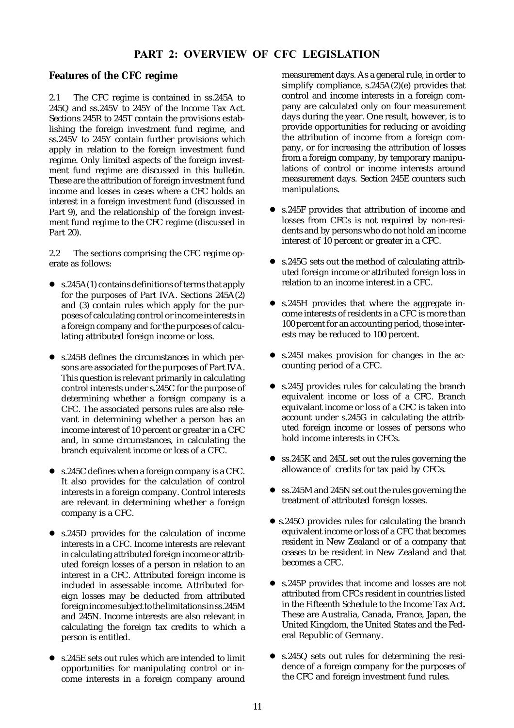## PART 2: OVERVIEW OF CFC LEGISLATION

### Features of the CFC regime

2.1 The CFC regime is contained in ss.245A to 245Q and ss.245V to 245Y of the Income Tax Act. Sections 245R to 245T contain the provisions establishing the foreign investment fund regime, and ss.245V to 245Y contain further provisions which apply in relation to the foreign investment fund regime. Only limited aspects of the foreign investment fund regime are discussed in this bulletin. These are the attribution of foreign investment fund income and losses in cases where a CFC holds an interest in a foreign investment fund (discussed in Part 9), and the relationship of the foreign investment fund regime to the CFC regime (discussed in Part 20).

2.2 The sections comprising the CFC regime operate as follows:

- s.245A(1) contains definitions of terms that apply for the purposes of Part IVA. Sections 245A(2) and (3) contain rules which apply for the purposes of calculating control or income interests in a foreign company and for the purposes of calculating attributed foreign income or loss.
- s.245B defines the circumstances in which persons are associated for the purposes of Part IVA. This question is relevant primarily in calculating control interests under s.245C for the purpose of determining whether a foreign company is a CFC. The associated persons rules are also relevant in determining whether a person has an income interest of 10 percent or greater in a CFC and, in some circumstances, in calculating the branch equivalent income or loss of a CFC.
- s.245C defines when a foreign company is a CFC. It also provides for the calculation of control interests in a foreign company. Control interests are relevant in determining whether a foreign company is a CFC.
- s.245D provides for the calculation of income interests in a CFC. Income interests are relevant in calculating attributed foreign income or attributed foreign losses of a person in relation to an interest in a CFC. Attributed foreign income is included in assessable income. Attributed foreign losses may be deducted from attributed foreign income subject to the limitations in ss.245M and 245N. Income interests are also relevant in calculating the foreign tax credits to which a person is entitled.
- s.245E sets out rules which are intended to limit opportunities for manipulating control or income interests in a foreign company around measurement days. As a general rule, in order to simplify compliance, s.245A(2)(e) provides that control and income interests in a foreign company are calculated only on four measurement days during the year. One result, however, is to provide opportunities for reducing or avoiding the attribution of income from a foreign company, or for increasing the attribution of losses from a foreign company, by temporary manipulations of control or income interests around measurement days. Section 245E counters such manipulations.
- s.245F provides that attribution of income and losses from CFCs is not required by non-residents and by persons who do not hold an income interest of 10 percent or greater in a CFC.
- s.245G sets out the method of calculating attributed foreign income or attributed foreign loss in relation to an income interest in a CFC.
- s.245H provides that where the aggregate income interests of residents in a CFC is more than 100 percent for an accounting period, those interests may be reduced to 100 percent.
- s.245I makes provision for changes in the accounting period of a CFC.
- s.245J provides rules for calculating the branch equivalent income or loss of a CFC. Branch equivalant income or loss of a CFC is taken into account under s.245G in calculating the attributed foreign income or losses of persons who hold income interests in CFCs.
- ss.245K and 245L set out the rules governing the allowance of credits for tax paid by CFCs.
- ss.245M and 245N set out the rules governing the treatment of attributed foreign losses.
- s.245O provides rules for calculating the branch equivalent income or loss of a CFC that becomes resident in New Zealand or of a company that ceases to be resident in New Zealand and that becomes a CFC.
- s.245P provides that income and losses are not attributed from CFCs resident in countries listed in the Fifteenth Schedule to the Income Tax Act. These are Australia, Canada, France, Japan, the United Kingdom, the United States and the Federal Republic of Germany.
- s.245Q sets out rules for determining the residence of a foreign company for the purposes of the CFC and foreign investment fund rules.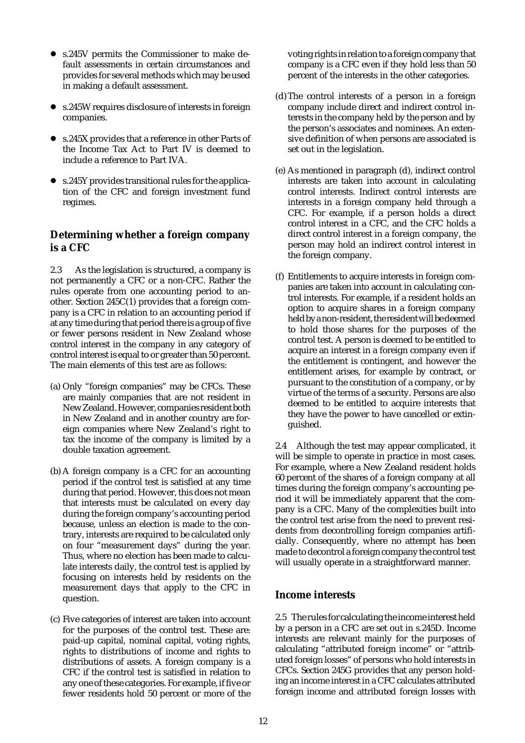- s.245V permits the Commissioner to make default assessments in certain circumstances and provides for several methods which may be used in making a default assessment.
- s.245W requires disclosure of interests in foreign companies.
- s.245X provides that a reference in other Parts of the Income Tax Act to Part IV is deemed to include a reference to Part IVA.
- s.245Y provides transitional rules for the application of the CFC and foreign investment fund regimes.

## Determining whether a foreign company is a CFC

2.3 As the legislation is structured, a company is not permanently a CFC or a non-CFC. Rather the rules operate from one accounting period to another. Section 245C(1) provides that a foreign company is a CFC in relation to an accounting period if at any time during that period there is a group of five or fewer persons resident in New Zealand whose control interest in the company in any category of control interest is equal to or greater than 50 percent. The main elements of this test are as follows:

(a) Only "foreign companies" may be CFCs. These are mainly companies that are not resident in New Zealand. However, companies resident both in New Zealand and in another country are foreign companies where New Zealand's right to tax the income of the company is limited by a double taxation agreement.

(b) A foreign company is a CFC for an accounting period if the control test is satisfied at any time during that period. However, this does not mean that interests must be calculated on every day during the foreign company's accounting period because, unless an election is made to the contrary, interests are required to be calculated only on four "measurement days" during the year. Thus, where no election has been made to calculate interests daily, the control test is applied by focusing on interests held by residents on the measurement days that apply to the CFC in question.

(c) Five categories of interest are taken into account for the purposes of the control test. These are: paid-up capital, nominal capital, voting rights, rights to distributions of income and rights to distributions of assets. A foreign company is a CFC if the control test is satisfied in relation to any one of these categories. For example, if five or fewer residents hold 50 percent or more of the voting rights in relation to a foreign company that company is a CFC even if they hold less than 50 percent of the interests in the other categories.

(d) The control interests of a person in a foreign company include direct and indirect control interests in the company held by the person and by the person's associates and nominees. An extensive definition of when persons are associated is set out in the legislation.

(e) As mentioned in paragraph (d), indirect control interests are taken into account in calculating control interests. Indirect control interests are interests in a foreign company held through a CFC. For example, if a person holds a direct control interest in a CFC, and the CFC holds a direct control interest in a foreign company, the person may hold an indirect control interest in the foreign company.

(f) Entitlements to acquire interests in foreign companies are taken into account in calculating control interests. For example, if a resident holds an option to acquire shares in a foreign company held by a non-resident, the resident will be deemed to hold those shares for the purposes of the control test. A person is deemed to be entitled to acquire an interest in a foreign company even if the entitlement is contingent, and however the entitlement arises, for example by contract, or pursuant to the constitution of a company, or by virtue of the terms of a security. Persons are also deemed to be entitled to acquire interests that they have the power to have cancelled or extinguished.

2.4 Although the test may appear complicated, it will be simple to operate in practice in most cases. For example, where a New Zealand resident holds 60 percent of the shares of a foreign company at all times during the foreign company's accounting period it will be immediately apparent that the company is a CFC. Many of the complexities built into the control test arise from the need to prevent residents from decontrolling foreign companies artificially. Consequently, where no attempt has been made to decontrol a foreign company the control test will usually operate in a straightforward manner.

## Income interests

2.5 The rules for calculating the income interest held by a person in a CFC are set out in s.245D. Income interests are relevant mainly for the purposes of calculating "attributed foreign income" or "attributed foreign losses" of persons who hold interests in CFCs. Section 245G provides that any person holding an income interest in a CFC calculates attributed foreign income and attributed foreign losses with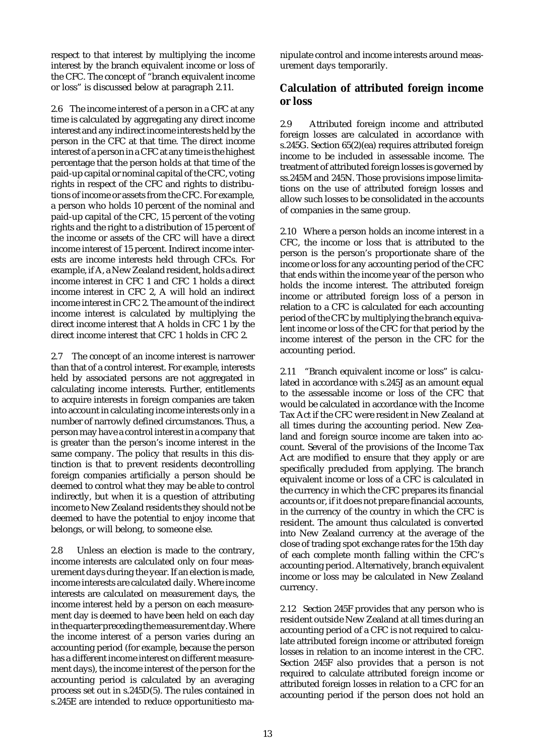respect to that interest by multiplying the income interest by the branch equivalent income or loss of the CFC. The concept of "branch equivalent income or loss" is discussed below at paragraph 2.11.

2.6 The income interest of a person in a CFC at any time is calculated by aggregating any direct income interest and any indirect income interests held by the person in the CFC at that time. The direct income interest of a person in a CFC at any time is the highest percentage that the person holds at that time of the paid-up capital or nominal capital of the CFC, voting rights in respect of the CFC and rights to distributions of income or assets from the CFC. For example, a person who holds 10 percent of the nominal and paid-up capital of the CFC, 15 percent of the voting rights and the right to a distribution of 15 percent of the income or assets of the CFC will have a direct income interest of 15 percent. Indirect income interests are income interests held through CFCs. For example, if A, a New Zealand resident, holds a direct income interest in CFC 1 and CFC 1 holds a direct income interest in CFC 2, A will hold an indirect income interest in CFC 2. The amount of the indirect income interest is calculated by multiplying the direct income interest that A holds in CFC 1 by the direct income interest that CFC 1 holds in CFC 2.

2.7 The concept of an income interest is narrower than that of a control interest. For example, interests held by associated persons are not aggregated in calculating income interests. Further, entitlements to acquire interests in foreign companies are taken into account in calculating income interests only in a number of narrowly defined circumstances. Thus, a person may have a control interest in a company that is greater than the person's income interest in the same company. The policy that results in this distinction is that to prevent residents decontrolling foreign companies artificially a person should be deemed to control what they may be able to control indirectly, but when it is a question of attributing income to New Zealand residents they should not be deemed to have the potential to enjoy income that belongs, or will belong, to someone else.

2.8 Unless an election is made to the contrary, income interests are calculated only on four measurement days during the year. If an election is made, income interests are calculated daily. Where income interests are calculated on measurement days, the income interest held by a person on each measurement day is deemed to have been held on each day in the quarter preceding the measurement day. Where the income interest of a person varies during an accounting period (for example, because the person has a different income interest on different measurement days), the income interest of the person for the accounting period is calculated by an averaging process set out in s.245D(5). The rules contained in s.245E are intended to reduce opportunitiesto manipulate control and income interests around measurement days temporarily.

## Calculation of attributed foreign income or loss

2.9 Attributed foreign income and attributed foreign losses are calculated in accordance with s.245G. Section 65(2)(ea) requires attributed foreign income to be included in assessable income. The treatment of attributed foreign losses is governed by ss.245M and 245N. Those provisions impose limitations on the use of attributed foreign losses and allow such losses to be consolidated in the accounts of companies in the same group.

2.10 Where a person holds an income interest in a CFC, the income or loss that is attributed to the person is the person's proportionate share of the income or loss for any accounting period of the CFC that ends within the income year of the person who holds the income interest. The attributed foreign income or attributed foreign loss of a person in relation to a CFC is calculated for each accounting period of the CFC by multiplying the branch equivalent income or loss of the CFC for that period by the income interest of the person in the CFC for the accounting period.

2.11 "Branch equivalent income or loss" is calculated in accordance with s.245J as an amount equal to the assessable income or loss of the CFC that would be calculated in accordance with the Income Tax Act if the CFC were resident in New Zealand at all times during the accounting period. New Zealand and foreign source income are taken into account. Several of the provisions of the Income Tax Act are modified to ensure that they apply or are specifically precluded from applying. The branch equivalent income or loss of a CFC is calculated in the currency in which the CFC prepares its financial accounts or, if it does not prepare financial accounts, in the currency of the country in which the CFC is resident. The amount thus calculated is converted into New Zealand currency at the average of the close of trading spot exchange rates for the 15th day of each complete month falling within the CFC's accounting period. Alternatively, branch equivalent income or loss may be calculated in New Zealand currency.

2.12 Section 245F provides that any person who is resident outside New Zealand at all times during an accounting period of a CFC is not required to calculate attributed foreign income or attributed foreign losses in relation to an income interest in the CFC. Section 245F also provides that a person is not required to calculate attributed foreign income or attributed foreign losses in relation to a CFC for an accounting period if the person does not hold an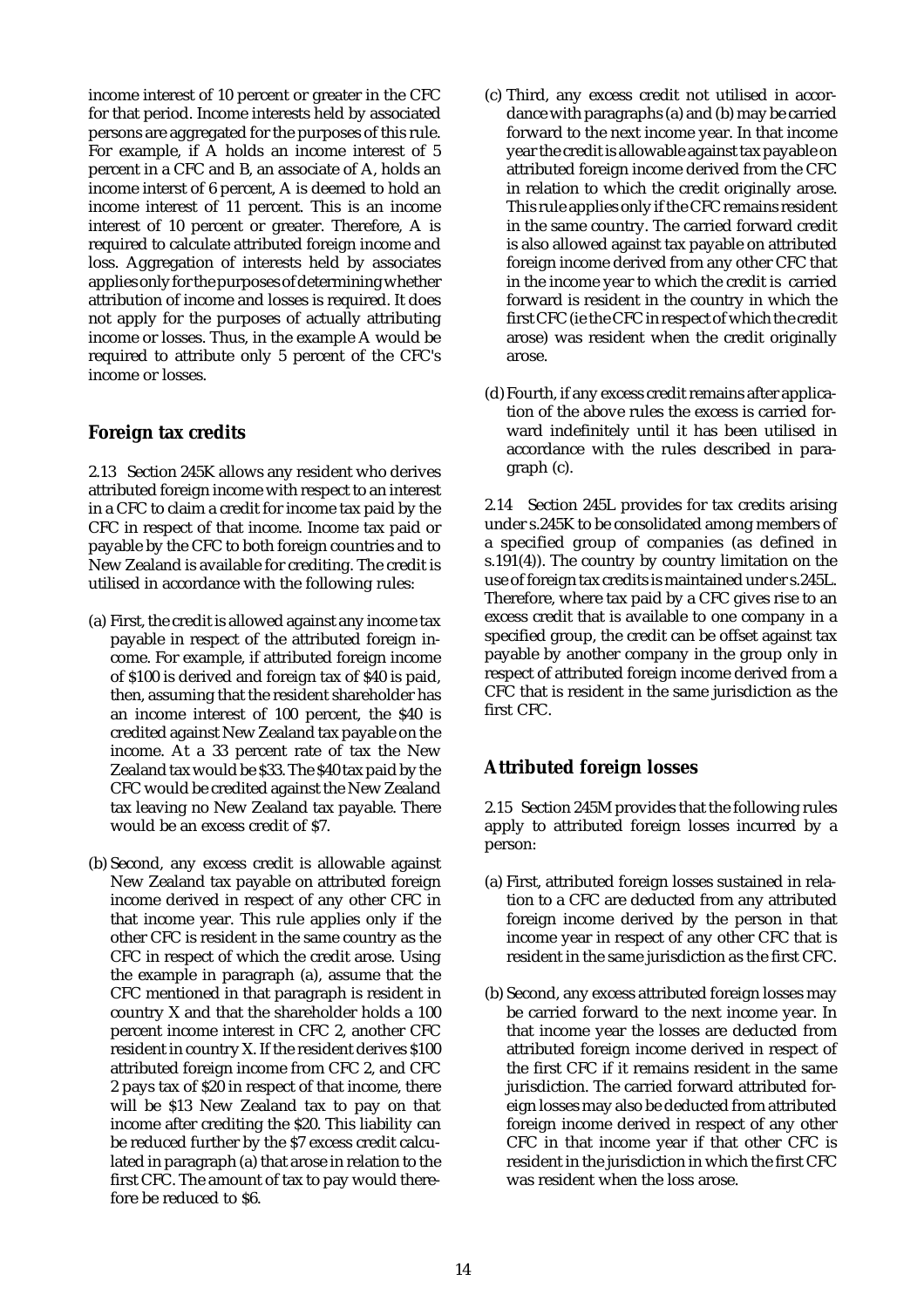income interest of 10 percent or greater in the CFC for that period. Income interests held by associated persons are aggregated for the purposes of this rule. For example, if A holds an income interest of 5 percent in a CFC and B, an associate of A, holds an income interst of 6 percent, A is deemed to hold an income interest of 11 percent. This is an income interest of 10 percent or greater. Therefore, A is required to calculate attributed foreign income and loss. Aggregation of interests held by associates applies only for the purposes of determining whether attribution of income and losses is required. It does not apply for the purposes of actually attributing income or losses. Thus, in the example A would be required to attribute only 5 percent of the CFC's income or losses.

## Foreign tax credits

2.13 Section 245K allows any resident who derives attributed foreign income with respect to an interest in a CFC to claim a credit for income tax paid by the CFC in respect of that income. Income tax paid or payable by the CFC to both foreign countries and to New Zealand is available for crediting. The credit is utilised in accordance with the following rules:

(a) First, the credit is allowed against any income tax payable in respect of the attributed foreign income. For example, if attributed foreign income of $100 is derived and foreign tax of $40 is paid, then, assuming that the resident shareholder has an income interest of 100 percent, the $40 is credited against New Zealand tax payable on the income. At a 33 percent rate of tax the New Zealand tax would be $33. The $40 tax paid by the CFC would be credited against the New Zealand tax leaving no New Zealand tax payable. There would be an excess credit of $7.

(b) Second, any excess credit is allowable against New Zealand tax payable on attributed foreign income derived in respect of any other CFC in that income year. This rule applies only if the other CFC is resident in the same country as the CFC in respect of which the credit arose. Using the example in paragraph (a), assume that the CFC mentioned in that paragraph is resident in country X and that the shareholder holds a 100 percent income interest in CFC 2, another CFC resident in country X. If the resident derives $100 attributed foreign income from CFC 2, and CFC 2 pays tax of $20 in respect of that income, there will be $13 New Zealand tax to pay on that income after crediting the $20. This liability can be reduced further by the $7 excess credit calculated in paragraph (a) that arose in relation to the first CFC. The amount of tax to pay would therefore be reduced to $6.

(c) Third, any excess credit not utilised in accordance with paragraphs (a) and (b) may be carried forward to the next income year. In that income year the credit is allowable against tax payable on attributed foreign income derived from the CFC in relation to which the credit originally arose. This rule applies only if the CFC remains resident in the same country. The carried forward credit is also allowed against tax payable on attributed foreign income derived from any other CFC that in the income year to which the credit is carried forward is resident in the country in which the first CFC (ie the CFC in respect of which the credit arose) was resident when the credit originally arose.

(d) Fourth, if any excess credit remains after application of the above rules the excess is carried forward indefinitely until it has been utilised in accordance with the rules described in paragraph (c).

2.14 Section 245L provides for tax credits arising under s.245K to be consolidated among members of a specified group of companies (as defined in s.191(4)). The country by country limitation on the use of foreign tax credits is maintained under s.245L. Therefore, where tax paid by a CFC gives rise to an excess credit that is available to one company in a specified group, the credit can be offset against tax payable by another company in the group only in respect of attributed foreign income derived from a CFC that is resident in the same jurisdiction as the first CFC.

## Attributed foreign losses

2.15 Section 245M provides that the following rules apply to attributed foreign losses incurred by a person:

(a) First, attributed foreign losses sustained in relation to a CFC are deducted from any attributed foreign income derived by the person in that income year in respect of any other CFC that is resident in the same jurisdiction as the first CFC.

(b) Second, any excess attributed foreign losses may be carried forward to the next income year. In that income year the losses are deducted from attributed foreign income derived in respect of the first CFC if it remains resident in the same jurisdiction. The carried forward attributed foreign losses may also be deducted from attributed foreign income derived in respect of any other CFC in that income year if that other CFC is resident in the jurisdiction in which the first CFC was resident when the loss arose.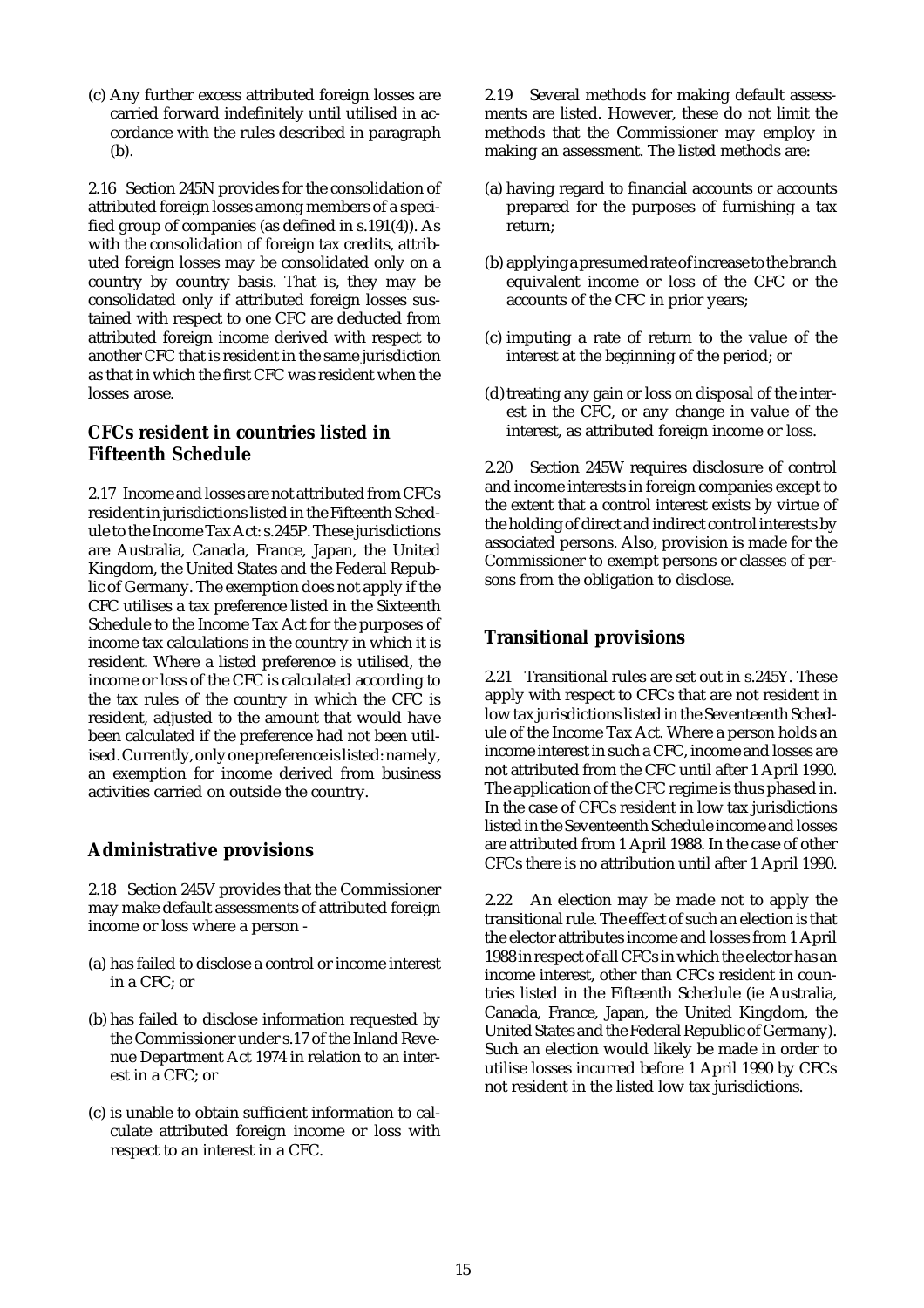(c) Any further excess attributed foreign losses are carried forward indefinitely until utilised in accordance with the rules described in paragraph (b).

2.16 Section 245N provides for the consolidation of attributed foreign losses among members of a specified group of companies (as defined in s.191(4)). As with the consolidation of foreign tax credits, attributed foreign losses may be consolidated only on a country by country basis. That is, they may be consolidated only if attributed foreign losses sustained with respect to one CFC are deducted from attributed foreign income derived with respect to another CFC that is resident in the same jurisdiction as that in which the first CFC was resident when the losses arose.

## CFCs resident in countries listed in Fifteenth Schedule

2.17 Income and losses are not attributed from CFCs resident in jurisdictions listed in the Fifteenth Schedule to the Income Tax Act: s.245P. These jurisdictions are Australia, Canada, France, Japan, the United Kingdom, the United States and the Federal Republic of Germany. The exemption does not apply if the CFC utilises a tax preference listed in the Sixteenth Schedule to the Income Tax Act for the purposes of income tax calculations in the country in which it is resident. Where a listed preference is utilised, the income or loss of the CFC is calculated according to the tax rules of the country in which the CFC is resident, adjusted to the amount that would have been calculated if the preference had not been utilised. Currently, only one preference is listed: namely, an exemption for income derived from business activities carried on outside the country.

## Administrative provisions

2.18 Section 245V provides that the Commissioner may make default assessments of attributed foreign income or loss where a person -

(a) has failed to disclose a control or income interest in a CFC; or

(b) has failed to disclose information requested by the Commissioner under s.17 of the Inland Revenue Department Act 1974 in relation to an interest in a CFC; or

(c) is unable to obtain sufficient information to calculate attributed foreign income or loss with respect to an interest in a CFC.

2.19 Several methods for making default assessments are listed. However, these do not limit the methods that the Commissioner may employ in making an assessment. The listed methods are:

(a) having regard to financial accounts or accounts prepared for the purposes of furnishing a tax return;

(b) applying a presumed rate of increase to the branch equivalent income or loss of the CFC or the accounts of the CFC in prior years;

(c) imputing a rate of return to the value of the interest at the beginning of the period; or

(d) treating any gain or loss on disposal of the interest in the CFC, or any change in value of the interest, as attributed foreign income or loss.

2.20 Section 245W requires disclosure of control and income interests in foreign companies except to the extent that a control interest exists by virtue of the holding of direct and indirect control interests by associated persons. Also, provision is made for the Commissioner to exempt persons or classes of persons from the obligation to disclose.

## Transitional provisions

2.21 Transitional rules are set out in s.245Y. These apply with respect to CFCs that are not resident in low tax jurisdictions listed in the Seventeenth Schedule of the Income Tax Act. Where a person holds an income interest in such a CFC, income and losses are not attributed from the CFC until after 1 April 1990. The application of the CFC regime is thus phased in. In the case of CFCs resident in low tax jurisdictions listed in the Seventeenth Schedule income and losses are attributed from 1 April 1988. In the case of other CFCs there is no attribution until after 1 April 1990.

2.22 An election may be made not to apply the transitional rule. The effect of such an election is that the elector attributes income and losses from 1 April 1988 in respect of all CFCs in which the elector has an income interest, other than CFCs resident in countries listed in the Fifteenth Schedule (ie Australia, Canada, France, Japan, the United Kingdom, the United States and the Federal Republic of Germany). Such an election would likely be made in order to utilise losses incurred before 1 April 1990 by CFCs not resident in the listed low tax jurisdictions.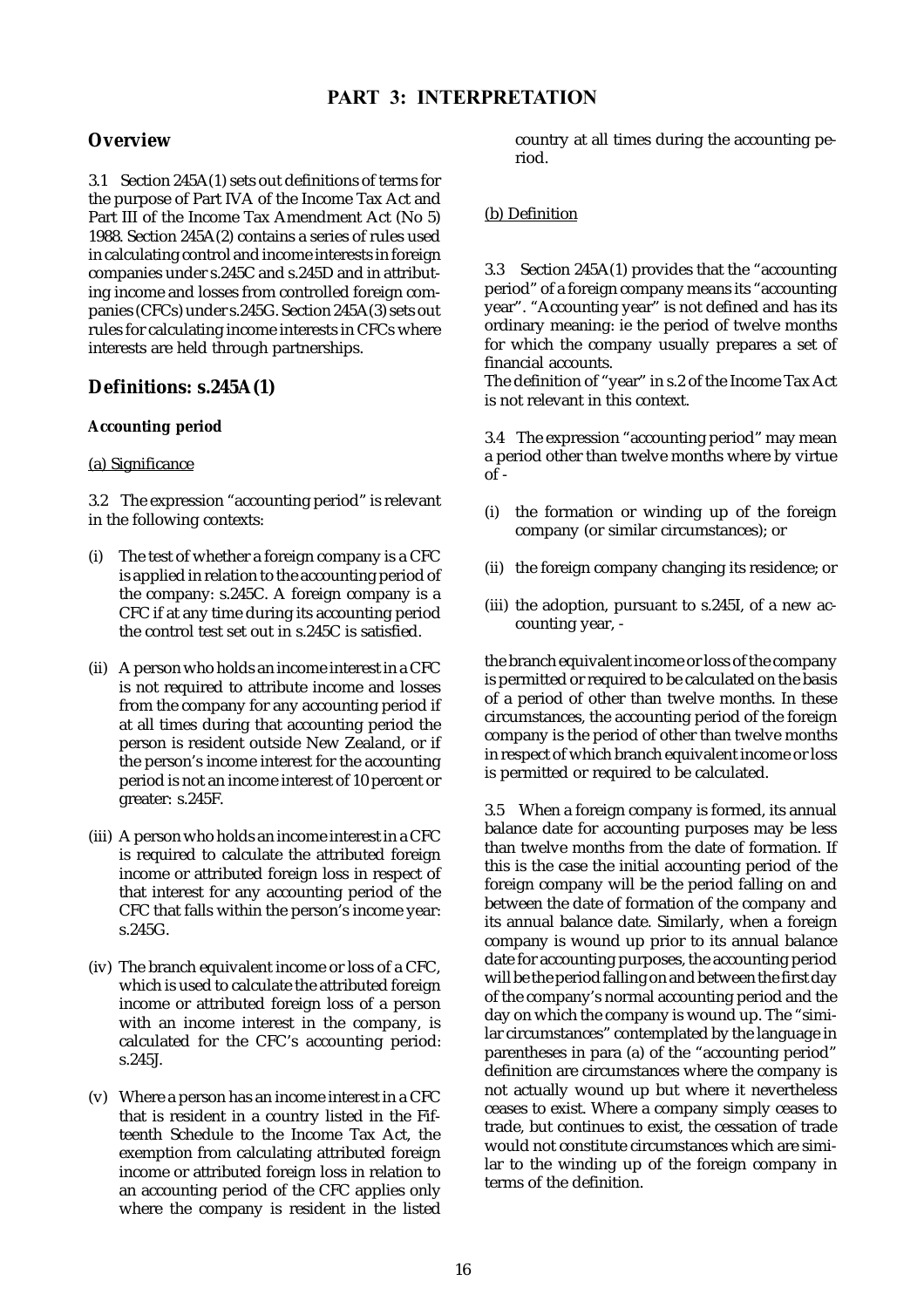# PART 3: INTERPRETATION

## Overview

3.1 Section 245A(1) sets out definitions of terms for the purpose of Part IVA of the Income Tax Act and Part III of the Income Tax Amendment Act (No 5) 1988. Section 245A(2) contains a series of rules used in calculating control and income interests in foreign companies under s.245C and s.245D and in attributing income and losses from controlled foreign companies (CFCs) under s.245G. Section 245A(3) sets out rules for calculating income interests in CFCs where interests are held through partnerships.

## Definitions: s.245A(1)

### Accounting period

(a) Significance

3.2 The expression "accounting period" is relevant in the following contexts:

(i) The test of whether a foreign company is a CFC is applied in relation to the accounting period of the company: s.245C. A foreign company is a CFC if at any time during its accounting period the control test set out in s.245C is satisfied.

(ii) A person who holds an income interest in a CFC is not required to attribute income and losses from the company for any accounting period if at all times during that accounting period the person is resident outside New Zealand, or if the person's income interest for the accounting period is not an income interest of 10 percent or greater: s.245F.

(iii) A person who holds an income interest in a CFC is required to calculate the attributed foreign income or attributed foreign loss in respect of that interest for any accounting period of the CFC that falls within the person's income year: s.245G.

(iv) The branch equivalent income or loss of a CFC, which is used to calculate the attributed foreign income or attributed foreign loss of a person with an income interest in the company, is calculated for the CFC's accounting period: s.245J.

(v) Where a person has an income interest in a CFC that is resident in a country listed in the Fifteenth Schedule to the Income Tax Act, the exemption from calculating attributed foreign income or attributed foreign loss in relation to an accounting period of the CFC applies only where the company is resident in the listed country at all times during the accounting period.

(b) Definition

3.3 Section 245A(1) provides that the "accounting period" of a foreign company means its "accounting year". "Accounting year" is not defined and has its ordinary meaning: ie the period of twelve months for which the company usually prepares a set of financial accounts.
The definition of "year" in s.2 of the Income Tax Act is not relevant in this context.

3.4 The expression "accounting period" may mean a period other than twelve months where by virtue of -

(i) the formation or winding up of the foreign company (or similar circumstances); or

(ii) the foreign company changing its residence; or

(iii) the adoption, pursuant to s.245I, of a new accounting year, -

the branch equivalent income or loss of the company is permitted or required to be calculated on the basis of a period of other than twelve months. In these circumstances, the accounting period of the foreign company is the period of other than twelve months in respect of which branch equivalent income or loss is permitted or required to be calculated.

3.5 When a foreign company is formed, its annual balance date for accounting purposes may be less than twelve months from the date of formation. If this is the case the initial accounting period of the foreign company will be the period falling on and between the date of formation of the company and its annual balance date. Similarly, when a foreign company is wound up prior to its annual balance date for accounting purposes, the accounting period will be the period falling on and between the first day of the company's normal accounting period and the day on which the company is wound up. The "similar circumstances" contemplated by the language in parentheses in para (a) of the "accounting period" definition are circumstances where the company is not actually wound up but where it nevertheless ceases to exist. Where a company simply ceases to trade, but continues to exist, the cessation of trade would not constitute circumstances which are similar to the winding up of the foreign company in terms of the definition.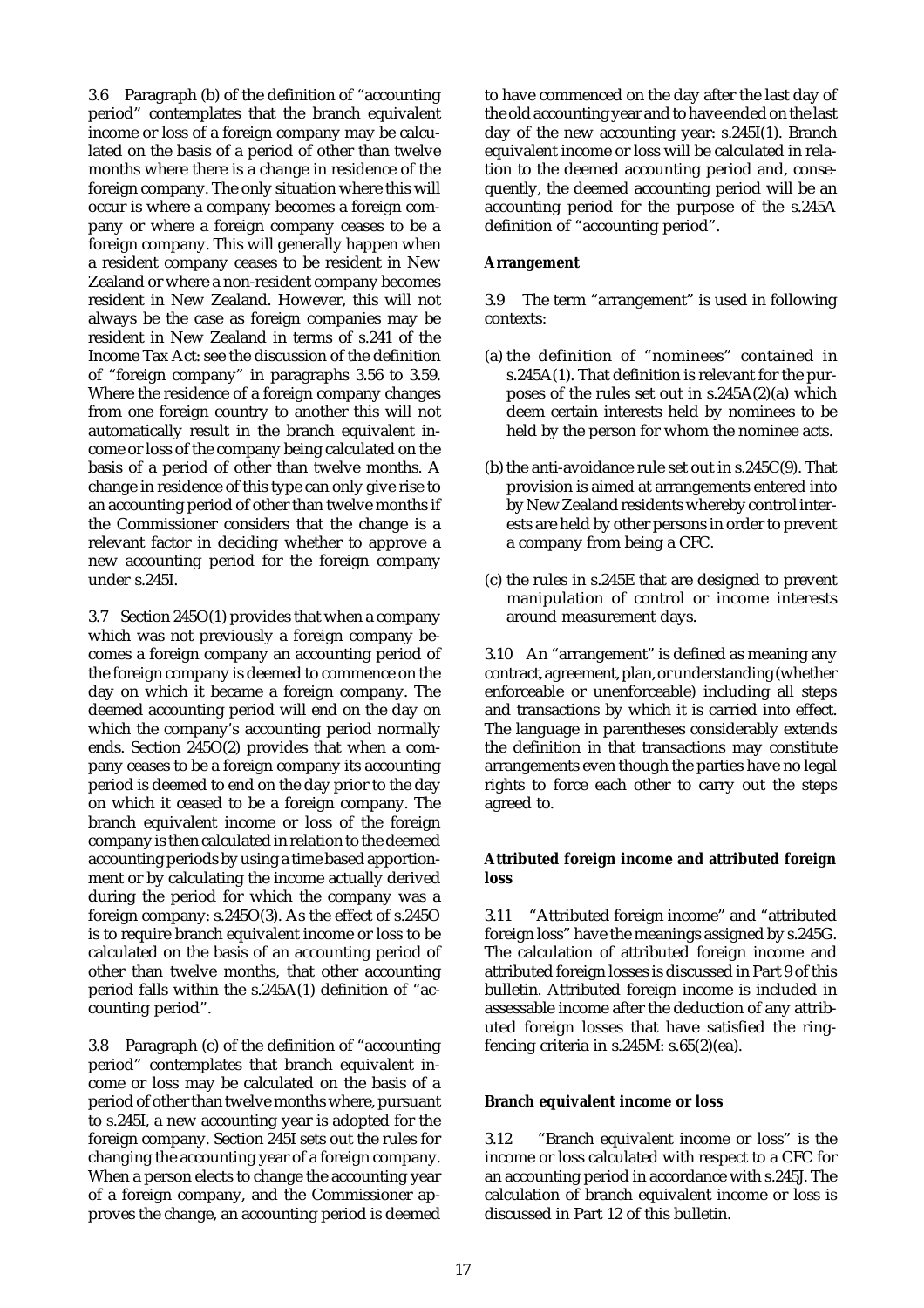3.6 Paragraph (b) of the definition of "accounting period" contemplates that the branch equivalent income or loss of a foreign company may be calculated on the basis of a period of other than twelve months where there is a change in residence of the foreign company. The only situation where this will occur is where a company becomes a foreign company or where a foreign company ceases to be a foreign company. This will generally happen when a resident company ceases to be resident in New Zealand or where a non-resident company becomes resident in New Zealand. However, this will not always be the case as foreign companies may be resident in New Zealand in terms of s.241 of the Income Tax Act: see the discussion of the definition of "foreign company" in paragraphs 3.56 to 3.59. Where the residence of a foreign company changes from one foreign country to another this will not automatically result in the branch equivalent income or loss of the company being calculated on the basis of a period of other than twelve months. A change in residence of this type can only give rise to an accounting period of other than twelve months if the Commissioner considers that the change is a relevant factor in deciding whether to approve a new accounting period for the foreign company under s.245I.

3.7 Section 245O(1) provides that when a company which was not previously a foreign company becomes a foreign company an accounting period of the foreign company is deemed to commence on the day on which it became a foreign company. The deemed accounting period will end on the day on which the company's accounting period normally ends. Section 245O(2) provides that when a company ceases to be a foreign company its accounting period is deemed to end on the day prior to the day on which it ceased to be a foreign company. The branch equivalent income or loss of the foreign company is then calculated in relation to the deemed accounting periods by using a time based apportionment or by calculating the income actually derived during the period for which the company was a foreign company: s.245O(3). As the effect of s.245O is to require branch equivalent income or loss to be calculated on the basis of an accounting period of other than twelve months, that other accounting period falls within the s.245A(1) definition of "accounting period".

3.8 Paragraph (c) of the definition of "accounting period" contemplates that branch equivalent income or loss may be calculated on the basis of a period of other than twelve months where, pursuant to s.245I, a new accounting year is adopted for the foreign company. Section 245I sets out the rules for changing the accounting year of a foreign company. When a person elects to change the accounting year of a foreign company, and the Commissioner approves the change, an accounting period is deemed to have commenced on the day after the last day of the old accounting year and to have ended on the last day of the new accounting year: s.245I(1). Branch equivalent income or loss will be calculated in relation to the deemed accounting period and, consequently, the deemed accounting period will be an accounting period for the purpose of the s.245A definition of "accounting period".

**Arrangement**

3.9 The term "arrangement" is used in following contexts:

(a) the definition of "nominees" contained in s.245A(1). That definition is relevant for the purposes of the rules set out in s.245A(2)(a) which deem certain interests held by nominees to be held by the person for whom the nominee acts.

(b) the anti-avoidance rule set out in s.245C(9). That provision is aimed at arrangements entered into by New Zealand residents whereby control interests are held by other persons in order to prevent a company from being a CFC.

(c) the rules in s.245E that are designed to prevent manipulation of control or income interests around measurement days.

3.10 An "arrangement" is defined as meaning any contract, agreement, plan, or understanding (whether enforceable or unenforceable) including all steps and transactions by which it is carried into effect. The language in parentheses considerably extends the definition in that transactions may constitute arrangements even though the parties have no legal rights to force each other to carry out the steps agreed to.

**Attributed foreign income and attributed foreign loss**

3.11 "Attributed foreign income" and "attributed foreign loss" have the meanings assigned by s.245G. The calculation of attributed foreign income and attributed foreign losses is discussed in Part 9 of this bulletin. Attributed foreign income is included in assessable income after the deduction of any attributed foreign losses that have satisfied the ring-fencing criteria in s.245M: s.65(2)(ea).

**Branch equivalent income or loss**

3.12 "Branch equivalent income or loss" is the income or loss calculated with respect to a CFC for an accounting period in accordance with s.245J. The calculation of branch equivalent income or loss is discussed in Part 12 of this bulletin.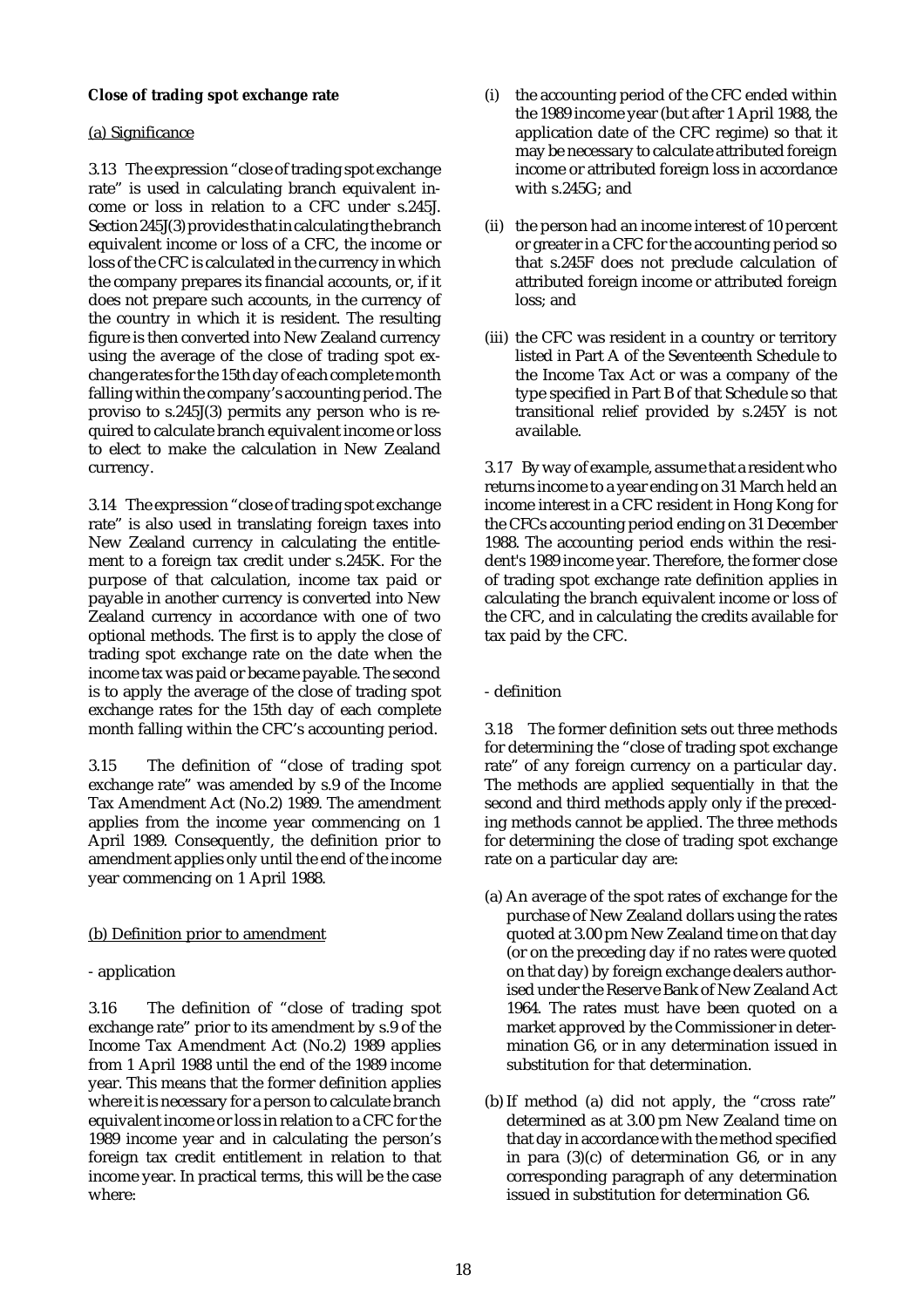**Close of trading spot exchange rate**

(a) Significance

3.13 The expression "close of trading spot exchange rate" is used in calculating branch equivalent income or loss in relation to a CFC under s.245J. Section 245J(3) provides that in calculating the branch equivalent income or loss of a CFC, the income or loss of the CFC is calculated in the currency in which the company prepares its financial accounts, or, if it does not prepare such accounts, in the currency of the country in which it is resident. The resulting figure is then converted into New Zealand currency using the average of the close of trading spot exchange rates for the 15th day of each complete month falling within the company's accounting period. The proviso to s.245J(3) permits any person who is required to calculate branch equivalent income or loss to elect to make the calculation in New Zealand currency.

3.14 The expression "close of trading spot exchange rate" is also used in translating foreign taxes into New Zealand currency in calculating the entitlement to a foreign tax credit under s.245K. For the purpose of that calculation, income tax paid or payable in another currency is converted into New Zealand currency in accordance with one of two optional methods. The first is to apply the close of trading spot exchange rate on the date when the income tax was paid or became payable. The second is to apply the average of the close of trading spot exchange rates for the 15th day of each complete month falling within the CFC's accounting period.

3.15 The definition of "close of trading spot exchange rate" was amended by s.9 of the Income Tax Amendment Act (No.2) 1989. The amendment applies from the income year commencing on 1 April 1989. Consequently, the definition prior to amendment applies only until the end of the income year commencing on 1 April 1988.

(b) Definition prior to amendment

- application

3.16 The definition of "close of trading spot exchange rate" prior to its amendment by s.9 of the Income Tax Amendment Act (No.2) 1989 applies from 1 April 1988 until the end of the 1989 income year. This means that the former definition applies where it is necessary for a person to calculate branch equivalent income or loss in relation to a CFC for the 1989 income year and in calculating the person's foreign tax credit entitlement in relation to that income year. In practical terms, this will be the case where:

(i) the accounting period of the CFC ended within the 1989 income year (but after 1 April 1988, the application date of the CFC regime) so that it may be necessary to calculate attributed foreign income or attributed foreign loss in accordance with s.245G; and

(ii) the person had an income interest of 10 percent or greater in a CFC for the accounting period so that s.245F does not preclude calculation of attributed foreign income or attributed foreign loss; and

(iii) the CFC was resident in a country or territory listed in Part A of the Seventeenth Schedule to the Income Tax Act or was a company of the type specified in Part B of that Schedule so that transitional relief provided by s.245Y is not available.

3.17 By way of example, assume that a resident who returns income to a year ending on 31 March held an income interest in a CFC resident in Hong Kong for the CFCs accounting period ending on 31 December 1988. The accounting period ends within the resident's 1989 income year. Therefore, the former close of trading spot exchange rate definition applies in calculating the branch equivalent income or loss of the CFC, and in calculating the credits available for tax paid by the CFC.

- definition

3.18 The former definition sets out three methods for determining the "close of trading spot exchange rate" of any foreign currency on a particular day. The methods are applied sequentially in that the second and third methods apply only if the preceding methods cannot be applied. The three methods for determining the close of trading spot exchange rate on a particular day are:

(a) An average of the spot rates of exchange for the purchase of New Zealand dollars using the rates quoted at 3.00 pm New Zealand time on that day (or on the preceding day if no rates were quoted on that day) by foreign exchange dealers authorised under the Reserve Bank of New Zealand Act 1964. The rates must have been quoted on a market approved by the Commissioner in determination G6, or in any determination issued in substitution for that determination.

(b) If method (a) did not apply, the "cross rate" determined as at 3.00 pm New Zealand time on that day in accordance with the method specified in para (3)(c) of determination G6, or in any corresponding paragraph of any determination issued in substitution for determination G6.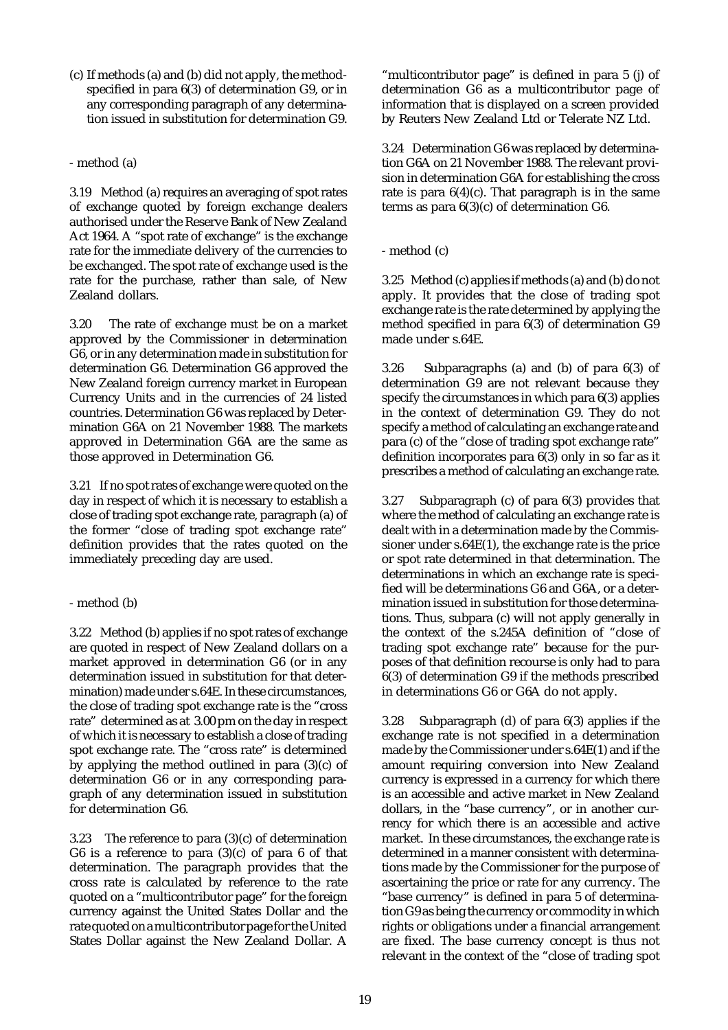(c) If methods (a) and (b) did not apply, the method-specified in para 6(3) of determination G9, or in any corresponding paragraph of any determination issued in substitution for determination G9.

- method (a)

3.19 Method (a) requires an averaging of spot rates of exchange quoted by foreign exchange dealers authorised under the Reserve Bank of New Zealand Act 1964. A "spot rate of exchange" is the exchange rate for the immediate delivery of the currencies to be exchanged. The spot rate of exchange used is the rate for the purchase, rather than sale, of New Zealand dollars.

3.20 The rate of exchange must be on a market approved by the Commissioner in determination G6, or in any determination made in substitution for determination G6. Determination G6 approved the New Zealand foreign currency market in European Currency Units and in the currencies of 24 listed countries. Determination G6 was replaced by Determination G6A on 21 November 1988. The markets approved in Determination G6A are the same as those approved in Determination G6.

3.21 If no spot rates of exchange were quoted on the day in respect of which it is necessary to establish a close of trading spot exchange rate, paragraph (a) of the former "close of trading spot exchange rate" definition provides that the rates quoted on the immediately preceding day are used.

- method (b)

3.22 Method (b) applies if no spot rates of exchange are quoted in respect of New Zealand dollars on a market approved in determination G6 (or in any determination issued in substitution for that determination) made under s.64E. In these circumstances, the close of trading spot exchange rate is the "cross rate" determined as at 3.00 pm on the day in respect of which it is necessary to establish a close of trading spot exchange rate. The "cross rate" is determined by applying the method outlined in para (3)(c) of determination G6 or in any corresponding paragraph of any determination issued in substitution for determination G6.

3.23 The reference to para (3)(c) of determination G6 is a reference to para (3)(c) of para 6 of that determination. The paragraph provides that the cross rate is calculated by reference to the rate quoted on a "multicontributor page" for the foreign currency against the United States Dollar and the rate quoted on a multicontributor page for the United States Dollar against the New Zealand Dollar. A "multicontributor page" is defined in para 5 (j) of determination G6 as a multicontributor page of information that is displayed on a screen provided by Reuters New Zealand Ltd or Telerate NZ Ltd.

3.24 Determination G6 was replaced by determination G6A on 21 November 1988. The relevant provision in determination G6A for establishing the cross rate is para 6(4)(c). That paragraph is in the same terms as para 6(3)(c) of determination G6.

- method (c)

3.25 Method (c) applies if methods (a) and (b) do not apply. It provides that the close of trading spot exchange rate is the rate determined by applying the method specified in para 6(3) of determination G9 made under s.64E.

3.26 Subparagraphs (a) and (b) of para 6(3) of determination G9 are not relevant because they specify the circumstances in which para 6(3) applies in the context of determination G9. They do not specify a method of calculating an exchange rate and para (c) of the "close of trading spot exchange rate" definition incorporates para 6(3) only in so far as it prescribes a method of calculating an exchange rate.

3.27 Subparagraph (c) of para 6(3) provides that where the method of calculating an exchange rate is dealt with in a determination made by the Commissioner under s.64E(1), the exchange rate is the price or spot rate determined in that determination. The determinations in which an exchange rate is specified will be determinations G6 and G6A, or a determination issued in substitution for those determinations. Thus, subpara (c) will not apply generally in the context of the s.245A definition of "close of trading spot exchange rate" because for the purposes of that definition recourse is only had to para 6(3) of determination G9 if the methods prescribed in determinations G6 or G6A do not apply.

3.28 Subparagraph (d) of para 6(3) applies if the exchange rate is not specified in a determination made by the Commissioner under s.64E(1) and if the amount requiring conversion into New Zealand currency is expressed in a currency for which there is an accessible and active market in New Zealand dollars, in the "base currency", or in another currency for which there is an accessible and active market. In these circumstances, the exchange rate is determined in a manner consistent with determinations made by the Commissioner for the purpose of ascertaining the price or rate for any currency. The "base currency" is defined in para 5 of determination G9 as being the currency or commodity in which rights or obligations under a financial arrangement are fixed. The base currency concept is thus not relevant in the context of the "close of trading spot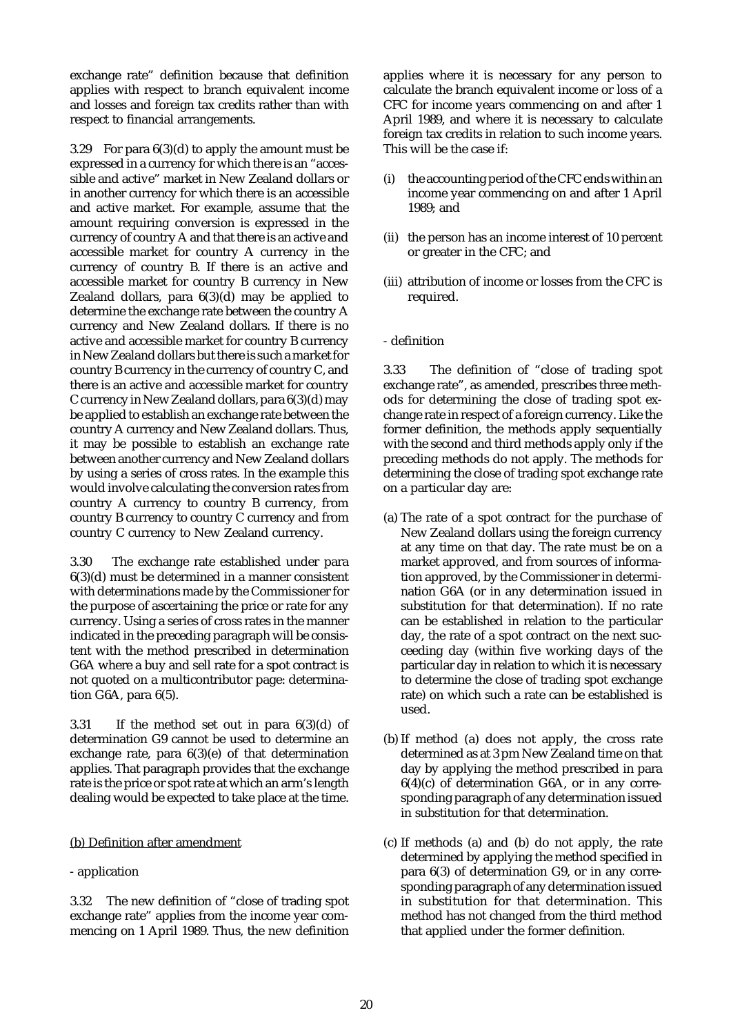exchange rate" definition because that definition applies with respect to branch equivalent income and losses and foreign tax credits rather than with respect to financial arrangements.

3.29 For para 6(3)(d) to apply the amount must be expressed in a currency for which there is an "accessible and active" market in New Zealand dollars or in another currency for which there is an accessible and active market. For example, assume that the amount requiring conversion is expressed in the currency of country A and that there is an active and accessible market for country A currency in the currency of country B. If there is an active and accessible market for country B currency in New Zealand dollars, para 6(3)(d) may be applied to determine the exchange rate between the country A currency and New Zealand dollars. If there is no active and accessible market for country B currency in New Zealand dollars but there is such a market for country B currency in the currency of country C, and there is an active and accessible market for country C currency in New Zealand dollars, para 6(3)(d) may be applied to establish an exchange rate between the country A currency and New Zealand dollars. Thus, it may be possible to establish an exchange rate between another currency and New Zealand dollars by using a series of cross rates. In the example this would involve calculating the conversion rates from country A currency to country B currency, from country B currency to country C currency and from country C currency to New Zealand currency.

3.30 The exchange rate established under para 6(3)(d) must be determined in a manner consistent with determinations made by the Commissioner for the purpose of ascertaining the price or rate for any currency. Using a series of cross rates in the manner indicated in the preceding paragraph will be consistent with the method prescribed in determination G6A where a buy and sell rate for a spot contract is not quoted on a multicontributor page: determination G6A, para 6(5).

3.31 If the method set out in para 6(3)(d) of determination G9 cannot be used to determine an exchange rate, para 6(3)(e) of that determination applies. That paragraph provides that the exchange rate is the price or spot rate at which an arm's length dealing would be expected to take place at the time.

(b) Definition after amendment

- application

3.32 The new definition of "close of trading spot exchange rate" applies from the income year commencing on 1 April 1989. Thus, the new definition applies where it is necessary for any person to calculate the branch equivalent income or loss of a CFC for income years commencing on and after 1 April 1989, and where it is necessary to calculate foreign tax credits in relation to such income years. This will be the case if:

(i) the accounting period of the CFC ends within an income year commencing on and after 1 April 1989; and

(ii) the person has an income interest of 10 percent or greater in the CFC; and

(iii) attribution of income or losses from the CFC is required.

- definition

3.33 The definition of "close of trading spot exchange rate", as amended, prescribes three methods for determining the close of trading spot exchange rate in respect of a foreign currency. Like the former definition, the methods apply sequentially with the second and third methods apply only if the preceding methods do not apply. The methods for determining the close of trading spot exchange rate on a particular day are:

(a) The rate of a spot contract for the purchase of New Zealand dollars using the foreign currency at any time on that day. The rate must be on a market approved, and from sources of information approved, by the Commissioner in determination G6A (or in any determination issued in substitution for that determination). If no rate can be established in relation to the particular day, the rate of a spot contract on the next succeeding day (within five working days of the particular day in relation to which it is necessary to determine the close of trading spot exchange rate) on which such a rate can be established is used.

(b) If method (a) does not apply, the cross rate determined as at 3 pm New Zealand time on that day by applying the method prescribed in para 6(4)(c) of determination G6A, or in any corresponding paragraph of any determination issued in substitution for that determination.

(c) If methods (a) and (b) do not apply, the rate determined by applying the method specified in para 6(3) of determination G9, or in any corresponding paragraph of any determination issued in substitution for that determination. This method has not changed from the third method that applied under the former definition.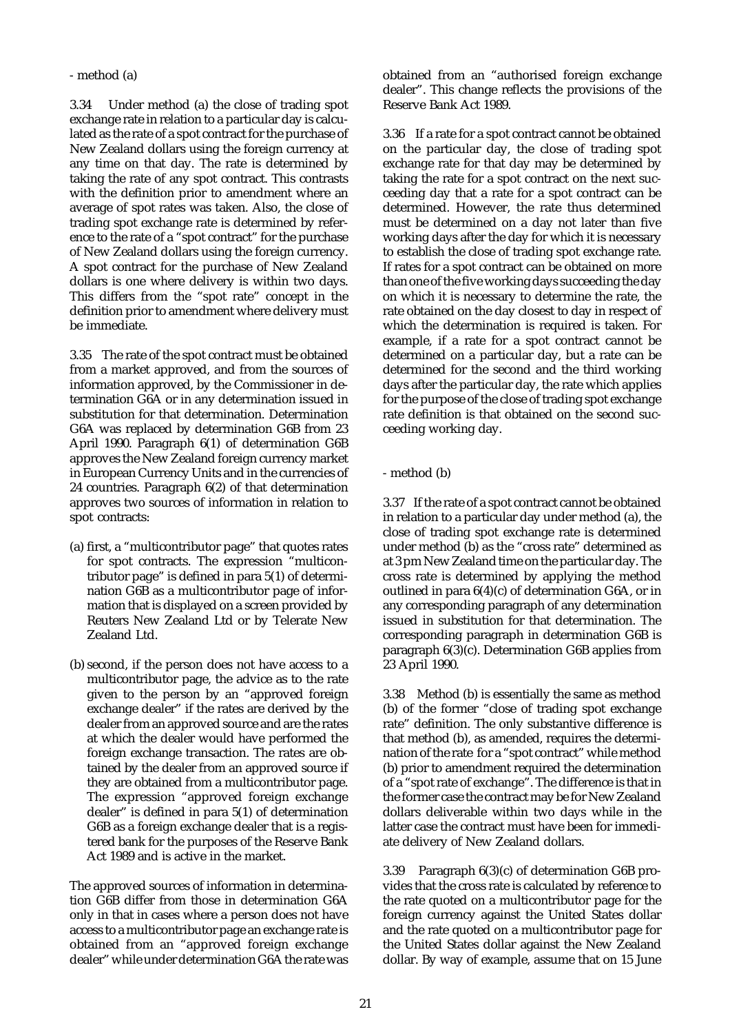- method (a)

3.34 Under method (a) the close of trading spot exchange rate in relation to a particular day is calculated as the rate of a spot contract for the purchase of New Zealand dollars using the foreign currency at any time on that day. The rate is determined by taking the rate of any spot contract. This contrasts with the definition prior to amendment where an average of spot rates was taken. Also, the close of trading spot exchange rate is determined by reference to the rate of a "spot contract" for the purchase of New Zealand dollars using the foreign currency. A spot contract for the purchase of New Zealand dollars is one where delivery is within two days. This differs from the "spot rate" concept in the definition prior to amendment where delivery must be immediate.

3.35 The rate of the spot contract must be obtained from a market approved, and from the sources of information approved, by the Commissioner in determination G6A or in any determination issued in substitution for that determination. Determination G6A was replaced by determination G6B from 23 April 1990. Paragraph 6(1) of determination G6B approves the New Zealand foreign currency market in European Currency Units and in the currencies of 24 countries. Paragraph 6(2) of that determination approves two sources of information in relation to spot contracts:

(a) first, a "multicontributor page" that quotes rates for spot contracts. The expression "multicontributor page" is defined in para 5(1) of determination G6B as a multicontributor page of information that is displayed on a screen provided by Reuters New Zealand Ltd or by Telerate New Zealand Ltd.

(b) second, if the person does not have access to a multicontributor page, the advice as to the rate given to the person by an "approved foreign exchange dealer" if the rates are derived by the dealer from an approved source and are the rates at which the dealer would have performed the foreign exchange transaction. The rates are obtained by the dealer from an approved source if they are obtained from a multicontributor page. The expression "approved foreign exchange dealer" is defined in para 5(1) of determination G6B as a foreign exchange dealer that is a registered bank for the purposes of the Reserve Bank Act 1989 and is active in the market.

The approved sources of information in determination G6B differ from those in determination G6A only in that in cases where a person does not have access to a multicontributor page an exchange rate is obtained from an "approved foreign exchange dealer" while under determination G6A the rate was obtained from an "authorised foreign exchange dealer". This change reflects the provisions of the Reserve Bank Act 1989.

3.36 If a rate for a spot contract cannot be obtained on the particular day, the close of trading spot exchange rate for that day may be determined by taking the rate for a spot contract on the next succeeding day that a rate for a spot contract can be determined. However, the rate thus determined must be determined on a day not later than five working days after the day for which it is necessary to establish the close of trading spot exchange rate. If rates for a spot contract can be obtained on more than one of the five working days succeeding the day on which it is necessary to determine the rate, the rate obtained on the day closest to day in respect of which the determination is required is taken. For example, if a rate for a spot contract cannot be determined on a particular day, but a rate can be determined for the second and the third working days after the particular day, the rate which applies for the purpose of the close of trading spot exchange rate definition is that obtained on the second succeeding working day.

- method (b)

3.37 If the rate of a spot contract cannot be obtained in relation to a particular day under method (a), the close of trading spot exchange rate is determined under method (b) as the "cross rate" determined as at 3 pm New Zealand time on the particular day. The cross rate is determined by applying the method outlined in para 6(4)(c) of determination G6A, or in any corresponding paragraph of any determination issued in substitution for that determination. The corresponding paragraph in determination G6B is paragraph 6(3)(c). Determination G6B applies from 23 April 1990.

3.38 Method (b) is essentially the same as method (b) of the former "close of trading spot exchange rate" definition. The only substantive difference is that method (b), as amended, requires the determination of the rate for a "spot contract" while method (b) prior to amendment required the determination of a "spot rate of exchange". The difference is that in the former case the contract may be for New Zealand dollars deliverable within two days while in the latter case the contract must have been for immediate delivery of New Zealand dollars.

3.39 Paragraph 6(3)(c) of determination G6B provides that the cross rate is calculated by reference to the rate quoted on a multicontributor page for the foreign currency against the United States dollar and the rate quoted on a multicontributor page for the United States dollar against the New Zealand dollar. By way of example, assume that on 15 June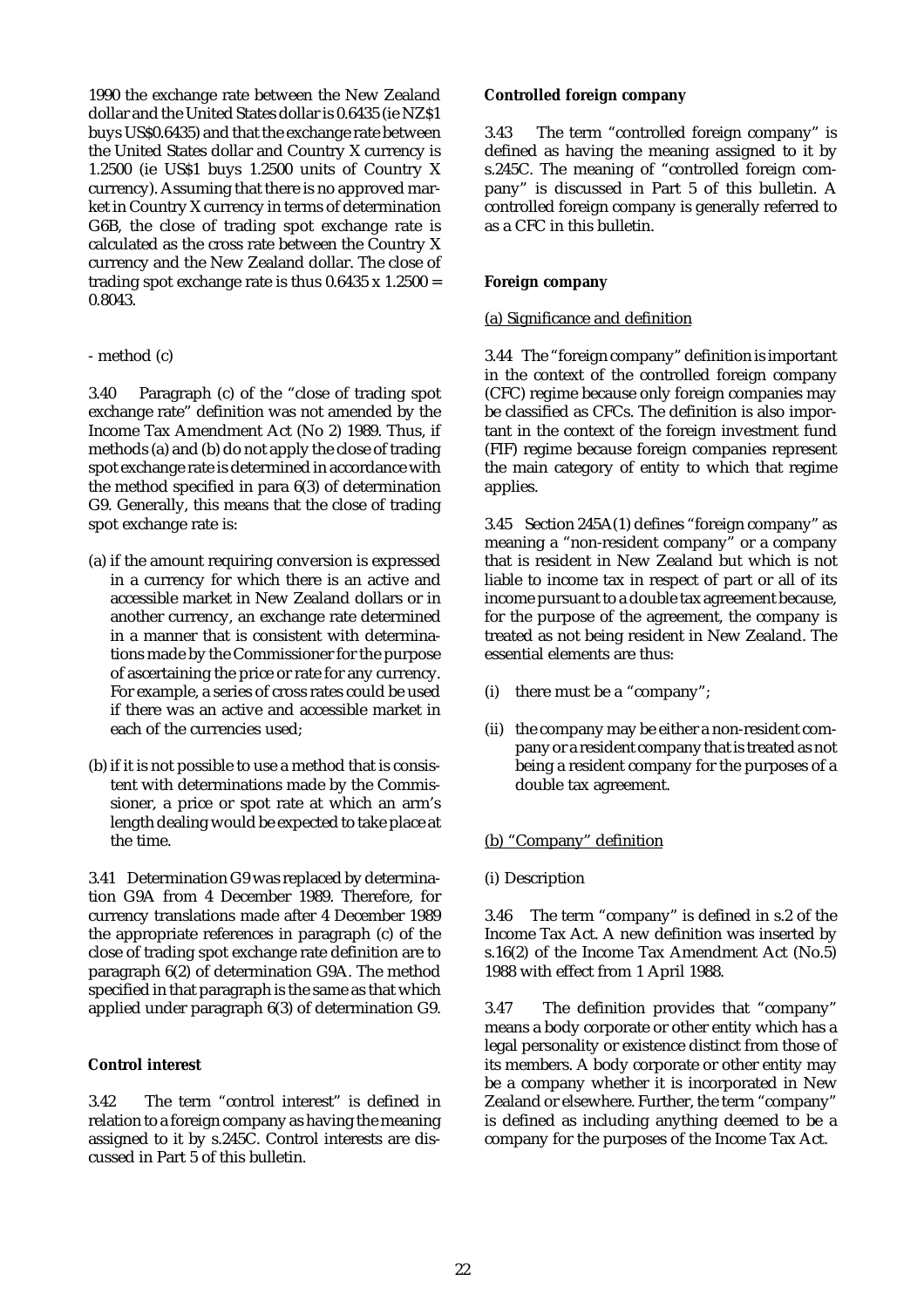1990 the exchange rate between the New Zealand dollar and the United States dollar is 0.6435 (ie NZ$1 buys US$0.6435) and that the exchange rate between the United States dollar and Country X currency is 1.2500 (ie US$1 buys 1.2500 units of Country X currency). Assuming that there is no approved market in Country X currency in terms of determination G6B, the close of trading spot exchange rate is calculated as the cross rate between the Country X currency and the New Zealand dollar. The close of trading spot exchange rate is thus 0.6435 x 1.2500 = 0.8043.

- method (c)

3.40 Paragraph (c) of the "close of trading spot exchange rate" definition was not amended by the Income Tax Amendment Act (No 2) 1989. Thus, if methods (a) and (b) do not apply the close of trading spot exchange rate is determined in accordance with the method specified in para 6(3) of determination G9. Generally, this means that the close of trading spot exchange rate is:

(a) if the amount requiring conversion is expressed in a currency for which there is an active and accessible market in New Zealand dollars or in another currency, an exchange rate determined in a manner that is consistent with determinations made by the Commissioner for the purpose of ascertaining the price or rate for any currency. For example, a series of cross rates could be used if there was an active and accessible market in each of the currencies used;

(b) if it is not possible to use a method that is consistent with determinations made by the Commissioner, a price or spot rate at which an arm's length dealing would be expected to take place at the time.

3.41 Determination G9 was replaced by determination G9A from 4 December 1989. Therefore, for currency translations made after 4 December 1989 the appropriate references in paragraph (c) of the close of trading spot exchange rate definition are to paragraph 6(2) of determination G9A. The method specified in that paragraph is the same as that which applied under paragraph 6(3) of determination G9.

**Control interest**

3.42 The term "control interest" is defined in relation to a foreign company as having the meaning assigned to it by s.245C. Control interests are discussed in Part 5 of this bulletin.

**Controlled foreign company**

3.43 The term "controlled foreign company" is defined as having the meaning assigned to it by s.245C. The meaning of "controlled foreign company" is discussed in Part 5 of this bulletin. A controlled foreign company is generally referred to as a CFC in this bulletin.

**Foreign company**

(a) Significance and definition

3.44 The "foreign company" definition is important in the context of the controlled foreign company (CFC) regime because only foreign companies may be classified as CFCs. The definition is also important in the context of the foreign investment fund (FIF) regime because foreign companies represent the main category of entity to which that regime applies.

3.45 Section 245A(1) defines "foreign company" as meaning a "non-resident company" or a company that is resident in New Zealand but which is not liable to income tax in respect of part or all of its income pursuant to a double tax agreement because, for the purpose of the agreement, the company is treated as not being resident in New Zealand. The essential elements are thus:

(i) there must be a "company";

(ii) the company may be either a non-resident company or a resident company that is treated as not being a resident company for the purposes of a double tax agreement.

(b) "Company" definition

(i) Description

3.46 The term "company" is defined in s.2 of the Income Tax Act. A new definition was inserted by s.16(2) of the Income Tax Amendment Act (No.5) 1988 with effect from 1 April 1988.

3.47 The definition provides that "company" means a body corporate or other entity which has a legal personality or existence distinct from those of its members. A body corporate or other entity may be a company whether it is incorporated in New Zealand or elsewhere. Further, the term "company" is defined as including anything deemed to be a company for the purposes of the Income Tax Act.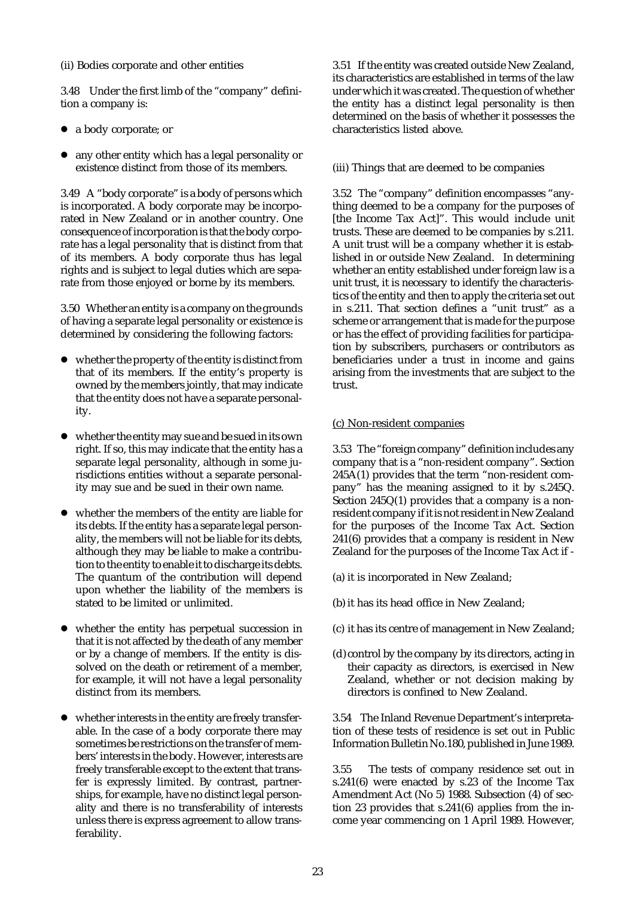(ii) Bodies corporate and other entities

3.48 Under the first limb of the "company" definition a company is:

- a body corporate; or
- any other entity which has a legal personality or existence distinct from those of its members.

3.49 A "body corporate" is a body of persons which is incorporated. A body corporate may be incorporated in New Zealand or in another country. One consequence of incorporation is that the body corporate has a legal personality that is distinct from that of its members. A body corporate thus has legal rights and is subject to legal duties which are separate from those enjoyed or borne by its members.

3.50 Whether an entity is a company on the grounds of having a separate legal personality or existence is determined by considering the following factors:

- whether the property of the entity is distinct from that of its members. If the entity's property is owned by the members jointly, that may indicate that the entity does not have a separate personality.
- whether the entity may sue and be sued in its own right. If so, this may indicate that the entity has a separate legal personality, although in some jurisdictions entities without a separate personality may sue and be sued in their own name.
- whether the members of the entity are liable for its debts. If the entity has a separate legal personality, the members will not be liable for its debts, although they may be liable to make a contribution to the entity to enable it to discharge its debts. The quantum of the contribution will depend upon whether the liability of the members is stated to be limited or unlimited.
- whether the entity has perpetual succession in that it is not affected by the death of any member or by a change of members. If the entity is dissolved on the death or retirement of a member, for example, it will not have a legal personality distinct from its members.
- whether interests in the entity are freely transferable. In the case of a body corporate there may sometimes be restrictions on the transfer of members' interests in the body. However, interests are freely transferable except to the extent that transfer is expressly limited. By contrast, partnerships, for example, have no distinct legal personality and there is no transferability of interests unless there is express agreement to allow transferability.

3.51 If the entity was created outside New Zealand, its characteristics are established in terms of the law under which it was created. The question of whether the entity has a distinct legal personality is then determined on the basis of whether it possesses the characteristics listed above.

(iii) Things that are deemed to be companies

3.52 The "company" definition encompasses "anything deemed to be a company for the purposes of [the Income Tax Act]". This would include unit trusts. These are deemed to be companies by s.211. A unit trust will be a company whether it is established in or outside New Zealand. In determining whether an entity established under foreign law is a unit trust, it is necessary to identify the characteristics of the entity and then to apply the criteria set out in s.211. That section defines a "unit trust" as a scheme or arrangement that is made for the purpose or has the effect of providing facilities for participation by subscribers, purchasers or contributors as beneficiaries under a trust in income and gains arising from the investments that are subject to the trust.

(c) Non-resident companies

3.53 The "foreign company" definition includes any company that is a "non-resident company". Section 245A(1) provides that the term "non-resident company" has the meaning assigned to it by s.245Q. Section 245Q(1) provides that a company is a non-resident company if it is not resident in New Zealand for the purposes of the Income Tax Act. Section 241(6) provides that a company is resident in New Zealand for the purposes of the Income Tax Act if -

(a) it is incorporated in New Zealand;

(b) it has its head office in New Zealand;

(c) it has its centre of management in New Zealand;

(d) control by the company by its directors, acting in their capacity as directors, is exercised in New Zealand, whether or not decision making by directors is confined to New Zealand.

3.54 The Inland Revenue Department's interpretation of these tests of residence is set out in Public Information Bulletin No.180, published in June 1989.

3.55 The tests of company residence set out in s.241(6) were enacted by s.23 of the Income Tax Amendment Act (No 5) 1988. Subsection (4) of section 23 provides that s.241(6) applies from the income year commencing on 1 April 1989. However,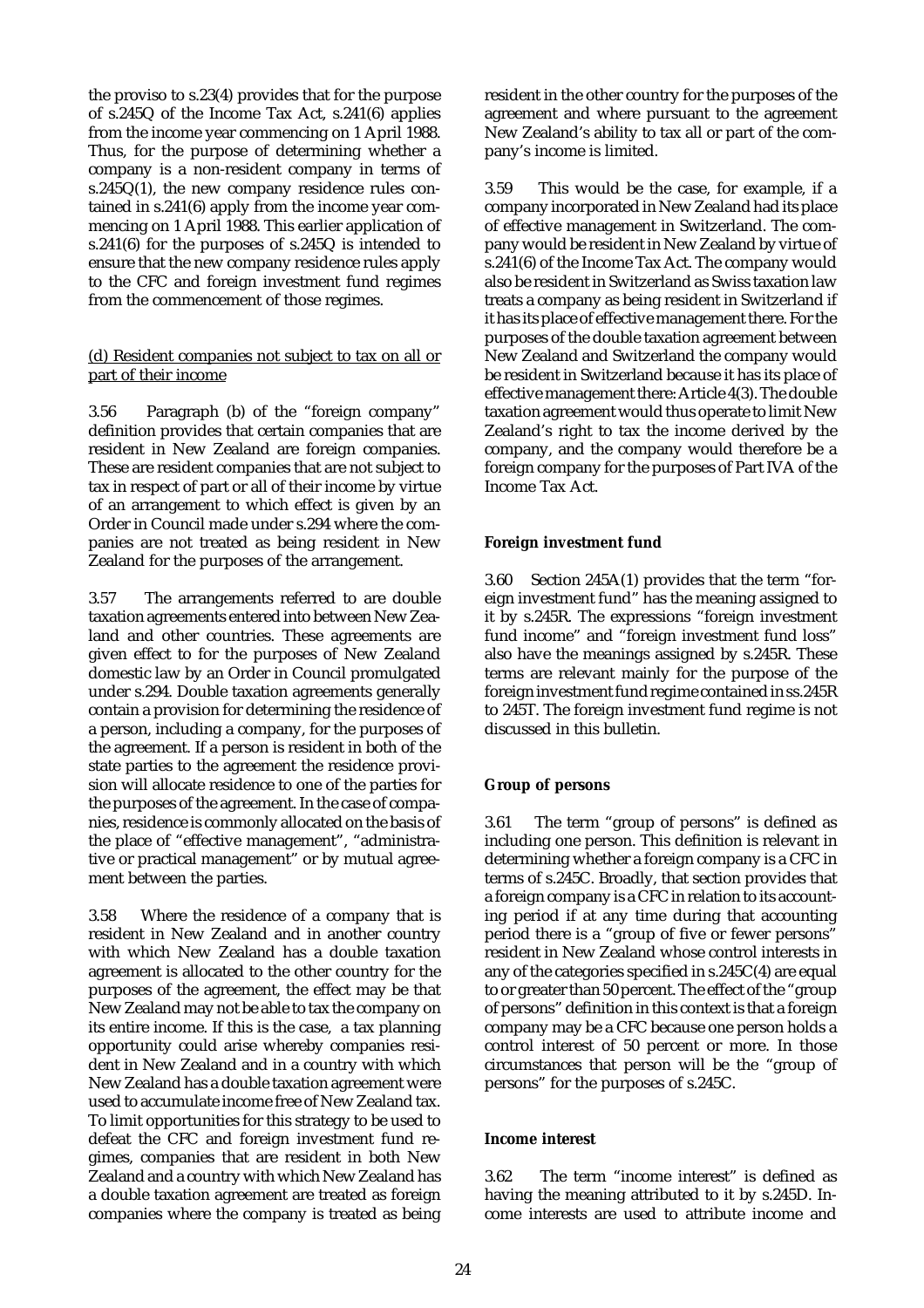the proviso to s.23(4) provides that for the purpose of s.245Q of the Income Tax Act, s.241(6) applies from the income year commencing on 1 April 1988. Thus, for the purpose of determining whether a company is a non-resident company in terms of s.245Q(1), the new company residence rules contained in s.241(6) apply from the income year commencing on 1 April 1988. This earlier application of s.241(6) for the purposes of s.245Q is intended to ensure that the new company residence rules apply to the CFC and foreign investment fund regimes from the commencement of those regimes.

(d) Resident companies not subject to tax on all or part of their income

3.56 Paragraph (b) of the "foreign company" definition provides that certain companies that are resident in New Zealand are foreign companies. These are resident companies that are not subject to tax in respect of part or all of their income by virtue of an arrangement to which effect is given by an Order in Council made under s.294 where the companies are not treated as being resident in New Zealand for the purposes of the arrangement.

3.57 The arrangements referred to are double taxation agreements entered into between New Zealand and other countries. These agreements are given effect to for the purposes of New Zealand domestic law by an Order in Council promulgated under s.294. Double taxation agreements generally contain a provision for determining the residence of a person, including a company, for the purposes of the agreement. If a person is resident in both of the state parties to the agreement the residence provision will allocate residence to one of the parties for the purposes of the agreement. In the case of companies, residence is commonly allocated on the basis of the place of "effective management", "administrative or practical management" or by mutual agreement between the parties.

3.58 Where the residence of a company that is resident in New Zealand and in another country with which New Zealand has a double taxation agreement is allocated to the other country for the purposes of the agreement, the effect may be that New Zealand may not be able to tax the company on its entire income. If this is the case, a tax planning opportunity could arise whereby companies resident in New Zealand and in a country with which New Zealand has a double taxation agreement were used to accumulate income free of New Zealand tax. To limit opportunities for this strategy to be used to defeat the CFC and foreign investment fund regimes, companies that are resident in both New Zealand and a country with which New Zealand has a double taxation agreement are treated as foreign companies where the company is treated as being resident in the other country for the purposes of the agreement and where pursuant to the agreement New Zealand's ability to tax all or part of the company's income is limited.

3.59 This would be the case, for example, if a company incorporated in New Zealand had its place of effective management in Switzerland. The company would be resident in New Zealand by virtue of s.241(6) of the Income Tax Act. The company would also be resident in Switzerland as Swiss taxation law treats a company as being resident in Switzerland if it has its place of effective management there. For the purposes of the double taxation agreement between New Zealand and Switzerland the company would be resident in Switzerland because it has its place of effective management there: Article 4(3). The double taxation agreement would thus operate to limit New Zealand's right to tax the income derived by the company, and the company would therefore be a foreign company for the purposes of Part IVA of the Income Tax Act.

**Foreign investment fund**

3.60 Section 245A(1) provides that the term "foreign investment fund" has the meaning assigned to it by s.245R. The expressions "foreign investment fund income" and "foreign investment fund loss" also have the meanings assigned by s.245R. These terms are relevant mainly for the purpose of the foreign investment fund regime contained in ss.245R to 245T. The foreign investment fund regime is not discussed in this bulletin.

**Group of persons**

3.61 The term "group of persons" is defined as including one person. This definition is relevant in determining whether a foreign company is a CFC in terms of s.245C. Broadly, that section provides that a foreign company is a CFC in relation to its accounting period if at any time during that accounting period there is a "group of five or fewer persons" resident in New Zealand whose control interests in any of the categories specified in s.245C(4) are equal to or greater than 50 percent. The effect of the "group of persons" definition in this context is that a foreign company may be a CFC because one person holds a control interest of 50 percent or more. In those circumstances that person will be the "group of persons" for the purposes of s.245C.

**Income interest**

3.62 The term "income interest" is defined as having the meaning attributed to it by s.245D. Income interests are used to attribute income and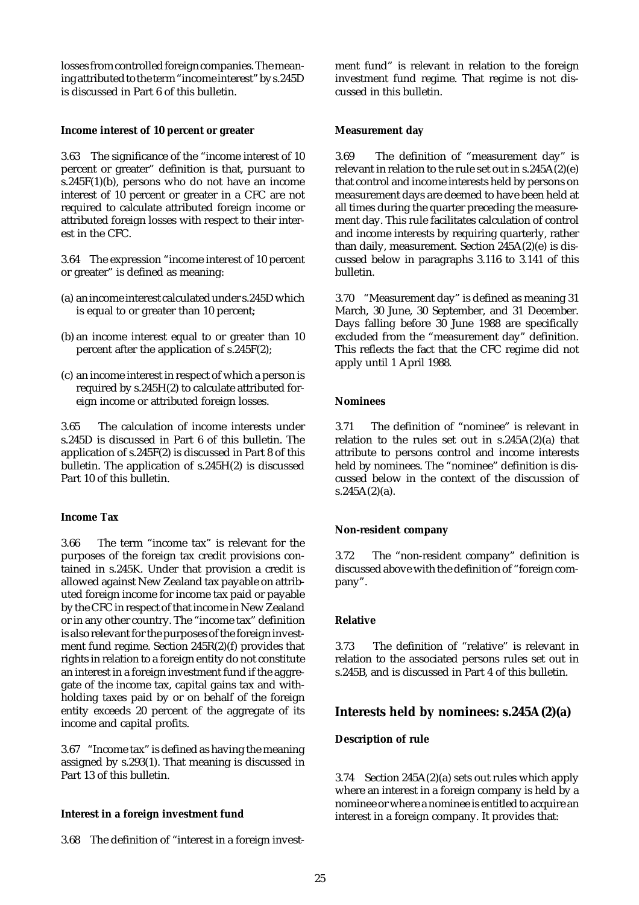losses from controlled foreign companies. The meaning attributed to the term "income interest" by s.245D is discussed in Part 6 of this bulletin.

### Income interest of 10 percent or greater

3.63 The significance of the "income interest of 10 percent or greater" definition is that, pursuant to s.245F(1)(b), persons who do not have an income interest of 10 percent or greater in a CFC are not required to calculate attributed foreign income or attributed foreign losses with respect to their interest in the CFC.

3.64 The expression "income interest of 10 percent or greater" is defined as meaning:

(a) an income interest calculated under s.245D which is equal to or greater than 10 percent;

(b) an income interest equal to or greater than 10 percent after the application of s.245F(2);

(c) an income interest in respect of which a person is required by s.245H(2) to calculate attributed foreign income or attributed foreign losses.

3.65 The calculation of income interests under s.245D is discussed in Part 6 of this bulletin. The application of s.245F(2) is discussed in Part 8 of this bulletin. The application of s.245H(2) is discussed Part 10 of this bulletin.

### Income Tax

3.66 The term "income tax" is relevant for the purposes of the foreign tax credit provisions contained in s.245K. Under that provision a credit is allowed against New Zealand tax payable on attributed foreign income for income tax paid or payable by the CFC in respect of that income in New Zealand or in any other country. The "income tax" definition is also relevant for the purposes of the foreign investment fund regime. Section 245R(2)(f) provides that rights in relation to a foreign entity do not constitute an interest in a foreign investment fund if the aggregate of the income tax, capital gains tax and withholding taxes paid by or on behalf of the foreign entity exceeds 20 percent of the aggregate of its income and capital profits.

3.67 "Income tax" is defined as having the meaning assigned by s.293(1). That meaning is discussed in Part 13 of this bulletin.

### Interest in a foreign investment fund

3.68 The definition of "interest in a foreign investment fund" is relevant in relation to the foreign investment fund regime. That regime is not discussed in this bulletin.

### Measurement day

3.69 The definition of "measurement day" is relevant in relation to the rule set out in s.245A(2)(e) that control and income interests held by persons on measurement days are deemed to have been held at all times during the quarter preceding the measurement day. This rule facilitates calculation of control and income interests by requiring quarterly, rather than daily, measurement. Section 245A(2)(e) is discussed below in paragraphs 3.116 to 3.141 of this bulletin.

3.70 "Measurement day" is defined as meaning 31 March, 30 June, 30 September, and 31 December. Days falling before 30 June 1988 are specifically excluded from the "measurement day" definition. This reflects the fact that the CFC regime did not apply until 1 April 1988.

### Nominees

3.71 The definition of "nominee" is relevant in relation to the rules set out in s.245A(2)(a) that attribute to persons control and income interests held by nominees. The "nominee" definition is discussed below in the context of the discussion of s.245A(2)(a).

### Non-resident company

3.72 The "non-resident company" definition is discussed above with the definition of "foreign company".

### Relative

3.73 The definition of "relative" is relevant in relation to the associated persons rules set out in s.245B, and is discussed in Part 4 of this bulletin.

## Interests held by nominees: s.245A(2)(a)

### Description of rule

3.74 Section 245A(2)(a) sets out rules which apply where an interest in a foreign company is held by a nominee or where a nominee is entitled to acquire an interest in a foreign company. It provides that: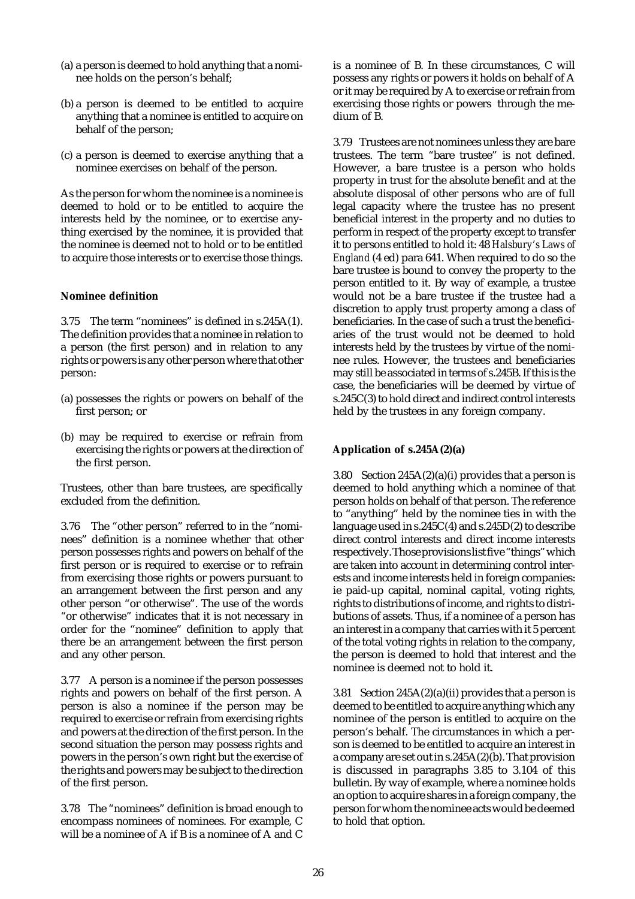(a) a person is deemed to hold anything that a nominee holds on the person's behalf;

(b) a person is deemed to be entitled to acquire anything that a nominee is entitled to acquire on behalf of the person;

(c) a person is deemed to exercise anything that a nominee exercises on behalf of the person.

As the person for whom the nominee is a nominee is deemed to hold or to be entitled to acquire the interests held by the nominee, or to exercise anything exercised by the nominee, it is provided that the nominee is deemed not to hold or to be entitled to acquire those interests or to exercise those things.

**Nominee definition**

3.75 The term "nominees" is defined in s.245A(1). The definition provides that a nominee in relation to a person (the first person) and in relation to any rights or powers is any other person where that other person:

(a) possesses the rights or powers on behalf of the first person; or

(b) may be required to exercise or refrain from exercising the rights or powers at the direction of the first person.

Trustees, other than bare trustees, are specifically excluded from the definition.

3.76 The "other person" referred to in the "nominees" definition is a nominee whether that other person possesses rights and powers on behalf of the first person or is required to exercise or to refrain from exercising those rights or powers pursuant to an arrangement between the first person and any other person "or otherwise". The use of the words "or otherwise" indicates that it is not necessary in order for the "nominee" definition to apply that there be an arrangement between the first person and any other person.

3.77 A person is a nominee if the person possesses rights and powers on behalf of the first person. A person is also a nominee if the person may be required to exercise or refrain from exercising rights and powers at the direction of the first person. In the second situation the person may possess rights and powers in the person's own right but the exercise of the rights and powers may be subject to the direction of the first person.

3.78 The "nominees" definition is broad enough to encompass nominees of nominees. For example, C will be a nominee of A if B is a nominee of A and C is a nominee of B. In these circumstances, C will possess any rights or powers it holds on behalf of A or it may be required by A to exercise or refrain from exercising those rights or powers through the medium of B.

3.79 Trustees are not nominees unless they are bare trustees. The term "bare trustee" is not defined. However, a bare trustee is a person who holds property in trust for the absolute benefit and at the absolute disposal of other persons who are of full legal capacity where the trustee has no present beneficial interest in the property and no duties to perform in respect of the property except to transfer it to persons entitled to hold it: 48 *Halsbury's Laws of England* (4 ed) para 641. When required to do so the bare trustee is bound to convey the property to the person entitled to it. By way of example, a trustee would not be a bare trustee if the trustee had a discretion to apply trust property among a class of beneficiaries. In the case of such a trust the beneficiaries of the trust would not be deemed to hold interests held by the trustees by virtue of the nominee rules. However, the trustees and beneficiaries may still be associated in terms of s.245B. If this is the case, the beneficiaries will be deemed by virtue of s.245C(3) to hold direct and indirect control interests held by the trustees in any foreign company.

**Application of s.245A(2)(a)**

3.80 Section 245A(2)(a)(i) provides that a person is deemed to hold anything which a nominee of that person holds on behalf of that person. The reference to "anything" held by the nominee ties in with the language used in s.245C(4) and s.245D(2) to describe direct control interests and direct income interests respectively. Those provisions list five "things" which are taken into account in determining control interests and income interests held in foreign companies: ie paid-up capital, nominal capital, voting rights, rights to distributions of income, and rights to distributions of assets. Thus, if a nominee of a person has an interest in a company that carries with it 5 percent of the total voting rights in relation to the company, the person is deemed to hold that interest and the nominee is deemed not to hold it.

3.81 Section 245A(2)(a)(ii) provides that a person is deemed to be entitled to acquire anything which any nominee of the person is entitled to acquire on the person's behalf. The circumstances in which a person is deemed to be entitled to acquire an interest in a company are set out in s.245A(2)(b). That provision is discussed in paragraphs 3.85 to 3.104 of this bulletin. By way of example, where a nominee holds an option to acquire shares in a foreign company, the person for whom the nominee acts would be deemed to hold that option.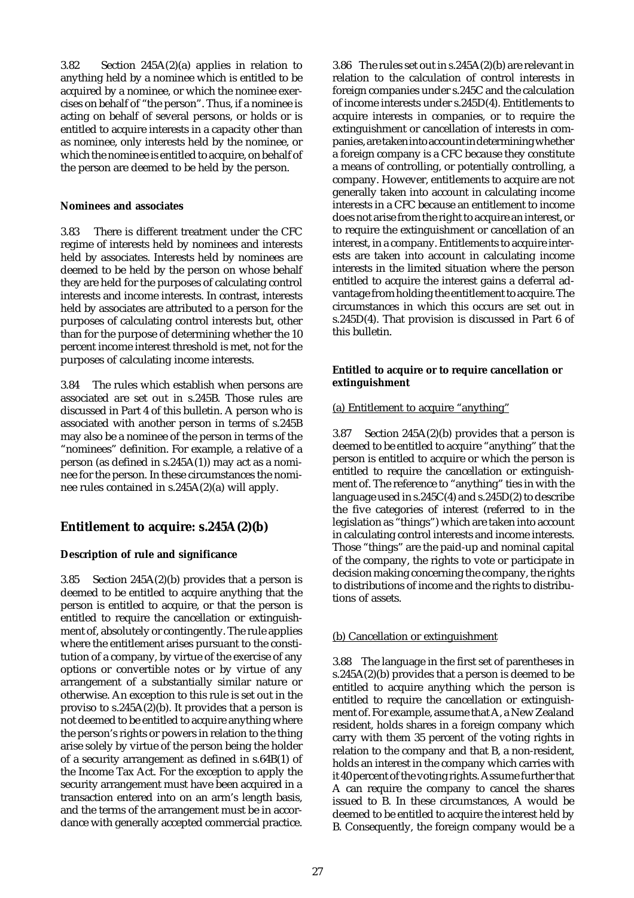3.82 Section 245A(2)(a) applies in relation to anything held by a nominee which is entitled to be acquired by a nominee, or which the nominee exercises on behalf of "the person". Thus, if a nominee is acting on behalf of several persons, or holds or is entitled to acquire interests in a capacity other than as nominee, only interests held by the nominee, or which the nominee is entitled to acquire, on behalf of the person are deemed to be held by the person.

**Nominees and associates**

3.83 There is different treatment under the CFC regime of interests held by nominees and interests held by associates. Interests held by nominees are deemed to be held by the person on whose behalf they are held for the purposes of calculating control interests and income interests. In contrast, interests held by associates are attributed to a person for the purposes of calculating control interests but, other than for the purpose of determining whether the 10 percent income interest threshold is met, not for the purposes of calculating income interests.

3.84 The rules which establish when persons are associated are set out in s.245B. Those rules are discussed in Part 4 of this bulletin. A person who is associated with another person in terms of s.245B may also be a nominee of the person in terms of the "nominees" definition. For example, a relative of a person (as defined in s.245A(1)) may act as a nominee for the person. In these circumstances the nominee rules contained in s.245A(2)(a) will apply.

## Entitlement to acquire: s.245A(2)(b)

**Description of rule and significance**

3.85 Section 245A(2)(b) provides that a person is deemed to be entitled to acquire anything that the person is entitled to acquire, or that the person is entitled to require the cancellation or extinguishment of, absolutely or contingently. The rule applies where the entitlement arises pursuant to the constitution of a company, by virtue of the exercise of any options or convertible notes or by virtue of any arrangement of a substantially similar nature or otherwise. An exception to this rule is set out in the proviso to s.245A(2)(b). It provides that a person is not deemed to be entitled to acquire anything where the person's rights or powers in relation to the thing arise solely by virtue of the person being the holder of a security arrangement as defined in s.64B(1) of the Income Tax Act. For the exception to apply the security arrangement must have been acquired in a transaction entered into on an arm's length basis, and the terms of the arrangement must be in accordance with generally accepted commercial practice.

3.86 The rules set out in s.245A(2)(b) are relevant in relation to the calculation of control interests in foreign companies under s.245C and the calculation of income interests under s.245D(4). Entitlements to acquire interests in companies, or to require the extinguishment or cancellation of interests in companies, are taken into account in determining whether a foreign company is a CFC because they constitute a means of controlling, or potentially controlling, a company. However, entitlements to acquire are not generally taken into account in calculating income interests in a CFC because an entitlement to income does not arise from the right to acquire an interest, or to require the extinguishment or cancellation of an interest, in a company. Entitlements to acquire interests are taken into account in calculating income interests in the limited situation where the person entitled to acquire the interest gains a deferral advantage from holding the entitlement to acquire. The circumstances in which this occurs are set out in s.245D(4). That provision is discussed in Part 6 of this bulletin.

**Entitled to acquire or to require cancellation or extinguishment**

(a) Entitlement to acquire "anything"

3.87 Section 245A(2)(b) provides that a person is deemed to be entitled to acquire "anything" that the person is entitled to acquire or which the person is entitled to require the cancellation or extinguishment of. The reference to "anything" ties in with the language used in s.245C(4) and s.245D(2) to describe the five categories of interest (referred to in the legislation as "things") which are taken into account in calculating control interests and income interests. Those "things" are the paid-up and nominal capital of the company, the rights to vote or participate in decision making concerning the company, the rights to distributions of income and the rights to distributions of assets.

(b) Cancellation or extinguishment

3.88 The language in the first set of parentheses in s.245A(2)(b) provides that a person is deemed to be entitled to acquire anything which the person is entitled to require the cancellation or extinguishment of. For example, assume that A, a New Zealand resident, holds shares in a foreign company which carry with them 35 percent of the voting rights in relation to the company and that B, a non-resident, holds an interest in the company which carries with it 40 percent of the voting rights. Assume further that A can require the company to cancel the shares issued to B. In these circumstances, A would be deemed to be entitled to acquire the interest held by B. Consequently, the foreign company would be a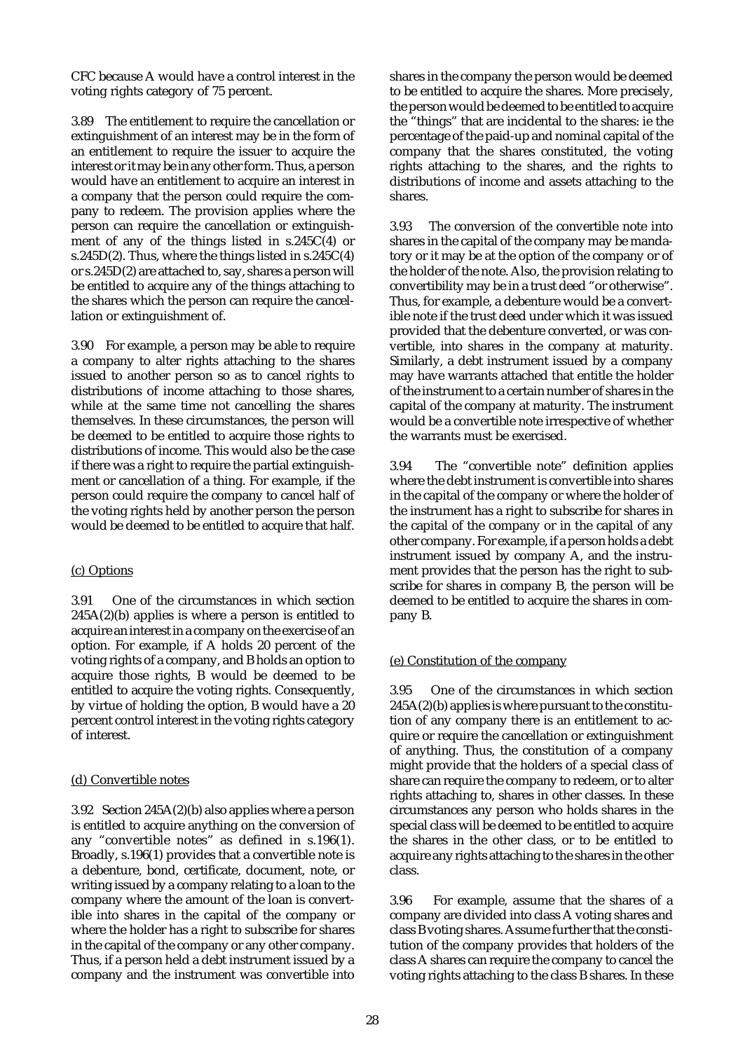CFC because A would have a control interest in the voting rights category of 75 percent.

3.89 The entitlement to require the cancellation or extinguishment of an interest may be in the form of an entitlement to require the issuer to acquire the interest or it may be in any other form. Thus, a person would have an entitlement to acquire an interest in a company that the person could require the company to redeem. The provision applies where the person can require the cancellation or extinguishment of any of the things listed in s.245C(4) or s.245D(2). Thus, where the things listed in s.245C(4) or s.245D(2) are attached to, say, shares a person will be entitled to acquire any of the things attaching to the shares which the person can require the cancellation or extinguishment of.

3.90 For example, a person may be able to require a company to alter rights attaching to the shares issued to another person so as to cancel rights to distributions of income attaching to those shares, while at the same time not cancelling the shares themselves. In these circumstances, the person will be deemed to be entitled to acquire those rights to distributions of income. This would also be the case if there was a right to require the partial extinguishment or cancellation of a thing. For example, if the person could require the company to cancel half of the voting rights held by another person the person would be deemed to be entitled to acquire that half.

<u>(c) Options</u>

3.91 One of the circumstances in which section 245A(2)(b) applies is where a person is entitled to acquire an interest in a company on the exercise of an option. For example, if A holds 20 percent of the voting rights of a company, and B holds an option to acquire those rights, B would be deemed to be entitled to acquire the voting rights. Consequently, by virtue of holding the option, B would have a 20 percent control interest in the voting rights category of interest.

<u>(d) Convertible notes</u>

3.92 Section 245A(2)(b) also applies where a person is entitled to acquire anything on the conversion of any "convertible notes" as defined in s.196(1). Broadly, s.196(1) provides that a convertible note is a debenture, bond, certificate, document, note, or writing issued by a company relating to a loan to the company where the amount of the loan is convertible into shares in the capital of the company or where the holder has a right to subscribe for shares in the capital of the company or any other company. Thus, if a person held a debt instrument issued by a company and the instrument was convertible into shares in the company the person would be deemed to be entitled to acquire the shares. More precisely, the person would be deemed to be entitled to acquire the "things" that are incidental to the shares: ie the percentage of the paid-up and nominal capital of the company that the shares constituted, the voting rights attaching to the shares, and the rights to distributions of income and assets attaching to the shares.

3.93 The conversion of the convertible note into shares in the capital of the company may be mandatory or it may be at the option of the company or of the holder of the note. Also, the provision relating to convertibility may be in a trust deed "or otherwise". Thus, for example, a debenture would be a convertible note if the trust deed under which it was issued provided that the debenture converted, or was convertible, into shares in the company at maturity. Similarly, a debt instrument issued by a company may have warrants attached that entitle the holder of the instrument to a certain number of shares in the capital of the company at maturity. The instrument would be a convertible note irrespective of whether the warrants must be exercised.

3.94 The "convertible note" definition applies where the debt instrument is convertible into shares in the capital of the company or where the holder of the instrument has a right to subscribe for shares in the capital of the company or in the capital of any other company. For example, if a person holds a debt instrument issued by company A, and the instrument provides that the person has the right to subscribe for shares in company B, the person will be deemed to be entitled to acquire the shares in company B.

<u>(e) Constitution of the company</u>

3.95 One of the circumstances in which section 245A(2)(b) applies is where pursuant to the constitution of any company there is an entitlement to acquire or require the cancellation or extinguishment of anything. Thus, the constitution of a company might provide that the holders of a special class of share can require the company to redeem, or to alter rights attaching to, shares in other classes. In these circumstances any person who holds shares in the special class will be deemed to be entitled to acquire the shares in the other class, or to be entitled to acquire any rights attaching to the shares in the other class.

3.96 For example, assume that the shares of a company are divided into class A voting shares and class B voting shares. Assume further that the constitution of the company provides that holders of the class A shares can require the company to cancel the voting rights attaching to the class B shares. In these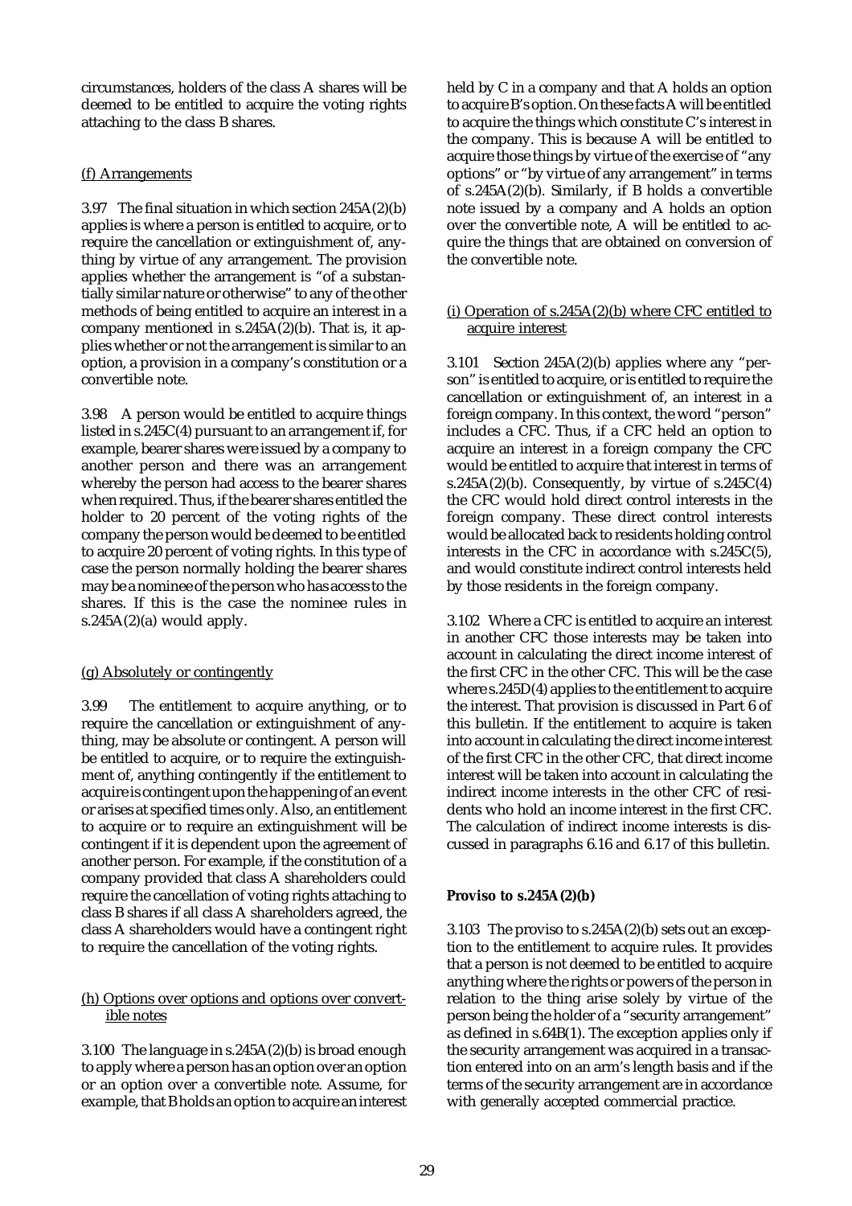circumstances, holders of the class A shares will be deemed to be entitled to acquire the voting rights attaching to the class B shares.

### (f) Arrangements

3.97 The final situation in which section 245A(2)(b) applies is where a person is entitled to acquire, or to require the cancellation or extinguishment of, anything by virtue of any arrangement. The provision applies whether the arrangement is "of a substantially similar nature or otherwise" to any of the other methods of being entitled to acquire an interest in a company mentioned in s.245A(2)(b). That is, it applies whether or not the arrangement is similar to an option, a provision in a company's constitution or a convertible note.

3.98 A person would be entitled to acquire things listed in s.245C(4) pursuant to an arrangement if, for example, bearer shares were issued by a company to another person and there was an arrangement whereby the person had access to the bearer shares when required. Thus, if the bearer shares entitled the holder to 20 percent of the voting rights of the company the person would be deemed to be entitled to acquire 20 percent of voting rights. In this type of case the person normally holding the bearer shares may be a nominee of the person who has access to the shares. If this is the case the nominee rules in s.245A(2)(a) would apply.

### (g) Absolutely or contingently

3.99 The entitlement to acquire anything, or to require the cancellation or extinguishment of anything, may be absolute or contingent. A person will be entitled to acquire, or to require the extinguishment of, anything contingently if the entitlement to acquire is contingent upon the happening of an event or arises at specified times only. Also, an entitlement to acquire or to require an extinguishment will be contingent if it is dependent upon the agreement of another person. For example, if the constitution of a company provided that class A shareholders could require the cancellation of voting rights attaching to class B shares if all class A shareholders agreed, the class A shareholders would have a contingent right to require the cancellation of the voting rights.

### (h) Options over options and options over convertible notes

3.100 The language in s.245A(2)(b) is broad enough to apply where a person has an option over an option or an option over a convertible note. Assume, for example, that B holds an option to acquire an interest held by C in a company and that A holds an option to acquire B's option. On these facts A will be entitled to acquire the things which constitute C's interest in the company. This is because A will be entitled to acquire those things by virtue of the exercise of "any options" or "by virtue of any arrangement" in terms of s.245A(2)(b). Similarly, if B holds a convertible note issued by a company and A holds an option over the convertible note, A will be entitled to acquire the things that are obtained on conversion of the convertible note.

### (i) Operation of s.245A(2)(b) where CFC entitled to acquire interest

3.101 Section 245A(2)(b) applies where any "person" is entitled to acquire, or is entitled to require the cancellation or extinguishment of, an interest in a foreign company. In this context, the word "person" includes a CFC. Thus, if a CFC held an option to acquire an interest in a foreign company the CFC would be entitled to acquire that interest in terms of s.245A(2)(b). Consequently, by virtue of s.245C(4) the CFC would hold direct control interests in the foreign company. These direct control interests would be allocated back to residents holding control interests in the CFC in accordance with s.245C(5), and would constitute indirect control interests held by those residents in the foreign company.

3.102 Where a CFC is entitled to acquire an interest in another CFC those interests may be taken into account in calculating the direct income interest of the first CFC in the other CFC. This will be the case where s.245D(4) applies to the entitlement to acquire the interest. That provision is discussed in Part 6 of this bulletin. If the entitlement to acquire is taken into account in calculating the direct income interest of the first CFC in the other CFC, that direct income interest will be taken into account in calculating the indirect income interests in the other CFC of residents who hold an income interest in the first CFC. The calculation of indirect income interests is discussed in paragraphs 6.16 and 6.17 of this bulletin.

### Proviso to s.245A(2)(b)

3.103 The proviso to s.245A(2)(b) sets out an exception to the entitlement to acquire rules. It provides that a person is not deemed to be entitled to acquire anything where the rights or powers of the person in relation to the thing arise solely by virtue of the person being the holder of a "security arrangement" as defined in s.64B(1). The exception applies only if the security arrangement was acquired in a transaction entered into on an arm's length basis and if the terms of the security arrangement are in accordance with generally accepted commercial practice.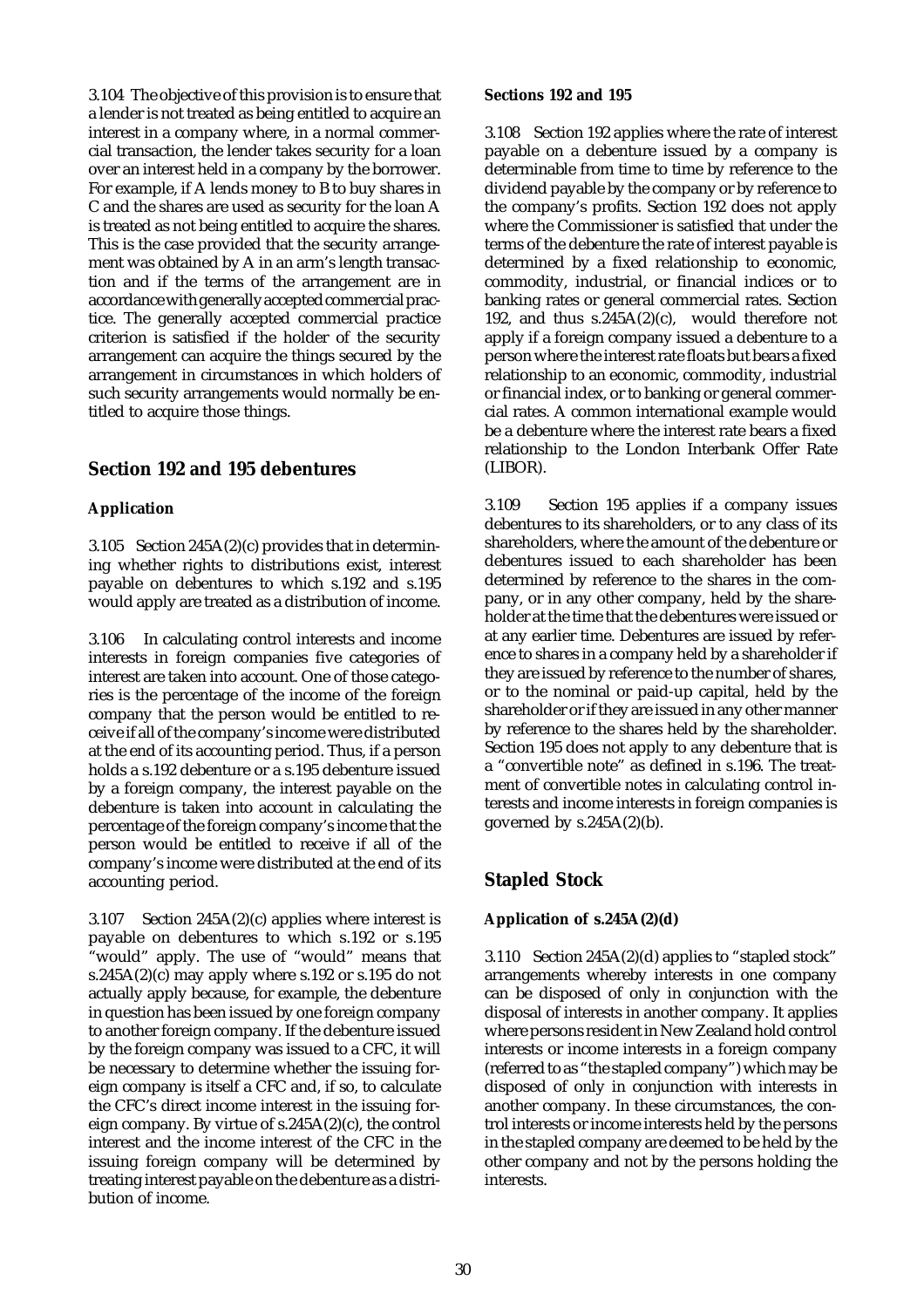3.104 The objective of this provision is to ensure that a lender is not treated as being entitled to acquire an interest in a company where, in a normal commercial transaction, the lender takes security for a loan over an interest held in a company by the borrower. For example, if A lends money to B to buy shares in C and the shares are used as security for the loan A is treated as not being entitled to acquire the shares. This is the case provided that the security arrangement was obtained by A in an arm's length transaction and if the terms of the arrangement are in accordance with generally accepted commercial practice. The generally accepted commercial practice criterion is satisfied if the holder of the security arrangement can acquire the things secured by the arrangement in circumstances in which holders of such security arrangements would normally be entitled to acquire those things.

## Section 192 and 195 debentures

### Application

3.105 Section 245A(2)(c) provides that in determining whether rights to distributions exist, interest payable on debentures to which s.192 and s.195 would apply are treated as a distribution of income.

3.106 In calculating control interests and income interests in foreign companies five categories of interest are taken into account. One of those categories is the percentage of the income of the foreign company that the person would be entitled to receive if all of the company's income were distributed at the end of its accounting period. Thus, if a person holds a s.192 debenture or a s.195 debenture issued by a foreign company, the interest payable on the debenture is taken into account in calculating the percentage of the foreign company's income that the person would be entitled to receive if all of the company's income were distributed at the end of its accounting period.

3.107 Section 245A(2)(c) applies where interest is payable on debentures to which s.192 or s.195 "would" apply. The use of "would" means that s.245A(2)(c) may apply where s.192 or s.195 do not actually apply because, for example, the debenture in question has been issued by one foreign company to another foreign company. If the debenture issued by the foreign company was issued to a CFC, it will be necessary to determine whether the issuing foreign company is itself a CFC and, if so, to calculate the CFC's direct income interest in the issuing foreign company. By virtue of s.245A(2)(c), the control interest and the income interest of the CFC in the issuing foreign company will be determined by treating interest payable on the debenture as a distribution of income.

### Sections 192 and 195

3.108 Section 192 applies where the rate of interest payable on a debenture issued by a company is determinable from time to time by reference to the dividend payable by the company or by reference to the company's profits. Section 192 does not apply where the Commissioner is satisfied that under the terms of the debenture the rate of interest payable is determined by a fixed relationship to economic, commodity, industrial, or financial indices or to banking rates or general commercial rates. Section 192, and thus s.245A(2)(c), would therefore not apply if a foreign company issued a debenture to a person where the interest rate floats but bears a fixed relationship to an economic, commodity, industrial or financial index, or to banking or general commercial rates. A common international example would be a debenture where the interest rate bears a fixed relationship to the London Interbank Offer Rate (LIBOR).

3.109 Section 195 applies if a company issues debentures to its shareholders, or to any class of its shareholders, where the amount of the debenture or debentures issued to each shareholder has been determined by reference to the shares in the company, or in any other company, held by the shareholder at the time that the debentures were issued or at any earlier time. Debentures are issued by reference to shares in a company held by a shareholder if they are issued by reference to the number of shares, or to the nominal or paid-up capital, held by the shareholder or if they are issued in any other manner by reference to the shares held by the shareholder. Section 195 does not apply to any debenture that is a "convertible note" as defined in s.196. The treatment of convertible notes in calculating control interests and income interests in foreign companies is governed by s.245A(2)(b).

## Stapled Stock

### Application of s.245A(2)(d)

3.110 Section 245A(2)(d) applies to "stapled stock" arrangements whereby interests in one company can be disposed of only in conjunction with the disposal of interests in another company. It applies where persons resident in New Zealand hold control interests or income interests in a foreign company (referred to as "the stapled company") which may be disposed of only in conjunction with interests in another company. In these circumstances, the control interests or income interests held by the persons in the stapled company are deemed to be held by the other company and not by the persons holding the interests.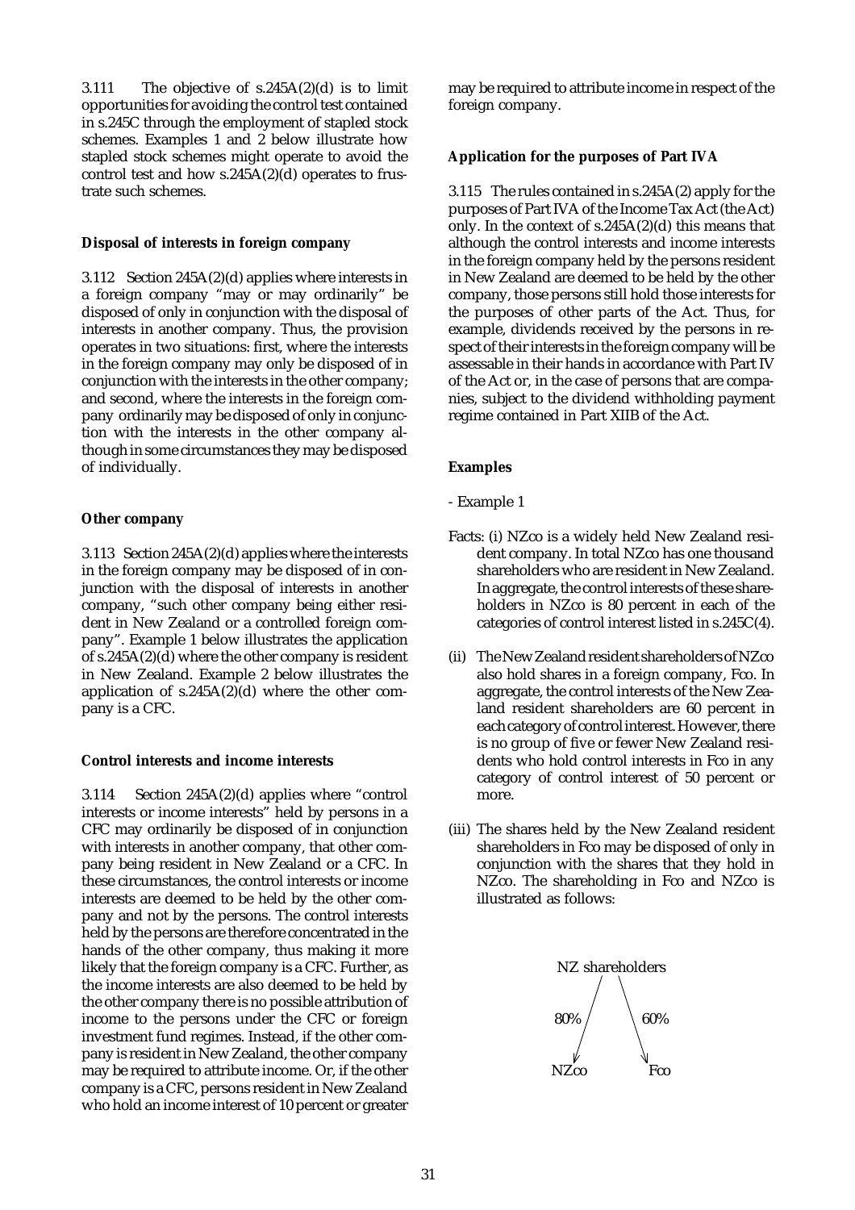3.111 The objective of s.245A(2)(d) is to limit opportunities for avoiding the control test contained in s.245C through the employment of stapled stock schemes. Examples 1 and 2 below illustrate how stapled stock schemes might operate to avoid the control test and how s.245A(2)(d) operates to frustrate such schemes.

**Disposal of interests in foreign company**

3.112 Section 245A(2)(d) applies where interests in a foreign company "may or may ordinarily" be disposed of only in conjunction with the disposal of interests in another company. Thus, the provision operates in two situations: first, where the interests in the foreign company may only be disposed of in conjunction with the interests in the other company; and second, where the interests in the foreign company ordinarily may be disposed of only in conjunction with the interests in the other company although in some circumstances they may be disposed of individually.

**Other company**

3.113 Section 245A(2)(d) applies where the interests in the foreign company may be disposed of in conjunction with the disposal of interests in another company, "such other company being either resident in New Zealand or a controlled foreign company". Example 1 below illustrates the application of s.245A(2)(d) where the other company is resident in New Zealand. Example 2 below illustrates the application of s.245A(2)(d) where the other company is a CFC.

**Control interests and income interests**

3.114 Section 245A(2)(d) applies where "control interests or income interests" held by persons in a CFC may ordinarily be disposed of in conjunction with interests in another company, that other company being resident in New Zealand or a CFC. In these circumstances, the control interests or income interests are deemed to be held by the other company and not by the persons. The control interests held by the persons are therefore concentrated in the hands of the other company, thus making it more likely that the foreign company is a CFC. Further, as the income interests are also deemed to be held by the other company there is no possible attribution of income to the persons under the CFC or foreign investment fund regimes. Instead, if the other company is resident in New Zealand, the other company may be required to attribute income. Or, if the other company is a CFC, persons resident in New Zealand who hold an income interest of 10 percent or greater may be required to attribute income in respect of the foreign company.

**Application for the purposes of Part IVA**

3.115 The rules contained in s.245A(2) apply for the purposes of Part IVA of the Income Tax Act (the Act) only. In the context of s.245A(2)(d) this means that although the control interests and income interests in the foreign company held by the persons resident in New Zealand are deemed to be held by the other company, those persons still hold those interests for the purposes of other parts of the Act. Thus, for example, dividends received by the persons in respect of their interests in the foreign company will be assessable in their hands in accordance with Part IV of the Act or, in the case of persons that are companies, subject to the dividend withholding payment regime contained in Part XIIB of the Act.

**Examples**

- Example 1

Facts: (i) NZco is a widely held New Zealand resident company. In total NZco has one thousand shareholders who are resident in New Zealand. In aggregate, the control interests of these shareholders in NZco is 80 percent in each of the categories of control interest listed in s.245C(4).

(ii) The New Zealand resident shareholders of NZco also hold shares in a foreign company, Fco. In aggregate, the control interests of the New Zealand resident shareholders are 60 percent in each category of control interest. However, there is no group of five or fewer New Zealand residents who hold control interests in Fco in any category of control interest of 50 percent or more.

(iii) The shares held by the New Zealand resident shareholders in Fco may be disposed of only in conjunction with the shares that they hold in NZco. The shareholding in Fco and NZco is illustrated as follows:

```
       NZ shareholders
        /          \
    80%/            \60%
      v              v
    NZco            Fco
```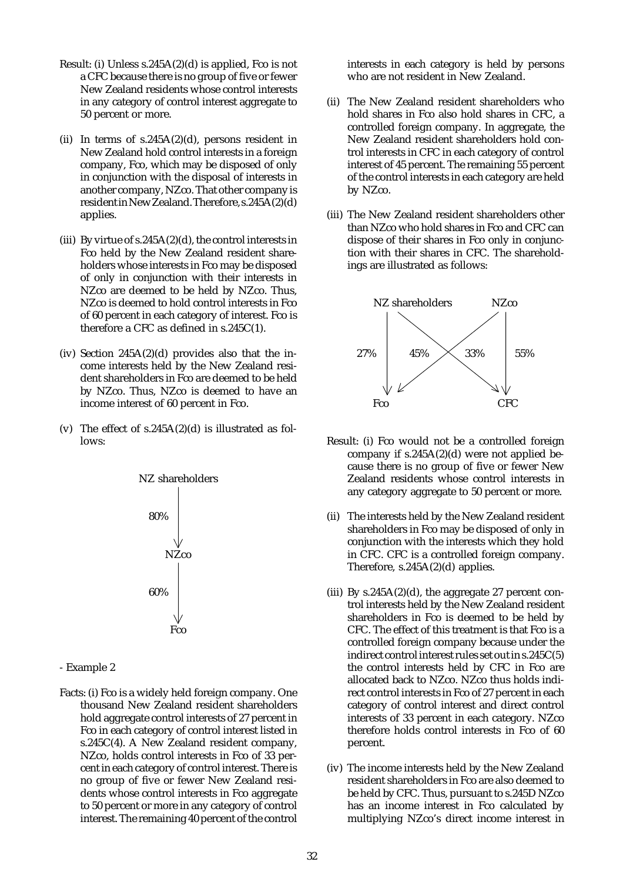Result: (i) Unless s.245A(2)(d) is applied, Fco is not a CFC because there is no group of five or fewer New Zealand residents whose control interests in any category of control interest aggregate to 50 percent or more.

(ii) In terms of s.245A(2)(d), persons resident in New Zealand hold control interests in a foreign company, Fco, which may be disposed of only in conjunction with the disposal of interests in another company, NZco. That other company is resident in New Zealand. Therefore, s.245A(2)(d) applies.

(iii) By virtue of s.245A(2)(d), the control interests in Fco held by the New Zealand resident shareholders whose interests in Fco may be disposed of only in conjunction with their interests in NZco are deemed to be held by NZco. Thus, NZco is deemed to hold control interests in Fco of 60 percent in each category of interest. Fco is therefore a CFC as defined in s.245C(1).

(iv) Section 245A(2)(d) provides also that the income interests held by the New Zealand resident shareholders in Fco are deemed to be held by NZco. Thus, NZco is deemed to have an income interest of 60 percent in Fco.

(v) The effect of s.245A(2)(d) is illustrated as follows:

```
NZ shareholders
      |
  80% |
      v
     NZco
      |
  60% |
      v
     Fco
```

- Example 2

Facts: (i) Fco is a widely held foreign company. One thousand New Zealand resident shareholders hold aggregate control interests of 27 percent in Fco in each category of control interest listed in s.245C(4). A New Zealand resident company, NZco, holds control interests in Fco of 33 percent in each category of control interest. There is no group of five or fewer New Zealand residents whose control interests in Fco aggregate to 50 percent or more in any category of control interest. The remaining 40 percent of the control interests in each category is held by persons who are not resident in New Zealand.

(ii) The New Zealand resident shareholders who hold shares in Fco also hold shares in CFC, a controlled foreign company. In aggregate, the New Zealand resident shareholders hold control interests in CFC in each category of control interest of 45 percent. The remaining 55 percent of the control interests in each category are held by NZco.

(iii) The New Zealand resident shareholders other than NZco who hold shares in Fco and CFC can dispose of their shares in Fco only in conjunction with their shares in CFC. The shareholdings are illustrated as follows:

```
NZ shareholders            NZco
   |    \                 /   |
   |     \ 45%       33% /    |
27%|      \             /     | 55%
   |       \           /      |
   v        \         /       v
  Fco   <----\-------/       CFC
```

(NZ shareholders → Fco 27%; NZ shareholders → CFC 45%; NZco → Fco 33%; NZco → CFC 55%)

Result: (i) Fco would not be a controlled foreign company if s.245A(2)(d) were not applied because there is no group of five or fewer New Zealand residents whose control interests in any category aggregate to 50 percent or more.

(ii) The interests held by the New Zealand resident shareholders in Fco may be disposed of only in conjunction with the interests which they hold in CFC. CFC is a controlled foreign company. Therefore, s.245A(2)(d) applies.

(iii) By s.245A(2)(d), the aggregate 27 percent control interests held by the New Zealand resident shareholders in Fco is deemed to be held by CFC. The effect of this treatment is that Fco is a controlled foreign company because under the indirect control interest rules set out in s.245C(5) the control interests held by CFC in Fco are allocated back to NZco. NZco thus holds indirect control interests in Fco of 27 percent in each category of control interest and direct control interests of 33 percent in each category. NZco therefore holds control interests in Fco of 60 percent.

(iv) The income interests held by the New Zealand resident shareholders in Fco are also deemed to be held by CFC. Thus, pursuant to s.245D NZco has an income interest in Fco calculated by multiplying NZco's direct income interest in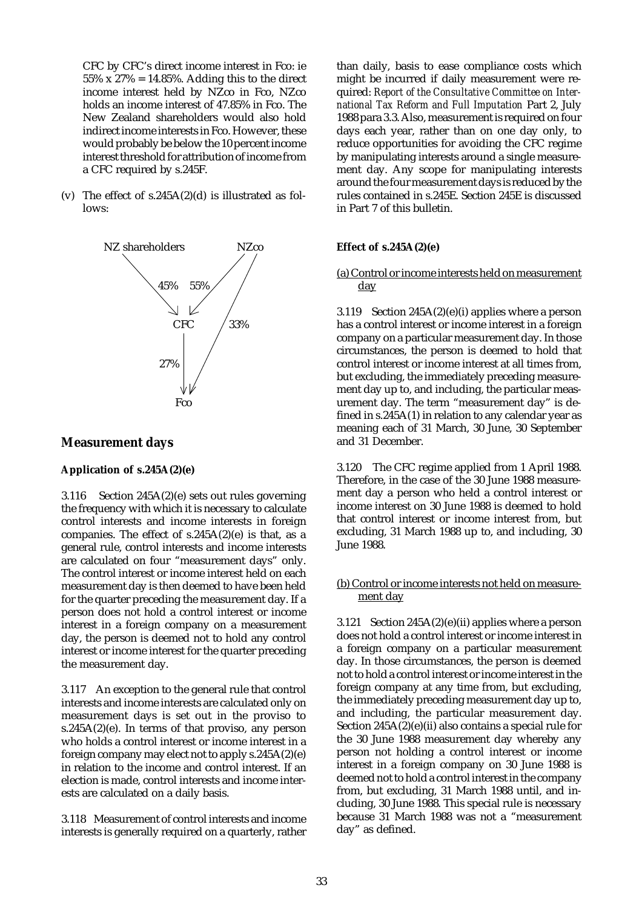CFC by CFC's direct income interest in Fco: ie 55% x 27% = 14.85%. Adding this to the direct income interest held by NZco in Fco, NZco holds an income interest of 47.85% in Fco. The New Zealand shareholders would also hold indirect income interests in Fco. However, these would probably be below the 10 percent income interest threshold for attribution of income from a CFC required by s.245F.

(v) The effect of s.245A(2)(d) is illustrated as follows:

NZ shareholders → CFC (45%); NZco → CFC (55%); NZco → Fco (33%); CFC → Fco (27%)

## Measurement days

### Application of s.245A(2)(e)

3.116 Section 245A(2)(e) sets out rules governing the frequency with which it is necessary to calculate control interests and income interests in foreign companies. The effect of s.245A(2)(e) is that, as a general rule, control interests and income interests are calculated on four "measurement days" only. The control interest or income interest held on each measurement day is then deemed to have been held for the quarter preceding the measurement day. If a person does not hold a control interest or income interest in a foreign company on a measurement day, the person is deemed not to hold any control interest or income interest for the quarter preceding the measurement day.

3.117 An exception to the general rule that control interests and income interests are calculated only on measurement days is set out in the proviso to s.245A(2)(e). In terms of that proviso, any person who holds a control interest or income interest in a foreign company may elect not to apply s.245A(2)(e) in relation to the income and control interest. If an election is made, control interests and income interests are calculated on a daily basis.

3.118 Measurement of control interests and income interests is generally required on a quarterly, rather than daily, basis to ease compliance costs which might be incurred if daily measurement were required: *Report of the Consultative Committee on International Tax Reform and Full Imputation* Part 2, July 1988 para 3.3. Also, measurement is required on four days each year, rather than on one day only, to reduce opportunities for avoiding the CFC regime by manipulating interests around a single measurement day. Any scope for manipulating interests around the four measurement days is reduced by the rules contained in s.245E. Section 245E is discussed in Part 7 of this bulletin.

### Effect of s.245A(2)(e)

(a) Control or income interests held on measurement day

3.119 Section 245A(2)(e)(i) applies where a person has a control interest or income interest in a foreign company on a particular measurement day. In those circumstances, the person is deemed to hold that control interest or income interest at all times from, but excluding, the immediately preceding measurement day up to, and including, the particular measurement day. The term "measurement day" is defined in s.245A(1) in relation to any calendar year as meaning each of 31 March, 30 June, 30 September and 31 December.

3.120 The CFC regime applied from 1 April 1988. Therefore, in the case of the 30 June 1988 measurement day a person who held a control interest or income interest on 30 June 1988 is deemed to hold that control interest or income interest from, but excluding, 31 March 1988 up to, and including, 30 June 1988.

(b) Control or income interests not held on measurement day

3.121 Section 245A(2)(e)(ii) applies where a person does not hold a control interest or income interest in a foreign company on a particular measurement day. In those circumstances, the person is deemed not to hold a control interest or income interest in the foreign company at any time from, but excluding, the immediately preceding measurement day up to, and including, the particular measurement day. Section 245A(2)(e)(ii) also contains a special rule for the 30 June 1988 measurement day whereby any person not holding a control interest or income interest in a foreign company on 30 June 1988 is deemed not to hold a control interest in the company from, but excluding, 31 March 1988 until, and including, 30 June 1988. This special rule is necessary because 31 March 1988 was not a "measurement day" as defined.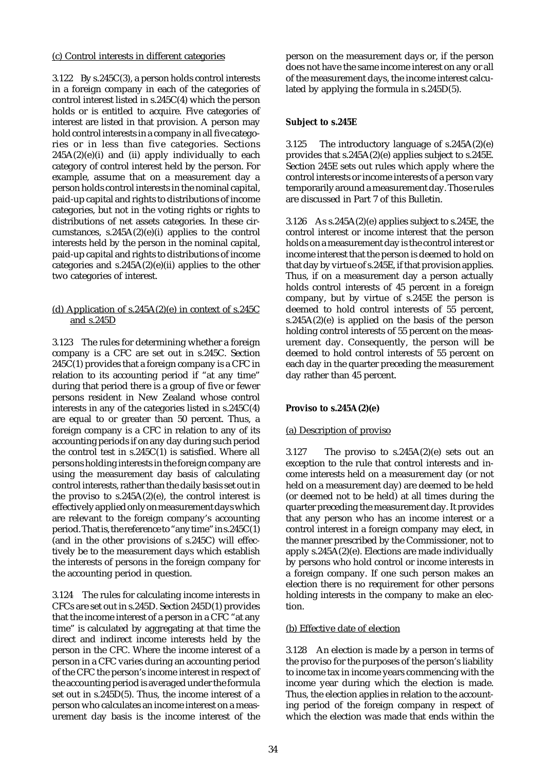(c) Control interests in different categories

3.122 By s.245C(3), a person holds control interests in a foreign company in each of the categories of control interest listed in s.245C(4) which the person holds or is entitled to acquire. Five categories of interest are listed in that provision. A person may hold control interests in a company in all five categories or in less than five categories. Sections 245A(2)(e)(i) and (ii) apply individually to each category of control interest held by the person. For example, assume that on a measurement day a person holds control interests in the nominal capital, paid-up capital and rights to distributions of income categories, but not in the voting rights or rights to distributions of net assets categories. In these circumstances, s.245A(2)(e)(i) applies to the control interests held by the person in the nominal capital, paid-up capital and rights to distributions of income categories and s.245A(2)(e)(ii) applies to the other two categories of interest.

(d) Application of s.245A(2)(e) in context of s.245C and s.245D

3.123 The rules for determining whether a foreign company is a CFC are set out in s.245C. Section 245C(1) provides that a foreign company is a CFC in relation to its accounting period if "at any time" during that period there is a group of five or fewer persons resident in New Zealand whose control interests in any of the categories listed in s.245C(4) are equal to or greater than 50 percent. Thus, a foreign company is a CFC in relation to any of its accounting periods if on any day during such period the control test in s.245C(1) is satisfied. Where all persons holding interests in the foreign company are using the measurement day basis of calculating control interests, rather than the daily basis set out in the proviso to s.245A(2)(e), the control interest is effectively applied only on measurement days which are relevant to the foreign company's accounting period. That is, the reference to "any time" in s.245C(1) (and in the other provisions of s.245C) will effectively be to the measurement days which establish the interests of persons in the foreign company for the accounting period in question.

3.124 The rules for calculating income interests in CFCs are set out in s.245D. Section 245D(1) provides that the income interest of a person in a CFC "at any time" is calculated by aggregating at that time the direct and indirect income interests held by the person in the CFC. Where the income interest of a person in a CFC varies during an accounting period of the CFC the person's income interest in respect of the accounting period is averaged under the formula set out in s.245D(5). Thus, the income interest of a person who calculates an income interest on a measurement day basis is the income interest of the person on the measurement days or, if the person does not have the same income interest on any or all of the measurement days, the income interest calculated by applying the formula in s.245D(5).

**Subject to s.245E**

3.125 The introductory language of s.245A(2)(e) provides that s.245A(2)(e) applies subject to s.245E. Section 245E sets out rules which apply where the control interests or income interests of a person vary temporarily around a measurement day. Those rules are discussed in Part 7 of this Bulletin.

3.126 As s.245A(2)(e) applies subject to s.245E, the control interest or income interest that the person holds on a measurement day is the control interest or income interest that the person is deemed to hold on that day by virtue of s.245E, if that provision applies. Thus, if on a measurement day a person actually holds control interests of 45 percent in a foreign company, but by virtue of s.245E the person is deemed to hold control interests of 55 percent, s.245A(2)(e) is applied on the basis of the person holding control interests of 55 percent on the measurement day. Consequently, the person will be deemed to hold control interests of 55 percent on each day in the quarter preceding the measurement day rather than 45 percent.

**Proviso to s.245A(2)(e)**

(a) Description of proviso

3.127 The proviso to s.245A(2)(e) sets out an exception to the rule that control interests and income interests held on a measurement day (or not held on a measurement day) are deemed to be held (or deemed not to be held) at all times during the quarter preceding the measurement day. It provides that any person who has an income interest or a control interest in a foreign company may elect, in the manner prescribed by the Commissioner, not to apply s.245A(2)(e). Elections are made individually by persons who hold control or income interests in a foreign company. If one such person makes an election there is no requirement for other persons holding interests in the company to make an election.

(b) Effective date of election

3.128 An election is made by a person in terms of the proviso for the purposes of the person's liability to income tax in income years commencing with the income year during which the election is made. Thus, the election applies in relation to the accounting period of the foreign company in respect of which the election was made that ends within the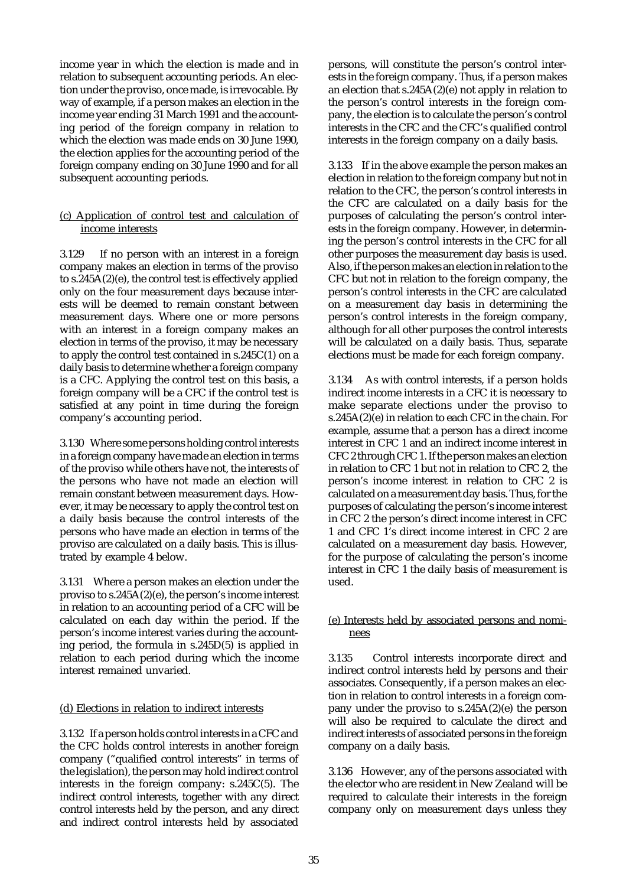income year in which the election is made and in relation to subsequent accounting periods. An election under the proviso, once made, is irrevocable. By way of example, if a person makes an election in the income year ending 31 March 1991 and the accounting period of the foreign company in relation to which the election was made ends on 30 June 1990, the election applies for the accounting period of the foreign company ending on 30 June 1990 and for all subsequent accounting periods.

(c) Application of control test and calculation of income interests

3.129 If no person with an interest in a foreign company makes an election in terms of the proviso to s.245A(2)(e), the control test is effectively applied only on the four measurement days because interests will be deemed to remain constant between measurement days. Where one or more persons with an interest in a foreign company makes an election in terms of the proviso, it may be necessary to apply the control test contained in s.245C(1) on a daily basis to determine whether a foreign company is a CFC. Applying the control test on this basis, a foreign company will be a CFC if the control test is satisfied at any point in time during the foreign company's accounting period.

3.130 Where some persons holding control interests in a foreign company have made an election in terms of the proviso while others have not, the interests of the persons who have not made an election will remain constant between measurement days. However, it may be necessary to apply the control test on a daily basis because the control interests of the persons who have made an election in terms of the proviso are calculated on a daily basis. This is illustrated by example 4 below.

3.131 Where a person makes an election under the proviso to s.245A(2)(e), the person's income interest in relation to an accounting period of a CFC will be calculated on each day within the period. If the person's income interest varies during the accounting period, the formula in s.245D(5) is applied in relation to each period during which the income interest remained unvaried.

(d) Elections in relation to indirect interests

3.132 If a person holds control interests in a CFC and the CFC holds control interests in another foreign company ("qualified control interests" in terms of the legislation), the person may hold indirect control interests in the foreign company: s.245C(5). The indirect control interests, together with any direct control interests held by the person, and any direct and indirect control interests held by associated persons, will constitute the person's control interests in the foreign company. Thus, if a person makes an election that s.245A(2)(e) not apply in relation to the person's control interests in the foreign company, the election is to calculate the person's control interests in the CFC and the CFC's qualified control interests in the foreign company on a daily basis.

3.133 If in the above example the person makes an election in relation to the foreign company but not in relation to the CFC, the person's control interests in the CFC are calculated on a daily basis for the purposes of calculating the person's control interests in the foreign company. However, in determining the person's control interests in the CFC for all other purposes the measurement day basis is used. Also, if the person makes an election in relation to the CFC but not in relation to the foreign company, the person's control interests in the CFC are calculated on a measurement day basis in determining the person's control interests in the foreign company, although for all other purposes the control interests will be calculated on a daily basis. Thus, separate elections must be made for each foreign company.

3.134 As with control interests, if a person holds indirect income interests in a CFC it is necessary to make separate elections under the proviso to s.245A(2)(e) in relation to each CFC in the chain. For example, assume that a person has a direct income interest in CFC 1 and an indirect income interest in CFC 2 through CFC 1. If the person makes an election in relation to CFC 1 but not in relation to CFC 2, the person's income interest in relation to CFC 2 is calculated on a measurement day basis. Thus, for the purposes of calculating the person's income interest in CFC 2 the person's direct income interest in CFC 1 and CFC 1's direct income interest in CFC 2 are calculated on a measurement day basis. However, for the purpose of calculating the person's income interest in CFC 1 the daily basis of measurement is used.

(e) Interests held by associated persons and nominees

3.135 Control interests incorporate direct and indirect control interests held by persons and their associates. Consequently, if a person makes an election in relation to control interests in a foreign company under the proviso to s.245A(2)(e) the person will also be required to calculate the direct and indirect interests of associated persons in the foreign company on a daily basis.

3.136 However, any of the persons associated with the elector who are resident in New Zealand will be required to calculate their interests in the foreign company only on measurement days unless they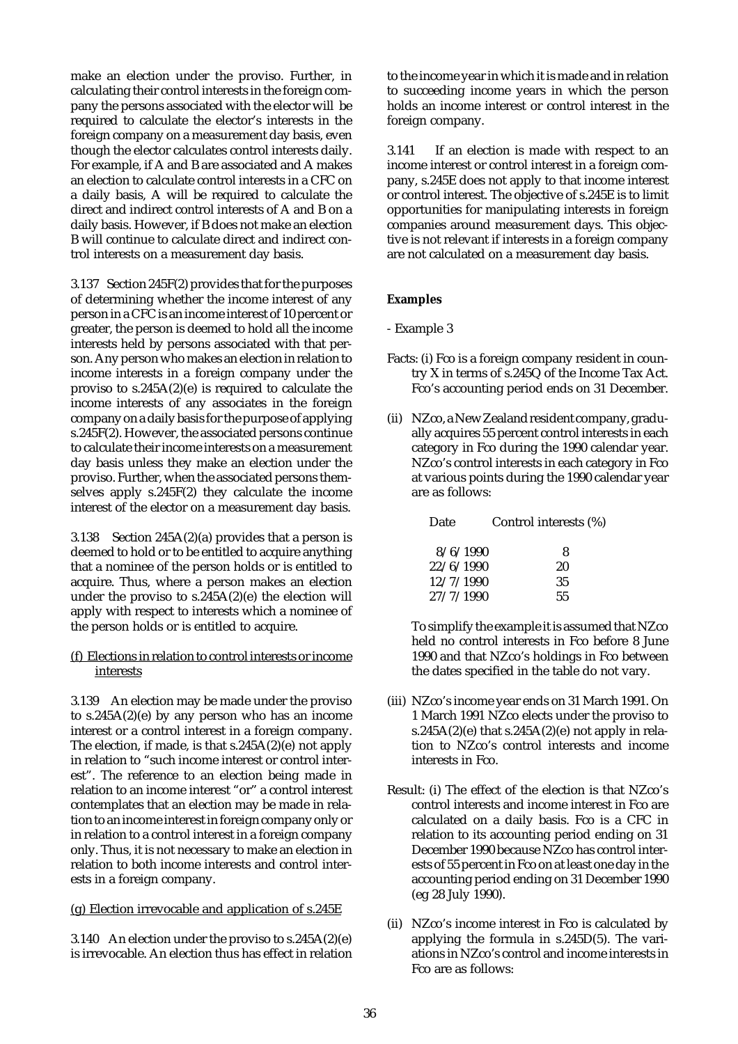make an election under the proviso. Further, in calculating their control interests in the foreign company the persons associated with the elector will be required to calculate the elector's interests in the foreign company on a measurement day basis, even though the elector calculates control interests daily. For example, if A and B are associated and A makes an election to calculate control interests in a CFC on a daily basis, A will be required to calculate the direct and indirect control interests of A and B on a daily basis. However, if B does not make an election B will continue to calculate direct and indirect control interests on a measurement day basis.

3.137 Section 245F(2) provides that for the purposes of determining whether the income interest of any person in a CFC is an income interest of 10 percent or greater, the person is deemed to hold all the income interests held by persons associated with that person. Any person who makes an election in relation to income interests in a foreign company under the proviso to s.245A(2)(e) is required to calculate the income interests of any associates in the foreign company on a daily basis for the purpose of applying s.245F(2). However, the associated persons continue to calculate their income interests on a measurement day basis unless they make an election under the proviso. Further, when the associated persons themselves apply s.245F(2) they calculate the income interest of the elector on a measurement day basis.

3.138 Section 245A(2)(a) provides that a person is deemed to hold or to be entitled to acquire anything that a nominee of the person holds or is entitled to acquire. Thus, where a person makes an election under the proviso to s.245A(2)(e) the election will apply with respect to interests which a nominee of the person holds or is entitled to acquire.

(f) Elections in relation to control interests or income interests

3.139 An election may be made under the proviso to s.245A(2)(e) by any person who has an income interest or a control interest in a foreign company. The election, if made, is that s.245A(2)(e) not apply in relation to "such income interest or control interest". The reference to an election being made in relation to an income interest "or" a control interest contemplates that an election may be made in relation to an income interest in foreign company only or in relation to a control interest in a foreign company only. Thus, it is not necessary to make an election in relation to both income interests and control interests in a foreign company.

(g) Election irrevocable and application of s.245E

3.140 An election under the proviso to s.245A(2)(e) is irrevocable. An election thus has effect in relation to the income year in which it is made and in relation to succeeding income years in which the person holds an income interest or control interest in the foreign company.

3.141 If an election is made with respect to an income interest or control interest in a foreign company, s.245E does not apply to that income interest or control interest. The objective of s.245E is to limit opportunities for manipulating interests in foreign companies around measurement days. This objective is not relevant if interests in a foreign company are not calculated on a measurement day basis.

**Examples**

- Example 3

Facts: (i) Fco is a foreign company resident in country X in terms of s.245Q of the Income Tax Act. Fco's accounting period ends on 31 December.

(ii) NZco, a New Zealand resident company, gradually acquires 55 percent control interests in each category in Fco during the 1990 calendar year. NZco's control interests in each category in Fco at various points during the 1990 calendar year are as follows:

| Date | Control interests (%) |
|---|---|
| 8/6/1990 | 8 |
| 22/6/1990 | 20 |
| 12/7/1990 | 35 |
| 27/7/1990 | 55 |

To simplify the example it is assumed that NZco held no control interests in Fco before 8 June 1990 and that NZco's holdings in Fco between the dates specified in the table do not vary.

(iii) NZco's income year ends on 31 March 1991. On 1 March 1991 NZco elects under the proviso to s.245A(2)(e) that s.245A(2)(e) not apply in relation to NZco's control interests and income interests in Fco.

Result: (i) The effect of the election is that NZco's control interests and income interest in Fco are calculated on a daily basis. Fco is a CFC in relation to its accounting period ending on 31 December 1990 because NZco has control interests of 55 percent in Fco on at least one day in the accounting period ending on 31 December 1990 (eg 28 July 1990).

(ii) NZco's income interest in Fco is calculated by applying the formula in s.245D(5). The variations in NZco's control and income interests in Fco are as follows: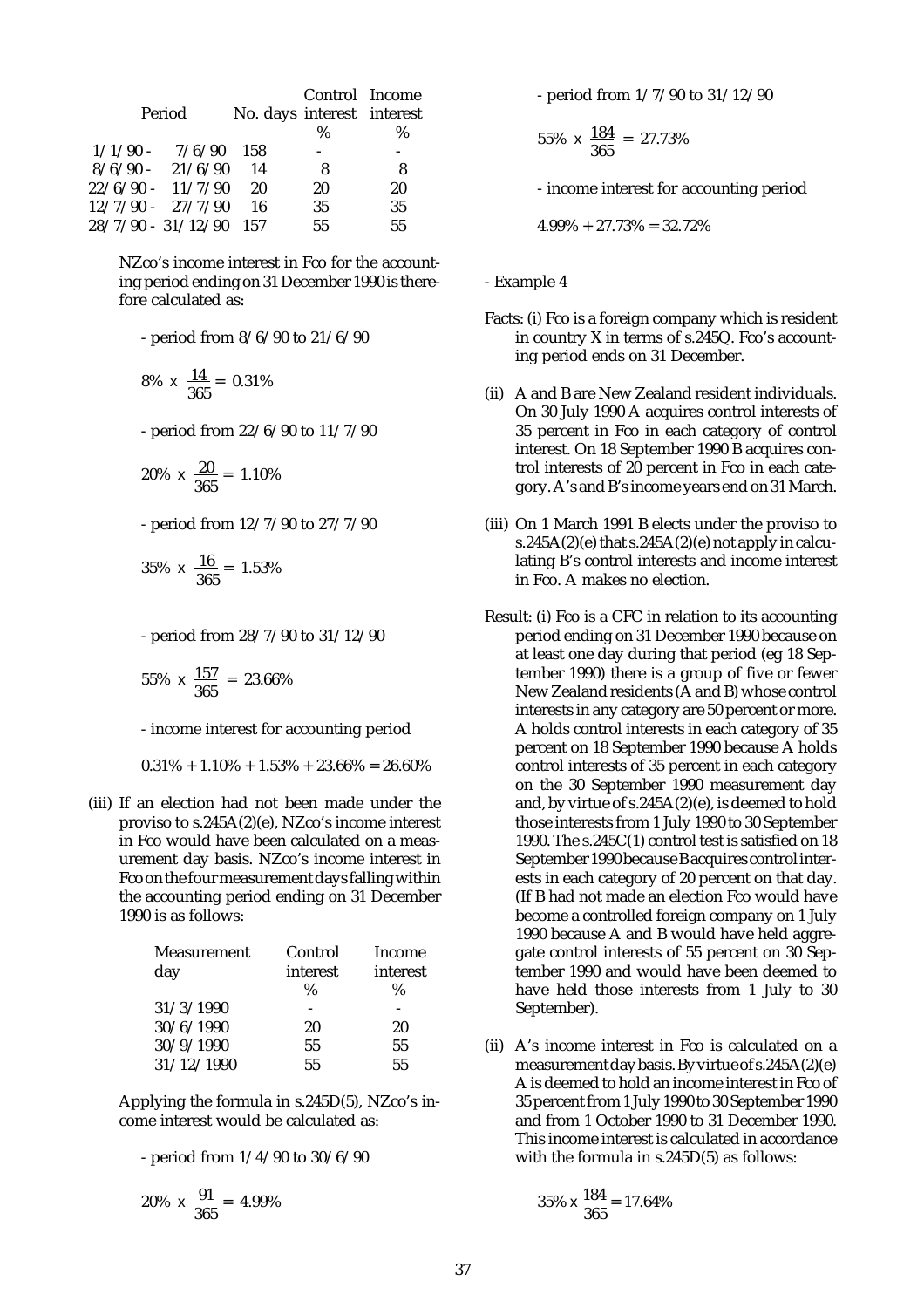| Period | | No. days | Control interest | Income interest |
|---|---|---|---|---|
| | | | % | % |
| 1/1/90 - | 7/6/90 | 158 | - | - |
| 8/6/90 - | 21/6/90 | 14 | 8 | 8 |
| 22/6/90 - | 11/7/90 | 20 | 20 | 20 |
| 12/7/90 - | 27/7/90 | 16 | 35 | 35 |
| 28/7/90 - | 31/12/90 | 157 | 55 | 55 |

NZco's income interest in Fco for the accounting period ending on 31 December 1990 is therefore calculated as:

- period from 8/6/90 to 21/6/90

$$8\% \times \frac{14}{365} = 0.31\%$$

- period from 22/6/90 to 11/7/90

$$20\% \times \frac{20}{365} = 1.10\%$$

- period from 12/7/90 to 27/7/90

$$35\% \times \frac{16}{365} = 1.53\%$$

- period from 28/7/90 to 31/12/90

$$55\% \times \frac{157}{365} = 23.66\%$$

- income interest for accounting period

$$0.31\% + 1.10\% + 1.53\% + 23.66\% = 26.60\%$$

(iii) If an election had not been made under the proviso to s.245A(2)(e), NZco's income interest in Fco would have been calculated on a measurement day basis. NZco's income interest in Fco on the four measurement days falling within the accounting period ending on 31 December 1990 is as follows:

| Measurement day | Control interest | Income interest |
|---|---|---|
| | % | % |
| 31/3/1990 | - | - |
| 30/6/1990 | 20 | 20 |
| 30/9/1990 | 55 | 55 |
| 31/12/1990 | 55 | 55 |

Applying the formula in s.245D(5), NZco's income interest would be calculated as:

- period from 1/4/90 to 30/6/90

$$20\% \times \frac{91}{365} = 4.99\%$$

- period from 1/7/90 to 31/12/90

$$55\% \times \frac{184}{365} = 27.73\%$$

- income interest for accounting period

$$4.99\% + 27.73\% = 32.72\%$$

- Example 4

Facts: (i) Fco is a foreign company which is resident in country X in terms of s.245Q. Fco's accounting period ends on 31 December.

(ii) A and B are New Zealand resident individuals. On 30 July 1990 A acquires control interests of 35 percent in Fco in each category of control interest. On 18 September 1990 B acquires control interests of 20 percent in Fco in each category. A's and B's income years end on 31 March.

(iii) On 1 March 1991 B elects under the proviso to s.245A(2)(e) that s.245A(2)(e) not apply in calculating B's control interests and income interest in Fco. A makes no election.

Result: (i) Fco is a CFC in relation to its accounting period ending on 31 December 1990 because on at least one day during that period (eg 18 September 1990) there is a group of five or fewer New Zealand residents (A and B) whose control interests in any category are 50 percent or more. A holds control interests in each category of 35 percent on 18 September 1990 because A holds control interests of 35 percent in each category on the 30 September 1990 measurement day and, by virtue of s.245A(2)(e), is deemed to hold those interests from 1 July 1990 to 30 September 1990. The s.245C(1) control test is satisfied on 18 September 1990 because B acquires control interests in each category of 20 percent on that day. (If B had not made an election Fco would have become a controlled foreign company on 1 July 1990 because A and B would have held aggregate control interests of 55 percent on 30 September 1990 and would have been deemed to have held those interests from 1 July to 30 September).

(ii) A's income interest in Fco is calculated on a measurement day basis. By virtue of s.245A(2)(e) A is deemed to hold an income interest in Fco of 35 percent from 1 July 1990 to 30 September 1990 and from 1 October 1990 to 31 December 1990. This income interest is calculated in accordance with the formula in s.245D(5) as follows:

$$35\% \times \frac{184}{365} = 17.64\%$$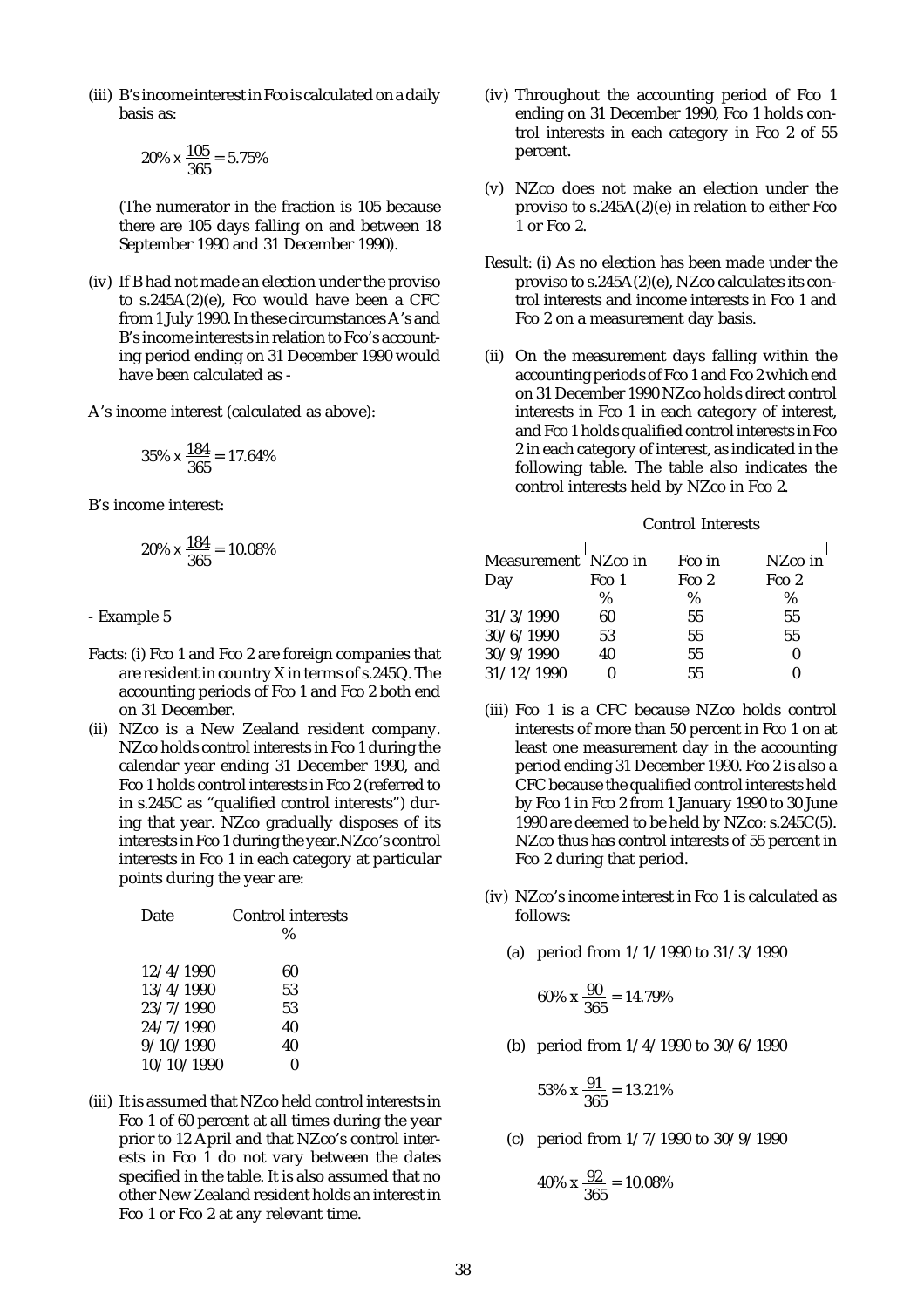(iii) B's income interest in Fco is calculated on a daily basis as:

$$20\% \text{ x } \frac{105}{365} = 5.75\%$$

(The numerator in the fraction is 105 because there are 105 days falling on and between 18 September 1990 and 31 December 1990).

(iv) If B had not made an election under the proviso to s.245A(2)(e), Fco would have been a CFC from 1 July 1990. In these circumstances A's and B's income interests in relation to Fco's accounting period ending on 31 December 1990 would have been calculated as -

A's income interest (calculated as above):

$$35\% \text{ x } \frac{184}{365} = 17.64\%$$

B's income interest:

$$20\% \text{ x } \frac{184}{365} = 10.08\%$$

- Example 5

Facts: (i) Fco 1 and Fco 2 are foreign companies that are resident in country X in terms of s.245Q. The accounting periods of Fco 1 and Fco 2 both end on 31 December.

(ii) NZco is a New Zealand resident company. NZco holds control interests in Fco 1 during the calendar year ending 31 December 1990, and Fco 1 holds control interests in Fco 2 (referred to in s.245C as "qualified control interests") during that year. NZco gradually disposes of its interests in Fco 1 during the year. NZco's control interests in Fco 1 in each category at particular points during the year are:

| Date | Control interests % |
|---|---|
| 12/4/1990 | 60 |
| 13/4/1990 | 53 |
| 23/7/1990 | 53 |
| 24/7/1990 | 40 |
| 9/10/1990 | 40 |
| 10/10/1990 | 0 |

(iii) It is assumed that NZco held control interests in Fco 1 of 60 percent at all times during the year prior to 12 April and that NZco's control interests in Fco 1 do not vary between the dates specified in the table. It is also assumed that no other New Zealand resident holds an interest in Fco 1 or Fco 2 at any relevant time.

(iv) Throughout the accounting period of Fco 1 ending on 31 December 1990, Fco 1 holds control interests in each category in Fco 2 of 55 percent.

(v) NZco does not make an election under the proviso to s.245A(2)(e) in relation to either Fco 1 or Fco 2.

Result: (i) As no election has been made under the proviso to s.245A(2)(e), NZco calculates its control interests and income interests in Fco 1 and Fco 2 on a measurement day basis.

(ii) On the measurement days falling within the accounting periods of Fco 1 and Fco 2 which end on 31 December 1990 NZco holds direct control interests in Fco 1 in each category of interest, and Fco 1 holds qualified control interests in Fco 2 in each category of interest, as indicated in the following table. The table also indicates the control interests held by NZco in Fco 2.

| | Control Interests | | |
|---|---|---|---|
| Measurement Day | NZco in Fco 1 | Fco in Fco 2 | NZco in Fco 2 |
| | % | % | % |
| 31/3/1990 | 60 | 55 | 55 |
| 30/6/1990 | 53 | 55 | 55 |
| 30/9/1990 | 40 | 55 | 0 |
| 31/12/1990 | 0 | 55 | 0 |

(iii) Fco 1 is a CFC because NZco holds control interests of more than 50 percent in Fco 1 on at least one measurement day in the accounting period ending 31 December 1990. Fco 2 is also a CFC because the qualified control interests held by Fco 1 in Fco 2 from 1 January 1990 to 30 June 1990 are deemed to be held by NZco: s.245C(5). NZco thus has control interests of 55 percent in Fco 2 during that period.

(iv) NZco's income interest in Fco 1 is calculated as follows:

(a) period from 1/1/1990 to 31/3/1990

$$60\% \text{ x } \frac{90}{365} = 14.79\%$$

(b) period from 1/4/1990 to 30/6/1990

$$53\% \text{ x } \frac{91}{365} = 13.21\%$$

(c) period from 1/7/1990 to 30/9/1990

$$40\% \text{ x } \frac{92}{365} = 10.08\%$$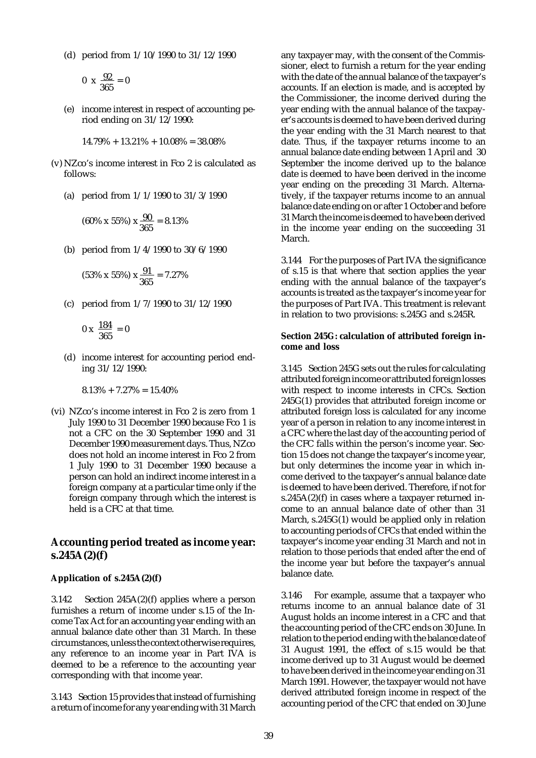(d) period from 1/10/1990 to 31/12/1990

$$0 \times \frac{92}{365} = 0$$

(e) income interest in respect of accounting period ending on 31/12/1990:

14.79% + 13.21% + 10.08% = 38.08%

(v) NZco's income interest in Fco 2 is calculated as follows:

(a) period from 1/1/1990 to 31/3/1990

$$(60\% \times 55\%) \times \frac{90}{365} = 8.13\%$$

(b) period from 1/4/1990 to 30/6/1990

$$(53\% \times 55\%) \times \frac{91}{365} = 7.27\%$$

(c) period from 1/7/1990 to 31/12/1990

$$0 \times \frac{184}{365} = 0$$

(d) income interest for accounting period ending 31/12/1990:

8.13% + 7.27% = 15.40%

(vi) NZco's income interest in Fco 2 is zero from 1 July 1990 to 31 December 1990 because Fco 1 is not a CFC on the 30 September 1990 and 31 December 1990 measurement days. Thus, NZco does not hold an income interest in Fco 2 from 1 July 1990 to 31 December 1990 because a person can hold an indirect income interest in a foreign company at a particular time only if the foreign company through which the interest is held is a CFC at that time.

## Accounting period treated as income year: s.245A(2)(f)

### Application of s.245A(2)(f)

3.142 Section 245A(2)(f) applies where a person furnishes a return of income under s.15 of the Income Tax Act for an accounting year ending with an annual balance date other than 31 March. In these circumstances, unless the context otherwise requires, any reference to an income year in Part IVA is deemed to be a reference to the accounting year corresponding with that income year.

3.143 Section 15 provides that instead of furnishing a return of income for any year ending with 31 March any taxpayer may, with the consent of the Commissioner, elect to furnish a return for the year ending with the date of the annual balance of the taxpayer's accounts. If an election is made, and is accepted by the Commissioner, the income derived during the year ending with the annual balance of the taxpayer's accounts is deemed to have been derived during the year ending with the 31 March nearest to that date. Thus, if the taxpayer returns income to an annual balance date ending between 1 April and 30 September the income derived up to the balance date is deemed to have been derived in the income year ending on the preceding 31 March. Alternatively, if the taxpayer returns income to an annual balance date ending on or after 1 October and before 31 March the income is deemed to have been derived in the income year ending on the succeeding 31 March.

3.144 For the purposes of Part IVA the significance of s.15 is that where that section applies the year ending with the annual balance of the taxpayer's accounts is treated as the taxpayer's income year for the purposes of Part IVA. This treatment is relevant in relation to two provisions: s.245G and s.245R.

### Section 245G: calculation of attributed foreign income and loss

3.145 Section 245G sets out the rules for calculating attributed foreign income or attributed foreign losses with respect to income interests in CFCs. Section 245G(1) provides that attributed foreign income or attributed foreign loss is calculated for any income year of a person in relation to any income interest in a CFC where the last day of the accounting period of the CFC falls within the person's income year. Section 15 does not change the taxpayer's income year, but only determines the income year in which income derived to the taxpayer's annual balance date is deemed to have been derived. Therefore, if not for s.245A(2)(f) in cases where a taxpayer returned income to an annual balance date of other than 31 March, s.245G(1) would be applied only in relation to accounting periods of CFCs that ended within the taxpayer's income year ending 31 March and not in relation to those periods that ended after the end of the income year but before the taxpayer's annual balance date.

3.146 For example, assume that a taxpayer who returns income to an annual balance date of 31 August holds an income interest in a CFC and that the accounting period of the CFC ends on 30 June. In relation to the period ending with the balance date of 31 August 1991, the effect of s.15 would be that income derived up to 31 August would be deemed to have been derived in the income year ending on 31 March 1991. However, the taxpayer would not have derived attributed foreign income in respect of the accounting period of the CFC that ended on 30 June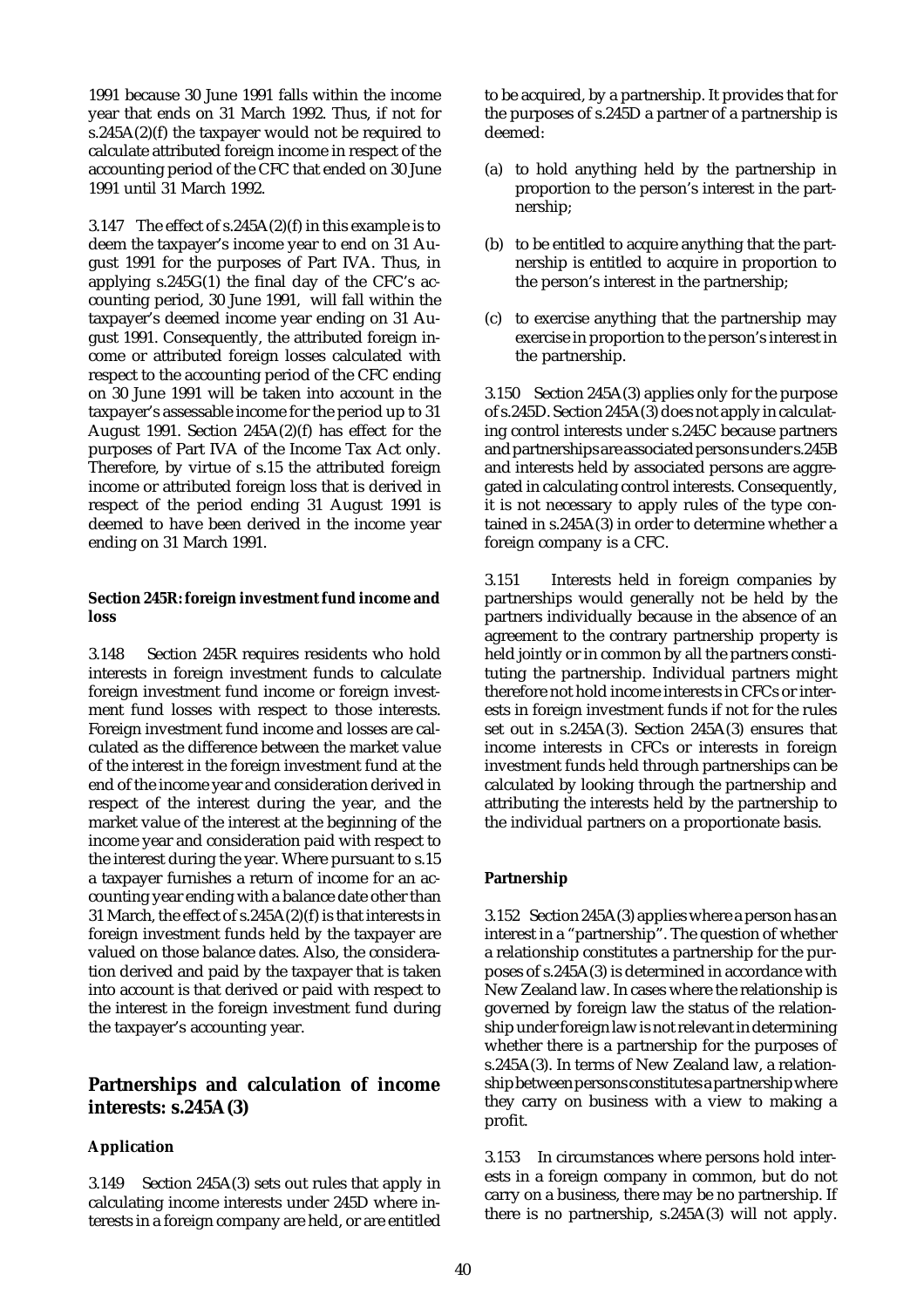1991 because 30 June 1991 falls within the income year that ends on 31 March 1992. Thus, if not for s.245A(2)(f) the taxpayer would not be required to calculate attributed foreign income in respect of the accounting period of the CFC that ended on 30 June 1991 until 31 March 1992.

3.147 The effect of s.245A(2)(f) in this example is to deem the taxpayer's income year to end on 31 August 1991 for the purposes of Part IVA. Thus, in applying s.245G(1) the final day of the CFC's accounting period, 30 June 1991, will fall within the taxpayer's deemed income year ending on 31 August 1991. Consequently, the attributed foreign income or attributed foreign losses calculated with respect to the accounting period of the CFC ending on 30 June 1991 will be taken into account in the taxpayer's assessable income for the period up to 31 August 1991. Section 245A(2)(f) has effect for the purposes of Part IVA of the Income Tax Act only. Therefore, by virtue of s.15 the attributed foreign income or attributed foreign loss that is derived in respect of the period ending 31 August 1991 is deemed to have been derived in the income year ending on 31 March 1991.

#### Section 245R: foreign investment fund income and loss

3.148 Section 245R requires residents who hold interests in foreign investment funds to calculate foreign investment fund income or foreign investment fund losses with respect to those interests. Foreign investment fund income and losses are calculated as the difference between the market value of the interest in the foreign investment fund at the end of the income year and consideration derived in respect of the interest during the year, and the market value of the interest at the beginning of the income year and consideration paid with respect to the interest during the year. Where pursuant to s.15 a taxpayer furnishes a return of income for an accounting year ending with a balance date other than 31 March, the effect of s.245A(2)(f) is that interests in foreign investment funds held by the taxpayer are valued on those balance dates. Also, the consideration derived and paid by the taxpayer that is taken into account is that derived or paid with respect to the interest in the foreign investment fund during the taxpayer's accounting year.

## Partnerships and calculation of income interests: s.245A(3)

#### Application

3.149 Section 245A(3) sets out rules that apply in calculating income interests under 245D where interests in a foreign company are held, or are entitled to be acquired, by a partnership. It provides that for the purposes of s.245D a partner of a partnership is deemed:

(a) to hold anything held by the partnership in proportion to the person's interest in the partnership;

(b) to be entitled to acquire anything that the partnership is entitled to acquire in proportion to the person's interest in the partnership;

(c) to exercise anything that the partnership may exercise in proportion to the person's interest in the partnership.

3.150 Section 245A(3) applies only for the purpose of s.245D. Section 245A(3) does not apply in calculating control interests under s.245C because partners and partnerships are associated persons under s.245B and interests held by associated persons are aggregated in calculating control interests. Consequently, it is not necessary to apply rules of the type contained in s.245A(3) in order to determine whether a foreign company is a CFC.

3.151 Interests held in foreign companies by partnerships would generally not be held by the partners individually because in the absence of an agreement to the contrary partnership property is held jointly or in common by all the partners constituting the partnership. Individual partners might therefore not hold income interests in CFCs or interests in foreign investment funds if not for the rules set out in s.245A(3). Section 245A(3) ensures that income interests in CFCs or interests in foreign investment funds held through partnerships can be calculated by looking through the partnership and attributing the interests held by the partnership to the individual partners on a proportionate basis.

#### Partnership

3.152 Section 245A(3) applies where a person has an interest in a "partnership". The question of whether a relationship constitutes a partnership for the purposes of s.245A(3) is determined in accordance with New Zealand law. In cases where the relationship is governed by foreign law the status of the relationship under foreign law is not relevant in determining whether there is a partnership for the purposes of s.245A(3). In terms of New Zealand law, a relationship between persons constitutes a partnership where they carry on business with a view to making a profit.

3.153 In circumstances where persons hold interests in a foreign company in common, but do not carry on a business, there may be no partnership. If there is no partnership, s.245A(3) will not apply.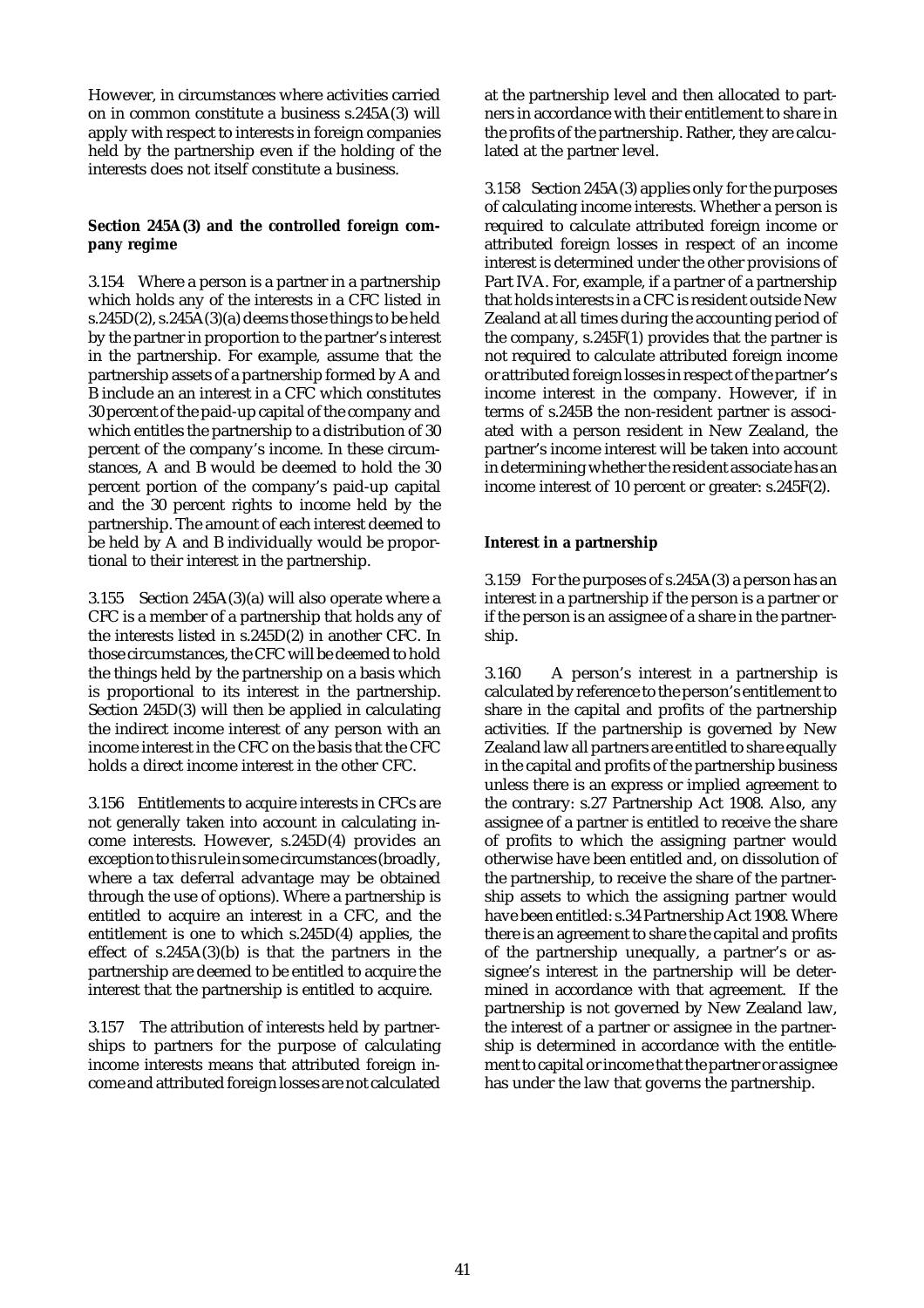However, in circumstances where activities carried on in common constitute a business s.245A(3) will apply with respect to interests in foreign companies held by the partnership even if the holding of the interests does not itself constitute a business.

**Section 245A(3) and the controlled foreign company regime**

3.154 Where a person is a partner in a partnership which holds any of the interests in a CFC listed in s.245D(2), s.245A(3)(a) deems those things to be held by the partner in proportion to the partner's interest in the partnership. For example, assume that the partnership assets of a partnership formed by A and B include an an interest in a CFC which constitutes 30 percent of the paid-up capital of the company and which entitles the partnership to a distribution of 30 percent of the company's income. In these circumstances, A and B would be deemed to hold the 30 percent portion of the company's paid-up capital and the 30 percent rights to income held by the partnership. The amount of each interest deemed to be held by A and B individually would be proportional to their interest in the partnership.

3.155 Section 245A(3)(a) will also operate where a CFC is a member of a partnership that holds any of the interests listed in s.245D(2) in another CFC. In those circumstances, the CFC will be deemed to hold the things held by the partnership on a basis which is proportional to its interest in the partnership. Section 245D(3) will then be applied in calculating the indirect income interest of any person with an income interest in the CFC on the basis that the CFC holds a direct income interest in the other CFC.

3.156 Entitlements to acquire interests in CFCs are not generally taken into account in calculating income interests. However, s.245D(4) provides an exception to this rule in some circumstances (broadly, where a tax deferral advantage may be obtained through the use of options). Where a partnership is entitled to acquire an interest in a CFC, and the entitlement is one to which s.245D(4) applies, the effect of s.245A(3)(b) is that the partners in the partnership are deemed to be entitled to acquire the interest that the partnership is entitled to acquire.

3.157 The attribution of interests held by partnerships to partners for the purpose of calculating income interests means that attributed foreign income and attributed foreign losses are not calculated at the partnership level and then allocated to partners in accordance with their entitlement to share in the profits of the partnership. Rather, they are calculated at the partner level.

3.158 Section 245A(3) applies only for the purposes of calculating income interests. Whether a person is required to calculate attributed foreign income or attributed foreign losses in respect of an income interest is determined under the other provisions of Part IVA. For, example, if a partner of a partnership that holds interests in a CFC is resident outside New Zealand at all times during the accounting period of the company, s.245F(1) provides that the partner is not required to calculate attributed foreign income or attributed foreign losses in respect of the partner's income interest in the company. However, if in terms of s.245B the non-resident partner is associated with a person resident in New Zealand, the partner's income interest will be taken into account in determining whether the resident associate has an income interest of 10 percent or greater: s.245F(2).

**Interest in a partnership**

3.159 For the purposes of s.245A(3) a person has an interest in a partnership if the person is a partner or if the person is an assignee of a share in the partnership.

3.160 A person's interest in a partnership is calculated by reference to the person's entitlement to share in the capital and profits of the partnership activities. If the partnership is governed by New Zealand law all partners are entitled to share equally in the capital and profits of the partnership business unless there is an express or implied agreement to the contrary: s.27 Partnership Act 1908. Also, any assignee of a partner is entitled to receive the share of profits to which the assigning partner would otherwise have been entitled and, on dissolution of the partnership, to receive the share of the partnership assets to which the assigning partner would have been entitled: s.34 Partnership Act 1908. Where there is an agreement to share the capital and profits of the partnership unequally, a partner's or assignee's interest in the partnership will be determined in accordance with that agreement. If the partnership is not governed by New Zealand law, the interest of a partner or assignee in the partnership is determined in accordance with the entitlement to capital or income that the partner or assignee has under the law that governs the partnership.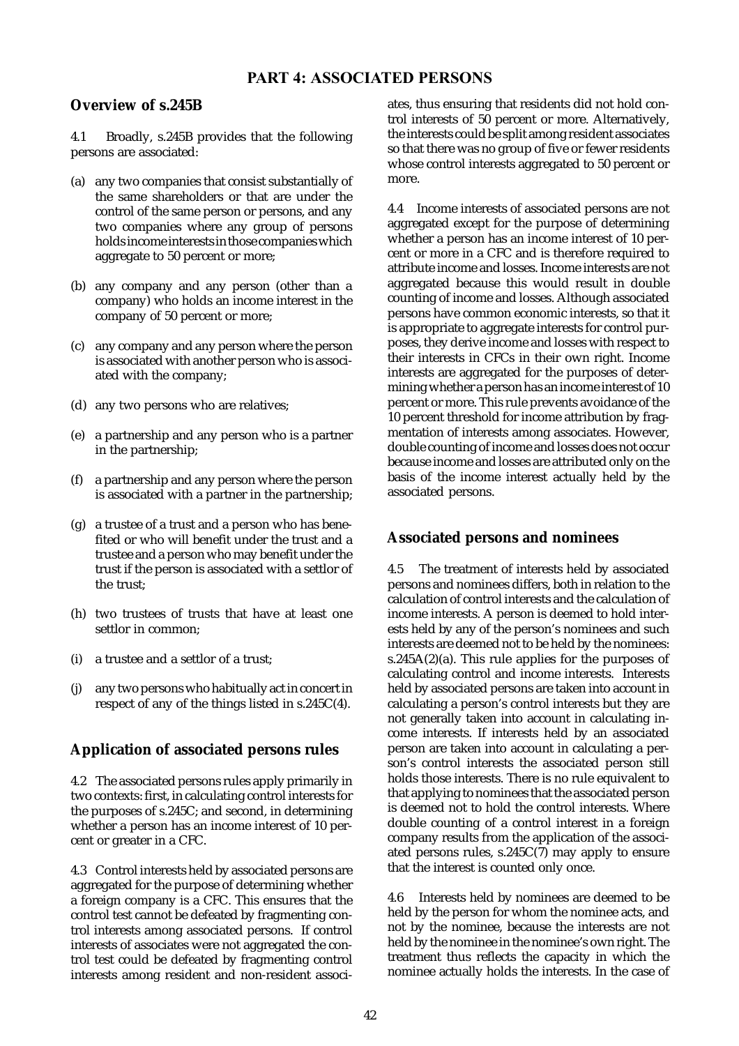# PART 4: ASSOCIATED PERSONS

## Overview of s.245B

4.1 Broadly, s.245B provides that the following persons are associated:

(a) any two companies that consist substantially of the same shareholders or that are under the control of the same person or persons, and any two companies where any group of persons holds income interests in those companies which aggregate to 50 percent or more;

(b) any company and any person (other than a company) who holds an income interest in the company of 50 percent or more;

(c) any company and any person where the person is associated with another person who is associated with the company;

(d) any two persons who are relatives;

(e) a partnership and any person who is a partner in the partnership;

(f) a partnership and any person where the person is associated with a partner in the partnership;

(g) a trustee of a trust and a person who has benefited or who will benefit under the trust and a trustee and a person who may benefit under the trust if the person is associated with a settlor of the trust;

(h) two trustees of trusts that have at least one settlor in common;

(i) a trustee and a settlor of a trust;

(j) any two persons who habitually act in concert in respect of any of the things listed in s.245C(4).

## Application of associated persons rules

4.2 The associated persons rules apply primarily in two contexts: first, in calculating control interests for the purposes of s.245C; and second, in determining whether a person has an income interest of 10 percent or greater in a CFC.

4.3 Control interests held by associated persons are aggregated for the purpose of determining whether a foreign company is a CFC. This ensures that the control test cannot be defeated by fragmenting control interests among associated persons. If control interests of associates were not aggregated the control test could be defeated by fragmenting control interests among resident and non-resident associates, thus ensuring that residents did not hold control interests of 50 percent or more. Alternatively, the interests could be split among resident associates so that there was no group of five or fewer residents whose control interests aggregated to 50 percent or more.

4.4 Income interests of associated persons are not aggregated except for the purpose of determining whether a person has an income interest of 10 percent or more in a CFC and is therefore required to attribute income and losses. Income interests are not aggregated because this would result in double counting of income and losses. Although associated persons have common economic interests, so that it is appropriate to aggregate interests for control purposes, they derive income and losses with respect to their interests in CFCs in their own right. Income interests are aggregated for the purposes of determining whether a person has an income interest of 10 percent or more. This rule prevents avoidance of the 10 percent threshold for income attribution by fragmentation of interests among associates. However, double counting of income and losses does not occur because income and losses are attributed only on the basis of the income interest actually held by the associated persons.

## Associated persons and nominees

4.5 The treatment of interests held by associated persons and nominees differs, both in relation to the calculation of control interests and the calculation of income interests. A person is deemed to hold interests held by any of the person's nominees and such interests are deemed not to be held by the nominees: s.245A(2)(a). This rule applies for the purposes of calculating control and income interests. Interests held by associated persons are taken into account in calculating a person's control interests but they are not generally taken into account in calculating income interests. If interests held by an associated person are taken into account in calculating a person's control interests the associated person still holds those interests. There is no rule equivalent to that applying to nominees that the associated person is deemed not to hold the control interests. Where double counting of a control interest in a foreign company results from the application of the associated persons rules, s.245C(7) may apply to ensure that the interest is counted only once.

4.6 Interests held by nominees are deemed to be held by the person for whom the nominee acts, and not by the nominee, because the interests are not held by the nominee in the nominee's own right. The treatment thus reflects the capacity in which the nominee actually holds the interests. In the case of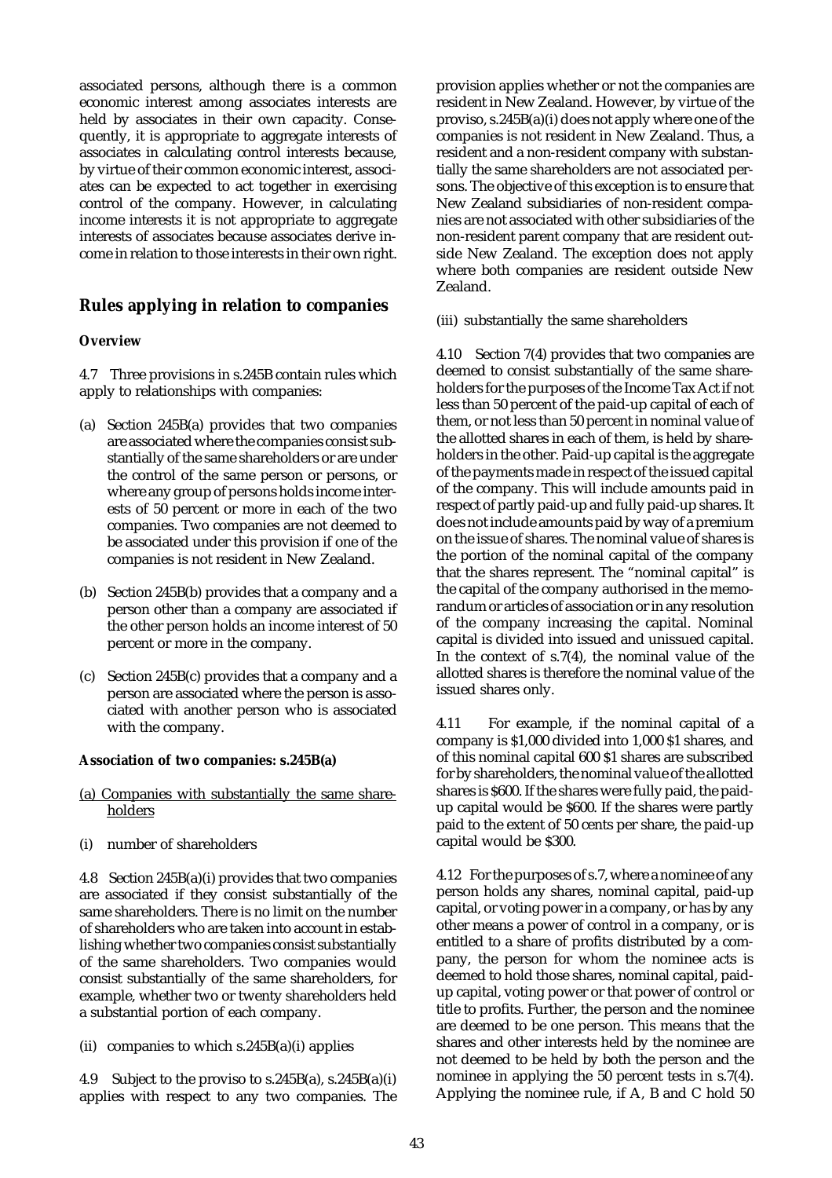associated persons, although there is a common economic interest among associates interests are held by associates in their own capacity. Consequently, it is appropriate to aggregate interests of associates in calculating control interests because, by virtue of their common economic interest, associates can be expected to act together in exercising control of the company. However, in calculating income interests it is not appropriate to aggregate interests of associates because associates derive income in relation to those interests in their own right.

## Rules applying in relation to companies

### Overview

4.7 Three provisions in s.245B contain rules which apply to relationships with companies:

(a) Section 245B(a) provides that two companies are associated where the companies consist substantially of the same shareholders or are under the control of the same person or persons, or where any group of persons holds income interests of 50 percent or more in each of the two companies. Two companies are not deemed to be associated under this provision if one of the companies is not resident in New Zealand.

(b) Section 245B(b) provides that a company and a person other than a company are associated if the other person holds an income interest of 50 percent or more in the company.

(c) Section 245B(c) provides that a company and a person are associated where the person is associated with another person who is associated with the company.

#### Association of two companies: s.245B(a)

(a) Companies with substantially the same shareholders

(i) number of shareholders

4.8 Section 245B(a)(i) provides that two companies are associated if they consist substantially of the same shareholders. There is no limit on the number of shareholders who are taken into account in establishing whether two companies consist substantially of the same shareholders. Two companies would consist substantially of the same shareholders, for example, whether two or twenty shareholders held a substantial portion of each company.

(ii) companies to which s.245B(a)(i) applies

4.9 Subject to the proviso to s.245B(a), s.245B(a)(i) applies with respect to any two companies. The provision applies whether or not the companies are resident in New Zealand. However, by virtue of the proviso, s.245B(a)(i) does not apply where one of the companies is not resident in New Zealand. Thus, a resident and a non-resident company with substantially the same shareholders are not associated persons. The objective of this exception is to ensure that New Zealand subsidiaries of non-resident companies are not associated with other subsidiaries of the non-resident parent company that are resident outside New Zealand. The exception does not apply where both companies are resident outside New Zealand.

(iii) substantially the same shareholders

4.10 Section 7(4) provides that two companies are deemed to consist substantially of the same shareholders for the purposes of the Income Tax Act if not less than 50 percent of the paid-up capital of each of them, or not less than 50 percent in nominal value of the allotted shares in each of them, is held by shareholders in the other. Paid-up capital is the aggregate of the payments made in respect of the issued capital of the company. This will include amounts paid in respect of partly paid-up and fully paid-up shares. It does not include amounts paid by way of a premium on the issue of shares. The nominal value of shares is the portion of the nominal capital of the company that the shares represent. The "nominal capital" is the capital of the company authorised in the memorandum or articles of association or in any resolution of the company increasing the capital. Nominal capital is divided into issued and unissued capital. In the context of s.7(4), the nominal value of the allotted shares is therefore the nominal value of the issued shares only.

4.11 For example, if the nominal capital of a company is $1,000 divided into 1,000 $1 shares, and of this nominal capital 600 $1 shares are subscribed for by shareholders, the nominal value of the allotted shares is $600. If the shares were fully paid, the paid-up capital would be $600. If the shares were partly paid to the extent of 50 cents per share, the paid-up capital would be $300.

4.12 For the purposes of s.7, where a nominee of any person holds any shares, nominal capital, paid-up capital, or voting power in a company, or has by any other means a power of control in a company, or is entitled to a share of profits distributed by a company, the person for whom the nominee acts is deemed to hold those shares, nominal capital, paid-up capital, voting power or that power of control or title to profits. Further, the person and the nominee are deemed to be one person. This means that the shares and other interests held by the nominee are not deemed to be held by both the person and the nominee in applying the 50 percent tests in s.7(4). Applying the nominee rule, if A, B and C hold 50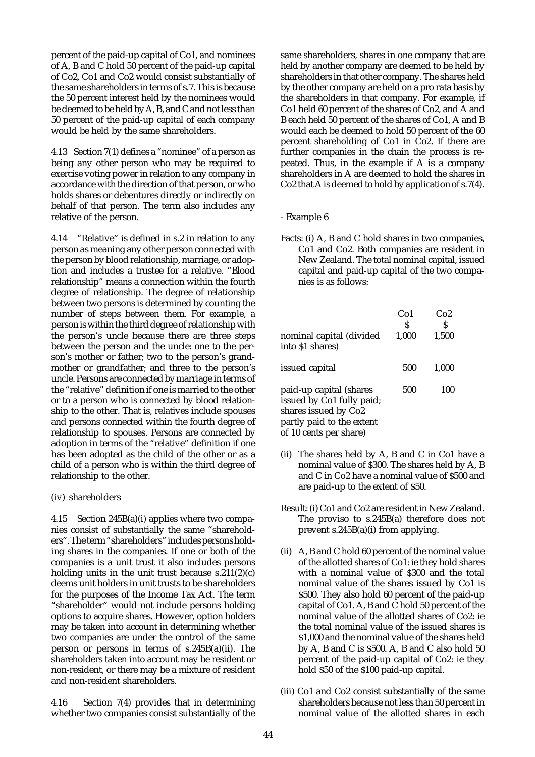percent of the paid-up capital of Co1, and nominees of A, B and C hold 50 percent of the paid-up capital of Co2, Co1 and Co2 would consist substantially of the same shareholders in terms of s.7. This is because the 50 percent interest held by the nominees would be deemed to be held by A, B, and C and not less than 50 percent of the paid-up capital of each company would be held by the same shareholders.

4.13 Section 7(1) defines a "nominee" of a person as being any other person who may be required to exercise voting power in relation to any company in accordance with the direction of that person, or who holds shares or debentures directly or indirectly on behalf of that person. The term also includes any relative of the person.

4.14 "Relative" is defined in s.2 in relation to any person as meaning any other person connected with the person by blood relationship, marriage, or adoption and includes a trustee for a relative. "Blood relationship" means a connection within the fourth degree of relationship. The degree of relationship between two persons is determined by counting the number of steps between them. For example, a person is within the third degree of relationship with the person's uncle because there are three steps between the person and the uncle: one to the person's mother or father; two to the person's grandmother or grandfather; and three to the person's uncle. Persons are connected by marriage in terms of the "relative" definition if one is married to the other or to a person who is connected by blood relationship to the other. That is, relatives include spouses and persons connected within the fourth degree of relationship to spouses. Persons are connected by adoption in terms of the "relative" definition if one has been adopted as the child of the other or as a child of a person who is within the third degree of relationship to the other.

(iv) shareholders

4.15 Section 245B(a)(i) applies where two companies consist of substantially the same "shareholders". The term "shareholders" includes persons holding shares in the companies. If one or both of the companies is a unit trust it also includes persons holding units in the unit trust because s.211(2)(c) deems unit holders in unit trusts to be shareholders for the purposes of the Income Tax Act. The term "shareholder" would not include persons holding options to acquire shares. However, option holders may be taken into account in determining whether two companies are under the control of the same person or persons in terms of s.245B(a)(ii). The shareholders taken into account may be resident or non-resident, or there may be a mixture of resident and non-resident shareholders.

4.16 Section 7(4) provides that in determining whether two companies consist substantially of the same shareholders, shares in one company that are held by another company are deemed to be held by shareholders in that other company. The shares held by the other company are held on a pro rata basis by the shareholders in that company. For example, if Co1 held 60 percent of the shares of Co2, and A and B each held 50 percent of the shares of Co1, A and B would each be deemed to hold 50 percent of the 60 percent shareholding of Co1 in Co2. If there are further companies in the chain the process is repeated. Thus, in the example if A is a company shareholders in A are deemed to hold the shares in Co2 that A is deemed to hold by application of s.7(4).

- Example 6

Facts: (i) A, B and C hold shares in two companies, Co1 and Co2. Both companies are resident in New Zealand. The total nominal capital, issued capital and paid-up capital of the two companies is as follows:

| | Co1<br>$ | Co2<br>$ |
|---|---|---|
| nominal capital (divided into $1 shares) | 1,000 | 1,500 |
| issued capital | 500 | 1,000 |
| paid-up capital (shares issued by Co1 fully paid; shares issued by Co2 partly paid to the extent of 10 cents per share) | 500 | 100 |

(ii) The shares held by A, B and C in Co1 have a nominal value of $300. The shares held by A, B and C in Co2 have a nominal value of $500 and are paid-up to the extent of $50.

Result: (i) Co1 and Co2 are resident in New Zealand. The proviso to s.245B(a) therefore does not prevent s.245B(a)(i) from applying.

(ii) A, B and C hold 60 percent of the nominal value of the allotted shares of Co1: ie they hold shares with a nominal value of $300 and the total nominal value of the shares issued by Co1 is $500. They also hold 60 percent of the paid-up capital of Co1. A, B and C hold 50 percent of the nominal value of the allotted shares of Co2: ie the total nominal value of the issued shares is $1,000 and the nominal value of the shares held by A, B and C is $500. A, B and C also hold 50 percent of the paid-up capital of Co2: ie they hold $50 of the $100 paid-up capital.

(iii) Co1 and Co2 consist substantially of the same shareholders because not less than 50 percent in nominal value of the allotted shares in each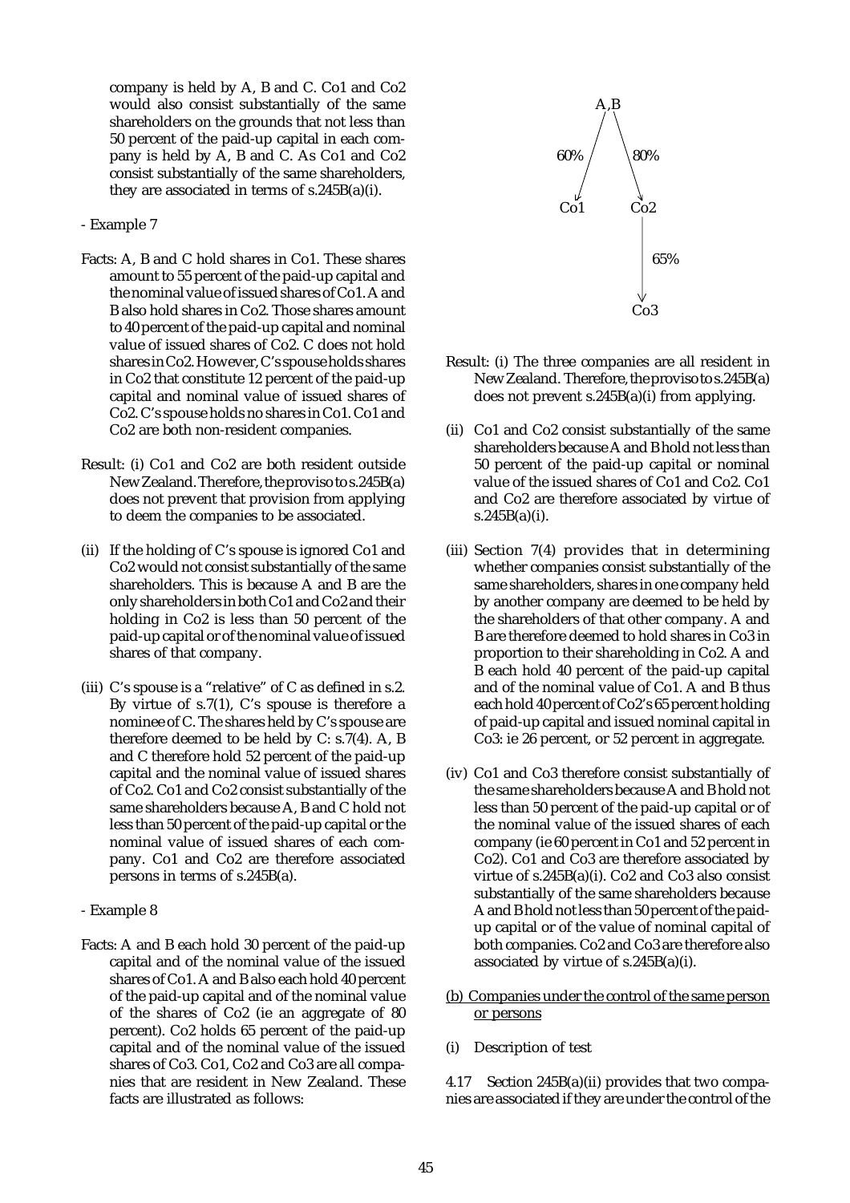company is held by A, B and C. Co1 and Co2 would also consist substantially of the same shareholders on the grounds that not less than 50 percent of the paid-up capital in each company is held by A, B and C. As Co1 and Co2 consist substantially of the same shareholders, they are associated in terms of s.245B(a)(i).

- Example 7

Facts: A, B and C hold shares in Co1. These shares amount to 55 percent of the paid-up capital and the nominal value of issued shares of Co1. A and B also hold shares in Co2. Those shares amount to 40 percent of the paid-up capital and nominal value of issued shares of Co2. C does not hold shares in Co2. However, C's spouse holds shares in Co2 that constitute 12 percent of the paid-up capital and nominal value of issued shares of Co2. C's spouse holds no shares in Co1. Co1 and Co2 are both non-resident companies.

Result: (i) Co1 and Co2 are both resident outside New Zealand. Therefore, the proviso to s.245B(a) does not prevent that provision from applying to deem the companies to be associated.

(ii) If the holding of C's spouse is ignored Co1 and Co2 would not consist substantially of the same shareholders. This is because A and B are the only shareholders in both Co1 and Co2 and their holding in Co2 is less than 50 percent of the paid-up capital or of the nominal value of issued shares of that company.

(iii) C's spouse is a "relative" of C as defined in s.2. By virtue of s.7(1), C's spouse is therefore a nominee of C. The shares held by C's spouse are therefore deemed to be held by C: s.7(4). A, B and C therefore hold 52 percent of the paid-up capital and the nominal value of issued shares of Co2. Co1 and Co2 consist substantially of the same shareholders because A, B and C hold not less than 50 percent of the paid-up capital or the nominal value of issued shares of each company. Co1 and Co2 are therefore associated persons in terms of s.245B(a).

- Example 8

Facts: A and B each hold 30 percent of the paid-up capital and of the nominal value of the issued shares of Co1. A and B also each hold 40 percent of the paid-up capital and of the nominal value of the shares of Co2 (ie an aggregate of 80 percent). Co2 holds 65 percent of the paid-up capital and of the nominal value of the issued shares of Co3. Co1, Co2 and Co3 are all companies that are resident in New Zealand. These facts are illustrated as follows:

```
        A,B
   60% /   \ 80%
      v     v
    Co1     Co2
             |
             | 65%
             v
            Co3
```

Result: (i) The three companies are all resident in New Zealand. Therefore, the proviso to s.245B(a) does not prevent s.245B(a)(i) from applying.

(ii) Co1 and Co2 consist substantially of the same shareholders because A and B hold not less than 50 percent of the paid-up capital or nominal value of the issued shares of Co1 and Co2. Co1 and Co2 are therefore associated by virtue of s.245B(a)(i).

(iii) Section 7(4) provides that in determining whether companies consist substantially of the same shareholders, shares in one company held by another company are deemed to be held by the shareholders of that other company. A and B are therefore deemed to hold shares in Co3 in proportion to their shareholding in Co2. A and B each hold 40 percent of the paid-up capital and of the nominal value of Co1. A and B thus each hold 40 percent of Co2's 65 percent holding of paid-up capital and issued nominal capital in Co3: ie 26 percent, or 52 percent in aggregate.

(iv) Co1 and Co3 therefore consist substantially of the same shareholders because A and B hold not less than 50 percent of the paid-up capital or of the nominal value of the issued shares of each company (ie 60 percent in Co1 and 52 percent in Co2). Co1 and Co3 are therefore associated by virtue of s.245B(a)(i). Co2 and Co3 also consist substantially of the same shareholders because A and B hold not less than 50 percent of the paid-up capital or of the value of nominal capital of both companies. Co2 and Co3 are therefore also associated by virtue of s.245B(a)(i).

<u>(b) Companies under the control of the same person or persons</u>

(i) Description of test

4.17 Section 245B(a)(ii) provides that two companies are associated if they are under the control of the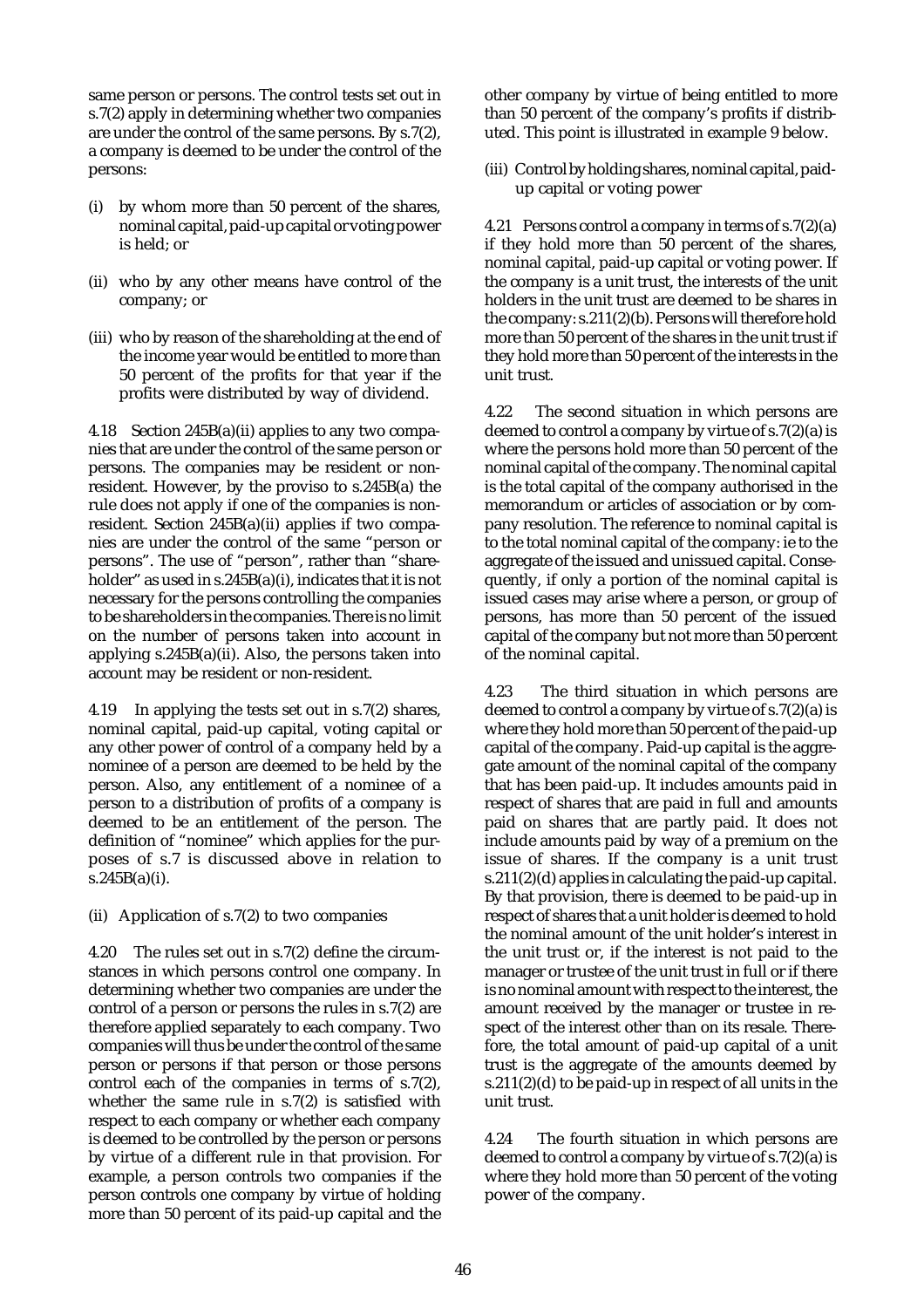same person or persons. The control tests set out in s.7(2) apply in determining whether two companies are under the control of the same persons. By s.7(2), a company is deemed to be under the control of the persons:

(i) by whom more than 50 percent of the shares, nominal capital, paid-up capital or voting power is held; or

(ii) who by any other means have control of the company; or

(iii) who by reason of the shareholding at the end of the income year would be entitled to more than 50 percent of the profits for that year if the profits were distributed by way of dividend.

4.18 Section 245B(a)(ii) applies to any two companies that are under the control of the same person or persons. The companies may be resident or non-resident. However, by the proviso to s.245B(a) the rule does not apply if one of the companies is non-resident. Section 245B(a)(ii) applies if two companies are under the control of the same "person or persons". The use of "person", rather than "shareholder" as used in s.245B(a)(i), indicates that it is not necessary for the persons controlling the companies to be shareholders in the companies. There is no limit on the number of persons taken into account in applying s.245B(a)(ii). Also, the persons taken into account may be resident or non-resident.

4.19 In applying the tests set out in s.7(2) shares, nominal capital, paid-up capital, voting capital or any other power of control of a company held by a nominee of a person are deemed to be held by the person. Also, any entitlement of a nominee of a person to a distribution of profits of a company is deemed to be an entitlement of the person. The definition of "nominee" which applies for the purposes of s.7 is discussed above in relation to s.245B(a)(i).

(ii) Application of s.7(2) to two companies

4.20 The rules set out in s.7(2) define the circumstances in which persons control one company. In determining whether two companies are under the control of a person or persons the rules in s.7(2) are therefore applied separately to each company. Two companies will thus be under the control of the same person or persons if that person or those persons control each of the companies in terms of s.7(2), whether the same rule in s.7(2) is satisfied with respect to each company or whether each company is deemed to be controlled by the person or persons by virtue of a different rule in that provision. For example, a person controls two companies if the person controls one company by virtue of holding more than 50 percent of its paid-up capital and the other company by virtue of being entitled to more than 50 percent of the company's profits if distributed. This point is illustrated in example 9 below.

(iii) Control by holding shares, nominal capital, paid-up capital or voting power

4.21 Persons control a company in terms of s.7(2)(a) if they hold more than 50 percent of the shares, nominal capital, paid-up capital or voting power. If the company is a unit trust, the interests of the unit holders in the unit trust are deemed to be shares in the company: s.211(2)(b). Persons will therefore hold more than 50 percent of the shares in the unit trust if they hold more than 50 percent of the interests in the unit trust.

4.22 The second situation in which persons are deemed to control a company by virtue of s.7(2)(a) is where the persons hold more than 50 percent of the nominal capital of the company. The nominal capital is the total capital of the company authorised in the memorandum or articles of association or by company resolution. The reference to nominal capital is to the total nominal capital of the company: ie to the aggregate of the issued and unissued capital. Consequently, if only a portion of the nominal capital is issued cases may arise where a person, or group of persons, has more than 50 percent of the issued capital of the company but not more than 50 percent of the nominal capital.

4.23 The third situation in which persons are deemed to control a company by virtue of s.7(2)(a) is where they hold more than 50 percent of the paid-up capital of the company. Paid-up capital is the aggregate amount of the nominal capital of the company that has been paid-up. It includes amounts paid in respect of shares that are paid in full and amounts paid on shares that are partly paid. It does not include amounts paid by way of a premium on the issue of shares. If the company is a unit trust s.211(2)(d) applies in calculating the paid-up capital. By that provision, there is deemed to be paid-up in respect of shares that a unit holder is deemed to hold the nominal amount of the unit holder's interest in the unit trust or, if the interest is not paid to the manager or trustee of the unit trust in full or if there is no nominal amount with respect to the interest, the amount received by the manager or trustee in respect of the interest other than on its resale. Therefore, the total amount of paid-up capital of a unit trust is the aggregate of the amounts deemed by s.211(2)(d) to be paid-up in respect of all units in the unit trust.

4.24 The fourth situation in which persons are deemed to control a company by virtue of s.7(2)(a) is where they hold more than 50 percent of the voting power of the company.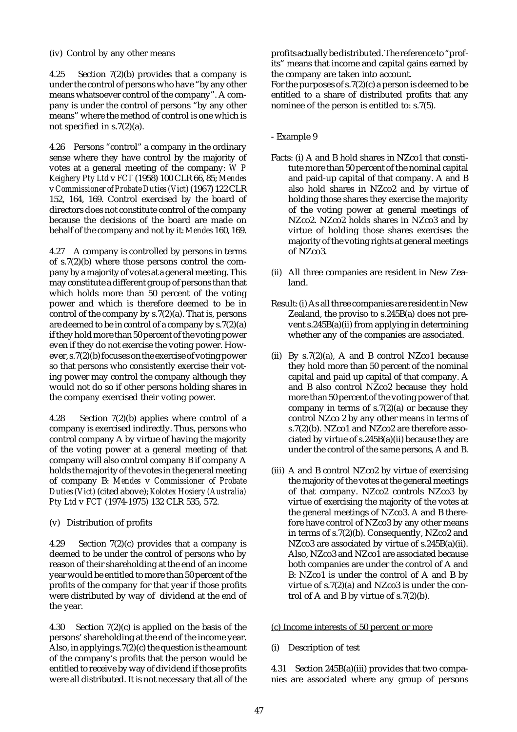(iv) Control by any other means

4.25 Section 7(2)(b) provides that a company is under the control of persons who have "by any other means whatsoever control of the company". A company is under the control of persons "by any other means" where the method of control is one which is not specified in s.7(2)(a).

4.26 Persons "control" a company in the ordinary sense where they have control by the majority of votes at a general meeting of the company: *W P Keighery Pty Ltd* v *FCT* (1958) 100 CLR 66, 85; *Mendes* v *Commissioner of Probate Duties (Vict)* (1967) 122 CLR 152, 164, 169. Control exercised by the board of directors does not constitute control of the company because the decisions of the board are made on behalf of the company and not by it: *Mendes* 160, 169.

4.27 A company is controlled by persons in terms of s.7(2)(b) where those persons control the company by a majority of votes at a general meeting. This may constitute a different group of persons than that which holds more than 50 percent of the voting power and which is therefore deemed to be in control of the company by s.7(2)(a). That is, persons are deemed to be in control of a company by s.7(2)(a) if they hold more than 50 percent of the voting power even if they do not exercise the voting power. However, s.7(2)(b) focuses on the exercise of voting power so that persons who consistently exercise their voting power may control the company although they would not do so if other persons holding shares in the company exercised their voting power.

4.28 Section 7(2)(b) applies where control of a company is exercised indirectly. Thus, persons who control company A by virtue of having the majority of the voting power at a general meeting of that company will also control company B if company A holds the majority of the votes in the general meeting of company B: *Mendes* v *Commissioner of Probate Duties (Vict)* (cited above); *Kolotex Hosiery (Australia) Pty Ltd* v *FCT* (1974-1975) 132 CLR 535, 572.

(v) Distribution of profits

4.29 Section 7(2)(c) provides that a company is deemed to be under the control of persons who by reason of their shareholding at the end of an income year would be entitled to more than 50 percent of the profits of the company for that year if those profits were distributed by way of dividend at the end of the year.

4.30 Section 7(2)(c) is applied on the basis of the persons' shareholding at the end of the income year. Also, in applying s.7(2)(c) the question is the amount of the company's profits that the person would be entitled to receive by way of dividend if those profits were all distributed. It is not necessary that all of the profits actually be distributed. The reference to "profits" means that income and capital gains earned by the company are taken into account.

For the purposes of s.7(2)(c) a person is deemed to be entitled to a share of distributed profits that any nominee of the person is entitled to: s.7(5).

- Example 9

Facts: (i) A and B hold shares in NZco1 that constitute more than 50 percent of the nominal capital and paid-up capital of that company. A and B also hold shares in NZco2 and by virtue of holding those shares they exercise the majority of the voting power at general meetings of NZco2. NZco2 holds shares in NZco3 and by virtue of holding those shares exercises the majority of the voting rights at general meetings of NZco3.

(ii) All three companies are resident in New Zealand.

Result: (i) As all three companies are resident in New Zealand, the proviso to s.245B(a) does not prevent s.245B(a)(ii) from applying in determining whether any of the companies are associated.

(ii) By s.7(2)(a), A and B control NZco1 because they hold more than 50 percent of the nominal capital and paid up capital of that company. A and B also control NZco2 because they hold more than 50 percent of the voting power of that company in terms of s.7(2)(a) or because they control NZco 2 by any other means in terms of s.7(2)(b). NZco1 and NZco2 are therefore associated by virtue of s.245B(a)(ii) because they are under the control of the same persons, A and B.

(iii) A and B control NZco2 by virtue of exercising the majority of the votes at the general meetings of that company. NZco2 controls NZco3 by virtue of exercising the majority of the votes at the general meetings of NZco3. A and B therefore have control of NZco3 by any other means in terms of s.7(2)(b). Consequently, NZco2 and NZco3 are associated by virtue of s.245B(a)(ii). Also, NZco3 and NZco1 are associated because both companies are under the control of A and B: NZco1 is under the control of A and B by virtue of s.7(2)(a) and NZco3 is under the control of A and B by virtue of s.7(2)(b).

(c) Income interests of 50 percent or more

(i) Description of test

4.31 Section 245B(a)(iii) provides that two companies are associated where any group of persons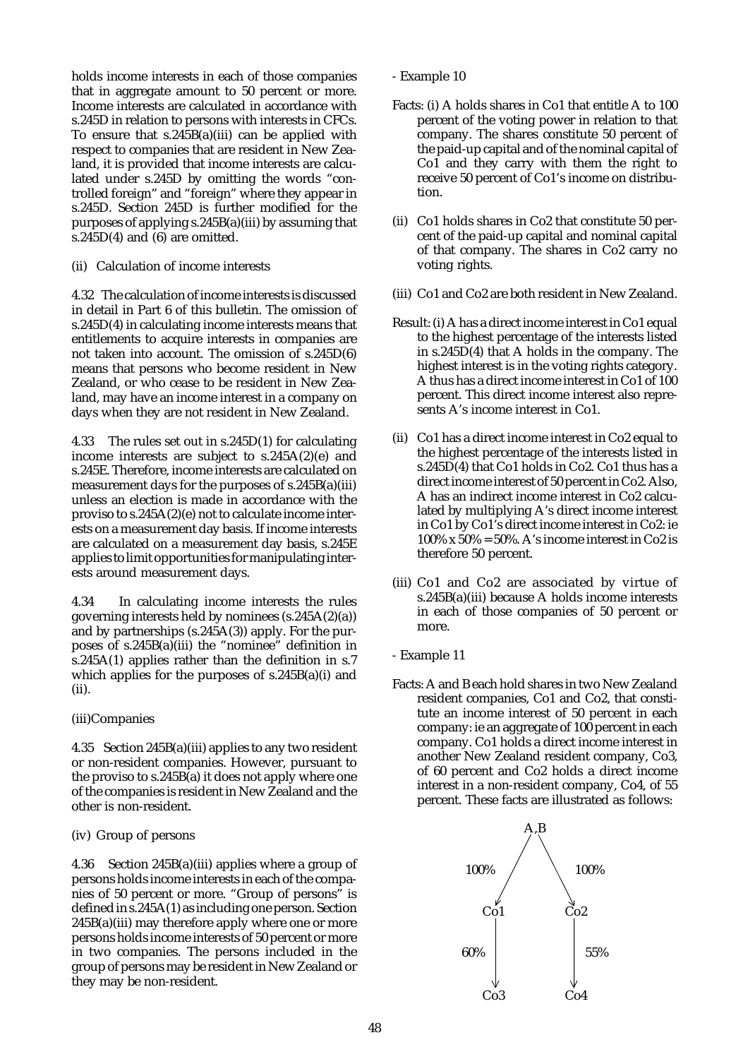holds income interests in each of those companies that in aggregate amount to 50 percent or more. Income interests are calculated in accordance with s.245D in relation to persons with interests in CFCs. To ensure that s.245B(a)(iii) can be applied with respect to companies that are resident in New Zealand, it is provided that income interests are calculated under s.245D by omitting the words "controlled foreign" and "foreign" where they appear in s.245D. Section 245D is further modified for the purposes of applying s.245B(a)(iii) by assuming that s.245D(4) and (6) are omitted.

(ii) Calculation of income interests

4.32 The calculation of income interests is discussed in detail in Part 6 of this bulletin. The omission of s.245D(4) in calculating income interests means that entitlements to acquire interests in companies are not taken into account. The omission of s.245D(6) means that persons who become resident in New Zealand, or who cease to be resident in New Zealand, may have an income interest in a company on days when they are not resident in New Zealand.

4.33 The rules set out in s.245D(1) for calculating income interests are subject to s.245A(2)(e) and s.245E. Therefore, income interests are calculated on measurement days for the purposes of s.245B(a)(iii) unless an election is made in accordance with the proviso to s.245A(2)(e) not to calculate income interests on a measurement day basis. If income interests are calculated on a measurement day basis, s.245E applies to limit opportunities for manipulating interests around measurement days.

4.34 In calculating income interests the rules governing interests held by nominees (s.245A(2)(a)) and by partnerships (s.245A(3)) apply. For the purposes of s.245B(a)(iii) the "nominee" definition in s.245A(1) applies rather than the definition in s.7 which applies for the purposes of s.245B(a)(i) and (ii).

(iii)Companies

4.35 Section 245B(a)(iii) applies to any two resident or non-resident companies. However, pursuant to the proviso to s.245B(a) it does not apply where one of the companies is resident in New Zealand and the other is non-resident.

(iv) Group of persons

4.36 Section 245B(a)(iii) applies where a group of persons holds income interests in each of the companies of 50 percent or more. "Group of persons" is defined in s.245A(1) as including one person. Section 245B(a)(iii) may therefore apply where one or more persons holds income interests of 50 percent or more in two companies. The persons included in the group of persons may be resident in New Zealand or they may be non-resident.

- Example 10

Facts: (i) A holds shares in Co1 that entitle A to 100 percent of the voting power in relation to that company. The shares constitute 50 percent of the paid-up capital and of the nominal capital of Co1 and they carry with them the right to receive 50 percent of Co1's income on distribution.

(ii) Co1 holds shares in Co2 that constitute 50 percent of the paid-up capital and nominal capital of that company. The shares in Co2 carry no voting rights.

(iii) Co1 and Co2 are both resident in New Zealand.

Result: (i) A has a direct income interest in Co1 equal to the highest percentage of the interests listed in s.245D(4) that A holds in the company. The highest interest is in the voting rights category. A thus has a direct income interest in Co1 of 100 percent. This direct income interest also represents A's income interest in Co1.

(ii) Co1 has a direct income interest in Co2 equal to the highest percentage of the interests listed in s.245D(4) that Co1 holds in Co2. Co1 thus has a direct income interest of 50 percent in Co2. Also, A has an indirect income interest in Co2 calculated by multiplying A's direct income interest in Co1 by Co1's direct income interest in Co2: ie 100% x 50% = 50%. A's income interest in Co2 is therefore 50 percent.

(iii) Co1 and Co2 are associated by virtue of s.245B(a)(iii) because A holds income interests in each of those companies of 50 percent or more.

- Example 11

Facts: A and B each hold shares in two New Zealand resident companies, Co1 and Co2, that constitute an income interest of 50 percent in each company: ie an aggregate of 100 percent in each company. Co1 holds a direct income interest in another New Zealand resident company, Co3, of 60 percent and Co2 holds a direct income interest in a non-resident company, Co4, of 55 percent. These facts are illustrated as follows:

```
              A,B
            /     \
      100% /       \ 100%
          v         v
        Co1         Co2
         |           |
     60% |           | 55%
         v           v
        Co3         Co4
```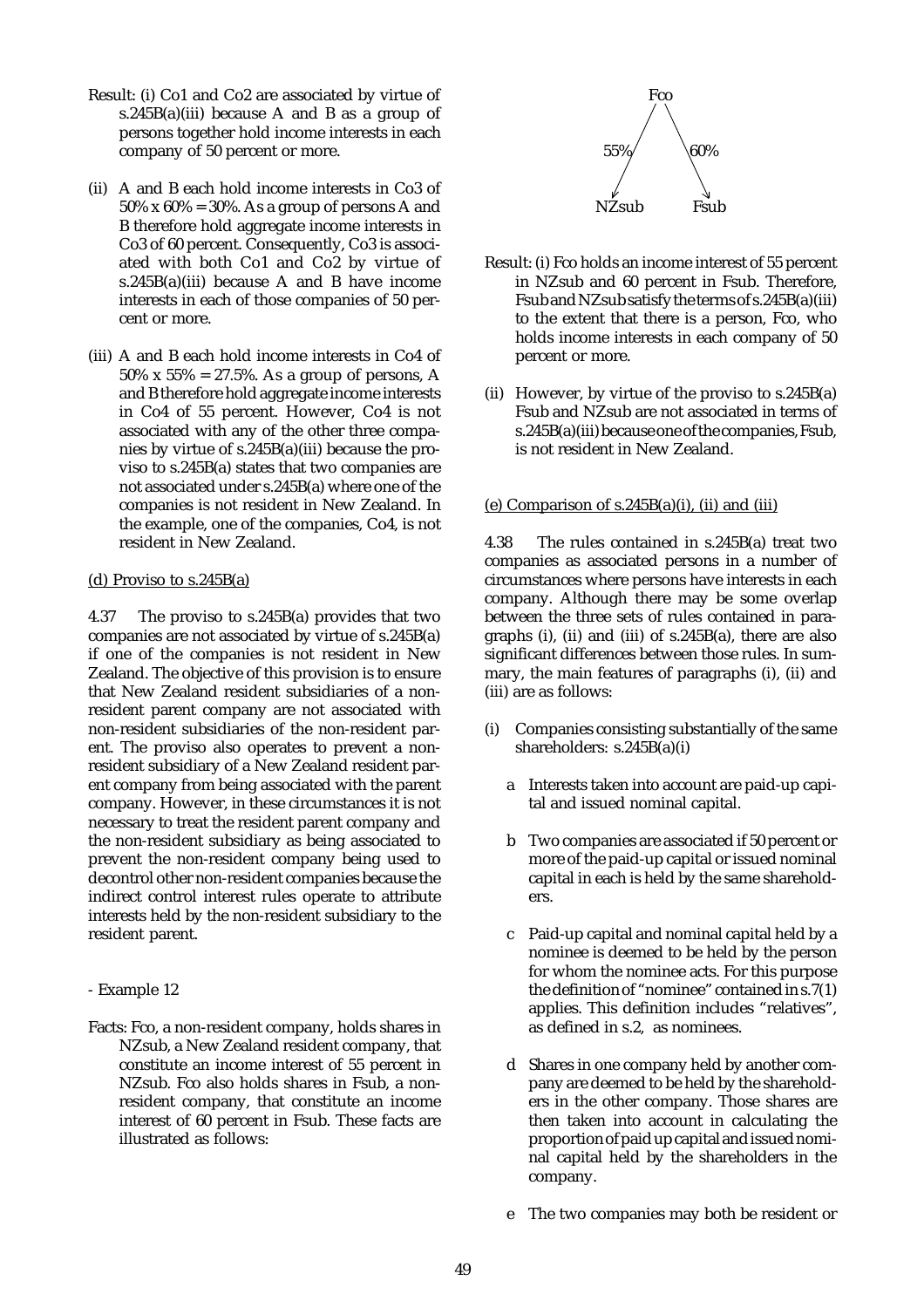Result: (i) Co1 and Co2 are associated by virtue of s.245B(a)(iii) because A and B as a group of persons together hold income interests in each company of 50 percent or more.

(ii) A and B each hold income interests in Co3 of 50% x 60% = 30%. As a group of persons A and B therefore hold aggregate income interests in Co3 of 60 percent. Consequently, Co3 is associated with both Co1 and Co2 by virtue of s.245B(a)(iii) because A and B have income interests in each of those companies of 50 percent or more.

(iii) A and B each hold income interests in Co4 of 50% x 55% = 27.5%. As a group of persons, A and B therefore hold aggregate income interests in Co4 of 55 percent. However, Co4 is not associated with any of the other three companies by virtue of s.245B(a)(iii) because the proviso to s.245B(a) states that two companies are not associated under s.245B(a) where one of the companies is not resident in New Zealand. In the example, one of the companies, Co4, is not resident in New Zealand.

(d) Proviso to s.245B(a)

4.37 The proviso to s.245B(a) provides that two companies are not associated by virtue of s.245B(a) if one of the companies is not resident in New Zealand. The objective of this provision is to ensure that New Zealand resident subsidiaries of a non-resident parent company are not associated with non-resident subsidiaries of the non-resident parent. The proviso also operates to prevent a non-resident subsidiary of a New Zealand resident parent company from being associated with the parent company. However, in these circumstances it is not necessary to treat the resident parent company and the non-resident subsidiary as being associated to prevent the non-resident company being used to decontrol other non-resident companies because the indirect control interest rules operate to attribute interests held by the non-resident subsidiary to the resident parent.

- Example 12

Facts: Fco, a non-resident company, holds shares in NZsub, a New Zealand resident company, that constitute an income interest of 55 percent in NZsub. Fco also holds shares in Fsub, a non-resident company, that constitute an income interest of 60 percent in Fsub. These facts are illustrated as follows:

```
          Fco
         /   \
    55% /     \ 60%
       v       v
   NZsub       Fsub
```

Result: (i) Fco holds an income interest of 55 percent in NZsub and 60 percent in Fsub. Therefore, Fsub and NZsub satisfy the terms of s.245B(a)(iii) to the extent that there is a person, Fco, who holds income interests in each company of 50 percent or more.

(ii) However, by virtue of the proviso to s.245B(a) Fsub and NZsub are not associated in terms of s.245B(a)(iii) because one of the companies, Fsub, is not resident in New Zealand.

(e) Comparison of s.245B(a)(i), (ii) and (iii)

4.38 The rules contained in s.245B(a) treat two companies as associated persons in a number of circumstances where persons have interests in each company. Although there may be some overlap between the three sets of rules contained in paragraphs (i), (ii) and (iii) of s.245B(a), there are also significant differences between those rules. In summary, the main features of paragraphs (i), (ii) and (iii) are as follows:

(i) Companies consisting substantially of the same shareholders: s.245B(a)(i)

a Interests taken into account are paid-up capital and issued nominal capital.

b Two companies are associated if 50 percent or more of the paid-up capital or issued nominal capital in each is held by the same shareholders.

c Paid-up capital and nominal capital held by a nominee is deemed to be held by the person for whom the nominee acts. For this purpose the definition of "nominee" contained in s.7(1) applies. This definition includes "relatives", as defined in s.2, as nominees.

d Shares in one company held by another company are deemed to be held by the shareholders in the other company. Those shares are then taken into account in calculating the proportion of paid up capital and issued nominal capital held by the shareholders in the company.

e The two companies may both be resident or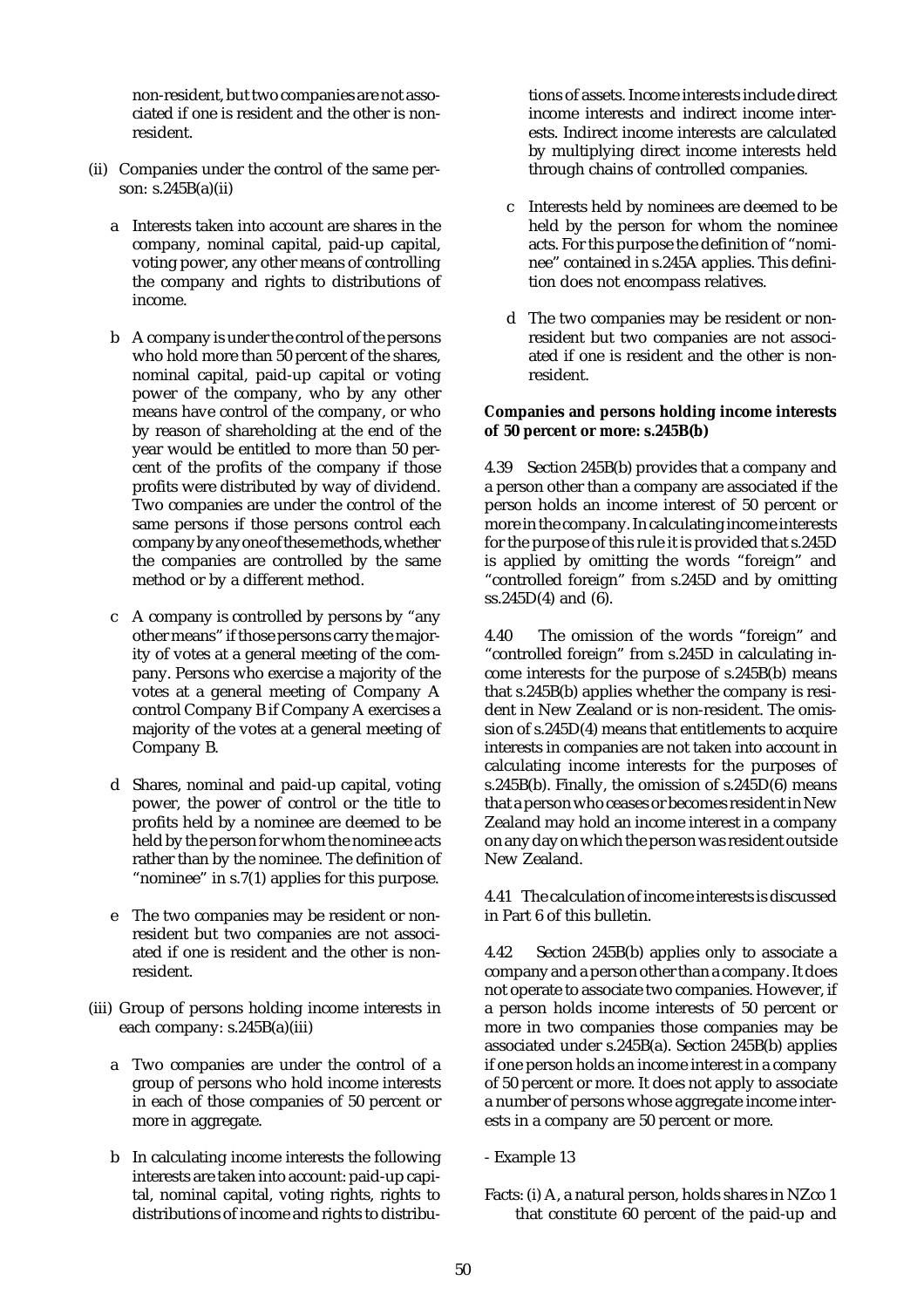non-resident, but two companies are not associated if one is resident and the other is non-resident.

(ii) Companies under the control of the same person: s.245B(a)(ii)

a Interests taken into account are shares in the company, nominal capital, paid-up capital, voting power, any other means of controlling the company and rights to distributions of income.

b A company is under the control of the persons who hold more than 50 percent of the shares, nominal capital, paid-up capital or voting power of the company, who by any other means have control of the company, or who by reason of shareholding at the end of the year would be entitled to more than 50 percent of the profits of the company if those profits were distributed by way of dividend. Two companies are under the control of the same persons if those persons control each company by any one of these methods, whether the companies are controlled by the same method or by a different method.

c A company is controlled by persons by "any other means" if those persons carry the majority of votes at a general meeting of the company. Persons who exercise a majority of the votes at a general meeting of Company A control Company B if Company A exercises a majority of the votes at a general meeting of Company B.

d Shares, nominal and paid-up capital, voting power, the power of control or the title to profits held by a nominee are deemed to be held by the person for whom the nominee acts rather than by the nominee. The definition of "nominee" in s.7(1) applies for this purpose.

e The two companies may be resident or non-resident but two companies are not associated if one is resident and the other is non-resident.

(iii) Group of persons holding income interests in each company: s.245B(a)(iii)

a Two companies are under the control of a group of persons who hold income interests in each of those companies of 50 percent or more in aggregate.

b In calculating income interests the following interests are taken into account: paid-up capital, nominal capital, voting rights, rights to distributions of income and rights to distributions of assets. Income interests include direct income interests and indirect income interests. Indirect income interests are calculated by multiplying direct income interests held through chains of controlled companies.

c Interests held by nominees are deemed to be held by the person for whom the nominee acts. For this purpose the definition of "nominee" contained in s.245A applies. This definition does not encompass relatives.

d The two companies may be resident or non-resident but two companies are not associated if one is resident and the other is non-resident.

**Companies and persons holding income interests of 50 percent or more: s.245B(b)**

4.39 Section 245B(b) provides that a company and a person other than a company are associated if the person holds an income interest of 50 percent or more in the company. In calculating income interests for the purpose of this rule it is provided that s.245D is applied by omitting the words "foreign" and "controlled foreign" from s.245D and by omitting ss.245D(4) and (6).

4.40 The omission of the words "foreign" and "controlled foreign" from s.245D in calculating income interests for the purpose of s.245B(b) means that s.245B(b) applies whether the company is resident in New Zealand or is non-resident. The omission of s.245D(4) means that entitlements to acquire interests in companies are not taken into account in calculating income interests for the purposes of s.245B(b). Finally, the omission of s.245D(6) means that a person who ceases or becomes resident in New Zealand may hold an income interest in a company on any day on which the person was resident outside New Zealand.

4.41 The calculation of income interests is discussed in Part 6 of this bulletin.

4.42 Section 245B(b) applies only to associate a company and a person other than a company. It does not operate to associate two companies. However, if a person holds income interests of 50 percent or more in two companies those companies may be associated under s.245B(a). Section 245B(b) applies if one person holds an income interest in a company of 50 percent or more. It does not apply to associate a number of persons whose aggregate income interests in a company are 50 percent or more.

- Example 13

Facts: (i) A, a natural person, holds shares in NZco 1 that constitute 60 percent of the paid-up and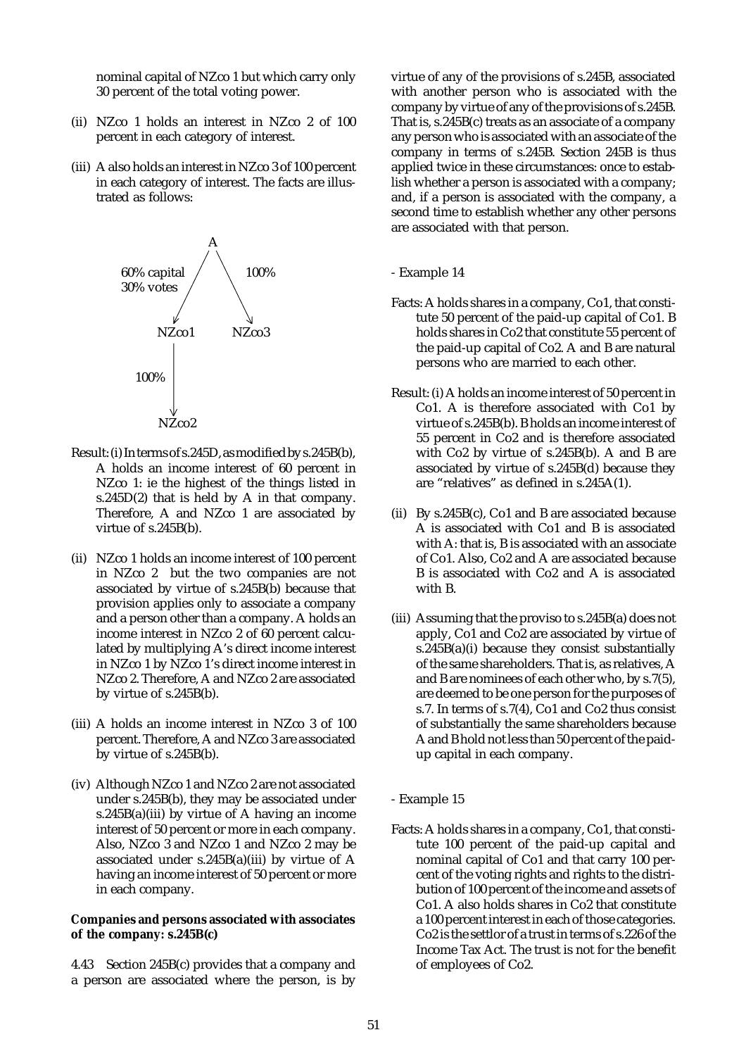nominal capital of NZco 1 but which carry only 30 percent of the total voting power.

(ii) NZco 1 holds an interest in NZco 2 of 100 percent in each category of interest.

(iii) A also holds an interest in NZco 3 of 100 percent in each category of interest. The facts are illustrated as follows:

```
                 A
   60% capital  /  \  100%
   30% votes   /    \
              v      v
          NZco1     NZco3
            |
       100% |
            v
          NZco2
```

Result: (i) In terms of s.245D, as modified by s.245B(b), A holds an income interest of 60 percent in NZco 1: ie the highest of the things listed in s.245D(2) that is held by A in that company. Therefore, A and NZco 1 are associated by virtue of s.245B(b).

(ii) NZco 1 holds an income interest of 100 percent in NZco 2 but the two companies are not associated by virtue of s.245B(b) because that provision applies only to associate a company and a person other than a company. A holds an income interest in NZco 2 of 60 percent calculated by multiplying A's direct income interest in NZco 1 by NZco 1's direct income interest in NZco 2. Therefore, A and NZco 2 are associated by virtue of s.245B(b).

(iii) A holds an income interest in NZco 3 of 100 percent. Therefore, A and NZco 3 are associated by virtue of s.245B(b).

(iv) Although NZco 1 and NZco 2 are not associated under s.245B(b), they may be associated under s.245B(a)(iii) by virtue of A having an income interest of 50 percent or more in each company. Also, NZco 3 and NZco 1 and NZco 2 may be associated under s.245B(a)(iii) by virtue of A having an income interest of 50 percent or more in each company.

**Companies and persons associated with associates of the company: s.245B(c)**

4.43 Section 245B(c) provides that a company and a person are associated where the person, is by virtue of any of the provisions of s.245B, associated with another person who is associated with the company by virtue of any of the provisions of s.245B. That is, s.245B(c) treats as an associate of a company any person who is associated with an associate of the company in terms of s.245B. Section 245B is thus applied twice in these circumstances: once to establish whether a person is associated with a company; and, if a person is associated with the company, a second time to establish whether any other persons are associated with that person.

- Example 14

Facts: A holds shares in a company, Co1, that constitute 50 percent of the paid-up capital of Co1. B holds shares in Co2 that constitute 55 percent of the paid-up capital of Co2. A and B are natural persons who are married to each other.

Result: (i) A holds an income interest of 50 percent in Co1. A is therefore associated with Co1 by virtue of s.245B(b). B holds an income interest of 55 percent in Co2 and is therefore associated with Co2 by virtue of s.245B(b). A and B are associated by virtue of s.245B(d) because they are "relatives" as defined in s.245A(1).

(ii) By s.245B(c), Co1 and B are associated because A is associated with Co1 and B is associated with A: that is, B is associated with an associate of Co1. Also, Co2 and A are associated because B is associated with Co2 and A is associated with B.

(iii) Assuming that the proviso to s.245B(a) does not apply, Co1 and Co2 are associated by virtue of s.245B(a)(i) because they consist substantially of the same shareholders. That is, as relatives, A and B are nominees of each other who, by s.7(5), are deemed to be one person for the purposes of s.7. In terms of s.7(4), Co1 and Co2 thus consist of substantially the same shareholders because A and B hold not less than 50 percent of the paid-up capital in each company.

- Example 15

Facts: A holds shares in a company, Co1, that constitute 100 percent of the paid-up capital and nominal capital of Co1 and that carry 100 percent of the voting rights and rights to the distribution of 100 percent of the income and assets of Co1. A also holds shares in Co2 that constitute a 100 percent interest in each of those categories. Co2 is the settlor of a trust in terms of s.226 of the Income Tax Act. The trust is not for the benefit of employees of Co2.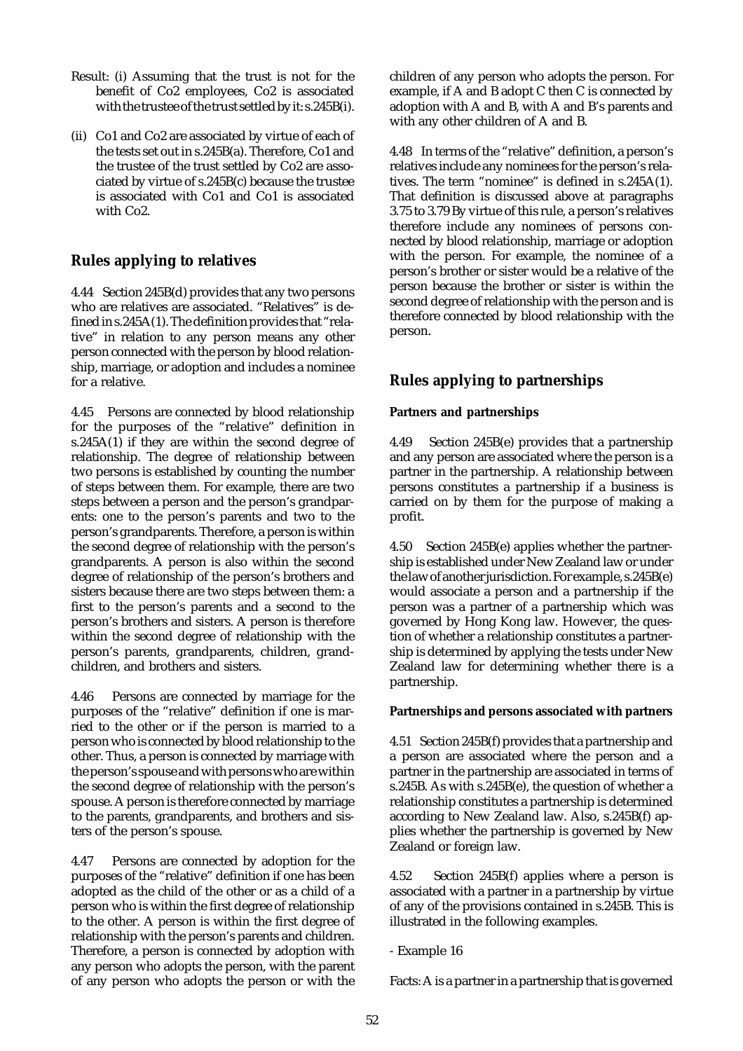Result: (i) Assuming that the trust is not for the benefit of Co2 employees, Co2 is associated with the trustee of the trust settled by it: s.245B(i).

(ii) Co1 and Co2 are associated by virtue of each of the tests set out in s.245B(a). Therefore, Co1 and the trustee of the trust settled by Co2 are associated by virtue of s.245B(c) because the trustee is associated with Co1 and Co1 is associated with Co2.

## Rules applying to relatives

4.44 Section 245B(d) provides that any two persons who are relatives are associated. "Relatives" is defined in s.245A(1). The definition provides that "relative" in relation to any person means any other person connected with the person by blood relationship, marriage, or adoption and includes a nominee for a relative.

4.45 Persons are connected by blood relationship for the purposes of the "relative" definition in s.245A(1) if they are within the second degree of relationship. The degree of relationship between two persons is established by counting the number of steps between them. For example, there are two steps between a person and the person's grandparents: one to the person's parents and two to the person's grandparents. Therefore, a person is within the second degree of relationship with the person's grandparents. A person is also within the second degree of relationship of the person's brothers and sisters because there are two steps between them: a first to the person's parents and a second to the person's brothers and sisters. A person is therefore within the second degree of relationship with the person's parents, grandparents, children, grandchildren, and brothers and sisters.

4.46 Persons are connected by marriage for the purposes of the "relative" definition if one is married to the other or if the person is married to a person who is connected by blood relationship to the other. Thus, a person is connected by marriage with the person's spouse and with persons who are within the second degree of relationship with the person's spouse. A person is therefore connected by marriage to the parents, grandparents, and brothers and sisters of the person's spouse.

4.47 Persons are connected by adoption for the purposes of the "relative" definition if one has been adopted as the child of the other or as a child of a person who is within the first degree of relationship to the other. A person is within the first degree of relationship with the person's parents and children. Therefore, a person is connected by adoption with any person who adopts the person, with the parent of any person who adopts the person or with the children of any person who adopts the person. For example, if A and B adopt C then C is connected by adoption with A and B, with A and B's parents and with any other children of A and B.

4.48 In terms of the "relative" definition, a person's relatives include any nominees for the person's relatives. The term "nominee" is defined in s.245A(1). That definition is discussed above at paragraphs 3.75 to 3.79 By virtue of this rule, a person's relatives therefore include any nominees of persons connected by blood relationship, marriage or adoption with the person. For example, the nominee of a person's brother or sister would be a relative of the person because the brother or sister is within the second degree of relationship with the person and is therefore connected by blood relationship with the person.

## Rules applying to partnerships

### Partners and partnerships

4.49 Section 245B(e) provides that a partnership and any person are associated where the person is a partner in the partnership. A relationship between persons constitutes a partnership if a business is carried on by them for the purpose of making a profit.

4.50 Section 245B(e) applies whether the partnership is established under New Zealand law or under the law of another jurisdiction. For example, s.245B(e) would associate a person and a partnership if the person was a partner of a partnership which was governed by Hong Kong law. However, the question of whether a relationship constitutes a partnership is determined by applying the tests under New Zealand law for determining whether there is a partnership.

### Partnerships and persons associated with partners

4.51 Section 245B(f) provides that a partnership and a person are associated where the person and a partner in the partnership are associated in terms of s.245B. As with s.245B(e), the question of whether a relationship constitutes a partnership is determined according to New Zealand law. Also, s.245B(f) applies whether the partnership is governed by New Zealand or foreign law.

4.52 Section 245B(f) applies where a person is associated with a partner in a partnership by virtue of any of the provisions contained in s.245B. This is illustrated in the following examples.

- Example 16

Facts: A is a partner in a partnership that is governed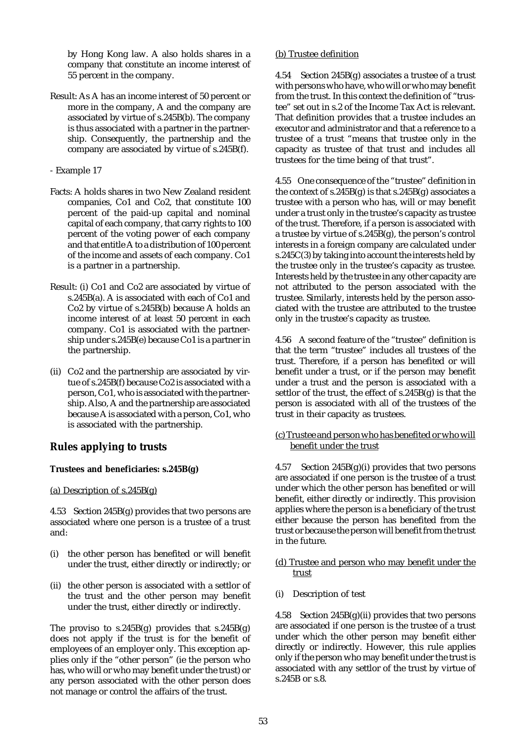by Hong Kong law. A also holds shares in a company that constitute an income interest of 55 percent in the company.

Result: As A has an income interest of 50 percent or more in the company, A and the company are associated by virtue of s.245B(b). The company is thus associated with a partner in the partnership. Consequently, the partnership and the company are associated by virtue of s.245B(f).

- Example 17

Facts: A holds shares in two New Zealand resident companies, Co1 and Co2, that constitute 100 percent of the paid-up capital and nominal capital of each company, that carry rights to 100 percent of the voting power of each company and that entitle A to a distribution of 100 percent of the income and assets of each company. Co1 is a partner in a partnership.

Result: (i) Co1 and Co2 are associated by virtue of s.245B(a). A is associated with each of Co1 and Co2 by virtue of s.245B(b) because A holds an income interest of at least 50 percent in each company. Co1 is associated with the partnership under s.245B(e) because Co1 is a partner in the partnership.

(ii) Co2 and the partnership are associated by virtue of s.245B(f) because Co2 is associated with a person, Co1, who is associated with the partnership. Also, A and the partnership are associated because A is associated with a person, Co1, who is associated with the partnership.

## Rules applying to trusts

### Trustees and beneficiaries: s.245B(g)

(a) Description of s.245B(g)

4.53 Section 245B(g) provides that two persons are associated where one person is a trustee of a trust and:

(i) the other person has benefited or will benefit under the trust, either directly or indirectly; or

(ii) the other person is associated with a settlor of the trust and the other person may benefit under the trust, either directly or indirectly.

The proviso to s.245B(g) provides that s.245B(g) does not apply if the trust is for the benefit of employees of an employer only. This exception applies only if the "other person" (ie the person who has, who will or who may benefit under the trust) or any person associated with the other person does not manage or control the affairs of the trust.

(b) Trustee definition

4.54 Section 245B(g) associates a trustee of a trust with persons who have, who will or who may benefit from the trust. In this context the definition of "trustee" set out in s.2 of the Income Tax Act is relevant. That definition provides that a trustee includes an executor and administrator and that a reference to a trustee of a trust "means that trustee only in the capacity as trustee of that trust and includes all trustees for the time being of that trust".

4.55 One consequence of the "trustee" definition in the context of s.245B(g) is that s.245B(g) associates a trustee with a person who has, will or may benefit under a trust only in the trustee's capacity as trustee of the trust. Therefore, if a person is associated with a trustee by virtue of s.245B(g), the person's control interests in a foreign company are calculated under s.245C(3) by taking into account the interests held by the trustee only in the trustee's capacity as trustee. Interests held by the trustee in any other capacity are not attributed to the person associated with the trustee. Similarly, interests held by the person associated with the trustee are attributed to the trustee only in the trustee's capacity as trustee.

4.56 A second feature of the "trustee" definition is that the term "trustee" includes all trustees of the trust. Therefore, if a person has benefited or will benefit under a trust, or if the person may benefit under a trust and the person is associated with a settlor of the trust, the effect of s.245B(g) is that the person is associated with all of the trustees of the trust in their capacity as trustees.

(c) Trustee and person who has benefited or who will benefit under the trust

4.57 Section 245B(g)(i) provides that two persons are associated if one person is the trustee of a trust under which the other person has benefited or will benefit, either directly or indirectly. This provision applies where the person is a beneficiary of the trust either because the person has benefited from the trust or because the person will benefit from the trust in the future.

(d) Trustee and person who may benefit under the trust

(i) Description of test

4.58 Section 245B(g)(ii) provides that two persons are associated if one person is the trustee of a trust under which the other person may benefit either directly or indirectly. However, this rule applies only if the person who may benefit under the trust is associated with any settlor of the trust by virtue of s.245B or s.8.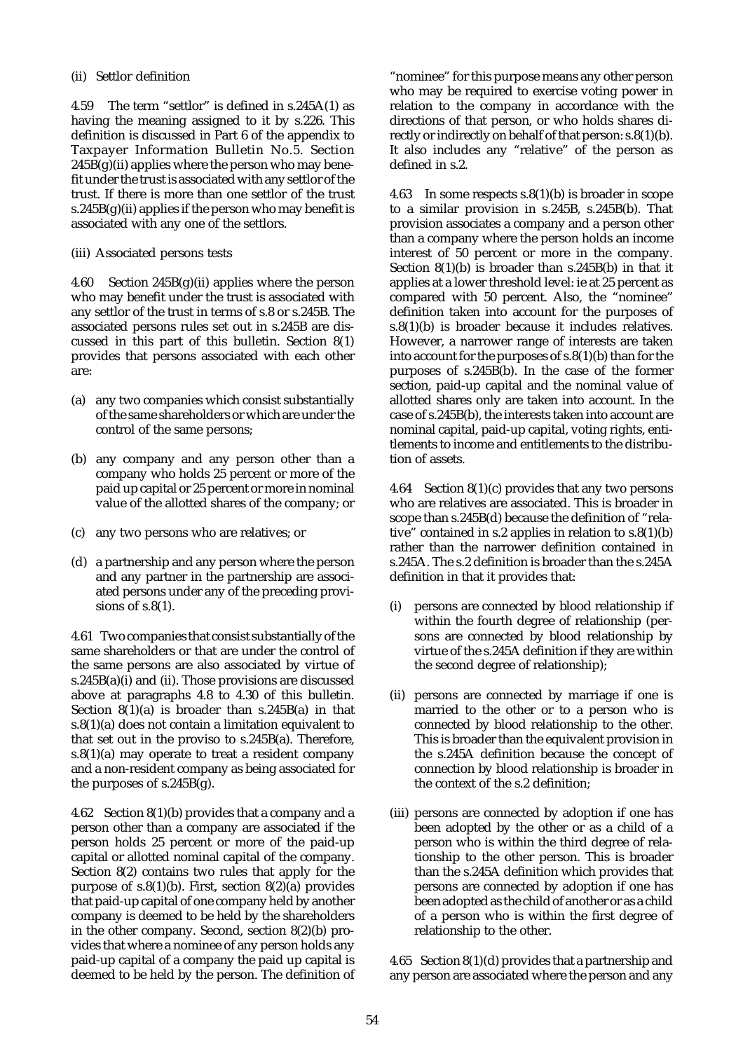(ii) Settlor definition

4.59 The term "settlor" is defined in s.245A(1) as having the meaning assigned to it by s.226. This definition is discussed in Part 6 of the appendix to Taxpayer Information Bulletin No.5. Section 245B(g)(ii) applies where the person who may benefit under the trust is associated with any settlor of the trust. If there is more than one settlor of the trust s.245B(g)(ii) applies if the person who may benefit is associated with any one of the settlors.

(iii) Associated persons tests

4.60 Section 245B(g)(ii) applies where the person who may benefit under the trust is associated with any settlor of the trust in terms of s.8 or s.245B. The associated persons rules set out in s.245B are discussed in this part of this bulletin. Section 8(1) provides that persons associated with each other are:

(a) any two companies which consist substantially of the same shareholders or which are under the control of the same persons;

(b) any company and any person other than a company who holds 25 percent or more of the paid up capital or 25 percent or more in nominal value of the allotted shares of the company; or

(c) any two persons who are relatives; or

(d) a partnership and any person where the person and any partner in the partnership are associated persons under any of the preceding provisions of s.8(1).

4.61 Two companies that consist substantially of the same shareholders or that are under the control of the same persons are also associated by virtue of s.245B(a)(i) and (ii). Those provisions are discussed above at paragraphs 4.8 to 4.30 of this bulletin. Section 8(1)(a) is broader than s.245B(a) in that s.8(1)(a) does not contain a limitation equivalent to that set out in the proviso to s.245B(a). Therefore, s.8(1)(a) may operate to treat a resident company and a non-resident company as being associated for the purposes of s.245B(g).

4.62 Section 8(1)(b) provides that a company and a person other than a company are associated if the person holds 25 percent or more of the paid-up capital or allotted nominal capital of the company. Section 8(2) contains two rules that apply for the purpose of s.8(1)(b). First, section 8(2)(a) provides that paid-up capital of one company held by another company is deemed to be held by the shareholders in the other company. Second, section 8(2)(b) provides that where a nominee of any person holds any paid-up capital of a company the paid up capital is deemed to be held by the person. The definition of "nominee" for this purpose means any other person who may be required to exercise voting power in relation to the company in accordance with the directions of that person, or who holds shares directly or indirectly on behalf of that person: s.8(1)(b). It also includes any "relative" of the person as defined in s.2.

4.63 In some respects s.8(1)(b) is broader in scope to a similar provision in s.245B, s.245B(b). That provision associates a company and a person other than a company where the person holds an income interest of 50 percent or more in the company. Section 8(1)(b) is broader than s.245B(b) in that it applies at a lower threshold level: ie at 25 percent as compared with 50 percent. Also, the "nominee" definition taken into account for the purposes of s.8(1)(b) is broader because it includes relatives. However, a narrower range of interests are taken into account for the purposes of s.8(1)(b) than for the purposes of s.245B(b). In the case of the former section, paid-up capital and the nominal value of allotted shares only are taken into account. In the case of s.245B(b), the interests taken into account are nominal capital, paid-up capital, voting rights, entitlements to income and entitlements to the distribution of assets.

4.64 Section 8(1)(c) provides that any two persons who are relatives are associated. This is broader in scope than s.245B(d) because the definition of "relative" contained in s.2 applies in relation to s.8(1)(b) rather than the narrower definition contained in s.245A. The s.2 definition is broader than the s.245A definition in that it provides that:

(i) persons are connected by blood relationship if within the fourth degree of relationship (persons are connected by blood relationship by virtue of the s.245A definition if they are within the second degree of relationship);

(ii) persons are connected by marriage if one is married to the other or to a person who is connected by blood relationship to the other. This is broader than the equivalent provision in the s.245A definition because the concept of connection by blood relationship is broader in the context of the s.2 definition;

(iii) persons are connected by adoption if one has been adopted by the other or as a child of a person who is within the third degree of relationship to the other person. This is broader than the s.245A definition which provides that persons are connected by adoption if one has been adopted as the child of another or as a child of a person who is within the first degree of relationship to the other.

4.65 Section 8(1)(d) provides that a partnership and any person are associated where the person and any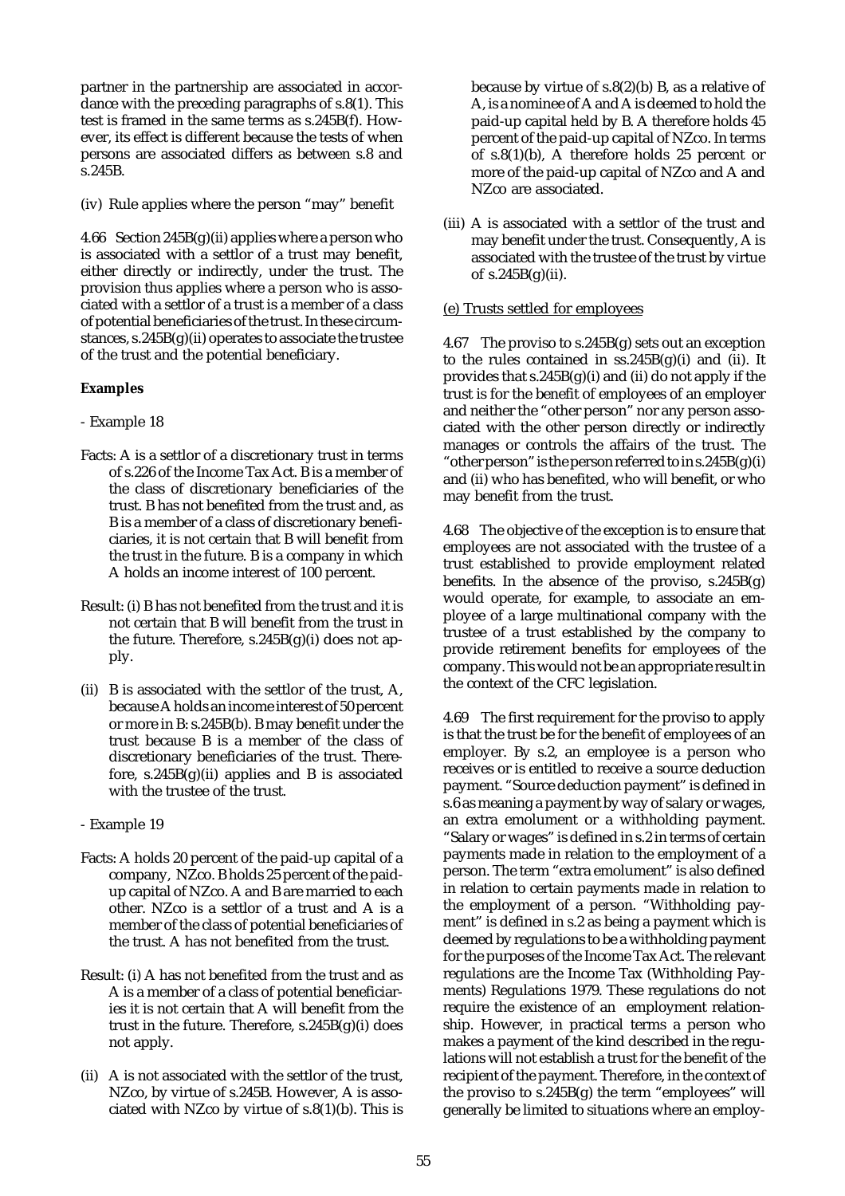partner in the partnership are associated in accordance with the preceding paragraphs of s.8(1). This test is framed in the same terms as s.245B(f). However, its effect is different because the tests of when persons are associated differs as between s.8 and s.245B.

(iv) Rule applies where the person "may" benefit

4.66 Section 245B(g)(ii) applies where a person who is associated with a settlor of a trust may benefit, either directly or indirectly, under the trust. The provision thus applies where a person who is associated with a settlor of a trust is a member of a class of potential beneficiaries of the trust. In these circumstances, s.245B(g)(ii) operates to associate the trustee of the trust and the potential beneficiary.

**Examples**

- Example 18

Facts: A is a settlor of a discretionary trust in terms of s.226 of the Income Tax Act. B is a member of the class of discretionary beneficiaries of the trust. B has not benefited from the trust and, as B is a member of a class of discretionary beneficiaries, it is not certain that B will benefit from the trust in the future. B is a company in which A holds an income interest of 100 percent.

Result: (i) B has not benefited from the trust and it is not certain that B will benefit from the trust in the future. Therefore, s.245B(g)(i) does not apply.

(ii) B is associated with the settlor of the trust, A, because A holds an income interest of 50 percent or more in B: s.245B(b). B may benefit under the trust because B is a member of the class of discretionary beneficiaries of the trust. Therefore, s.245B(g)(ii) applies and B is associated with the trustee of the trust.

- Example 19

Facts: A holds 20 percent of the paid-up capital of a company, NZco. B holds 25 percent of the paid-up capital of NZco. A and B are married to each other. NZco is a settlor of a trust and A is a member of the class of potential beneficiaries of the trust. A has not benefited from the trust.

Result: (i) A has not benefited from the trust and as A is a member of a class of potential beneficiaries it is not certain that A will benefit from the trust in the future. Therefore, s.245B(g)(i) does not apply.

(ii) A is not associated with the settlor of the trust, NZco, by virtue of s.245B. However, A is associated with NZco by virtue of s.8(1)(b). This is because by virtue of s.8(2)(b) B, as a relative of A, is a nominee of A and A is deemed to hold the paid-up capital held by B. A therefore holds 45 percent of the paid-up capital of NZco. In terms of s.8(1)(b), A therefore holds 25 percent or more of the paid-up capital of NZco and A and NZco are associated.

(iii) A is associated with a settlor of the trust and may benefit under the trust. Consequently, A is associated with the trustee of the trust by virtue of s.245B(g)(ii).

(e) Trusts settled for employees

4.67 The proviso to s.245B(g) sets out an exception to the rules contained in ss.245B(g)(i) and (ii). It provides that s.245B(g)(i) and (ii) do not apply if the trust is for the benefit of employees of an employer and neither the "other person" nor any person associated with the other person directly or indirectly manages or controls the affairs of the trust. The "other person" is the person referred to in s.245B(g)(i) and (ii) who has benefited, who will benefit, or who may benefit from the trust.

4.68 The objective of the exception is to ensure that employees are not associated with the trustee of a trust established to provide employment related benefits. In the absence of the proviso, s.245B(g) would operate, for example, to associate an employee of a large multinational company with the trustee of a trust established by the company to provide retirement benefits for employees of the company. This would not be an appropriate result in the context of the CFC legislation.

4.69 The first requirement for the proviso to apply is that the trust be for the benefit of employees of an employer. By s.2, an employee is a person who receives or is entitled to receive a source deduction payment. "Source deduction payment" is defined in s.6 as meaning a payment by way of salary or wages, an extra emolument or a withholding payment. "Salary or wages" is defined in s.2 in terms of certain payments made in relation to the employment of a person. The term "extra emolument" is also defined in relation to certain payments made in relation to the employment of a person. "Withholding payment" is defined in s.2 as being a payment which is deemed by regulations to be a withholding payment for the purposes of the Income Tax Act. The relevant regulations are the Income Tax (Withholding Payments) Regulations 1979. These regulations do not require the existence of an employment relationship. However, in practical terms a person who makes a payment of the kind described in the regulations will not establish a trust for the benefit of the recipient of the payment. Therefore, in the context of the proviso to s.245B(g) the term "employees" will generally be limited to situations where an employ-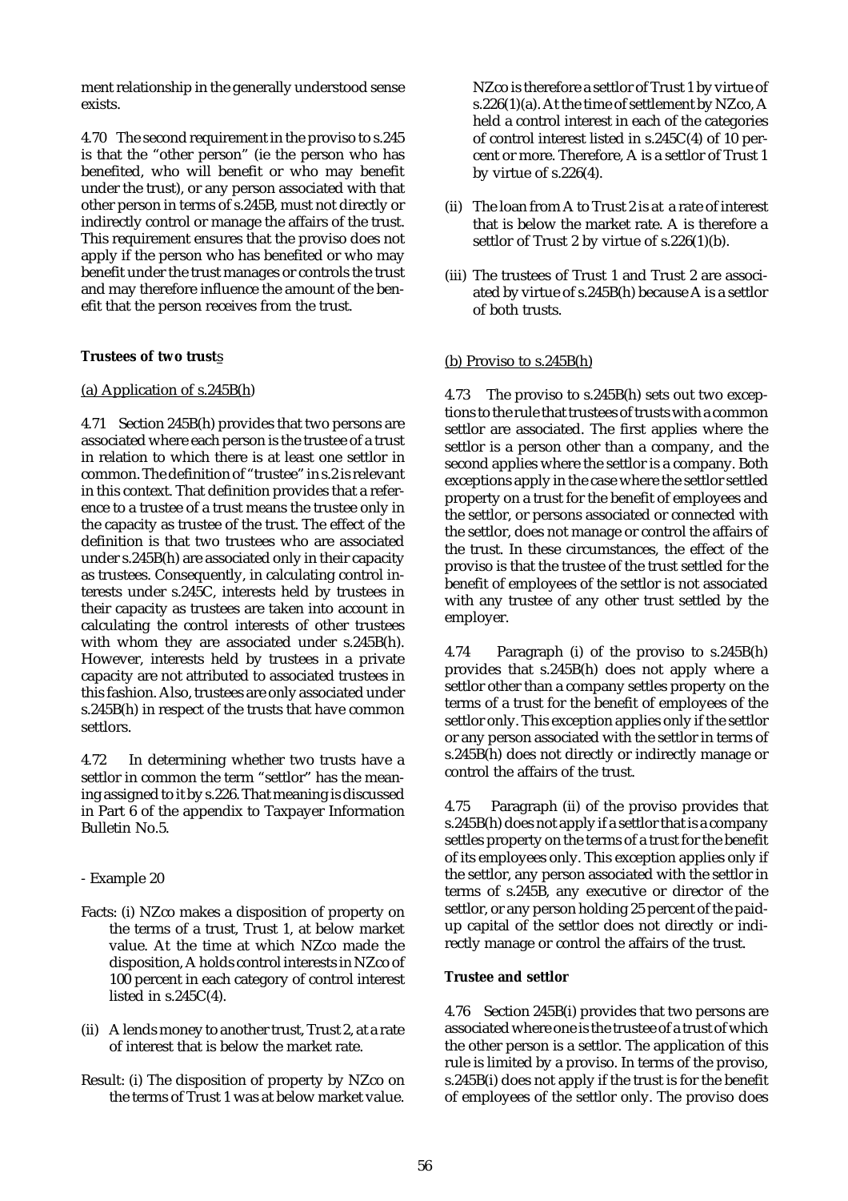ment relationship in the generally understood sense exists.

4.70 The second requirement in the proviso to s.245 is that the "other person" (ie the person who has benefited, who will benefit or who may benefit under the trust), or any person associated with that other person in terms of s.245B, must not directly or indirectly control or manage the affairs of the trust. This requirement ensures that the proviso does not apply if the person who has benefited or who may benefit under the trust manages or controls the trust and may therefore influence the amount of the benefit that the person receives from the trust.

**Trustees of two trusts**

(a) Application of s.245B(h)

4.71 Section 245B(h) provides that two persons are associated where each person is the trustee of a trust in relation to which there is at least one settlor in common. The definition of "trustee" in s.2 is relevant in this context. That definition provides that a reference to a trustee of a trust means the trustee only in the capacity as trustee of the trust. The effect of the definition is that two trustees who are associated under s.245B(h) are associated only in their capacity as trustees. Consequently, in calculating control interests under s.245C, interests held by trustees in their capacity as trustees are taken into account in calculating the control interests of other trustees with whom they are associated under s.245B(h). However, interests held by trustees in a private capacity are not attributed to associated trustees in this fashion. Also, trustees are only associated under s.245B(h) in respect of the trusts that have common settlors.

4.72 In determining whether two trusts have a settlor in common the term "settlor" has the meaning assigned to it by s.226. That meaning is discussed in Part 6 of the appendix to Taxpayer Information Bulletin No.5.

- Example 20

Facts: (i) NZco makes a disposition of property on the terms of a trust, Trust 1, at below market value. At the time at which NZco made the disposition, A holds control interests in NZco of 100 percent in each category of control interest listed in s.245C(4).

(ii) A lends money to another trust, Trust 2, at a rate of interest that is below the market rate.

Result: (i) The disposition of property by NZco on the terms of Trust 1 was at below market value. NZco is therefore a settlor of Trust 1 by virtue of s.226(1)(a). At the time of settlement by NZco, A held a control interest in each of the categories of control interest listed in s.245C(4) of 10 percent or more. Therefore, A is a settlor of Trust 1 by virtue of s.226(4).

(ii) The loan from A to Trust 2 is at a rate of interest that is below the market rate. A is therefore a settlor of Trust 2 by virtue of s.226(1)(b).

(iii) The trustees of Trust 1 and Trust 2 are associated by virtue of s.245B(h) because A is a settlor of both trusts.

(b) Proviso to s.245B(h)

4.73 The proviso to s.245B(h) sets out two exceptions to the rule that trustees of trusts with a common settlor are associated. The first applies where the settlor is a person other than a company, and the second applies where the settlor is a company. Both exceptions apply in the case where the settlor settled property on a trust for the benefit of employees and the settlor, or persons associated or connected with the settlor, does not manage or control the affairs of the trust. In these circumstances, the effect of the proviso is that the trustee of the trust settled for the benefit of employees of the settlor is not associated with any trustee of any other trust settled by the employer.

4.74 Paragraph (i) of the proviso to s.245B(h) provides that s.245B(h) does not apply where a settlor other than a company settles property on the terms of a trust for the benefit of employees of the settlor only. This exception applies only if the settlor or any person associated with the settlor in terms of s.245B(h) does not directly or indirectly manage or control the affairs of the trust.

4.75 Paragraph (ii) of the proviso provides that s.245B(h) does not apply if a settlor that is a company settles property on the terms of a trust for the benefit of its employees only. This exception applies only if the settlor, any person associated with the settlor in terms of s.245B, any executive or director of the settlor, or any person holding 25 percent of the paid-up capital of the settlor does not directly or indirectly manage or control the affairs of the trust.

**Trustee and settlor**

4.76 Section 245B(i) provides that two persons are associated where one is the trustee of a trust of which the other person is a settlor. The application of this rule is limited by a proviso. In terms of the proviso, s.245B(i) does not apply if the trust is for the benefit of employees of the settlor only. The proviso does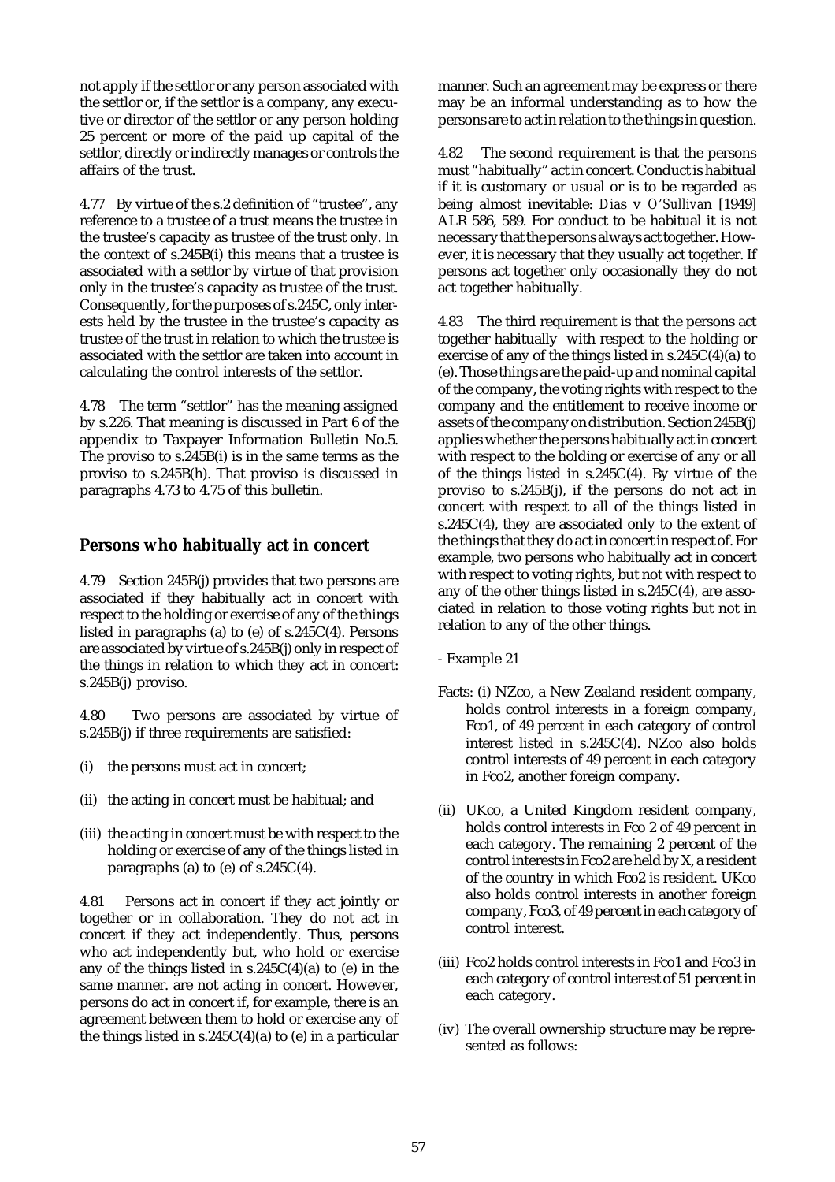not apply if the settlor or any person associated with the settlor or, if the settlor is a company, any executive or director of the settlor or any person holding 25 percent or more of the paid up capital of the settlor, directly or indirectly manages or controls the affairs of the trust.

4.77 By virtue of the s.2 definition of "trustee", any reference to a trustee of a trust means the trustee in the trustee's capacity as trustee of the trust only. In the context of s.245B(i) this means that a trustee is associated with a settlor by virtue of that provision only in the trustee's capacity as trustee of the trust. Consequently, for the purposes of s.245C, only interests held by the trustee in the trustee's capacity as trustee of the trust in relation to which the trustee is associated with the settlor are taken into account in calculating the control interests of the settlor.

4.78 The term "settlor" has the meaning assigned by s.226. That meaning is discussed in Part 6 of the appendix to Taxpayer Information Bulletin No.5. The proviso to s.245B(i) is in the same terms as the proviso to s.245B(h). That proviso is discussed in paragraphs 4.73 to 4.75 of this bulletin.

## Persons who habitually act in concert

4.79 Section 245B(j) provides that two persons are associated if they habitually act in concert with respect to the holding or exercise of any of the things listed in paragraphs (a) to (e) of s.245C(4). Persons are associated by virtue of s.245B(j) only in respect of the things in relation to which they act in concert: s.245B(j) proviso.

4.80 Two persons are associated by virtue of s.245B(j) if three requirements are satisfied:

(i) the persons must act in concert;

(ii) the acting in concert must be habitual; and

(iii) the acting in concert must be with respect to the holding or exercise of any of the things listed in paragraphs (a) to (e) of s.245C(4).

4.81 Persons act in concert if they act jointly or together or in collaboration. They do not act in concert if they act independently. Thus, persons who act independently but, who hold or exercise any of the things listed in s.245C(4)(a) to (e) in the same manner. are not acting in concert. However, persons do act in concert if, for example, there is an agreement between them to hold or exercise any of the things listed in s.245C(4)(a) to (e) in a particular manner. Such an agreement may be express or there may be an informal understanding as to how the persons are to act in relation to the things in question.

4.82 The second requirement is that the persons must "habitually" act in concert. Conduct is habitual if it is customary or usual or is to be regarded as being almost inevitable: *Dias v O'Sullivan* [1949] ALR 586, 589. For conduct to be habitual it is not necessary that the persons always act together. However, it is necessary that they usually act together. If persons act together only occasionally they do not act together habitually.

4.83 The third requirement is that the persons act together habitually with respect to the holding or exercise of any of the things listed in s.245C(4)(a) to (e). Those things are the paid-up and nominal capital of the company, the voting rights with respect to the company and the entitlement to receive income or assets of the company on distribution. Section 245B(j) applies whether the persons habitually act in concert with respect to the holding or exercise of any or all of the things listed in s.245C(4). By virtue of the proviso to s.245B(j), if the persons do not act in concert with respect to all of the things listed in s.245C(4), they are associated only to the extent of the things that they do act in concert in respect of. For example, two persons who habitually act in concert with respect to voting rights, but not with respect to any of the other things listed in s.245C(4), are associated in relation to those voting rights but not in relation to any of the other things.

- Example 21

Facts: (i) NZco, a New Zealand resident company, holds control interests in a foreign company, Fco1, of 49 percent in each category of control interest listed in s.245C(4). NZco also holds control interests of 49 percent in each category in Fco2, another foreign company.

(ii) UKco, a United Kingdom resident company, holds control interests in Fco 2 of 49 percent in each category. The remaining 2 percent of the control interests in Fco2 are held by X, a resident of the country in which Fco2 is resident. UKco also holds control interests in another foreign company, Fco3, of 49 percent in each category of control interest.

(iii) Fco2 holds control interests in Fco1 and Fco3 in each category of control interest of 51 percent in each category.

(iv) The overall ownership structure may be represented as follows: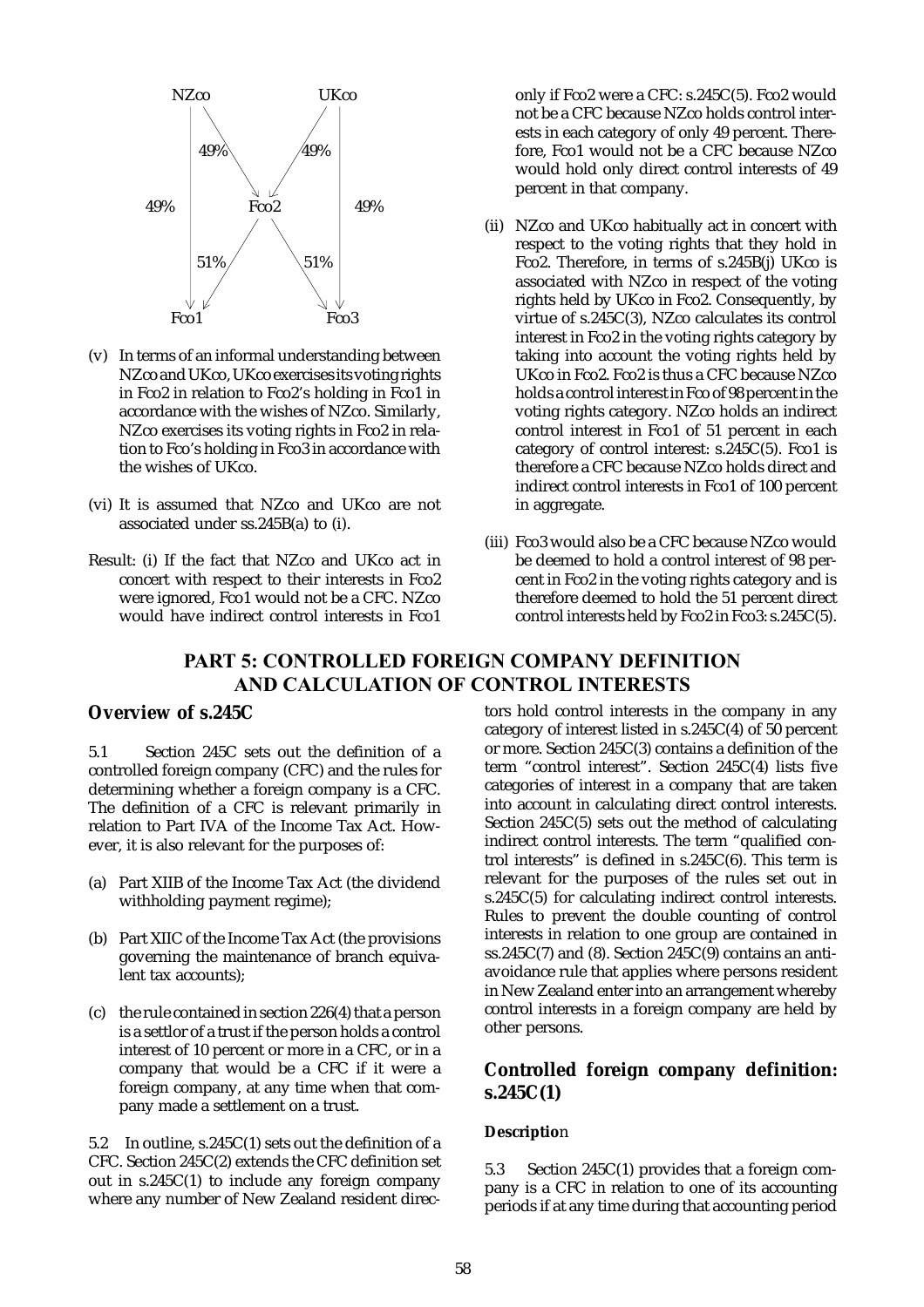NZco UKco

49% 49%

49% Fco2 49%

51% 51%

Fco1 Fco3

(v) In terms of an informal understanding between NZco and UKco, UKco exercises its voting rights in Fco2 in relation to Fco2's holding in Fco1 in accordance with the wishes of NZco. Similarly, NZco exercises its voting rights in Fco2 in relation to Fco's holding in Fco3 in accordance with the wishes of UKco.

(vi) It is assumed that NZco and UKco are not associated under ss.245B(a) to (i).

Result: (i) If the fact that NZco and UKco act in concert with respect to their interests in Fco2 were ignored, Fco1 would not be a CFC. NZco would have indirect control interests in Fco1 only if Fco2 were a CFC: s.245C(5). Fco2 would not be a CFC because NZco holds control interests in each category of only 49 percent. Therefore, Fco1 would not be a CFC because NZco would hold only direct control interests of 49 percent in that company.

(ii) NZco and UKco habitually act in concert with respect to the voting rights that they hold in Fco2. Therefore, in terms of s.245B(j) UKco is associated with NZco in respect of the voting rights held by UKco in Fco2. Consequently, by virtue of s.245C(3), NZco calculates its control interest in Fco2 in the voting rights category by taking into account the voting rights held by UKco in Fco2. Fco2 is thus a CFC because NZco holds a control interest in Fco of 98 percent in the voting rights category. NZco holds an indirect control interest in Fco1 of 51 percent in each category of control interest: s.245C(5). Fco1 is therefore a CFC because NZco holds direct and indirect control interests in Fco1 of 100 percent in aggregate.

(iii) Fco3 would also be a CFC because NZco would be deemed to hold a control interest of 98 percent in Fco2 in the voting rights category and is therefore deemed to hold the 51 percent direct control interests held by Fco2 in Fco3: s.245C(5).

# PART 5: CONTROLLED FOREIGN COMPANY DEFINITION AND CALCULATION OF CONTROL INTERESTS

## Overview of s.245C

5.1 Section 245C sets out the definition of a controlled foreign company (CFC) and the rules for determining whether a foreign company is a CFC. The definition of a CFC is relevant primarily in relation to Part IVA of the Income Tax Act. However, it is also relevant for the purposes of:

(a) Part XIIB of the Income Tax Act (the dividend withholding payment regime);

(b) Part XIIC of the Income Tax Act (the provisions governing the maintenance of branch equivalent tax accounts);

(c) the rule contained in section 226(4) that a person is a settlor of a trust if the person holds a control interest of 10 percent or more in a CFC, or in a company that would be a CFC if it were a foreign company, at any time when that company made a settlement on a trust.

5.2 In outline, s.245C(1) sets out the definition of a CFC. Section 245C(2) extends the CFC definition set out in s.245C(1) to include any foreign company where any number of New Zealand resident directors hold control interests in the company in any category of interest listed in s.245C(4) of 50 percent or more. Section 245C(3) contains a definition of the term "control interest". Section 245C(4) lists five categories of interest in a company that are taken into account in calculating direct control interests. Section 245C(5) sets out the method of calculating indirect control interests. The term "qualified control interests" is defined in s.245C(6). This term is relevant for the purposes of the rules set out in s.245C(5) for calculating indirect control interests. Rules to prevent the double counting of control interests in relation to one group are contained in ss.245C(7) and (8). Section 245C(9) contains an anti-avoidance rule that applies where persons resident in New Zealand enter into an arrangement whereby control interests in a foreign company are held by other persons.

## Controlled foreign company definition: s.245C(1)

### Description

5.3 Section 245C(1) provides that a foreign company is a CFC in relation to one of its accounting periods if at any time during that accounting period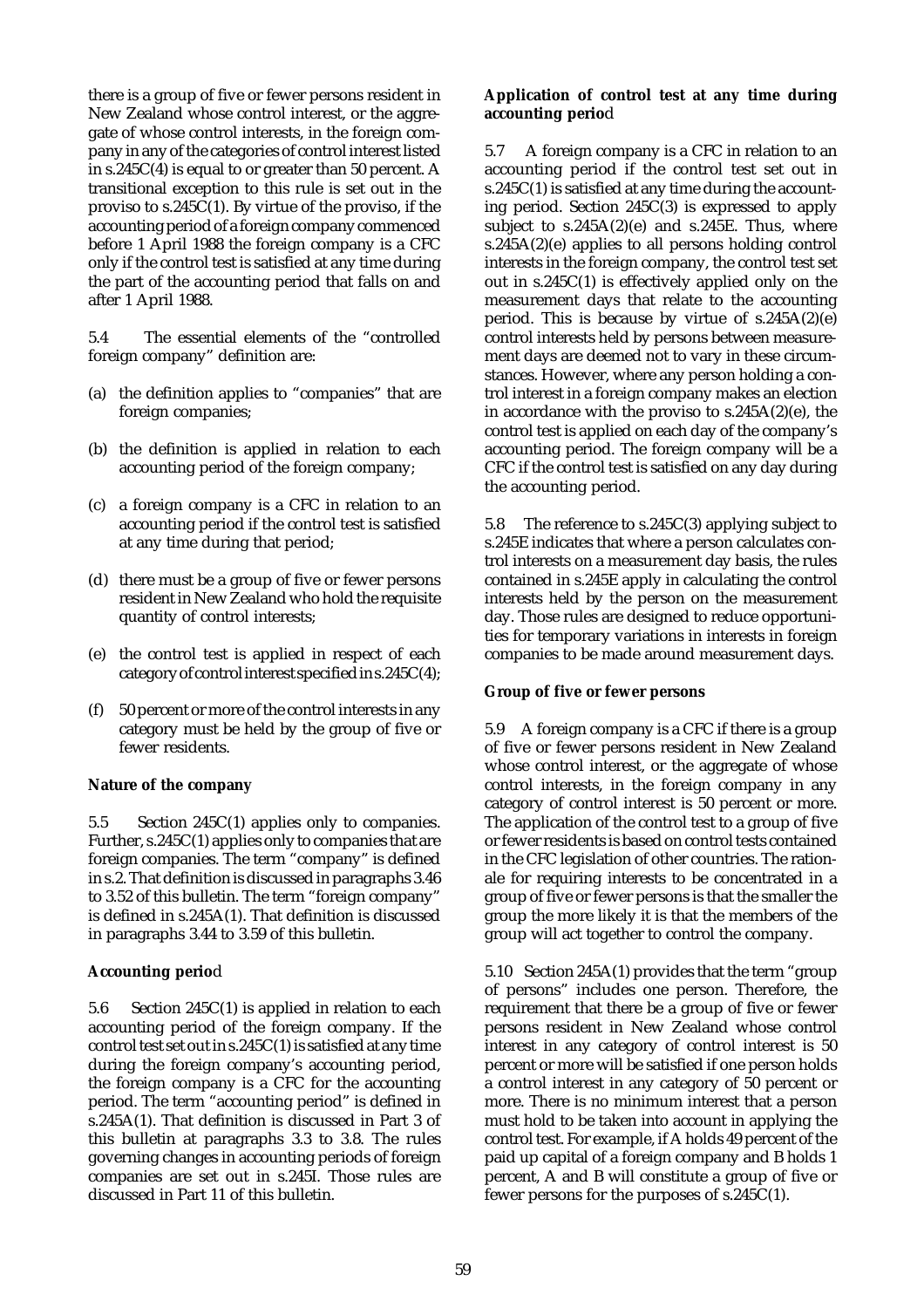there is a group of five or fewer persons resident in New Zealand whose control interest, or the aggregate of whose control interests, in the foreign company in any of the categories of control interest listed in s.245C(4) is equal to or greater than 50 percent. A transitional exception to this rule is set out in the proviso to s.245C(1). By virtue of the proviso, if the accounting period of a foreign company commenced before 1 April 1988 the foreign company is a CFC only if the control test is satisfied at any time during the part of the accounting period that falls on and after 1 April 1988.

5.4 The essential elements of the "controlled foreign company" definition are:

(a) the definition applies to "companies" that are foreign companies;

(b) the definition is applied in relation to each accounting period of the foreign company;

(c) a foreign company is a CFC in relation to an accounting period if the control test is satisfied at any time during that period;

(d) there must be a group of five or fewer persons resident in New Zealand who hold the requisite quantity of control interests;

(e) the control test is applied in respect of each category of control interest specified in s.245C(4);

(f) 50 percent or more of the control interests in any category must be held by the group of five or fewer residents.

**Nature of the company**

5.5 Section 245C(1) applies only to companies. Further, s.245C(1) applies only to companies that are foreign companies. The term "company" is defined in s.2. That definition is discussed in paragraphs 3.46 to 3.52 of this bulletin. The term "foreign company" is defined in s.245A(1). That definition is discussed in paragraphs 3.44 to 3.59 of this bulletin.

**Accounting period**

5.6 Section 245C(1) is applied in relation to each accounting period of the foreign company. If the control test set out in s.245C(1) is satisfied at any time during the foreign company's accounting period, the foreign company is a CFC for the accounting period. The term "accounting period" is defined in s.245A(1). That definition is discussed in Part 3 of this bulletin at paragraphs 3.3 to 3.8. The rules governing changes in accounting periods of foreign companies are set out in s.245I. Those rules are discussed in Part 11 of this bulletin.

**Application of control test at any time during accounting period**

5.7 A foreign company is a CFC in relation to an accounting period if the control test set out in s.245C(1) is satisfied at any time during the accounting period. Section 245C(3) is expressed to apply subject to s.245A(2)(e) and s.245E. Thus, where s.245A(2)(e) applies to all persons holding control interests in the foreign company, the control test set out in s.245C(1) is effectively applied only on the measurement days that relate to the accounting period. This is because by virtue of s.245A(2)(e) control interests held by persons between measurement days are deemed not to vary in these circumstances. However, where any person holding a control interest in a foreign company makes an election in accordance with the proviso to s.245A(2)(e), the control test is applied on each day of the company's accounting period. The foreign company will be a CFC if the control test is satisfied on any day during the accounting period.

5.8 The reference to s.245C(3) applying subject to s.245E indicates that where a person calculates control interests on a measurement day basis, the rules contained in s.245E apply in calculating the control interests held by the person on the measurement day. Those rules are designed to reduce opportunities for temporary variations in interests in foreign companies to be made around measurement days.

**Group of five or fewer persons**

5.9 A foreign company is a CFC if there is a group of five or fewer persons resident in New Zealand whose control interest, or the aggregate of whose control interests, in the foreign company in any category of control interest is 50 percent or more. The application of the control test to a group of five or fewer residents is based on control tests contained in the CFC legislation of other countries. The rationale for requiring interests to be concentrated in a group of five or fewer persons is that the smaller the group the more likely it is that the members of the group will act together to control the company.

5.10 Section 245A(1) provides that the term "group of persons" includes one person. Therefore, the requirement that there be a group of five or fewer persons resident in New Zealand whose control interest in any category of control interest is 50 percent or more will be satisfied if one person holds a control interest in any category of 50 percent or more. There is no minimum interest that a person must hold to be taken into account in applying the control test. For example, if A holds 49 percent of the paid up capital of a foreign company and B holds 1 percent, A and B will constitute a group of five or fewer persons for the purposes of s.245C(1).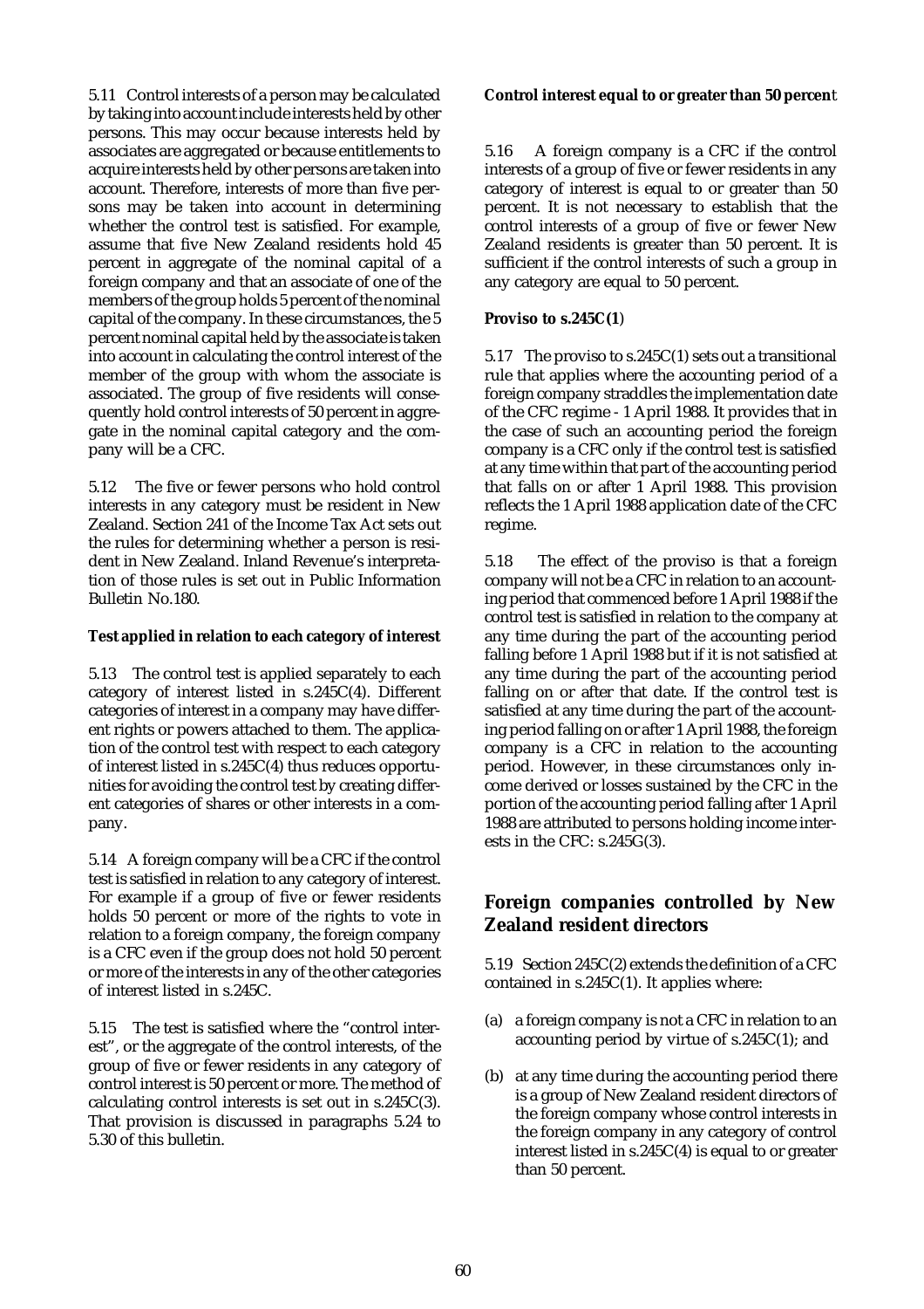5.11 Control interests of a person may be calculated by taking into account include interests held by other persons. This may occur because interests held by associates are aggregated or because entitlements to acquire interests held by other persons are taken into account. Therefore, interests of more than five persons may be taken into account in determining whether the control test is satisfied. For example, assume that five New Zealand residents hold 45 percent in aggregate of the nominal capital of a foreign company and that an associate of one of the members of the group holds 5 percent of the nominal capital of the company. In these circumstances, the 5 percent nominal capital held by the associate is taken into account in calculating the control interest of the member of the group with whom the associate is associated. The group of five residents will consequently hold control interests of 50 percent in aggregate in the nominal capital category and the company will be a CFC.

5.12 The five or fewer persons who hold control interests in any category must be resident in New Zealand. Section 241 of the Income Tax Act sets out the rules for determining whether a person is resident in New Zealand. Inland Revenue's interpretation of those rules is set out in Public Information Bulletin No.180.

**Test applied in relation to each category of interest**

5.13 The control test is applied separately to each category of interest listed in s.245C(4). Different categories of interest in a company may have different rights or powers attached to them. The application of the control test with respect to each category of interest listed in s.245C(4) thus reduces opportunities for avoiding the control test by creating different categories of shares or other interests in a company.

5.14 A foreign company will be a CFC if the control test is satisfied in relation to any category of interest. For example if a group of five or fewer residents holds 50 percent or more of the rights to vote in relation to a foreign company, the foreign company is a CFC even if the group does not hold 50 percent or more of the interests in any of the other categories of interest listed in s.245C.

5.15 The test is satisfied where the "control interest", or the aggregate of the control interests, of the group of five or fewer residents in any category of control interest is 50 percent or more. The method of calculating control interests is set out in s.245C(3). That provision is discussed in paragraphs 5.24 to 5.30 of this bulletin.

**Control interest equal to or greater than 50 percent**

5.16 A foreign company is a CFC if the control interests of a group of five or fewer residents in any category of interest is equal to or greater than 50 percent. It is not necessary to establish that the control interests of a group of five or fewer New Zealand residents is greater than 50 percent. It is sufficient if the control interests of such a group in any category are equal to 50 percent.

**Proviso to s.245C(1)**

5.17 The proviso to s.245C(1) sets out a transitional rule that applies where the accounting period of a foreign company straddles the implementation date of the CFC regime - 1 April 1988. It provides that in the case of such an accounting period the foreign company is a CFC only if the control test is satisfied at any time within that part of the accounting period that falls on or after 1 April 1988. This provision reflects the 1 April 1988 application date of the CFC regime.

5.18 The effect of the proviso is that a foreign company will not be a CFC in relation to an accounting period that commenced before 1 April 1988 if the control test is satisfied in relation to the company at any time during the part of the accounting period falling before 1 April 1988 but if it is not satisfied at any time during the part of the accounting period falling on or after that date. If the control test is satisfied at any time during the part of the accounting period falling on or after 1 April 1988, the foreign company is a CFC in relation to the accounting period. However, in these circumstances only income derived or losses sustained by the CFC in the portion of the accounting period falling after 1 April 1988 are attributed to persons holding income interests in the CFC: s.245G(3).

## Foreign companies controlled by New Zealand resident directors

5.19 Section 245C(2) extends the definition of a CFC contained in s.245C(1). It applies where:

(a) a foreign company is not a CFC in relation to an accounting period by virtue of s.245C(1); and

(b) at any time during the accounting period there is a group of New Zealand resident directors of the foreign company whose control interests in the foreign company in any category of control interest listed in s.245C(4) is equal to or greater than 50 percent.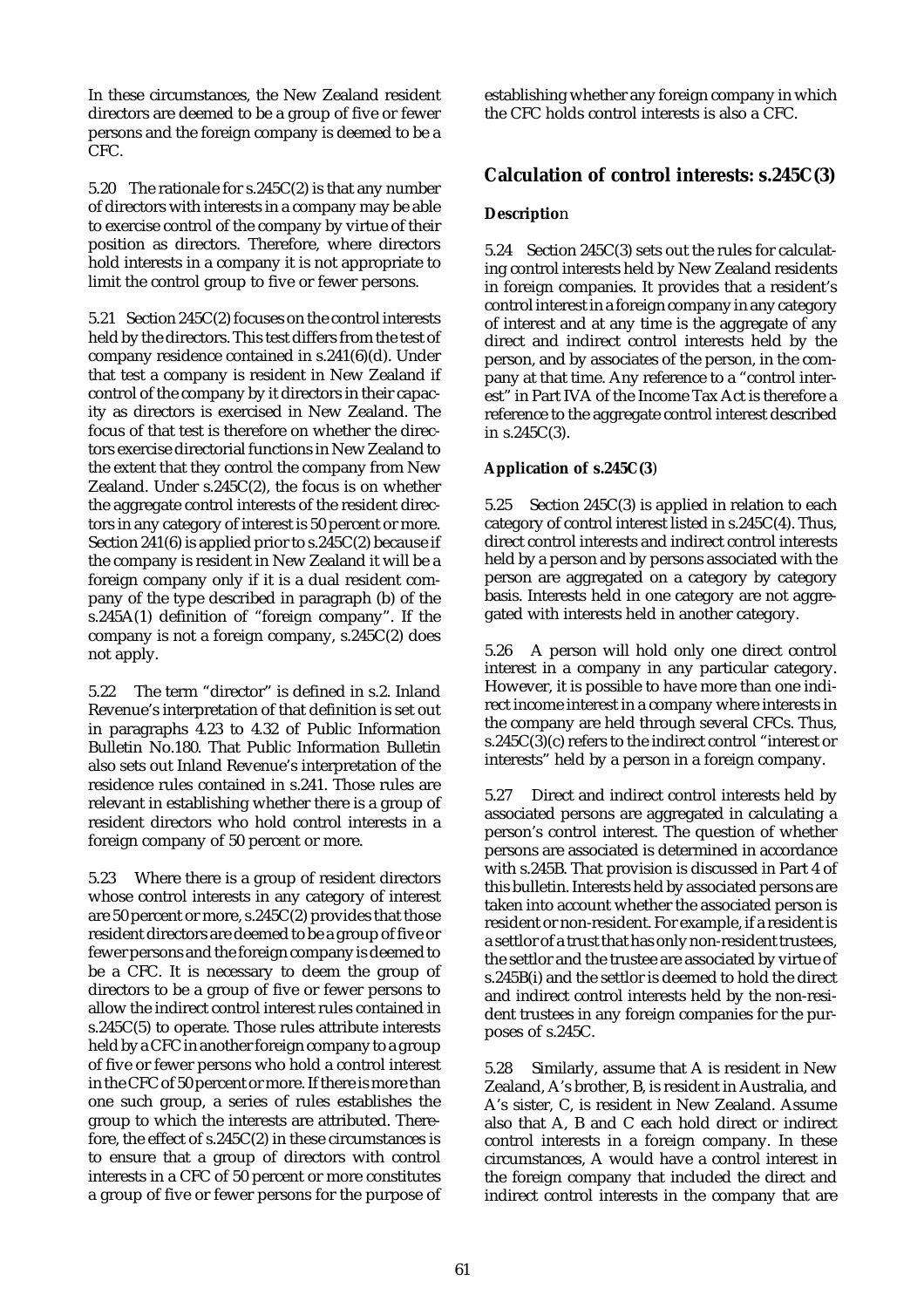In these circumstances, the New Zealand resident directors are deemed to be a group of five or fewer persons and the foreign company is deemed to be a CFC.

5.20 The rationale for s.245C(2) is that any number of directors with interests in a company may be able to exercise control of the company by virtue of their position as directors. Therefore, where directors hold interests in a company it is not appropriate to limit the control group to five or fewer persons.

5.21 Section 245C(2) focuses on the control interests held by the directors. This test differs from the test of company residence contained in s.241(6)(d). Under that test a company is resident in New Zealand if control of the company by it directors in their capacity as directors is exercised in New Zealand. The focus of that test is therefore on whether the directors exercise directorial functions in New Zealand to the extent that they control the company from New Zealand. Under s.245C(2), the focus is on whether the aggregate control interests of the resident directors in any category of interest is 50 percent or more. Section 241(6) is applied prior to s.245C(2) because if the company is resident in New Zealand it will be a foreign company only if it is a dual resident company of the type described in paragraph (b) of the s.245A(1) definition of "foreign company". If the company is not a foreign company, s.245C(2) does not apply.

5.22 The term "director" is defined in s.2. Inland Revenue's interpretation of that definition is set out in paragraphs 4.23 to 4.32 of Public Information Bulletin No.180. That Public Information Bulletin also sets out Inland Revenue's interpretation of the residence rules contained in s.241. Those rules are relevant in establishing whether there is a group of resident directors who hold control interests in a foreign company of 50 percent or more.

5.23 Where there is a group of resident directors whose control interests in any category of interest are 50 percent or more, s.245C(2) provides that those resident directors are deemed to be a group of five or fewer persons and the foreign company is deemed to be a CFC. It is necessary to deem the group of directors to be a group of five or fewer persons to allow the indirect control interest rules contained in s.245C(5) to operate. Those rules attribute interests held by a CFC in another foreign company to a group of five or fewer persons who hold a control interest in the CFC of 50 percent or more. If there is more than one such group, a series of rules establishes the group to which the interests are attributed. Therefore, the effect of s.245C(2) in these circumstances is to ensure that a group of directors with control interests in a CFC of 50 percent or more constitutes a group of five or fewer persons for the purpose of establishing whether any foreign company in which the CFC holds control interests is also a CFC.

## Calculation of control interests: s.245C(3)

**Description**

5.24 Section 245C(3) sets out the rules for calculating control interests held by New Zealand residents in foreign companies. It provides that a resident's control interest in a foreign company in any category of interest and at any time is the aggregate of any direct and indirect control interests held by the person, and by associates of the person, in the company at that time. Any reference to a "control interest" in Part IVA of the Income Tax Act is therefore a reference to the aggregate control interest described in s.245C(3).

**Application of s.245C(3)**

5.25 Section 245C(3) is applied in relation to each category of control interest listed in s.245C(4). Thus, direct control interests and indirect control interests held by a person and by persons associated with the person are aggregated on a category by category basis. Interests held in one category are not aggregated with interests held in another category.

5.26 A person will hold only one direct control interest in a company in any particular category. However, it is possible to have more than one indirect income interest in a company where interests in the company are held through several CFCs. Thus, s.245C(3)(c) refers to the indirect control "interest or interests" held by a person in a foreign company.

5.27 Direct and indirect control interests held by associated persons are aggregated in calculating a person's control interest. The question of whether persons are associated is determined in accordance with s.245B. That provision is discussed in Part 4 of this bulletin. Interests held by associated persons are taken into account whether the associated person is resident or non-resident. For example, if a resident is a settlor of a trust that has only non-resident trustees, the settlor and the trustee are associated by virtue of s.245B(i) and the settlor is deemed to hold the direct and indirect control interests held by the non-resident trustees in any foreign companies for the purposes of s.245C.

5.28 Similarly, assume that A is resident in New Zealand, A's brother, B, is resident in Australia, and A's sister, C, is resident in New Zealand. Assume also that A, B and C each hold direct or indirect control interests in a foreign company. In these circumstances, A would have a control interest in the foreign company that included the direct and indirect control interests in the company that are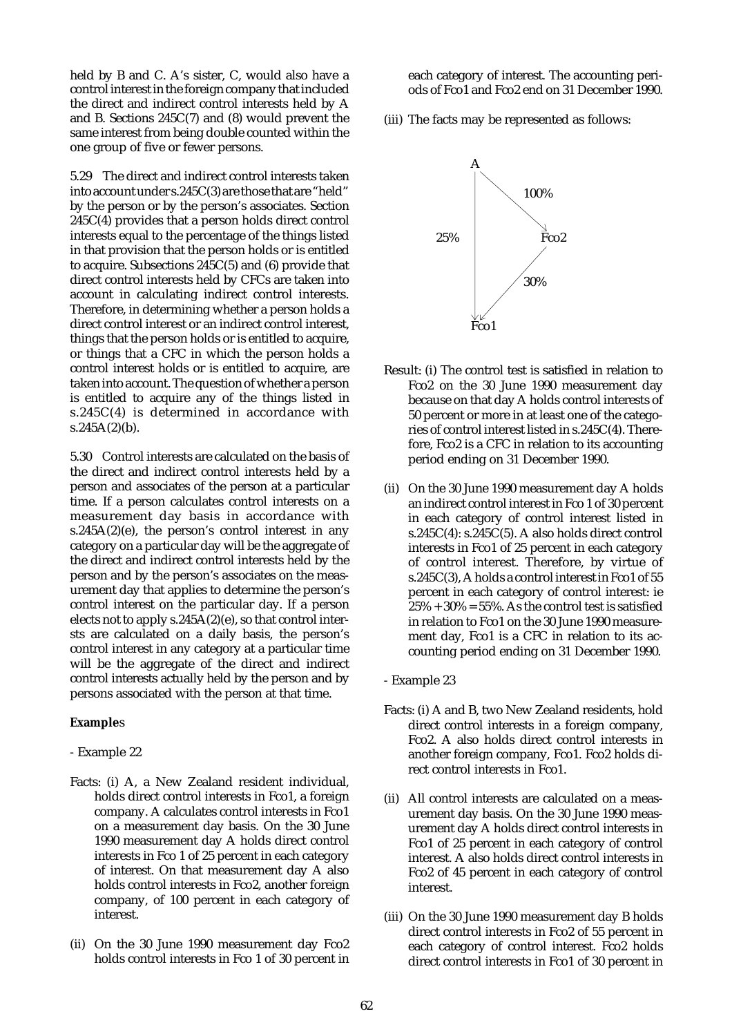held by B and C. A's sister, C, would also have a control interest in the foreign company that included the direct and indirect control interests held by A and B. Sections 245C(7) and (8) would prevent the same interest from being double counted within the one group of five or fewer persons.

5.29 The direct and indirect control interests taken into account under s.245C(3) are those that are "held" by the person or by the person's associates. Section 245C(4) provides that a person holds direct control interests equal to the percentage of the things listed in that provision that the person holds or is entitled to acquire. Subsections 245C(5) and (6) provide that direct control interests held by CFCs are taken into account in calculating indirect control interests. Therefore, in determining whether a person holds a direct control interest or an indirect control interest, things that the person holds or is entitled to acquire, or things that a CFC in which the person holds a control interest holds or is entitled to acquire, are taken into account. The question of whether a person is entitled to acquire any of the things listed in s.245C(4) is determined in accordance with s.245A(2)(b).

5.30 Control interests are calculated on the basis of the direct and indirect control interests held by a person and associates of the person at a particular time. If a person calculates control interests on a measurement day basis in accordance with s.245A(2)(e), the person's control interest in any category on a particular day will be the aggregate of the direct and indirect control interests held by the person and by the person's associates on the measurement day that applies to determine the person's control interest on the particular day. If a person elects not to apply s.245A(2)(e), so that control intersts are calculated on a daily basis, the person's control interest in any category at a particular time will be the aggregate of the direct and indirect control interests actually held by the person and by persons associated with the person at that time.

**Example**s

- Example 22

Facts: (i) A, a New Zealand resident individual, holds direct control interests in Fco1, a foreign company. A calculates control interests in Fco1 on a measurement day basis. On the 30 June 1990 measurement day A holds direct control interests in Fco 1 of 25 percent in each category of interest. On that measurement day A also holds control interests in Fco2, another foreign company, of 100 percent in each category of interest.

(ii) On the 30 June 1990 measurement day Fco2 holds control interests in Fco 1 of 30 percent in each category of interest. The accounting periods of Fco1 and Fco2 end on 31 December 1990.

(iii) The facts may be represented as follows:

```
A ──100%──> Fco2
│            │
25%         30%
│            │
v            v
Fco1 <───────┘
```

Result: (i) The control test is satisfied in relation to Fco2 on the 30 June 1990 measurement day because on that day A holds control interests of 50 percent or more in at least one of the categories of control interest listed in s.245C(4). Therefore, Fco2 is a CFC in relation to its accounting period ending on 31 December 1990.

(ii) On the 30 June 1990 measurement day A holds an indirect control interest in Fco 1 of 30 percent in each category of control interest listed in s.245C(4): s.245C(5). A also holds direct control interests in Fco1 of 25 percent in each category of control interest. Therefore, by virtue of s.245C(3), A holds a control interest in Fco1 of 55 percent in each category of control interest: ie 25% + 30% = 55%. As the control test is satisfied in relation to Fco1 on the 30 June 1990 measurement day, Fco1 is a CFC in relation to its accounting period ending on 31 December 1990.

- Example 23

Facts: (i) A and B, two New Zealand residents, hold direct control interests in a foreign company, Fco2. A also holds direct control interests in another foreign company, Fco1. Fco2 holds direct control interests in Fco1.

(ii) All control interests are calculated on a measurement day basis. On the 30 June 1990 measurement day A holds direct control interests in Fco1 of 25 percent in each category of control interest. A also holds direct control interests in Fco2 of 45 percent in each category of control interest.

(iii) On the 30 June 1990 measurement day B holds direct control interests in Fco2 of 55 percent in each category of control interest. Fco2 holds direct control interests in Fco1 of 30 percent in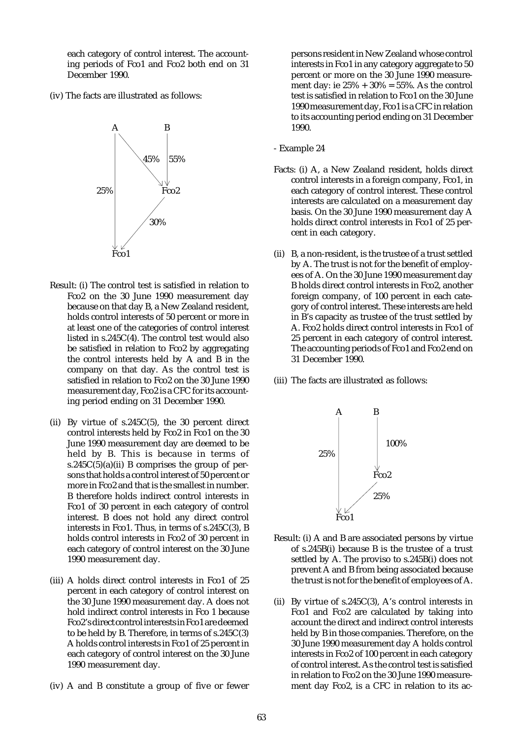each category of control interest. The accounting periods of Fco1 and Fco2 both end on 31 December 1990.

(iv) The facts are illustrated as follows:

```
A               B
|  \            |
|    \ 45%      | 55%
|      \        |
25%      ↘      ↓
|              Fco2
|             /
|        30% /
↓           ↙
Fco1
```

Result: (i) The control test is satisfied in relation to Fco2 on the 30 June 1990 measurement day because on that day B, a New Zealand resident, holds control interests of 50 percent or more in at least one of the categories of control interest listed in s.245C(4). The control test would also be satisfied in relation to Fco2 by aggregating the control interests held by A and B in the company on that day. As the control test is satisfied in relation to Fco2 on the 30 June 1990 measurement day, Fco2 is a CFC for its accounting period ending on 31 December 1990.

(ii) By virtue of s.245C(5), the 30 percent direct control interests held by Fco2 in Fco1 on the 30 June 1990 measurement day are deemed to be held by B. This is because in terms of s.245C(5)(a)(ii) B comprises the group of persons that holds a control interest of 50 percent or more in Fco2 and that is the smallest in number. B therefore holds indirect control interests in Fco1 of 30 percent in each category of control interest. B does not hold any direct control interests in Fco1. Thus, in terms of s.245C(3), B holds control interests in Fco2 of 30 percent in each category of control interest on the 30 June 1990 measurement day.

(iii) A holds direct control interests in Fco1 of 25 percent in each category of control interest on the 30 June 1990 measurement day. A does not hold indirect control interests in Fco 1 because Fco2's direct control interests in Fco1 are deemed to be held by B. Therefore, in terms of s.245C(3) A holds control interests in Fco1 of 25 percent in each category of control interest on the 30 June 1990 measurement day.

(iv) A and B constitute a group of five or fewer persons resident in New Zealand whose control interests in Fco1 in any category aggregate to 50 percent or more on the 30 June 1990 measurement day: ie 25% + 30% = 55%. As the control test is satisfied in relation to Fco1 on the 30 June 1990 measurement day, Fco1 is a CFC in relation to its accounting period ending on 31 December 1990.

- Example 24

Facts: (i) A, a New Zealand resident, holds direct control interests in a foreign company, Fco1, in each category of control interest. These control interests are calculated on a measurement day basis. On the 30 June 1990 measurement day A holds direct control interests in Fco1 of 25 percent in each category.

(ii) B, a non-resident, is the trustee of a trust settled by A. The trust is not for the benefit of employees of A. On the 30 June 1990 measurement day B holds direct control interests in Fco2, another foreign company, of 100 percent in each category of control interest. These interests are held in B's capacity as trustee of the trust settled by A. Fco2 holds direct control interests in Fco1 of 25 percent in each category of control interest. The accounting periods of Fco1 and Fco2 end on 31 December 1990.

(iii) The facts are illustrated as follows:

```
A          B
|          |
|          | 100%
25%        ↓
|         Fco2
|        /
|   25% /
↓      ↙
Fco1
```

Result: (i) A and B are associated persons by virtue of s.245B(i) because B is the trustee of a trust settled by A. The proviso to s.245B(i) does not prevent A and B from being associated because the trust is not for the benefit of employees of A.

(ii) By virtue of s.245C(3), A's control interests in Fco1 and Fco2 are calculated by taking into account the direct and indirect control interests held by B in those companies. Therefore, on the 30 June 1990 measurement day A holds control interests in Fco2 of 100 percent in each category of control interest. As the control test is satisfied in relation to Fco2 on the 30 June 1990 measurement day Fco2, is a CFC in relation to its ac-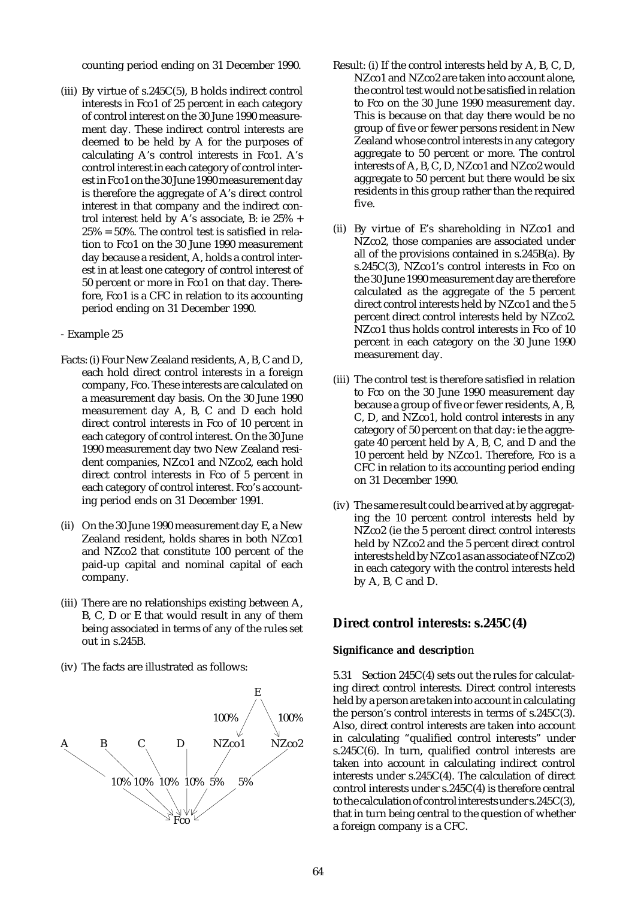counting period ending on 31 December 1990.

(iii) By virtue of s.245C(5), B holds indirect control interests in Fco1 of 25 percent in each category of control interest on the 30 June 1990 measurement day. These indirect control interests are deemed to be held by A for the purposes of calculating A's control interests in Fco1. A's control interest in each category of control interest in Fco1 on the 30 June 1990 measurement day is therefore the aggregate of A's direct control interest in that company and the indirect control interest held by A's associate, B: ie 25% + 25% = 50%. The control test is satisfied in relation to Fco1 on the 30 June 1990 measurement day because a resident, A, holds a control interest in at least one category of control interest of 50 percent or more in Fco1 on that day. Therefore, Fco1 is a CFC in relation to its accounting period ending on 31 December 1990.

- Example 25

Facts: (i) Four New Zealand residents, A, B, C and D, each hold direct control interests in a foreign company, Fco. These interests are calculated on a measurement day basis. On the 30 June 1990 measurement day A, B, C and D each hold direct control interests in Fco of 10 percent in each category of control interest. On the 30 June 1990 measurement day two New Zealand resident companies, NZco1 and NZco2, each hold direct control interests in Fco of 5 percent in each category of control interest. Fco's accounting period ends on 31 December 1991.

(ii) On the 30 June 1990 measurement day E, a New Zealand resident, holds shares in both NZco1 and NZco2 that constitute 100 percent of the paid-up capital and nominal capital of each company.

(iii) There are no relationships existing between A, B, C, D or E that would result in any of them being associated in terms of any of the rules set out in s.245B.

(iv) The facts are illustrated as follows:

```
                                         E
                                  100% /   \ 100%
                                      v     v
A        B        C        D       NZco1    NZco2
  \       \        \       |        /       /
   10%    10%     10%     10%     5%      5%
      \     \       \      |      /      /
       ------------------> Fco <---------
```

Result: (i) If the control interests held by A, B, C, D, NZco1 and NZco2 are taken into account alone, the control test would not be satisfied in relation to Fco on the 30 June 1990 measurement day. This is because on that day there would be no group of five or fewer persons resident in New Zealand whose control interests in any category aggregate to 50 percent or more. The control interests of A, B, C, D, NZco1 and NZco2 would aggregate to 50 percent but there would be six residents in this group rather than the required five.

(ii) By virtue of E's shareholding in NZco1 and NZco2, those companies are associated under all of the provisions contained in s.245B(a). By s.245C(3), NZco1's control interests in Fco on the 30 June 1990 measurement day are therefore calculated as the aggregate of the 5 percent direct control interests held by NZco1 and the 5 percent direct control interests held by NZco2. NZco1 thus holds control interests in Fco of 10 percent in each category on the 30 June 1990 measurement day.

(iii) The control test is therefore satisfied in relation to Fco on the 30 June 1990 measurement day because a group of five or fewer residents, A, B, C, D, and NZco1, hold control interests in any category of 50 percent on that day: ie the aggregate 40 percent held by A, B, C, and D and the 10 percent held by NZco1. Therefore, Fco is a CFC in relation to its accounting period ending on 31 December 1990.

(iv) The same result could be arrived at by aggregating the 10 percent control interests held by NZco2 (ie the 5 percent direct control interests held by NZco2 and the 5 percent direct control interests held by NZco1 as an associate of NZco2) in each category with the control interests held by A, B, C and D.

## Direct control interests: s.245C(4)

#### Significance and description

5.31 Section 245C(4) sets out the rules for calculating direct control interests. Direct control interests held by a person are taken into account in calculating the person's control interests in terms of s.245C(3). Also, direct control interests are taken into account in calculating "qualified control interests" under s.245C(6). In turn, qualified control interests are taken into account in calculating indirect control interests under s.245C(4). The calculation of direct control interests under s.245C(4) is therefore central to the calculation of control interests under s.245C(3), that in turn being central to the question of whether a foreign company is a CFC.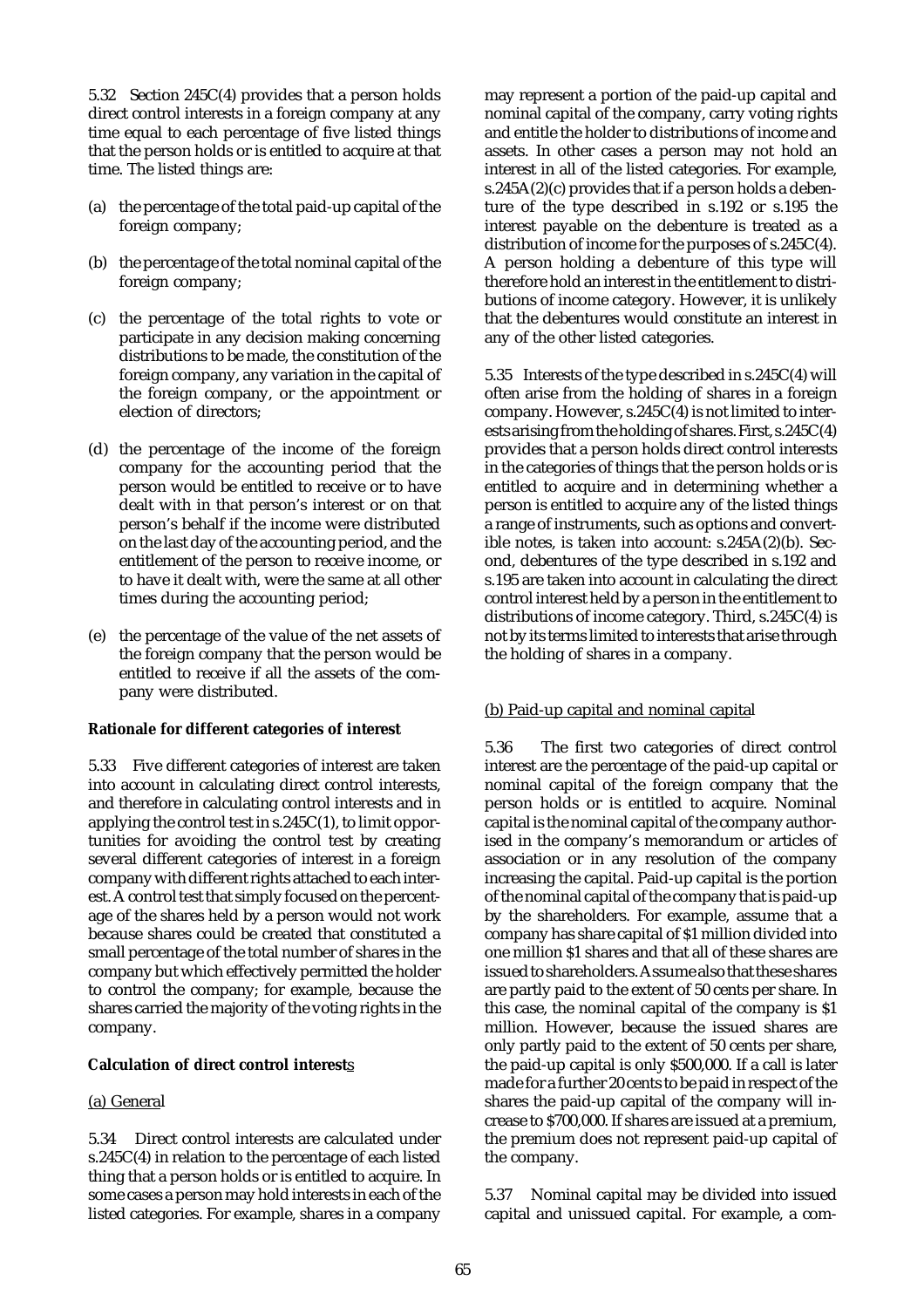5.32 Section 245C(4) provides that a person holds direct control interests in a foreign company at any time equal to each percentage of five listed things that the person holds or is entitled to acquire at that time. The listed things are:

(a) the percentage of the total paid-up capital of the foreign company;

(b) the percentage of the total nominal capital of the foreign company;

(c) the percentage of the total rights to vote or participate in any decision making concerning distributions to be made, the constitution of the foreign company, any variation in the capital of the foreign company, or the appointment or election of directors;

(d) the percentage of the income of the foreign company for the accounting period that the person would be entitled to receive or to have dealt with in that person's interest or on that person's behalf if the income were distributed on the last day of the accounting period, and the entitlement of the person to receive income, or to have it dealt with, were the same at all other times during the accounting period;

(e) the percentage of the value of the net assets of the foreign company that the person would be entitled to receive if all the assets of the company were distributed.

**Rationale for different categories of interest**

5.33 Five different categories of interest are taken into account in calculating direct control interests, and therefore in calculating control interests and in applying the control test in s.245C(1), to limit opportunities for avoiding the control test by creating several different categories of interest in a foreign company with different rights attached to each interest. A control test that simply focused on the percentage of the shares held by a person would not work because shares could be created that constituted a small percentage of the total number of shares in the company but which effectively permitted the holder to control the company; for example, because the shares carried the majority of the voting rights in the company.

**Calculation of direct control interests**

(a) General

5.34 Direct control interests are calculated under s.245C(4) in relation to the percentage of each listed thing that a person holds or is entitled to acquire. In some cases a person may hold interests in each of the listed categories. For example, shares in a company may represent a portion of the paid-up capital and nominal capital of the company, carry voting rights and entitle the holder to distributions of income and assets. In other cases a person may not hold an interest in all of the listed categories. For example, s.245A(2)(c) provides that if a person holds a debenture of the type described in s.192 or s.195 the interest payable on the debenture is treated as a distribution of income for the purposes of s.245C(4). A person holding a debenture of this type will therefore hold an interest in the entitlement to distributions of income category. However, it is unlikely that the debentures would constitute an interest in any of the other listed categories.

5.35 Interests of the type described in s.245C(4) will often arise from the holding of shares in a foreign company. However, s.245C(4) is not limited to interests arising from the holding of shares. First, s.245C(4) provides that a person holds direct control interests in the categories of things that the person holds or is entitled to acquire and in determining whether a person is entitled to acquire any of the listed things a range of instruments, such as options and convertible notes, is taken into account: s.245A(2)(b). Second, debentures of the type described in s.192 and s.195 are taken into account in calculating the direct control interest held by a person in the entitlement to distributions of income category. Third, s.245C(4) is not by its terms limited to interests that arise through the holding of shares in a company.

(b) Paid-up capital and nominal capital

5.36 The first two categories of direct control interest are the percentage of the paid-up capital or nominal capital of the foreign company that the person holds or is entitled to acquire. Nominal capital is the nominal capital of the company authorised in the company's memorandum or articles of association or in any resolution of the company increasing the capital. Paid-up capital is the portion of the nominal capital of the company that is paid-up by the shareholders. For example, assume that a company has share capital of $1 million divided into one million $1 shares and that all of these shares are issued to shareholders. Assume also that these shares are partly paid to the extent of 50 cents per share. In this case, the nominal capital of the company is $1 million. However, because the issued shares are only partly paid to the extent of 50 cents per share, the paid-up capital is only $500,000. If a call is later made for a further 20 cents to be paid in respect of the shares the paid-up capital of the company will increase to $700,000. If shares are issued at a premium, the premium does not represent paid-up capital of the company.

5.37 Nominal capital may be divided into issued capital and unissued capital. For example, a com-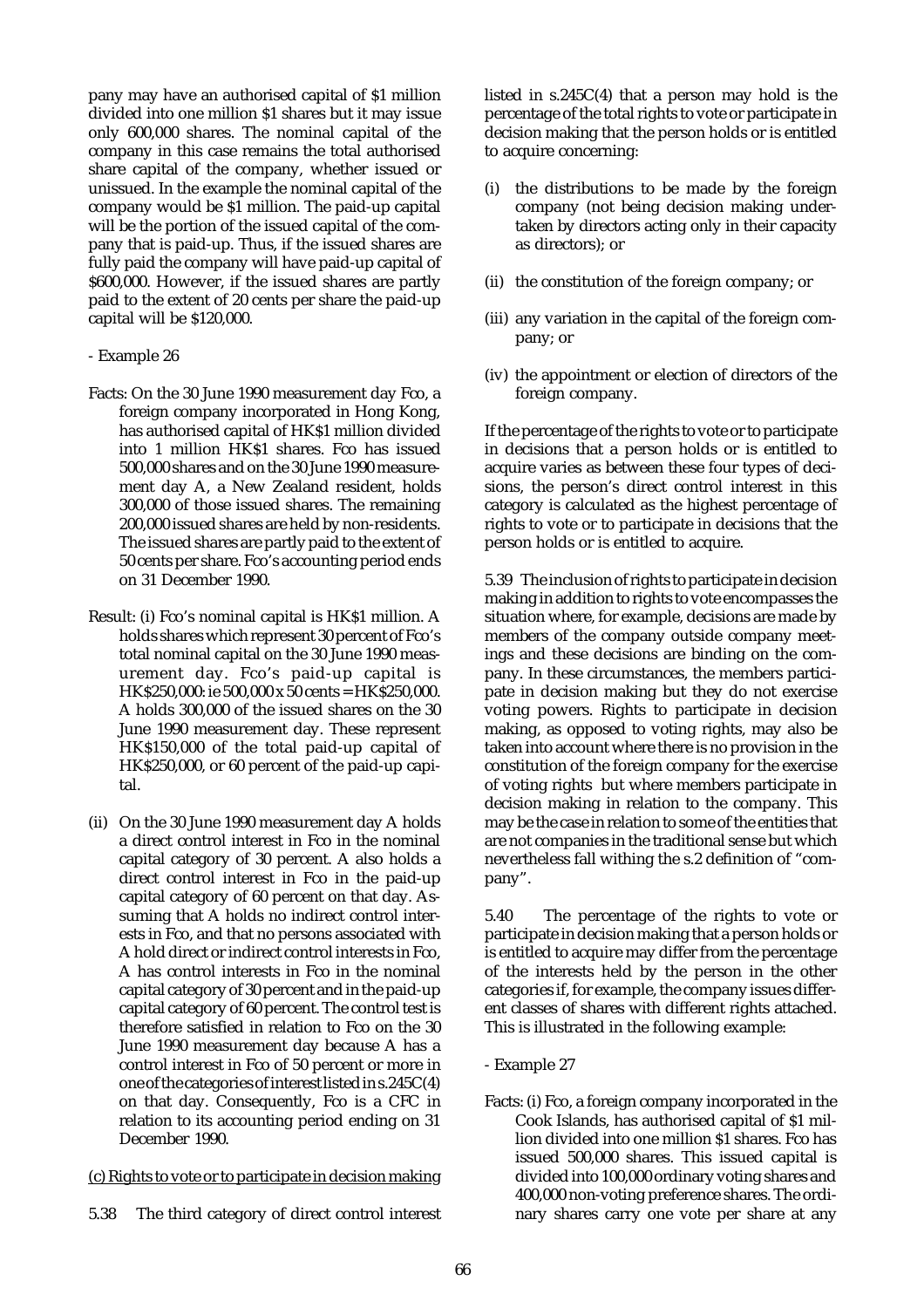pany may have an authorised capital of $1 million divided into one million $1 shares but it may issue only 600,000 shares. The nominal capital of the company in this case remains the total authorised share capital of the company, whether issued or unissued. In the example the nominal capital of the company would be $1 million. The paid-up capital will be the portion of the issued capital of the company that is paid-up. Thus, if the issued shares are fully paid the company will have paid-up capital of $600,000. However, if the issued shares are partly paid to the extent of 20 cents per share the paid-up capital will be $120,000.

- Example 26

Facts: On the 30 June 1990 measurement day Fco, a foreign company incorporated in Hong Kong, has authorised capital of HK$1 million divided into 1 million HK$1 shares. Fco has issued 500,000 shares and on the 30 June 1990 measurement day A, a New Zealand resident, holds 300,000 of those issued shares. The remaining 200,000 issued shares are held by non-residents. The issued shares are partly paid to the extent of 50 cents per share. Fco's accounting period ends on 31 December 1990.

Result: (i) Fco's nominal capital is HK$1 million. A holds shares which represent 30 percent of Fco's total nominal capital on the 30 June 1990 measurement day. Fco's paid-up capital is HK$250,000: ie 500,000 x 50 cents = HK$250,000. A holds 300,000 of the issued shares on the 30 June 1990 measurement day. These represent HK$150,000 of the total paid-up capital of HK$250,000, or 60 percent of the paid-up capital.

(ii) On the 30 June 1990 measurement day A holds a direct control interest in Fco in the nominal capital category of 30 percent. A also holds a direct control interest in Fco in the paid-up capital category of 60 percent on that day. Assuming that A holds no indirect control interests in Fco, and that no persons associated with A hold direct or indirect control interests in Fco, A has control interests in Fco in the nominal capital category of 30 percent and in the paid-up capital category of 60 percent. The control test is therefore satisfied in relation to Fco on the 30 June 1990 measurement day because A has a control interest in Fco of 50 percent or more in one of the categories of interest listed in s.245C(4) on that day. Consequently, Fco is a CFC in relation to its accounting period ending on 31 December 1990.

<u>(c) Rights to vote or to participate in decision making</u>

5.38 The third category of direct control interest listed in s.245C(4) that a person may hold is the percentage of the total rights to vote or participate in decision making that the person holds or is entitled to acquire concerning:

(i) the distributions to be made by the foreign company (not being decision making undertaken by directors acting only in their capacity as directors); or

(ii) the constitution of the foreign company; or

(iii) any variation in the capital of the foreign company; or

(iv) the appointment or election of directors of the foreign company.

If the percentage of the rights to vote or to participate in decisions that a person holds or is entitled to acquire varies as between these four types of decisions, the person's direct control interest in this category is calculated as the highest percentage of rights to vote or to participate in decisions that the person holds or is entitled to acquire.

5.39 The inclusion of rights to participate in decision making in addition to rights to vote encompasses the situation where, for example, decisions are made by members of the company outside company meetings and these decisions are binding on the company. In these circumstances, the members participate in decision making but they do not exercise voting powers. Rights to participate in decision making, as opposed to voting rights, may also be taken into account where there is no provision in the constitution of the foreign company for the exercise of voting rights but where members participate in decision making in relation to the company. This may be the case in relation to some of the entities that are not companies in the traditional sense but which nevertheless fall withing the s.2 definition of "company".

5.40 The percentage of the rights to vote or participate in decision making that a person holds or is entitled to acquire may differ from the percentage of the interests held by the person in the other categories if, for example, the company issues different classes of shares with different rights attached. This is illustrated in the following example:

- Example 27

Facts: (i) Fco, a foreign company incorporated in the Cook Islands, has authorised capital of $1 million divided into one million $1 shares. Fco has issued 500,000 shares. This issued capital is divided into 100,000 ordinary voting shares and 400,000 non-voting preference shares. The ordinary shares carry one vote per share at any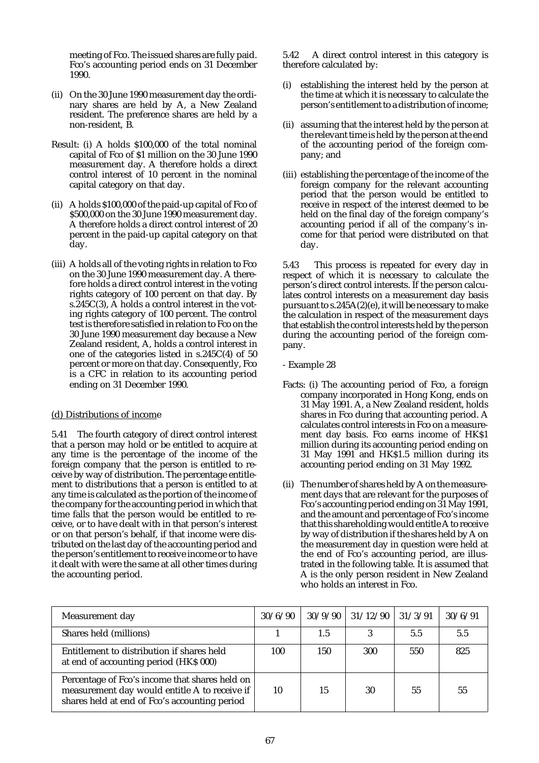meeting of Fco. The issued shares are fully paid. Fco's accounting period ends on 31 December 1990.

(ii) On the 30 June 1990 measurement day the ordinary shares are held by A, a New Zealand resident. The preference shares are held by a non-resident, B.

Result: (i) A holds $100,000 of the total nominal capital of Fco of $1 million on the 30 June 1990 measurement day. A therefore holds a direct control interest of 10 percent in the nominal capital category on that day.

(ii) A holds $100,000 of the paid-up capital of Fco of $500,000 on the 30 June 1990 measurement day. A therefore holds a direct control interest of 20 percent in the paid-up capital category on that day.

(iii) A holds all of the voting rights in relation to Fco on the 30 June 1990 measurement day. A therefore holds a direct control interest in the voting rights category of 100 percent on that day. By s.245C(3), A holds a control interest in the voting rights category of 100 percent. The control test is therefore satisfied in relation to Fco on the 30 June 1990 measurement day because a New Zealand resident, A, holds a control interest in one of the categories listed in s.245C(4) of 50 percent or more on that day. Consequently, Fco is a CFC in relation to its accounting period ending on 31 December 1990.

(d) Distributions of income

5.41 The fourth category of direct control interest that a person may hold or be entitled to acquire at any time is the percentage of the income of the foreign company that the person is entitled to receive by way of distribution. The percentage entitlement to distributions that a person is entitled to at any time is calculated as the portion of the income of the company for the accounting period in which that time falls that the person would be entitled to receive, or to have dealt with in that person's interest or on that person's behalf, if that income were distributed on the last day of the accounting period and the person's entitlement to receive income or to have it dealt with were the same at all other times during the accounting period.

5.42 A direct control interest in this category is therefore calculated by:

(i) establishing the interest held by the person at the time at which it is necessary to calculate the person's entitlement to a distribution of income;

(ii) assuming that the interest held by the person at the relevant time is held by the person at the end of the accounting period of the foreign company; and

(iii) establishing the percentage of the income of the foreign company for the relevant accounting period that the person would be entitled to receive in respect of the interest deemed to be held on the final day of the foreign company's accounting period if all of the company's income for that period were distributed on that day.

5.43 This process is repeated for every day in respect of which it is necessary to calculate the person's direct control interests. If the person calculates control interests on a measurement day basis pursuant to s.245A(2)(e), it will be necessary to make the calculation in respect of the measurement days that establish the control interests held by the person during the accounting period of the foreign company.

- Example 28

Facts: (i) The accounting period of Fco, a foreign company incorporated in Hong Kong, ends on 31 May 1991. A, a New Zealand resident, holds shares in Fco during that accounting period. A calculates control interests in Fco on a measurement day basis. Fco earns income of HK$1 million during its accounting period ending on 31 May 1991 and HK$1.5 million during its accounting period ending on 31 May 1992.

(ii) The number of shares held by A on the measurement days that are relevant for the purposes of Fco's accounting period ending on 31 May 1991, and the amount and percentage of Fco's income that this shareholding would entitle A to receive by way of distribution if the shares held by A on the measurement day in question were held at the end of Fco's accounting period, are illustrated in the following table. It is assumed that A is the only person resident in New Zealand who holds an interest in Fco.

| Measurement day | 30/6/90 | 30/9/90 | 31/12/90 | 31/3/91 | 30/6/91 |
|---|---|---|---|---|---|
| Shares held (millions) | 1 | 1.5 | 3 | 5.5 | 5.5 |
| Entitlement to distribution if shares held at end of accounting period (HK$ 000) | 100 | 150 | 300 | 550 | 825 |
| Percentage of Fco's income that shares held on measurement day would entitle A to receive if shares held at end of Fco's accounting period | 10 | 15 | 30 | 55 | 55 |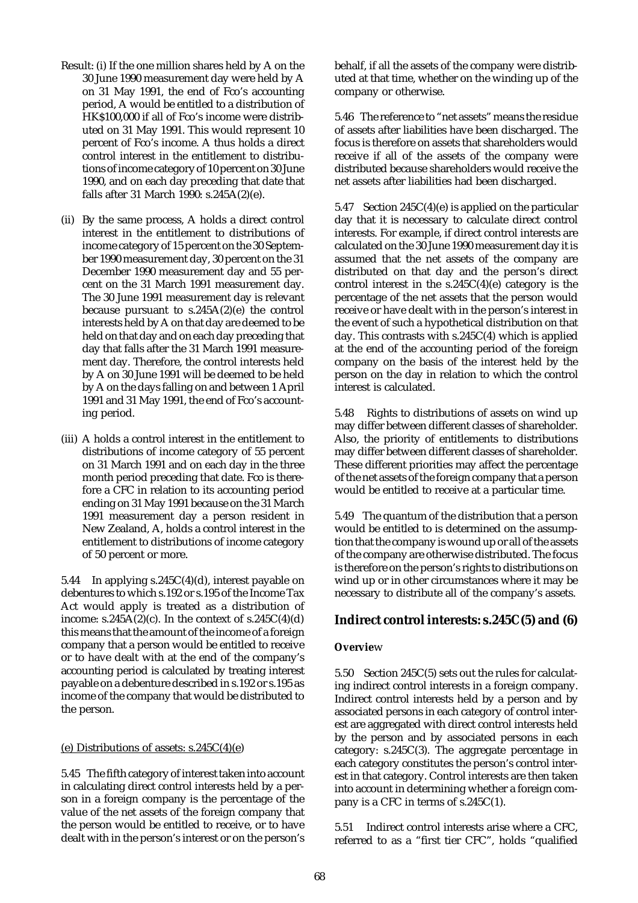Result: (i) If the one million shares held by A on the 30 June 1990 measurement day were held by A on 31 May 1991, the end of Fco's accounting period, A would be entitled to a distribution of HK$100,000 if all of Fco's income were distributed on 31 May 1991. This would represent 10 percent of Fco's income. A thus holds a direct control interest in the entitlement to distributions of income category of 10 percent on 30 June 1990, and on each day preceding that date that falls after 31 March 1990: s.245A(2)(e).

(ii) By the same process, A holds a direct control interest in the entitlement to distributions of income category of 15 percent on the 30 September 1990 measurement day, 30 percent on the 31 December 1990 measurement day and 55 percent on the 31 March 1991 measurement day. The 30 June 1991 measurement day is relevant because pursuant to s.245A(2)(e) the control interests held by A on that day are deemed to be held on that day and on each day preceding that day that falls after the 31 March 1991 measurement day. Therefore, the control interests held by A on 30 June 1991 will be deemed to be held by A on the days falling on and between 1 April 1991 and 31 May 1991, the end of Fco's accounting period.

(iii) A holds a control interest in the entitlement to distributions of income category of 55 percent on 31 March 1991 and on each day in the three month period preceding that date. Fco is therefore a CFC in relation to its accounting period ending on 31 May 1991 because on the 31 March 1991 measurement day a person resident in New Zealand, A, holds a control interest in the entitlement to distributions of income category of 50 percent or more.

5.44 In applying s.245C(4)(d), interest payable on debentures to which s.192 or s.195 of the Income Tax Act would apply is treated as a distribution of income: s.245A(2)(c). In the context of s.245C(4)(d) this means that the amount of the income of a foreign company that a person would be entitled to receive or to have dealt with at the end of the company's accounting period is calculated by treating interest payable on a debenture described in s.192 or s.195 as income of the company that would be distributed to the person.

(e) Distributions of assets: s.245C(4)(e)

5.45 The fifth category of interest taken into account in calculating direct control interests held by a person in a foreign company is the percentage of the value of the net assets of the foreign company that the person would be entitled to receive, or to have dealt with in the person's interest or on the person's behalf, if all the assets of the company were distributed at that time, whether on the winding up of the company or otherwise.

5.46 The reference to "net assets" means the residue of assets after liabilities have been discharged. The focus is therefore on assets that shareholders would receive if all of the assets of the company were distributed because shareholders would receive the net assets after liabilities had been discharged.

5.47 Section 245C(4)(e) is applied on the particular day that it is necessary to calculate direct control interests. For example, if direct control interests are calculated on the 30 June 1990 measurement day it is assumed that the net assets of the company are distributed on that day and the person's direct control interest in the s.245C(4)(e) category is the percentage of the net assets that the person would receive or have dealt with in the person's interest in the event of such a hypothetical distribution on that day. This contrasts with s.245C(4) which is applied at the end of the accounting period of the foreign company on the basis of the interest held by the person on the day in relation to which the control interest is calculated.

5.48 Rights to distributions of assets on wind up may differ between different classes of shareholder. Also, the priority of entitlements to distributions may differ between different classes of shareholder. These different priorities may affect the percentage of the net assets of the foreign company that a person would be entitled to receive at a particular time.

5.49 The quantum of the distribution that a person would be entitled to is determined on the assumption that the company is wound up or all of the assets of the company are otherwise distributed. The focus is therefore on the person's rights to distributions on wind up or in other circumstances where it may be necessary to distribute all of the company's assets.

## Indirect control interests: s.245C(5) and (6)

### Overview

5.50 Section 245C(5) sets out the rules for calculating indirect control interests in a foreign company. Indirect control interests held by a person and by associated persons in each category of control interest are aggregated with direct control interests held by the person and by associated persons in each category: s.245C(3). The aggregate percentage in each category constitutes the person's control interest in that category. Control interests are then taken into account in determining whether a foreign company is a CFC in terms of s.245C(1).

5.51 Indirect control interests arise where a CFC, referred to as a "first tier CFC", holds "qualified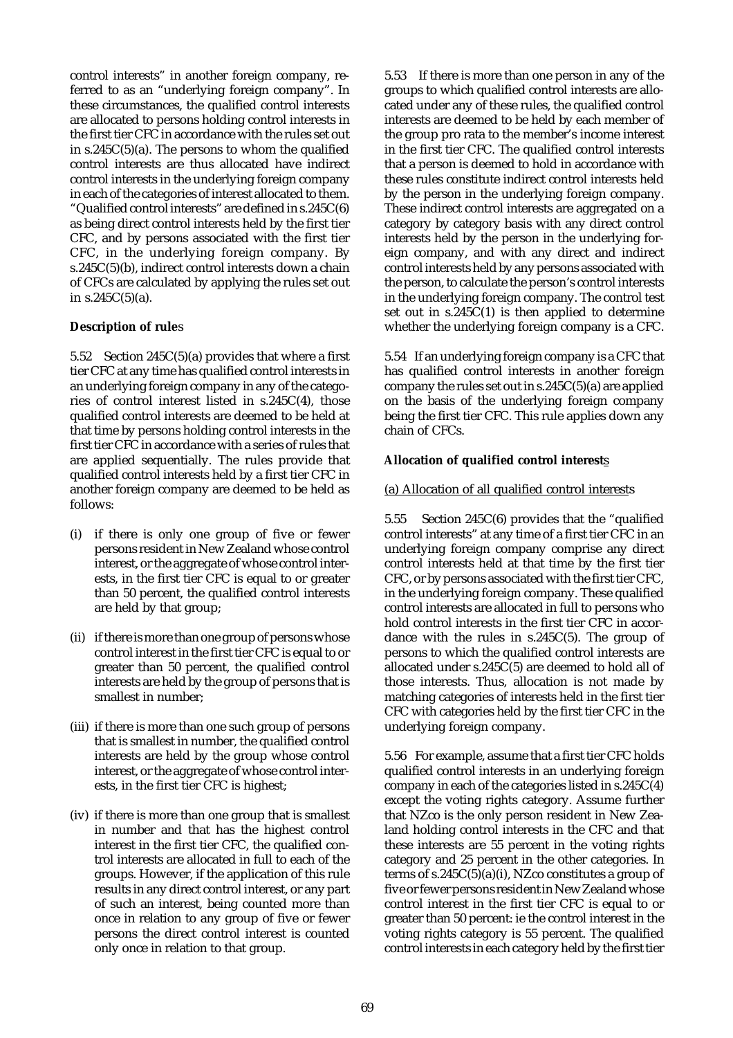control interests" in another foreign company, referred to as an "underlying foreign company". In these circumstances, the qualified control interests are allocated to persons holding control interests in the first tier CFC in accordance with the rules set out in s.245C(5)(a). The persons to whom the qualified control interests are thus allocated have indirect control interests in the underlying foreign company in each of the categories of interest allocated to them. "Qualified control interests" are defined in s.245C(6) as being direct control interests held by the first tier CFC, and by persons associated with the first tier CFC, in the underlying foreign company. By s.245C(5)(b), indirect control interests down a chain of CFCs are calculated by applying the rules set out in s.245C(5)(a).

**Description of rules**

5.52 Section 245C(5)(a) provides that where a first tier CFC at any time has qualified control interests in an underlying foreign company in any of the categories of control interest listed in s.245C(4), those qualified control interests are deemed to be held at that time by persons holding control interests in the first tier CFC in accordance with a series of rules that are applied sequentially. The rules provide that qualified control interests held by a first tier CFC in another foreign company are deemed to be held as follows:

(i) if there is only one group of five or fewer persons resident in New Zealand whose control interest, or the aggregate of whose control interests, in the first tier CFC is equal to or greater than 50 percent, the qualified control interests are held by that group;

(ii) if there is more than one group of persons whose control interest in the first tier CFC is equal to or greater than 50 percent, the qualified control interests are held by the group of persons that is smallest in number;

(iii) if there is more than one such group of persons that is smallest in number, the qualified control interests are held by the group whose control interest, or the aggregate of whose control interests, in the first tier CFC is highest;

(iv) if there is more than one group that is smallest in number and that has the highest control interest in the first tier CFC, the qualified control interests are allocated in full to each of the groups. However, if the application of this rule results in any direct control interest, or any part of such an interest, being counted more than once in relation to any group of five or fewer persons the direct control interest is counted only once in relation to that group.

5.53 If there is more than one person in any of the groups to which qualified control interests are allocated under any of these rules, the qualified control interests are deemed to be held by each member of the group pro rata to the member's income interest in the first tier CFC. The qualified control interests that a person is deemed to hold in accordance with these rules constitute indirect control interests held by the person in the underlying foreign company. These indirect control interests are aggregated on a category by category basis with any direct control interests held by the person in the underlying foreign company, and with any direct and indirect control interests held by any persons associated with the person, to calculate the person's control interests in the underlying foreign company. The control test set out in s.245C(1) is then applied to determine whether the underlying foreign company is a CFC.

5.54 If an underlying foreign company is a CFC that has qualified control interests in another foreign company the rules set out in s.245C(5)(a) are applied on the basis of the underlying foreign company being the first tier CFC. This rule applies down any chain of CFCs.

**Allocation of qualified control interests**

(a) Allocation of all qualified control interests

5.55 Section 245C(6) provides that the "qualified control interests" at any time of a first tier CFC in an underlying foreign company comprise any direct control interests held at that time by the first tier CFC, or by persons associated with the first tier CFC, in the underlying foreign company. These qualified control interests are allocated in full to persons who hold control interests in the first tier CFC in accordance with the rules in s.245C(5). The group of persons to which the qualified control interests are allocated under s.245C(5) are deemed to hold all of those interests. Thus, allocation is not made by matching categories of interests held in the first tier CFC with categories held by the first tier CFC in the underlying foreign company.

5.56 For example, assume that a first tier CFC holds qualified control interests in an underlying foreign company in each of the categories listed in s.245C(4) except the voting rights category. Assume further that NZco is the only person resident in New Zealand holding control interests in the CFC and that these interests are 55 percent in the voting rights category and 25 percent in the other categories. In terms of s.245C(5)(a)(i), NZco constitutes a group of five or fewer persons resident in New Zealand whose control interest in the first tier CFC is equal to or greater than 50 percent: ie the control interest in the voting rights category is 55 percent. The qualified control interests in each category held by the first tier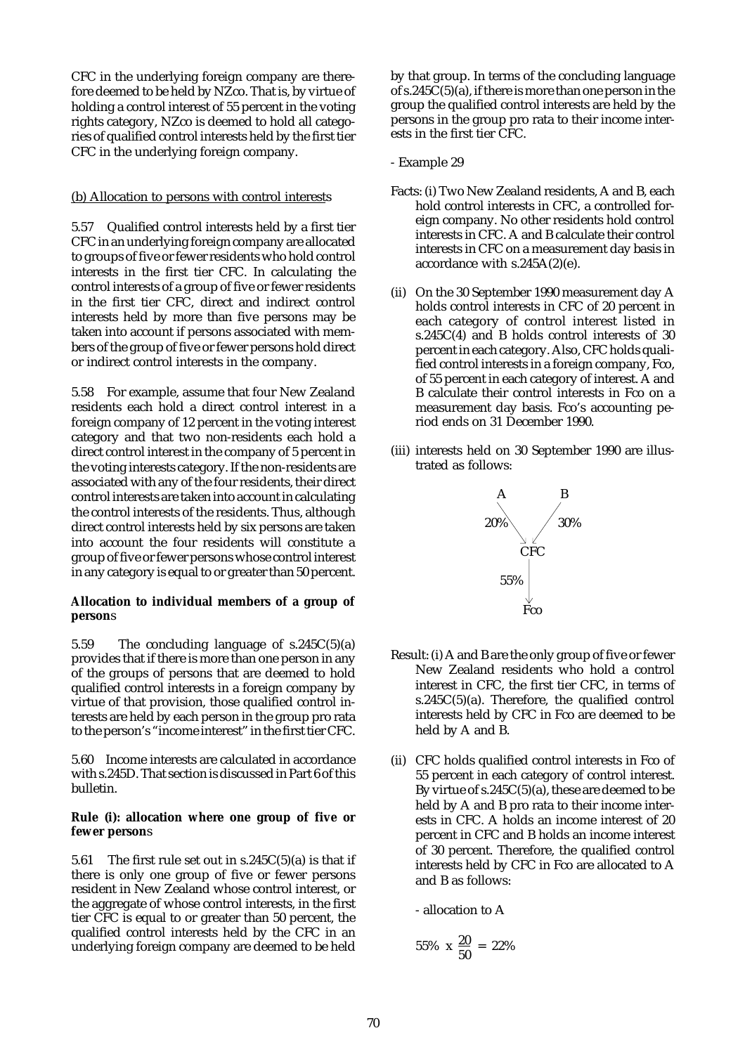CFC in the underlying foreign company are therefore deemed to be held by NZco. That is, by virtue of holding a control interest of 55 percent in the voting rights category, NZco is deemed to hold all categories of qualified control interests held by the first tier CFC in the underlying foreign company.

(b) Allocation to persons with control interests

5.57 Qualified control interests held by a first tier CFC in an underlying foreign company are allocated to groups of five or fewer residents who hold control interests in the first tier CFC. In calculating the control interests of a group of five or fewer residents in the first tier CFC, direct and indirect control interests held by more than five persons may be taken into account if persons associated with members of the group of five or fewer persons hold direct or indirect control interests in the company.

5.58 For example, assume that four New Zealand residents each hold a direct control interest in a foreign company of 12 percent in the voting interest category and that two non-residents each hold a direct control interest in the company of 5 percent in the voting interests category. If the non-residents are associated with any of the four residents, their direct control interests are taken into account in calculating the control interests of the residents. Thus, although direct control interests held by six persons are taken into account the four residents will constitute a group of five or fewer persons whose control interest in any category is equal to or greater than 50 percent.

**Allocation to individual members of a group of persons**

5.59 The concluding language of s.245C(5)(a) provides that if there is more than one person in any of the groups of persons that are deemed to hold qualified control interests in a foreign company by virtue of that provision, those qualified control interests are held by each person in the group pro rata to the person's "income interest" in the first tier CFC.

5.60 Income interests are calculated in accordance with s.245D. That section is discussed in Part 6 of this bulletin.

**Rule (i): allocation where one group of five or fewer persons**

5.61 The first rule set out in s.245C(5)(a) is that if there is only one group of five or fewer persons resident in New Zealand whose control interest, or the aggregate of whose control interests, in the first tier CFC is equal to or greater than 50 percent, the qualified control interests held by the CFC in an underlying foreign company are deemed to be held by that group. In terms of the concluding language of s.245C(5)(a), if there is more than one person in the group the qualified control interests are held by the persons in the group pro rata to their income interests in the first tier CFC.

- Example 29

Facts: (i) Two New Zealand residents, A and B, each hold control interests in CFC, a controlled foreign company. No other residents hold control interests in CFC. A and B calculate their control interests in CFC on a measurement day basis in accordance with s.245A(2)(e).

(ii) On the 30 September 1990 measurement day A holds control interests in CFC of 20 percent in each category of control interest listed in s.245C(4) and B holds control interests of 30 percent in each category. Also, CFC holds qualified control interests in a foreign company, Fco, of 55 percent in each category of interest. A and B calculate their control interests in Fco on a measurement day basis. Fco's accounting period ends on 31 December 1990.

(iii) interests held on 30 September 1990 are illustrated as follows:

```
  A           B
   20%\     /30%
       CFC
        | 55%
       Fco
```

Result: (i) A and B are the only group of five or fewer New Zealand residents who hold a control interest in CFC, the first tier CFC, in terms of s.245C(5)(a). Therefore, the qualified control interests held by CFC in Fco are deemed to be held by A and B.

(ii) CFC holds qualified control interests in Fco of 55 percent in each category of control interest. By virtue of s.245C(5)(a), these are deemed to be held by A and B pro rata to their income interests in CFC. A holds an income interest of 20 percent in CFC and B holds an income interest of 30 percent. Therefore, the qualified control interests held by CFC in Fco are allocated to A and B as follows:

- allocation to A

$$55\% \times \frac{20}{50} = 22\%$$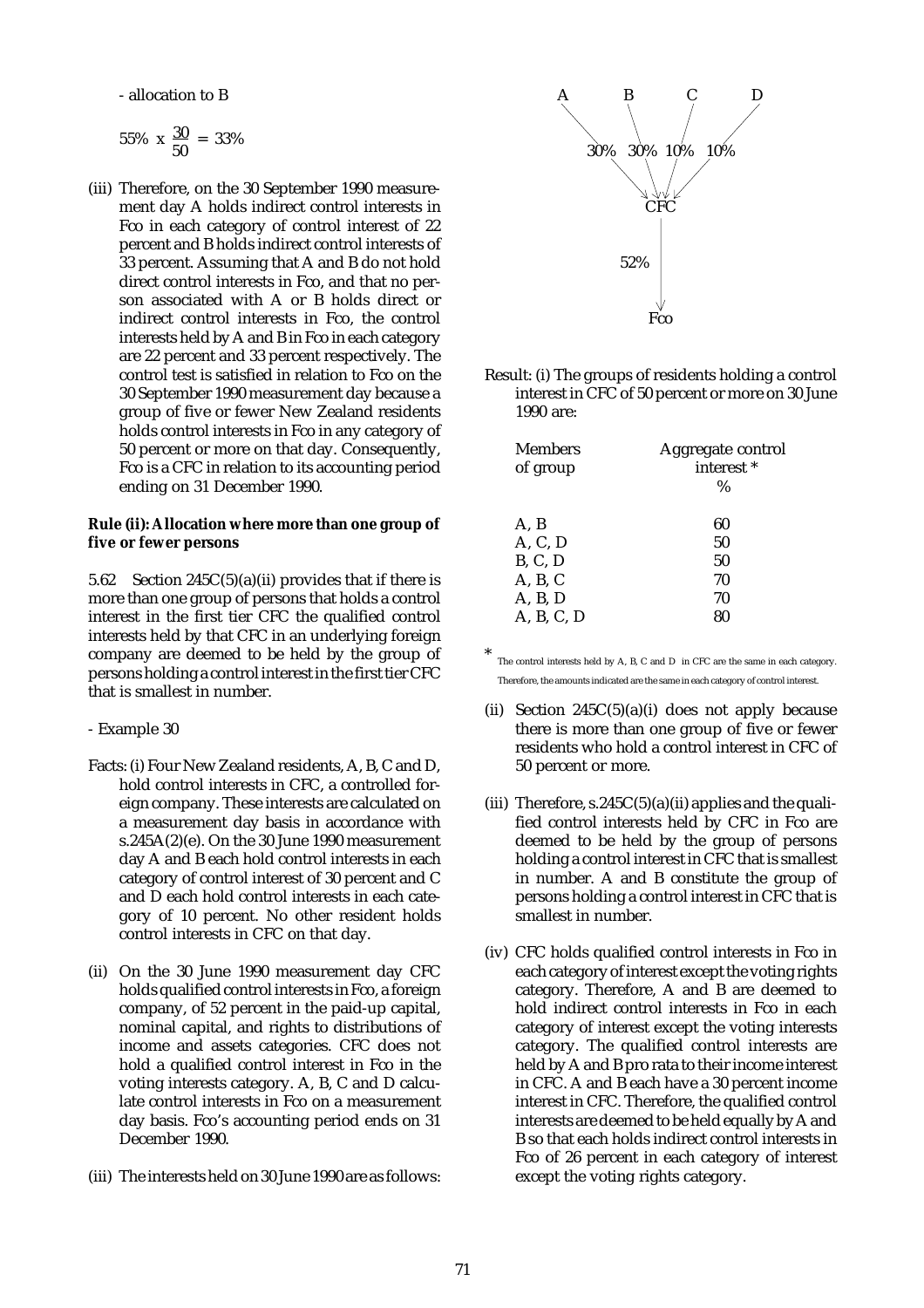- allocation to B

$$55\% \times \frac{30}{50} = 33\%$$

(iii) Therefore, on the 30 September 1990 measurement day A holds indirect control interests in Fco in each category of control interest of 22 percent and B holds indirect control interests of 33 percent. Assuming that A and B do not hold direct control interests in Fco, and that no person associated with A or B holds direct or indirect control interests in Fco, the control interests held by A and B in Fco in each category are 22 percent and 33 percent respectively. The control test is satisfied in relation to Fco on the 30 September 1990 measurement day because a group of five or fewer New Zealand residents holds control interests in Fco in any category of 50 percent or more on that day. Consequently, Fco is a CFC in relation to its accounting period ending on 31 December 1990.

**Rule (ii): Allocation where more than one group of five or fewer persons**

5.62 Section 245C(5)(a)(ii) provides that if there is more than one group of persons that holds a control interest in the first tier CFC the qualified control interests held by that CFC in an underlying foreign company are deemed to be held by the group of persons holding a control interest in the first tier CFC that is smallest in number.

- Example 30

Facts: (i) Four New Zealand residents, A, B, C and D, hold control interests in CFC, a controlled foreign company. These interests are calculated on a measurement day basis in accordance with s.245A(2)(e). On the 30 June 1990 measurement day A and B each hold control interests in each category of control interest of 30 percent and C and D each hold control interests in each category of 10 percent. No other resident holds control interests in CFC on that day.

(ii) On the 30 June 1990 measurement day CFC holds qualified control interests in Fco, a foreign company, of 52 percent in the paid-up capital, nominal capital, and rights to distributions of income and assets categories. CFC does not hold a qualified control interest in Fco in the voting interests category. A, B, C and D calculate control interests in Fco on a measurement day basis. Fco's accounting period ends on 31 December 1990.

(iii) The interests held on 30 June 1990 are as follows:

A: 30% → CFC; B: 30% → CFC; C: 10% → CFC; D: 10% → CFC
CFC: 52% → Fco

Result: (i) The groups of residents holding a control interest in CFC of 50 percent or more on 30 June 1990 are:

| Members of group | Aggregate control interest * % |
|---|---|
| A, B | 60 |
| A, C, D | 50 |
| B, C, D | 50 |
| A, B, C | 70 |
| A, B, D | 70 |
| A, B, C, D | 80 |

* The control interests held by A, B, C and D in CFC are the same in each category. Therefore, the amounts indicated are the same in each category of control interest.

(ii) Section 245C(5)(a)(i) does not apply because there is more than one group of five or fewer residents who hold a control interest in CFC of 50 percent or more.

(iii) Therefore, s.245C(5)(a)(ii) applies and the qualified control interests held by CFC in Fco are deemed to be held by the group of persons holding a control interest in CFC that is smallest in number. A and B constitute the group of persons holding a control interest in CFC that is smallest in number.

(iv) CFC holds qualified control interests in Fco in each category of interest except the voting rights category. Therefore, A and B are deemed to hold indirect control interests in Fco in each category of interest except the voting interests category. The qualified control interests are held by A and B pro rata to their income interest in CFC. A and B each have a 30 percent income interest in CFC. Therefore, the qualified control interests are deemed to be held equally by A and B so that each holds indirect control interests in Fco of 26 percent in each category of interest except the voting rights category.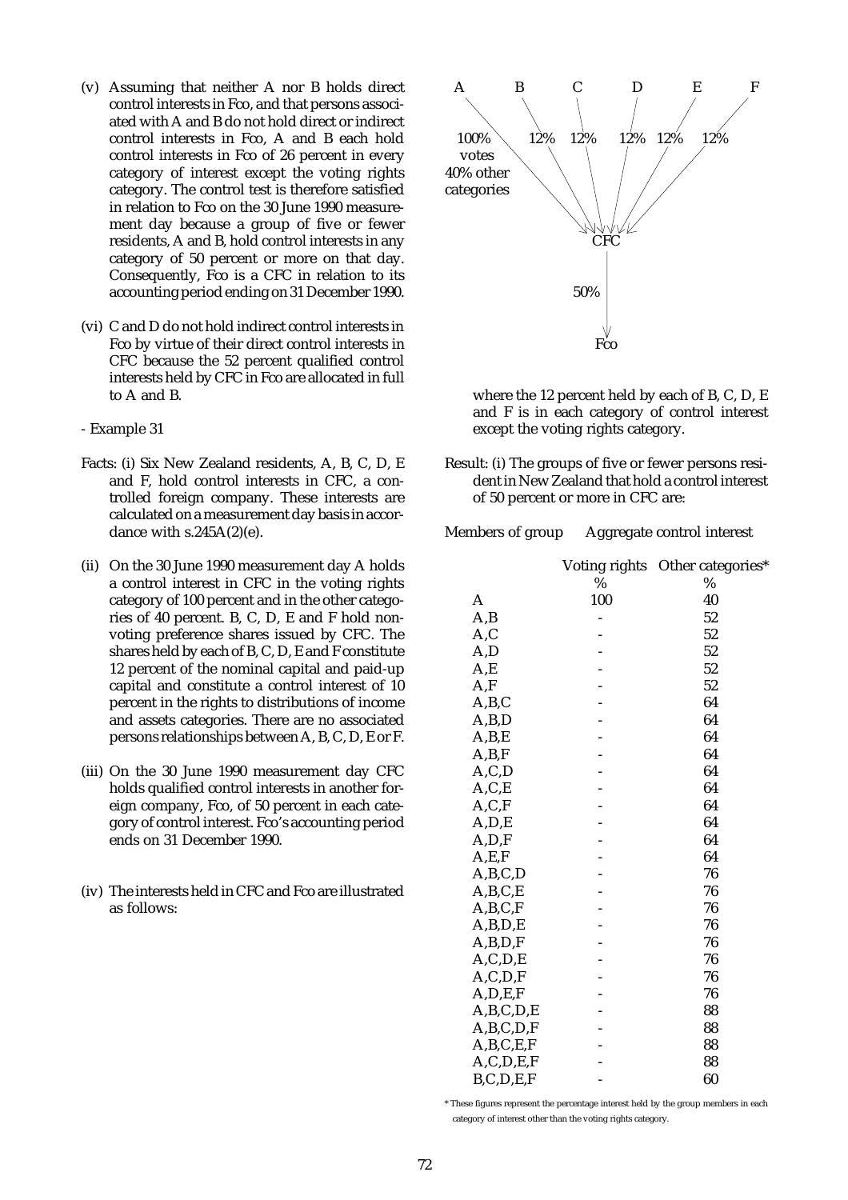(v) Assuming that neither A nor B holds direct control interests in Fco, and that persons associated with A and B do not hold direct or indirect control interests in Fco, A and B each hold control interests in Fco of 26 percent in every category of interest except the voting rights category. The control test is therefore satisfied in relation to Fco on the 30 June 1990 measurement day because a group of five or fewer residents, A and B, hold control interests in any category of 50 percent or more on that day. Consequently, Fco is a CFC in relation to its accounting period ending on 31 December 1990.

(vi) C and D do not hold indirect control interests in Fco by virtue of their direct control interests in CFC because the 52 percent qualified control interests held by CFC in Fco are allocated in full to A and B.

- Example 31

Facts: (i) Six New Zealand residents, A, B, C, D, E and F, hold control interests in CFC, a controlled foreign company. These interests are calculated on a measurement day basis in accordance with s.245A(2)(e).

(ii) On the 30 June 1990 measurement day A holds a control interest in CFC in the voting rights category of 100 percent and in the other categories of 40 percent. B, C, D, E and F hold non-voting preference shares issued by CFC. The shares held by each of B, C, D, E and F constitute 12 percent of the nominal capital and paid-up capital and constitute a control interest of 10 percent in the rights to distributions of income and assets categories. There are no associated persons relationships between A, B, C, D, E or F.

(iii) On the 30 June 1990 measurement day CFC holds qualified control interests in another foreign company, Fco, of 50 percent in each category of control interest. Fco's accounting period ends on 31 December 1990.

(iv) The interests held in CFC and Fco are illustrated as follows:

A → CFC: 100% votes, 40% other categories
B → CFC: 12%
C → CFC: 12%
D → CFC: 12%
E → CFC: 12%
F → CFC: 12%
CFC → Fco: 50%

where the 12 percent held by each of B, C, D, E and F is in each category of control interest except the voting rights category.

Result: (i) The groups of five or fewer persons resident in New Zealand that hold a control interest of 50 percent or more in CFC are:

| Members of group | Aggregate control interest | |
|---|---|---|
| | Voting rights | Other categories* |
| | % | % |
| A | 100 | 40 |
| A,B | - | 52 |
| A,C | - | 52 |
| A,D | - | 52 |
| A,E | - | 52 |
| A,F | - | 52 |
| A,B,C | - | 64 |
| A,B,D | - | 64 |
| A,B,E | - | 64 |
| A,B,F | - | 64 |
| A,C,D | - | 64 |
| A,C,E | - | 64 |
| A,C,F | - | 64 |
| A,D,E | - | 64 |
| A,D,F | - | 64 |
| A,E,F | - | 64 |
| A,B,C,D | - | 76 |
| A,B,C,E | - | 76 |
| A,B,C,F | - | 76 |
| A,B,D,E | - | 76 |
| A,B,D,F | - | 76 |
| A,C,D,E | - | 76 |
| A,C,D,F | - | 76 |
| A,D,E,F | - | 76 |
| A,B,C,D,E | - | 88 |
| A,B,C,D,F | - | 88 |
| A,B,C,E,F | - | 88 |
| A,C,D,E,F | - | 88 |
| B,C,D,E,F | - | 60 |

\* These figures represent the percentage interest held by the group members in each category of interest other than the voting rights category.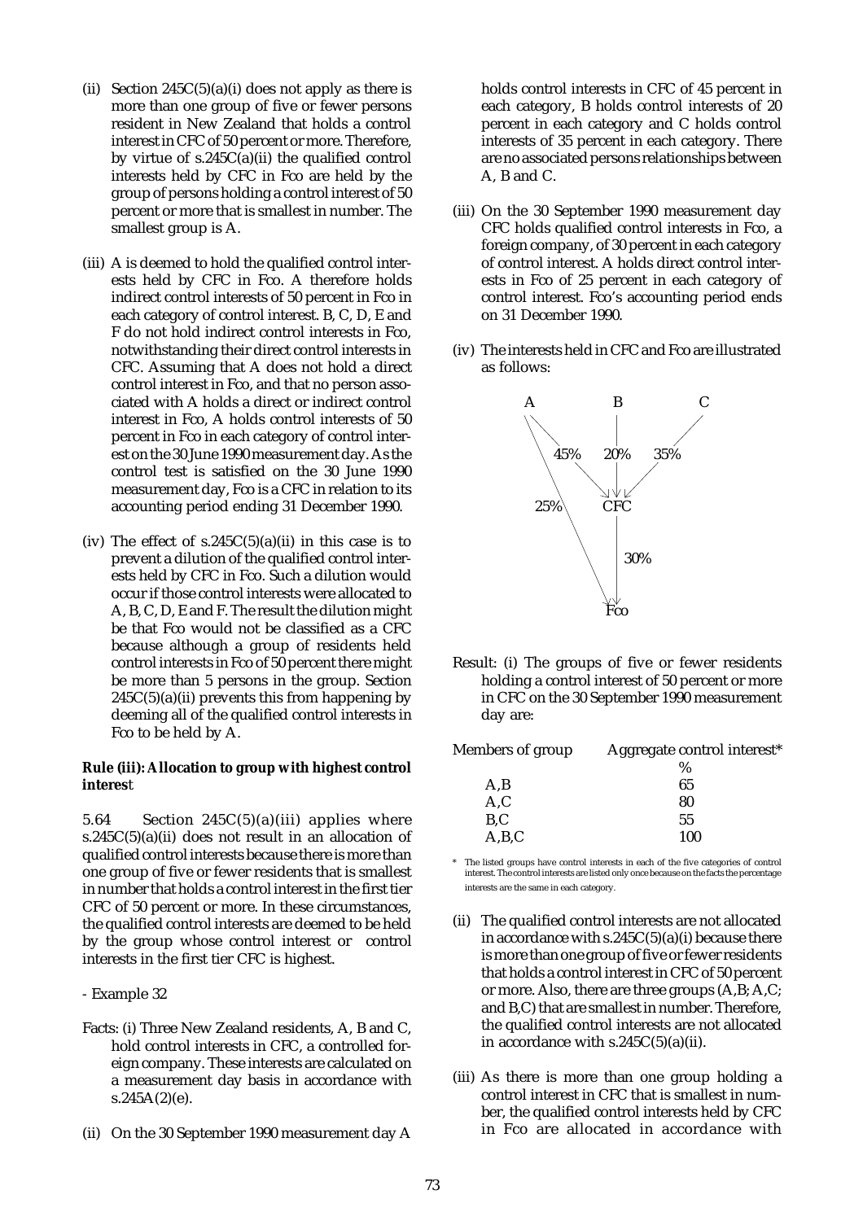(ii) Section 245C(5)(a)(i) does not apply as there is more than one group of five or fewer persons resident in New Zealand that holds a control interest in CFC of 50 percent or more. Therefore, by virtue of s.245C(a)(ii) the qualified control interests held by CFC in Fco are held by the group of persons holding a control interest of 50 percent or more that is smallest in number. The smallest group is A.

(iii) A is deemed to hold the qualified control interests held by CFC in Fco. A therefore holds indirect control interests of 50 percent in Fco in each category of control interest. B, C, D, E and F do not hold indirect control interests in Fco, notwithstanding their direct control interests in CFC. Assuming that A does not hold a direct control interest in Fco, and that no person associated with A holds a direct or indirect control interest in Fco, A holds control interests of 50 percent in Fco in each category of control interest on the 30 June 1990 measurement day. As the control test is satisfied on the 30 June 1990 measurement day, Fco is a CFC in relation to its accounting period ending 31 December 1990.

(iv) The effect of s.245C(5)(a)(ii) in this case is to prevent a dilution of the qualified control interests held by CFC in Fco. Such a dilution would occur if those control interests were allocated to A, B, C, D, E and F. The result the dilution might be that Fco would not be classified as a CFC because although a group of residents held control interests in Fco of 50 percent there might be more than 5 persons in the group. Section 245C(5)(a)(ii) prevents this from happening by deeming all of the qualified control interests in Fco to be held by A.

**Rule (iii): Allocation to group with highest control interest**

5.64 Section 245C(5)(a)(iii) applies where s.245C(5)(a)(ii) does not result in an allocation of qualified control interests because there is more than one group of five or fewer residents that is smallest in number that holds a control interest in the first tier CFC of 50 percent or more. In these circumstances, the qualified control interests are deemed to be held by the group whose control interest or control interests in the first tier CFC is highest.

- Example 32

Facts: (i) Three New Zealand residents, A, B and C, hold control interests in CFC, a controlled foreign company. These interests are calculated on a measurement day basis in accordance with s.245A(2)(e).

(ii) On the 30 September 1990 measurement day A holds control interests in CFC of 45 percent in each category, B holds control interests of 20 percent in each category and C holds control interests of 35 percent in each category. There are no associated persons relationships between A, B and C.

(iii) On the 30 September 1990 measurement day CFC holds qualified control interests in Fco, a foreign company, of 30 percent in each category of control interest. A holds direct control interests in Fco of 25 percent in each category of control interest. Fco's accounting period ends on 31 December 1990.

(iv) The interests held in CFC and Fco are illustrated as follows:

```
A            B            C
 \  45%      | 20%     / 35%
  \        \ |  /
25% \        CFC
      \       |
       \      | 30%
        \     |
          Fco
```

Result: (i) The groups of five or fewer residents holding a control interest of 50 percent or more in CFC on the 30 September 1990 measurement day are:

| Members of group | Aggregate control interest* |
|---|---|
| | % |
| A,B | 65 |
| A,C | 80 |
| B,C | 55 |
| A,B,C | 100 |

\* The listed groups have control interests in each of the five categories of control interest. The control interests are listed only once because on the facts the percentage interests are the same in each category.

(ii) The qualified control interests are not allocated in accordance with s.245C(5)(a)(i) because there is more than one group of five or fewer residents that holds a control interest in CFC of 50 percent or more. Also, there are three groups (A,B; A,C; and B,C) that are smallest in number. Therefore, the qualified control interests are not allocated in accordance with s.245C(5)(a)(ii).

(iii) As there is more than one group holding a control interest in CFC that is smallest in number, the qualified control interests held by CFC in Fco are allocated in accordance with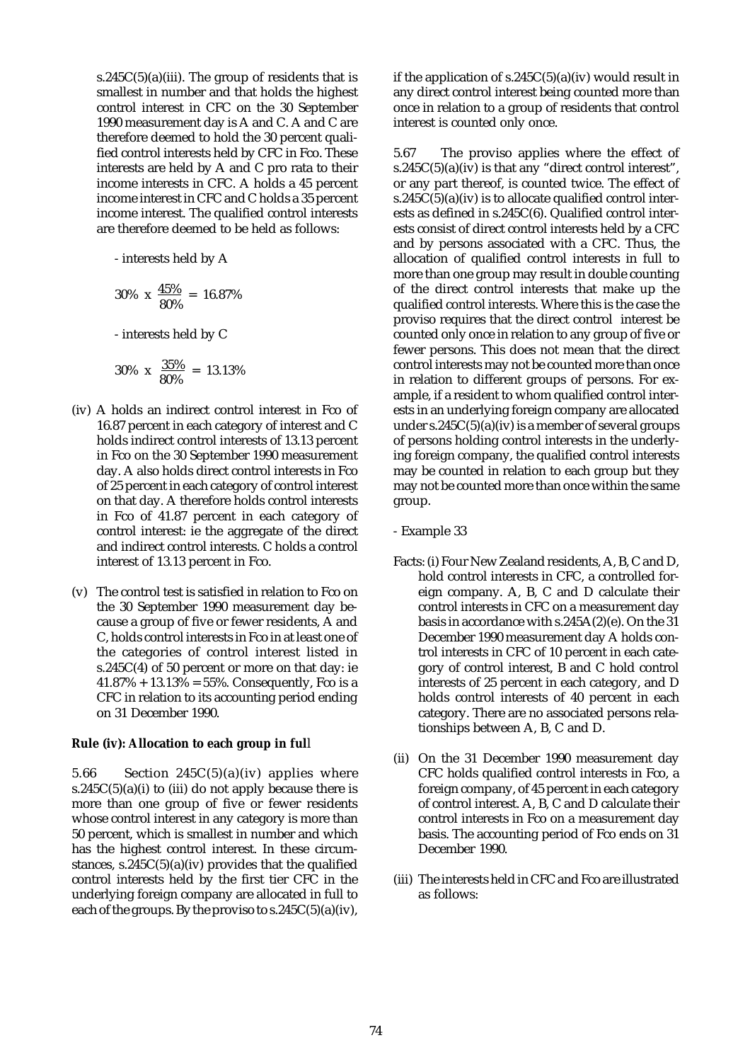s.245C(5)(a)(iii). The group of residents that is smallest in number and that holds the highest control interest in CFC on the 30 September 1990 measurement day is A and C. A and C are therefore deemed to hold the 30 percent qualified control interests held by CFC in Fco. These interests are held by A and C pro rata to their income interests in CFC. A holds a 45 percent income interest in CFC and C holds a 35 percent income interest. The qualified control interests are therefore deemed to be held as follows:

- interests held by A

$$30\% \times \frac{45\%}{80\%} = 16.87\%$$

- interests held by C

$$30\% \times \frac{35\%}{80\%} = 13.13\%$$

(iv) A holds an indirect control interest in Fco of 16.87 percent in each category of interest and C holds indirect control interests of 13.13 percent in Fco on the 30 September 1990 measurement day. A also holds direct control interests in Fco of 25 percent in each category of control interest on that day. A therefore holds control interests in Fco of 41.87 percent in each category of control interest: ie the aggregate of the direct and indirect control interests. C holds a control interest of 13.13 percent in Fco.

(v) The control test is satisfied in relation to Fco on the 30 September 1990 measurement day because a group of five or fewer residents, A and C, holds control interests in Fco in at least one of the categories of control interest listed in s.245C(4) of 50 percent or more on that day: ie 41.87% + 13.13% = 55%. Consequently, Fco is a CFC in relation to its accounting period ending on 31 December 1990.

**Rule (iv): Allocation to each group in full**

5.66 Section 245C(5)(a)(iv) applies where s.245C(5)(a)(i) to (iii) do not apply because there is more than one group of five or fewer residents whose control interest in any category is more than 50 percent, which is smallest in number and which has the highest control interest. In these circumstances, s.245C(5)(a)(iv) provides that the qualified control interests held by the first tier CFC in the underlying foreign company are allocated in full to each of the groups. By the proviso to s.245C(5)(a)(iv), if the application of s.245C(5)(a)(iv) would result in any direct control interest being counted more than once in relation to a group of residents that control interest is counted only once.

5.67 The proviso applies where the effect of s.245C(5)(a)(iv) is that any "direct control interest", or any part thereof, is counted twice. The effect of s.245C(5)(a)(iv) is to allocate qualified control interests as defined in s.245C(6). Qualified control interests consist of direct control interests held by a CFC and by persons associated with a CFC. Thus, the allocation of qualified control interests in full to more than one group may result in double counting of the direct control interests that make up the qualified control interests. Where this is the case the proviso requires that the direct control interest be counted only once in relation to any group of five or fewer persons. This does not mean that the direct control interests may not be counted more than once in relation to different groups of persons. For example, if a resident to whom qualified control interests in an underlying foreign company are allocated under s.245C(5)(a)(iv) is a member of several groups of persons holding control interests in the underlying foreign company, the qualified control interests may be counted in relation to each group but they may not be counted more than once within the same group.

- Example 33

Facts: (i) Four New Zealand residents, A, B, C and D, hold control interests in CFC, a controlled foreign company. A, B, C and D calculate their control interests in CFC on a measurement day basis in accordance with s.245A(2)(e). On the 31 December 1990 measurement day A holds control interests in CFC of 10 percent in each category of control interest, B and C hold control interests of 25 percent in each category, and D holds control interests of 40 percent in each category. There are no associated persons relationships between A, B, C and D.

(ii) On the 31 December 1990 measurement day CFC holds qualified control interests in Fco, a foreign company, of 45 percent in each category of control interest. A, B, C and D calculate their control interests in Fco on a measurement day basis. The accounting period of Fco ends on 31 December 1990.

(iii) The interests held in CFC and Fco are illustrated as follows: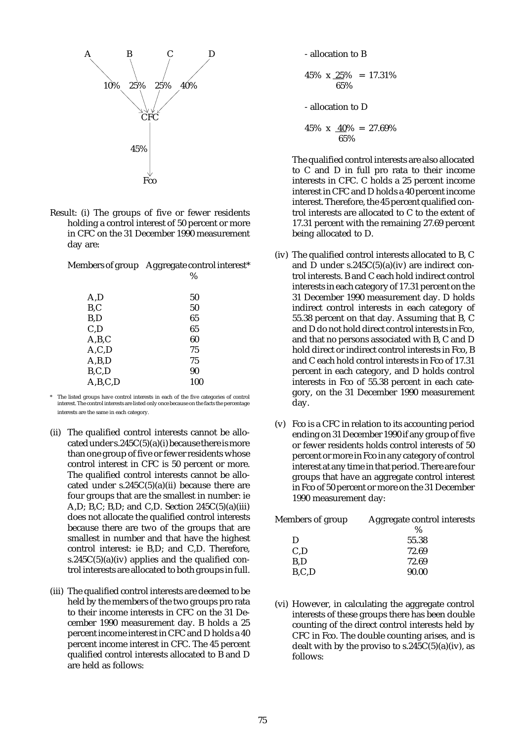A B C D

10% 25% 25% 40%

CFC

45%

Fco

Result: (i) The groups of five or fewer residents holding a control interest of 50 percent or more in CFC on the 31 December 1990 measurement day are:

| Members of group | Aggregate control interest* % |
|---|---|
| A,D | 50 |
| B,C | 50 |
| B,D | 65 |
| C,D | 65 |
| A,B,C | 60 |
| A,C,D | 75 |
| A,B,D | 75 |
| B,C,D | 90 |
| A,B,C,D | 100 |

\* The listed groups have control interests in each of the five categories of control interest. The control interests are listed only once because on the facts the percentage interests are the same in each category.

(ii) The qualified control interests cannot be allocated under s.245C(5)(a)(i) because there is more than one group of five or fewer residents whose control interest in CFC is 50 percent or more. The qualified control interests cannot be allocated under s.245C(5)(a)(ii) because there are four groups that are the smallest in number: ie A,D; B,C; B,D; and C,D. Section 245C(5)(a)(iii) does not allocate the qualified control interests because there are two of the groups that are smallest in number and that have the highest control interest: ie B,D; and C,D. Therefore, s.245C(5)(a)(iv) applies and the qualified control interests are allocated to both groups in full.

(iii) The qualified control interests are deemed to be held by the members of the two groups pro rata to their income interests in CFC on the 31 December 1990 measurement day. B holds a 25 percent income interest in CFC and D holds a 40 percent income interest in CFC. The 45 percent qualified control interests allocated to B and D are held as follows:

- allocation to B

$$45\% \times \frac{25\%}{65\%} = 17.31\%$$

- allocation to D

$$45\% \times \frac{40\%}{65\%} = 27.69\%$$

The qualified control interests are also allocated to C and D in full pro rata to their income interests in CFC. C holds a 25 percent income interest in CFC and D holds a 40 percent income interest. Therefore, the 45 percent qualified control interests are allocated to C to the extent of 17.31 percent with the remaining 27.69 percent being allocated to D.

(iv) The qualified control interests allocated to B, C and D under s.245C(5)(a)(iv) are indirect control interests. B and C each hold indirect control interests in each category of 17.31 percent on the 31 December 1990 measurement day. D holds indirect control interests in each category of 55.38 percent on that day. Assuming that B, C and D do not hold direct control interests in Fco, and that no persons associated with B, C and D hold direct or indirect control interests in Fco, B and C each hold control interests in Fco of 17.31 percent in each category, and D holds control interests in Fco of 55.38 percent in each category, on the 31 December 1990 measurement day.

(v) Fco is a CFC in relation to its accounting period ending on 31 December 1990 if any group of five or fewer residents holds control interests of 50 percent or more in Fco in any category of control interest at any time in that period. There are four groups that have an aggregate control interest in Fco of 50 percent or more on the 31 December 1990 measurement day:

| Members of group | Aggregate control interests % |
|---|---|
| D | 55.38 |
| C,D | 72.69 |
| B,D | 72.69 |
| B,C,D | 90.00 |

(vi) However, in calculating the aggregate control interests of these groups there has been double counting of the direct control interests held by CFC in Fco. The double counting arises, and is dealt with by the proviso to s.245C(5)(a)(iv), as follows: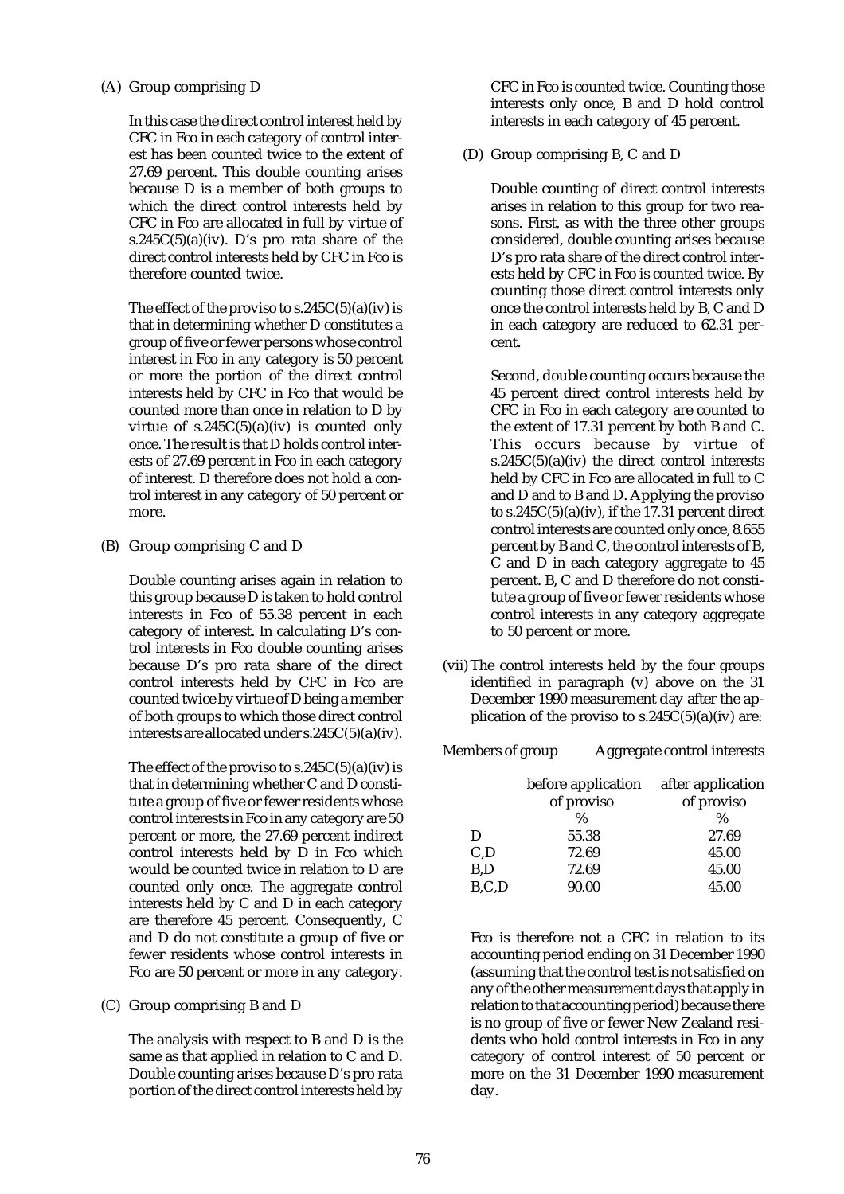(A) Group comprising D

In this case the direct control interest held by CFC in Fco in each category of control interest has been counted twice to the extent of 27.69 percent. This double counting arises because D is a member of both groups to which the direct control interests held by CFC in Fco are allocated in full by virtue of s.245C(5)(a)(iv). D's pro rata share of the direct control interests held by CFC in Fco is therefore counted twice.

The effect of the proviso to s.245C(5)(a)(iv) is that in determining whether D constitutes a group of five or fewer persons whose control interest in Fco in any category is 50 percent or more the portion of the direct control interests held by CFC in Fco that would be counted more than once in relation to D by virtue of s.245C(5)(a)(iv) is counted only once. The result is that D holds control interests of 27.69 percent in Fco in each category of interest. D therefore does not hold a control interest in any category of 50 percent or more.

(B) Group comprising C and D

Double counting arises again in relation to this group because D is taken to hold control interests in Fco of 55.38 percent in each category of interest. In calculating D's control interests in Fco double counting arises because D's pro rata share of the direct control interests held by CFC in Fco are counted twice by virtue of D being a member of both groups to which those direct control interests are allocated under s.245C(5)(a)(iv).

The effect of the proviso to s.245C(5)(a)(iv) is that in determining whether C and D constitute a group of five or fewer residents whose control interests in Fco in any category are 50 percent or more, the 27.69 percent indirect control interests held by D in Fco which would be counted twice in relation to D are counted only once. The aggregate control interests held by C and D in each category are therefore 45 percent. Consequently, C and D do not constitute a group of five or fewer residents whose control interests in Fco are 50 percent or more in any category.

(C) Group comprising B and D

The analysis with respect to B and D is the same as that applied in relation to C and D. Double counting arises because D's pro rata portion of the direct control interests held by CFC in Fco is counted twice. Counting those interests only once, B and D hold control interests in each category of 45 percent.

(D) Group comprising B, C and D

Double counting of direct control interests arises in relation to this group for two reasons. First, as with the three other groups considered, double counting arises because D's pro rata share of the direct control interests held by CFC in Fco is counted twice. By counting those direct control interests only once the control interests held by B, C and D in each category are reduced to 62.31 percent.

Second, double counting occurs because the 45 percent direct control interests held by CFC in Fco in each category are counted to the extent of 17.31 percent by both B and C. This occurs because by virtue of s.245C(5)(a)(iv) the direct control interests held by CFC in Fco are allocated in full to C and D and to B and D. Applying the proviso to s.245C(5)(a)(iv), if the 17.31 percent direct control interests are counted only once, 8.655 percent by B and C, the control interests of B, C and D in each category aggregate to 45 percent. B, C and D therefore do not constitute a group of five or fewer residents whose control interests in any category aggregate to 50 percent or more.

(vii) The control interests held by the four groups identified in paragraph (v) above on the 31 December 1990 measurement day after the application of the proviso to s.245C(5)(a)(iv) are:

| Members of group | Aggregate control interests | |
|---|---|---|
| | before application of proviso | after application of proviso |
| | % | % |
| D | 55.38 | 27.69 |
| C,D | 72.69 | 45.00 |
| B,D | 72.69 | 45.00 |
| B,C,D | 90.00 | 45.00 |

Fco is therefore not a CFC in relation to its accounting period ending on 31 December 1990 (assuming that the control test is not satisfied on any of the other measurement days that apply in relation to that accounting period) because there is no group of five or fewer New Zealand residents who hold control interests in Fco in any category of control interest of 50 percent or more on the 31 December 1990 measurement day.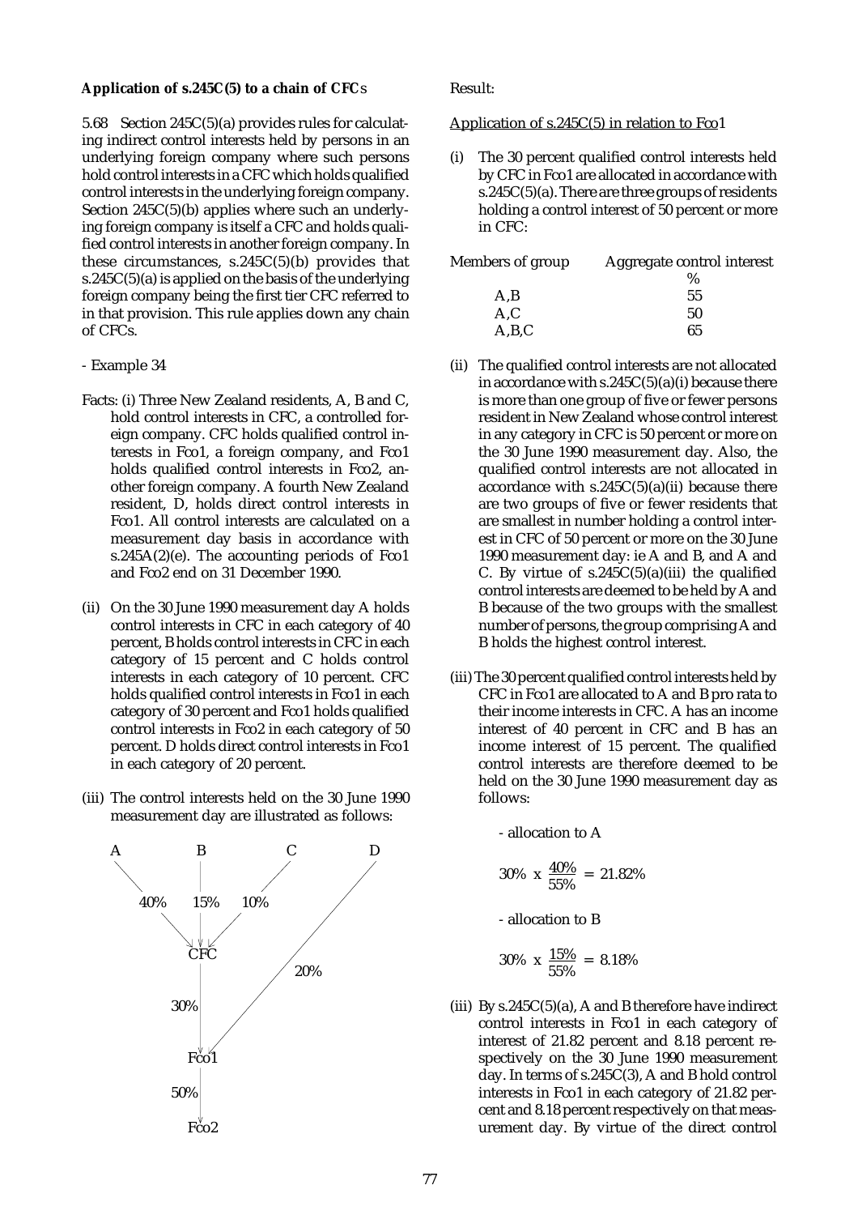**Application of s.245C(5) to a chain of CFCs**

5.68 Section 245C(5)(a) provides rules for calculating indirect control interests held by persons in an underlying foreign company where such persons hold control interests in a CFC which holds qualified control interests in the underlying foreign company. Section 245C(5)(b) applies where such an underlying foreign company is itself a CFC and holds qualified control interests in another foreign company. In these circumstances, s.245C(5)(b) provides that s.245C(5)(a) is applied on the basis of the underlying foreign company being the first tier CFC referred to in that provision. This rule applies down any chain of CFCs.

- Example 34

Facts: (i) Three New Zealand residents, A, B and C, hold control interests in CFC, a controlled foreign company. CFC holds qualified control interests in Fco1, a foreign company, and Fco1 holds qualified control interests in Fco2, another foreign company. A fourth New Zealand resident, D, holds direct control interests in Fco1. All control interests are calculated on a measurement day basis in accordance with s.245A(2)(e). The accounting periods of Fco1 and Fco2 end on 31 December 1990.

(ii) On the 30 June 1990 measurement day A holds control interests in CFC in each category of 40 percent, B holds control interests in CFC in each category of 15 percent and C holds control interests in each category of 10 percent. CFC holds qualified control interests in Fco1 in each category of 30 percent and Fco1 holds qualified control interests in Fco2 in each category of 50 percent. D holds direct control interests in Fco1 in each category of 20 percent.

(iii) The control interests held on the 30 June 1990 measurement day are illustrated as follows:

```
A          B          C          D
  40%     15%     10%
         CFC                 20%
         30%
         Fco1
         50%
         Fco2
```

Result:

Application of s.245C(5) in relation to Fco1

(i) The 30 percent qualified control interests held by CFC in Fco1 are allocated in accordance with s.245C(5)(a). There are three groups of residents holding a control interest of 50 percent or more in CFC:

| Members of group | Aggregate control interest |
|---|---|
| | % |
| A,B | 55 |
| A,C | 50 |
| A,B,C | 65 |

(ii) The qualified control interests are not allocated in accordance with s.245C(5)(a)(i) because there is more than one group of five or fewer persons resident in New Zealand whose control interest in any category in CFC is 50 percent or more on the 30 June 1990 measurement day. Also, the qualified control interests are not allocated in accordance with s.245C(5)(a)(ii) because there are two groups of five or fewer residents that are smallest in number holding a control interest in CFC of 50 percent or more on the 30 June 1990 measurement day: ie A and B, and A and C. By virtue of s.245C(5)(a)(iii) the qualified control interests are deemed to be held by A and B because of the two groups with the smallest number of persons, the group comprising A and B holds the highest control interest.

(iii) The 30 percent qualified control interests held by CFC in Fco1 are allocated to A and B pro rata to their income interests in CFC. A has an income interest of 40 percent in CFC and B has an income interest of 15 percent. The qualified control interests are therefore deemed to be held on the 30 June 1990 measurement day as follows:

- allocation to A

$$30\% \times \frac{40\%}{55\%} = 21.82\%$$

- allocation to B

$$30\% \times \frac{15\%}{55\%} = 8.18\%$$

(iii) By s.245C(5)(a), A and B therefore have indirect control interests in Fco1 in each category of interest of 21.82 percent and 8.18 percent respectively on the 30 June 1990 measurement day. In terms of s.245C(3), A and B hold control interests in Fco1 in each category of 21.82 percent and 8.18 percent respectively on that measurement day. By virtue of the direct control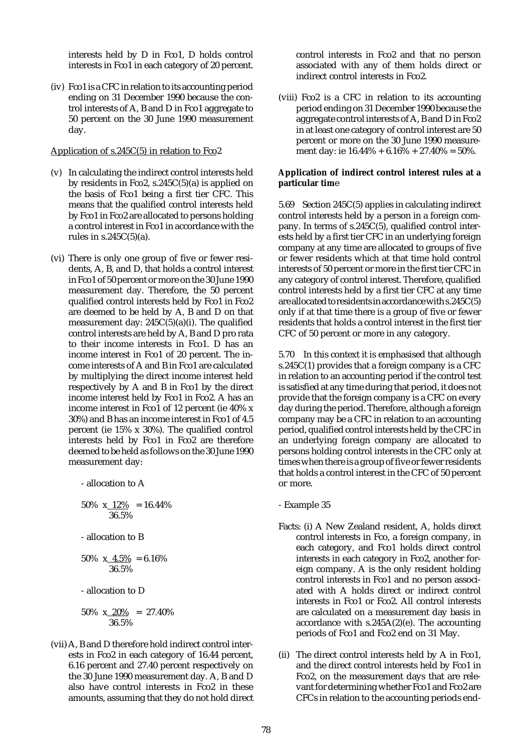interests held by D in Fco1, D holds control interests in Fco1 in each category of 20 percent.

(iv) Fco1 is a CFC in relation to its accounting period ending on 31 December 1990 because the control interests of A, B and D in Fco1 aggregate to 50 percent on the 30 June 1990 measurement day.

Application of s.245C(5) in relation to Fco2

(v) In calculating the indirect control interests held by residents in Fco2, s.245C(5)(a) is applied on the basis of Fco1 being a first tier CFC. This means that the qualified control interests held by Fco1 in Fco2 are allocated to persons holding a control interest in Fco1 in accordance with the rules in s.245C(5)(a).

(vi) There is only one group of five or fewer residents, A, B, and D, that holds a control interest in Fco1 of 50 percent or more on the 30 June 1990 measurement day. Therefore, the 50 percent qualified control interests held by Fco1 in Fco2 are deemed to be held by A, B and D on that measurement day: 245C(5)(a)(i). The qualified control interests are held by A, B and D pro rata to their income interests in Fco1. D has an income interest in Fco1 of 20 percent. The income interests of A and B in Fco1 are calculated by multiplying the direct income interest held respectively by A and B in Fco1 by the direct income interest held by Fco1 in Fco2. A has an income interest in Fco1 of 12 percent (ie 40% x 30%) and B has an income interest in Fco1 of 4.5 percent (ie 15% x 30%). The qualified control interests held by Fco1 in Fco2 are therefore deemed to be held as follows on the 30 June 1990 measurement day:

- allocation to A

$$50\% \times \frac{12\%}{36.5\%} = 16.44\%$$

- allocation to B

$$50\% \times \frac{4.5\%}{36.5\%} = 6.16\%$$

- allocation to D

$$50\% \times \frac{20\%}{36.5\%} = 27.40\%$$

(vii) A, B and D therefore hold indirect control interests in Fco2 in each category of 16.44 percent, 6.16 percent and 27.40 percent respectively on the 30 June 1990 measurement day. A, B and D also have control interests in Fco2 in these amounts, assuming that they do not hold direct control interests in Fco2 and that no person associated with any of them holds direct or indirect control interests in Fco2.

(viii) Fco2 is a CFC in relation to its accounting period ending on 31 December 1990 because the aggregate control interests of A, B and D in Fco2 in at least one category of control interest are 50 percent or more on the 30 June 1990 measurement day: ie 16.44% + 6.16% + 27.40% = 50%.

**Application of indirect control interest rules at a particular time**

5.69 Section 245C(5) applies in calculating indirect control interests held by a person in a foreign company. In terms of s.245C(5), qualified control interests held by a first tier CFC in an underlying foreign company at any time are allocated to groups of five or fewer residents which at that time hold control interests of 50 percent or more in the first tier CFC in any category of control interest. Therefore, qualified control interests held by a first tier CFC at any time are allocated to residents in accordance with s.245C(5) only if at that time there is a group of five or fewer residents that holds a control interest in the first tier CFC of 50 percent or more in any category.

5.70 In this context it is emphasised that although s.245C(1) provides that a foreign company is a CFC in relation to an accounting period if the control test is satisfied at any time during that period, it does not provide that the foreign company is a CFC on every day during the period. Therefore, although a foreign company may be a CFC in relation to an accounting period, qualified control interests held by the CFC in an underlying foreign company are allocated to persons holding control interests in the CFC only at times when there is a group of five or fewer residents that holds a control interest in the CFC of 50 percent or more.

- Example 35

Facts: (i) A New Zealand resident, A, holds direct control interests in Fco, a foreign company, in each category, and Fco1 holds direct control interests in each category in Fco2, another foreign company. A is the only resident holding control interests in Fco1 and no person associated with A holds direct or indirect control interests in Fco1 or Fco2. All control interests are calculated on a measurement day basis in accordance with s.245A(2)(e). The accounting periods of Fco1 and Fco2 end on 31 May.

(ii) The direct control interests held by A in Fco1, and the direct control interests held by Fco1 in Fco2, on the measurement days that are relevant for determining whether Fco1 and Fco2 are CFCs in relation to the accounting periods end-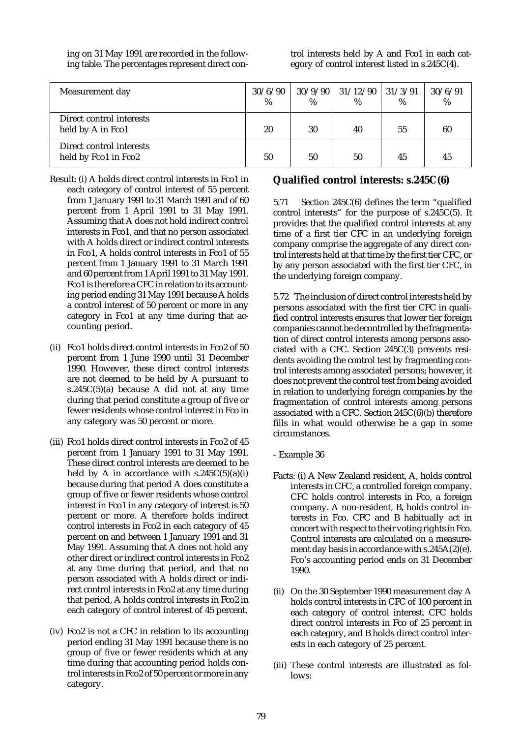ing on 31 May 1991 are recorded in the following table. The percentages represent direct control interests held by A and Fco1 in each category of control interest listed in s.245C(4).

| Measurement day | 30/6/90 % | 30/9/90 % | 31/12/90 % | 31/3/91 % | 30/6/91 % |
|---|---|---|---|---|---|
| Direct control interests held by A in Fco1 | 20 | 30 | 40 | 55 | 60 |
| Direct control interests held by Fco1 in Fco2 | 50 | 50 | 50 | 45 | 45 |

Result: (i) A holds direct control interests in Fco1 in each category of control interest of 55 percent from 1 January 1991 to 31 March 1991 and of 60 percent from 1 April 1991 to 31 May 1991. Assuming that A does not hold indirect control interests in Fco1, and that no person associated with A holds direct or indirect control interests in Fco1, A holds control interests in Fco1 of 55 percent from 1 January 1991 to 31 March 1991 and 60 percent from 1 April 1991 to 31 May 1991. Fco1 is therefore a CFC in relation to its accounting period ending 31 May 1991 because A holds a control interest of 50 percent or more in any category in Fco1 at any time during that accounting period.

(ii) Fco1 holds direct control interests in Fco2 of 50 percent from 1 June 1990 until 31 December 1990. However, these direct control interests are not deemed to be held by A pursuant to s.245C(5)(a) because A did not at any time during that period constitute a group of five or fewer residents whose control interest in Fco in any category was 50 percent or more.

(iii) Fco1 holds direct control interests in Fco2 of 45 percent from 1 January 1991 to 31 May 1991. These direct control interests are deemed to be held by A in accordance with s.245C(5)(a)(i) because during that period A does constitute a group of five or fewer residents whose control interest in Fco1 in any category of interest is 50 percent or more. A therefore holds indirect control interests in Fco2 in each category of 45 percent on and between 1 January 1991 and 31 May 1991. Assuming that A does not hold any other direct or indirect control interests in Fco2 at any time during that period, and that no person associated with A holds direct or indirect control interests in Fco2 at any time during that period, A holds control interests in Fco2 in each category of control interest of 45 percent.

(iv) Fco2 is not a CFC in relation to its accounting period ending 31 May 1991 because there is no group of five or fewer residents which at any time during that accounting period holds control interests in Fco2 of 50 percent or more in any category.

## Qualified control interests: s.245C(6)

5.71 Section 245C(6) defines the term "qualified control interests" for the purpose of s.245C(5). It provides that the qualified control interests at any time of a first tier CFC in an underlying foreign company comprise the aggregate of any direct control interests held at that time by the first tier CFC, or by any person associated with the first tier CFC, in the underlying foreign company.

5.72 The inclusion of direct control interests held by persons associated with the first tier CFC in qualified control interests ensures that lower tier foreign companies cannot be decontrolled by the fragmentation of direct control interests among persons associated with a CFC. Section 245C(3) prevents residents avoiding the control test by fragmenting control interests among associated persons; however, it does not prevent the control test from being avoided in relation to underlying foreign companies by the fragmentation of control interests among persons associated with a CFC. Section 245C(6)(b) therefore fills in what would otherwise be a gap in some circumstances.

- Example 36

Facts: (i) A New Zealand resident, A, holds control interests in CFC, a controlled foreign company. CFC holds control interests in Fco, a foreign company. A non-resident, B, holds control interests in Fco. CFC and B habitually act in concert with respect to their voting rights in Fco. Control interests are calculated on a measurement day basis in accordance with s.245A(2)(e). Fco's accounting period ends on 31 December 1990.

(ii) On the 30 September 1990 measurement day A holds control interests in CFC of 100 percent in each category of control interest. CFC holds direct control interests in Fco of 25 percent in each category, and B holds direct control interests in each category of 25 percent.

(iii) These control interests are illustrated as follows: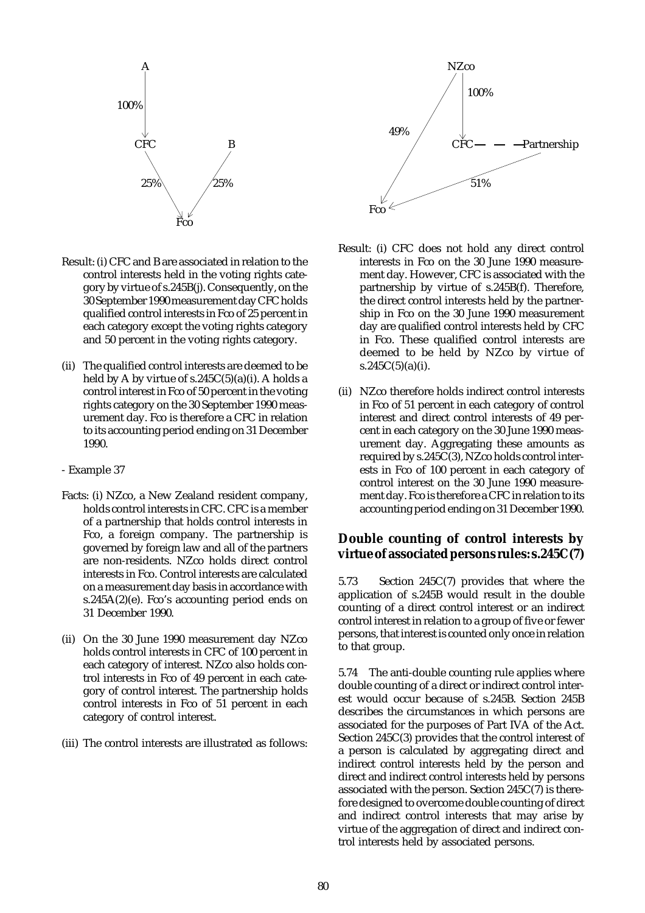Result: (i) CFC and B are associated in relation to the control interests held in the voting rights category by virtue of s.245B(j). Consequently, on the 30 September 1990 measurement day CFC holds qualified control interests in Fco of 25 percent in each category except the voting rights category and 50 percent in the voting rights category.

(ii) The qualified control interests are deemed to be held by A by virtue of s.245C(5)(a)(i). A holds a control interest in Fco of 50 percent in the voting rights category on the 30 September 1990 measurement day. Fco is therefore a CFC in relation to its accounting period ending on 31 December 1990.

- Example 37

Facts: (i) NZco, a New Zealand resident company, holds control interests in CFC. CFC is a member of a partnership that holds control interests in Fco, a foreign company. The partnership is governed by foreign law and all of the partners are non-residents. NZco holds direct control interests in Fco. Control interests are calculated on a measurement day basis in accordance with s.245A(2)(e). Fco's accounting period ends on 31 December 1990.

(ii) On the 30 June 1990 measurement day NZco holds control interests in CFC of 100 percent in each category of interest. NZco also holds control interests in Fco of 49 percent in each category of control interest. The partnership holds control interests in Fco of 51 percent in each category of control interest.

(iii) The control interests are illustrated as follows:

Result: (i) CFC does not hold any direct control interests in Fco on the 30 June 1990 measurement day. However, CFC is associated with the partnership by virtue of s.245B(f). Therefore, the direct control interests held by the partnership in Fco on the 30 June 1990 measurement day are qualified control interests held by CFC in Fco. These qualified control interests are deemed to be held by NZco by virtue of s.245C(5)(a)(i).

(ii) NZco therefore holds indirect control interests in Fco of 51 percent in each category of control interest and direct control interests of 49 percent in each category on the 30 June 1990 measurement day. Aggregating these amounts as required by s.245C(3), NZco holds control interests in Fco of 100 percent in each category of control interest on the 30 June 1990 measurement day. Fco is therefore a CFC in relation to its accounting period ending on 31 December 1990.

## Double counting of control interests by virtue of associated persons rules: s.245C(7)

5.73 Section 245C(7) provides that where the application of s.245B would result in the double counting of a direct control interest or an indirect control interest in relation to a group of five or fewer persons, that interest is counted only once in relation to that group.

5.74 The anti-double counting rule applies where double counting of a direct or indirect control interest would occur because of s.245B. Section 245B describes the circumstances in which persons are associated for the purposes of Part IVA of the Act. Section 245C(3) provides that the control interest of a person is calculated by aggregating direct and indirect control interests held by the person and direct and indirect control interests held by persons associated with the person. Section 245C(7) is therefore designed to overcome double counting of direct and indirect control interests that may arise by virtue of the aggregation of direct and indirect control interests held by associated persons.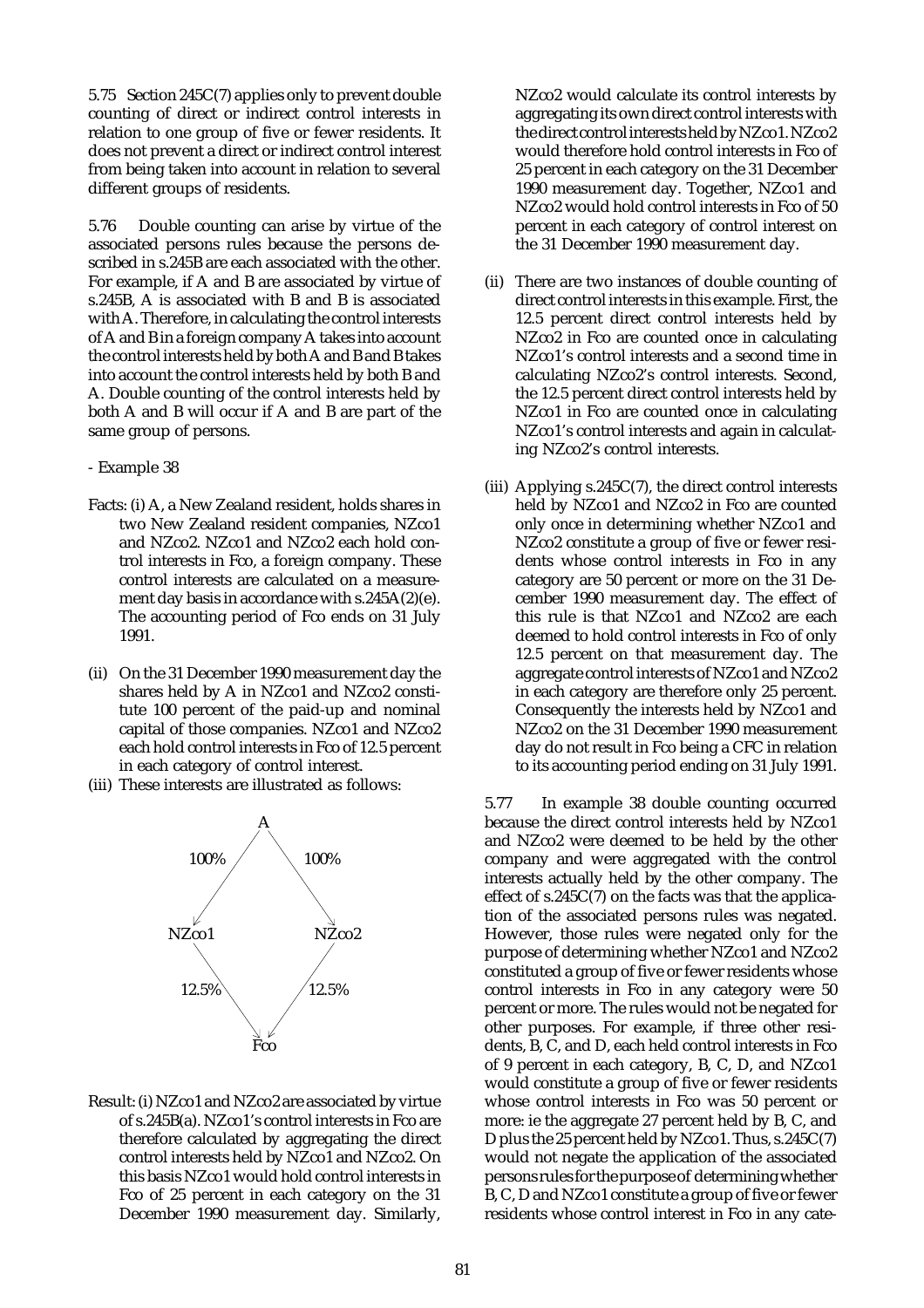5.75 Section 245C(7) applies only to prevent double counting of direct or indirect control interests in relation to one group of five or fewer residents. It does not prevent a direct or indirect control interest from being taken into account in relation to several different groups of residents.

5.76 Double counting can arise by virtue of the associated persons rules because the persons described in s.245B are each associated with the other. For example, if A and B are associated by virtue of s.245B, A is associated with B and B is associated with A. Therefore, in calculating the control interests of A and B in a foreign company A takes into account the control interests held by both A and B and B takes into account the control interests held by both B and A. Double counting of the control interests held by both A and B will occur if A and B are part of the same group of persons.

- Example 38

Facts: (i) A, a New Zealand resident, holds shares in two New Zealand resident companies, NZco1 and NZco2. NZco1 and NZco2 each hold control interests in Fco, a foreign company. These control interests are calculated on a measurement day basis in accordance with s.245A(2)(e). The accounting period of Fco ends on 31 July 1991.

(ii) On the 31 December 1990 measurement day the shares held by A in NZco1 and NZco2 constitute 100 percent of the paid-up and nominal capital of those companies. NZco1 and NZco2 each hold control interests in Fco of 12.5 percent in each category of control interest.

(iii) These interests are illustrated as follows:

```
              A
      100%  /   \  100%
           /     \
       NZco1     NZco2
           \     /
      12.5% \   / 12.5%
              Fco
```

Result: (i) NZco1 and NZco2 are associated by virtue of s.245B(a). NZco1's control interests in Fco are therefore calculated by aggregating the direct control interests held by NZco1 and NZco2. On this basis NZco1 would hold control interests in Fco of 25 percent in each category on the 31 December 1990 measurement day. Similarly, NZco2 would calculate its control interests by aggregating its own direct control interests with the direct control interests held by NZco1. NZco2 would therefore hold control interests in Fco of 25 percent in each category on the 31 December 1990 measurement day. Together, NZco1 and NZco2 would hold control interests in Fco of 50 percent in each category of control interest on the 31 December 1990 measurement day.

(ii) There are two instances of double counting of direct control interests in this example. First, the 12.5 percent direct control interests held by NZco2 in Fco are counted once in calculating NZco1's control interests and a second time in calculating NZco2's control interests. Second, the 12.5 percent direct control interests held by NZco1 in Fco are counted once in calculating NZco1's control interests and again in calculating NZco2's control interests.

(iii) Applying s.245C(7), the direct control interests held by NZco1 and NZco2 in Fco are counted only once in determining whether NZco1 and NZco2 constitute a group of five or fewer residents whose control interests in Fco in any category are 50 percent or more on the 31 December 1990 measurement day. The effect of this rule is that NZco1 and NZco2 are each deemed to hold control interests in Fco of only 12.5 percent on that measurement day. The aggregate control interests of NZco1 and NZco2 in each category are therefore only 25 percent. Consequently the interests held by NZco1 and NZco2 on the 31 December 1990 measurement day do not result in Fco being a CFC in relation to its accounting period ending on 31 July 1991.

5.77 In example 38 double counting occurred because the direct control interests held by NZco1 and NZco2 were deemed to be held by the other company and were aggregated with the control interests actually held by the other company. The effect of s.245C(7) on the facts was that the application of the associated persons rules was negated. However, those rules were negated only for the purpose of determining whether NZco1 and NZco2 constituted a group of five or fewer residents whose control interests in Fco in any category were 50 percent or more. The rules would not be negated for other purposes. For example, if three other residents, B, C, and D, each held control interests in Fco of 9 percent in each category, B, C, D, and NZco1 would constitute a group of five or fewer residents whose control interests in Fco was 50 percent or more: ie the aggregate 27 percent held by B, C, and D plus the 25 percent held by NZco1. Thus, s.245C(7) would not negate the application of the associated persons rules for the purpose of determining whether B, C, D and NZco1 constitute a group of five or fewer residents whose control interest in Fco in any cate-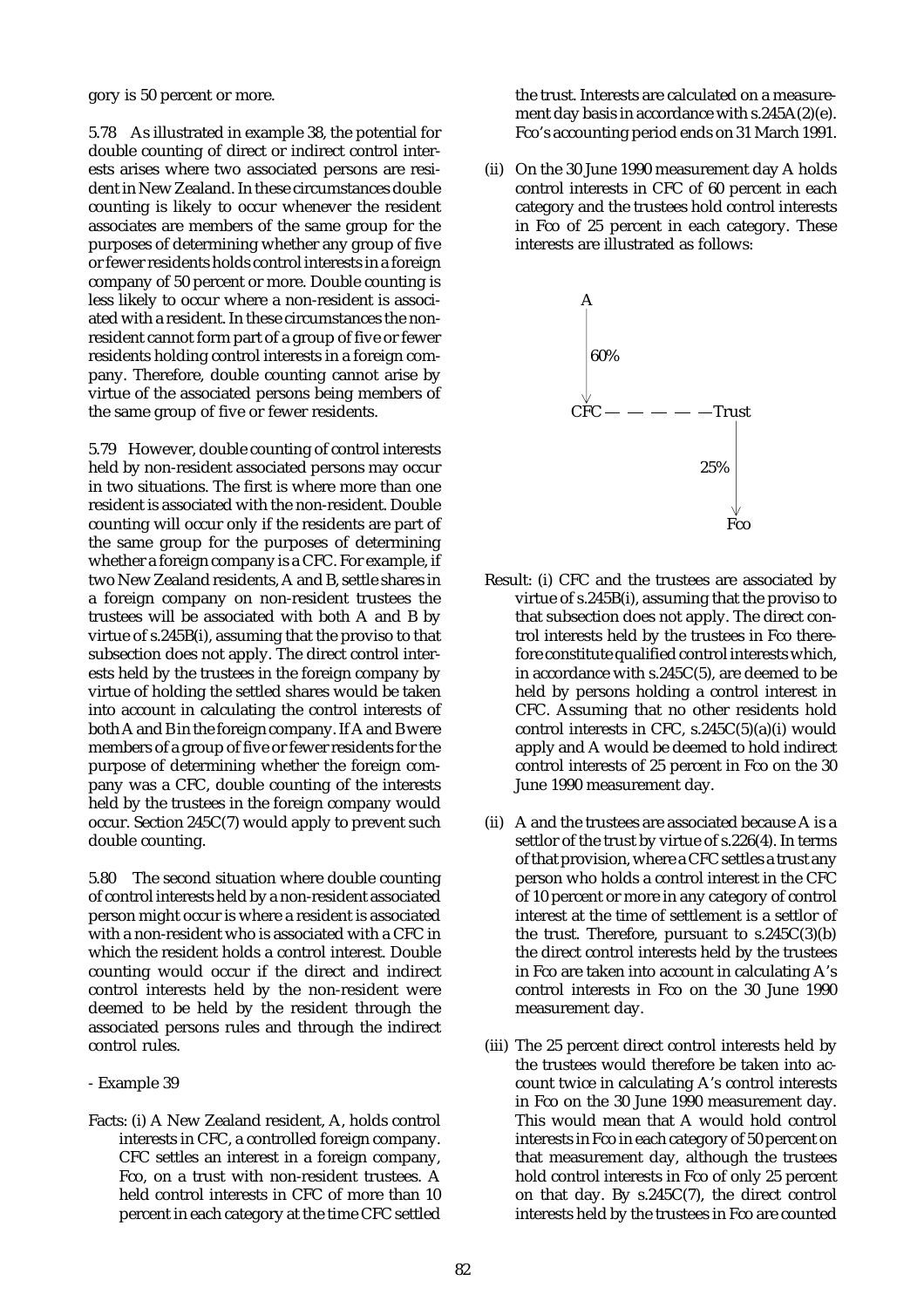gory is 50 percent or more.

5.78 As illustrated in example 38, the potential for double counting of direct or indirect control interests arises where two associated persons are resident in New Zealand. In these circumstances double counting is likely to occur whenever the resident associates are members of the same group for the purposes of determining whether any group of five or fewer residents holds control interests in a foreign company of 50 percent or more. Double counting is less likely to occur where a non-resident is associated with a resident. In these circumstances the non-resident cannot form part of a group of five or fewer residents holding control interests in a foreign company. Therefore, double counting cannot arise by virtue of the associated persons being members of the same group of five or fewer residents.

5.79 However, double counting of control interests held by non-resident associated persons may occur in two situations. The first is where more than one resident is associated with the non-resident. Double counting will occur only if the residents are part of the same group for the purposes of determining whether a foreign company is a CFC. For example, if two New Zealand residents, A and B, settle shares in a foreign company on non-resident trustees the trustees will be associated with both A and B by virtue of s.245B(i), assuming that the proviso to that subsection does not apply. The direct control interests held by the trustees in the foreign company by virtue of holding the settled shares would be taken into account in calculating the control interests of both A and B in the foreign company. If A and B were members of a group of five or fewer residents for the purpose of determining whether the foreign company was a CFC, double counting of the interests held by the trustees in the foreign company would occur. Section 245C(7) would apply to prevent such double counting.

5.80 The second situation where double counting of control interests held by a non-resident associated person might occur is where a resident is associated with a non-resident who is associated with a CFC in which the resident holds a control interest. Double counting would occur if the direct and indirect control interests held by the non-resident were deemed to be held by the resident through the associated persons rules and through the indirect control rules.

- Example 39

Facts: (i) A New Zealand resident, A, holds control interests in CFC, a controlled foreign company. CFC settles an interest in a foreign company, Fco, on a trust with non-resident trustees. A held control interests in CFC of more than 10 percent in each category at the time CFC settled the trust. Interests are calculated on a measurement day basis in accordance with s.245A(2)(e). Fco's accounting period ends on 31 March 1991.

(ii) On the 30 June 1990 measurement day A holds control interests in CFC of 60 percent in each category and the trustees hold control interests in Fco of 25 percent in each category. These interests are illustrated as follows:

```
A
|
| 60%
v
CFC — — — — —Trust
               |
               | 25%
               v
              Fco
```

Result: (i) CFC and the trustees are associated by virtue of s.245B(i), assuming that the proviso to that subsection does not apply. The direct control interests held by the trustees in Fco therefore constitute qualified control interests which, in accordance with s.245C(5), are deemed to be held by persons holding a control interest in CFC. Assuming that no other residents hold control interests in CFC, s.245C(5)(a)(i) would apply and A would be deemed to hold indirect control interests of 25 percent in Fco on the 30 June 1990 measurement day.

(ii) A and the trustees are associated because A is a settlor of the trust by virtue of s.226(4). In terms of that provision, where a CFC settles a trust any person who holds a control interest in the CFC of 10 percent or more in any category of control interest at the time of settlement is a settlor of the trust. Therefore, pursuant to s.245C(3)(b) the direct control interests held by the trustees in Fco are taken into account in calculating A's control interests in Fco on the 30 June 1990 measurement day.

(iii) The 25 percent direct control interests held by the trustees would therefore be taken into account twice in calculating A's control interests in Fco on the 30 June 1990 measurement day. This would mean that A would hold control interests in Fco in each category of 50 percent on that measurement day, although the trustees hold control interests in Fco of only 25 percent on that day. By s.245C(7), the direct control interests held by the trustees in Fco are counted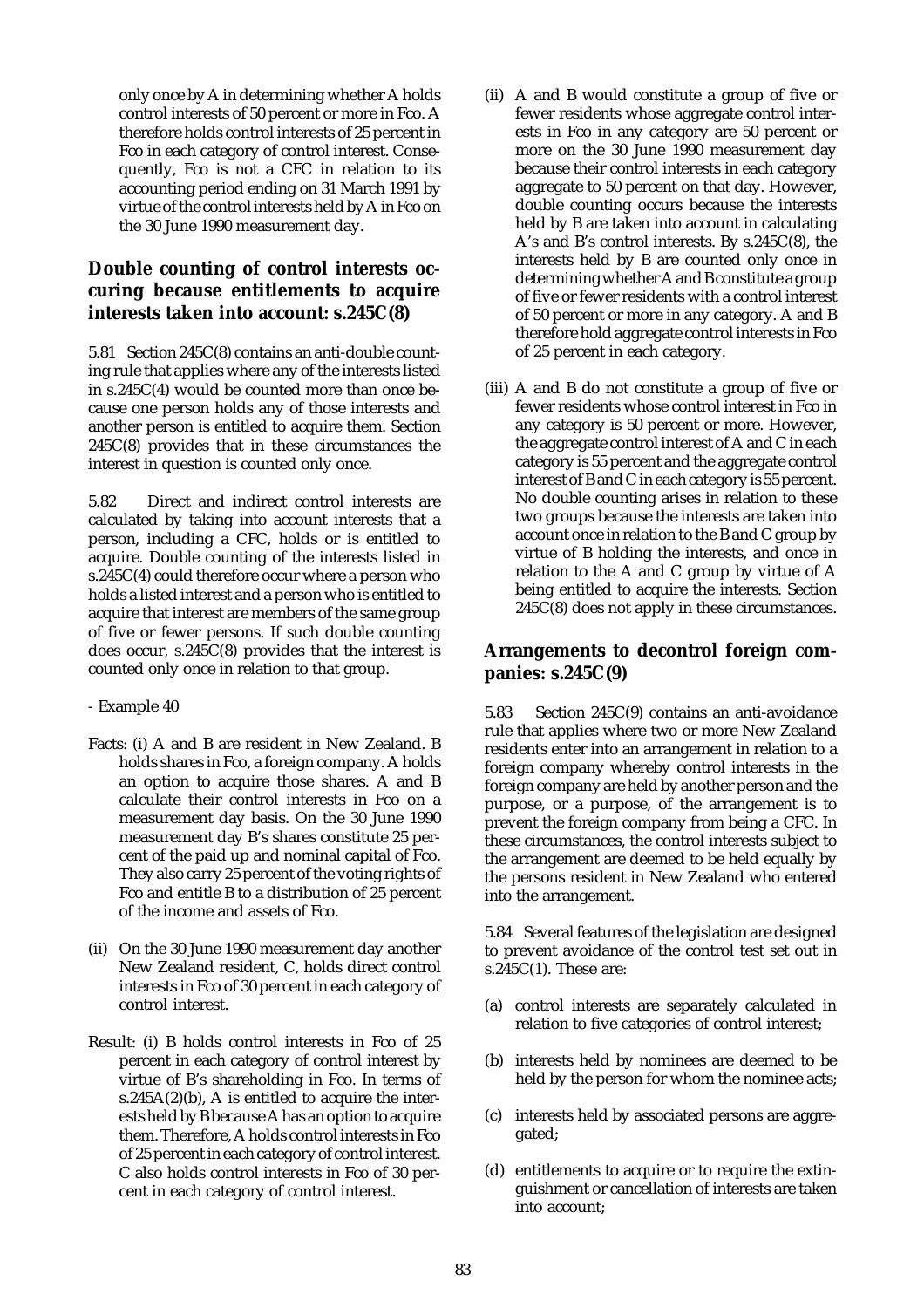only once by A in determining whether A holds control interests of 50 percent or more in Fco. A therefore holds control interests of 25 percent in Fco in each category of control interest. Consequently, Fco is not a CFC in relation to its accounting period ending on 31 March 1991 by virtue of the control interests held by A in Fco on the 30 June 1990 measurement day.

## Double counting of control interests occuring because entitlements to acquire interests taken into account: s.245C(8)

5.81 Section 245C(8) contains an anti-double counting rule that applies where any of the interests listed in s.245C(4) would be counted more than once because one person holds any of those interests and another person is entitled to acquire them. Section 245C(8) provides that in these circumstances the interest in question is counted only once.

5.82 Direct and indirect control interests are calculated by taking into account interests that a person, including a CFC, holds or is entitled to acquire. Double counting of the interests listed in s.245C(4) could therefore occur where a person who holds a listed interest and a person who is entitled to acquire that interest are members of the same group of five or fewer persons. If such double counting does occur, s.245C(8) provides that the interest is counted only once in relation to that group.

- Example 40

Facts: (i) A and B are resident in New Zealand. B holds shares in Fco, a foreign company. A holds an option to acquire those shares. A and B calculate their control interests in Fco on a measurement day basis. On the 30 June 1990 measurement day B's shares constitute 25 percent of the paid up and nominal capital of Fco. They also carry 25 percent of the voting rights of Fco and entitle B to a distribution of 25 percent of the income and assets of Fco.

(ii) On the 30 June 1990 measurement day another New Zealand resident, C, holds direct control interests in Fco of 30 percent in each category of control interest.

Result: (i) B holds control interests in Fco of 25 percent in each category of control interest by virtue of B's shareholding in Fco. In terms of s.245A(2)(b), A is entitled to acquire the interests held by B because A has an option to acquire them. Therefore, A holds control interests in Fco of 25 percent in each category of control interest. C also holds control interests in Fco of 30 percent in each category of control interest.

(ii) A and B would constitute a group of five or fewer residents whose aggregate control interests in Fco in any category are 50 percent or more on the 30 June 1990 measurement day because their control interests in each category aggregate to 50 percent on that day. However, double counting occurs because the interests held by B are taken into account in calculating A's and B's control interests. By s.245C(8), the interests held by B are counted only once in determining whether A and B constitute a group of five or fewer residents with a control interest of 50 percent or more in any category. A and B therefore hold aggregate control interests in Fco of 25 percent in each category.

(iii) A and B do not constitute a group of five or fewer residents whose control interest in Fco in any category is 50 percent or more. However, the aggregate control interest of A and C in each category is 55 percent and the aggregate control interest of B and C in each category is 55 percent. No double counting arises in relation to these two groups because the interests are taken into account once in relation to the B and C group by virtue of B holding the interests, and once in relation to the A and C group by virtue of A being entitled to acquire the interests. Section 245C(8) does not apply in these circumstances.

## Arrangements to decontrol foreign companies: s.245C(9)

5.83 Section 245C(9) contains an anti-avoidance rule that applies where two or more New Zealand residents enter into an arrangement in relation to a foreign company whereby control interests in the foreign company are held by another person and the purpose, or a purpose, of the arrangement is to prevent the foreign company from being a CFC. In these circumstances, the control interests subject to the arrangement are deemed to be held equally by the persons resident in New Zealand who entered into the arrangement.

5.84 Several features of the legislation are designed to prevent avoidance of the control test set out in s.245C(1). These are:

(a) control interests are separately calculated in relation to five categories of control interest;

(b) interests held by nominees are deemed to be held by the person for whom the nominee acts;

(c) interests held by associated persons are aggregated;

(d) entitlements to acquire or to require the extinguishment or cancellation of interests are taken into account;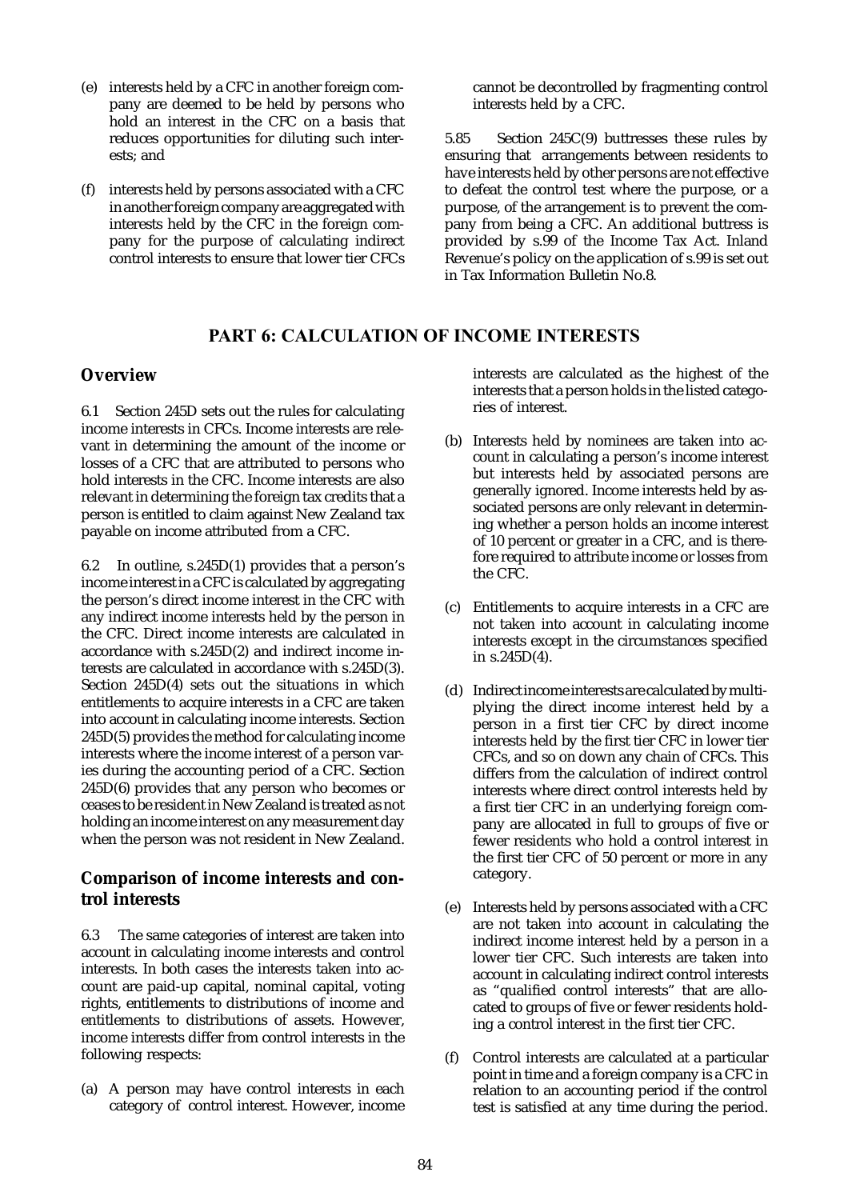(e) interests held by a CFC in another foreign company are deemed to be held by persons who hold an interest in the CFC on a basis that reduces opportunities for diluting such interests; and

(f) interests held by persons associated with a CFC in another foreign company are aggregated with interests held by the CFC in the foreign company for the purpose of calculating indirect control interests to ensure that lower tier CFCs cannot be decontrolled by fragmenting control interests held by a CFC.

5.85 Section 245C(9) buttresses these rules by ensuring that arrangements between residents to have interests held by other persons are not effective to defeat the control test where the purpose, or a purpose, of the arrangement is to prevent the company from being a CFC. An additional buttress is provided by s.99 of the Income Tax Act. Inland Revenue's policy on the application of s.99 is set out in Tax Information Bulletin No.8.

## PART 6: CALCULATION OF INCOME INTERESTS

### Overview

6.1 Section 245D sets out the rules for calculating income interests in CFCs. Income interests are relevant in determining the amount of the income or losses of a CFC that are attributed to persons who hold interests in the CFC. Income interests are also relevant in determining the foreign tax credits that a person is entitled to claim against New Zealand tax payable on income attributed from a CFC.

6.2 In outline, s.245D(1) provides that a person's income interest in a CFC is calculated by aggregating the person's direct income interest in the CFC with any indirect income interests held by the person in the CFC. Direct income interests are calculated in accordance with s.245D(2) and indirect income interests are calculated in accordance with s.245D(3). Section 245D(4) sets out the situations in which entitlements to acquire interests in a CFC are taken into account in calculating income interests. Section 245D(5) provides the method for calculating income interests where the income interest of a person varies during the accounting period of a CFC. Section 245D(6) provides that any person who becomes or ceases to be resident in New Zealand is treated as not holding an income interest on any measurement day when the person was not resident in New Zealand.

### Comparison of income interests and control interests

6.3 The same categories of interest are taken into account in calculating income interests and control interests. In both cases the interests taken into account are paid-up capital, nominal capital, voting rights, entitlements to distributions of income and entitlements to distributions of assets. However, income interests differ from control interests in the following respects:

(a) A person may have control interests in each category of control interest. However, income interests are calculated as the highest of the interests that a person holds in the listed categories of interest.

(b) Interests held by nominees are taken into account in calculating a person's income interest but interests held by associated persons are generally ignored. Income interests held by associated persons are only relevant in determining whether a person holds an income interest of 10 percent or greater in a CFC, and is therefore required to attribute income or losses from the CFC.

(c) Entitlements to acquire interests in a CFC are not taken into account in calculating income interests except in the circumstances specified in s.245D(4).

(d) Indirect income interests are calculated by multiplying the direct income interest held by a person in a first tier CFC by direct income interests held by the first tier CFC in lower tier CFCs, and so on down any chain of CFCs. This differs from the calculation of indirect control interests where direct control interests held by a first tier CFC in an underlying foreign company are allocated in full to groups of five or fewer residents who hold a control interest in the first tier CFC of 50 percent or more in any category.

(e) Interests held by persons associated with a CFC are not taken into account in calculating the indirect income interest held by a person in a lower tier CFC. Such interests are taken into account in calculating indirect control interests as "qualified control interests" that are allocated to groups of five or fewer residents holding a control interest in the first tier CFC.

(f) Control interests are calculated at a particular point in time and a foreign company is a CFC in relation to an accounting period if the control test is satisfied at any time during the period.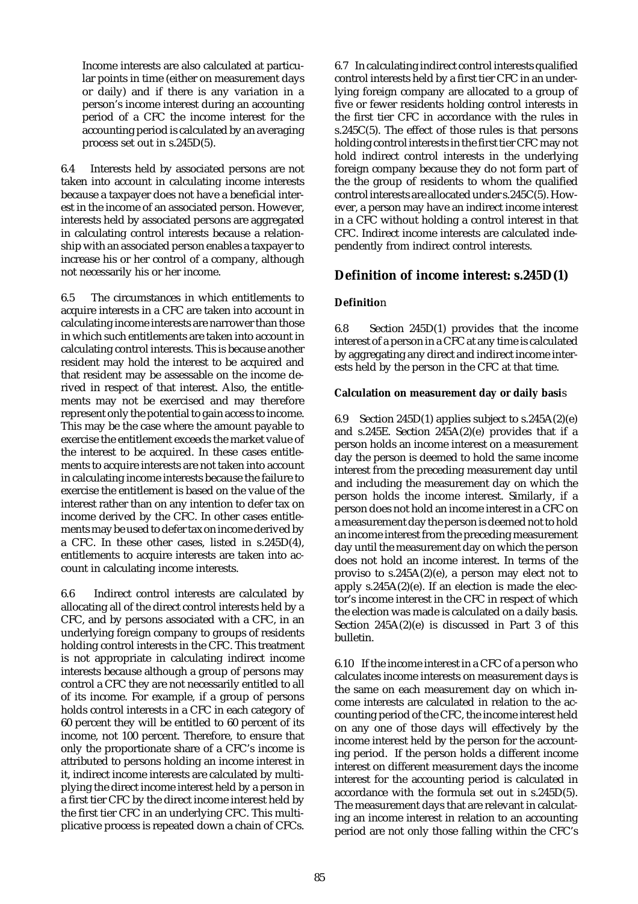Income interests are also calculated at particular points in time (either on measurement days or daily) and if there is any variation in a person's income interest during an accounting period of a CFC the income interest for the accounting period is calculated by an averaging process set out in s.245D(5).

6.4 Interests held by associated persons are not taken into account in calculating income interests because a taxpayer does not have a beneficial interest in the income of an associated person. However, interests held by associated persons are aggregated in calculating control interests because a relationship with an associated person enables a taxpayer to increase his or her control of a company, although not necessarily his or her income.

6.5 The circumstances in which entitlements to acquire interests in a CFC are taken into account in calculating income interests are narrower than those in which such entitlements are taken into account in calculating control interests. This is because another resident may hold the interest to be acquired and that resident may be assessable on the income derived in respect of that interest. Also, the entitlements may not be exercised and may therefore represent only the potential to gain access to income. This may be the case where the amount payable to exercise the entitlement exceeds the market value of the interest to be acquired. In these cases entitlements to acquire interests are not taken into account in calculating income interests because the failure to exercise the entitlement is based on the value of the interest rather than on any intention to defer tax on income derived by the CFC. In other cases entitlements may be used to defer tax on income derived by a CFC. In these other cases, listed in s.245D(4), entitlements to acquire interests are taken into account in calculating income interests.

6.6 Indirect control interests are calculated by allocating all of the direct control interests held by a CFC, and by persons associated with a CFC, in an underlying foreign company to groups of residents holding control interests in the CFC. This treatment is not appropriate in calculating indirect income interests because although a group of persons may control a CFC they are not necessarily entitled to all of its income. For example, if a group of persons holds control interests in a CFC in each category of 60 percent they will be entitled to 60 percent of its income, not 100 percent. Therefore, to ensure that only the proportionate share of a CFC's income is attributed to persons holding an income interest in it, indirect income interests are calculated by multiplying the direct income interest held by a person in a first tier CFC by the direct income interest held by the first tier CFC in an underlying CFC. This multiplicative process is repeated down a chain of CFCs.

6.7 In calculating indirect control interests qualified control interests held by a first tier CFC in an underlying foreign company are allocated to a group of five or fewer residents holding control interests in the first tier CFC in accordance with the rules in s.245C(5). The effect of those rules is that persons holding control interests in the first tier CFC may not hold indirect control interests in the underlying foreign company because they do not form part of the the group of residents to whom the qualified control interests are allocated under s.245C(5). However, a person may have an indirect income interest in a CFC without holding a control interest in that CFC. Indirect income interests are calculated independently from indirect control interests.

## Definition of income interest: s.245D(1)

### Definition

6.8 Section 245D(1) provides that the income interest of a person in a CFC at any time is calculated by aggregating any direct and indirect income interests held by the person in the CFC at that time.

### Calculation on measurement day or daily basis

6.9 Section 245D(1) applies subject to s.245A(2)(e) and s.245E. Section 245A(2)(e) provides that if a person holds an income interest on a measurement day the person is deemed to hold the same income interest from the preceding measurement day until and including the measurement day on which the person holds the income interest. Similarly, if a person does not hold an income interest in a CFC on a measurement day the person is deemed not to hold an income interest from the preceding measurement day until the measurement day on which the person does not hold an income interest. In terms of the proviso to s.245A(2)(e), a person may elect not to apply s.245A(2)(e). If an election is made the elector's income interest in the CFC in respect of which the election was made is calculated on a daily basis. Section 245A(2)(e) is discussed in Part 3 of this bulletin.

6.10 If the income interest in a CFC of a person who calculates income interests on measurement days is the same on each measurement day on which income interests are calculated in relation to the accounting period of the CFC, the income interest held on any one of those days will effectively by the income interest held by the person for the accounting period. If the person holds a different income interest on different measurement days the income interest for the accounting period is calculated in accordance with the formula set out in s.245D(5). The measurement days that are relevant in calculating an income interest in relation to an accounting period are not only those falling within the CFC's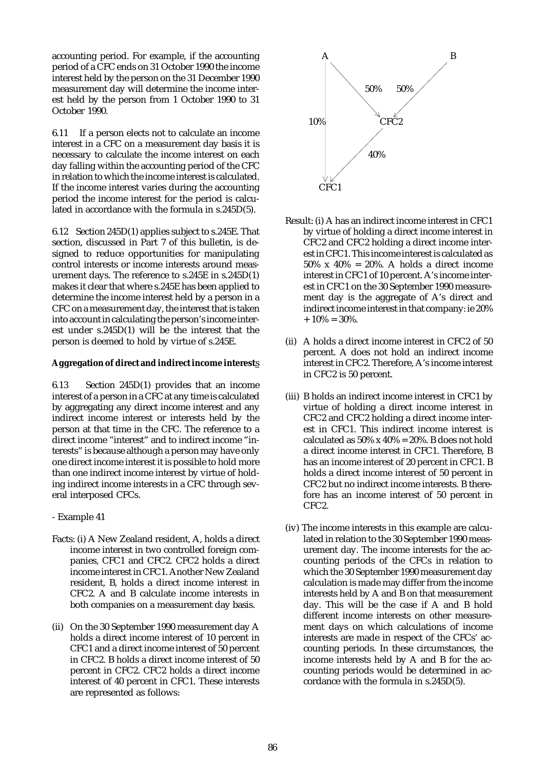accounting period. For example, if the accounting period of a CFC ends on 31 October 1990 the income interest held by the person on the 31 December 1990 measurement day will determine the income interest held by the person from 1 October 1990 to 31 October 1990.

6.11 If a person elects not to calculate an income interest in a CFC on a measurement day basis it is necessary to calculate the income interest on each day falling within the accounting period of the CFC in relation to which the income interest is calculated. If the income interest varies during the accounting period the income interest for the period is calculated in accordance with the formula in s.245D(5).

6.12 Section 245D(1) applies subject to s.245E. That section, discussed in Part 7 of this bulletin, is designed to reduce opportunities for manipulating control interests or income interests around measurement days. The reference to s.245E in s.245D(1) makes it clear that where s.245E has been applied to determine the income interest held by a person in a CFC on a measurement day, the interest that is taken into account in calculating the person's income interest under s.245D(1) will be the interest that the person is deemed to hold by virtue of s.245E.

**Aggregation of direct and indirect income interests**

6.13 Section 245D(1) provides that an income interest of a person in a CFC at any time is calculated by aggregating any direct income interest and any indirect income interest or interests held by the person at that time in the CFC. The reference to a direct income "interest" and to indirect income "interests" is because although a person may have only one direct income interest it is possible to hold more than one indirect income interest by virtue of holding indirect income interests in a CFC through several interposed CFCs.

- Example 41

Facts: (i) A New Zealand resident, A, holds a direct income interest in two controlled foreign companies, CFC1 and CFC2. CFC2 holds a direct income interest in CFC1. Another New Zealand resident, B, holds a direct income interest in CFC2. A and B calculate income interests in both companies on a measurement day basis.

(ii) On the 30 September 1990 measurement day A holds a direct income interest of 10 percent in CFC1 and a direct income interest of 50 percent in CFC2. B holds a direct income interest of 50 percent in CFC2. CFC2 holds a direct income interest of 40 percent in CFC1. These interests are represented as follows:

A → CFC2 (50%); B → CFC2 (50%); A → CFC1 (10%); CFC2 → CFC1 (40%)

Result: (i) A has an indirect income interest in CFC1 by virtue of holding a direct income interest in CFC2 and CFC2 holding a direct income interest in CFC1. This income interest is calculated as 50% x 40% = 20%. A holds a direct income interest in CFC1 of 10 percent. A's income interest in CFC1 on the 30 September 1990 measurement day is the aggregate of A's direct and indirect income interest in that company: ie 20% + 10% = 30%.

(ii) A holds a direct income interest in CFC2 of 50 percent. A does not hold an indirect income interest in CFC2. Therefore, A's income interest in CFC2 is 50 percent.

(iii) B holds an indirect income interest in CFC1 by virtue of holding a direct income interest in CFC2 and CFC2 holding a direct income interest in CFC1. This indirect income interest is calculated as 50% x 40% = 20%. B does not hold a direct income interest in CFC1. Therefore, B has an income interest of 20 percent in CFC1. B holds a direct income interest of 50 percent in CFC2 but no indirect income interests. B therefore has an income interest of 50 percent in CFC2.

(iv) The income interests in this example are calculated in relation to the 30 September 1990 measurement day. The income interests for the accounting periods of the CFCs in relation to which the 30 September 1990 measurement day calculation is made may differ from the income interests held by A and B on that measurement day. This will be the case if A and B hold different income interests on other measurement days on which calculations of income interests are made in respect of the CFCs' accounting periods. In these circumstances, the income interests held by A and B for the accounting periods would be determined in accordance with the formula in s.245D(5).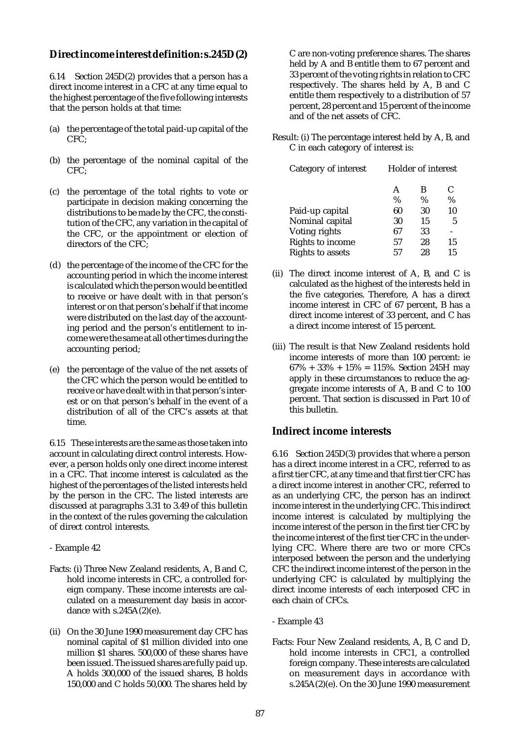### Direct income interest definition: s.245D(2)

6.14 Section 245D(2) provides that a person has a direct income interest in a CFC at any time equal to the highest percentage of the five following interests that the person holds at that time:

(a) the percentage of the total paid-up capital of the CFC;

(b) the percentage of the nominal capital of the CFC;

(c) the percentage of the total rights to vote or participate in decision making concerning the distributions to be made by the CFC, the constitution of the CFC, any variation in the capital of the CFC, or the appointment or election of directors of the CFC;

(d) the percentage of the income of the CFC for the accounting period in which the income interest is calculated which the person would be entitled to receive or have dealt with in that person's interest or on that person's behalf if that income were distributed on the last day of the accounting period and the person's entitlement to income were the same at all other times during the accounting period;

(e) the percentage of the value of the net assets of the CFC which the person would be entitled to receive or have dealt with in that person's interest or on that person's behalf in the event of a distribution of all of the CFC's assets at that time.

6.15 These interests are the same as those taken into account in calculating direct control interests. However, a person holds only one direct income interest in a CFC. That income interest is calculated as the highest of the percentages of the listed interests held by the person in the CFC. The listed interests are discussed at paragraphs 3.31 to 3.49 of this bulletin in the context of the rules governing the calculation of direct control interests.

- Example 42

Facts: (i) Three New Zealand residents, A, B and C, hold income interests in CFC, a controlled foreign company. These income interests are calculated on a measurement day basis in accordance with s.245A(2)(e).

(ii) On the 30 June 1990 measurement day CFC has nominal capital of $1 million divided into one million $1 shares. 500,000 of these shares have been issued. The issued shares are fully paid up. A holds 300,000 of the issued shares, B holds 150,000 and C holds 50,000. The shares held by C are non-voting preference shares. The shares held by A and B entitle them to 67 percent and 33 percent of the voting rights in relation to CFC respectively. The shares held by A, B and C entitle them respectively to a distribution of 57 percent, 28 percent and 15 percent of the income and of the net assets of CFC.

Result: (i) The percentage interest held by A, B, and C in each category of interest is:

| Category of interest | Holder of interest | | |
|---|---|---|---|
| | A | B | C |
| | % | % | % |
| Paid-up capital | 60 | 30 | 10 |
| Nominal capital | 30 | 15 | 5 |
| Voting rights | 67 | 33 | - |
| Rights to income | 57 | 28 | 15 |
| Rights to assets | 57 | 28 | 15 |

(ii) The direct income interest of A, B, and C is calculated as the highest of the interests held in the five categories. Therefore, A has a direct income interest in CFC of 67 percent, B has a direct income interest of 33 percent, and C has a direct income interest of 15 percent.

(iii) The result is that New Zealand residents hold income interests of more than 100 percent: ie 67% + 33% + 15% = 115%. Section 245H may apply in these circumstances to reduce the aggregate income interests of A, B and C to 100 percent. That section is discussed in Part 10 of this bulletin.

### Indirect income interests

6.16 Section 245D(3) provides that where a person has a direct income interest in a CFC, referred to as a first tier CFC, at any time and that first tier CFC has a direct income interest in another CFC, referred to as an underlying CFC, the person has an indirect income interest in the underlying CFC. This indirect income interest is calculated by multiplying the income interest of the person in the first tier CFC by the income interest of the first tier CFC in the underlying CFC. Where there are two or more CFCs interposed between the person and the underlying CFC the indirect income interest of the person in the underlying CFC is calculated by multiplying the direct income interests of each interposed CFC in each chain of CFCs.

- Example 43

Facts: Four New Zealand residents, A, B, C and D, hold income interests in CFC1, a controlled foreign company. These interests are calculated on measurement days in accordance with s.245A(2)(e). On the 30 June 1990 measurement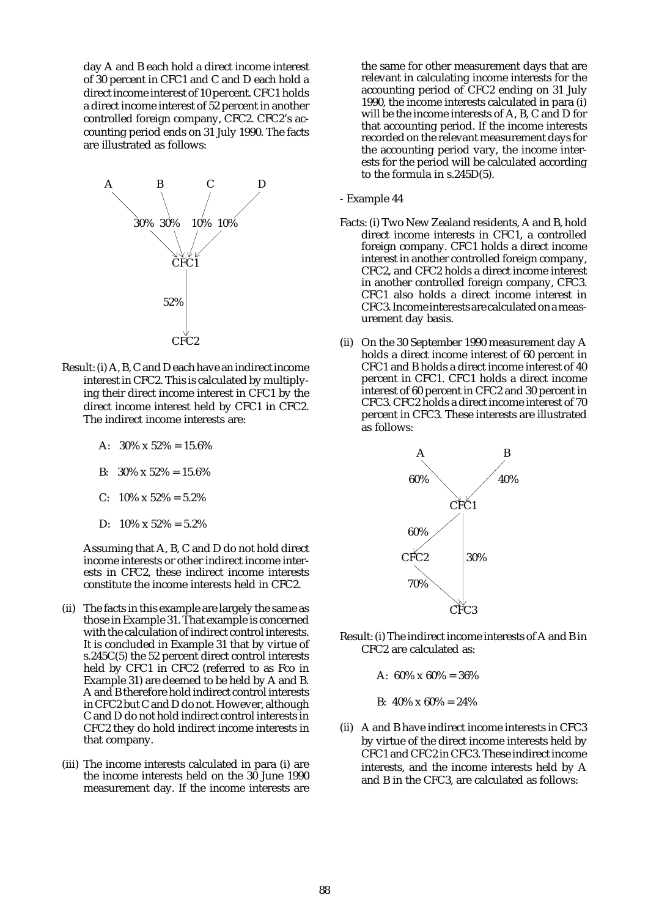day A and B each hold a direct income interest of 30 percent in CFC1 and C and D each hold a direct income interest of 10 percent. CFC1 holds a direct income interest of 52 percent in another controlled foreign company, CFC2. CFC2's accounting period ends on 31 July 1990. The facts are illustrated as follows:

```
A         B         C         D
  \        \       /         /
   30%  30%    10%  10%
          \   |  |  /
            CFC1
              |
             52%
              |
            CFC2
```

Result: (i) A, B, C and D each have an indirect income interest in CFC2. This is calculated by multiplying their direct income interest in CFC1 by the direct income interest held by CFC1 in CFC2. The indirect income interests are:

A: 30% x 52% = 15.6%

B: 30% x 52% = 15.6%

C: 10% x 52% = 5.2%

D: 10% x 52% = 5.2%

Assuming that A, B, C and D do not hold direct income interests or other indirect income interests in CFC2, these indirect income interests constitute the income interests held in CFC2.

(ii) The facts in this example are largely the same as those in Example 31. That example is concerned with the calculation of indirect control interests. It is concluded in Example 31 that by virtue of s.245C(5) the 52 percent direct control interests held by CFC1 in CFC2 (referred to as Fco in Example 31) are deemed to be held by A and B. A and B therefore hold indirect control interests in CFC2 but C and D do not. However, although C and D do not hold indirect control interests in CFC2 they do hold indirect income interests in that company.

(iii) The income interests calculated in para (i) are the income interests held on the 30 June 1990 measurement day. If the income interests are the same for other measurement days that are relevant in calculating income interests for the accounting period of CFC2 ending on 31 July 1990, the income interests calculated in para (i) will be the income interests of A, B, C and D for that accounting period. If the income interests recorded on the relevant measurement days for the accounting period vary, the income interests for the period will be calculated according to the formula in s.245D(5).

- Example 44

Facts: (i) Two New Zealand residents, A and B, hold direct income interests in CFC1, a controlled foreign company. CFC1 holds a direct income interest in another controlled foreign company, CFC2, and CFC2 holds a direct income interest in another controlled foreign company, CFC3. CFC1 also holds a direct income interest in CFC3. Income interests are calculated on a measurement day basis.

(ii) On the 30 September 1990 measurement day A holds a direct income interest of 60 percent in CFC1 and B holds a direct income interest of 40 percent in CFC1. CFC1 holds a direct income interest of 60 percent in CFC2 and 30 percent in CFC3. CFC2 holds a direct income interest of 70 percent in CFC3. These interests are illustrated as follows:

```
        A               B
         \             /
         60%         40%
           \         /
             CFC1
            /    |
         60%     |
          /      |
       CFC2     30%
          \      |
          70%    |
            \    |
             CFC3
```

Result: (i) The indirect income interests of A and B in CFC2 are calculated as:

A: 60% x 60% = 36%

B: 40% x 60% = 24%

(ii) A and B have indirect income interests in CFC3 by virtue of the direct income interests held by CFC1 and CFC2 in CFC3. These indirect income interests, and the income interests held by A and B in the CFC3, are calculated as follows: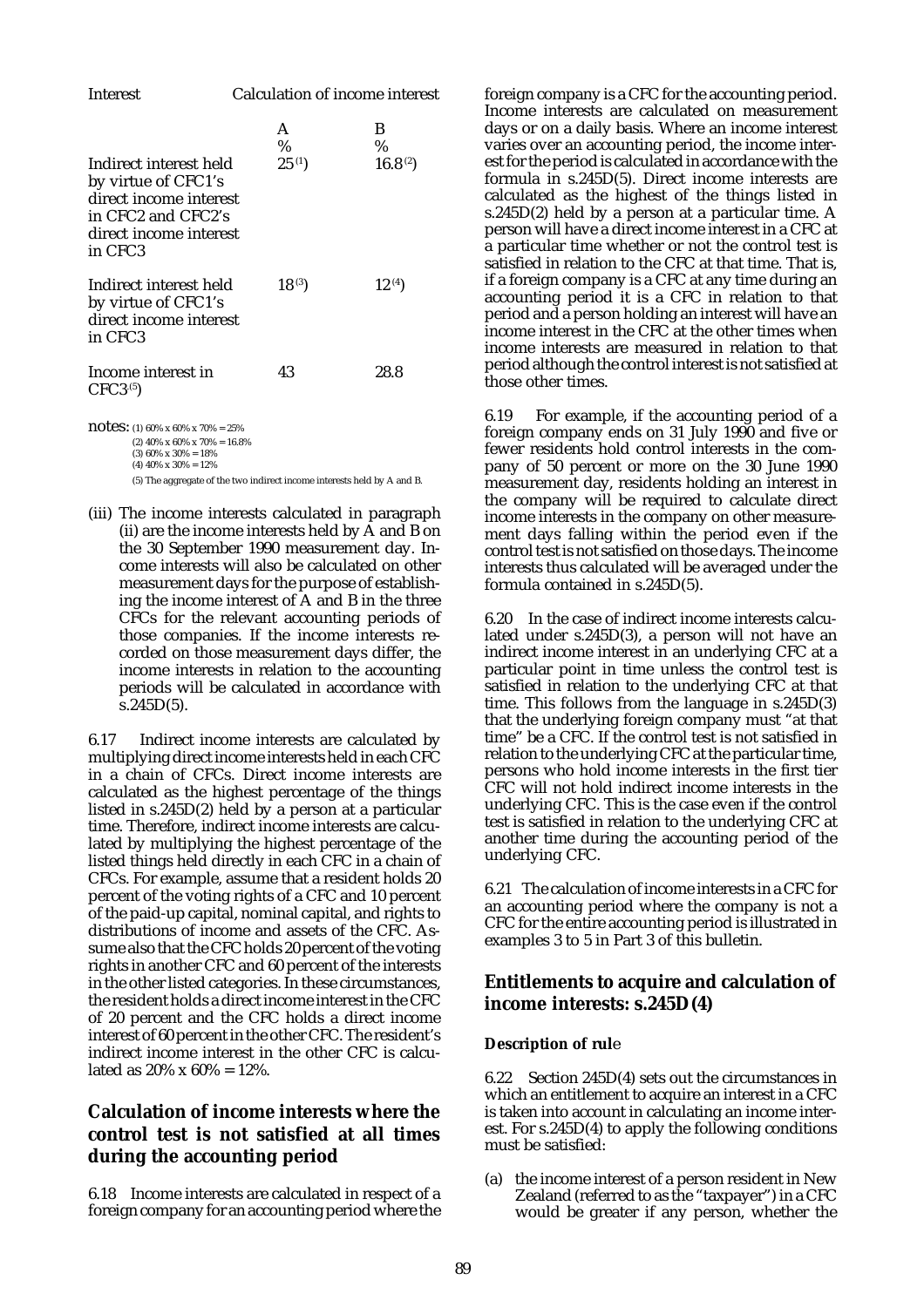| Interest | Calculation of income interest | |
|---|---|---|
| | A | B |
| | % | % |
| Indirect interest held by virtue of CFC1's direct income interest in CFC2 and CFC2's direct income interest in CFC3 | 25 (1) | 16.8 (2) |
| Indirect interest held by virtue of CFC1's direct income interest in CFC3 | 18 (3) | 12 (4) |
| Income interest in CFC3 (5) | 43 | 28.8 |

notes: (1) 60% x 60% x 70% = 25%
(2) 40% x 60% x 70% = 16.8%
(3) 60% x 30% = 18%
(4) 40% x 30% = 12%
(5) The aggregate of the two indirect income interests held by A and B.

(iii) The income interests calculated in paragraph (ii) are the income interests held by A and B on the 30 September 1990 measurement day. Income interests will also be calculated on other measurement days for the purpose of establishing the income interest of A and B in the three CFCs for the relevant accounting periods of those companies. If the income interests recorded on those measurement days differ, the income interests in relation to the accounting periods will be calculated in accordance with s.245D(5).

6.17 Indirect income interests are calculated by multiplying direct income interests held in each CFC in a chain of CFCs. Direct income interests are calculated as the highest percentage of the things listed in s.245D(2) held by a person at a particular time. Therefore, indirect income interests are calculated by multiplying the highest percentage of the listed things held directly in each CFC in a chain of CFCs. For example, assume that a resident holds 20 percent of the voting rights of a CFC and 10 percent of the paid-up capital, nominal capital, and rights to distributions of income and assets of the CFC. Assume also that the CFC holds 20 percent of the voting rights in another CFC and 60 percent of the interests in the other listed categories. In these circumstances, the resident holds a direct income interest in the CFC of 20 percent and the CFC holds a direct income interest of 60 percent in the other CFC. The resident's indirect income interest in the other CFC is calculated as 20% x 60% = 12%.

## Calculation of income interests where the control test is not satisfied at all times during the accounting period

6.18 Income interests are calculated in respect of a foreign company for an accounting period where the foreign company is a CFC for the accounting period. Income interests are calculated on measurement days or on a daily basis. Where an income interest varies over an accounting period, the income interest for the period is calculated in accordance with the formula in s.245D(5). Direct income interests are calculated as the highest of the things listed in s.245D(2) held by a person at a particular time. A person will have a direct income interest in a CFC at a particular time whether or not the control test is satisfied in relation to the CFC at that time. That is, if a foreign company is a CFC at any time during an accounting period it is a CFC in relation to that period and a person holding an interest will have an income interest in the CFC at the other times when income interests are measured in relation to that period although the control interest is not satisfied at those other times.

6.19 For example, if the accounting period of a foreign company ends on 31 July 1990 and five or fewer residents hold control interests in the company of 50 percent or more on the 30 June 1990 measurement day, residents holding an interest in the company will be required to calculate direct income interests in the company on other measurement days falling within the period even if the control test is not satisfied on those days. The income interests thus calculated will be averaged under the formula contained in s.245D(5).

6.20 In the case of indirect income interests calculated under s.245D(3), a person will not have an indirect income interest in an underlying CFC at a particular point in time unless the control test is satisfied in relation to the underlying CFC at that time. This follows from the language in s.245D(3) that the underlying foreign company must "at that time" be a CFC. If the control test is not satisfied in relation to the underlying CFC at the particular time, persons who hold income interests in the first tier CFC will not hold indirect income interests in the underlying CFC. This is the case even if the control test is satisfied in relation to the underlying CFC at another time during the accounting period of the underlying CFC.

6.21 The calculation of income interests in a CFC for an accounting period where the company is not a CFC for the entire accounting period is illustrated in examples 3 to 5 in Part 3 of this bulletin.

## Entitlements to acquire and calculation of income interests: s.245D(4)

### Description of rule

6.22 Section 245D(4) sets out the circumstances in which an entitlement to acquire an interest in a CFC is taken into account in calculating an income interest. For s.245D(4) to apply the following conditions must be satisfied:

(a) the income interest of a person resident in New Zealand (referred to as the "taxpayer") in a CFC would be greater if any person, whether the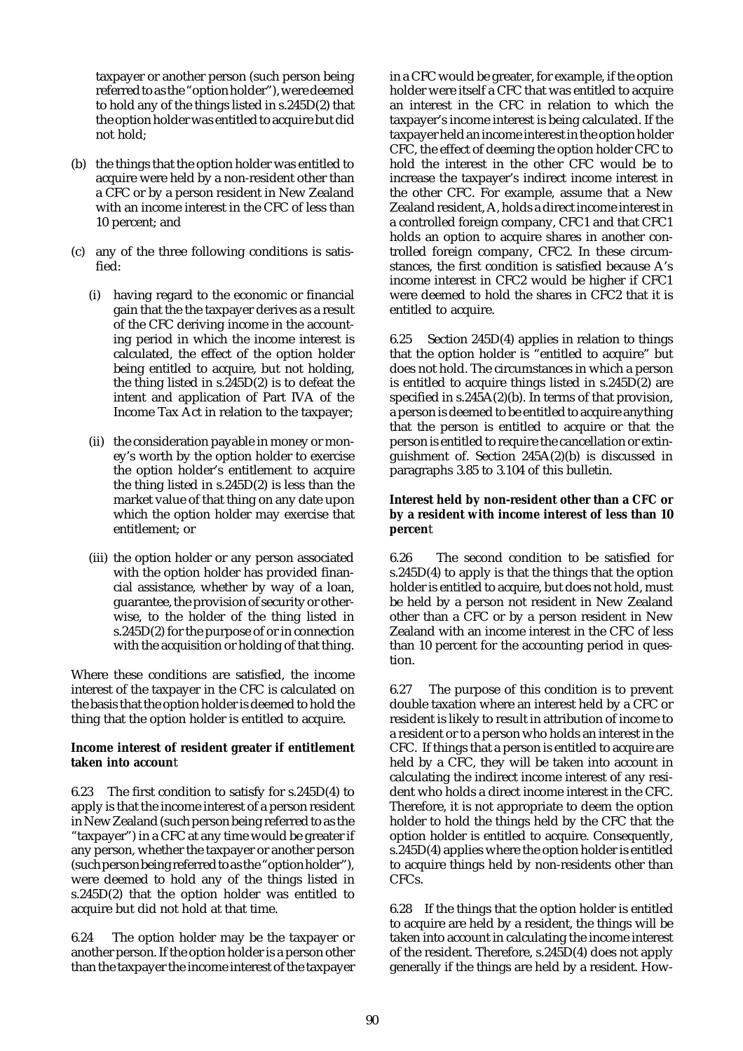taxpayer or another person (such person being referred to as the "option holder"), were deemed to hold any of the things listed in s.245D(2) that the option holder was entitled to acquire but did not hold;

(b) the things that the option holder was entitled to acquire were held by a non-resident other than a CFC or by a person resident in New Zealand with an income interest in the CFC of less than 10 percent; and

(c) any of the three following conditions is satisfied:

  (i) having regard to the economic or financial gain that the the taxpayer derives as a result of the CFC deriving income in the accounting period in which the income interest is calculated, the effect of the option holder being entitled to acquire, but not holding, the thing listed in s.245D(2) is to defeat the intent and application of Part IVA of the Income Tax Act in relation to the taxpayer;

  (ii) the consideration payable in money or money's worth by the option holder to exercise the option holder's entitlement to acquire the thing listed in s.245D(2) is less than the market value of that thing on any date upon which the option holder may exercise that entitlement; or

  (iii) the option holder or any person associated with the option holder has provided financial assistance, whether by way of a loan, guarantee, the provision of security or otherwise, to the holder of the thing listed in s.245D(2) for the purpose of or in connection with the acquisition or holding of that thing.

Where these conditions are satisfied, the income interest of the taxpayer in the CFC is calculated on the basis that the option holder is deemed to hold the thing that the option holder is entitled to acquire.

**Income interest of resident greater if entitlement taken into account**

6.23 The first condition to satisfy for s.245D(4) to apply is that the income interest of a person resident in New Zealand (such person being referred to as the "taxpayer") in a CFC at any time would be greater if any person, whether the taxpayer or another person (such person being referred to as the "option holder"), were deemed to hold any of the things listed in s.245D(2) that the option holder was entitled to acquire but did not hold at that time.

6.24 The option holder may be the taxpayer or another person. If the option holder is a person other than the taxpayer the income interest of the taxpayer in a CFC would be greater, for example, if the option holder were itself a CFC that was entitled to acquire an interest in the CFC in relation to which the taxpayer's income interest is being calculated. If the taxpayer held an income interest in the option holder CFC, the effect of deeming the option holder CFC to hold the interest in the other CFC would be to increase the taxpayer's indirect income interest in the other CFC. For example, assume that a New Zealand resident, A, holds a direct income interest in a controlled foreign company, CFC1 and that CFC1 holds an option to acquire shares in another controlled foreign company, CFC2. In these circumstances, the first condition is satisfied because A's income interest in CFC2 would be higher if CFC1 were deemed to hold the shares in CFC2 that it is entitled to acquire.

6.25 Section 245D(4) applies in relation to things that the option holder is "entitled to acquire" but does not hold. The circumstances in which a person is entitled to acquire things listed in s.245D(2) are specified in s.245A(2)(b). In terms of that provision, a person is deemed to be entitled to acquire anything that the person is entitled to acquire or that the person is entitled to require the cancellation or extinguishment of. Section 245A(2)(b) is discussed in paragraphs 3.85 to 3.104 of this bulletin.

**Interest held by non-resident other than a CFC or by a resident with income interest of less than 10 percent**

6.26 The second condition to be satisfied for s.245D(4) to apply is that the things that the option holder is entitled to acquire, but does not hold, must be held by a person not resident in New Zealand other than a CFC or by a person resident in New Zealand with an income interest in the CFC of less than 10 percent for the accounting period in question.

6.27 The purpose of this condition is to prevent double taxation where an interest held by a CFC or resident is likely to result in attribution of income to a resident or to a person who holds an interest in the CFC. If things that a person is entitled to acquire are held by a CFC, they will be taken into account in calculating the indirect income interest of any resident who holds a direct income interest in the CFC. Therefore, it is not appropriate to deem the option holder to hold the things held by the CFC that the option holder is entitled to acquire. Consequently, s.245D(4) applies where the option holder is entitled to acquire things held by non-residents other than CFCs.

6.28 If the things that the option holder is entitled to acquire are held by a resident, the things will be taken into account in calculating the income interest of the resident. Therefore, s.245D(4) does not apply generally if the things are held by a resident. How-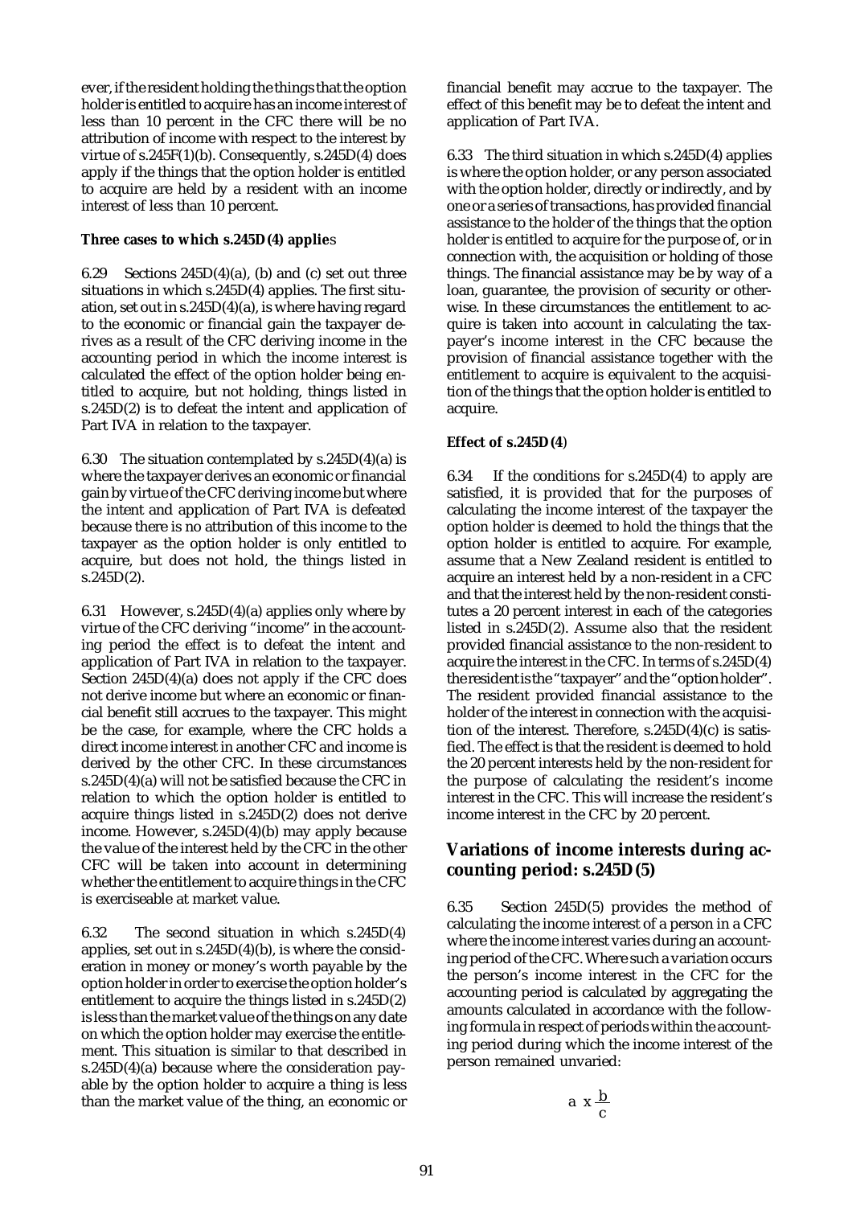ever, if the resident holding the things that the option holder is entitled to acquire has an income interest of less than 10 percent in the CFC there will be no attribution of income with respect to the interest by virtue of s.245F(1)(b). Consequently, s.245D(4) does apply if the things that the option holder is entitled to acquire are held by a resident with an income interest of less than 10 percent.

**Three cases to which s.245D(4) applies**

6.29 Sections 245D(4)(a), (b) and (c) set out three situations in which s.245D(4) applies. The first situation, set out in s.245D(4)(a), is where having regard to the economic or financial gain the taxpayer derives as a result of the CFC deriving income in the accounting period in which the income interest is calculated the effect of the option holder being entitled to acquire, but not holding, things listed in s.245D(2) is to defeat the intent and application of Part IVA in relation to the taxpayer.

6.30 The situation contemplated by s.245D(4)(a) is where the taxpayer derives an economic or financial gain by virtue of the CFC deriving income but where the intent and application of Part IVA is defeated because there is no attribution of this income to the taxpayer as the option holder is only entitled to acquire, but does not hold, the things listed in s.245D(2).

6.31 However, s.245D(4)(a) applies only where by virtue of the CFC deriving "income" in the accounting period the effect is to defeat the intent and application of Part IVA in relation to the taxpayer. Section 245D(4)(a) does not apply if the CFC does not derive income but where an economic or financial benefit still accrues to the taxpayer. This might be the case, for example, where the CFC holds a direct income interest in another CFC and income is derived by the other CFC. In these circumstances s.245D(4)(a) will not be satisfied because the CFC in relation to which the option holder is entitled to acquire things listed in s.245D(2) does not derive income. However, s.245D(4)(b) may apply because the value of the interest held by the CFC in the other CFC will be taken into account in determining whether the entitlement to acquire things in the CFC is exerciseable at market value.

6.32 The second situation in which s.245D(4) applies, set out in s.245D(4)(b), is where the consideration in money or money's worth payable by the option holder in order to exercise the option holder's entitlement to acquire the things listed in s.245D(2) is less than the market value of the things on any date on which the option holder may exercise the entitlement. This situation is similar to that described in s.245D(4)(a) because where the consideration payable by the option holder to acquire a thing is less than the market value of the thing, an economic or financial benefit may accrue to the taxpayer. The effect of this benefit may be to defeat the intent and application of Part IVA.

6.33 The third situation in which s.245D(4) applies is where the option holder, or any person associated with the option holder, directly or indirectly, and by one or a series of transactions, has provided financial assistance to the holder of the things that the option holder is entitled to acquire for the purpose of, or in connection with, the acquisition or holding of those things. The financial assistance may be by way of a loan, guarantee, the provision of security or otherwise. In these circumstances the entitlement to acquire is taken into account in calculating the taxpayer's income interest in the CFC because the provision of financial assistance together with the entitlement to acquire is equivalent to the acquisition of the things that the option holder is entitled to acquire.

**Effect of s.245D(4)**

6.34 If the conditions for s.245D(4) to apply are satisfied, it is provided that for the purposes of calculating the income interest of the taxpayer the option holder is deemed to hold the things that the option holder is entitled to acquire. For example, assume that a New Zealand resident is entitled to acquire an interest held by a non-resident in a CFC and that the interest held by the non-resident constitutes a 20 percent interest in each of the categories listed in s.245D(2). Assume also that the resident provided financial assistance to the non-resident to acquire the interest in the CFC. In terms of s.245D(4) the resident is the "taxpayer" and the "option holder". The resident provided financial assistance to the holder of the interest in connection with the acquisition of the interest. Therefore, s.245D(4)(c) is satisfied. The effect is that the resident is deemed to hold the 20 percent interests held by the non-resident for the purpose of calculating the resident's income interest in the CFC. This will increase the resident's income interest in the CFC by 20 percent.

## Variations of income interests during accounting period: s.245D(5)

6.35 Section 245D(5) provides the method of calculating the income interest of a person in a CFC where the income interest varies during an accounting period of the CFC. Where such a variation occurs the person's income interest in the CFC for the accounting period is calculated by aggregating the amounts calculated in accordance with the following formula in respect of periods within the accounting period during which the income interest of the person remained unvaried:

$$a \times \frac{b}{c}$$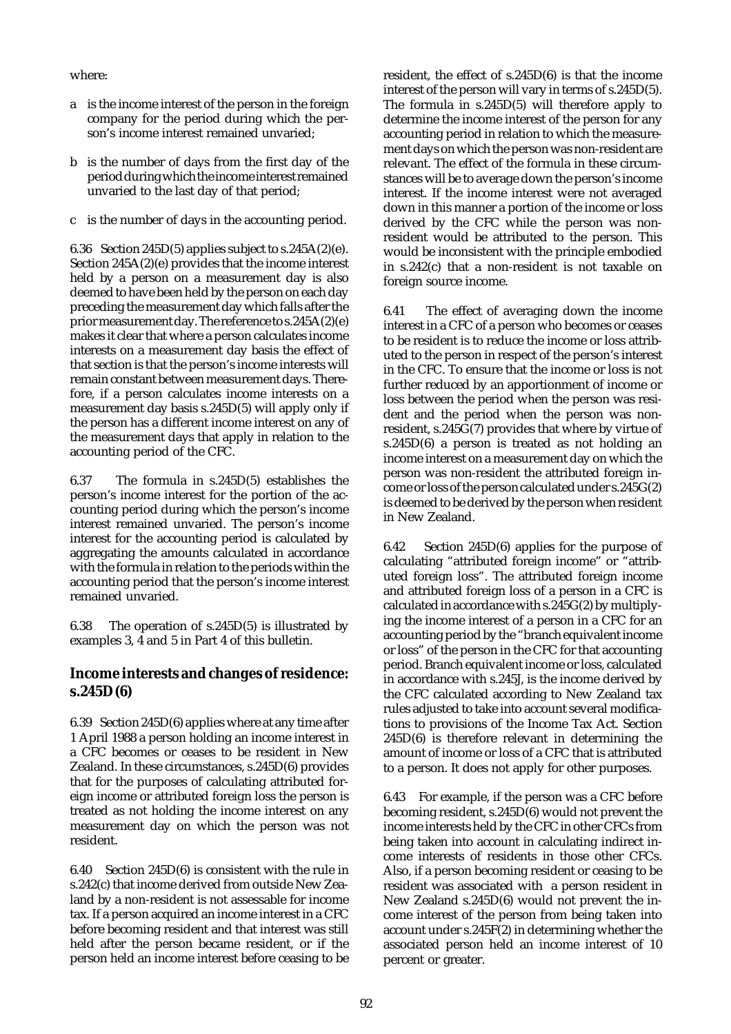where:

a is the income interest of the person in the foreign company for the period during which the person's income interest remained unvaried;

b is the number of days from the first day of the period during which the income interest remained unvaried to the last day of that period;

c is the number of days in the accounting period.

6.36 Section 245D(5) applies subject to s.245A(2)(e). Section 245A(2)(e) provides that the income interest held by a person on a measurement day is also deemed to have been held by the person on each day preceding the measurement day which falls after the prior measurement day. The reference to s.245A(2)(e) makes it clear that where a person calculates income interests on a measurement day basis the effect of that section is that the person's income interests will remain constant between measurement days. Therefore, if a person calculates income interests on a measurement day basis s.245D(5) will apply only if the person has a different income interest on any of the measurement days that apply in relation to the accounting period of the CFC.

6.37 The formula in s.245D(5) establishes the person's income interest for the portion of the accounting period during which the person's income interest remained unvaried. The person's income interest for the accounting period is calculated by aggregating the amounts calculated in accordance with the formula in relation to the periods within the accounting period that the person's income interest remained unvaried.

6.38 The operation of s.245D(5) is illustrated by examples 3, 4 and 5 in Part 4 of this bulletin.

## Income interests and changes of residence: s.245D(6)

6.39 Section 245D(6) applies where at any time after 1 April 1988 a person holding an income interest in a CFC becomes or ceases to be resident in New Zealand. In these circumstances, s.245D(6) provides that for the purposes of calculating attributed foreign income or attributed foreign loss the person is treated as not holding the income interest on any measurement day on which the person was not resident.

6.40 Section 245D(6) is consistent with the rule in s.242(c) that income derived from outside New Zealand by a non-resident is not assessable for income tax. If a person acquired an income interest in a CFC before becoming resident and that interest was still held after the person became resident, or if the person held an income interest before ceasing to be resident, the effect of s.245D(6) is that the income interest of the person will vary in terms of s.245D(5). The formula in s.245D(5) will therefore apply to determine the income interest of the person for any accounting period in relation to which the measurement days on which the person was non-resident are relevant. The effect of the formula in these circumstances will be to average down the person's income interest. If the income interest were not averaged down in this manner a portion of the income or loss derived by the CFC while the person was non-resident would be attributed to the person. This would be inconsistent with the principle embodied in s.242(c) that a non-resident is not taxable on foreign source income.

6.41 The effect of averaging down the income interest in a CFC of a person who becomes or ceases to be resident is to reduce the income or loss attributed to the person in respect of the person's interest in the CFC. To ensure that the income or loss is not further reduced by an apportionment of income or loss between the period when the person was resident and the period when the person was non-resident, s.245G(7) provides that where by virtue of s.245D(6) a person is treated as not holding an income interest on a measurement day on which the person was non-resident the attributed foreign income or loss of the person calculated under s.245G(2) is deemed to be derived by the person when resident in New Zealand.

6.42 Section 245D(6) applies for the purpose of calculating "attributed foreign income" or "attributed foreign loss". The attributed foreign income and attributed foreign loss of a person in a CFC is calculated in accordance with s.245G(2) by multiplying the income interest of a person in a CFC for an accounting period by the "branch equivalent income or loss" of the person in the CFC for that accounting period. Branch equivalent income or loss, calculated in accordance with s.245J, is the income derived by the CFC calculated according to New Zealand tax rules adjusted to take into account several modifications to provisions of the Income Tax Act. Section 245D(6) is therefore relevant in determining the amount of income or loss of a CFC that is attributed to a person. It does not apply for other purposes.

6.43 For example, if the person was a CFC before becoming resident, s.245D(6) would not prevent the income interests held by the CFC in other CFCs from being taken into account in calculating indirect income interests of residents in those other CFCs. Also, if a person becoming resident or ceasing to be resident was associated with a person resident in New Zealand s.245D(6) would not prevent the income interest of the person from being taken into account under s.245F(2) in determining whether the associated person held an income interest of 10 percent or greater.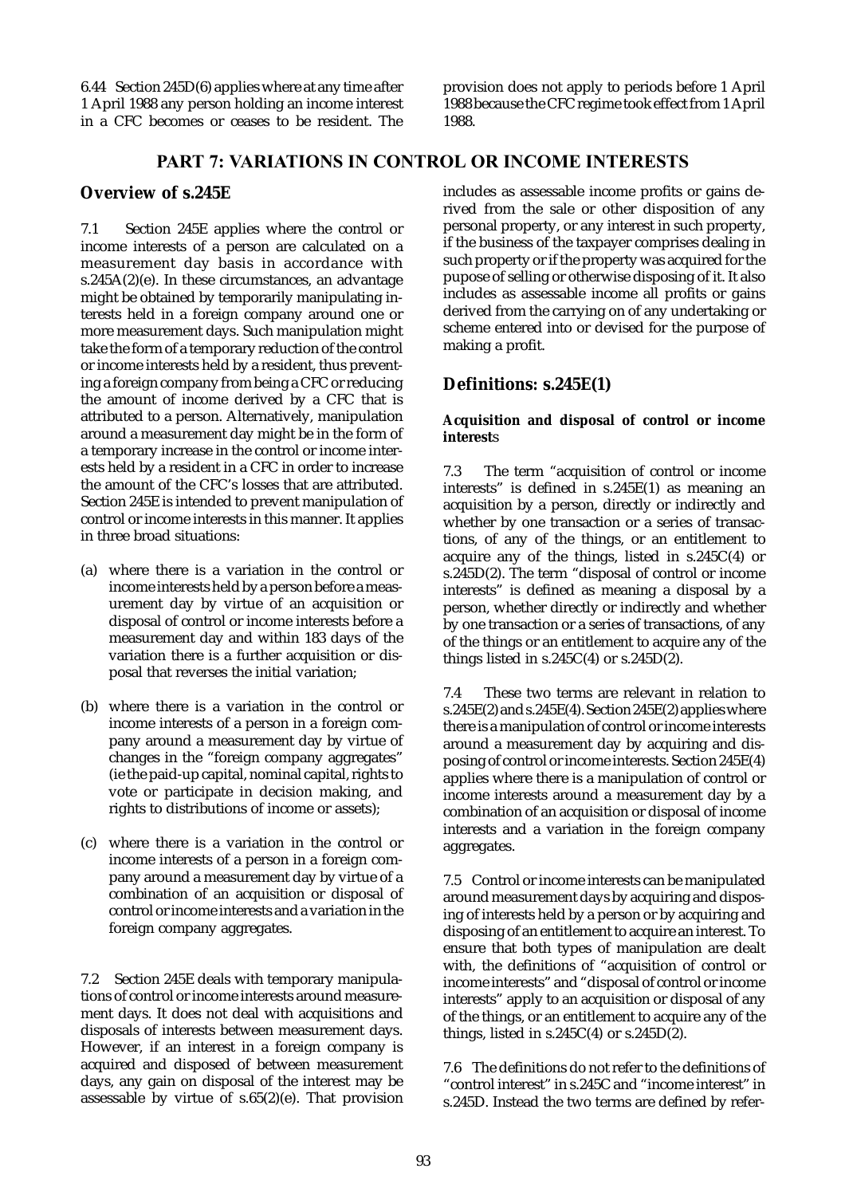6.44 Section 245D(6) applies where at any time after 1 April 1988 any person holding an income interest in a CFC becomes or ceases to be resident. The provision does not apply to periods before 1 April 1988 because the CFC regime took effect from 1 April 1988.

## PART 7: VARIATIONS IN CONTROL OR INCOME INTERESTS

### Overview of s.245E

7.1 Section 245E applies where the control or income interests of a person are calculated on a measurement day basis in accordance with s.245A(2)(e). In these circumstances, an advantage might be obtained by temporarily manipulating interests held in a foreign company around one or more measurement days. Such manipulation might take the form of a temporary reduction of the control or income interests held by a resident, thus preventing a foreign company from being a CFC or reducing the amount of income derived by a CFC that is attributed to a person. Alternatively, manipulation around a measurement day might be in the form of a temporary increase in the control or income interests held by a resident in a CFC in order to increase the amount of the CFC's losses that are attributed. Section 245E is intended to prevent manipulation of control or income interests in this manner. It applies in three broad situations:

(a) where there is a variation in the control or income interests held by a person before a measurement day by virtue of an acquisition or disposal of control or income interests before a measurement day and within 183 days of the variation there is a further acquisition or disposal that reverses the initial variation;

(b) where there is a variation in the control or income interests of a person in a foreign company around a measurement day by virtue of changes in the "foreign company aggregates" (ie the paid-up capital, nominal capital, rights to vote or participate in decision making, and rights to distributions of income or assets);

(c) where there is a variation in the control or income interests of a person in a foreign company around a measurement day by virtue of a combination of an acquisition or disposal of control or income interests and a variation in the foreign company aggregates.

7.2 Section 245E deals with temporary manipulations of control or income interests around measurement days. It does not deal with acquisitions and disposals of interests between measurement days. However, if an interest in a foreign company is acquired and disposed of between measurement days, any gain on disposal of the interest may be assessable by virtue of s.65(2)(e). That provision includes as assessable income profits or gains derived from the sale or other disposition of any personal property, or any interest in such property, if the business of the taxpayer comprises dealing in such property or if the property was acquired for the pupose of selling or otherwise disposing of it. It also includes as assessable income all profits or gains derived from the carrying on of any undertaking or scheme entered into or devised for the purpose of making a profit.

### Definitions: s.245E(1)

#### Acquisition and disposal of control or income interests

7.3 The term "acquisition of control or income interests" is defined in s.245E(1) as meaning an acquisition by a person, directly or indirectly and whether by one transaction or a series of transactions, of any of the things, or an entitlement to acquire any of the things, listed in s.245C(4) or s.245D(2). The term "disposal of control or income interests" is defined as meaning a disposal by a person, whether directly or indirectly and whether by one transaction or a series of transactions, of any of the things or an entitlement to acquire any of the things listed in s.245C(4) or s.245D(2).

7.4 These two terms are relevant in relation to s.245E(2) and s.245E(4). Section 245E(2) applies where there is a manipulation of control or income interests around a measurement day by acquiring and disposing of control or income interests. Section 245E(4) applies where there is a manipulation of control or income interests around a measurement day by a combination of an acquisition or disposal of income interests and a variation in the foreign company aggregates.

7.5 Control or income interests can be manipulated around measurement days by acquiring and disposing of interests held by a person or by acquiring and disposing of an entitlement to acquire an interest. To ensure that both types of manipulation are dealt with, the definitions of "acquisition of control or income interests" and "disposal of control or income interests" apply to an acquisition or disposal of any of the things, or an entitlement to acquire any of the things, listed in s.245C(4) or s.245D(2).

7.6 The definitions do not refer to the definitions of "control interest" in s.245C and "income interest" in s.245D. Instead the two terms are defined by refer-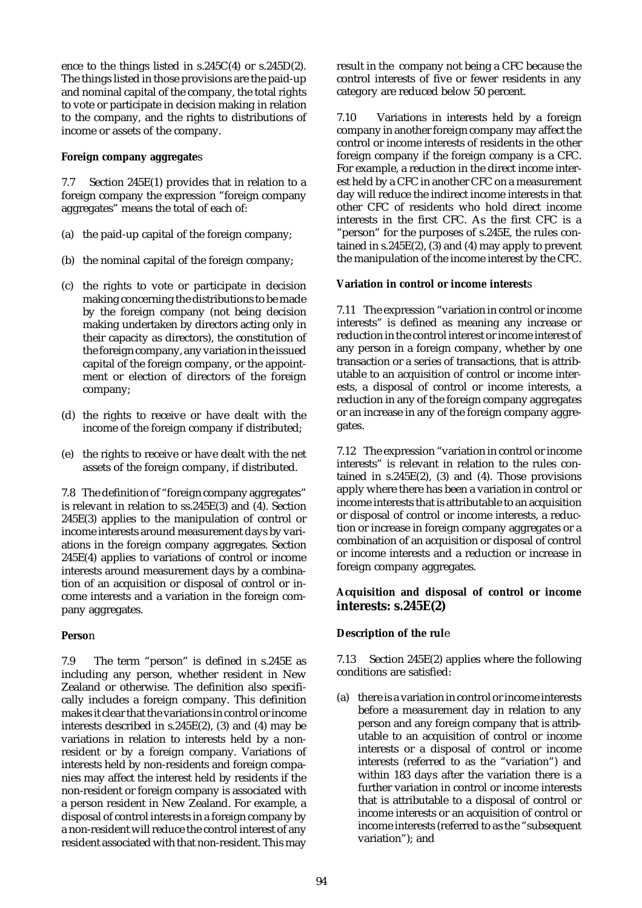ence to the things listed in s.245C(4) or s.245D(2). The things listed in those provisions are the paid-up and nominal capital of the company, the total rights to vote or participate in decision making in relation to the company, and the rights to distributions of income or assets of the company.

**Foreign company aggregates**

7.7 Section 245E(1) provides that in relation to a foreign company the expression "foreign company aggregates" means the total of each of:

(a) the paid-up capital of the foreign company;

(b) the nominal capital of the foreign company;

(c) the rights to vote or participate in decision making concerning the distributions to be made by the foreign company (not being decision making undertaken by directors acting only in their capacity as directors), the constitution of the foreign company, any variation in the issued capital of the foreign company, or the appointment or election of directors of the foreign company;

(d) the rights to receive or have dealt with the income of the foreign company if distributed;

(e) the rights to receive or have dealt with the net assets of the foreign company, if distributed.

7.8 The definition of "foreign company aggregates" is relevant in relation to ss.245E(3) and (4). Section 245E(3) applies to the manipulation of control or income interests around measurement days by variations in the foreign company aggregates. Section 245E(4) applies to variations of control or income interests around measurement days by a combination of an acquisition or disposal of control or income interests and a variation in the foreign company aggregates.

**Person**

7.9 The term "person" is defined in s.245E as including any person, whether resident in New Zealand or otherwise. The definition also specifically includes a foreign company. This definition makes it clear that the variations in control or income interests described in s.245E(2), (3) and (4) may be variations in relation to interests held by a non-resident or by a foreign company. Variations of interests held by non-residents and foreign companies may affect the interest held by residents if the non-resident or foreign company is associated with a person resident in New Zealand. For example, a disposal of control interests in a foreign company by a non-resident will reduce the control interest of any resident associated with that non-resident. This may result in the company not being a CFC because the control interests of five or fewer residents in any category are reduced below 50 percent.

7.10 Variations in interests held by a foreign company in another foreign company may affect the control or income interests of residents in the other foreign company if the foreign company is a CFC. For example, a reduction in the direct income interest held by a CFC in another CFC on a measurement day will reduce the indirect income interests in that other CFC of residents who hold direct income interests in the first CFC. As the first CFC is a "person" for the purposes of s.245E, the rules contained in s.245E(2), (3) and (4) may apply to prevent the manipulation of the income interest by the CFC.

**Variation in control or income interests**

7.11 The expression "variation in control or income interests" is defined as meaning any increase or reduction in the control interest or income interest of any person in a foreign company, whether by one transaction or a series of transactions, that is attributable to an acquisition of control or income interests, a disposal of control or income interests, a reduction in any of the foreign company aggregates or an increase in any of the foreign company aggregates.

7.12 The expression "variation in control or income interests" is relevant in relation to the rules contained in s.245E(2), (3) and (4). Those provisions apply where there has been a variation in control or income interests that is attributable to an acquisition or disposal of control or income interests, a reduction or increase in foreign company aggregates or a combination of an acquisition or disposal of control or income interests and a reduction or increase in foreign company aggregates.

## Acquisition and disposal of control or income interests: s.245E(2)

**Description of the rule**

7.13 Section 245E(2) applies where the following conditions are satisfied:

(a) there is a variation in control or income interests before a measurement day in relation to any person and any foreign company that is attributable to an acquisition of control or income interests or a disposal of control or income interests (referred to as the "variation") and within 183 days after the variation there is a further variation in control or income interests that is attributable to a disposal of control or income interests or an acquisition of control or income interests (referred to as the "subsequent variation"); and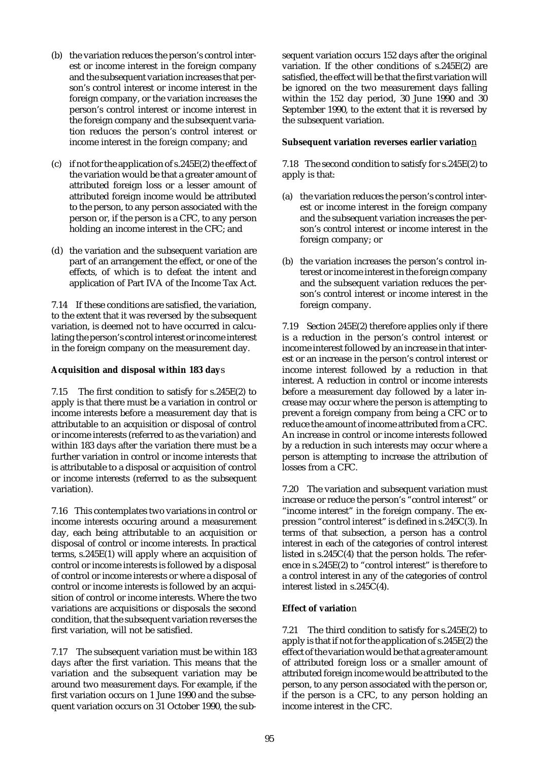(b) the variation reduces the person's control interest or income interest in the foreign company and the subsequent variation increases that person's control interest or income interest in the foreign company, or the variation increases the person's control interest or income interest in the foreign company and the subsequent variation reduces the person's control interest or income interest in the foreign company; and

(c) if not for the application of s.245E(2) the effect of the variation would be that a greater amount of attributed foreign loss or a lesser amount of attributed foreign income would be attributed to the person, to any person associated with the person or, if the person is a CFC, to any person holding an income interest in the CFC; and

(d) the variation and the subsequent variation are part of an arrangement the effect, or one of the effects, of which is to defeat the intent and application of Part IVA of the Income Tax Act.

7.14 If these conditions are satisfied, the variation, to the extent that it was reversed by the subsequent variation, is deemed not to have occurred in calculating the person's control interest or income interest in the foreign company on the measurement day.

**Acquisition and disposal within 183 days**

7.15 The first condition to satisfy for s.245E(2) to apply is that there must be a variation in control or income interests before a measurement day that is attributable to an acquisition or disposal of control or income interests (referred to as the variation) and within 183 days after the variation there must be a further variation in control or income interests that is attributable to a disposal or acquisition of control or income interests (referred to as the subsequent variation).

7.16 This contemplates two variations in control or income interests occuring around a measurement day, each being attributable to an acquisition or disposal of control or income interests. In practical terms, s.245E(1) will apply where an acquisition of control or income interests is followed by a disposal of control or income interests or where a disposal of control or income interests is followed by an acquisition of control or income interests. Where the two variations are acquisitions or disposals the second condition, that the subsequent variation reverses the first variation, will not be satisfied.

7.17 The subsequent variation must be within 183 days after the first variation. This means that the variation and the subsequent variation may be around two measurement days. For example, if the first variation occurs on 1 June 1990 and the subsequent variation occurs on 31 October 1990, the subsequent variation occurs 152 days after the original variation. If the other conditions of s.245E(2) are satisfied, the effect will be that the first variation will be ignored on the two measurement days falling within the 152 day period, 30 June 1990 and 30 September 1990, to the extent that it is reversed by the subsequent variation.

**Subsequent variation reverses earlier variation**

7.18 The second condition to satisfy for s.245E(2) to apply is that:

(a) the variation reduces the person's control interest or income interest in the foreign company and the subsequent variation increases the person's control interest or income interest in the foreign company; or

(b) the variation increases the person's control interest or income interest in the foreign company and the subsequent variation reduces the person's control interest or income interest in the foreign company.

7.19 Section 245E(2) therefore applies only if there is a reduction in the person's control interest or income interest followed by an increase in that interest or an increase in the person's control interest or income interest followed by a reduction in that interest. A reduction in control or income interests before a measurement day followed by a later increase may occur where the person is attempting to prevent a foreign company from being a CFC or to reduce the amount of income attributed from a CFC. An increase in control or income interests followed by a reduction in such interests may occur where a person is attempting to increase the attribution of losses from a CFC.

7.20 The variation and subsequent variation must increase or reduce the person's "control interest" or "income interest" in the foreign company. The expression "control interest" is defined in s.245C(3). In terms of that subsection, a person has a control interest in each of the categories of control interest listed in s.245C(4) that the person holds. The reference in s.245E(2) to "control interest" is therefore to a control interest in any of the categories of control interest listed in s.245C(4).

**Effect of variation**

7.21 The third condition to satisfy for s.245E(2) to apply is that if not for the application of s.245E(2) the effect of the variation would be that a greater amount of attributed foreign loss or a smaller amount of attributed foreign income would be attributed to the person, to any person associated with the person or, if the person is a CFC, to any person holding an income interest in the CFC.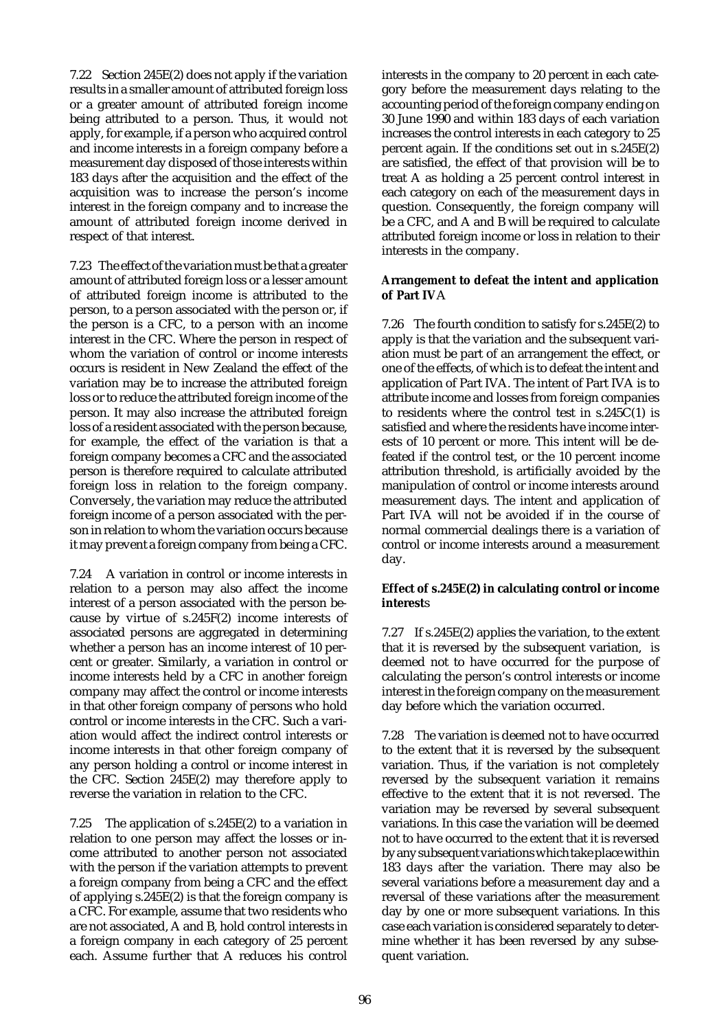7.22 Section 245E(2) does not apply if the variation results in a smaller amount of attributed foreign loss or a greater amount of attributed foreign income being attributed to a person. Thus, it would not apply, for example, if a person who acquired control and income interests in a foreign company before a measurement day disposed of those interests within 183 days after the acquisition and the effect of the acquisition was to increase the person's income interest in the foreign company and to increase the amount of attributed foreign income derived in respect of that interest.

7.23 The effect of the variation must be that a greater amount of attributed foreign loss or a lesser amount of attributed foreign income is attributed to the person, to a person associated with the person or, if the person is a CFC, to a person with an income interest in the CFC. Where the person in respect of whom the variation of control or income interests occurs is resident in New Zealand the effect of the variation may be to increase the attributed foreign loss or to reduce the attributed foreign income of the person. It may also increase the attributed foreign loss of a resident associated with the person because, for example, the effect of the variation is that a foreign company becomes a CFC and the associated person is therefore required to calculate attributed foreign loss in relation to the foreign company. Conversely, the variation may reduce the attributed foreign income of a person associated with the person in relation to whom the variation occurs because it may prevent a foreign company from being a CFC.

7.24 A variation in control or income interests in relation to a person may also affect the income interest of a person associated with the person because by virtue of s.245F(2) income interests of associated persons are aggregated in determining whether a person has an income interest of 10 percent or greater. Similarly, a variation in control or income interests held by a CFC in another foreign company may affect the control or income interests in that other foreign company of persons who hold control or income interests in the CFC. Such a variation would affect the indirect control interests or income interests in that other foreign company of any person holding a control or income interest in the CFC. Section 245E(2) may therefore apply to reverse the variation in relation to the CFC.

7.25 The application of s.245E(2) to a variation in relation to one person may affect the losses or income attributed to another person not associated with the person if the variation attempts to prevent a foreign company from being a CFC and the effect of applying s.245E(2) is that the foreign company is a CFC. For example, assume that two residents who are not associated, A and B, hold control interests in a foreign company in each category of 25 percent each. Assume further that A reduces his control interests in the company to 20 percent in each category before the measurement days relating to the accounting period of the foreign company ending on 30 June 1990 and within 183 days of each variation increases the control interests in each category to 25 percent again. If the conditions set out in s.245E(2) are satisfied, the effect of that provision will be to treat A as holding a 25 percent control interest in each category on each of the measurement days in question. Consequently, the foreign company will be a CFC, and A and B will be required to calculate attributed foreign income or loss in relation to their interests in the company.

**Arrangement to defeat the intent and application of Part IVA**

7.26 The fourth condition to satisfy for s.245E(2) to apply is that the variation and the subsequent variation must be part of an arrangement the effect, or one of the effects, of which is to defeat the intent and application of Part IVA. The intent of Part IVA is to attribute income and losses from foreign companies to residents where the control test in s.245C(1) is satisfied and where the residents have income interests of 10 percent or more. This intent will be defeated if the control test, or the 10 percent income attribution threshold, is artificially avoided by the manipulation of control or income interests around measurement days. The intent and application of Part IVA will not be avoided if in the course of normal commercial dealings there is a variation of control or income interests around a measurement day.

**Effect of s.245E(2) in calculating control or income interests**

7.27 If s.245E(2) applies the variation, to the extent that it is reversed by the subsequent variation, is deemed not to have occurred for the purpose of calculating the person's control interests or income interest in the foreign company on the measurement day before which the variation occurred.

7.28 The variation is deemed not to have occurred to the extent that it is reversed by the subsequent variation. Thus, if the variation is not completely reversed by the subsequent variation it remains effective to the extent that it is not reversed. The variation may be reversed by several subsequent variations. In this case the variation will be deemed not to have occurred to the extent that it is reversed by any subsequent variations which take place within 183 days after the variation. There may also be several variations before a measurement day and a reversal of these variations after the measurement day by one or more subsequent variations. In this case each variation is considered separately to determine whether it has been reversed by any subsequent variation.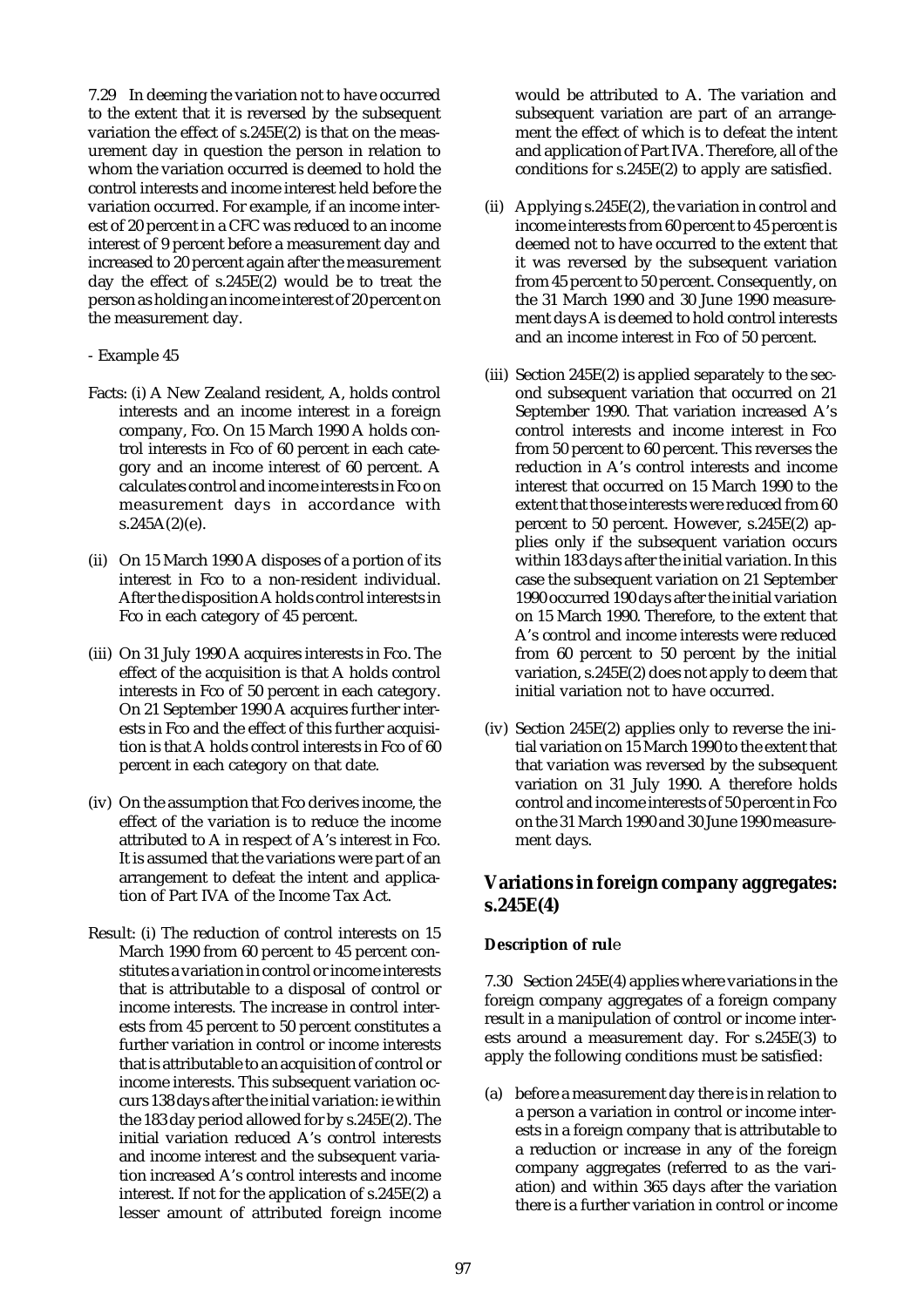7.29 In deeming the variation not to have occurred to the extent that it is reversed by the subsequent variation the effect of s.245E(2) is that on the measurement day in question the person in relation to whom the variation occurred is deemed to hold the control interests and income interest held before the variation occurred. For example, if an income interest of 20 percent in a CFC was reduced to an income interest of 9 percent before a measurement day and increased to 20 percent again after the measurement day the effect of s.245E(2) would be to treat the person as holding an income interest of 20 percent on the measurement day.

- Example 45

Facts: (i) A New Zealand resident, A, holds control interests and an income interest in a foreign company, Fco. On 15 March 1990 A holds control interests in Fco of 60 percent in each category and an income interest of 60 percent. A calculates control and income interests in Fco on measurement days in accordance with s.245A(2)(e).

(ii) On 15 March 1990 A disposes of a portion of its interest in Fco to a non-resident individual. After the disposition A holds control interests in Fco in each category of 45 percent.

(iii) On 31 July 1990 A acquires interests in Fco. The effect of the acquisition is that A holds control interests in Fco of 50 percent in each category. On 21 September 1990 A acquires further interests in Fco and the effect of this further acquisition is that A holds control interests in Fco of 60 percent in each category on that date.

(iv) On the assumption that Fco derives income, the effect of the variation is to reduce the income attributed to A in respect of A's interest in Fco. It is assumed that the variations were part of an arrangement to defeat the intent and application of Part IVA of the Income Tax Act.

Result: (i) The reduction of control interests on 15 March 1990 from 60 percent to 45 percent constitutes a variation in control or income interests that is attributable to a disposal of control or income interests. The increase in control interests from 45 percent to 50 percent constitutes a further variation in control or income interests that is attributable to an acquisition of control or income interests. This subsequent variation occurs 138 days after the initial variation: ie within the 183 day period allowed for by s.245E(2). The initial variation reduced A's control interests and income interest and the subsequent variation increased A's control interests and income interest. If not for the application of s.245E(2) a lesser amount of attributed foreign income would be attributed to A. The variation and subsequent variation are part of an arrangement the effect of which is to defeat the intent and application of Part IVA. Therefore, all of the conditions for s.245E(2) to apply are satisfied.

(ii) Applying s.245E(2), the variation in control and income interests from 60 percent to 45 percent is deemed not to have occurred to the extent that it was reversed by the subsequent variation from 45 percent to 50 percent. Consequently, on the 31 March 1990 and 30 June 1990 measurement days A is deemed to hold control interests and an income interest in Fco of 50 percent.

(iii) Section 245E(2) is applied separately to the second subsequent variation that occurred on 21 September 1990. That variation increased A's control interests and income interest in Fco from 50 percent to 60 percent. This reverses the reduction in A's control interests and income interest that occurred on 15 March 1990 to the extent that those interests were reduced from 60 percent to 50 percent. However, s.245E(2) applies only if the subsequent variation occurs within 183 days after the initial variation. In this case the subsequent variation on 21 September 1990 occurred 190 days after the initial variation on 15 March 1990. Therefore, to the extent that A's control and income interests were reduced from 60 percent to 50 percent by the initial variation, s.245E(2) does not apply to deem that initial variation not to have occurred.

(iv) Section 245E(2) applies only to reverse the initial variation on 15 March 1990 to the extent that that variation was reversed by the subsequent variation on 31 July 1990. A therefore holds control and income interests of 50 percent in Fco on the 31 March 1990 and 30 June 1990 measurement days.

## Variations in foreign company aggregates: s.245E(4)

### Description of rule

7.30 Section 245E(4) applies where variations in the foreign company aggregates of a foreign company result in a manipulation of control or income interests around a measurement day. For s.245E(3) to apply the following conditions must be satisfied:

(a) before a measurement day there is in relation to a person a variation in control or income interests in a foreign company that is attributable to a reduction or increase in any of the foreign company aggregates (referred to as the variation) and within 365 days after the variation there is a further variation in control or income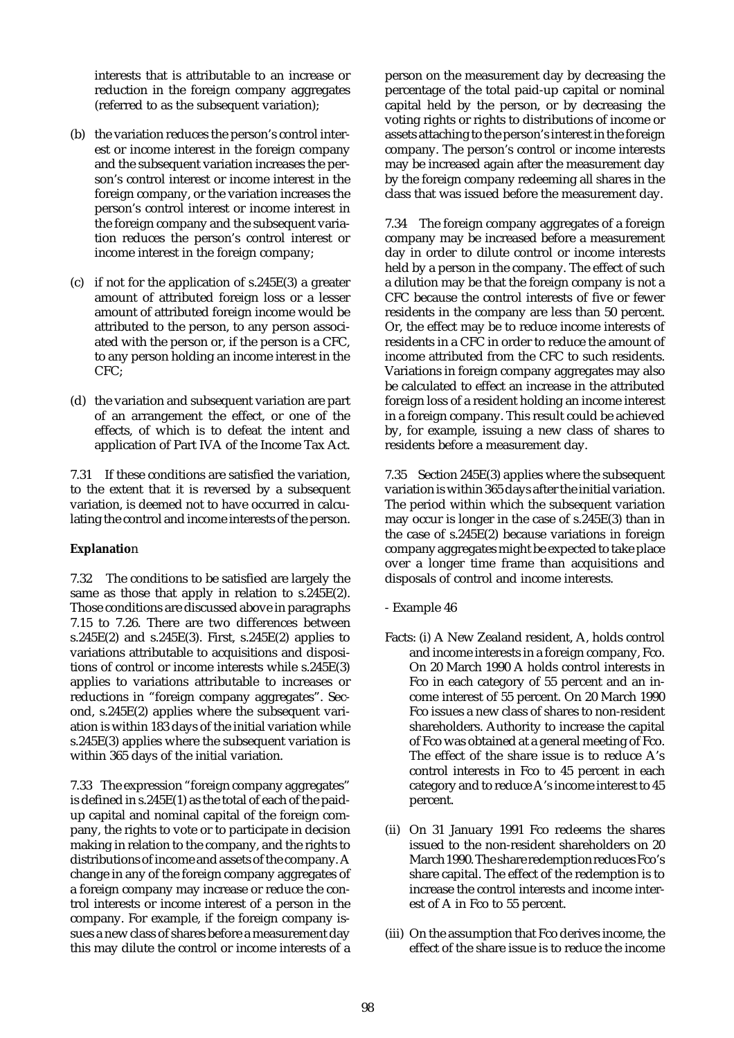interests that is attributable to an increase or reduction in the foreign company aggregates (referred to as the subsequent variation);

(b) the variation reduces the person's control interest or income interest in the foreign company and the subsequent variation increases the person's control interest or income interest in the foreign company, or the variation increases the person's control interest or income interest in the foreign company and the subsequent variation reduces the person's control interest or income interest in the foreign company;

(c) if not for the application of s.245E(3) a greater amount of attributed foreign loss or a lesser amount of attributed foreign income would be attributed to the person, to any person associated with the person or, if the person is a CFC, to any person holding an income interest in the CFC;

(d) the variation and subsequent variation are part of an arrangement the effect, or one of the effects, of which is to defeat the intent and application of Part IVA of the Income Tax Act.

7.31 If these conditions are satisfied the variation, to the extent that it is reversed by a subsequent variation, is deemed not to have occurred in calculating the control and income interests of the person.

**Explanation**

7.32 The conditions to be satisfied are largely the same as those that apply in relation to s.245E(2). Those conditions are discussed above in paragraphs 7.15 to 7.26. There are two differences between s.245E(2) and s.245E(3). First, s.245E(2) applies to variations attributable to acquisitions and dispositions of control or income interests while s.245E(3) applies to variations attributable to increases or reductions in "foreign company aggregates". Second, s.245E(2) applies where the subsequent variation is within 183 days of the initial variation while s.245E(3) applies where the subsequent variation is within 365 days of the initial variation.

7.33 The expression "foreign company aggregates" is defined in s.245E(1) as the total of each of the paid-up capital and nominal capital of the foreign company, the rights to vote or to participate in decision making in relation to the company, and the rights to distributions of income and assets of the company. A change in any of the foreign company aggregates of a foreign company may increase or reduce the control interests or income interest of a person in the company. For example, if the foreign company issues a new class of shares before a measurement day this may dilute the control or income interests of a person on the measurement day by decreasing the percentage of the total paid-up capital or nominal capital held by the person, or by decreasing the voting rights or rights to distributions of income or assets attaching to the person's interest in the foreign company. The person's control or income interests may be increased again after the measurement day by the foreign company redeeming all shares in the class that was issued before the measurement day.

7.34 The foreign company aggregates of a foreign company may be increased before a measurement day in order to dilute control or income interests held by a person in the company. The effect of such a dilution may be that the foreign company is not a CFC because the control interests of five or fewer residents in the company are less than 50 percent. Or, the effect may be to reduce income interests of residents in a CFC in order to reduce the amount of income attributed from the CFC to such residents. Variations in foreign company aggregates may also be calculated to effect an increase in the attributed foreign loss of a resident holding an income interest in a foreign company. This result could be achieved by, for example, issuing a new class of shares to residents before a measurement day.

7.35 Section 245E(3) applies where the subsequent variation is within 365 days after the initial variation. The period within which the subsequent variation may occur is longer in the case of s.245E(3) than in the case of s.245E(2) because variations in foreign company aggregates might be expected to take place over a longer time frame than acquisitions and disposals of control and income interests.

- Example 46

Facts: (i) A New Zealand resident, A, holds control and income interests in a foreign company, Fco. On 20 March 1990 A holds control interests in Fco in each category of 55 percent and an income interest of 55 percent. On 20 March 1990 Fco issues a new class of shares to non-resident shareholders. Authority to increase the capital of Fco was obtained at a general meeting of Fco. The effect of the share issue is to reduce A's control interests in Fco to 45 percent in each category and to reduce A's income interest to 45 percent.

(ii) On 31 January 1991 Fco redeems the shares issued to the non-resident shareholders on 20 March 1990. The share redemption reduces Fco's share capital. The effect of the redemption is to increase the control interests and income interest of A in Fco to 55 percent.

(iii) On the assumption that Fco derives income, the effect of the share issue is to reduce the income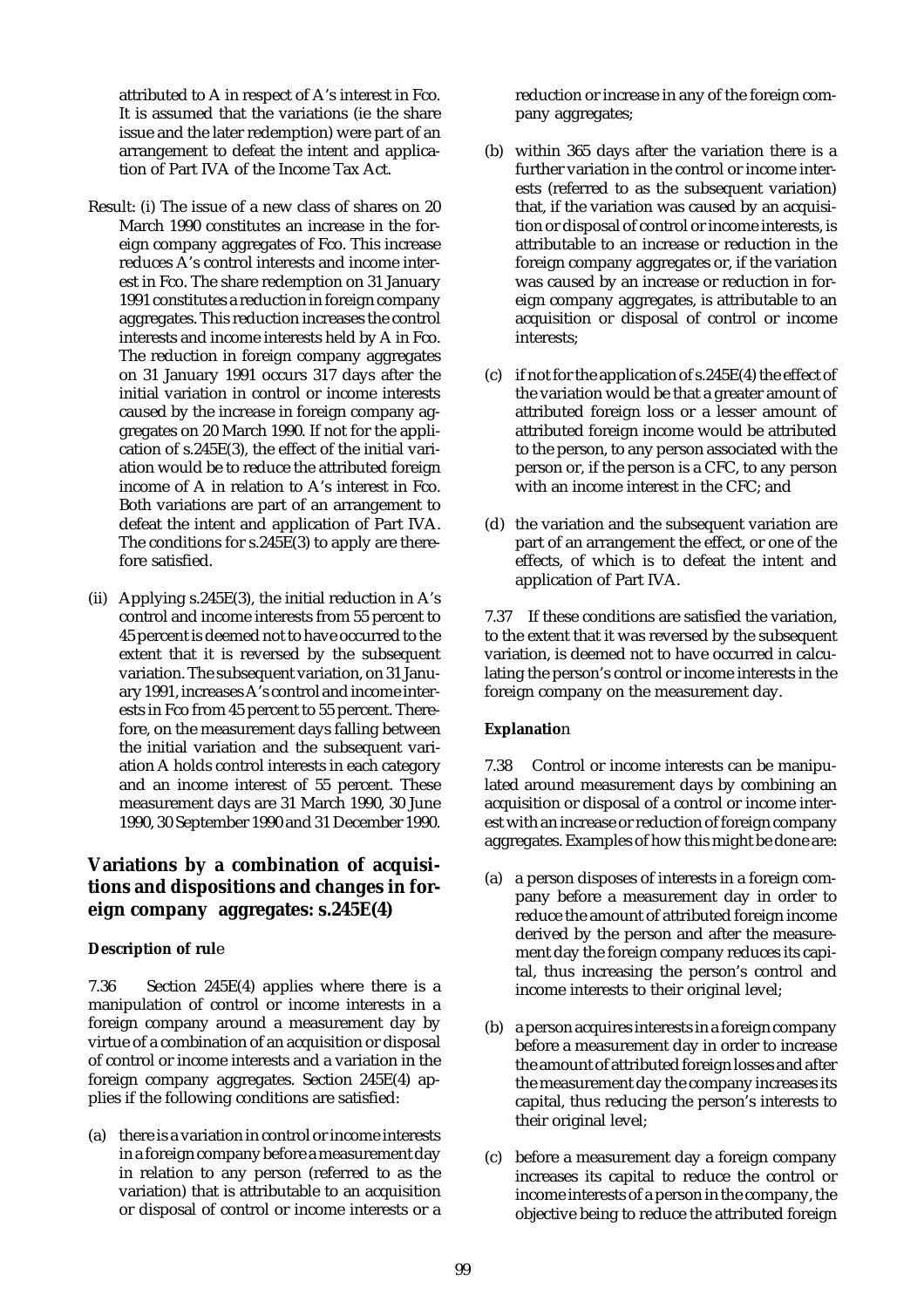attributed to A in respect of A's interest in Fco. It is assumed that the variations (ie the share issue and the later redemption) were part of an arrangement to defeat the intent and application of Part IVA of the Income Tax Act.

Result: (i) The issue of a new class of shares on 20 March 1990 constitutes an increase in the foreign company aggregates of Fco. This increase reduces A's control interests and income interest in Fco. The share redemption on 31 January 1991 constitutes a reduction in foreign company aggregates. This reduction increases the control interests and income interests held by A in Fco. The reduction in foreign company aggregates on 31 January 1991 occurs 317 days after the initial variation in control or income interests caused by the increase in foreign company aggregates on 20 March 1990. If not for the application of s.245E(3), the effect of the initial variation would be to reduce the attributed foreign income of A in relation to A's interest in Fco. Both variations are part of an arrangement to defeat the intent and application of Part IVA. The conditions for s.245E(3) to apply are therefore satisfied.

(ii) Applying s.245E(3), the initial reduction in A's control and income interests from 55 percent to 45 percent is deemed not to have occurred to the extent that it is reversed by the subsequent variation. The subsequent variation, on 31 January 1991, increases A's control and income interests in Fco from 45 percent to 55 percent. Therefore, on the measurement days falling between the initial variation and the subsequent variation A holds control interests in each category and an income interest of 55 percent. These measurement days are 31 March 1990, 30 June 1990, 30 September 1990 and 31 December 1990.

## Variations by a combination of acquisitions and dispositions and changes in foreign company aggregates: s.245E(4)

### Description of rule

7.36 Section 245E(4) applies where there is a manipulation of control or income interests in a foreign company around a measurement day by virtue of a combination of an acquisition or disposal of control or income interests and a variation in the foreign company aggregates. Section 245E(4) applies if the following conditions are satisfied:

(a) there is a variation in control or income interests in a foreign company before a measurement day in relation to any person (referred to as the variation) that is attributable to an acquisition or disposal of control or income interests or a reduction or increase in any of the foreign company aggregates;

(b) within 365 days after the variation there is a further variation in the control or income interests (referred to as the subsequent variation) that, if the variation was caused by an acquisition or disposal of control or income interests, is attributable to an increase or reduction in the foreign company aggregates or, if the variation was caused by an increase or reduction in foreign company aggregates, is attributable to an acquisition or disposal of control or income interests;

(c) if not for the application of s.245E(4) the effect of the variation would be that a greater amount of attributed foreign loss or a lesser amount of attributed foreign income would be attributed to the person, to any person associated with the person or, if the person is a CFC, to any person with an income interest in the CFC; and

(d) the variation and the subsequent variation are part of an arrangement the effect, or one of the effects, of which is to defeat the intent and application of Part IVA.

7.37 If these conditions are satisfied the variation, to the extent that it was reversed by the subsequent variation, is deemed not to have occurred in calculating the person's control or income interests in the foreign company on the measurement day.

### Explanation

7.38 Control or income interests can be manipulated around measurement days by combining an acquisition or disposal of a control or income interest with an increase or reduction of foreign company aggregates. Examples of how this might be done are:

(a) a person disposes of interests in a foreign company before a measurement day in order to reduce the amount of attributed foreign income derived by the person and after the measurement day the foreign company reduces its capital, thus increasing the person's control and income interests to their original level;

(b) a person acquires interests in a foreign company before a measurement day in order to increase the amount of attributed foreign losses and after the measurement day the company increases its capital, thus reducing the person's interests to their original level;

(c) before a measurement day a foreign company increases its capital to reduce the control or income interests of a person in the company, the objective being to reduce the attributed foreign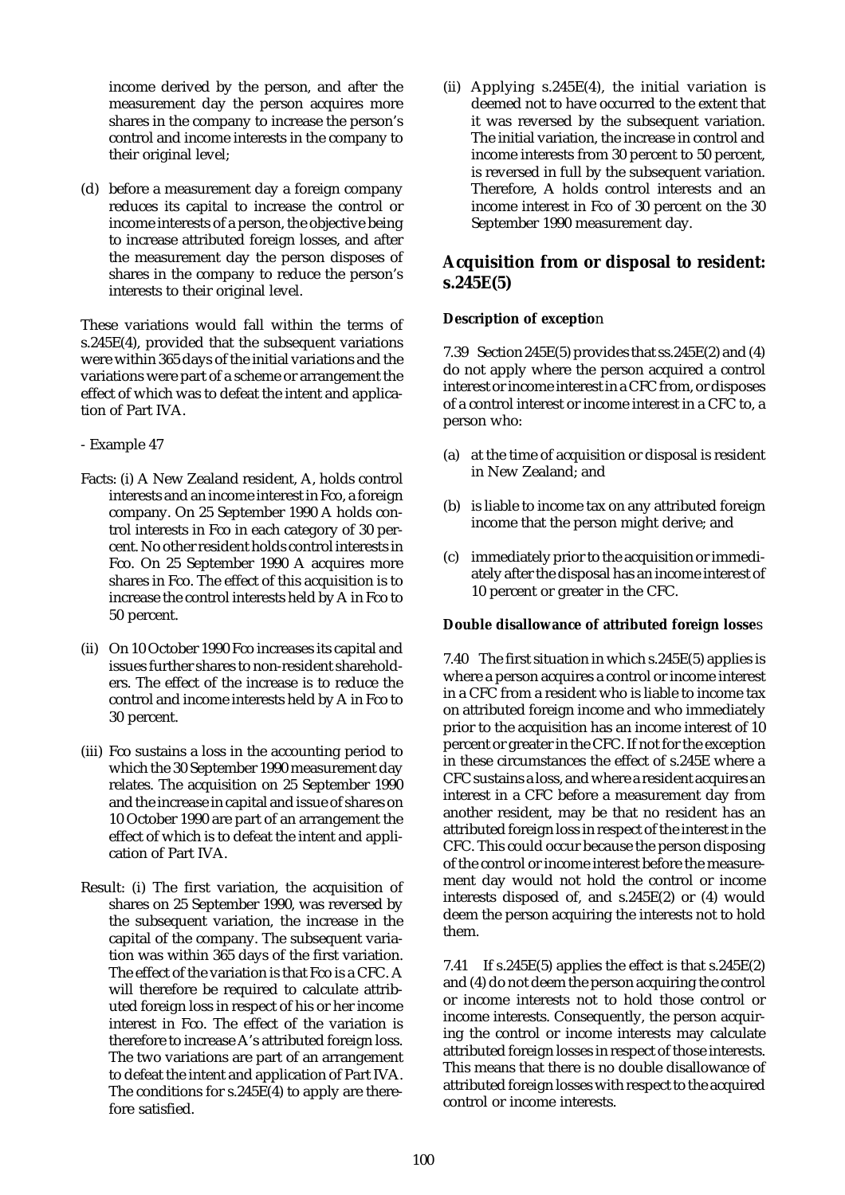income derived by the person, and after the measurement day the person acquires more shares in the company to increase the person's control and income interests in the company to their original level;

(d) before a measurement day a foreign company reduces its capital to increase the control or income interests of a person, the objective being to increase attributed foreign losses, and after the measurement day the person disposes of shares in the company to reduce the person's interests to their original level.

These variations would fall within the terms of s.245E(4), provided that the subsequent variations were within 365 days of the initial variations and the variations were part of a scheme or arrangement the effect of which was to defeat the intent and application of Part IVA.

- Example 47

Facts: (i) A New Zealand resident, A, holds control interests and an income interest in Fco, a foreign company. On 25 September 1990 A holds control interests in Fco in each category of 30 percent. No other resident holds control interests in Fco. On 25 September 1990 A acquires more shares in Fco. The effect of this acquisition is to increase the control interests held by A in Fco to 50 percent.

(ii) On 10 October 1990 Fco increases its capital and issues further shares to non-resident shareholders. The effect of the increase is to reduce the control and income interests held by A in Fco to 30 percent.

(iii) Fco sustains a loss in the accounting period to which the 30 September 1990 measurement day relates. The acquisition on 25 September 1990 and the increase in capital and issue of shares on 10 October 1990 are part of an arrangement the effect of which is to defeat the intent and application of Part IVA.

Result: (i) The first variation, the acquisition of shares on 25 September 1990, was reversed by the subsequent variation, the increase in the capital of the company. The subsequent variation was within 365 days of the first variation. The effect of the variation is that Fco is a CFC. A will therefore be required to calculate attributed foreign loss in respect of his or her income interest in Fco. The effect of the variation is therefore to increase A's attributed foreign loss. The two variations are part of an arrangement to defeat the intent and application of Part IVA. The conditions for s.245E(4) to apply are therefore satisfied.

(ii) Applying s.245E(4), the initial variation is deemed not to have occurred to the extent that it was reversed by the subsequent variation. The initial variation, the increase in control and income interests from 30 percent to 50 percent, is reversed in full by the subsequent variation. Therefore, A holds control interests and an income interest in Fco of 30 percent on the 30 September 1990 measurement day.

## Acquisition from or disposal to resident: s.245E(5)

#### Description of exception

7.39 Section 245E(5) provides that ss.245E(2) and (4) do not apply where the person acquired a control interest or income interest in a CFC from, or disposes of a control interest or income interest in a CFC to, a person who:

(a) at the time of acquisition or disposal is resident in New Zealand; and

(b) is liable to income tax on any attributed foreign income that the person might derive; and

(c) immediately prior to the acquisition or immediately after the disposal has an income interest of 10 percent or greater in the CFC.

#### Double disallowance of attributed foreign losses

7.40 The first situation in which s.245E(5) applies is where a person acquires a control or income interest in a CFC from a resident who is liable to income tax on attributed foreign income and who immediately prior to the acquisition has an income interest of 10 percent or greater in the CFC. If not for the exception in these circumstances the effect of s.245E where a CFC sustains a loss, and where a resident acquires an interest in a CFC before a measurement day from another resident, may be that no resident has an attributed foreign loss in respect of the interest in the CFC. This could occur because the person disposing of the control or income interest before the measurement day would not hold the control or income interests disposed of, and s.245E(2) or (4) would deem the person acquiring the interests not to hold them.

7.41 If s.245E(5) applies the effect is that s.245E(2) and (4) do not deem the person acquiring the control or income interests not to hold those control or income interests. Consequently, the person acquiring the control or income interests may calculate attributed foreign losses in respect of those interests. This means that there is no double disallowance of attributed foreign losses with respect to the acquired control or income interests.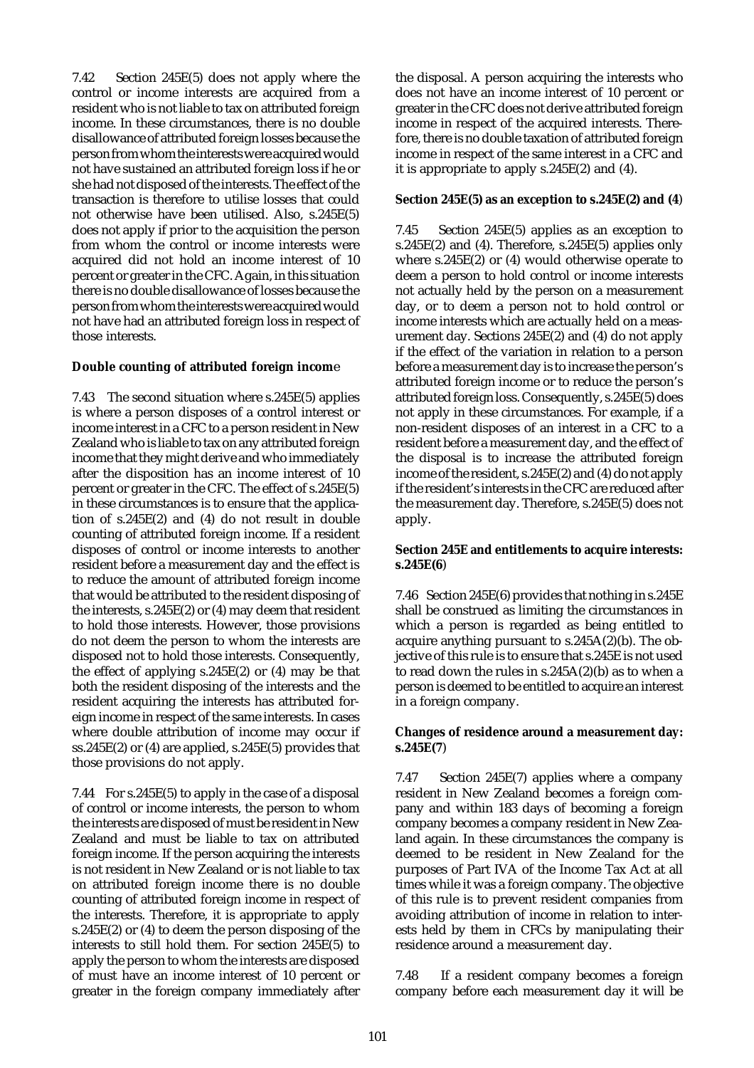7.42 Section 245E(5) does not apply where the control or income interests are acquired from a resident who is not liable to tax on attributed foreign income. In these circumstances, there is no double disallowance of attributed foreign losses because the person from whom the interests were acquired would not have sustained an attributed foreign loss if he or she had not disposed of the interests. The effect of the transaction is therefore to utilise losses that could not otherwise have been utilised. Also, s.245E(5) does not apply if prior to the acquisition the person from whom the control or income interests were acquired did not hold an income interest of 10 percent or greater in the CFC. Again, in this situation there is no double disallowance of losses because the person from whom the interests were acquired would not have had an attributed foreign loss in respect of those interests.

**Double counting of attributed foreign income**

7.43 The second situation where s.245E(5) applies is where a person disposes of a control interest or income interest in a CFC to a person resident in New Zealand who is liable to tax on any attributed foreign income that they might derive and who immediately after the disposition has an income interest of 10 percent or greater in the CFC. The effect of s.245E(5) in these circumstances is to ensure that the application of s.245E(2) and (4) do not result in double counting of attributed foreign income. If a resident disposes of control or income interests to another resident before a measurement day and the effect is to reduce the amount of attributed foreign income that would be attributed to the resident disposing of the interests, s.245E(2) or (4) may deem that resident to hold those interests. However, those provisions do not deem the person to whom the interests are disposed not to hold those interests. Consequently, the effect of applying s.245E(2) or (4) may be that both the resident disposing of the interests and the resident acquiring the interests has attributed foreign income in respect of the same interests. In cases where double attribution of income may occur if ss.245E(2) or (4) are applied, s.245E(5) provides that those provisions do not apply.

7.44 For s.245E(5) to apply in the case of a disposal of control or income interests, the person to whom the interests are disposed of must be resident in New Zealand and must be liable to tax on attributed foreign income. If the person acquiring the interests is not resident in New Zealand or is not liable to tax on attributed foreign income there is no double counting of attributed foreign income in respect of the interests. Therefore, it is appropriate to apply s.245E(2) or (4) to deem the person disposing of the interests to still hold them. For section 245E(5) to apply the person to whom the interests are disposed of must have an income interest of 10 percent or greater in the foreign company immediately after the disposal. A person acquiring the interests who does not have an income interest of 10 percent or greater in the CFC does not derive attributed foreign income in respect of the acquired interests. Therefore, there is no double taxation of attributed foreign income in respect of the same interest in a CFC and it is appropriate to apply s.245E(2) and (4).

**Section 245E(5) as an exception to s.245E(2) and (4)**

7.45 Section 245E(5) applies as an exception to s.245E(2) and (4). Therefore, s.245E(5) applies only where s.245E(2) or (4) would otherwise operate to deem a person to hold control or income interests not actually held by the person on a measurement day, or to deem a person not to hold control or income interests which are actually held on a measurement day. Sections 245E(2) and (4) do not apply if the effect of the variation in relation to a person before a measurement day is to increase the person's attributed foreign income or to reduce the person's attributed foreign loss. Consequently, s.245E(5) does not apply in these circumstances. For example, if a non-resident disposes of an interest in a CFC to a resident before a measurement day, and the effect of the disposal is to increase the attributed foreign income of the resident, s.245E(2) and (4) do not apply if the resident's interests in the CFC are reduced after the measurement day. Therefore, s.245E(5) does not apply.

**Section 245E and entitlements to acquire interests: s.245E(6)**

7.46 Section 245E(6) provides that nothing in s.245E shall be construed as limiting the circumstances in which a person is regarded as being entitled to acquire anything pursuant to s.245A(2)(b). The objective of this rule is to ensure that s.245E is not used to read down the rules in s.245A(2)(b) as to when a person is deemed to be entitled to acquire an interest in a foreign company.

**Changes of residence around a measurement day: s.245E(7)**

7.47 Section 245E(7) applies where a company resident in New Zealand becomes a foreign company and within 183 days of becoming a foreign company becomes a company resident in New Zealand again. In these circumstances the company is deemed to be resident in New Zealand for the purposes of Part IVA of the Income Tax Act at all times while it was a foreign company. The objective of this rule is to prevent resident companies from avoiding attribution of income in relation to interests held by them in CFCs by manipulating their residence around a measurement day.

7.48 If a resident company becomes a foreign company before each measurement day it will be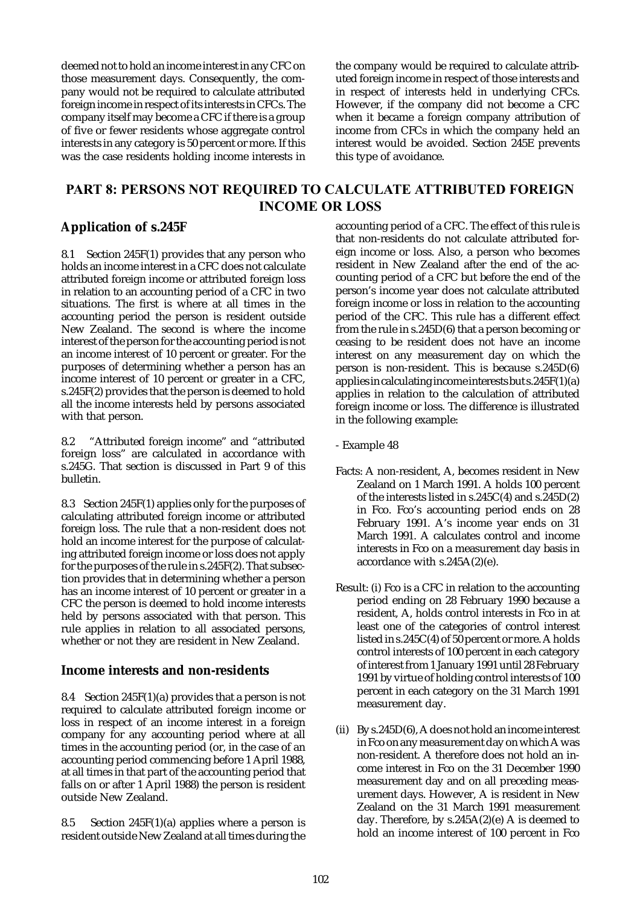deemed not to hold an income interest in any CFC on those measurement days. Consequently, the company would not be required to calculate attributed foreign income in respect of its interests in CFCs. The company itself may become a CFC if there is a group of five or fewer residents whose aggregate control interests in any category is 50 percent or more. If this was the case residents holding income interests in the company would be required to calculate attributed foreign income in respect of those interests and in respect of interests held in underlying CFCs. However, if the company did not become a CFC when it became a foreign company attribution of income from CFCs in which the company held an interest would be avoided. Section 245E prevents this type of avoidance.

## PART 8: PERSONS NOT REQUIRED TO CALCULATE ATTRIBUTED FOREIGN INCOME OR LOSS

### Application of s.245F

8.1 Section 245F(1) provides that any person who holds an income interest in a CFC does not calculate attributed foreign income or attributed foreign loss in relation to an accounting period of a CFC in two situations. The first is where at all times in the accounting period the person is resident outside New Zealand. The second is where the income interest of the person for the accounting period is not an income interest of 10 percent or greater. For the purposes of determining whether a person has an income interest of 10 percent or greater in a CFC, s.245F(2) provides that the person is deemed to hold all the income interests held by persons associated with that person.

8.2 "Attributed foreign income" and "attributed foreign loss" are calculated in accordance with s.245G. That section is discussed in Part 9 of this bulletin.

8.3 Section 245F(1) applies only for the purposes of calculating attributed foreign income or attributed foreign loss. The rule that a non-resident does not hold an income interest for the purpose of calculating attributed foreign income or loss does not apply for the purposes of the rule in s.245F(2). That subsection provides that in determining whether a person has an income interest of 10 percent or greater in a CFC the person is deemed to hold income interests held by persons associated with that person. This rule applies in relation to all associated persons, whether or not they are resident in New Zealand.

### Income interests and non-residents

8.4 Section 245F(1)(a) provides that a person is not required to calculate attributed foreign income or loss in respect of an income interest in a foreign company for any accounting period where at all times in the accounting period (or, in the case of an accounting period commencing before 1 April 1988, at all times in that part of the accounting period that falls on or after 1 April 1988) the person is resident outside New Zealand.

8.5 Section 245F(1)(a) applies where a person is resident outside New Zealand at all times during the accounting period of a CFC. The effect of this rule is that non-residents do not calculate attributed foreign income or loss. Also, a person who becomes resident in New Zealand after the end of the accounting period of a CFC but before the end of the person's income year does not calculate attributed foreign income or loss in relation to the accounting period of the CFC. This rule has a different effect from the rule in s.245D(6) that a person becoming or ceasing to be resident does not have an income interest on any measurement day on which the person is non-resident. This is because s.245D(6) applies in calculating income interests but s.245F(1)(a) applies in relation to the calculation of attributed foreign income or loss. The difference is illustrated in the following example:

- Example 48

Facts: A non-resident, A, becomes resident in New Zealand on 1 March 1991. A holds 100 percent of the interests listed in s.245C(4) and s.245D(2) in Fco. Fco's accounting period ends on 28 February 1991. A's income year ends on 31 March 1991. A calculates control and income interests in Fco on a measurement day basis in accordance with s.245A(2)(e).

Result: (i) Fco is a CFC in relation to the accounting period ending on 28 February 1990 because a resident, A, holds control interests in Fco in at least one of the categories of control interest listed in s.245C(4) of 50 percent or more. A holds control interests of 100 percent in each category of interest from 1 January 1991 until 28 February 1991 by virtue of holding control interests of 100 percent in each category on the 31 March 1991 measurement day.

(ii) By s.245D(6), A does not hold an income interest in Fco on any measurement day on which A was non-resident. A therefore does not hold an income interest in Fco on the 31 December 1990 measurement day and on all preceding measurement days. However, A is resident in New Zealand on the 31 March 1991 measurement day. Therefore, by s.245A(2)(e) A is deemed to hold an income interest of 100 percent in Fco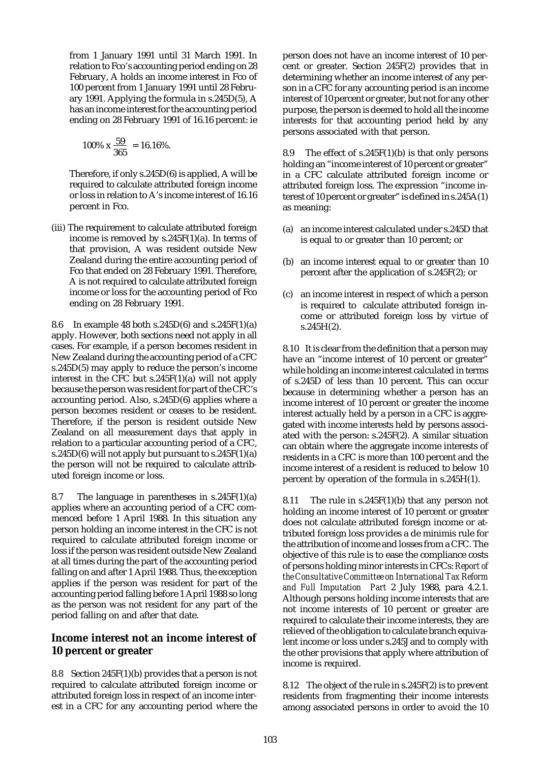from 1 January 1991 until 31 March 1991. In relation to Fco's accounting period ending on 28 February, A holds an income interest in Fco of 100 percent from 1 January 1991 until 28 February 1991. Applying the formula in s.245D(5), A has an income interest for the accounting period ending on 28 February 1991 of 16.16 percent: ie

$$100\% \times \frac{59}{365} = 16.16\%.$$

Therefore, if only s.245D(6) is applied, A will be required to calculate attributed foreign income or loss in relation to A's income interest of 16.16 percent in Fco.

(iii) The requirement to calculate attributed foreign income is removed by s.245F(1)(a). In terms of that provision, A was resident outside New Zealand during the entire accounting period of Fco that ended on 28 February 1991. Therefore, A is not required to calculate attributed foreign income or loss for the accounting period of Fco ending on 28 February 1991.

8.6 In example 48 both s.245D(6) and s.245F(1)(a) apply. However, both sections need not apply in all cases. For example, if a person becomes resident in New Zealand during the accounting period of a CFC s.245D(5) may apply to reduce the person's income interest in the CFC but s.245F(1)(a) will not apply because the person was resident for part of the CFC's accounting period. Also, s.245D(6) applies where a person becomes resident or ceases to be resident. Therefore, if the person is resident outside New Zealand on all measurement days that apply in relation to a particular accounting period of a CFC, s.245D(6) will not apply but pursuant to s.245F(1)(a) the person will not be required to calculate attributed foreign income or loss.

8.7 The language in parentheses in s.245F(1)(a) applies where an accounting period of a CFC commenced before 1 April 1988. In this situation any person holding an income interest in the CFC is not required to calculate attributed foreign income or loss if the person was resident outside New Zealand at all times during the part of the accounting period falling on and after 1 April 1988. Thus, the exception applies if the person was resident for part of the accounting period falling before 1 April 1988 so long as the person was not resident for any part of the period falling on and after that date.

## Income interest not an income interest of 10 percent or greater

8.8 Section 245F(1)(b) provides that a person is not required to calculate attributed foreign income or attributed foreign loss in respect of an income interest in a CFC for any accounting period where the person does not have an income interest of 10 percent or greater. Section 245F(2) provides that in determining whether an income interest of any person in a CFC for any accounting period is an income interest of 10 percent or greater, but not for any other purpose, the person is deemed to hold all the income interests for that accounting period held by any persons associated with that person.

8.9 The effect of s.245F(1)(b) is that only persons holding an "income interest of 10 percent or greater" in a CFC calculate attributed foreign income or attributed foreign loss. The expression "income interest of 10 percent or greater" is defined in s.245A(1) as meaning:

(a) an income interest calculated under s.245D that is equal to or greater than 10 percent; or

(b) an income interest equal to or greater than 10 percent after the application of s.245F(2); or

(c) an income interest in respect of which a person is required to calculate attributed foreign income or attributed foreign loss by virtue of s.245H(2).

8.10 It is clear from the definition that a person may have an "income interest of 10 percent or greater" while holding an income interest calculated in terms of s.245D of less than 10 percent. This can occur because in determining whether a person has an income interest of 10 percent or greater the income interest actually held by a person in a CFC is aggregated with income interests held by persons associated with the person: s.245F(2). A similar situation can obtain where the aggregate income interests of residents in a CFC is more than 100 percent and the income interest of a resident is reduced to below 10 percent by operation of the formula in s.245H(1).

8.11 The rule in s.245F(1)(b) that any person not holding an income interest of 10 percent or greater does not calculate attributed foreign income or attributed foreign loss provides a de minimis rule for the attribution of income and losses from a CFC. The objective of this rule is to ease the compliance costs of persons holding minor interests in CFCs: *Report of the Consultative Committee on International Tax Reform and Full Imputation Part* 2 July 1988, para 4.2.1. Although persons holding income interests that are not income interests of 10 percent or greater are required to calculate their income interests, they are relieved of the obligation to calculate branch equivalent income or loss under s.245J and to comply with the other provisions that apply where attribution of income is required.

8.12 The object of the rule in s.245F(2) is to prevent residents from fragmenting their income interests among associated persons in order to avoid the 10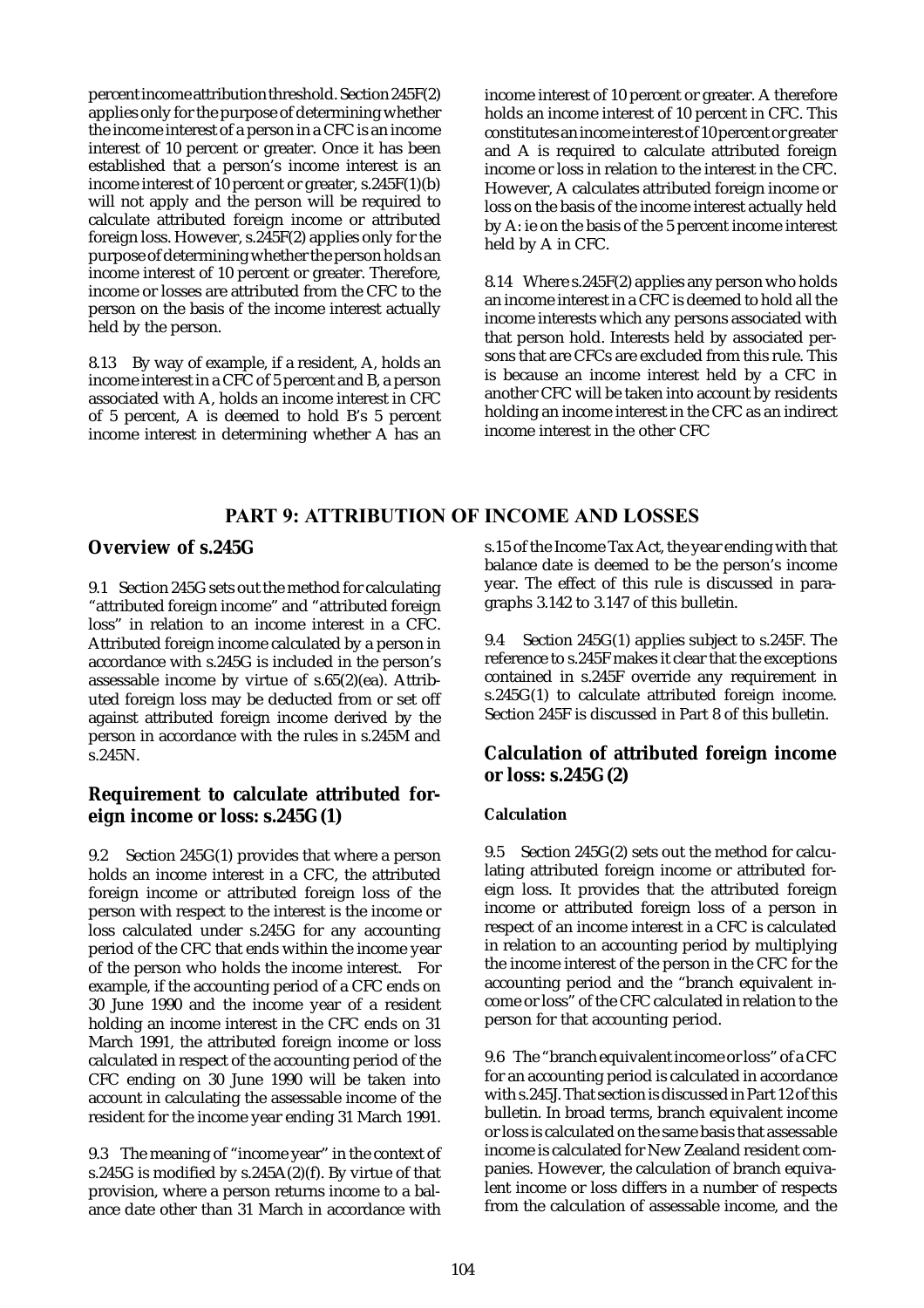percent income attribution threshold. Section 245F(2) applies only for the purpose of determining whether the income interest of a person in a CFC is an income interest of 10 percent or greater. Once it has been established that a person's income interest is an income interest of 10 percent or greater, s.245F(1)(b) will not apply and the person will be required to calculate attributed foreign income or attributed foreign loss. However, s.245F(2) applies only for the purpose of determining whether the person holds an income interest of 10 percent or greater. Therefore, income or losses are attributed from the CFC to the person on the basis of the income interest actually held by the person.

8.13 By way of example, if a resident, A, holds an income interest in a CFC of 5 percent and B, a person associated with A, holds an income interest in CFC of 5 percent, A is deemed to hold B's 5 percent income interest in determining whether A has an income interest of 10 percent or greater. A therefore holds an income interest of 10 percent in CFC. This constitutes an income interest of 10 percent or greater and A is required to calculate attributed foreign income or loss in relation to the interest in the CFC. However, A calculates attributed foreign income or loss on the basis of the income interest actually held by A: ie on the basis of the 5 percent income interest held by A in CFC.

8.14 Where s.245F(2) applies any person who holds an income interest in a CFC is deemed to hold all the income interests which any persons associated with that person hold. Interests held by associated persons that are CFCs are excluded from this rule. This is because an income interest held by a CFC in another CFC will be taken into account by residents holding an income interest in the CFC as an indirect income interest in the other CFC

# PART 9: ATTRIBUTION OF INCOME AND LOSSES

## Overview of s.245G

9.1 Section 245G sets out the method for calculating "attributed foreign income" and "attributed foreign loss" in relation to an income interest in a CFC. Attributed foreign income calculated by a person in accordance with s.245G is included in the person's assessable income by virtue of s.65(2)(ea). Attributed foreign loss may be deducted from or set off against attributed foreign income derived by the person in accordance with the rules in s.245M and s.245N.

## Requirement to calculate attributed foreign income or loss: s.245G(1)

9.2 Section 245G(1) provides that where a person holds an income interest in a CFC, the attributed foreign income or attributed foreign loss of the person with respect to the interest is the income or loss calculated under s.245G for any accounting period of the CFC that ends within the income year of the person who holds the income interest. For example, if the accounting period of a CFC ends on 30 June 1990 and the income year of a resident holding an income interest in the CFC ends on 31 March 1991, the attributed foreign income or loss calculated in respect of the accounting period of the CFC ending on 30 June 1990 will be taken into account in calculating the assessable income of the resident for the income year ending 31 March 1991.

9.3 The meaning of "income year" in the context of s.245G is modified by s.245A(2)(f). By virtue of that provision, where a person returns income to a balance date other than 31 March in accordance with s.15 of the Income Tax Act, the year ending with that balance date is deemed to be the person's income year. The effect of this rule is discussed in paragraphs 3.142 to 3.147 of this bulletin.

9.4 Section 245G(1) applies subject to s.245F. The reference to s.245F makes it clear that the exceptions contained in s.245F override any requirement in s.245G(1) to calculate attributed foreign income. Section 245F is discussed in Part 8 of this bulletin.

## Calculation of attributed foreign income or loss: s.245G(2)

### Calculation

9.5 Section 245G(2) sets out the method for calculating attributed foreign income or attributed foreign loss. It provides that the attributed foreign income or attributed foreign loss of a person in respect of an income interest in a CFC is calculated in relation to an accounting period by multiplying the income interest of the person in the CFC for the accounting period and the "branch equivalent income or loss" of the CFC calculated in relation to the person for that accounting period.

9.6 The "branch equivalent income or loss" of a CFC for an accounting period is calculated in accordance with s.245J. That section is discussed in Part 12 of this bulletin. In broad terms, branch equivalent income or loss is calculated on the same basis that assessable income is calculated for New Zealand resident companies. However, the calculation of branch equivalent income or loss differs in a number of respects from the calculation of assessable income, and the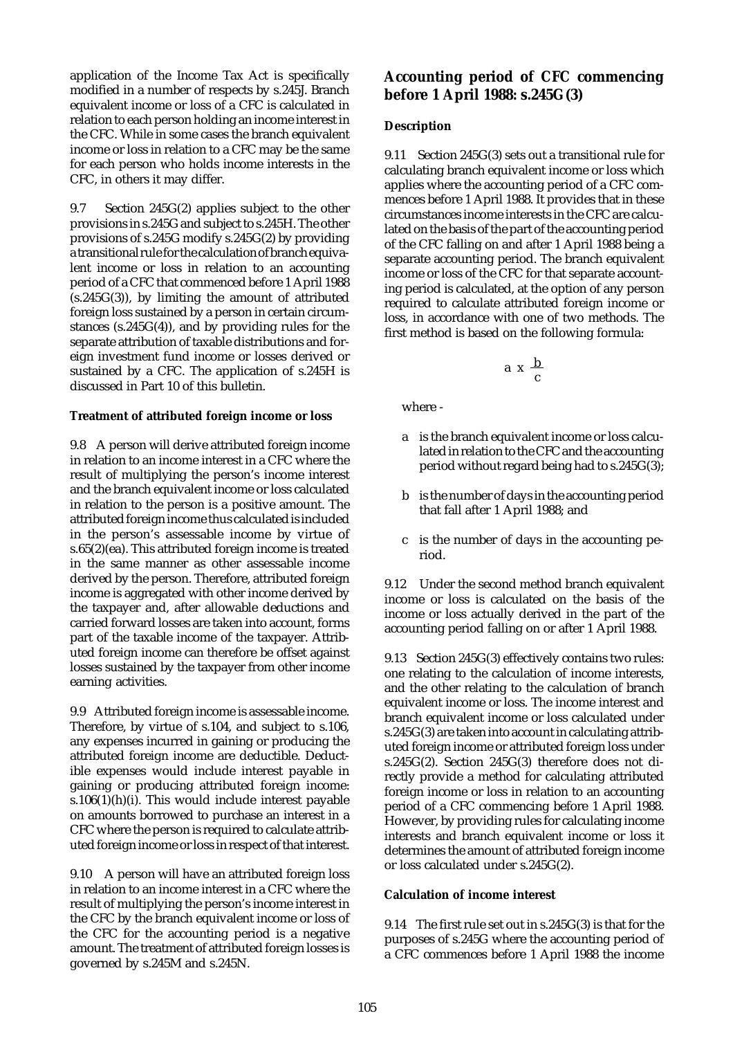application of the Income Tax Act is specifically modified in a number of respects by s.245J. Branch equivalent income or loss of a CFC is calculated in relation to each person holding an income interest in the CFC. While in some cases the branch equivalent income or loss in relation to a CFC may be the same for each person who holds income interests in the CFC, in others it may differ.

9.7 Section 245G(2) applies subject to the other provisions in s.245G and subject to s.245H. The other provisions of s.245G modify s.245G(2) by providing a transitional rule for the calculation of branch equivalent income or loss in relation to an accounting period of a CFC that commenced before 1 April 1988 (s.245G(3)), by limiting the amount of attributed foreign loss sustained by a person in certain circumstances (s.245G(4)), and by providing rules for the separate attribution of taxable distributions and foreign investment fund income or losses derived or sustained by a CFC. The application of s.245H is discussed in Part 10 of this bulletin.

#### Treatment of attributed foreign income or loss

9.8 A person will derive attributed foreign income in relation to an income interest in a CFC where the result of multiplying the person's income interest and the branch equivalent income or loss calculated in relation to the person is a positive amount. The attributed foreign income thus calculated is included in the person's assessable income by virtue of s.65(2)(ea). This attributed foreign income is treated in the same manner as other assessable income derived by the person. Therefore, attributed foreign income is aggregated with other income derived by the taxpayer and, after allowable deductions and carried forward losses are taken into account, forms part of the taxable income of the taxpayer. Attributed foreign income can therefore be offset against losses sustained by the taxpayer from other income earning activities.

9.9 Attributed foreign income is assessable income. Therefore, by virtue of s.104, and subject to s.106, any expenses incurred in gaining or producing the attributed foreign income are deductible. Deductible expenses would include interest payable in gaining or producing attributed foreign income: s.106(1)(h)(i). This would include interest payable on amounts borrowed to purchase an interest in a CFC where the person is required to calculate attributed foreign income or loss in respect of that interest.

9.10 A person will have an attributed foreign loss in relation to an income interest in a CFC where the result of multiplying the person's income interest in the CFC by the branch equivalent income or loss of the CFC for the accounting period is a negative amount. The treatment of attributed foreign losses is governed by s.245M and s.245N.

## Accounting period of CFC commencing before 1 April 1988: s.245G(3)

#### Description

9.11 Section 245G(3) sets out a transitional rule for calculating branch equivalent income or loss which applies where the accounting period of a CFC commences before 1 April 1988. It provides that in these circumstances income interests in the CFC are calculated on the basis of the part of the accounting period of the CFC falling on and after 1 April 1988 being a separate accounting period. The branch equivalent income or loss of the CFC for that separate accounting period is calculated, at the option of any person required to calculate attributed foreign income or loss, in accordance with one of two methods. The first method is based on the following formula:

$$a \times \frac{b}{c}$$

where -

- a is the branch equivalent income or loss calculated in relation to the CFC and the accounting period without regard being had to s.245G(3);
- b is the number of days in the accounting period that fall after 1 April 1988; and
- c is the number of days in the accounting period.

9.12 Under the second method branch equivalent income or loss is calculated on the basis of the income or loss actually derived in the part of the accounting period falling on or after 1 April 1988.

9.13 Section 245G(3) effectively contains two rules: one relating to the calculation of income interests, and the other relating to the calculation of branch equivalent income or loss. The income interest and branch equivalent income or loss calculated under s.245G(3) are taken into account in calculating attributed foreign income or attributed foreign loss under s.245G(2). Section 245G(3) therefore does not directly provide a method for calculating attributed foreign income or loss in relation to an accounting period of a CFC commencing before 1 April 1988. However, by providing rules for calculating income interests and branch equivalent income or loss it determines the amount of attributed foreign income or loss calculated under s.245G(2).

#### Calculation of income interest

9.14 The first rule set out in s.245G(3) is that for the purposes of s.245G where the accounting period of a CFC commences before 1 April 1988 the income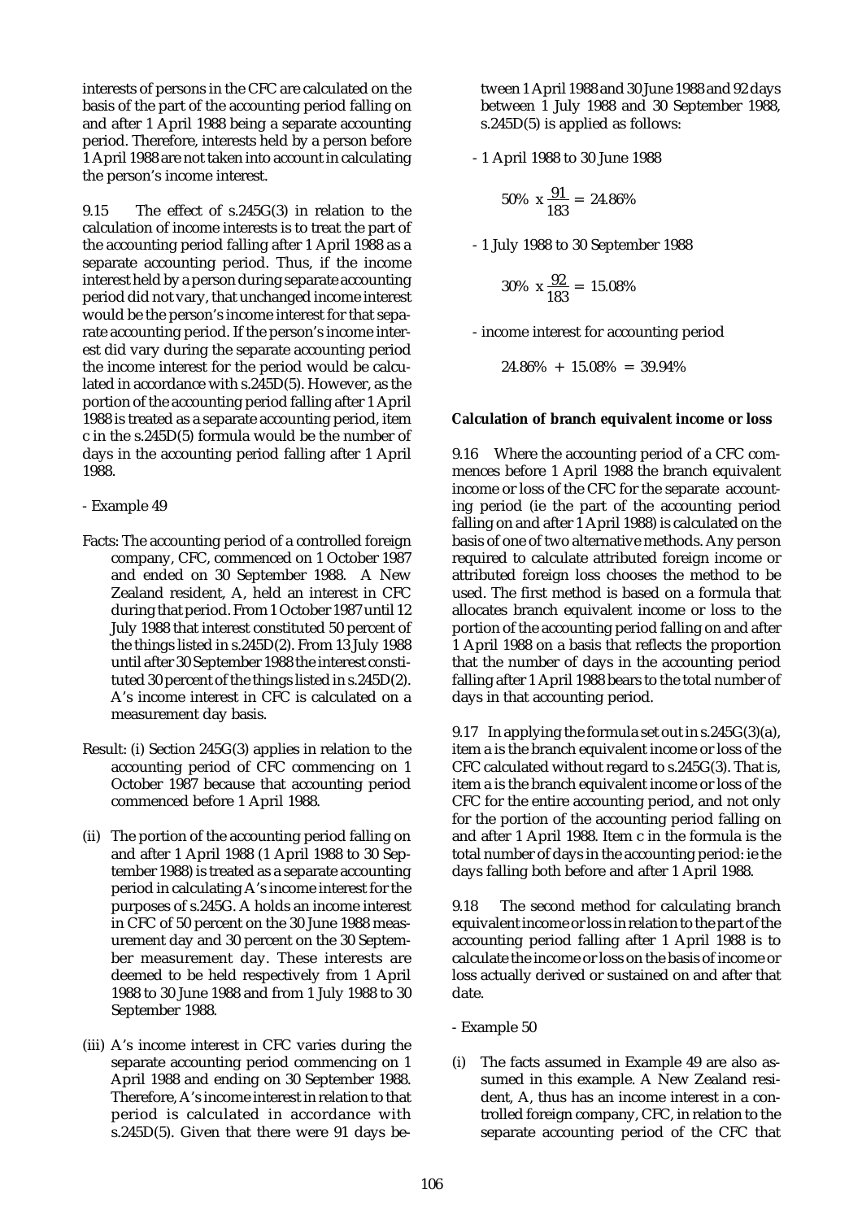interests of persons in the CFC are calculated on the basis of the part of the accounting period falling on and after 1 April 1988 being a separate accounting period. Therefore, interests held by a person before 1 April 1988 are not taken into account in calculating the person's income interest.

9.15 The effect of s.245G(3) in relation to the calculation of income interests is to treat the part of the accounting period falling after 1 April 1988 as a separate accounting period. Thus, if the income interest held by a person during separate accounting period did not vary, that unchanged income interest would be the person's income interest for that separate accounting period. If the person's income interest did vary during the separate accounting period the income interest for the period would be calculated in accordance with s.245D(5). However, as the portion of the accounting period falling after 1 April 1988 is treated as a separate accounting period, item c in the s.245D(5) formula would be the number of days in the accounting period falling after 1 April 1988.

- Example 49

Facts: The accounting period of a controlled foreign company, CFC, commenced on 1 October 1987 and ended on 30 September 1988. A New Zealand resident, A, held an interest in CFC during that period. From 1 October 1987 until 12 July 1988 that interest constituted 50 percent of the things listed in s.245D(2). From 13 July 1988 until after 30 September 1988 the interest constituted 30 percent of the things listed in s.245D(2). A's income interest in CFC is calculated on a measurement day basis.

Result: (i) Section 245G(3) applies in relation to the accounting period of CFC commencing on 1 October 1987 because that accounting period commenced before 1 April 1988.

(ii) The portion of the accounting period falling on and after 1 April 1988 (1 April 1988 to 30 September 1988) is treated as a separate accounting period in calculating A's income interest for the purposes of s.245G. A holds an income interest in CFC of 50 percent on the 30 June 1988 measurement day and 30 percent on the 30 September measurement day. These interests are deemed to be held respectively from 1 April 1988 to 30 June 1988 and from 1 July 1988 to 30 September 1988.

(iii) A's income interest in CFC varies during the separate accounting period commencing on 1 April 1988 and ending on 30 September 1988. Therefore, A's income interest in relation to that period is calculated in accordance with s.245D(5). Given that there were 91 days between 1 April 1988 and 30 June 1988 and 92 days between 1 July 1988 and 30 September 1988, s.245D(5) is applied as follows:

- 1 April 1988 to 30 June 1988

$$50\% \times \frac{91}{183} = 24.86\%$$

- 1 July 1988 to 30 September 1988

$$30\% \times \frac{92}{183} = 15.08\%$$

- income interest for accounting period

$$24.86\% + 15.08\% = 39.94\%$$

**Calculation of branch equivalent income or loss**

9.16 Where the accounting period of a CFC commences before 1 April 1988 the branch equivalent income or loss of the CFC for the separate accounting period (ie the part of the accounting period falling on and after 1 April 1988) is calculated on the basis of one of two alternative methods. Any person required to calculate attributed foreign income or attributed foreign loss chooses the method to be used. The first method is based on a formula that allocates branch equivalent income or loss to the portion of the accounting period falling on and after 1 April 1988 on a basis that reflects the proportion that the number of days in the accounting period falling after 1 April 1988 bears to the total number of days in that accounting period.

9.17 In applying the formula set out in s.245G(3)(a), item a is the branch equivalent income or loss of the CFC calculated without regard to s.245G(3). That is, item a is the branch equivalent income or loss of the CFC for the entire accounting period, and not only for the portion of the accounting period falling on and after 1 April 1988. Item c in the formula is the total number of days in the accounting period: ie the days falling both before and after 1 April 1988.

9.18 The second method for calculating branch equivalent income or loss in relation to the part of the accounting period falling after 1 April 1988 is to calculate the income or loss on the basis of income or loss actually derived or sustained on and after that date.

- Example 50

(i) The facts assumed in Example 49 are also assumed in this example. A New Zealand resident, A, thus has an income interest in a controlled foreign company, CFC, in relation to the separate accounting period of the CFC that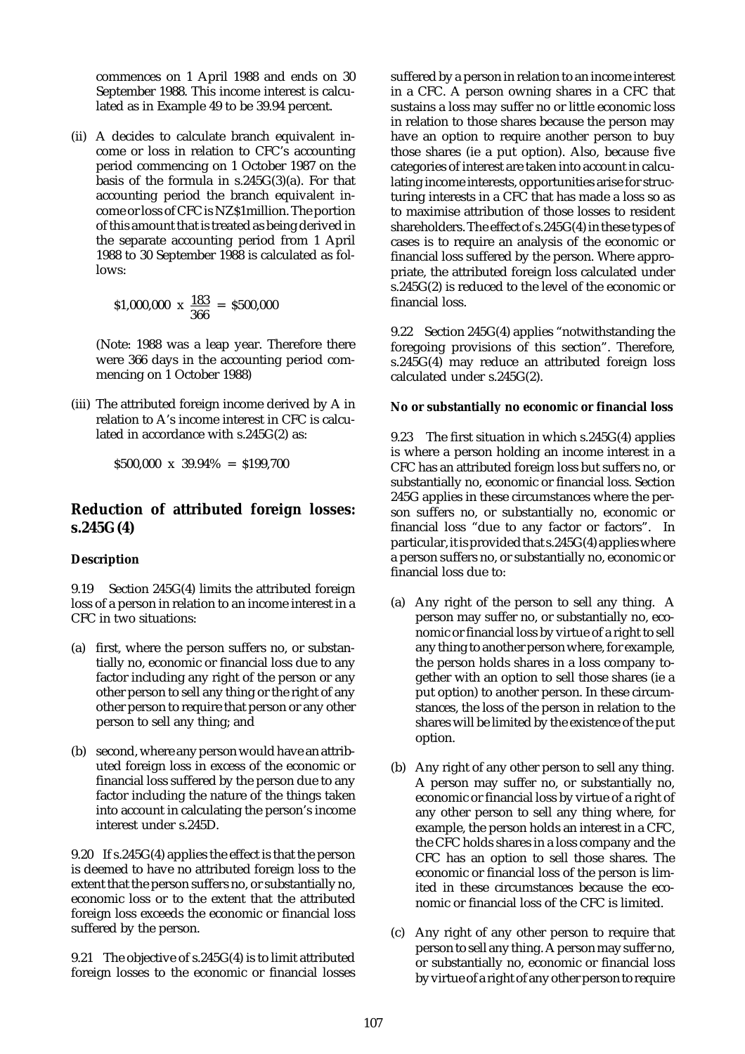commences on 1 April 1988 and ends on 30 September 1988. This income interest is calculated as in Example 49 to be 39.94 percent.

(ii) A decides to calculate branch equivalent income or loss in relation to CFC's accounting period commencing on 1 October 1987 on the basis of the formula in s.245G(3)(a). For that accounting period the branch equivalent income or loss of CFC is NZ$1million. The portion of this amount that is treated as being derived in the separate accounting period from 1 April 1988 to 30 September 1988 is calculated as follows:

$$\$1{,}000{,}000 \times \frac{183}{366} = \$500{,}000$$

(Note: 1988 was a leap year. Therefore there were 366 days in the accounting period commencing on 1 October 1988)

(iii) The attributed foreign income derived by A in relation to A's income interest in CFC is calculated in accordance with s.245G(2) as:

$$\$500{,}000 \times 39.94\% = \$199{,}700$$

## Reduction of attributed foreign losses: s.245G(4)

### Description

9.19 Section 245G(4) limits the attributed foreign loss of a person in relation to an income interest in a CFC in two situations:

(a) first, where the person suffers no, or substantially no, economic or financial loss due to any factor including any right of the person or any other person to sell any thing or the right of any other person to require that person or any other person to sell any thing; and

(b) second, where any person would have an attributed foreign loss in excess of the economic or financial loss suffered by the person due to any factor including the nature of the things taken into account in calculating the person's income interest under s.245D.

9.20 If s.245G(4) applies the effect is that the person is deemed to have no attributed foreign loss to the extent that the person suffers no, or substantially no, economic loss or to the extent that the attributed foreign loss exceeds the economic or financial loss suffered by the person.

9.21 The objective of s.245G(4) is to limit attributed foreign losses to the economic or financial losses suffered by a person in relation to an income interest in a CFC. A person owning shares in a CFC that sustains a loss may suffer no or little economic loss in relation to those shares because the person may have an option to require another person to buy those shares (ie a put option). Also, because five categories of interest are taken into account in calculating income interests, opportunities arise for structuring interests in a CFC that has made a loss so as to maximise attribution of those losses to resident shareholders. The effect of s.245G(4) in these types of cases is to require an analysis of the economic or financial loss suffered by the person. Where appropriate, the attributed foreign loss calculated under s.245G(2) is reduced to the level of the economic or financial loss.

9.22 Section 245G(4) applies "notwithstanding the foregoing provisions of this section". Therefore, s.245G(4) may reduce an attributed foreign loss calculated under s.245G(2).

#### No or substantially no economic or financial loss

9.23 The first situation in which s.245G(4) applies is where a person holding an income interest in a CFC has an attributed foreign loss but suffers no, or substantially no, economic or financial loss. Section 245G applies in these circumstances where the person suffers no, or substantially no, economic or financial loss "due to any factor or factors". In particular, it is provided that s.245G(4) applies where a person suffers no, or substantially no, economic or financial loss due to:

(a) Any right of the person to sell any thing. A person may suffer no, or substantially no, economic or financial loss by virtue of a right to sell any thing to another person where, for example, the person holds shares in a loss company together with an option to sell those shares (ie a put option) to another person. In these circumstances, the loss of the person in relation to the shares will be limited by the existence of the put option.

(b) Any right of any other person to sell any thing. A person may suffer no, or substantially no, economic or financial loss by virtue of a right of any other person to sell any thing where, for example, the person holds an interest in a CFC, the CFC holds shares in a loss company and the CFC has an option to sell those shares. The economic or financial loss of the person is limited in these circumstances because the economic or financial loss of the CFC is limited.

(c) Any right of any other person to require that person to sell any thing. A person may suffer no, or substantially no, economic or financial loss by virtue of a right of any other person to require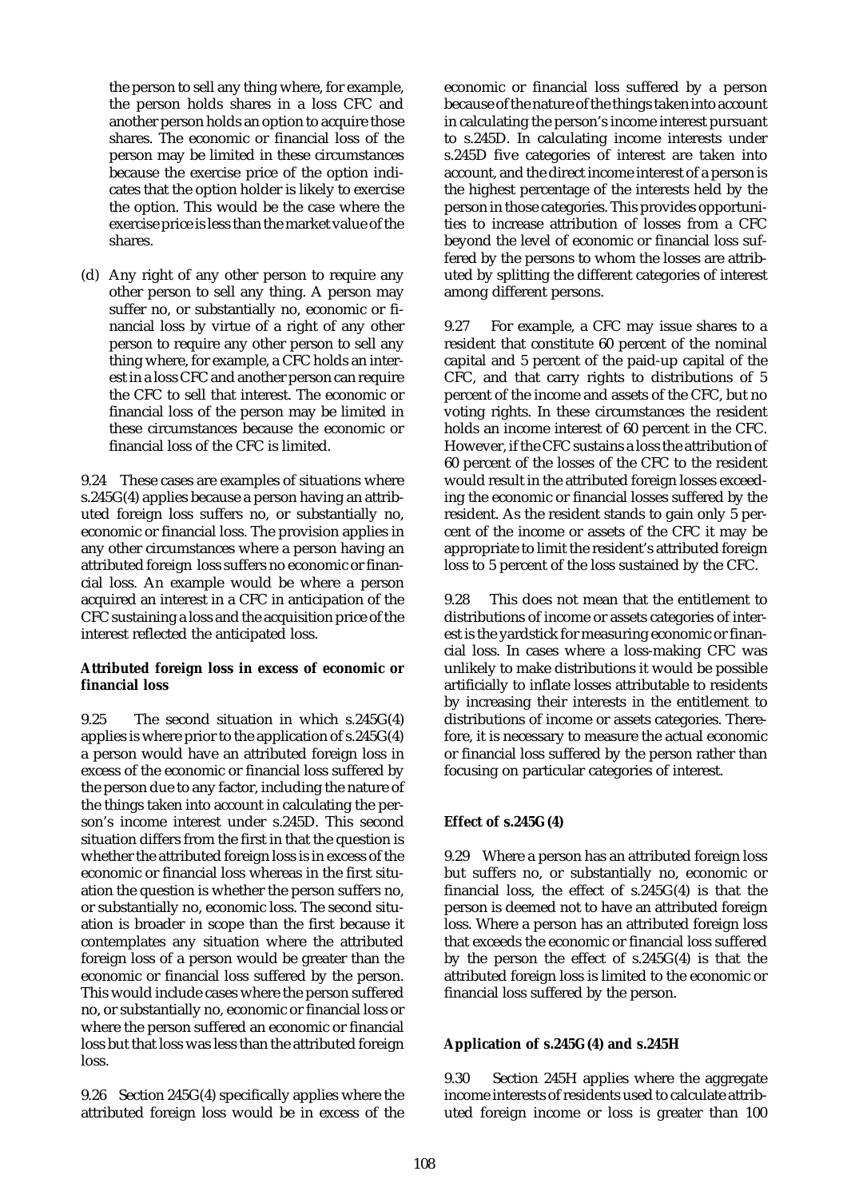the person to sell any thing where, for example, the person holds shares in a loss CFC and another person holds an option to acquire those shares. The economic or financial loss of the person may be limited in these circumstances because the exercise price of the option indicates that the option holder is likely to exercise the option. This would be the case where the exercise price is less than the market value of the shares.

(d) Any right of any other person to require any other person to sell any thing. A person may suffer no, or substantially no, economic or financial loss by virtue of a right of any other person to require any other person to sell any thing where, for example, a CFC holds an interest in a loss CFC and another person can require the CFC to sell that interest. The economic or financial loss of the person may be limited in these circumstances because the economic or financial loss of the CFC is limited.

9.24 These cases are examples of situations where s.245G(4) applies because a person having an attributed foreign loss suffers no, or substantially no, economic or financial loss. The provision applies in any other circumstances where a person having an attributed foreign loss suffers no economic or financial loss. An example would be where a person acquired an interest in a CFC in anticipation of the CFC sustaining a loss and the acquisition price of the interest reflected the anticipated loss.

**Attributed foreign loss in excess of economic or financial loss**

9.25 The second situation in which s.245G(4) applies is where prior to the application of s.245G(4) a person would have an attributed foreign loss in excess of the economic or financial loss suffered by the person due to any factor, including the nature of the things taken into account in calculating the person's income interest under s.245D. This second situation differs from the first in that the question is whether the attributed foreign loss is in excess of the economic or financial loss whereas in the first situation the question is whether the person suffers no, or substantially no, economic loss. The second situation is broader in scope than the first because it contemplates any situation where the attributed foreign loss of a person would be greater than the economic or financial loss suffered by the person. This would include cases where the person suffered no, or substantially no, economic or financial loss or where the person suffered an economic or financial loss but that loss was less than the attributed foreign loss.

9.26 Section 245G(4) specifically applies where the attributed foreign loss would be in excess of the economic or financial loss suffered by a person because of the nature of the things taken into account in calculating the person's income interest pursuant to s.245D. In calculating income interests under s.245D five categories of interest are taken into account, and the direct income interest of a person is the highest percentage of the interests held by the person in those categories. This provides opportunities to increase attribution of losses from a CFC beyond the level of economic or financial loss suffered by the persons to whom the losses are attributed by splitting the different categories of interest among different persons.

9.27 For example, a CFC may issue shares to a resident that constitute 60 percent of the nominal capital and 5 percent of the paid-up capital of the CFC, and that carry rights to distributions of 5 percent of the income and assets of the CFC, but no voting rights. In these circumstances the resident holds an income interest of 60 percent in the CFC. However, if the CFC sustains a loss the attribution of 60 percent of the losses of the CFC to the resident would result in the attributed foreign losses exceeding the economic or financial losses suffered by the resident. As the resident stands to gain only 5 percent of the income or assets of the CFC it may be appropriate to limit the resident's attributed foreign loss to 5 percent of the loss sustained by the CFC.

9.28 This does not mean that the entitlement to distributions of income or assets categories of interest is the yardstick for measuring economic or financial loss. In cases where a loss-making CFC was unlikely to make distributions it would be possible artificially to inflate losses attributable to residents by increasing their interests in the entitlement to distributions of income or assets categories. Therefore, it is necessary to measure the actual economic or financial loss suffered by the person rather than focusing on particular categories of interest.

**Effect of s.245G(4)**

9.29 Where a person has an attributed foreign loss but suffers no, or substantially no, economic or financial loss, the effect of s.245G(4) is that the person is deemed not to have an attributed foreign loss. Where a person has an attributed foreign loss that exceeds the economic or financial loss suffered by the person the effect of s.245G(4) is that the attributed foreign loss is limited to the economic or financial loss suffered by the person.

**Application of s.245G(4) and s.245H**

9.30 Section 245H applies where the aggregate income interests of residents used to calculate attributed foreign income or loss is greater than 100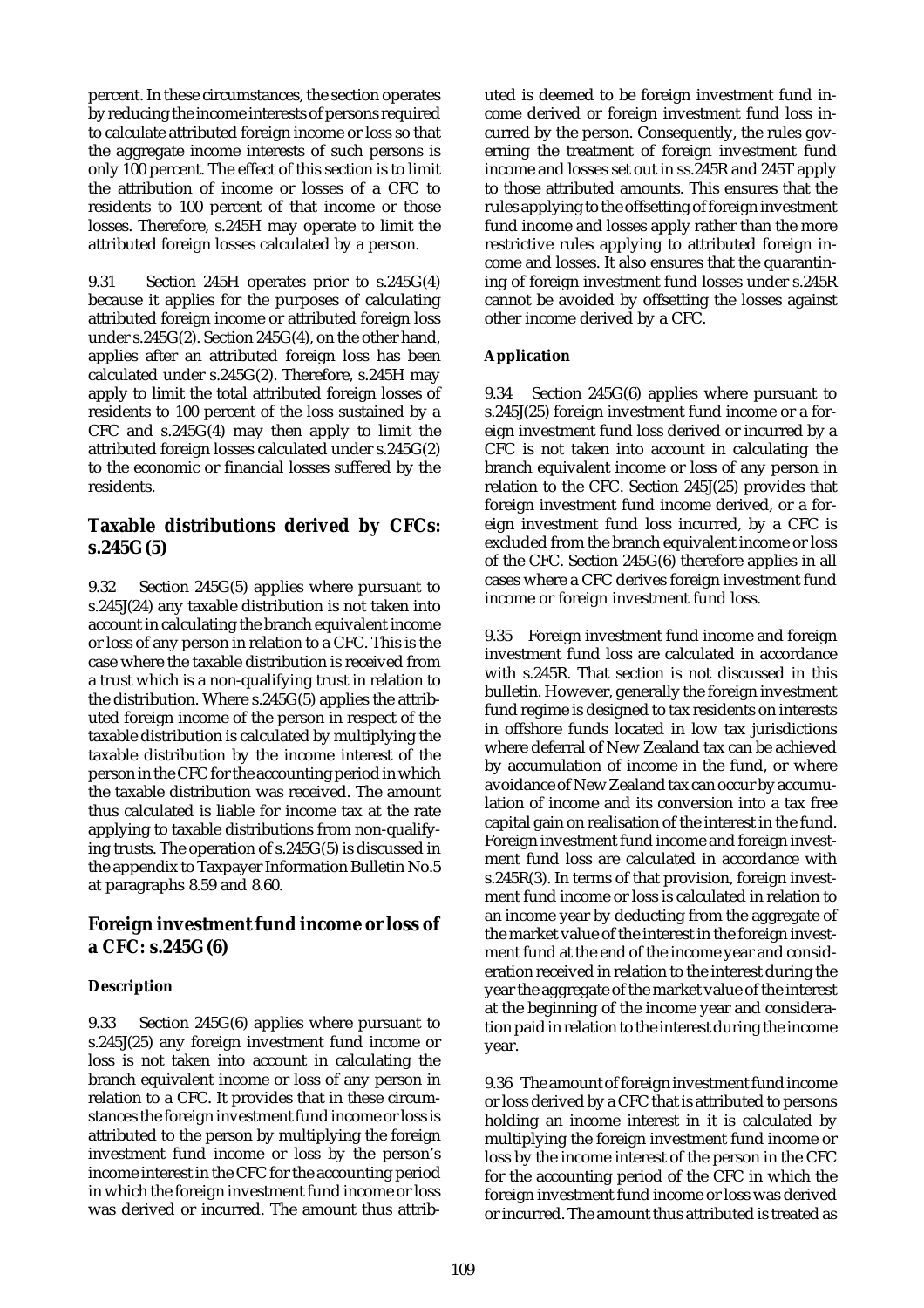percent. In these circumstances, the section operates by reducing the income interests of persons required to calculate attributed foreign income or loss so that the aggregate income interests of such persons is only 100 percent. The effect of this section is to limit the attribution of income or losses of a CFC to residents to 100 percent of that income or those losses. Therefore, s.245H may operate to limit the attributed foreign losses calculated by a person.

9.31 Section 245H operates prior to s.245G(4) because it applies for the purposes of calculating attributed foreign income or attributed foreign loss under s.245G(2). Section 245G(4), on the other hand, applies after an attributed foreign loss has been calculated under s.245G(2). Therefore, s.245H may apply to limit the total attributed foreign losses of residents to 100 percent of the loss sustained by a CFC and s.245G(4) may then apply to limit the attributed foreign losses calculated under s.245G(2) to the economic or financial losses suffered by the residents.

## Taxable distributions derived by CFCs: s.245G(5)

9.32 Section 245G(5) applies where pursuant to s.245J(24) any taxable distribution is not taken into account in calculating the branch equivalent income or loss of any person in relation to a CFC. This is the case where the taxable distribution is received from a trust which is a non-qualifying trust in relation to the distribution. Where s.245G(5) applies the attributed foreign income of the person in respect of the taxable distribution is calculated by multiplying the taxable distribution by the income interest of the person in the CFC for the accounting period in which the taxable distribution was received. The amount thus calculated is liable for income tax at the rate applying to taxable distributions from non-qualifying trusts. The operation of s.245G(5) is discussed in the appendix to Taxpayer Information Bulletin No.5 at paragraphs 8.59 and 8.60.

## Foreign investment fund income or loss of a CFC: s.245G(6)

### Description

9.33 Section 245G(6) applies where pursuant to s.245J(25) any foreign investment fund income or loss is not taken into account in calculating the branch equivalent income or loss of any person in relation to a CFC. It provides that in these circumstances the foreign investment fund income or loss is attributed to the person by multiplying the foreign investment fund income or loss by the person's income interest in the CFC for the accounting period in which the foreign investment fund income or loss was derived or incurred. The amount thus attributed is deemed to be foreign investment fund income derived or foreign investment fund loss incurred by the person. Consequently, the rules governing the treatment of foreign investment fund income and losses set out in ss.245R and 245T apply to those attributed amounts. This ensures that the rules applying to the offsetting of foreign investment fund income and losses apply rather than the more restrictive rules applying to attributed foreign income and losses. It also ensures that the quarantining of foreign investment fund losses under s.245R cannot be avoided by offsetting the losses against other income derived by a CFC.

### Application

9.34 Section 245G(6) applies where pursuant to s.245J(25) foreign investment fund income or a foreign investment fund loss derived or incurred by a CFC is not taken into account in calculating the branch equivalent income or loss of any person in relation to the CFC. Section 245J(25) provides that foreign investment fund income derived, or a foreign investment fund loss incurred, by a CFC is excluded from the branch equivalent income or loss of the CFC. Section 245G(6) therefore applies in all cases where a CFC derives foreign investment fund income or foreign investment fund loss.

9.35 Foreign investment fund income and foreign investment fund loss are calculated in accordance with s.245R. That section is not discussed in this bulletin. However, generally the foreign investment fund regime is designed to tax residents on interests in offshore funds located in low tax jurisdictions where deferral of New Zealand tax can be achieved by accumulation of income in the fund, or where avoidance of New Zealand tax can occur by accumulation of income and its conversion into a tax free capital gain on realisation of the interest in the fund. Foreign investment fund income and foreign investment fund loss are calculated in accordance with s.245R(3). In terms of that provision, foreign investment fund income or loss is calculated in relation to an income year by deducting from the aggregate of the market value of the interest in the foreign investment fund at the end of the income year and consideration received in relation to the interest during the year the aggregate of the market value of the interest at the beginning of the income year and consideration paid in relation to the interest during the income year.

9.36 The amount of foreign investment fund income or loss derived by a CFC that is attributed to persons holding an income interest in it is calculated by multiplying the foreign investment fund income or loss by the income interest of the person in the CFC for the accounting period of the CFC in which the foreign investment fund income or loss was derived or incurred. The amount thus attributed is treated as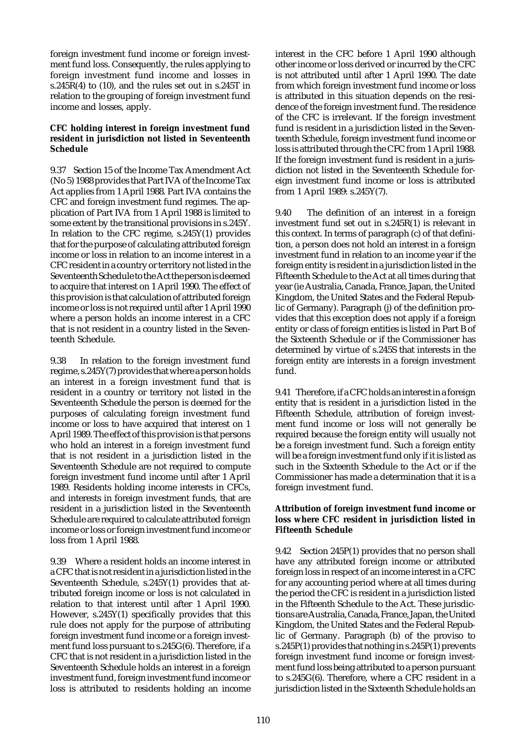foreign investment fund income or foreign investment fund loss. Consequently, the rules applying to foreign investment fund income and losses in s.245R(4) to (10), and the rules set out in s.245T in relation to the grouping of foreign investment fund income and losses, apply.

**CFC holding interest in foreign investment fund resident in jurisdiction not listed in Seventeenth Schedule**

9.37 Section 15 of the Income Tax Amendment Act (No 5) 1988 provides that Part IVA of the Income Tax Act applies from 1 April 1988. Part IVA contains the CFC and foreign investment fund regimes. The application of Part IVA from 1 April 1988 is limited to some extent by the transitional provisions in s.245Y. In relation to the CFC regime, s.245Y(1) provides that for the purpose of calculating attributed foreign income or loss in relation to an income interest in a CFC resident in a country or territory not listed in the Seventeenth Schedule to the Act the person is deemed to acquire that interest on 1 April 1990. The effect of this provision is that calculation of attributed foreign income or loss is not required until after 1 April 1990 where a person holds an income interest in a CFC that is not resident in a country listed in the Seventeenth Schedule.

9.38 In relation to the foreign investment fund regime, s.245Y(7) provides that where a person holds an interest in a foreign investment fund that is resident in a country or territory not listed in the Seventeenth Schedule the person is deemed for the purposes of calculating foreign investment fund income or loss to have acquired that interest on 1 April 1989. The effect of this provision is that persons who hold an interest in a foreign investment fund that is not resident in a jurisdiction listed in the Seventeenth Schedule are not required to compute foreign investment fund income until after 1 April 1989. Residents holding income interests in CFCs, and interests in foreign investment funds, that are resident in a jurisdiction listed in the Seventeenth Schedule are required to calculate attributed foreign income or loss or foreign investment fund income or loss from 1 April 1988.

9.39 Where a resident holds an income interest in a CFC that is not resident in a jurisdiction listed in the Seventeenth Schedule, s.245Y(1) provides that attributed foreign income or loss is not calculated in relation to that interest until after 1 April 1990. However, s.245Y(1) specifically provides that this rule does not apply for the purpose of attributing foreign investment fund income or a foreign investment fund loss pursuant to s.245G(6). Therefore, if a CFC that is not resident in a jurisdiction listed in the Seventeenth Schedule holds an interest in a foreign investment fund, foreign investment fund income or loss is attributed to residents holding an income interest in the CFC before 1 April 1990 although other income or loss derived or incurred by the CFC is not attributed until after 1 April 1990. The date from which foreign investment fund income or loss is attributed in this situation depends on the residence of the foreign investment fund. The residence of the CFC is irrelevant. If the foreign investment fund is resident in a jurisdiction listed in the Seventeenth Schedule, foreign investment fund income or loss is attributed through the CFC from 1 April 1988. If the foreign investment fund is resident in a jurisdiction not listed in the Seventeenth Schedule foreign investment fund income or loss is attributed from 1 April 1989: s.245Y(7).

9.40 The definition of an interest in a foreign investment fund set out in s.245R(1) is relevant in this context. In terms of paragraph (c) of that definition, a person does not hold an interest in a foreign investment fund in relation to an income year if the foreign entity is resident in a jurisdiction listed in the Fifteenth Schedule to the Act at all times during that year (ie Australia, Canada, France, Japan, the United Kingdom, the United States and the Federal Republic of Germany). Paragraph (j) of the definition provides that this exception does not apply if a foreign entity or class of foreign entities is listed in Part B of the Sixteenth Schedule or if the Commissioner has determined by virtue of s.245S that interests in the foreign entity are interests in a foreign investment fund.

9.41 Therefore, if a CFC holds an interest in a foreign entity that is resident in a jurisdiction listed in the Fifteenth Schedule, attribution of foreign investment fund income or loss will not generally be required because the foreign entity will usually not be a foreign investment fund. Such a foreign entity will be a foreign investment fund only if it is listed as such in the Sixteenth Schedule to the Act or if the Commissioner has made a determination that it is a foreign investment fund.

**Attribution of foreign investment fund income or loss where CFC resident in jurisdiction listed in Fifteenth Schedule**

9.42 Section 245P(1) provides that no person shall have any attributed foreign income or attributed foreign loss in respect of an income interest in a CFC for any accounting period where at all times during the period the CFC is resident in a jurisdiction listed in the Fifteenth Schedule to the Act. These jurisdictions are Australia, Canada, France, Japan, the United Kingdom, the United States and the Federal Republic of Germany. Paragraph (b) of the proviso to s.245P(1) provides that nothing in s.245P(1) prevents foreign investment fund income or foreign investment fund loss being attributed to a person pursuant to s.245G(6). Therefore, where a CFC resident in a jurisdiction listed in the Sixteenth Schedule holds an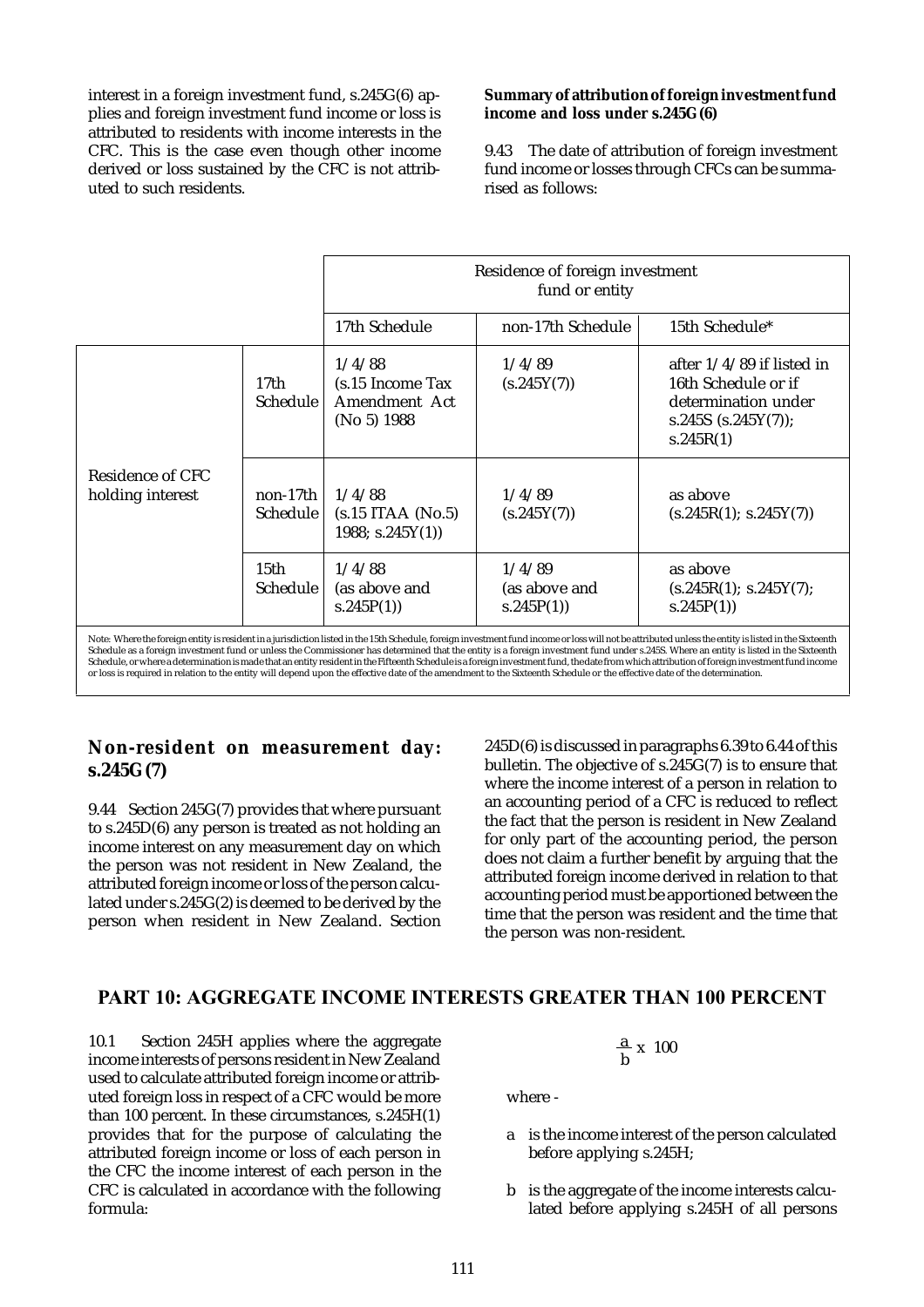interest in a foreign investment fund, s.245G(6) applies and foreign investment fund income or loss is attributed to residents with income interests in the CFC. This is the case even though other income derived or loss sustained by the CFC is not attributed to such residents.

**Summary of attribution of foreign investment fund income and loss under s.245G(6)**

9.43 The date of attribution of foreign investment fund income or losses through CFCs can be summarised as follows:

| | | Residence of foreign investment fund or entity | | |
|---|---|---|---|---|
| | | 17th Schedule | non-17th Schedule | 15th Schedule* |
| Residence of CFC holding interest | 17th Schedule | 1/4/88 (s.15 Income Tax Amendment Act (No 5) 1988 | 1/4/89 (s.245Y(7)) | after 1/4/89 if listed in 16th Schedule or if determination under s.245S (s.245Y(7)); s.245R(1) |
| | non-17th Schedule | 1/4/88 (s.15 ITAA (No.5) 1988; s.245Y(1)) | 1/4/89 (s.245Y(7)) | as above (s.245R(1); s.245Y(7)) |
| | 15th Schedule | 1/4/88 (as above and s.245P(1)) | 1/4/89 (as above and s.245P(1)) | as above (s.245R(1); s.245Y(7); s.245P(1)) |

Note: Where the foreign entity is resident in a jurisdiction listed in the 15th Schedule, foreign investment fund income or loss will not be attributed unless the entity is listed in the Sixteenth Schedule as a foreign investment fund or unless the Commissioner has determined that the entity is a foreign investment fund under s.245S. Where an entity is listed in the Sixteenth Schedule, or where a determination is made that an entity resident in the Fifteenth Schedule is a foreign investment fund, the date from which attribution of foreign investment fund income or loss is required in relation to the entity will depend upon the effective date of the amendment to the Sixteenth Schedule or the effective date of the determination.

## Non-resident on measurement day: s.245G(7)

9.44 Section 245G(7) provides that where pursuant to s.245D(6) any person is treated as not holding an income interest on any measurement day on which the person was not resident in New Zealand, the attributed foreign income or loss of the person calculated under s.245G(2) is deemed to be derived by the person when resident in New Zealand. Section 245D(6) is discussed in paragraphs 6.39 to 6.44 of this bulletin. The objective of s.245G(7) is to ensure that where the income interest of a person in relation to an accounting period of a CFC is reduced to reflect the fact that the person is resident in New Zealand for only part of the accounting period, the person does not claim a further benefit by arguing that the attributed foreign income derived in relation to that accounting period must be apportioned between the time that the person was resident and the time that the person was non-resident.

## PART 10: AGGREGATE INCOME INTERESTS GREATER THAN 100 PERCENT

10.1 Section 245H applies where the aggregate income interests of persons resident in New Zealand used to calculate attributed foreign income or attributed foreign loss in respect of a CFC would be more than 100 percent. In these circumstances, s.245H(1) provides that for the purpose of calculating the attributed foreign income or loss of each person in the CFC the income interest of each person in the CFC is calculated in accordance with the following formula:

$$\frac{a}{b} \times 100$$

where -

- a is the income interest of the person calculated before applying s.245H;
- b is the aggregate of the income interests calculated before applying s.245H of all persons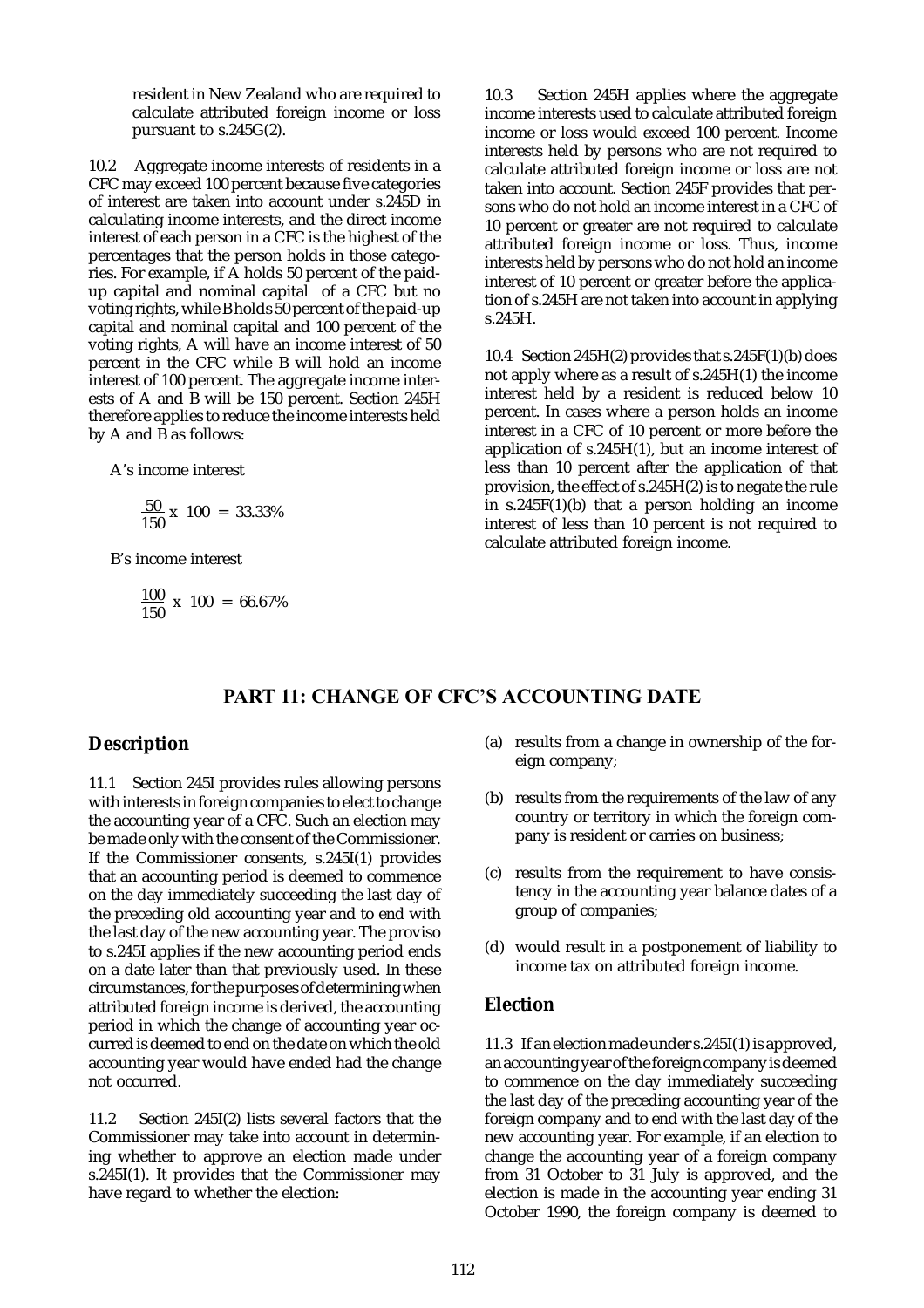resident in New Zealand who are required to calculate attributed foreign income or loss pursuant to s.245G(2).

10.2 Aggregate income interests of residents in a CFC may exceed 100 percent because five categories of interest are taken into account under s.245D in calculating income interests, and the direct income interest of each person in a CFC is the highest of the percentages that the person holds in those categories. For example, if A holds 50 percent of the paid-up capital and nominal capital of a CFC but no voting rights, while B holds 50 percent of the paid-up capital and nominal capital and 100 percent of the voting rights, A will have an income interest of 50 percent in the CFC while B will hold an income interest of 100 percent. The aggregate income interests of A and B will be 150 percent. Section 245H therefore applies to reduce the income interests held by A and B as follows:

A's income interest

$$\frac{50}{150} \times 100 = 33.33\%$$

B's income interest

$$\frac{100}{150} \times 100 = 66.67\%$$

10.3 Section 245H applies where the aggregate income interests used to calculate attributed foreign income or loss would exceed 100 percent. Income interests held by persons who are not required to calculate attributed foreign income or loss are not taken into account. Section 245F provides that persons who do not hold an income interest in a CFC of 10 percent or greater are not required to calculate attributed foreign income or loss. Thus, income interests held by persons who do not hold an income interest of 10 percent or greater before the application of s.245H are not taken into account in applying s.245H.

10.4 Section 245H(2) provides that s.245F(1)(b) does not apply where as a result of s.245H(1) the income interest held by a resident is reduced below 10 percent. In cases where a person holds an income interest in a CFC of 10 percent or more before the application of s.245H(1), but an income interest of less than 10 percent after the application of that provision, the effect of s.245H(2) is to negate the rule in s.245F(1)(b) that a person holding an income interest of less than 10 percent is not required to calculate attributed foreign income.

## PART 11: CHANGE OF CFC'S ACCOUNTING DATE

### Description

11.1 Section 245I provides rules allowing persons with interests in foreign companies to elect to change the accounting year of a CFC. Such an election may be made only with the consent of the Commissioner. If the Commissioner consents, s.245I(1) provides that an accounting period is deemed to commence on the day immediately succeeding the last day of the preceding old accounting year and to end with the last day of the new accounting year. The proviso to s.245I applies if the new accounting period ends on a date later than that previously used. In these circumstances, for the purposes of determining when attributed foreign income is derived, the accounting period in which the change of accounting year occurred is deemed to end on the date on which the old accounting year would have ended had the change not occurred.

11.2 Section 245I(2) lists several factors that the Commissioner may take into account in determining whether to approve an election made under s.245I(1). It provides that the Commissioner may have regard to whether the election:

(a) results from a change in ownership of the foreign company;

(b) results from the requirements of the law of any country or territory in which the foreign company is resident or carries on business;

(c) results from the requirement to have consistency in the accounting year balance dates of a group of companies;

(d) would result in a postponement of liability to income tax on attributed foreign income.

### Election

11.3 If an election made under s.245I(1) is approved, an accounting year of the foreign company is deemed to commence on the day immediately succeeding the last day of the preceding accounting year of the foreign company and to end with the last day of the new accounting year. For example, if an election to change the accounting year of a foreign company from 31 October to 31 July is approved, and the election is made in the accounting year ending 31 October 1990, the foreign company is deemed to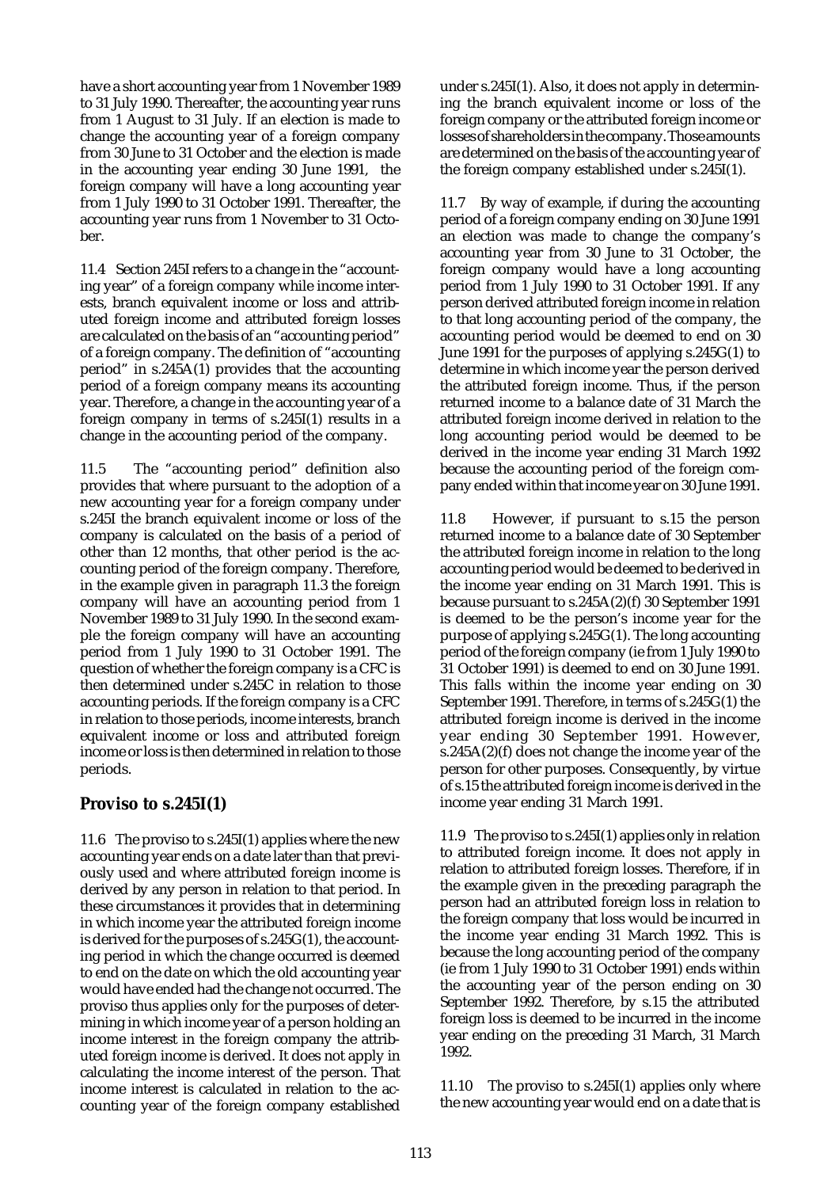have a short accounting year from 1 November 1989 to 31 July 1990. Thereafter, the accounting year runs from 1 August to 31 July. If an election is made to change the accounting year of a foreign company from 30 June to 31 October and the election is made in the accounting year ending 30 June 1991, the foreign company will have a long accounting year from 1 July 1990 to 31 October 1991. Thereafter, the accounting year runs from 1 November to 31 October.

11.4 Section 245I refers to a change in the "accounting year" of a foreign company while income interests, branch equivalent income or loss and attributed foreign income and attributed foreign losses are calculated on the basis of an "accounting period" of a foreign company. The definition of "accounting period" in s.245A(1) provides that the accounting period of a foreign company means its accounting year. Therefore, a change in the accounting year of a foreign company in terms of s.245I(1) results in a change in the accounting period of the company.

11.5 The "accounting period" definition also provides that where pursuant to the adoption of a new accounting year for a foreign company under s.245I the branch equivalent income or loss of the company is calculated on the basis of a period of other than 12 months, that other period is the accounting period of the foreign company. Therefore, in the example given in paragraph 11.3 the foreign company will have an accounting period from 1 November 1989 to 31 July 1990. In the second example the foreign company will have an accounting period from 1 July 1990 to 31 October 1991. The question of whether the foreign company is a CFC is then determined under s.245C in relation to those accounting periods. If the foreign company is a CFC in relation to those periods, income interests, branch equivalent income or loss and attributed foreign income or loss is then determined in relation to those periods.

## Proviso to s.245I(1)

11.6 The proviso to s.245I(1) applies where the new accounting year ends on a date later than that previously used and where attributed foreign income is derived by any person in relation to that period. In these circumstances it provides that in determining in which income year the attributed foreign income is derived for the purposes of s.245G(1), the accounting period in which the change occurred is deemed to end on the date on which the old accounting year would have ended had the change not occurred. The proviso thus applies only for the purposes of determining in which income year of a person holding an income interest in the foreign company the attributed foreign income is derived. It does not apply in calculating the income interest of the person. That income interest is calculated in relation to the accounting year of the foreign company established under s.245I(1). Also, it does not apply in determining the branch equivalent income or loss of the foreign company or the attributed foreign income or losses of shareholders in the company. Those amounts are determined on the basis of the accounting year of the foreign company established under s.245I(1).

11.7 By way of example, if during the accounting period of a foreign company ending on 30 June 1991 an election was made to change the company's accounting year from 30 June to 31 October, the foreign company would have a long accounting period from 1 July 1990 to 31 October 1991. If any person derived attributed foreign income in relation to that long accounting period of the company, the accounting period would be deemed to end on 30 June 1991 for the purposes of applying s.245G(1) to determine in which income year the person derived the attributed foreign income. Thus, if the person returned income to a balance date of 31 March the attributed foreign income derived in relation to the long accounting period would be deemed to be derived in the income year ending 31 March 1992 because the accounting period of the foreign company ended within that income year on 30 June 1991.

11.8 However, if pursuant to s.15 the person returned income to a balance date of 30 September the attributed foreign income in relation to the long accounting period would be deemed to be derived in the income year ending on 31 March 1991. This is because pursuant to s.245A(2)(f) 30 September 1991 is deemed to be the person's income year for the purpose of applying s.245G(1). The long accounting period of the foreign company (ie from 1 July 1990 to 31 October 1991) is deemed to end on 30 June 1991. This falls within the income year ending on 30 September 1991. Therefore, in terms of s.245G(1) the attributed foreign income is derived in the income year ending 30 September 1991. However, s.245A(2)(f) does not change the income year of the person for other purposes. Consequently, by virtue of s.15 the attributed foreign income is derived in the income year ending 31 March 1991.

11.9 The proviso to s.245I(1) applies only in relation to attributed foreign income. It does not apply in relation to attributed foreign losses. Therefore, if in the example given in the preceding paragraph the person had an attributed foreign loss in relation to the foreign company that loss would be incurred in the income year ending 31 March 1992. This is because the long accounting period of the company (ie from 1 July 1990 to 31 October 1991) ends within the accounting year of the person ending on 30 September 1992. Therefore, by s.15 the attributed foreign loss is deemed to be incurred in the income year ending on the preceding 31 March, 31 March 1992.

11.10 The proviso to s.245I(1) applies only where the new accounting year would end on a date that is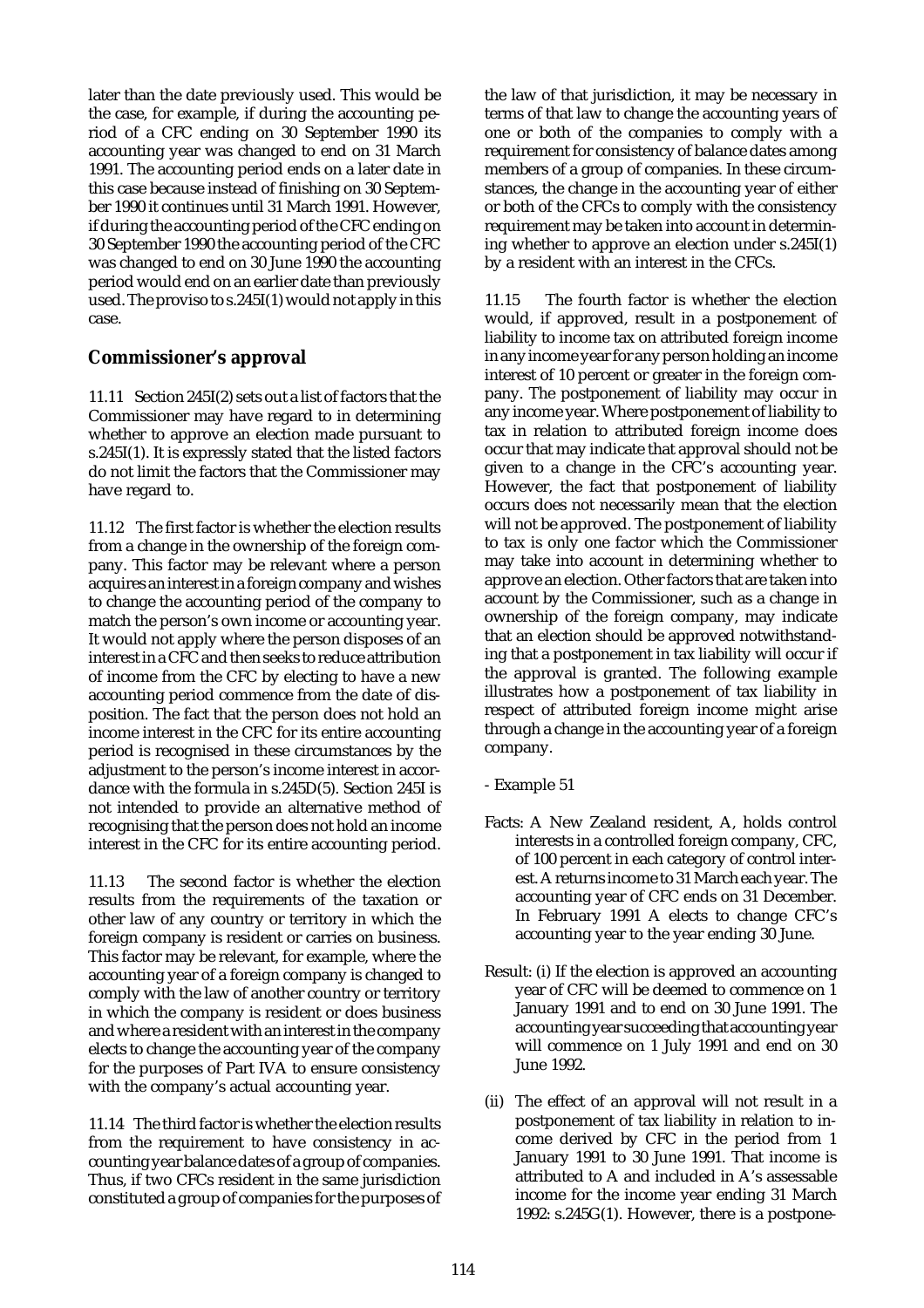later than the date previously used. This would be the case, for example, if during the accounting period of a CFC ending on 30 September 1990 its accounting year was changed to end on 31 March 1991. The accounting period ends on a later date in this case because instead of finishing on 30 September 1990 it continues until 31 March 1991. However, if during the accounting period of the CFC ending on 30 September 1990 the accounting period of the CFC was changed to end on 30 June 1990 the accounting period would end on an earlier date than previously used. The proviso to s.245I(1) would not apply in this case.

## Commissioner's approval

11.11 Section 245I(2) sets out a list of factors that the Commissioner may have regard to in determining whether to approve an election made pursuant to s.245I(1). It is expressly stated that the listed factors do not limit the factors that the Commissioner may have regard to.

11.12 The first factor is whether the election results from a change in the ownership of the foreign company. This factor may be relevant where a person acquires an interest in a foreign company and wishes to change the accounting period of the company to match the person's own income or accounting year. It would not apply where the person disposes of an interest in a CFC and then seeks to reduce attribution of income from the CFC by electing to have a new accounting period commence from the date of disposition. The fact that the person does not hold an income interest in the CFC for its entire accounting period is recognised in these circumstances by the adjustment to the person's income interest in accordance with the formula in s.245D(5). Section 245I is not intended to provide an alternative method of recognising that the person does not hold an income interest in the CFC for its entire accounting period.

11.13 The second factor is whether the election results from the requirements of the taxation or other law of any country or territory in which the foreign company is resident or carries on business. This factor may be relevant, for example, where the accounting year of a foreign company is changed to comply with the law of another country or territory in which the company is resident or does business and where a resident with an interest in the company elects to change the accounting year of the company for the purposes of Part IVA to ensure consistency with the company's actual accounting year.

11.14 The third factor is whether the election results from the requirement to have consistency in accounting year balance dates of a group of companies. Thus, if two CFCs resident in the same jurisdiction constituted a group of companies for the purposes of the law of that jurisdiction, it may be necessary in terms of that law to change the accounting years of one or both of the companies to comply with a requirement for consistency of balance dates among members of a group of companies. In these circumstances, the change in the accounting year of either or both of the CFCs to comply with the consistency requirement may be taken into account in determining whether to approve an election under s.245I(1) by a resident with an interest in the CFCs.

11.15 The fourth factor is whether the election would, if approved, result in a postponement of liability to income tax on attributed foreign income in any income year for any person holding an income interest of 10 percent or greater in the foreign company. The postponement of liability may occur in any income year. Where postponement of liability to tax in relation to attributed foreign income does occur that may indicate that approval should not be given to a change in the CFC's accounting year. However, the fact that postponement of liability occurs does not necessarily mean that the election will not be approved. The postponement of liability to tax is only one factor which the Commissioner may take into account in determining whether to approve an election. Other factors that are taken into account by the Commissioner, such as a change in ownership of the foreign company, may indicate that an election should be approved notwithstanding that a postponement in tax liability will occur if the approval is granted. The following example illustrates how a postponement of tax liability in respect of attributed foreign income might arise through a change in the accounting year of a foreign company.

- Example 51

Facts: A New Zealand resident, A, holds control interests in a controlled foreign company, CFC, of 100 percent in each category of control interest. A returns income to 31 March each year. The accounting year of CFC ends on 31 December. In February 1991 A elects to change CFC's accounting year to the year ending 30 June.

Result: (i) If the election is approved an accounting year of CFC will be deemed to commence on 1 January 1991 and to end on 30 June 1991. The accounting year succeeding that accounting year will commence on 1 July 1991 and end on 30 June 1992.

(ii) The effect of an approval will not result in a postponement of tax liability in relation to income derived by CFC in the period from 1 January 1991 to 30 June 1991. That income is attributed to A and included in A's assessable income for the income year ending 31 March 1992: s.245G(1). However, there is a postpone-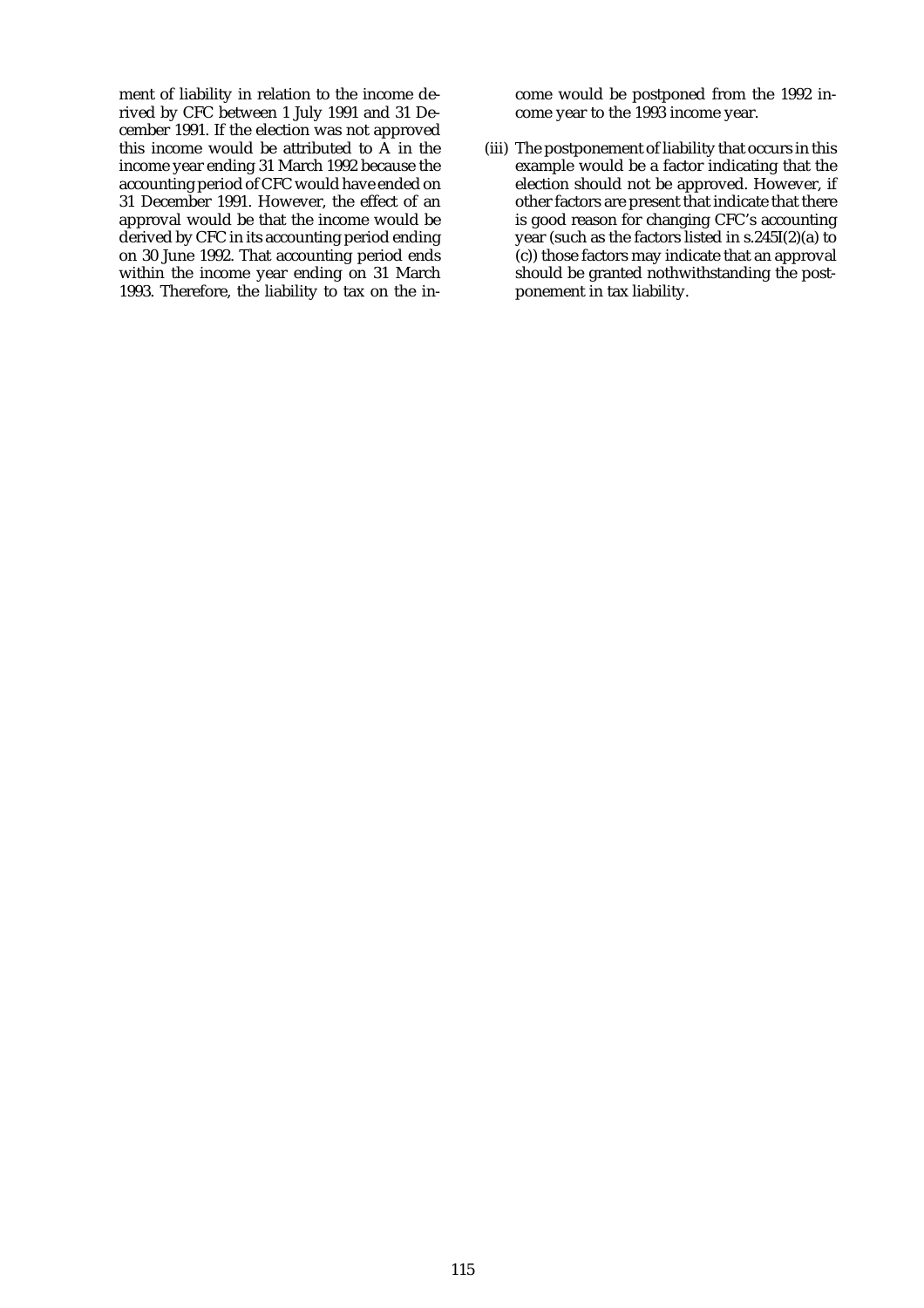ment of liability in relation to the income derived by CFC between 1 July 1991 and 31 December 1991. If the election was not approved this income would be attributed to A in the income year ending 31 March 1992 because the accounting period of CFC would have ended on 31 December 1991. However, the effect of an approval would be that the income would be derived by CFC in its accounting period ending on 30 June 1992. That accounting period ends within the income year ending on 31 March 1993. Therefore, the liability to tax on the income would be postponed from the 1992 income year to the 1993 income year.

(iii) The postponement of liability that occurs in this example would be a factor indicating that the election should not be approved. However, if other factors are present that indicate that there is good reason for changing CFC's accounting year (such as the factors listed in s.245I(2)(a) to (c)) those factors may indicate that an approval should be granted nothwithstanding the postponement in tax liability.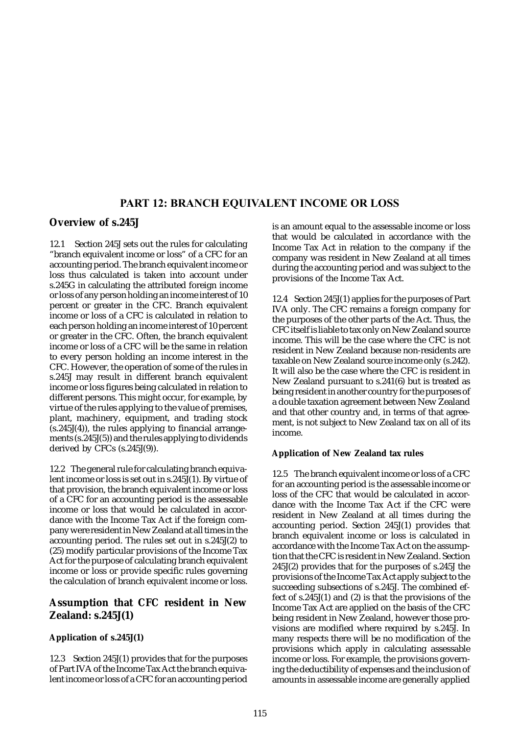## PART 12: BRANCH EQUIVALENT INCOME OR LOSS

### Overview of s.245J

12.1 Section 245J sets out the rules for calculating "branch equivalent income or loss" of a CFC for an accounting period. The branch equivalent income or loss thus calculated is taken into account under s.245G in calculating the attributed foreign income or loss of any person holding an income interest of 10 percent or greater in the CFC. Branch equivalent income or loss of a CFC is calculated in relation to each person holding an income interest of 10 percent or greater in the CFC. Often, the branch equivalent income or loss of a CFC will be the same in relation to every person holding an income interest in the CFC. However, the operation of some of the rules in s.245J may result in different branch equivalent income or loss figures being calculated in relation to different persons. This might occur, for example, by virtue of the rules applying to the value of premises, plant, machinery, equipment, and trading stock (s.245J(4)), the rules applying to financial arrangements (s.245J(5)) and the rules applying to dividends derived by CFCs (s.245J(9)).

12.2 The general rule for calculating branch equivalent income or loss is set out in s.245J(1). By virtue of that provision, the branch equivalent income or loss of a CFC for an accounting period is the assessable income or loss that would be calculated in accordance with the Income Tax Act if the foreign company were resident in New Zealand at all times in the accounting period. The rules set out in s.245J(2) to (25) modify particular provisions of the Income Tax Act for the purpose of calculating branch equivalent income or loss or provide specific rules governing the calculation of branch equivalent income or loss.

### Assumption that CFC resident in New Zealand: s.245J(1)

#### Application of s.245J(1)

12.3 Section 245J(1) provides that for the purposes of Part IVA of the Income Tax Act the branch equivalent income or loss of a CFC for an accounting period is an amount equal to the assessable income or loss that would be calculated in accordance with the Income Tax Act in relation to the company if the company was resident in New Zealand at all times during the accounting period and was subject to the provisions of the Income Tax Act.

12.4 Section 245J(1) applies for the purposes of Part IVA only. The CFC remains a foreign company for the purposes of the other parts of the Act. Thus, the CFC itself is liable to tax only on New Zealand source income. This will be the case where the CFC is not resident in New Zealand because non-residents are taxable on New Zealand source income only (s.242). It will also be the case where the CFC is resident in New Zealand pursuant to s.241(6) but is treated as being resident in another country for the purposes of a double taxation agreement between New Zealand and that other country and, in terms of that agreement, is not subject to New Zealand tax on all of its income.

#### Application of New Zealand tax rules

12.5 The branch equivalent income or loss of a CFC for an accounting period is the assessable income or loss of the CFC that would be calculated in accordance with the Income Tax Act if the CFC were resident in New Zealand at all times during the accounting period. Section 245J(1) provides that branch equivalent income or loss is calculated in accordance with the Income Tax Act on the assumption that the CFC is resident in New Zealand. Section 245J(2) provides that for the purposes of s.245J the provisions of the Income Tax Act apply subject to the succeeding subsections of s.245J. The combined effect of s.245J(1) and (2) is that the provisions of the Income Tax Act are applied on the basis of the CFC being resident in New Zealand, however those provisions are modified where required by s.245J. In many respects there will be no modification of the provisions which apply in calculating assessable income or loss. For example, the provisions governing the deductibility of expenses and the inclusion of amounts in assessable income are generally applied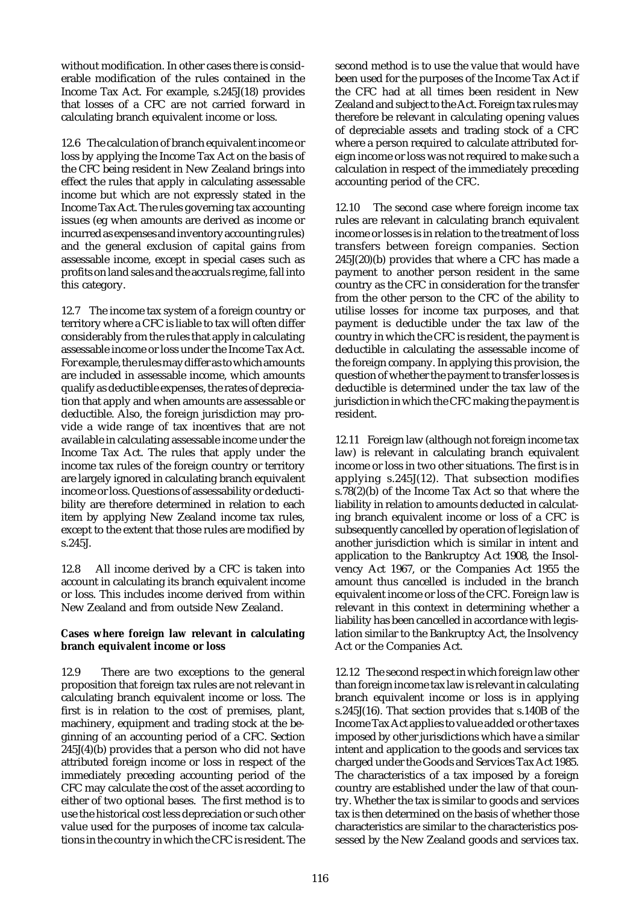without modification. In other cases there is considerable modification of the rules contained in the Income Tax Act. For example, s.245J(18) provides that losses of a CFC are not carried forward in calculating branch equivalent income or loss.

12.6 The calculation of branch equivalent income or loss by applying the Income Tax Act on the basis of the CFC being resident in New Zealand brings into effect the rules that apply in calculating assessable income but which are not expressly stated in the Income Tax Act. The rules governing tax accounting issues (eg when amounts are derived as income or incurred as expenses and inventory accounting rules) and the general exclusion of capital gains from assessable income, except in special cases such as profits on land sales and the accruals regime, fall into this category.

12.7 The income tax system of a foreign country or territory where a CFC is liable to tax will often differ considerably from the rules that apply in calculating assessable income or loss under the Income Tax Act. For example, the rules may differ as to which amounts are included in assessable income, which amounts qualify as deductible expenses, the rates of depreciation that apply and when amounts are assessable or deductible. Also, the foreign jurisdiction may provide a wide range of tax incentives that are not available in calculating assessable income under the Income Tax Act. The rules that apply under the income tax rules of the foreign country or territory are largely ignored in calculating branch equivalent income or loss. Questions of assessability or deductibility are therefore determined in relation to each item by applying New Zealand income tax rules, except to the extent that those rules are modified by s.245J.

12.8 All income derived by a CFC is taken into account in calculating its branch equivalent income or loss. This includes income derived from within New Zealand and from outside New Zealand.

**Cases where foreign law relevant in calculating branch equivalent income or loss**

12.9 There are two exceptions to the general proposition that foreign tax rules are not relevant in calculating branch equivalent income or loss. The first is in relation to the cost of premises, plant, machinery, equipment and trading stock at the beginning of an accounting period of a CFC. Section 245J(4)(b) provides that a person who did not have attributed foreign income or loss in respect of the immediately preceding accounting period of the CFC may calculate the cost of the asset according to either of two optional bases. The first method is to use the historical cost less depreciation or such other value used for the purposes of income tax calculations in the country in which the CFC is resident. The second method is to use the value that would have been used for the purposes of the Income Tax Act if the CFC had at all times been resident in New Zealand and subject to the Act. Foreign tax rules may therefore be relevant in calculating opening values of depreciable assets and trading stock of a CFC where a person required to calculate attributed foreign income or loss was not required to make such a calculation in respect of the immediately preceding accounting period of the CFC.

12.10 The second case where foreign income tax rules are relevant in calculating branch equivalent income or losses is in relation to the treatment of loss transfers between foreign companies. Section 245J(20)(b) provides that where a CFC has made a payment to another person resident in the same country as the CFC in consideration for the transfer from the other person to the CFC of the ability to utilise losses for income tax purposes, and that payment is deductible under the tax law of the country in which the CFC is resident, the payment is deductible in calculating the assessable income of the foreign company. In applying this provision, the question of whether the payment to transfer losses is deductible is determined under the tax law of the jurisdiction in which the CFC making the payment is resident.

12.11 Foreign law (although not foreign income tax law) is relevant in calculating branch equivalent income or loss in two other situations. The first is in applying s.245J(12). That subsection modifies s.78(2)(b) of the Income Tax Act so that where the liability in relation to amounts deducted in calculating branch equivalent income or loss of a CFC is subsequently cancelled by operation of legislation of another jurisdiction which is similar in intent and application to the Bankruptcy Act 1908, the Insolvency Act 1967, or the Companies Act 1955 the amount thus cancelled is included in the branch equivalent income or loss of the CFC. Foreign law is relevant in this context in determining whether a liability has been cancelled in accordance with legislation similar to the Bankruptcy Act, the Insolvency Act or the Companies Act.

12.12 The second respect in which foreign law other than foreign income tax law is relevant in calculating branch equivalent income or loss is in applying s.245J(16). That section provides that s.140B of the Income Tax Act applies to value added or other taxes imposed by other jurisdictions which have a similar intent and application to the goods and services tax charged under the Goods and Services Tax Act 1985. The characteristics of a tax imposed by a foreign country are established under the law of that country. Whether the tax is similar to goods and services tax is then determined on the basis of whether those characteristics are similar to the characteristics possessed by the New Zealand goods and services tax.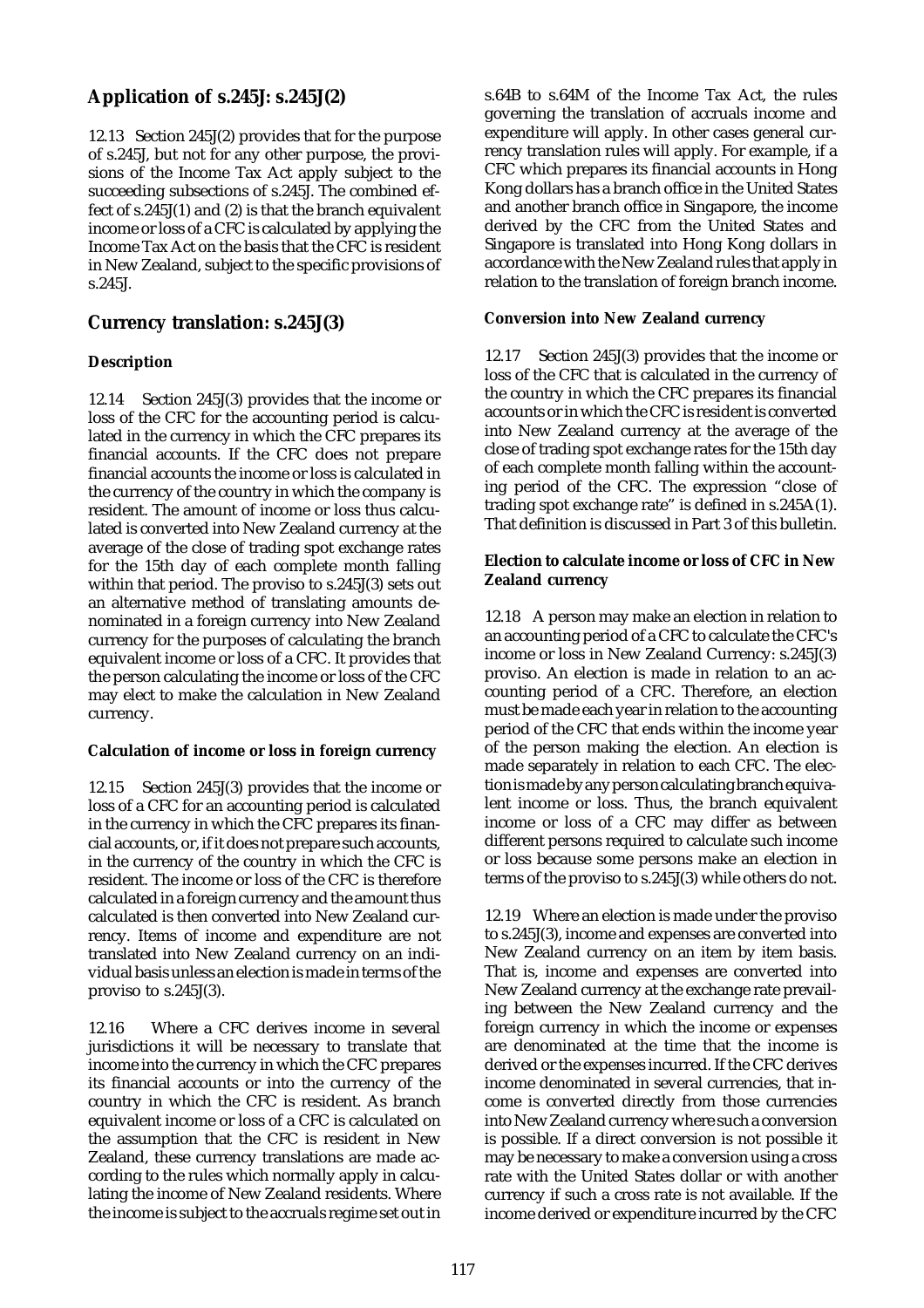## Application of s.245J: s.245J(2)

12.13 Section 245J(2) provides that for the purpose of s.245J, but not for any other purpose, the provisions of the Income Tax Act apply subject to the succeeding subsections of s.245J. The combined effect of s.245J(1) and (2) is that the branch equivalent income or loss of a CFC is calculated by applying the Income Tax Act on the basis that the CFC is resident in New Zealand, subject to the specific provisions of s.245J.

## Currency translation: s.245J(3)

### Description

12.14 Section 245J(3) provides that the income or loss of the CFC for the accounting period is calculated in the currency in which the CFC prepares its financial accounts. If the CFC does not prepare financial accounts the income or loss is calculated in the currency of the country in which the company is resident. The amount of income or loss thus calculated is converted into New Zealand currency at the average of the close of trading spot exchange rates for the 15th day of each complete month falling within that period. The proviso to s.245J(3) sets out an alternative method of translating amounts denominated in a foreign currency into New Zealand currency for the purposes of calculating the branch equivalent income or loss of a CFC. It provides that the person calculating the income or loss of the CFC may elect to make the calculation in New Zealand currency.

### Calculation of income or loss in foreign currency

12.15 Section 245J(3) provides that the income or loss of a CFC for an accounting period is calculated in the currency in which the CFC prepares its financial accounts, or, if it does not prepare such accounts, in the currency of the country in which the CFC is resident. The income or loss of the CFC is therefore calculated in a foreign currency and the amount thus calculated is then converted into New Zealand currency. Items of income and expenditure are not translated into New Zealand currency on an individual basis unless an election is made in terms of the proviso to s.245J(3).

12.16 Where a CFC derives income in several jurisdictions it will be necessary to translate that income into the currency in which the CFC prepares its financial accounts or into the currency of the country in which the CFC is resident. As branch equivalent income or loss of a CFC is calculated on the assumption that the CFC is resident in New Zealand, these currency translations are made according to the rules which normally apply in calculating the income of New Zealand residents. Where the income is subject to the accruals regime set out in s.64B to s.64M of the Income Tax Act, the rules governing the translation of accruals income and expenditure will apply. In other cases general currency translation rules will apply. For example, if a CFC which prepares its financial accounts in Hong Kong dollars has a branch office in the United States and another branch office in Singapore, the income derived by the CFC from the United States and Singapore is translated into Hong Kong dollars in accordance with the New Zealand rules that apply in relation to the translation of foreign branch income.

### Conversion into New Zealand currency

12.17 Section 245J(3) provides that the income or loss of the CFC that is calculated in the currency of the country in which the CFC prepares its financial accounts or in which the CFC is resident is converted into New Zealand currency at the average of the close of trading spot exchange rates for the 15th day of each complete month falling within the accounting period of the CFC. The expression "close of trading spot exchange rate" is defined in s.245A(1). That definition is discussed in Part 3 of this bulletin.

### Election to calculate income or loss of CFC in New Zealand currency

12.18 A person may make an election in relation to an accounting period of a CFC to calculate the CFC's income or loss in New Zealand Currency: s.245J(3) proviso. An election is made in relation to an accounting period of a CFC. Therefore, an election must be made each year in relation to the accounting period of the CFC that ends within the income year of the person making the election. An election is made separately in relation to each CFC. The election is made by any person calculating branch equivalent income or loss. Thus, the branch equivalent income or loss of a CFC may differ as between different persons required to calculate such income or loss because some persons make an election in terms of the proviso to s.245J(3) while others do not.

12.19 Where an election is made under the proviso to s.245J(3), income and expenses are converted into New Zealand currency on an item by item basis. That is, income and expenses are converted into New Zealand currency at the exchange rate prevailing between the New Zealand currency and the foreign currency in which the income or expenses are denominated at the time that the income is derived or the expenses incurred. If the CFC derives income denominated in several currencies, that income is converted directly from those currencies into New Zealand currency where such a conversion is possible. If a direct conversion is not possible it may be necessary to make a conversion using a cross rate with the United States dollar or with another currency if such a cross rate is not available. If the income derived or expenditure incurred by the CFC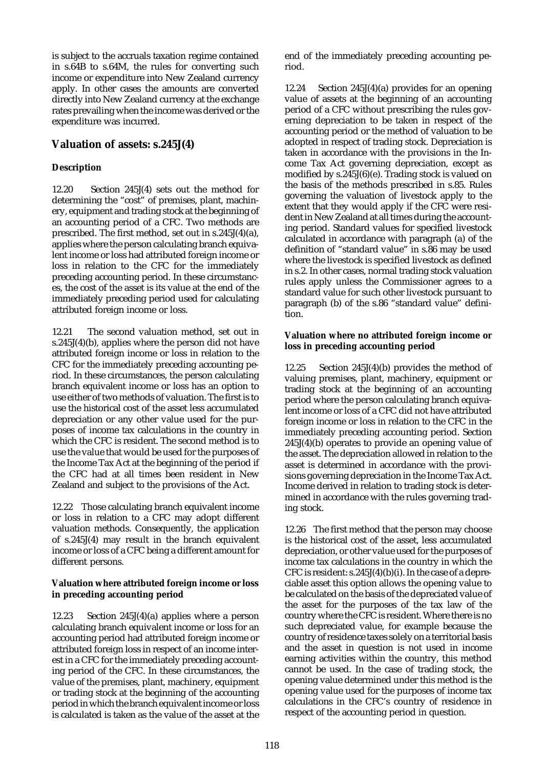is subject to the accruals taxation regime contained in s.64B to s.64M, the rules for converting such income or expenditure into New Zealand currency apply. In other cases the amounts are converted directly into New Zealand currency at the exchange rates prevailing when the income was derived or the expenditure was incurred.

## Valuation of assets: s.245J(4)

### Description

12.20 Section 245J(4) sets out the method for determining the "cost" of premises, plant, machinery, equipment and trading stock at the beginning of an accounting period of a CFC. Two methods are prescribed. The first method, set out in s.245J(4)(a), applies where the person calculating branch equivalent income or loss had attributed foreign income or loss in relation to the CFC for the immediately preceding accounting period. In these circumstances, the cost of the asset is its value at the end of the immediately preceding period used for calculating attributed foreign income or loss.

12.21 The second valuation method, set out in s.245J(4)(b), applies where the person did not have attributed foreign income or loss in relation to the CFC for the immediately preceding accounting period. In these circumstances, the person calculating branch equivalent income or loss has an option to use either of two methods of valuation. The first is to use the historical cost of the asset less accumulated depreciation or any other value used for the purposes of income tax calculations in the country in which the CFC is resident. The second method is to use the value that would be used for the purposes of the Income Tax Act at the beginning of the period if the CFC had at all times been resident in New Zealand and subject to the provisions of the Act.

12.22 Those calculating branch equivalent income or loss in relation to a CFC may adopt different valuation methods. Consequently, the application of s.245J(4) may result in the branch equivalent income or loss of a CFC being a different amount for different persons.

### Valuation where attributed foreign income or loss in preceding accounting period

12.23 Section 245J(4)(a) applies where a person calculating branch equivalent income or loss for an accounting period had attributed foreign income or attributed foreign loss in respect of an income interest in a CFC for the immediately preceding accounting period of the CFC. In these circumstances, the value of the premises, plant, machinery, equipment or trading stock at the beginning of the accounting period in which the branch equivalent income or loss is calculated is taken as the value of the asset at the end of the immediately preceding accounting period.

12.24 Section 245J(4)(a) provides for an opening value of assets at the beginning of an accounting period of a CFC without prescribing the rules governing depreciation to be taken in respect of the accounting period or the method of valuation to be adopted in respect of trading stock. Depreciation is taken in accordance with the provisions in the Income Tax Act governing depreciation, except as modified by s.245J(6)(e). Trading stock is valued on the basis of the methods prescribed in s.85. Rules governing the valuation of livestock apply to the extent that they would apply if the CFC were resident in New Zealand at all times during the accounting period. Standard values for specified livestock calculated in accordance with paragraph (a) of the definition of "standard value" in s.86 may be used where the livestock is specified livestock as defined in s.2. In other cases, normal trading stock valuation rules apply unless the Commissioner agrees to a standard value for such other livestock pursuant to paragraph (b) of the s.86 "standard value" definition.

### Valuation where no attributed foreign income or loss in preceding accounting period

12.25 Section 245J(4)(b) provides the method of valuing premises, plant, machinery, equipment or trading stock at the beginning of an accounting period where the person calculating branch equivalent income or loss of a CFC did not have attributed foreign income or loss in relation to the CFC in the immediately preceding accounting period. Section 245J(4)(b) operates to provide an opening value of the asset. The depreciation allowed in relation to the asset is determined in accordance with the provisions governing depreciation in the Income Tax Act. Income derived in relation to trading stock is determined in accordance with the rules governing trading stock.

12.26 The first method that the person may choose is the historical cost of the asset, less accumulated depreciation, or other value used for the purposes of income tax calculations in the country in which the CFC is resident: s.245J(4)(b)(i). In the case of a depreciable asset this option allows the opening value to be calculated on the basis of the depreciated value of the asset for the purposes of the tax law of the country where the CFC is resident. Where there is no such depreciated value, for example because the country of residence taxes solely on a territorial basis and the asset in question is not used in income earning activities within the country, this method cannot be used. In the case of trading stock, the opening value determined under this method is the opening value used for the purposes of income tax calculations in the CFC's country of residence in respect of the accounting period in question.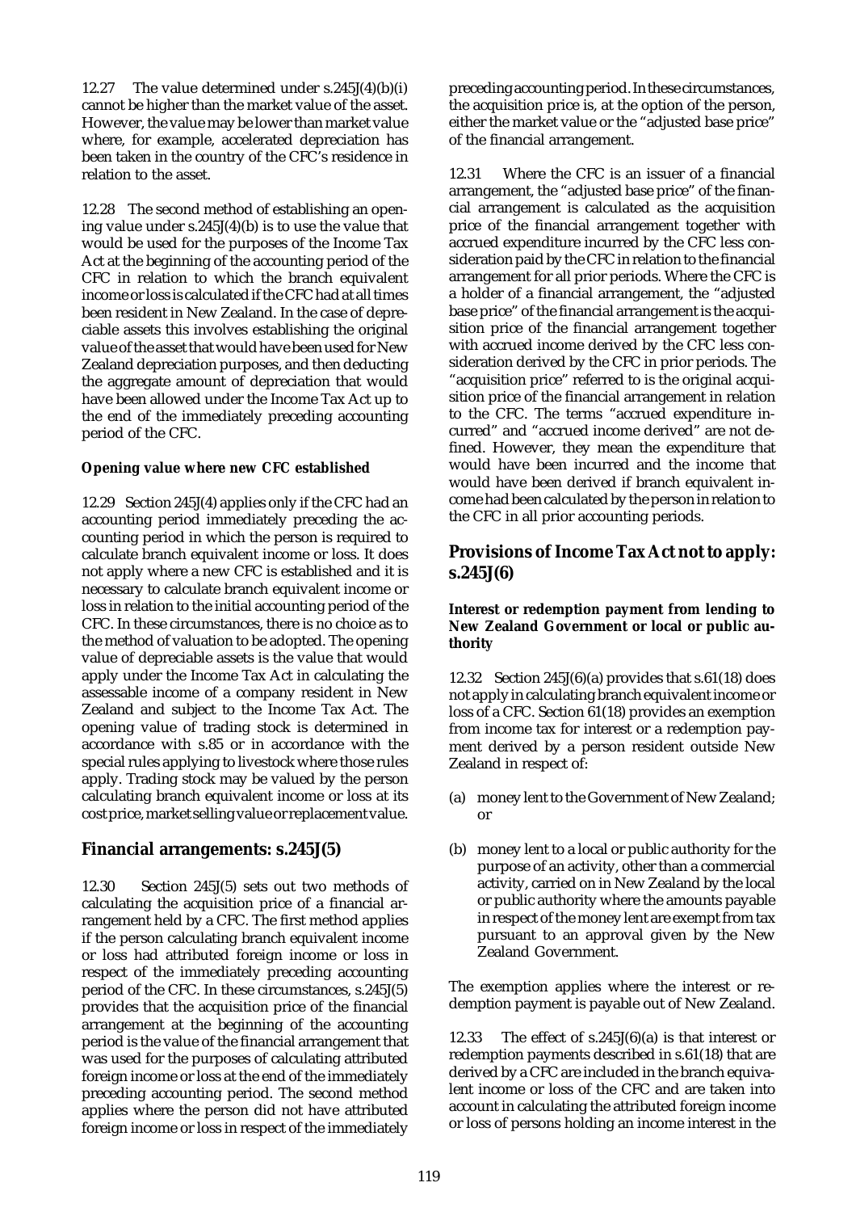12.27 The value determined under s.245J(4)(b)(i) cannot be higher than the market value of the asset. However, the value may be lower than market value where, for example, accelerated depreciation has been taken in the country of the CFC's residence in relation to the asset.

12.28 The second method of establishing an opening value under s.245J(4)(b) is to use the value that would be used for the purposes of the Income Tax Act at the beginning of the accounting period of the CFC in relation to which the branch equivalent income or loss is calculated if the CFC had at all times been resident in New Zealand. In the case of depreciable assets this involves establishing the original value of the asset that would have been used for New Zealand depreciation purposes, and then deducting the aggregate amount of depreciation that would have been allowed under the Income Tax Act up to the end of the immediately preceding accounting period of the CFC.

#### Opening value where new CFC established

12.29 Section 245J(4) applies only if the CFC had an accounting period immediately preceding the accounting period in which the person is required to calculate branch equivalent income or loss. It does not apply where a new CFC is established and it is necessary to calculate branch equivalent income or loss in relation to the initial accounting period of the CFC. In these circumstances, there is no choice as to the method of valuation to be adopted. The opening value of depreciable assets is the value that would apply under the Income Tax Act in calculating the assessable income of a company resident in New Zealand and subject to the Income Tax Act. The opening value of trading stock is determined in accordance with s.85 or in accordance with the special rules applying to livestock where those rules apply. Trading stock may be valued by the person calculating branch equivalent income or loss at its cost price, market selling value or replacement value.

### Financial arrangements: s.245J(5)

12.30 Section 245J(5) sets out two methods of calculating the acquisition price of a financial arrangement held by a CFC. The first method applies if the person calculating branch equivalent income or loss had attributed foreign income or loss in respect of the immediately preceding accounting period of the CFC. In these circumstances, s.245J(5) provides that the acquisition price of the financial arrangement at the beginning of the accounting period is the value of the financial arrangement that was used for the purposes of calculating attributed foreign income or loss at the end of the immediately preceding accounting period. The second method applies where the person did not have attributed foreign income or loss in respect of the immediately preceding accounting period. In these circumstances, the acquisition price is, at the option of the person, either the market value or the "adjusted base price" of the financial arrangement.

12.31 Where the CFC is an issuer of a financial arrangement, the "adjusted base price" of the financial arrangement is calculated as the acquisition price of the financial arrangement together with accrued expenditure incurred by the CFC less consideration paid by the CFC in relation to the financial arrangement for all prior periods. Where the CFC is a holder of a financial arrangement, the "adjusted base price" of the financial arrangement is the acquisition price of the financial arrangement together with accrued income derived by the CFC less consideration derived by the CFC in prior periods. The "acquisition price" referred to is the original acquisition price of the financial arrangement in relation to the CFC. The terms "accrued expenditure incurred" and "accrued income derived" are not defined. However, they mean the expenditure that would have been incurred and the income that would have been derived if branch equivalent income had been calculated by the person in relation to the CFC in all prior accounting periods.

### Provisions of Income Tax Act not to apply: s.245J(6)

#### Interest or redemption payment from lending to New Zealand Government or local or public authority

12.32 Section 245J(6)(a) provides that s.61(18) does not apply in calculating branch equivalent income or loss of a CFC. Section 61(18) provides an exemption from income tax for interest or a redemption payment derived by a person resident outside New Zealand in respect of:

(a) money lent to the Government of New Zealand; or

(b) money lent to a local or public authority for the purpose of an activity, other than a commercial activity, carried on in New Zealand by the local or public authority where the amounts payable in respect of the money lent are exempt from tax pursuant to an approval given by the New Zealand Government.

The exemption applies where the interest or redemption payment is payable out of New Zealand.

12.33 The effect of s.245J(6)(a) is that interest or redemption payments described in s.61(18) that are derived by a CFC are included in the branch equivalent income or loss of the CFC and are taken into account in calculating the attributed foreign income or loss of persons holding an income interest in the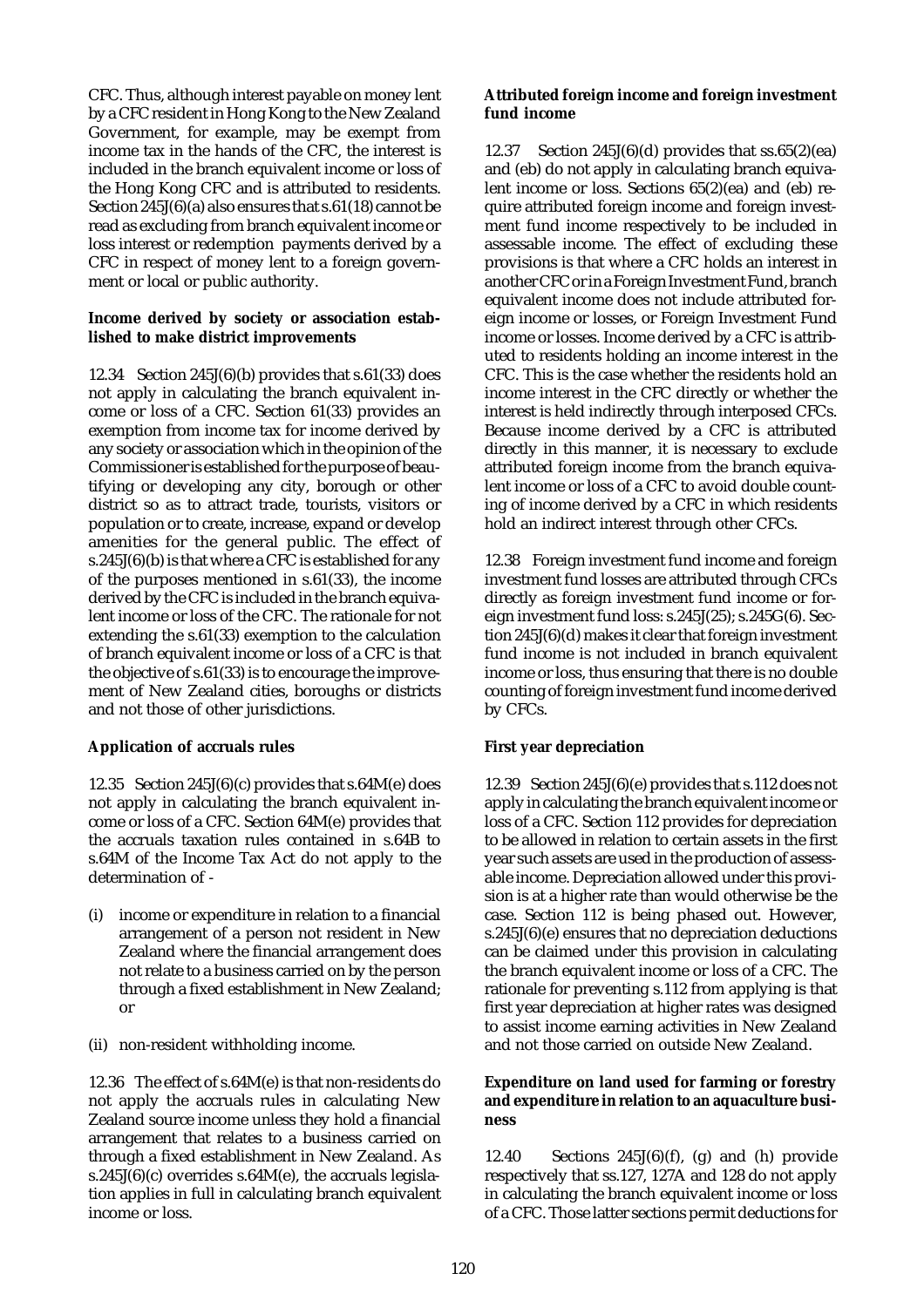CFC. Thus, although interest payable on money lent by a CFC resident in Hong Kong to the New Zealand Government, for example, may be exempt from income tax in the hands of the CFC, the interest is included in the branch equivalent income or loss of the Hong Kong CFC and is attributed to residents. Section 245J(6)(a) also ensures that s.61(18) cannot be read as excluding from branch equivalent income or loss interest or redemption payments derived by a CFC in respect of money lent to a foreign government or local or public authority.

**Income derived by society or association established to make district improvements**

12.34 Section 245J(6)(b) provides that s.61(33) does not apply in calculating the branch equivalent income or loss of a CFC. Section 61(33) provides an exemption from income tax for income derived by any society or association which in the opinion of the Commissioner is established for the purpose of beautifying or developing any city, borough or other district so as to attract trade, tourists, visitors or population or to create, increase, expand or develop amenities for the general public. The effect of s.245J(6)(b) is that where a CFC is established for any of the purposes mentioned in s.61(33), the income derived by the CFC is included in the branch equivalent income or loss of the CFC. The rationale for not extending the s.61(33) exemption to the calculation of branch equivalent income or loss of a CFC is that the objective of s.61(33) is to encourage the improvement of New Zealand cities, boroughs or districts and not those of other jurisdictions.

**Application of accruals rules**

12.35 Section 245J(6)(c) provides that s.64M(e) does not apply in calculating the branch equivalent income or loss of a CFC. Section 64M(e) provides that the accruals taxation rules contained in s.64B to s.64M of the Income Tax Act do not apply to the determination of -

(i) income or expenditure in relation to a financial arrangement of a person not resident in New Zealand where the financial arrangement does not relate to a business carried on by the person through a fixed establishment in New Zealand; or

(ii) non-resident withholding income.

12.36 The effect of s.64M(e) is that non-residents do not apply the accruals rules in calculating New Zealand source income unless they hold a financial arrangement that relates to a business carried on through a fixed establishment in New Zealand. As s.245J(6)(c) overrides s.64M(e), the accruals legislation applies in full in calculating branch equivalent income or loss.

**Attributed foreign income and foreign investment fund income**

12.37 Section 245J(6)(d) provides that ss.65(2)(ea) and (eb) do not apply in calculating branch equivalent income or loss. Sections 65(2)(ea) and (eb) require attributed foreign income and foreign investment fund income respectively to be included in assessable income. The effect of excluding these provisions is that where a CFC holds an interest in another CFC or in a Foreign Investment Fund, branch equivalent income does not include attributed foreign income or losses, or Foreign Investment Fund income or losses. Income derived by a CFC is attributed to residents holding an income interest in the CFC. This is the case whether the residents hold an income interest in the CFC directly or whether the interest is held indirectly through interposed CFCs. Because income derived by a CFC is attributed directly in this manner, it is necessary to exclude attributed foreign income from the branch equivalent income or loss of a CFC to avoid double counting of income derived by a CFC in which residents hold an indirect interest through other CFCs.

12.38 Foreign investment fund income and foreign investment fund losses are attributed through CFCs directly as foreign investment fund income or foreign investment fund loss: s.245J(25); s.245G(6). Section 245J(6)(d) makes it clear that foreign investment fund income is not included in branch equivalent income or loss, thus ensuring that there is no double counting of foreign investment fund income derived by CFCs.

**First year depreciation**

12.39 Section 245J(6)(e) provides that s.112 does not apply in calculating the branch equivalent income or loss of a CFC. Section 112 provides for depreciation to be allowed in relation to certain assets in the first year such assets are used in the production of assessable income. Depreciation allowed under this provision is at a higher rate than would otherwise be the case. Section 112 is being phased out. However, s.245J(6)(e) ensures that no depreciation deductions can be claimed under this provision in calculating the branch equivalent income or loss of a CFC. The rationale for preventing s.112 from applying is that first year depreciation at higher rates was designed to assist income earning activities in New Zealand and not those carried on outside New Zealand.

**Expenditure on land used for farming or forestry and expenditure in relation to an aquaculture business**

12.40 Sections 245J(6)(f), (g) and (h) provide respectively that ss.127, 127A and 128 do not apply in calculating the branch equivalent income or loss of a CFC. Those latter sections permit deductions for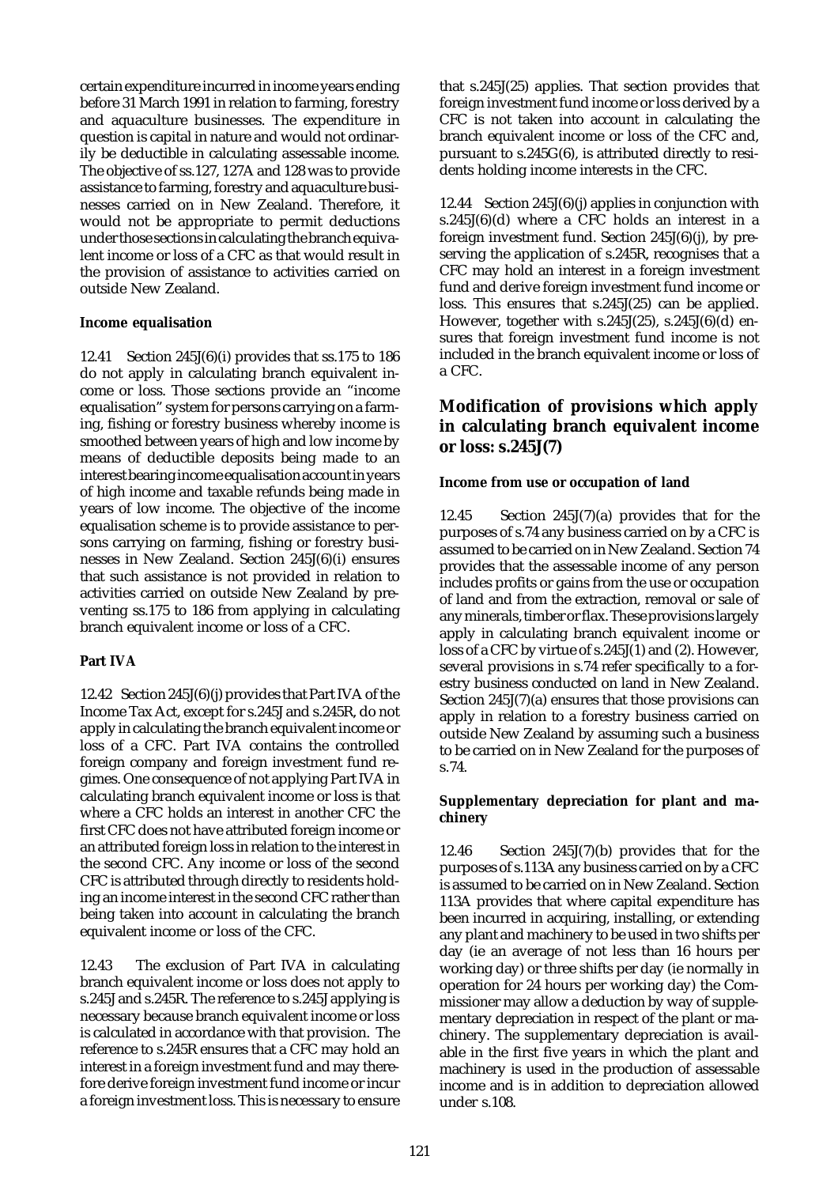certain expenditure incurred in income years ending before 31 March 1991 in relation to farming, forestry and aquaculture businesses. The expenditure in question is capital in nature and would not ordinarily be deductible in calculating assessable income. The objective of ss.127, 127A and 128 was to provide assistance to farming, forestry and aquaculture businesses carried on in New Zealand. Therefore, it would not be appropriate to permit deductions under those sections in calculating the branch equivalent income or loss of a CFC as that would result in the provision of assistance to activities carried on outside New Zealand.

**Income equalisation**

12.41 Section 245J(6)(i) provides that ss.175 to 186 do not apply in calculating branch equivalent income or loss. Those sections provide an "income equalisation" system for persons carrying on a farming, fishing or forestry business whereby income is smoothed between years of high and low income by means of deductible deposits being made to an interest bearing income equalisation account in years of high income and taxable refunds being made in years of low income. The objective of the income equalisation scheme is to provide assistance to persons carrying on farming, fishing or forestry businesses in New Zealand. Section 245J(6)(i) ensures that such assistance is not provided in relation to activities carried on outside New Zealand by preventing ss.175 to 186 from applying in calculating branch equivalent income or loss of a CFC.

**Part IVA**

12.42 Section 245J(6)(j) provides that Part IVA of the Income Tax Act, except for s.245J and s.245R, do not apply in calculating the branch equivalent income or loss of a CFC. Part IVA contains the controlled foreign company and foreign investment fund regimes. One consequence of not applying Part IVA in calculating branch equivalent income or loss is that where a CFC holds an interest in another CFC the first CFC does not have attributed foreign income or an attributed foreign loss in relation to the interest in the second CFC. Any income or loss of the second CFC is attributed through directly to residents holding an income interest in the second CFC rather than being taken into account in calculating the branch equivalent income or loss of the CFC.

12.43 The exclusion of Part IVA in calculating branch equivalent income or loss does not apply to s.245J and s.245R. The reference to s.245J applying is necessary because branch equivalent income or loss is calculated in accordance with that provision. The reference to s.245R ensures that a CFC may hold an interest in a foreign investment fund and may therefore derive foreign investment fund income or incur a foreign investment loss. This is necessary to ensure that s.245J(25) applies. That section provides that foreign investment fund income or loss derived by a CFC is not taken into account in calculating the branch equivalent income or loss of the CFC and, pursuant to s.245G(6), is attributed directly to residents holding income interests in the CFC.

12.44 Section 245J(6)(j) applies in conjunction with s.245J(6)(d) where a CFC holds an interest in a foreign investment fund. Section 245J(6)(j), by preserving the application of s.245R, recognises that a CFC may hold an interest in a foreign investment fund and derive foreign investment fund income or loss. This ensures that s.245J(25) can be applied. However, together with s.245J(25), s.245J(6)(d) ensures that foreign investment fund income is not included in the branch equivalent income or loss of a CFC.

## Modification of provisions which apply in calculating branch equivalent income or loss: s.245J(7)

**Income from use or occupation of land**

12.45 Section 245J(7)(a) provides that for the purposes of s.74 any business carried on by a CFC is assumed to be carried on in New Zealand. Section 74 provides that the assessable income of any person includes profits or gains from the use or occupation of land and from the extraction, removal or sale of any minerals, timber or flax. These provisions largely apply in calculating branch equivalent income or loss of a CFC by virtue of s.245J(1) and (2). However, several provisions in s.74 refer specifically to a forestry business conducted on land in New Zealand. Section 245J(7)(a) ensures that those provisions can apply in relation to a forestry business carried on outside New Zealand by assuming such a business to be carried on in New Zealand for the purposes of s.74.

**Supplementary depreciation for plant and machinery**

12.46 Section 245J(7)(b) provides that for the purposes of s.113A any business carried on by a CFC is assumed to be carried on in New Zealand. Section 113A provides that where capital expenditure has been incurred in acquiring, installing, or extending any plant and machinery to be used in two shifts per day (ie an average of not less than 16 hours per working day) or three shifts per day (ie normally in operation for 24 hours per working day) the Commissioner may allow a deduction by way of supplementary depreciation in respect of the plant or machinery. The supplementary depreciation is available in the first five years in which the plant and machinery is used in the production of assessable income and is in addition to depreciation allowed under s.108.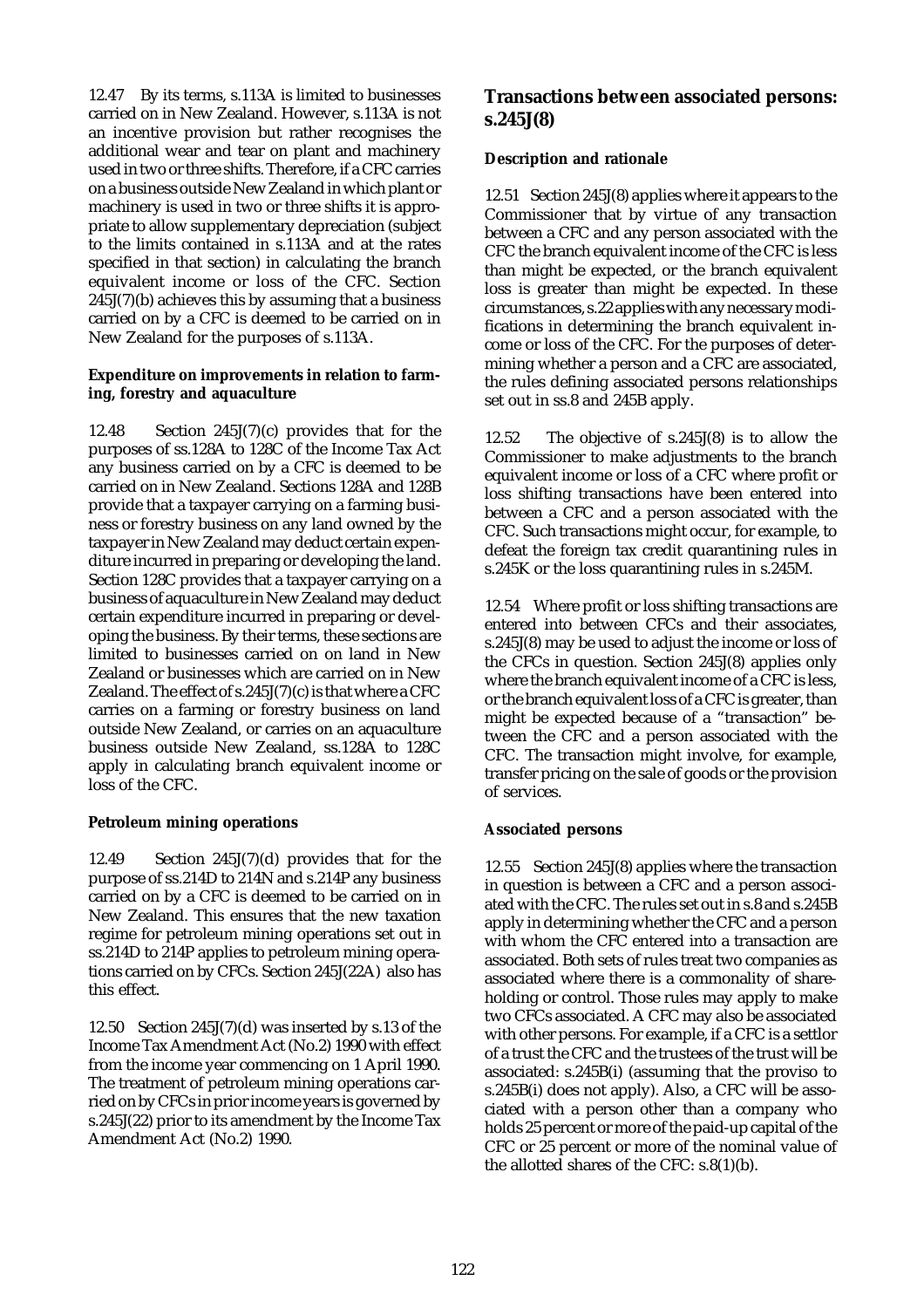12.47 By its terms, s.113A is limited to businesses carried on in New Zealand. However, s.113A is not an incentive provision but rather recognises the additional wear and tear on plant and machinery used in two or three shifts. Therefore, if a CFC carries on a business outside New Zealand in which plant or machinery is used in two or three shifts it is appropriate to allow supplementary depreciation (subject to the limits contained in s.113A and at the rates specified in that section) in calculating the branch equivalent income or loss of the CFC. Section 245J(7)(b) achieves this by assuming that a business carried on by a CFC is deemed to be carried on in New Zealand for the purposes of s.113A.

#### Expenditure on improvements in relation to farming, forestry and aquaculture

12.48 Section 245J(7)(c) provides that for the purposes of ss.128A to 128C of the Income Tax Act any business carried on by a CFC is deemed to be carried on in New Zealand. Sections 128A and 128B provide that a taxpayer carrying on a farming business or forestry business on any land owned by the taxpayer in New Zealand may deduct certain expenditure incurred in preparing or developing the land. Section 128C provides that a taxpayer carrying on a business of aquaculture in New Zealand may deduct certain expenditure incurred in preparing or developing the business. By their terms, these sections are limited to businesses carried on on land in New Zealand or businesses which are carried on in New Zealand. The effect of s.245J(7)(c) is that where a CFC carries on a farming or forestry business on land outside New Zealand, or carries on an aquaculture business outside New Zealand, ss.128A to 128C apply in calculating branch equivalent income or loss of the CFC.

#### Petroleum mining operations

12.49 Section 245J(7)(d) provides that for the purpose of ss.214D to 214N and s.214P any business carried on by a CFC is deemed to be carried on in New Zealand. This ensures that the new taxation regime for petroleum mining operations set out in ss.214D to 214P applies to petroleum mining operations carried on by CFCs. Section 245J(22A) also has this effect.

12.50 Section 245J(7)(d) was inserted by s.13 of the Income Tax Amendment Act (No.2) 1990 with effect from the income year commencing on 1 April 1990. The treatment of petroleum mining operations carried on by CFCs in prior income years is governed by s.245J(22) prior to its amendment by the Income Tax Amendment Act (No.2) 1990.

### Transactions between associated persons: s.245J(8)

#### Description and rationale

12.51 Section 245J(8) applies where it appears to the Commissioner that by virtue of any transaction between a CFC and any person associated with the CFC the branch equivalent income of the CFC is less than might be expected, or the branch equivalent loss is greater than might be expected. In these circumstances, s.22 applies with any necessary modifications in determining the branch equivalent income or loss of the CFC. For the purposes of determining whether a person and a CFC are associated, the rules defining associated persons relationships set out in ss.8 and 245B apply.

12.52 The objective of s.245J(8) is to allow the Commissioner to make adjustments to the branch equivalent income or loss of a CFC where profit or loss shifting transactions have been entered into between a CFC and a person associated with the CFC. Such transactions might occur, for example, to defeat the foreign tax credit quarantining rules in s.245K or the loss quarantining rules in s.245M.

12.54 Where profit or loss shifting transactions are entered into between CFCs and their associates, s.245J(8) may be used to adjust the income or loss of the CFCs in question. Section 245J(8) applies only where the branch equivalent income of a CFC is less, or the branch equivalent loss of a CFC is greater, than might be expected because of a "transaction" between the CFC and a person associated with the CFC. The transaction might involve, for example, transfer pricing on the sale of goods or the provision of services.

#### Associated persons

12.55 Section 245J(8) applies where the transaction in question is between a CFC and a person associated with the CFC. The rules set out in s.8 and s.245B apply in determining whether the CFC and a person with whom the CFC entered into a transaction are associated. Both sets of rules treat two companies as associated where there is a commonality of shareholding or control. Those rules may apply to make two CFCs associated. A CFC may also be associated with other persons. For example, if a CFC is a settlor of a trust the CFC and the trustees of the trust will be associated: s.245B(i) (assuming that the proviso to s.245B(i) does not apply). Also, a CFC will be associated with a person other than a company who holds 25 percent or more of the paid-up capital of the CFC or 25 percent or more of the nominal value of the allotted shares of the CFC: s.8(1)(b).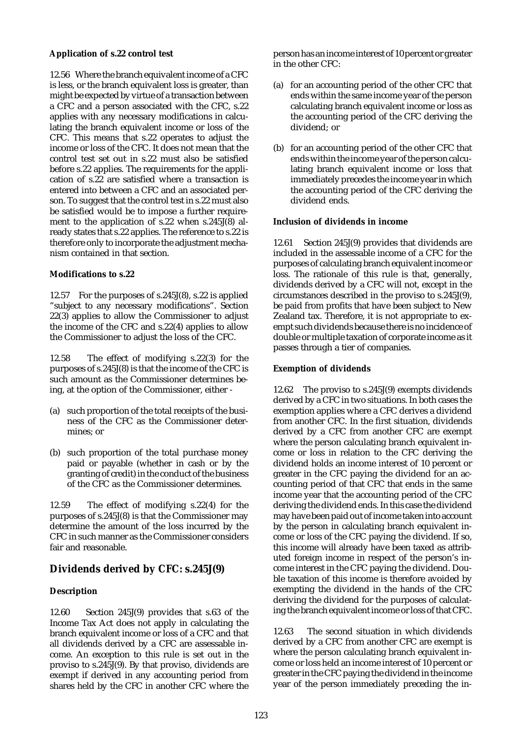**Application of s.22 control test**

12.56 Where the branch equivalent income of a CFC is less, or the branch equivalent loss is greater, than might be expected by virtue of a transaction between a CFC and a person associated with the CFC, s.22 applies with any necessary modifications in calculating the branch equivalent income or loss of the CFC. This means that s.22 operates to adjust the income or loss of the CFC. It does not mean that the control test set out in s.22 must also be satisfied before s.22 applies. The requirements for the application of s.22 are satisfied where a transaction is entered into between a CFC and an associated person. To suggest that the control test in s.22 must also be satisfied would be to impose a further requirement to the application of s.22 when s.245J(8) already states that s.22 applies. The reference to s.22 is therefore only to incorporate the adjustment mechanism contained in that section.

**Modifications to s.22**

12.57 For the purposes of s.245J(8), s.22 is applied "subject to any necessary modifications". Section 22(3) applies to allow the Commissioner to adjust the income of the CFC and s.22(4) applies to allow the Commissioner to adjust the loss of the CFC.

12.58 The effect of modifying s.22(3) for the purposes of s.245J(8) is that the income of the CFC is such amount as the Commissioner determines being, at the option of the Commissioner, either -

(a) such proportion of the total receipts of the business of the CFC as the Commissioner determines; or

(b) such proportion of the total purchase money paid or payable (whether in cash or by the granting of credit) in the conduct of the business of the CFC as the Commissioner determines.

12.59 The effect of modifying s.22(4) for the purposes of s.245J(8) is that the Commissioner may determine the amount of the loss incurred by the CFC in such manner as the Commissioner considers fair and reasonable.

## Dividends derived by CFC: s.245J(9)

**Description**

12.60 Section 245J(9) provides that s.63 of the Income Tax Act does not apply in calculating the branch equivalent income or loss of a CFC and that all dividends derived by a CFC are assessable income. An exception to this rule is set out in the proviso to s.245J(9). By that proviso, dividends are exempt if derived in any accounting period from shares held by the CFC in another CFC where the person has an income interest of 10 percent or greater in the other CFC:

(a) for an accounting period of the other CFC that ends within the same income year of the person calculating branch equivalent income or loss as the accounting period of the CFC deriving the dividend; or

(b) for an accounting period of the other CFC that ends within the income year of the person calculating branch equivalent income or loss that immediately precedes the income year in which the accounting period of the CFC deriving the dividend ends.

**Inclusion of dividends in income**

12.61 Section 245J(9) provides that dividends are included in the assessable income of a CFC for the purposes of calculating branch equivalent income or loss. The rationale of this rule is that, generally, dividends derived by a CFC will not, except in the circumstances described in the proviso to s.245J(9), be paid from profits that have been subject to New Zealand tax. Therefore, it is not appropriate to exempt such dividends because there is no incidence of double or multiple taxation of corporate income as it passes through a tier of companies.

**Exemption of dividends**

12.62 The proviso to s.245J(9) exempts dividends derived by a CFC in two situations. In both cases the exemption applies where a CFC derives a dividend from another CFC. In the first situation, dividends derived by a CFC from another CFC are exempt where the person calculating branch equivalent income or loss in relation to the CFC deriving the dividend holds an income interest of 10 percent or greater in the CFC paying the dividend for an accounting period of that CFC that ends in the same income year that the accounting period of the CFC deriving the dividend ends. In this case the dividend may have been paid out of income taken into account by the person in calculating branch equivalent income or loss of the CFC paying the dividend. If so, this income will already have been taxed as attributed foreign income in respect of the person's income interest in the CFC paying the dividend. Double taxation of this income is therefore avoided by exempting the dividend in the hands of the CFC deriving the dividend for the purposes of calculating the branch equivalent income or loss of that CFC.

12.63 The second situation in which dividends derived by a CFC from another CFC are exempt is where the person calculating branch equivalent income or loss held an income interest of 10 percent or greater in the CFC paying the dividend in the income year of the person immediately preceding the in-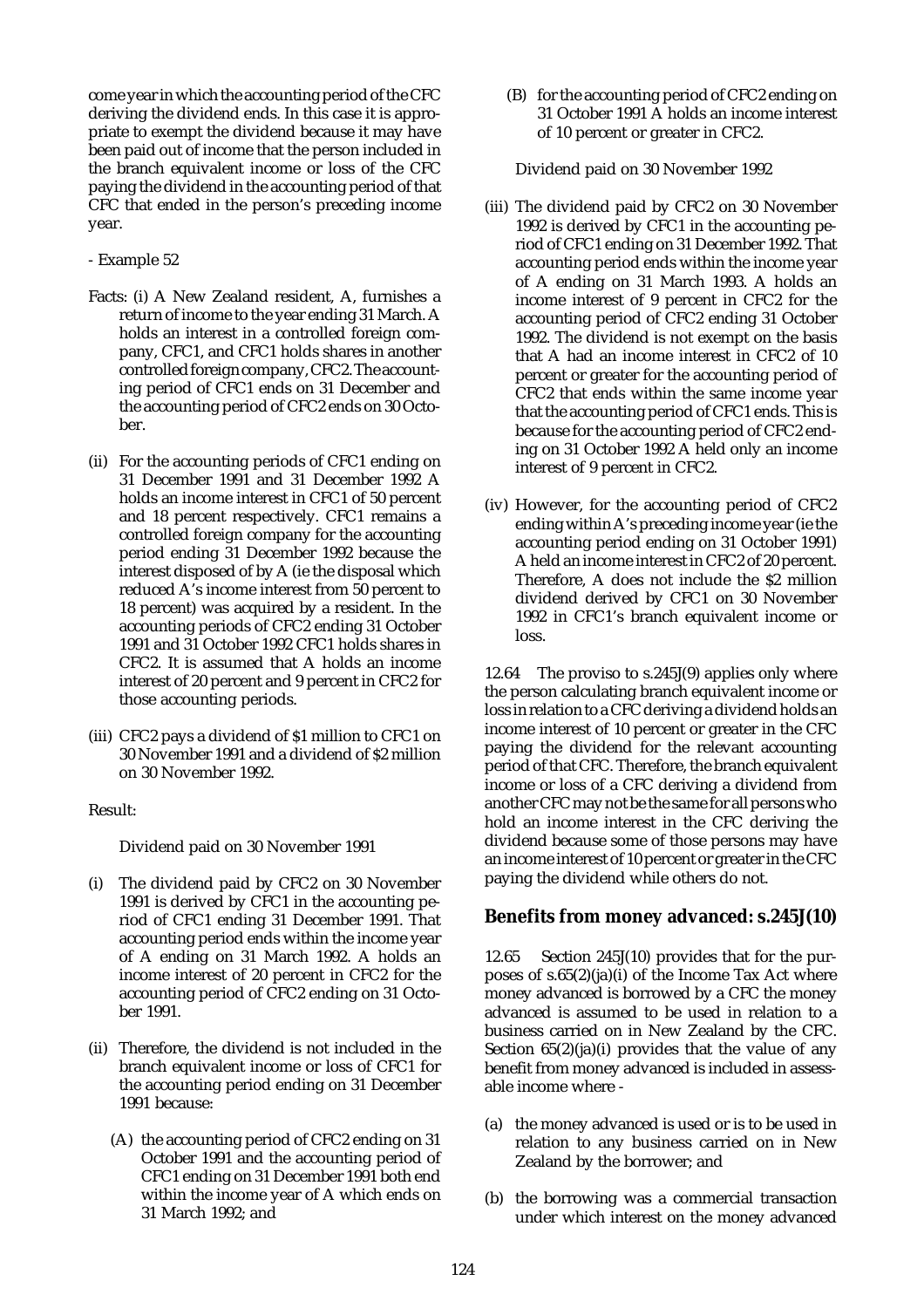come year in which the accounting period of the CFC deriving the dividend ends. In this case it is appropriate to exempt the dividend because it may have been paid out of income that the person included in the branch equivalent income or loss of the CFC paying the dividend in the accounting period of that CFC that ended in the person's preceding income year.

- Example 52

Facts: (i) A New Zealand resident, A, furnishes a return of income to the year ending 31 March. A holds an interest in a controlled foreign company, CFC1, and CFC1 holds shares in another controlled foreign company, CFC2. The accounting period of CFC1 ends on 31 December and the accounting period of CFC2 ends on 30 October.

(ii) For the accounting periods of CFC1 ending on 31 December 1991 and 31 December 1992 A holds an income interest in CFC1 of 50 percent and 18 percent respectively. CFC1 remains a controlled foreign company for the accounting period ending 31 December 1992 because the interest disposed of by A (ie the disposal which reduced A's income interest from 50 percent to 18 percent) was acquired by a resident. In the accounting periods of CFC2 ending 31 October 1991 and 31 October 1992 CFC1 holds shares in CFC2. It is assumed that A holds an income interest of 20 percent and 9 percent in CFC2 for those accounting periods.

(iii) CFC2 pays a dividend of $1 million to CFC1 on 30 November 1991 and a dividend of $2 million on 30 November 1992.

Result:

Dividend paid on 30 November 1991

(i) The dividend paid by CFC2 on 30 November 1991 is derived by CFC1 in the accounting period of CFC1 ending 31 December 1991. That accounting period ends within the income year of A ending on 31 March 1992. A holds an income interest of 20 percent in CFC2 for the accounting period of CFC2 ending on 31 October 1991.

(ii) Therefore, the dividend is not included in the branch equivalent income or loss of CFC1 for the accounting period ending on 31 December 1991 because:

(A) the accounting period of CFC2 ending on 31 October 1991 and the accounting period of CFC1 ending on 31 December 1991 both end within the income year of A which ends on 31 March 1992; and

(B) for the accounting period of CFC2 ending on 31 October 1991 A holds an income interest of 10 percent or greater in CFC2.

Dividend paid on 30 November 1992

(iii) The dividend paid by CFC2 on 30 November 1992 is derived by CFC1 in the accounting period of CFC1 ending on 31 December 1992. That accounting period ends within the income year of A ending on 31 March 1993. A holds an income interest of 9 percent in CFC2 for the accounting period of CFC2 ending 31 October 1992. The dividend is not exempt on the basis that A had an income interest in CFC2 of 10 percent or greater for the accounting period of CFC2 that ends within the same income year that the accounting period of CFC1 ends. This is because for the accounting period of CFC2 ending on 31 October 1992 A held only an income interest of 9 percent in CFC2.

(iv) However, for the accounting period of CFC2 ending within A's preceding income year (ie the accounting period ending on 31 October 1991) A held an income interest in CFC2 of 20 percent. Therefore, A does not include the $2 million dividend derived by CFC1 on 30 November 1992 in CFC1's branch equivalent income or loss.

12.64 The proviso to s.245J(9) applies only where the person calculating branch equivalent income or loss in relation to a CFC deriving a dividend holds an income interest of 10 percent or greater in the CFC paying the dividend for the relevant accounting period of that CFC. Therefore, the branch equivalent income or loss of a CFC deriving a dividend from another CFC may not be the same for all persons who hold an income interest in the CFC deriving the dividend because some of those persons may have an income interest of 10 percent or greater in the CFC paying the dividend while others do not.

## Benefits from money advanced: s.245J(10)

12.65 Section 245J(10) provides that for the purposes of s.65(2)(ja)(i) of the Income Tax Act where money advanced is borrowed by a CFC the money advanced is assumed to be used in relation to a business carried on in New Zealand by the CFC. Section 65(2)(ja)(i) provides that the value of any benefit from money advanced is included in assessable income where -

(a) the money advanced is used or is to be used in relation to any business carried on in New Zealand by the borrower; and

(b) the borrowing was a commercial transaction under which interest on the money advanced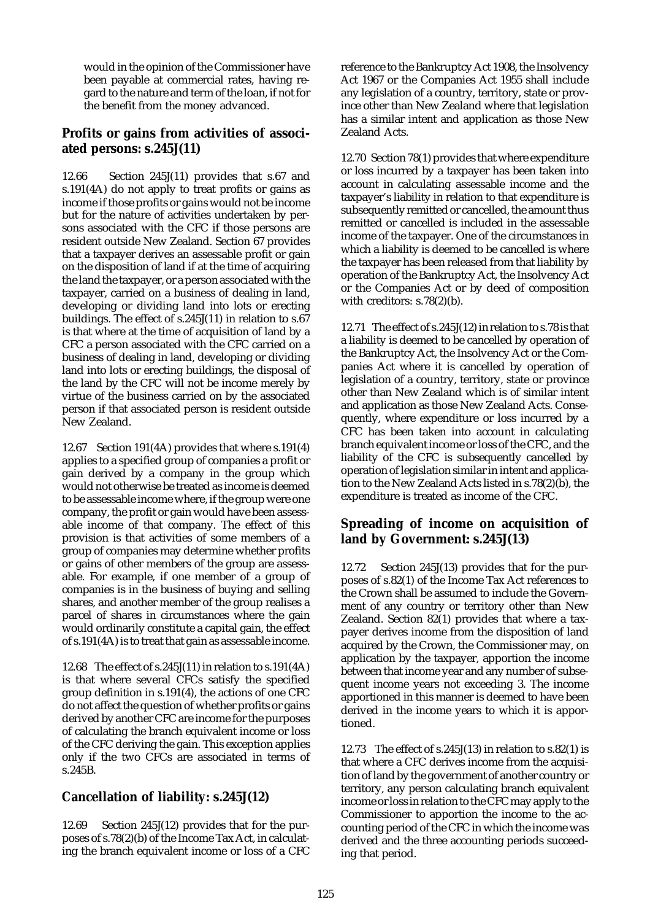would in the opinion of the Commissioner have been payable at commercial rates, having regard to the nature and term of the loan, if not for the benefit from the money advanced.

### Profits or gains from activities of associated persons: s.245J(11)

12.66 Section 245J(11) provides that s.67 and s.191(4A) do not apply to treat profits or gains as income if those profits or gains would not be income but for the nature of activities undertaken by persons associated with the CFC if those persons are resident outside New Zealand. Section 67 provides that a taxpayer derives an assessable profit or gain on the disposition of land if at the time of acquiring the land the taxpayer, or a person associated with the taxpayer, carried on a business of dealing in land, developing or dividing land into lots or erecting buildings. The effect of s.245J(11) in relation to s.67 is that where at the time of acquisition of land by a CFC a person associated with the CFC carried on a business of dealing in land, developing or dividing land into lots or erecting buildings, the disposal of the land by the CFC will not be income merely by virtue of the business carried on by the associated person if that associated person is resident outside New Zealand.

12.67 Section 191(4A) provides that where s.191(4) applies to a specified group of companies a profit or gain derived by a company in the group which would not otherwise be treated as income is deemed to be assessable income where, if the group were one company, the profit or gain would have been assessable income of that company. The effect of this provision is that activities of some members of a group of companies may determine whether profits or gains of other members of the group are assessable. For example, if one member of a group of companies is in the business of buying and selling shares, and another member of the group realises a parcel of shares in circumstances where the gain would ordinarily constitute a capital gain, the effect of s.191(4A) is to treat that gain as assessable income.

12.68 The effect of s.245J(11) in relation to s.191(4A) is that where several CFCs satisfy the specified group definition in s.191(4), the actions of one CFC do not affect the question of whether profits or gains derived by another CFC are income for the purposes of calculating the branch equivalent income or loss of the CFC deriving the gain. This exception applies only if the two CFCs are associated in terms of s.245B.

### Cancellation of liability: s.245J(12)

12.69 Section 245J(12) provides that for the purposes of s.78(2)(b) of the Income Tax Act, in calculating the branch equivalent income or loss of a CFC reference to the Bankruptcy Act 1908, the Insolvency Act 1967 or the Companies Act 1955 shall include any legislation of a country, territory, state or province other than New Zealand where that legislation has a similar intent and application as those New Zealand Acts.

12.70 Section 78(1) provides that where expenditure or loss incurred by a taxpayer has been taken into account in calculating assessable income and the taxpayer's liability in relation to that expenditure is subsequently remitted or cancelled, the amount thus remitted or cancelled is included in the assessable income of the taxpayer. One of the circumstances in which a liability is deemed to be cancelled is where the taxpayer has been released from that liability by operation of the Bankruptcy Act, the Insolvency Act or the Companies Act or by deed of composition with creditors: s.78(2)(b).

12.71 The effect of s.245J(12) in relation to s.78 is that a liability is deemed to be cancelled by operation of the Bankruptcy Act, the Insolvency Act or the Companies Act where it is cancelled by operation of legislation of a country, territory, state or province other than New Zealand which is of similar intent and application as those New Zealand Acts. Consequently, where expenditure or loss incurred by a CFC has been taken into account in calculating branch equivalent income or loss of the CFC, and the liability of the CFC is subsequently cancelled by operation of legislation similar in intent and application to the New Zealand Acts listed in s.78(2)(b), the expenditure is treated as income of the CFC.

### Spreading of income on acquisition of land by Government: s.245J(13)

12.72 Section 245J(13) provides that for the purposes of s.82(1) of the Income Tax Act references to the Crown shall be assumed to include the Government of any country or territory other than New Zealand. Section 82(1) provides that where a taxpayer derives income from the disposition of land acquired by the Crown, the Commissioner may, on application by the taxpayer, apportion the income between that income year and any number of subsequent income years not exceeding 3. The income apportioned in this manner is deemed to have been derived in the income years to which it is apportioned.

12.73 The effect of s.245J(13) in relation to s.82(1) is that where a CFC derives income from the acquisition of land by the government of another country or territory, any person calculating branch equivalent income or loss in relation to the CFC may apply to the Commissioner to apportion the income to the accounting period of the CFC in which the income was derived and the three accounting periods succeeding that period.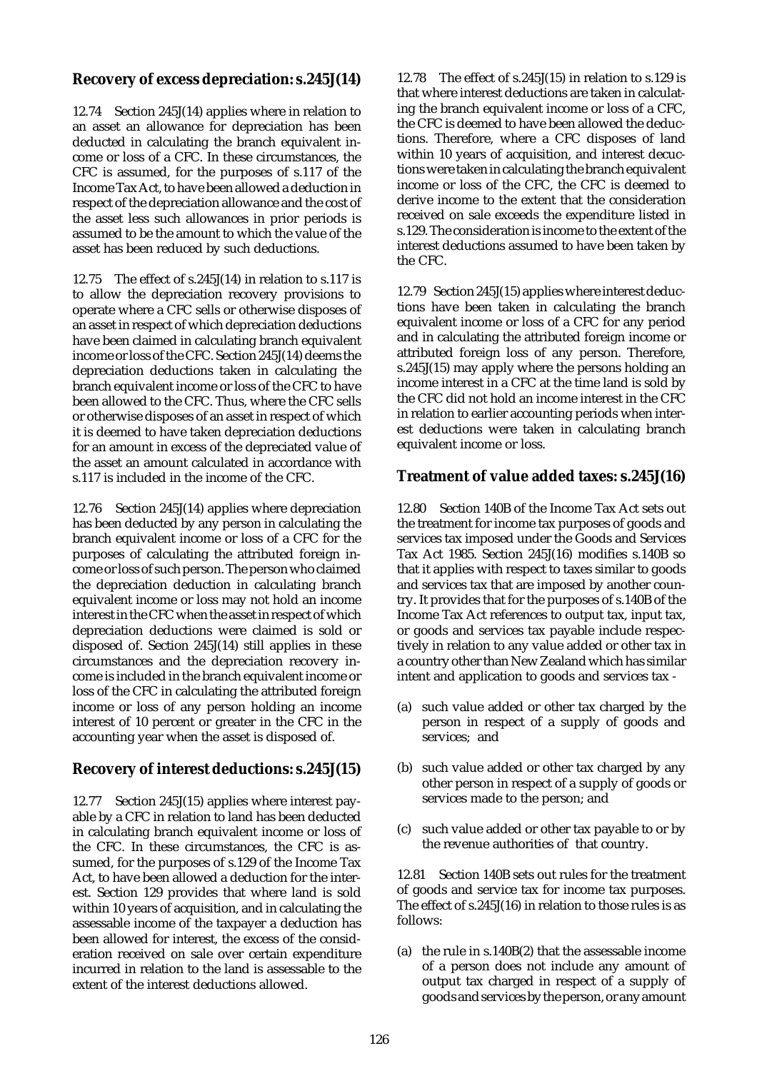## Recovery of excess depreciation: s.245J(14)

12.74 Section 245J(14) applies where in relation to an asset an allowance for depreciation has been deducted in calculating the branch equivalent income or loss of a CFC. In these circumstances, the CFC is assumed, for the purposes of s.117 of the Income Tax Act, to have been allowed a deduction in respect of the depreciation allowance and the cost of the asset less such allowances in prior periods is assumed to be the amount to which the value of the asset has been reduced by such deductions.

12.75 The effect of s.245J(14) in relation to s.117 is to allow the depreciation recovery provisions to operate where a CFC sells or otherwise disposes of an asset in respect of which depreciation deductions have been claimed in calculating branch equivalent income or loss of the CFC. Section 245J(14) deems the depreciation deductions taken in calculating the branch equivalent income or loss of the CFC to have been allowed to the CFC. Thus, where the CFC sells or otherwise disposes of an asset in respect of which it is deemed to have taken depreciation deductions for an amount in excess of the depreciated value of the asset an amount calculated in accordance with s.117 is included in the income of the CFC.

12.76 Section 245J(14) applies where depreciation has been deducted by any person in calculating the branch equivalent income or loss of a CFC for the purposes of calculating the attributed foreign income or loss of such person. The person who claimed the depreciation deduction in calculating branch equivalent income or loss may not hold an income interest in the CFC when the asset in respect of which depreciation deductions were claimed is sold or disposed of. Section 245J(14) still applies in these circumstances and the depreciation recovery income is included in the branch equivalent income or loss of the CFC in calculating the attributed foreign income or loss of any person holding an income interest of 10 percent or greater in the CFC in the accounting year when the asset is disposed of.

## Recovery of interest deductions: s.245J(15)

12.77 Section 245J(15) applies where interest payable by a CFC in relation to land has been deducted in calculating branch equivalent income or loss of the CFC. In these circumstances, the CFC is assumed, for the purposes of s.129 of the Income Tax Act, to have been allowed a deduction for the interest. Section 129 provides that where land is sold within 10 years of acquisition, and in calculating the assessable income of the taxpayer a deduction has been allowed for interest, the excess of the consideration received on sale over certain expenditure incurred in relation to the land is assessable to the extent of the interest deductions allowed.

12.78 The effect of s.245J(15) in relation to s.129 is that where interest deductions are taken in calculating the branch equivalent income or loss of a CFC, the CFC is deemed to have been allowed the deductions. Therefore, where a CFC disposes of land within 10 years of acquisition, and interest decuctions were taken in calculating the branch equivalent income or loss of the CFC, the CFC is deemed to derive income to the extent that the consideration received on sale exceeds the expenditure listed in s.129. The consideration is income to the extent of the interest deductions assumed to have been taken by the CFC.

12.79 Section 245J(15) applies where interest deductions have been taken in calculating the branch equivalent income or loss of a CFC for any period and in calculating the attributed foreign income or attributed foreign loss of any person. Therefore, s.245J(15) may apply where the persons holding an income interest in a CFC at the time land is sold by the CFC did not hold an income interest in the CFC in relation to earlier accounting periods when interest deductions were taken in calculating branch equivalent income or loss.

## Treatment of value added taxes: s.245J(16)

12.80 Section 140B of the Income Tax Act sets out the treatment for income tax purposes of goods and services tax imposed under the Goods and Services Tax Act 1985. Section 245J(16) modifies s.140B so that it applies with respect to taxes similar to goods and services tax that are imposed by another country. It provides that for the purposes of s.140B of the Income Tax Act references to output tax, input tax, or goods and services tax payable include respectively in relation to any value added or other tax in a country other than New Zealand which has similar intent and application to goods and services tax -

(a) such value added or other tax charged by the person in respect of a supply of goods and services; and

(b) such value added or other tax charged by any other person in respect of a supply of goods or services made to the person; and

(c) such value added or other tax payable to or by the revenue authorities of that country.

12.81 Section 140B sets out rules for the treatment of goods and service tax for income tax purposes. The effect of s.245J(16) in relation to those rules is as follows:

(a) the rule in s.140B(2) that the assessable income of a person does not include any amount of output tax charged in respect of a supply of goods and services by the person, or any amount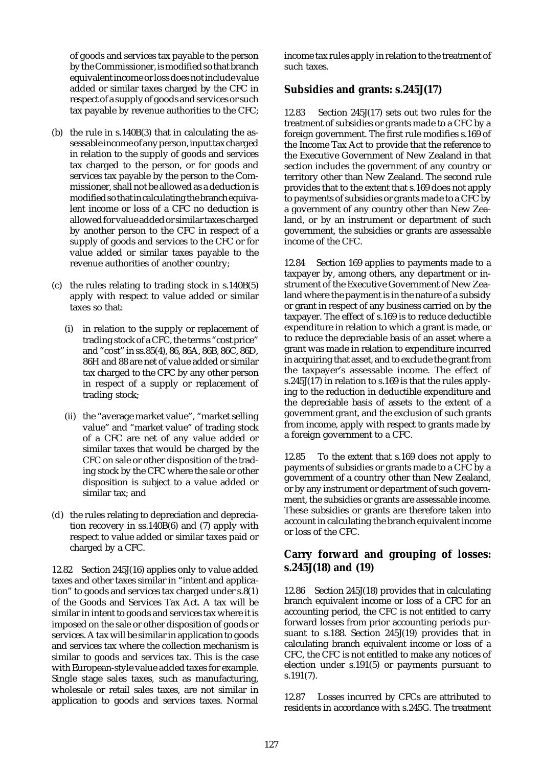of goods and services tax payable to the person by the Commissioner, is modified so that branch equivalent income or loss does not include value added or similar taxes charged by the CFC in respect of a supply of goods and services or such tax payable by revenue authorities to the CFC;

(b) the rule in s.140B(3) that in calculating the assessable income of any person, input tax charged in relation to the supply of goods and services tax charged to the person, or for goods and services tax payable by the person to the Commissioner, shall not be allowed as a deduction is modified so that in calculating the branch equivalent income or loss of a CFC no deduction is allowed for value added or similar taxes charged by another person to the CFC in respect of a supply of goods and services to the CFC or for value added or similar taxes payable to the revenue authorities of another country;

(c) the rules relating to trading stock in s.140B(5) apply with respect to value added or similar taxes so that:

  (i) in relation to the supply or replacement of trading stock of a CFC, the terms "cost price" and "cost" in ss.85(4), 86, 86A, 86B, 86C, 86D, 86H and 88 are net of value added or similar tax charged to the CFC by any other person in respect of a supply or replacement of trading stock;

  (ii) the "average market value", "market selling value" and "market value" of trading stock of a CFC are net of any value added or similar taxes that would be charged by the CFC on sale or other disposition of the trading stock by the CFC where the sale or other disposition is subject to a value added or similar tax; and

(d) the rules relating to depreciation and depreciation recovery in ss.140B(6) and (7) apply with respect to value added or similar taxes paid or charged by a CFC.

12.82 Section 245J(16) applies only to value added taxes and other taxes similar in "intent and application" to goods and services tax charged under s.8(1) of the Goods and Services Tax Act. A tax will be similar in intent to goods and services tax where it is imposed on the sale or other disposition of goods or services. A tax will be similar in application to goods and services tax where the collection mechanism is similar to goods and services tax. This is the case with European-style value added taxes for example. Single stage sales taxes, such as manufacturing, wholesale or retail sales taxes, are not similar in application to goods and services taxes. Normal income tax rules apply in relation to the treatment of such taxes.

## Subsidies and grants: s.245J(17)

12.83 Section 245J(17) sets out two rules for the treatment of subsidies or grants made to a CFC by a foreign government. The first rule modifies s.169 of the Income Tax Act to provide that the reference to the Executive Government of New Zealand in that section includes the government of any country or territory other than New Zealand. The second rule provides that to the extent that s.169 does not apply to payments of subsidies or grants made to a CFC by a government of any country other than New Zealand, or by an instrument or department of such government, the subsidies or grants are assessable income of the CFC.

12.84 Section 169 applies to payments made to a taxpayer by, among others, any department or instrument of the Executive Government of New Zealand where the payment is in the nature of a subsidy or grant in respect of any business carried on by the taxpayer. The effect of s.169 is to reduce deductible expenditure in relation to which a grant is made, or to reduce the depreciable basis of an asset where a grant was made in relation to expenditure incurred in acquiring that asset, and to exclude the grant from the taxpayer's assessable income. The effect of s.245J(17) in relation to s.169 is that the rules applying to the reduction in deductible expenditure and the depreciable basis of assets to the extent of a government grant, and the exclusion of such grants from income, apply with respect to grants made by a foreign government to a CFC.

12.85 To the extent that s.169 does not apply to payments of subsidies or grants made to a CFC by a government of a country other than New Zealand, or by any instrument or department of such government, the subsidies or grants are assessable income. These subsidies or grants are therefore taken into account in calculating the branch equivalent income or loss of the CFC.

## Carry forward and grouping of losses: s.245J(18) and (19)

12.86 Section 245J(18) provides that in calculating branch equivalent income or loss of a CFC for an accounting period, the CFC is not entitled to carry forward losses from prior accounting periods pursuant to s.188. Section 245J(19) provides that in calculating branch equivalent income or loss of a CFC, the CFC is not entitled to make any notices of election under s.191(5) or payments pursuant to s.191(7).

12.87 Losses incurred by CFCs are attributed to residents in accordance with s.245G. The treatment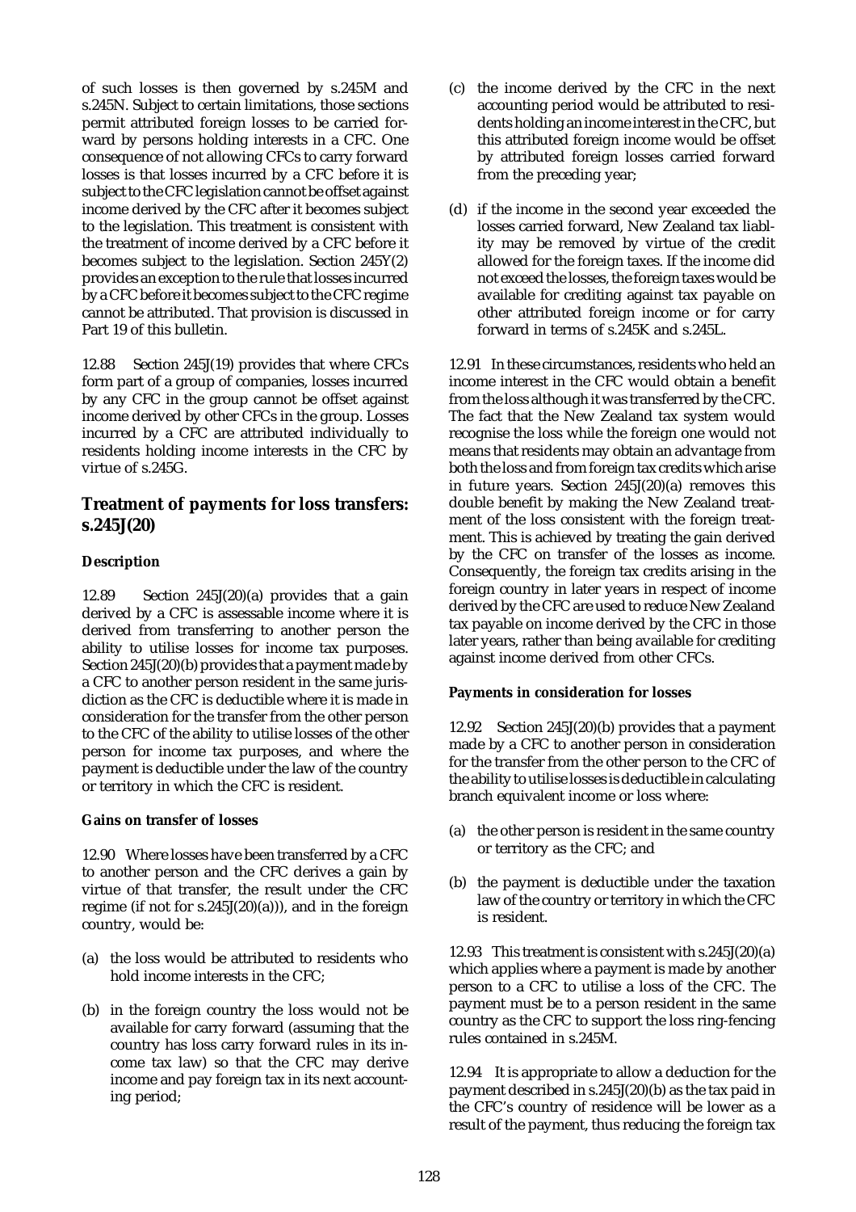of such losses is then governed by s.245M and s.245N. Subject to certain limitations, those sections permit attributed foreign losses to be carried forward by persons holding interests in a CFC. One consequence of not allowing CFCs to carry forward losses is that losses incurred by a CFC before it is subject to the CFC legislation cannot be offset against income derived by the CFC after it becomes subject to the legislation. This treatment is consistent with the treatment of income derived by a CFC before it becomes subject to the legislation. Section 245Y(2) provides an exception to the rule that losses incurred by a CFC before it becomes subject to the CFC regime cannot be attributed. That provision is discussed in Part 19 of this bulletin.

12.88 Section 245J(19) provides that where CFCs form part of a group of companies, losses incurred by any CFC in the group cannot be offset against income derived by other CFCs in the group. Losses incurred by a CFC are attributed individually to residents holding income interests in the CFC by virtue of s.245G.

## Treatment of payments for loss transfers: s.245J(20)

### Description

12.89 Section 245J(20)(a) provides that a gain derived by a CFC is assessable income where it is derived from transferring to another person the ability to utilise losses for income tax purposes. Section 245J(20)(b) provides that a payment made by a CFC to another person resident in the same jurisdiction as the CFC is deductible where it is made in consideration for the transfer from the other person to the CFC of the ability to utilise losses of the other person for income tax purposes, and where the payment is deductible under the law of the country or territory in which the CFC is resident.

### Gains on transfer of losses

12.90 Where losses have been transferred by a CFC to another person and the CFC derives a gain by virtue of that transfer, the result under the CFC regime (if not for s.245J(20)(a))), and in the foreign country, would be:

(a) the loss would be attributed to residents who hold income interests in the CFC;

(b) in the foreign country the loss would not be available for carry forward (assuming that the country has loss carry forward rules in its income tax law) so that the CFC may derive income and pay foreign tax in its next accounting period;

(c) the income derived by the CFC in the next accounting period would be attributed to residents holding an income interest in the CFC, but this attributed foreign income would be offset by attributed foreign losses carried forward from the preceding year;

(d) if the income in the second year exceeded the losses carried forward, New Zealand tax liablity may be removed by virtue of the credit allowed for the foreign taxes. If the income did not exceed the losses, the foreign taxes would be available for crediting against tax payable on other attributed foreign income or for carry forward in terms of s.245K and s.245L.

12.91 In these circumstances, residents who held an income interest in the CFC would obtain a benefit from the loss although it was transferred by the CFC. The fact that the New Zealand tax system would recognise the loss while the foreign one would not means that residents may obtain an advantage from both the loss and from foreign tax credits which arise in future years. Section 245J(20)(a) removes this double benefit by making the New Zealand treatment of the loss consistent with the foreign treatment. This is achieved by treating the gain derived by the CFC on transfer of the losses as income. Consequently, the foreign tax credits arising in the foreign country in later years in respect of income derived by the CFC are used to reduce New Zealand tax payable on income derived by the CFC in those later years, rather than being available for crediting against income derived from other CFCs.

### Payments in consideration for losses

12.92 Section 245J(20)(b) provides that a payment made by a CFC to another person in consideration for the transfer from the other person to the CFC of the ability to utilise losses is deductible in calculating branch equivalent income or loss where:

(a) the other person is resident in the same country or territory as the CFC; and

(b) the payment is deductible under the taxation law of the country or territory in which the CFC is resident.

12.93 This treatment is consistent with s.245J(20)(a) which applies where a payment is made by another person to a CFC to utilise a loss of the CFC. The payment must be to a person resident in the same country as the CFC to support the loss ring-fencing rules contained in s.245M.

12.94 It is appropriate to allow a deduction for the payment described in s.245J(20)(b) as the tax paid in the CFC's country of residence will be lower as a result of the payment, thus reducing the foreign tax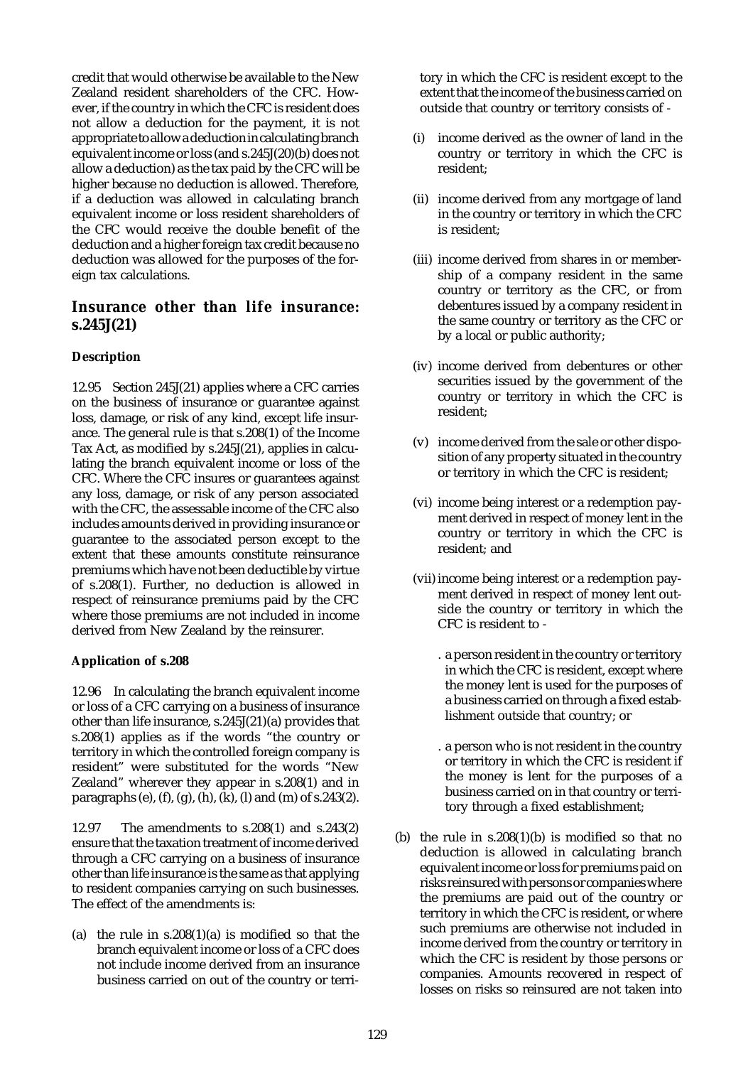credit that would otherwise be available to the New Zealand resident shareholders of the CFC. However, if the country in which the CFC is resident does not allow a deduction for the payment, it is not appropriate to allow a deduction in calculating branch equivalent income or loss (and s.245J(20)(b) does not allow a deduction) as the tax paid by the CFC will be higher because no deduction is allowed. Therefore, if a deduction was allowed in calculating branch equivalent income or loss resident shareholders of the CFC would receive the double benefit of the deduction and a higher foreign tax credit because no deduction was allowed for the purposes of the foreign tax calculations.

## Insurance other than life insurance: s.245J(21)

### Description

12.95 Section 245J(21) applies where a CFC carries on the business of insurance or guarantee against loss, damage, or risk of any kind, except life insurance. The general rule is that s.208(1) of the Income Tax Act, as modified by s.245J(21), applies in calculating the branch equivalent income or loss of the CFC. Where the CFC insures or guarantees against any loss, damage, or risk of any person associated with the CFC, the assessable income of the CFC also includes amounts derived in providing insurance or guarantee to the associated person except to the extent that these amounts constitute reinsurance premiums which have not been deductible by virtue of s.208(1). Further, no deduction is allowed in respect of reinsurance premiums paid by the CFC where those premiums are not included in income derived from New Zealand by the reinsurer.

### Application of s.208

12.96 In calculating the branch equivalent income or loss of a CFC carrying on a business of insurance other than life insurance, s.245J(21)(a) provides that s.208(1) applies as if the words "the country or territory in which the controlled foreign company is resident" were substituted for the words "New Zealand" wherever they appear in s.208(1) and in paragraphs (e), (f), (g), (h), (k), (l) and (m) of s.243(2).

12.97 The amendments to s.208(1) and s.243(2) ensure that the taxation treatment of income derived through a CFC carrying on a business of insurance other than life insurance is the same as that applying to resident companies carrying on such businesses. The effect of the amendments is:

(a) the rule in s.208(1)(a) is modified so that the branch equivalent income or loss of a CFC does not include income derived from an insurance business carried on out of the country or territory in which the CFC is resident except to the extent that the income of the business carried on outside that country or territory consists of -

   (i) income derived as the owner of land in the country or territory in which the CFC is resident;

   (ii) income derived from any mortgage of land in the country or territory in which the CFC is resident;

   (iii) income derived from shares in or membership of a company resident in the same country or territory as the CFC, or from debentures issued by a company resident in the same country or territory as the CFC or by a local or public authority;

   (iv) income derived from debentures or other securities issued by the government of the country or territory in which the CFC is resident;

   (v) income derived from the sale or other disposition of any property situated in the country or territory in which the CFC is resident;

   (vi) income being interest or a redemption payment derived in respect of money lent in the country or territory in which the CFC is resident; and

   (vii) income being interest or a redemption payment derived in respect of money lent outside the country or territory in which the CFC is resident to -

   . a person resident in the country or territory in which the CFC is resident, except where the money lent is used for the purposes of a business carried on through a fixed establishment outside that country; or

   . a person who is not resident in the country or territory in which the CFC is resident if the money is lent for the purposes of a business carried on in that country or territory through a fixed establishment;

(b) the rule in s.208(1)(b) is modified so that no deduction is allowed in calculating branch equivalent income or loss for premiums paid on risks reinsured with persons or companies where the premiums are paid out of the country or territory in which the CFC is resident, or where such premiums are otherwise not included in income derived from the country or territory in which the CFC is resident by those persons or companies. Amounts recovered in respect of losses on risks so reinsured are not taken into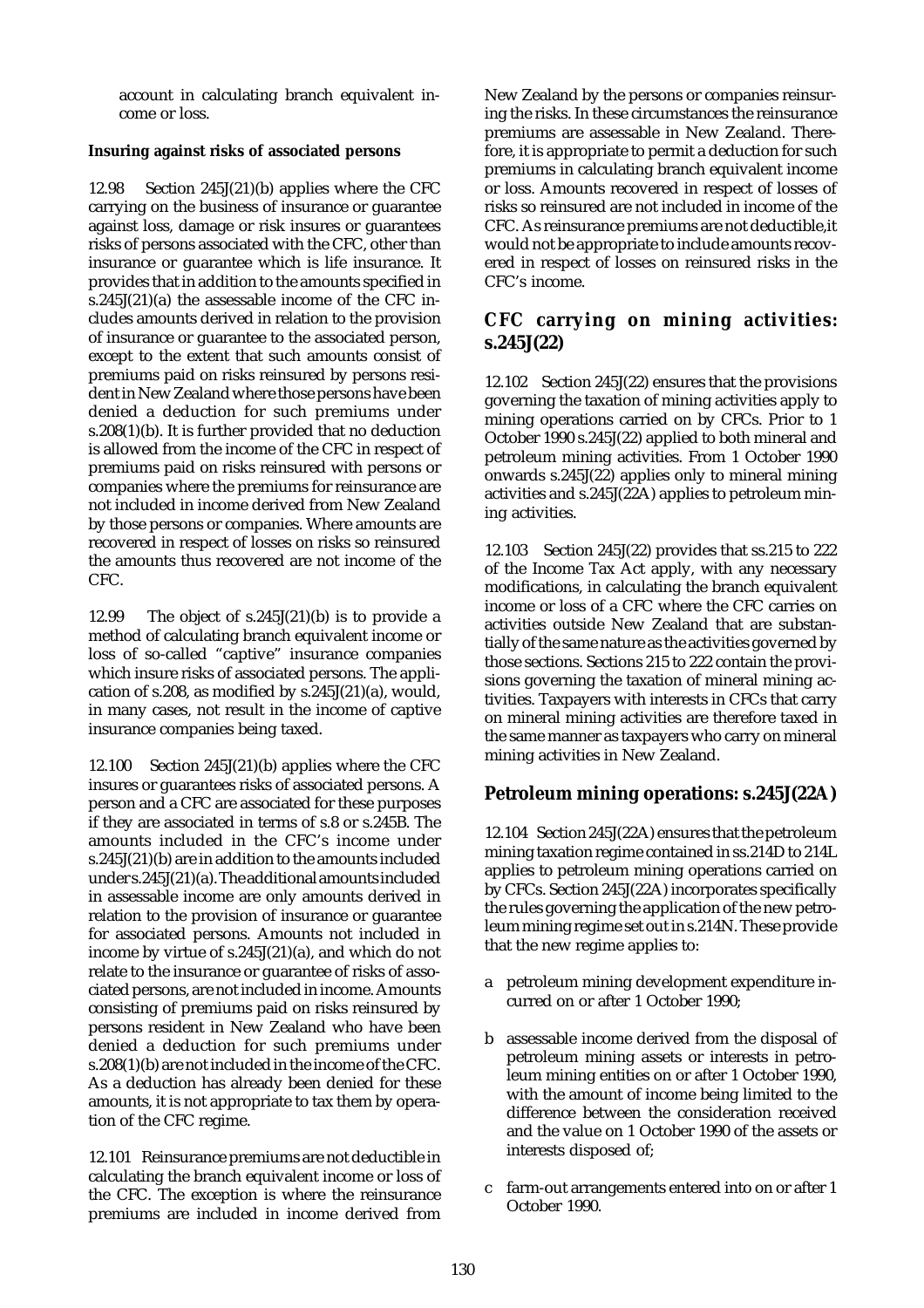account in calculating branch equivalent income or loss.

**Insuring against risks of associated persons**

12.98 Section 245J(21)(b) applies where the CFC carrying on the business of insurance or guarantee against loss, damage or risk insures or guarantees risks of persons associated with the CFC, other than insurance or guarantee which is life insurance. It provides that in addition to the amounts specified in s.245J(21)(a) the assessable income of the CFC includes amounts derived in relation to the provision of insurance or guarantee to the associated person, except to the extent that such amounts consist of premiums paid on risks reinsured by persons resident in New Zealand where those persons have been denied a deduction for such premiums under s.208(1)(b). It is further provided that no deduction is allowed from the income of the CFC in respect of premiums paid on risks reinsured with persons or companies where the premiums for reinsurance are not included in income derived from New Zealand by those persons or companies. Where amounts are recovered in respect of losses on risks so reinsured the amounts thus recovered are not income of the CFC.

12.99 The object of s.245J(21)(b) is to provide a method of calculating branch equivalent income or loss of so-called "captive" insurance companies which insure risks of associated persons. The application of s.208, as modified by s.245J(21)(a), would, in many cases, not result in the income of captive insurance companies being taxed.

12.100 Section 245J(21)(b) applies where the CFC insures or guarantees risks of associated persons. A person and a CFC are associated for these purposes if they are associated in terms of s.8 or s.245B. The amounts included in the CFC's income under s.245J(21)(b) are in addition to the amounts included under s.245J(21)(a). The additional amounts included in assessable income are only amounts derived in relation to the provision of insurance or guarantee for associated persons. Amounts not included in income by virtue of s.245J(21)(a), and which do not relate to the insurance or guarantee of risks of associated persons, are not included in income. Amounts consisting of premiums paid on risks reinsured by persons resident in New Zealand who have been denied a deduction for such premiums under s.208(1)(b) are not included in the income of the CFC. As a deduction has already been denied for these amounts, it is not appropriate to tax them by operation of the CFC regime.

12.101 Reinsurance premiums are not deductible in calculating the branch equivalent income or loss of the CFC. The exception is where the reinsurance premiums are included in income derived from New Zealand by the persons or companies reinsuring the risks. In these circumstances the reinsurance premiums are assessable in New Zealand. Therefore, it is appropriate to permit a deduction for such premiums in calculating branch equivalent income or loss. Amounts recovered in respect of losses of risks so reinsured are not included in income of the CFC. As reinsurance premiums are not deductible,it would not be appropriate to include amounts recovered in respect of losses on reinsured risks in the CFC's income.

## CFC carrying on mining activities: s.245J(22)

12.102 Section 245J(22) ensures that the provisions governing the taxation of mining activities apply to mining operations carried on by CFCs. Prior to 1 October 1990 s.245J(22) applied to both mineral and petroleum mining activities. From 1 October 1990 onwards s.245J(22) applies only to mineral mining activities and s.245J(22A) applies to petroleum mining activities.

12.103 Section 245J(22) provides that ss.215 to 222 of the Income Tax Act apply, with any necessary modifications, in calculating the branch equivalent income or loss of a CFC where the CFC carries on activities outside New Zealand that are substantially of the same nature as the activities governed by those sections. Sections 215 to 222 contain the provisions governing the taxation of mineral mining activities. Taxpayers with interests in CFCs that carry on mineral mining activities are therefore taxed in the same manner as taxpayers who carry on mineral mining activities in New Zealand.

## Petroleum mining operations: s.245J(22A)

12.104 Section 245J(22A) ensures that the petroleum mining taxation regime contained in ss.214D to 214L applies to petroleum mining operations carried on by CFCs. Section 245J(22A) incorporates specifically the rules governing the application of the new petroleum mining regime set out in s.214N. These provide that the new regime applies to:

a petroleum mining development expenditure incurred on or after 1 October 1990;

b assessable income derived from the disposal of petroleum mining assets or interests in petroleum mining entities on or after 1 October 1990, with the amount of income being limited to the difference between the consideration received and the value on 1 October 1990 of the assets or interests disposed of;

c farm-out arrangements entered into on or after 1 October 1990.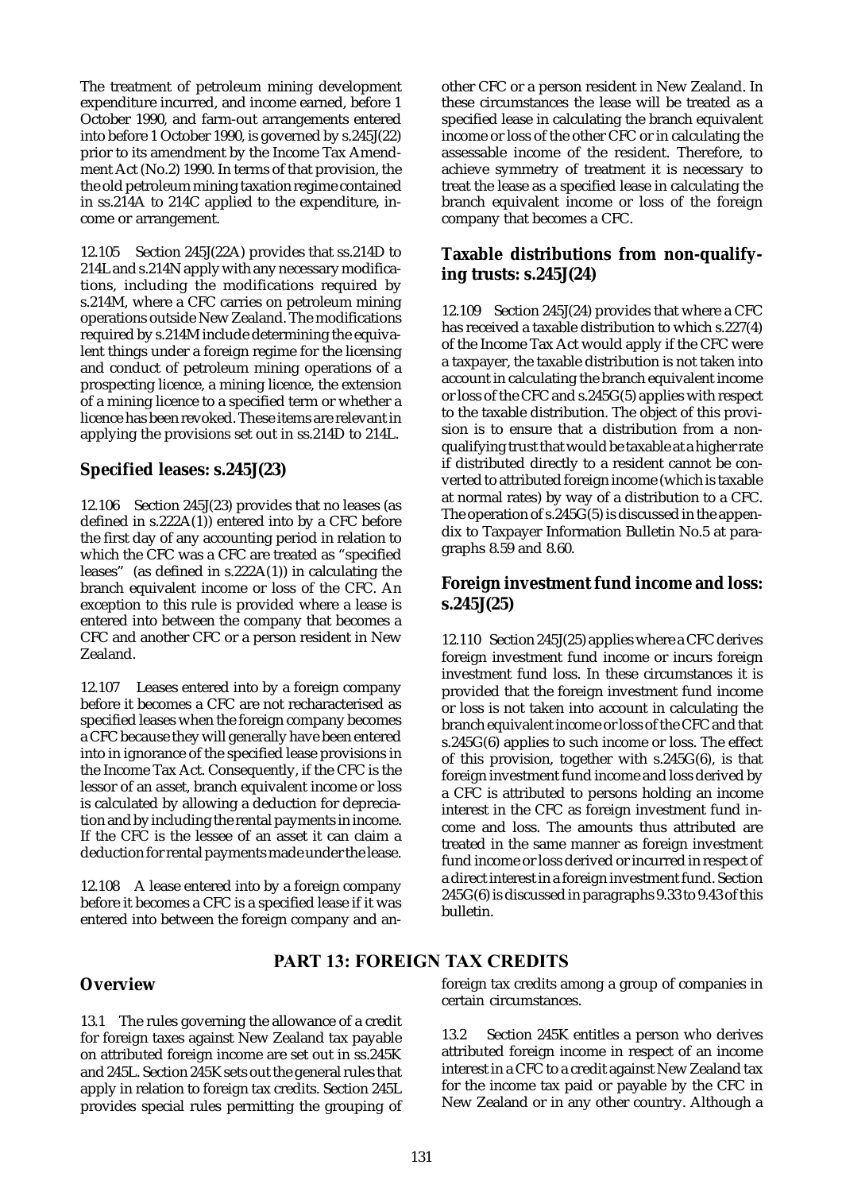The treatment of petroleum mining development expenditure incurred, and income earned, before 1 October 1990, and farm-out arrangements entered into before 1 October 1990, is governed by s.245J(22) prior to its amendment by the Income Tax Amendment Act (No.2) 1990. In terms of that provision, the the old petroleum mining taxation regime contained in ss.214A to 214C applied to the expenditure, income or arrangement.

12.105 Section 245J(22A) provides that ss.214D to 214L and s.214N apply with any necessary modifications, including the modifications required by s.214M, where a CFC carries on petroleum mining operations outside New Zealand. The modifications required by s.214M include determining the equivalent things under a foreign regime for the licensing and conduct of petroleum mining operations of a prospecting licence, a mining licence, the extension of a mining licence to a specified term or whether a licence has been revoked. These items are relevant in applying the provisions set out in ss.214D to 214L.

## Specified leases: s.245J(23)

12.106 Section 245J(23) provides that no leases (as defined in s.222A(1)) entered into by a CFC before the first day of any accounting period in relation to which the CFC was a CFC are treated as "specified leases" (as defined in s.222A(1)) in calculating the branch equivalent income or loss of the CFC. An exception to this rule is provided where a lease is entered into between the company that becomes a CFC and another CFC or a person resident in New Zealand.

12.107 Leases entered into by a foreign company before it becomes a CFC are not recharacterised as specified leases when the foreign company becomes a CFC because they will generally have been entered into in ignorance of the specified lease provisions in the Income Tax Act. Consequently, if the CFC is the lessor of an asset, branch equivalent income or loss is calculated by allowing a deduction for depreciation and by including the rental payments in income. If the CFC is the lessee of an asset it can claim a deduction for rental payments made under the lease.

12.108 A lease entered into by a foreign company before it becomes a CFC is a specified lease if it was entered into between the foreign company and another CFC or a person resident in New Zealand. In these circumstances the lease will be treated as a specified lease in calculating the branch equivalent income or loss of the other CFC or in calculating the assessable income of the resident. Therefore, to achieve symmetry of treatment it is necessary to treat the lease as a specified lease in calculating the branch equivalent income or loss of the foreign company that becomes a CFC.

## Taxable distributions from non-qualifying trusts: s.245J(24)

12.109 Section 245J(24) provides that where a CFC has received a taxable distribution to which s.227(4) of the Income Tax Act would apply if the CFC were a taxpayer, the taxable distribution is not taken into account in calculating the branch equivalent income or loss of the CFC and s.245G(5) applies with respect to the taxable distribution. The object of this provision is to ensure that a distribution from a non-qualifying trust that would be taxable at a higher rate if distributed directly to a resident cannot be converted to attributed foreign income (which is taxable at normal rates) by way of a distribution to a CFC. The operation of s.245G(5) is discussed in the appendix to Taxpayer Information Bulletin No.5 at paragraphs 8.59 and 8.60.

## Foreign investment fund income and loss: s.245J(25)

12.110 Section 245J(25) applies where a CFC derives foreign investment fund income or incurs foreign investment fund loss. In these circumstances it is provided that the foreign investment fund income or loss is not taken into account in calculating the branch equivalent income or loss of the CFC and that s.245G(6) applies to such income or loss. The effect of this provision, together with s.245G(6), is that foreign investment fund income and loss derived by a CFC is attributed to persons holding an income interest in the CFC as foreign investment fund income and loss. The amounts thus attributed are treated in the same manner as foreign investment fund income or loss derived or incurred in respect of a direct interest in a foreign investment fund. Section 245G(6) is discussed in paragraphs 9.33 to 9.43 of this bulletin.

# PART 13: FOREIGN TAX CREDITS

## Overview

13.1 The rules governing the allowance of a credit for foreign taxes against New Zealand tax payable on attributed foreign income are set out in ss.245K and 245L. Section 245K sets out the general rules that apply in relation to foreign tax credits. Section 245L provides special rules permitting the grouping of foreign tax credits among a group of companies in certain circumstances.

13.2 Section 245K entitles a person who derives attributed foreign income in respect of an income interest in a CFC to a credit against New Zealand tax for the income tax paid or payable by the CFC in New Zealand or in any other country. Although a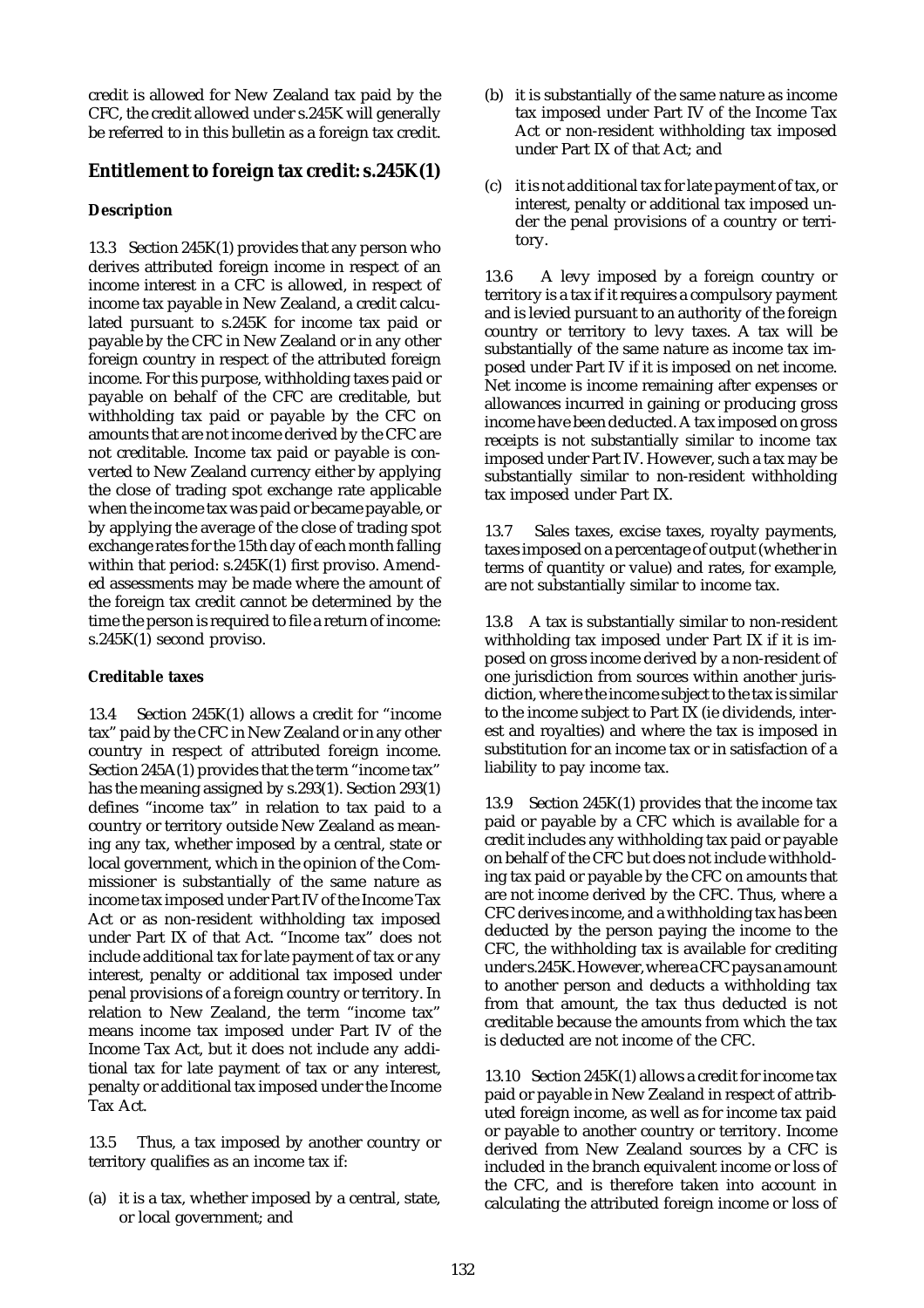credit is allowed for New Zealand tax paid by the CFC, the credit allowed under s.245K will generally be referred to in this bulletin as a foreign tax credit.

## Entitlement to foreign tax credit: s.245K(1)

### Description

13.3 Section 245K(1) provides that any person who derives attributed foreign income in respect of an income interest in a CFC is allowed, in respect of income tax payable in New Zealand, a credit calculated pursuant to s.245K for income tax paid or payable by the CFC in New Zealand or in any other foreign country in respect of the attributed foreign income. For this purpose, withholding taxes paid or payable on behalf of the CFC are creditable, but withholding tax paid or payable by the CFC on amounts that are not income derived by the CFC are not creditable. Income tax paid or payable is converted to New Zealand currency either by applying the close of trading spot exchange rate applicable when the income tax was paid or became payable, or by applying the average of the close of trading spot exchange rates for the 15th day of each month falling within that period: s.245K(1) first proviso. Amended assessments may be made where the amount of the foreign tax credit cannot be determined by the time the person is required to file a return of income: s.245K(1) second proviso.

### Creditable taxes

13.4 Section 245K(1) allows a credit for "income tax" paid by the CFC in New Zealand or in any other country in respect of attributed foreign income. Section 245A(1) provides that the term "income tax" has the meaning assigned by s.293(1). Section 293(1) defines "income tax" in relation to tax paid to a country or territory outside New Zealand as meaning any tax, whether imposed by a central, state or local government, which in the opinion of the Commissioner is substantially of the same nature as income tax imposed under Part IV of the Income Tax Act or as non-resident withholding tax imposed under Part IX of that Act. "Income tax" does not include additional tax for late payment of tax or any interest, penalty or additional tax imposed under penal provisions of a foreign country or territory. In relation to New Zealand, the term "income tax" means income tax imposed under Part IV of the Income Tax Act, but it does not include any additional tax for late payment of tax or any interest, penalty or additional tax imposed under the Income Tax Act.

13.5 Thus, a tax imposed by another country or territory qualifies as an income tax if:

(a) it is a tax, whether imposed by a central, state, or local government; and

(b) it is substantially of the same nature as income tax imposed under Part IV of the Income Tax Act or non-resident withholding tax imposed under Part IX of that Act; and

(c) it is not additional tax for late payment of tax, or interest, penalty or additional tax imposed under the penal provisions of a country or territory.

13.6 A levy imposed by a foreign country or territory is a tax if it requires a compulsory payment and is levied pursuant to an authority of the foreign country or territory to levy taxes. A tax will be substantially of the same nature as income tax imposed under Part IV if it is imposed on net income. Net income is income remaining after expenses or allowances incurred in gaining or producing gross income have been deducted. A tax imposed on gross receipts is not substantially similar to income tax imposed under Part IV. However, such a tax may be substantially similar to non-resident withholding tax imposed under Part IX.

13.7 Sales taxes, excise taxes, royalty payments, taxes imposed on a percentage of output (whether in terms of quantity or value) and rates, for example, are not substantially similar to income tax.

13.8 A tax is substantially similar to non-resident withholding tax imposed under Part IX if it is imposed on gross income derived by a non-resident of one jurisdiction from sources within another jurisdiction, where the income subject to the tax is similar to the income subject to Part IX (ie dividends, interest and royalties) and where the tax is imposed in substitution for an income tax or in satisfaction of a liability to pay income tax.

13.9 Section 245K(1) provides that the income tax paid or payable by a CFC which is available for a credit includes any withholding tax paid or payable on behalf of the CFC but does not include withholding tax paid or payable by the CFC on amounts that are not income derived by the CFC. Thus, where a CFC derives income, and a withholding tax has been deducted by the person paying the income to the CFC, the withholding tax is available for crediting under s.245K. However, where a CFC pays an amount to another person and deducts a withholding tax from that amount, the tax thus deducted is not creditable because the amounts from which the tax is deducted are not income of the CFC.

13.10 Section 245K(1) allows a credit for income tax paid or payable in New Zealand in respect of attributed foreign income, as well as for income tax paid or payable to another country or territory. Income derived from New Zealand sources by a CFC is included in the branch equivalent income or loss of the CFC, and is therefore taken into account in calculating the attributed foreign income or loss of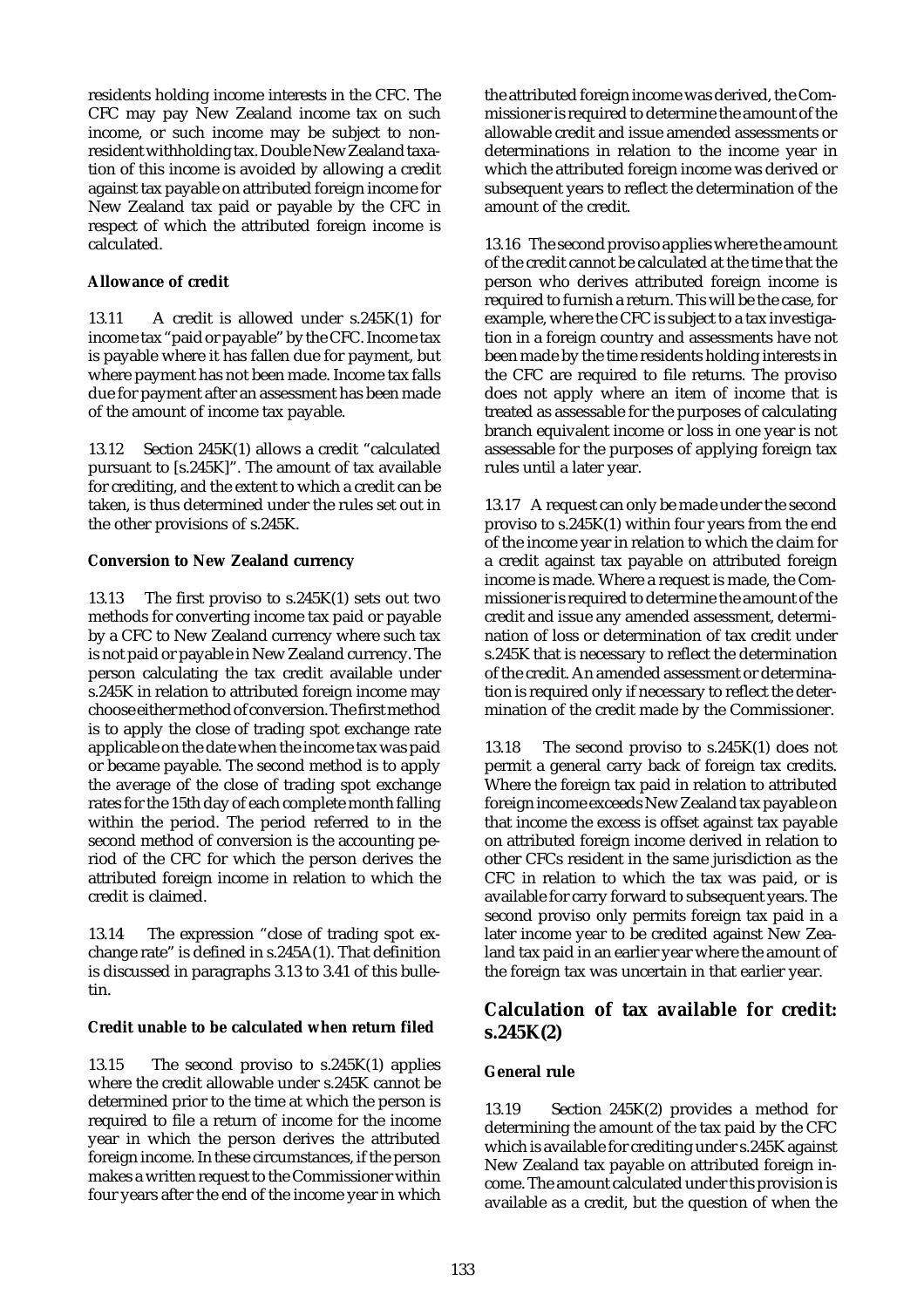residents holding income interests in the CFC. The CFC may pay New Zealand income tax on such income, or such income may be subject to non-resident withholding tax. Double New Zealand taxation of this income is avoided by allowing a credit against tax payable on attributed foreign income for New Zealand tax paid or payable by the CFC in respect of which the attributed foreign income is calculated.

**Allowance of credit**

13.11 A credit is allowed under s.245K(1) for income tax "paid or payable" by the CFC. Income tax is payable where it has fallen due for payment, but where payment has not been made. Income tax falls due for payment after an assessment has been made of the amount of income tax payable.

13.12 Section 245K(1) allows a credit "calculated pursuant to [s.245K]". The amount of tax available for crediting, and the extent to which a credit can be taken, is thus determined under the rules set out in the other provisions of s.245K.

**Conversion to New Zealand currency**

13.13 The first proviso to s.245K(1) sets out two methods for converting income tax paid or payable by a CFC to New Zealand currency where such tax is not paid or payable in New Zealand currency. The person calculating the tax credit available under s.245K in relation to attributed foreign income may choose either method of conversion. The first method is to apply the close of trading spot exchange rate applicable on the date when the income tax was paid or became payable. The second method is to apply the average of the close of trading spot exchange rates for the 15th day of each complete month falling within the period. The period referred to in the second method of conversion is the accounting period of the CFC for which the person derives the attributed foreign income in relation to which the credit is claimed.

13.14 The expression "close of trading spot exchange rate" is defined in s.245A(1). That definition is discussed in paragraphs 3.13 to 3.41 of this bulletin.

**Credit unable to be calculated when return filed**

13.15 The second proviso to s.245K(1) applies where the credit allowable under s.245K cannot be determined prior to the time at which the person is required to file a return of income for the income year in which the person derives the attributed foreign income. In these circumstances, if the person makes a written request to the Commissioner within four years after the end of the income year in which the attributed foreign income was derived, the Commissioner is required to determine the amount of the allowable credit and issue amended assessments or determinations in relation to the income year in which the attributed foreign income was derived or subsequent years to reflect the determination of the amount of the credit.

13.16 The second proviso applies where the amount of the credit cannot be calculated at the time that the person who derives attributed foreign income is required to furnish a return. This will be the case, for example, where the CFC is subject to a tax investigation in a foreign country and assessments have not been made by the time residents holding interests in the CFC are required to file returns. The proviso does not apply where an item of income that is treated as assessable for the purposes of calculating branch equivalent income or loss in one year is not assessable for the purposes of applying foreign tax rules until a later year.

13.17 A request can only be made under the second proviso to s.245K(1) within four years from the end of the income year in relation to which the claim for a credit against tax payable on attributed foreign income is made. Where a request is made, the Commissioner is required to determine the amount of the credit and issue any amended assessment, determination of loss or determination of tax credit under s.245K that is necessary to reflect the determination of the credit. An amended assessment or determination is required only if necessary to reflect the determination of the credit made by the Commissioner.

13.18 The second proviso to s.245K(1) does not permit a general carry back of foreign tax credits. Where the foreign tax paid in relation to attributed foreign income exceeds New Zealand tax payable on that income the excess is offset against tax payable on attributed foreign income derived in relation to other CFCs resident in the same jurisdiction as the CFC in relation to which the tax was paid, or is available for carry forward to subsequent years. The second proviso only permits foreign tax paid in a later income year to be credited against New Zealand tax paid in an earlier year where the amount of the foreign tax was uncertain in that earlier year.

## Calculation of tax available for credit: s.245K(2)

**General rule**

13.19 Section 245K(2) provides a method for determining the amount of the tax paid by the CFC which is available for crediting under s.245K against New Zealand tax payable on attributed foreign income. The amount calculated under this provision is available as a credit, but the question of when the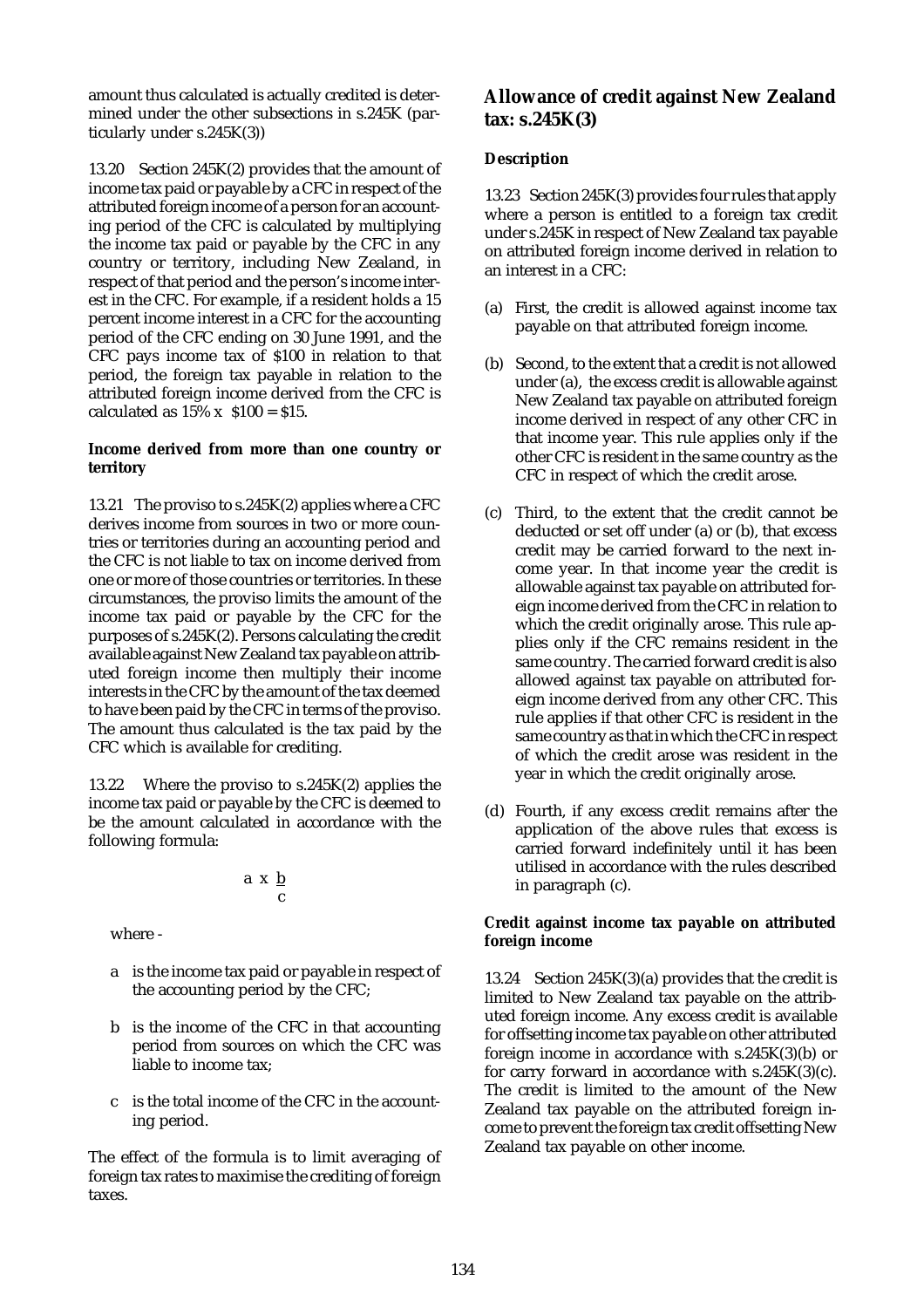amount thus calculated is actually credited is determined under the other subsections in s.245K (particularly under s.245K(3))

13.20 Section 245K(2) provides that the amount of income tax paid or payable by a CFC in respect of the attributed foreign income of a person for an accounting period of the CFC is calculated by multiplying the income tax paid or payable by the CFC in any country or territory, including New Zealand, in respect of that period and the person's income interest in the CFC. For example, if a resident holds a 15 percent income interest in a CFC for the accounting period of the CFC ending on 30 June 1991, and the CFC pays income tax of $100 in relation to that period, the foreign tax payable in relation to the attributed foreign income derived from the CFC is calculated as 15% x $100 = $15.

#### Income derived from more than one country or territory

13.21 The proviso to s.245K(2) applies where a CFC derives income from sources in two or more countries or territories during an accounting period and the CFC is not liable to tax on income derived from one or more of those countries or territories. In these circumstances, the proviso limits the amount of the income tax paid or payable by the CFC for the purposes of s.245K(2). Persons calculating the credit available against New Zealand tax payable on attributed foreign income then multiply their income interests in the CFC by the amount of the tax deemed to have been paid by the CFC in terms of the proviso. The amount thus calculated is the tax paid by the CFC which is available for crediting.

13.22 Where the proviso to s.245K(2) applies the income tax paid or payable by the CFC is deemed to be the amount calculated in accordance with the following formula:

$$a \times \frac{b}{c}$$

where -

- a is the income tax paid or payable in respect of the accounting period by the CFC;
- b is the income of the CFC in that accounting period from sources on which the CFC was liable to income tax;
- c is the total income of the CFC in the accounting period.

The effect of the formula is to limit averaging of foreign tax rates to maximise the crediting of foreign taxes.

## Allowance of credit against New Zealand tax: s.245K(3)

### Description

13.23 Section 245K(3) provides four rules that apply where a person is entitled to a foreign tax credit under s.245K in respect of New Zealand tax payable on attributed foreign income derived in relation to an interest in a CFC:

(a) First, the credit is allowed against income tax payable on that attributed foreign income.

(b) Second, to the extent that a credit is not allowed under (a), the excess credit is allowable against New Zealand tax payable on attributed foreign income derived in respect of any other CFC in that income year. This rule applies only if the other CFC is resident in the same country as the CFC in respect of which the credit arose.

(c) Third, to the extent that the credit cannot be deducted or set off under (a) or (b), that excess credit may be carried forward to the next income year. In that income year the credit is allowable against tax payable on attributed foreign income derived from the CFC in relation to which the credit originally arose. This rule applies only if the CFC remains resident in the same country. The carried forward credit is also allowed against tax payable on attributed foreign income derived from any other CFC. This rule applies if that other CFC is resident in the same country as that in which the CFC in respect of which the credit arose was resident in the year in which the credit originally arose.

(d) Fourth, if any excess credit remains after the application of the above rules that excess is carried forward indefinitely until it has been utilised in accordance with the rules described in paragraph (c).

#### Credit against income tax payable on attributed foreign income

13.24 Section 245K(3)(a) provides that the credit is limited to New Zealand tax payable on the attributed foreign income. Any excess credit is available for offsetting income tax payable on other attributed foreign income in accordance with s.245K(3)(b) or for carry forward in accordance with s.245K(3)(c). The credit is limited to the amount of the New Zealand tax payable on the attributed foreign income to prevent the foreign tax credit offsetting New Zealand tax payable on other income.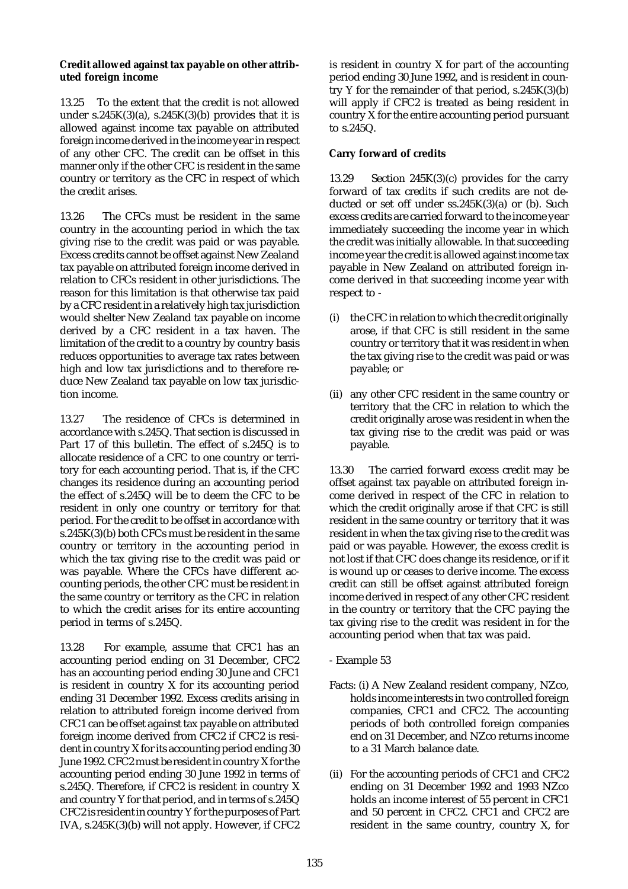**Credit allowed against tax payable on other attributed foreign income**

13.25 To the extent that the credit is not allowed under s.245K(3)(a), s.245K(3)(b) provides that it is allowed against income tax payable on attributed foreign income derived in the income year in respect of any other CFC. The credit can be offset in this manner only if the other CFC is resident in the same country or territory as the CFC in respect of which the credit arises.

13.26 The CFCs must be resident in the same country in the accounting period in which the tax giving rise to the credit was paid or was payable. Excess credits cannot be offset against New Zealand tax payable on attributed foreign income derived in relation to CFCs resident in other jurisdictions. The reason for this limitation is that otherwise tax paid by a CFC resident in a relatively high tax jurisdiction would shelter New Zealand tax payable on income derived by a CFC resident in a tax haven. The limitation of the credit to a country by country basis reduces opportunities to average tax rates between high and low tax jurisdictions and to therefore reduce New Zealand tax payable on low tax jurisdiction income.

13.27 The residence of CFCs is determined in accordance with s.245Q. That section is discussed in Part 17 of this bulletin. The effect of s.245Q is to allocate residence of a CFC to one country or territory for each accounting period. That is, if the CFC changes its residence during an accounting period the effect of s.245Q will be to deem the CFC to be resident in only one country or territory for that period. For the credit to be offset in accordance with s.245K(3)(b) both CFCs must be resident in the same country or territory in the accounting period in which the tax giving rise to the credit was paid or was payable. Where the CFCs have different accounting periods, the other CFC must be resident in the same country or territory as the CFC in relation to which the credit arises for its entire accounting period in terms of s.245Q.

13.28 For example, assume that CFC1 has an accounting period ending on 31 December, CFC2 has an accounting period ending 30 June and CFC1 is resident in country X for its accounting period ending 31 December 1992. Excess credits arising in relation to attributed foreign income derived from CFC1 can be offset against tax payable on attributed foreign income derived from CFC2 if CFC2 is resident in country X for its accounting period ending 30 June 1992. CFC2 must be resident in country X for the accounting period ending 30 June 1992 in terms of s.245Q. Therefore, if CFC2 is resident in country X and country Y for that period, and in terms of s.245Q CFC2 is resident in country Y for the purposes of Part IVA, s.245K(3)(b) will not apply. However, if CFC2 is resident in country X for part of the accounting period ending 30 June 1992, and is resident in country Y for the remainder of that period, s.245K(3)(b) will apply if CFC2 is treated as being resident in country X for the entire accounting period pursuant to s.245Q.

**Carry forward of credits**

13.29 Section 245K(3)(c) provides for the carry forward of tax credits if such credits are not deducted or set off under ss.245K(3)(a) or (b). Such excess credits are carried forward to the income year immediately succeeding the income year in which the credit was initially allowable. In that succeeding income year the credit is allowed against income tax payable in New Zealand on attributed foreign income derived in that succeeding income year with respect to -

(i) the CFC in relation to which the credit originally arose, if that CFC is still resident in the same country or territory that it was resident in when the tax giving rise to the credit was paid or was payable; or

(ii) any other CFC resident in the same country or territory that the CFC in relation to which the credit originally arose was resident in when the tax giving rise to the credit was paid or was payable.

13.30 The carried forward excess credit may be offset against tax payable on attributed foreign income derived in respect of the CFC in relation to which the credit originally arose if that CFC is still resident in the same country or territory that it was resident in when the tax giving rise to the credit was paid or was payable. However, the excess credit is not lost if that CFC does change its residence, or if it is wound up or ceases to derive income. The excess credit can still be offset against attributed foreign income derived in respect of any other CFC resident in the country or territory that the CFC paying the tax giving rise to the credit was resident in for the accounting period when that tax was paid.

- Example 53

Facts: (i) A New Zealand resident company, NZco, holds income interests in two controlled foreign companies, CFC1 and CFC2. The accounting periods of both controlled foreign companies end on 31 December, and NZco returns income to a 31 March balance date.

(ii) For the accounting periods of CFC1 and CFC2 ending on 31 December 1992 and 1993 NZco holds an income interest of 55 percent in CFC1 and 50 percent in CFC2. CFC1 and CFC2 are resident in the same country, country X, for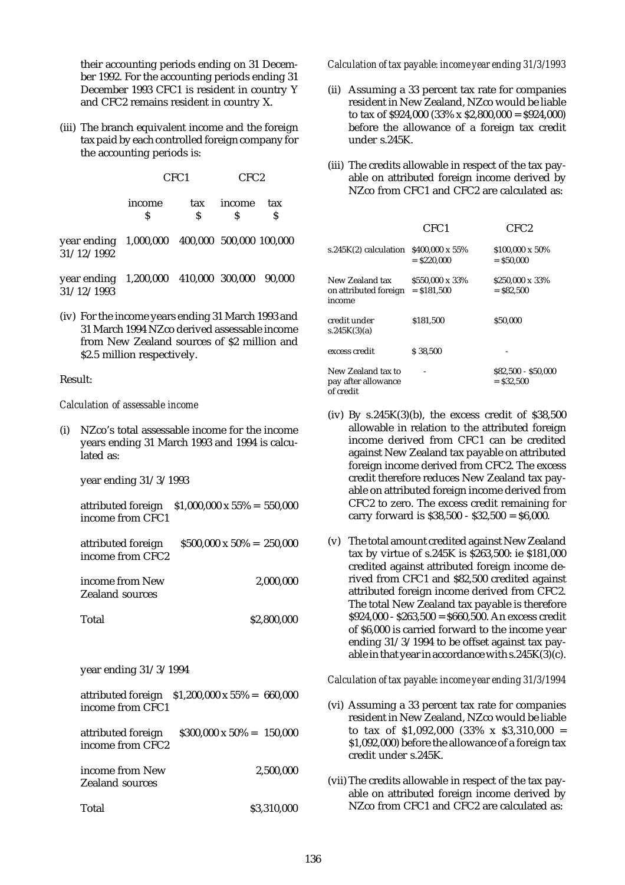their accounting periods ending on 31 December 1992. For the accounting periods ending 31 December 1993 CFC1 is resident in country Y and CFC2 remains resident in country X.

(iii) The branch equivalent income and the foreign tax paid by each controlled foreign company for the accounting periods is:

| | CFC1 | | CFC2 | |
|---|---|---|---|---|
| | income $ | tax $ | income $ | tax $ |
| year ending 31/12/1992 | 1,000,000 | 400,000 | 500,000 | 100,000 |
| year ending 31/12/1993 | 1,200,000 | 410,000 | 300,000 | 90,000 |

(iv) For the income years ending 31 March 1993 and 31 March 1994 NZco derived assessable income from New Zealand sources of $2 million and $2.5 million respectively.

Result:

*Calculation of assessable income*

(i) NZco's total assessable income for the income years ending 31 March 1993 and 1994 is calculated as:

year ending 31/3/1993

| | |
|---|---|
| attributed foreign income from CFC1 | $1,000,000 x 55% = 550,000 |
| attributed foreign income from CFC2 | $500,000 x 50% = 250,000 |
| income from New Zealand sources | 2,000,000 |
| Total | $2,800,000 |

year ending 31/3/1994

| | |
|---|---|
| attributed foreign income from CFC1 | $1,200,000 x 55% = 660,000 |
| attributed foreign income from CFC2 | $300,000 x 50% = 150,000 |
| income from New Zealand sources | 2,500,000 |
| Total | $3,310,000 |

*Calculation of tax payable: income year ending 31/3/1993*

(ii) Assuming a 33 percent tax rate for companies resident in New Zealand, NZco would be liable to tax of $924,000 (33% x $2,800,000 = $924,000) before the allowance of a foreign tax credit under s.245K.

(iii) The credits allowable in respect of the tax payable on attributed foreign income derived by NZco from CFC1 and CFC2 are calculated as:

| | CFC1 | CFC2 |
|---|---|---|
| s.245K(2) calculation | $400,000 x 55% = $220,000 | $100,000 x 50% = $50,000 |
| New Zealand tax on attributed foreign income | $550,000 x 33% = $181,500 | $250,000 x 33% = $82,500 |
| credit under s.245K(3)(a) | $181,500 | $50,000 |
| excess credit | $ 38,500 | - |
| New Zealand tax to pay after allowance of credit | - | $82,500 - $50,000 = $32,500 |

(iv) By s.245K(3)(b), the excess credit of $38,500 allowable in relation to the attributed foreign income derived from CFC1 can be credited against New Zealand tax payable on attributed foreign income derived from CFC2. The excess credit therefore reduces New Zealand tax payable on attributed foreign income derived from CFC2 to zero. The excess credit remaining for carry forward is $38,500 - $32,500 = $6,000.

(v) The total amount credited against New Zealand tax by virtue of s.245K is $263,500: ie $181,000 credited against attributed foreign income derived from CFC1 and $82,500 credited against attributed foreign income derived from CFC2. The total New Zealand tax payable is therefore $924,000 - $263,500 = $660,500. An excess credit of $6,000 is carried forward to the income year ending 31/3/1994 to be offset against tax payable in that year in accordance with s.245K(3)(c).

*Calculation of tax payable: income year ending 31/3/1994*

(vi) Assuming a 33 percent tax rate for companies resident in New Zealand, NZco would be liable to tax of $1,092,000 (33% x $3,310,000 = $1,092,000) before the allowance of a foreign tax credit under s.245K.

(vii) The credits allowable in respect of the tax payable on attributed foreign income derived by NZco from CFC1 and CFC2 are calculated as: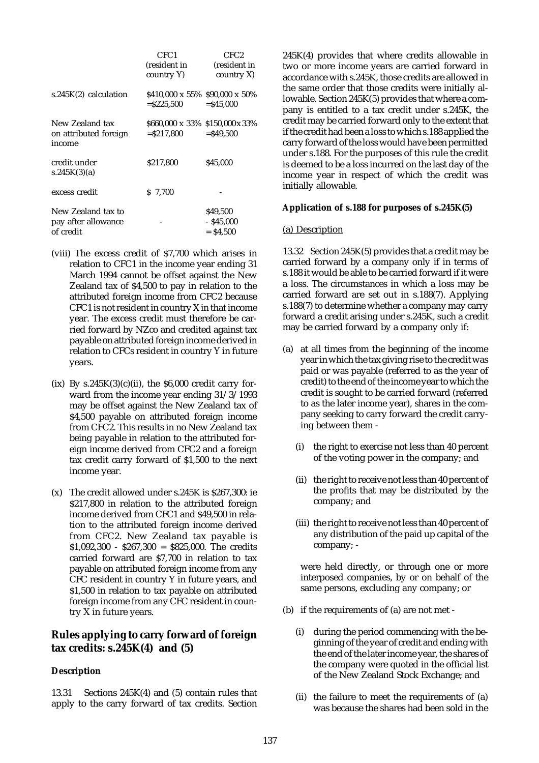| | CFC1 (resident in country Y) | CFC2 (resident in country X) |
|---|---|---|
| s.245K(2) calculation | \$410,000 x 55% =\$225,500 | \$90,000 x 50% =\$45,000 |
| New Zealand tax on attributed foreign income | \$660,000 x 33% =\$217,800 | \$150,000x33% =\$49,500 |
| credit under s.245K(3)(a) | \$217,800 | \$45,000 |
| excess credit | \$ 7,700 | - |
| New Zealand tax to pay after allowance of credit | - | \$49,500 - \$45,000 = \$4,500 |

(viii) The excess credit of \$7,700 which arises in relation to CFC1 in the income year ending 31 March 1994 cannot be offset against the New Zealand tax of \$4,500 to pay in relation to the attributed foreign income from CFC2 because CFC1 is not resident in country X in that income year. The excess credit must therefore be carried forward by NZco and credited against tax payable on attributed foreign income derived in relation to CFCs resident in country Y in future years.

(ix) By s.245K(3)(c)(ii), the \$6,000 credit carry forward from the income year ending 31/3/1993 may be offset against the New Zealand tax of \$4,500 payable on attributed foreign income from CFC2. This results in no New Zealand tax being payable in relation to the attributed foreign income derived from CFC2 and a foreign tax credit carry forward of \$1,500 to the next income year.

(x) The credit allowed under s.245K is \$267,300: ie \$217,800 in relation to the attributed foreign income derived from CFC1 and \$49,500 in relation to the attributed foreign income derived from CFC2. New Zealand tax payable is \$1,092,300 - \$267,300 = \$825,000. The credits carried forward are \$7,700 in relation to tax payable on attributed foreign income from any CFC resident in country Y in future years, and \$1,500 in relation to tax payable on attributed foreign income from any CFC resident in country X in future years.

## Rules applying to carry forward of foreign tax credits: s.245K(4) and (5)

### Description

13.31 Sections 245K(4) and (5) contain rules that apply to the carry forward of tax credits. Section 245K(4) provides that where credits allowable in two or more income years are carried forward in accordance with s.245K, those credits are allowed in the same order that those credits were initially allowable. Section 245K(5) provides that where a company is entitled to a tax credit under s.245K, the credit may be carried forward only to the extent that if the credit had been a loss to which s.188 applied the carry forward of the loss would have been permitted under s.188. For the purposes of this rule the credit is deemed to be a loss incurred on the last day of the income year in respect of which the credit was initially allowable.

### Application of s.188 for purposes of s.245K(5)

(a) Description

13.32 Section 245K(5) provides that a credit may be carried forward by a company only if in terms of s.188 it would be able to be carried forward if it were a loss. The circumstances in which a loss may be carried forward are set out in s.188(7). Applying s.188(7) to determine whether a company may carry forward a credit arising under s.245K, such a credit may be carried forward by a company only if:

(a) at all times from the beginning of the income year in which the tax giving rise to the credit was paid or was payable (referred to as the year of credit) to the end of the income year to which the credit is sought to be carried forward (referred to as the later income year), shares in the company seeking to carry forward the credit carrying between them -

   (i) the right to exercise not less than 40 percent of the voting power in the company; and

   (ii) the right to receive not less than 40 percent of the profits that may be distributed by the company; and

   (iii) the right to receive not less than 40 percent of any distribution of the paid up capital of the company; -

   were held directly, or through one or more interposed companies, by or on behalf of the same persons, excluding any company; or

(b) if the requirements of (a) are not met -

   (i) during the period commencing with the beginning of the year of credit and ending with the end of the later income year, the shares of the company were quoted in the official list of the New Zealand Stock Exchange; and

   (ii) the failure to meet the requirements of (a) was because the shares had been sold in the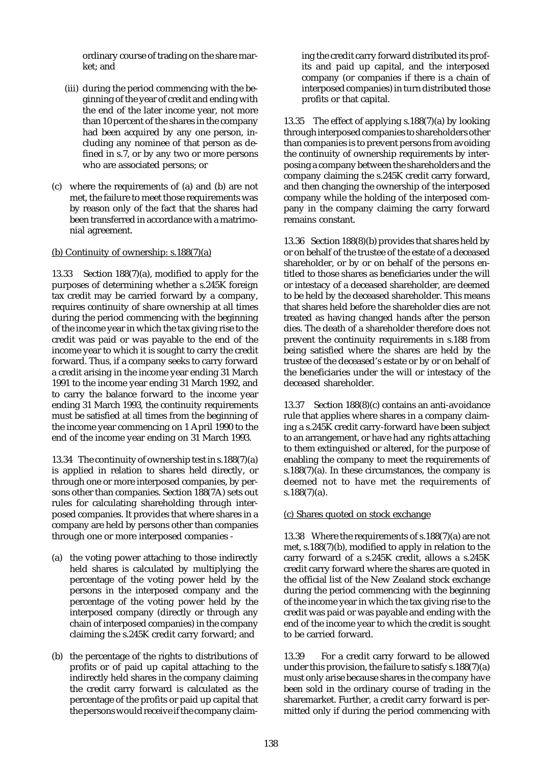ordinary course of trading on the share market; and

(iii) during the period commencing with the beginning of the year of credit and ending with the end of the later income year, not more than 10 percent of the shares in the company had been acquired by any one person, including any nominee of that person as defined in s.7, or by any two or more persons who are associated persons; or

(c) where the requirements of (a) and (b) are not met, the failure to meet those requirements was by reason only of the fact that the shares had been transferred in accordance with a matrimonial agreement.

(b) Continuity of ownership: s.188(7)(a)

13.33 Section 188(7)(a), modified to apply for the purposes of determining whether a s.245K foreign tax credit may be carried forward by a company, requires continuity of share ownership at all times during the period commencing with the beginning of the income year in which the tax giving rise to the credit was paid or was payable to the end of the income year to which it is sought to carry the credit forward. Thus, if a company seeks to carry forward a credit arising in the income year ending 31 March 1991 to the income year ending 31 March 1992, and to carry the balance forward to the income year ending 31 March 1993, the continuity requirements must be satisfied at all times from the beginning of the income year commencing on 1 April 1990 to the end of the income year ending on 31 March 1993.

13.34 The continuity of ownership test in s.188(7)(a) is applied in relation to shares held directly, or through one or more interposed companies, by persons other than companies. Section 188(7A) sets out rules for calculating shareholding through interposed companies. It provides that where shares in a company are held by persons other than companies through one or more interposed companies -

(a) the voting power attaching to those indirectly held shares is calculated by multiplying the percentage of the voting power held by the persons in the interposed company and the percentage of the voting power held by the interposed company (directly or through any chain of interposed companies) in the company claiming the s.245K credit carry forward; and

(b) the percentage of the rights to distributions of profits or of paid up capital attaching to the indirectly held shares in the company claiming the credit carry forward is calculated as the percentage of the profits or paid up capital that the persons would receive if the company claiming the credit carry forward distributed its profits and paid up capital, and the interposed company (or companies if there is a chain of interposed companies) in turn distributed those profits or that capital.

13.35 The effect of applying s.188(7)(a) by looking through interposed companies to shareholders other than companies is to prevent persons from avoiding the continuity of ownership requirements by interposing a company between the shareholders and the company claiming the s.245K credit carry forward, and then changing the ownership of the interposed company while the holding of the interposed company in the company claiming the carry forward remains constant.

13.36 Section 188(8)(b) provides that shares held by or on behalf of the trustee of the estate of a deceased shareholder, or by or on behalf of the persons entitled to those shares as beneficiaries under the will or intestacy of a deceased shareholder, are deemed to be held by the deceased shareholder. This means that shares held before the shareholder dies are not treated as having changed hands after the person dies. The death of a shareholder therefore does not prevent the continuity requirements in s.188 from being satisfied where the shares are held by the trustee of the deceased's estate or by or on behalf of the beneficiaries under the will or intestacy of the deceased shareholder.

13.37 Section 188(8)(c) contains an anti-avoidance rule that applies where shares in a company claiming a s.245K credit carry-forward have been subject to an arrangement, or have had any rights attaching to them extinguished or altered, for the purpose of enabling the company to meet the requirements of s.188(7)(a). In these circumstances, the company is deemed not to have met the requirements of s.188(7)(a).

(c) Shares quoted on stock exchange

13.38 Where the requirements of s.188(7)(a) are not met, s.188(7)(b), modified to apply in relation to the carry forward of a s.245K credit, allows a s.245K credit carry forward where the shares are quoted in the official list of the New Zealand stock exchange during the period commencing with the beginning of the income year in which the tax giving rise to the credit was paid or was payable and ending with the end of the income year to which the credit is sought to be carried forward.

13.39 For a credit carry forward to be allowed under this provision, the failure to satisfy s.188(7)(a) must only arise because shares in the company have been sold in the ordinary course of trading in the sharemarket. Further, a credit carry forward is permitted only if during the period commencing with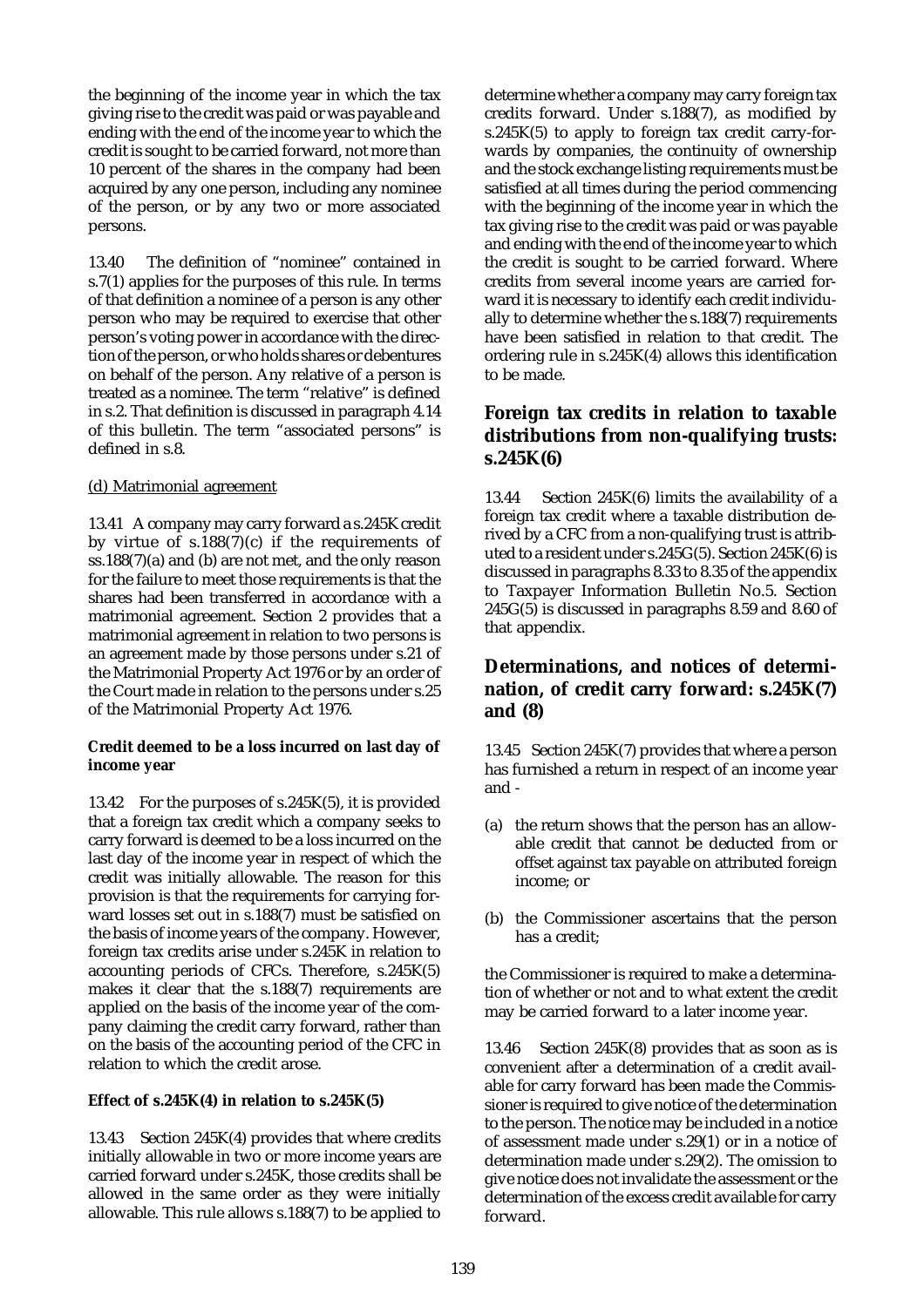the beginning of the income year in which the tax giving rise to the credit was paid or was payable and ending with the end of the income year to which the credit is sought to be carried forward, not more than 10 percent of the shares in the company had been acquired by any one person, including any nominee of the person, or by any two or more associated persons.

13.40 The definition of "nominee" contained in s.7(1) applies for the purposes of this rule. In terms of that definition a nominee of a person is any other person who may be required to exercise that other person's voting power in accordance with the direction of the person, or who holds shares or debentures on behalf of the person. Any relative of a person is treated as a nominee. The term "relative" is defined in s.2. That definition is discussed in paragraph 4.14 of this bulletin. The term "associated persons" is defined in s.8.

(d) Matrimonial agreement

13.41 A company may carry forward a s.245K credit by virtue of s.188(7)(c) if the requirements of ss.188(7)(a) and (b) are not met, and the only reason for the failure to meet those requirements is that the shares had been transferred in accordance with a matrimonial agreement. Section 2 provides that a matrimonial agreement in relation to two persons is an agreement made by those persons under s.21 of the Matrimonial Property Act 1976 or by an order of the Court made in relation to the persons under s.25 of the Matrimonial Property Act 1976.

**Credit deemed to be a loss incurred on last day of income year**

13.42 For the purposes of s.245K(5), it is provided that a foreign tax credit which a company seeks to carry forward is deemed to be a loss incurred on the last day of the income year in respect of which the credit was initially allowable. The reason for this provision is that the requirements for carrying forward losses set out in s.188(7) must be satisfied on the basis of income years of the company. However, foreign tax credits arise under s.245K in relation to accounting periods of CFCs. Therefore, s.245K(5) makes it clear that the s.188(7) requirements are applied on the basis of the income year of the company claiming the credit carry forward, rather than on the basis of the accounting period of the CFC in relation to which the credit arose.

**Effect of s.245K(4) in relation to s.245K(5)**

13.43 Section 245K(4) provides that where credits initially allowable in two or more income years are carried forward under s.245K, those credits shall be allowed in the same order as they were initially allowable. This rule allows s.188(7) to be applied to determine whether a company may carry foreign tax credits forward. Under s.188(7), as modified by s.245K(5) to apply to foreign tax credit carry-forwards by companies, the continuity of ownership and the stock exchange listing requirements must be satisfied at all times during the period commencing with the beginning of the income year in which the tax giving rise to the credit was paid or was payable and ending with the end of the income year to which the credit is sought to be carried forward. Where credits from several income years are carried forward it is necessary to identify each credit individually to determine whether the s.188(7) requirements have been satisfied in relation to that credit. The ordering rule in s.245K(4) allows this identification to be made.

## Foreign tax credits in relation to taxable distributions from non-qualifying trusts: s.245K(6)

13.44 Section 245K(6) limits the availability of a foreign tax credit where a taxable distribution derived by a CFC from a non-qualifying trust is attributed to a resident under s.245G(5). Section 245K(6) is discussed in paragraphs 8.33 to 8.35 of the appendix to Taxpayer Information Bulletin No.5. Section 245G(5) is discussed in paragraphs 8.59 and 8.60 of that appendix.

## Determinations, and notices of determination, of credit carry forward: s.245K(7) and (8)

13.45 Section 245K(7) provides that where a person has furnished a return in respect of an income year and -

(a) the return shows that the person has an allowable credit that cannot be deducted from or offset against tax payable on attributed foreign income; or

(b) the Commissioner ascertains that the person has a credit;

the Commissioner is required to make a determination of whether or not and to what extent the credit may be carried forward to a later income year.

13.46 Section 245K(8) provides that as soon as is convenient after a determination of a credit available for carry forward has been made the Commissioner is required to give notice of the determination to the person. The notice may be included in a notice of assessment made under s.29(1) or in a notice of determination made under s.29(2). The omission to give notice does not invalidate the assessment or the determination of the excess credit available for carry forward.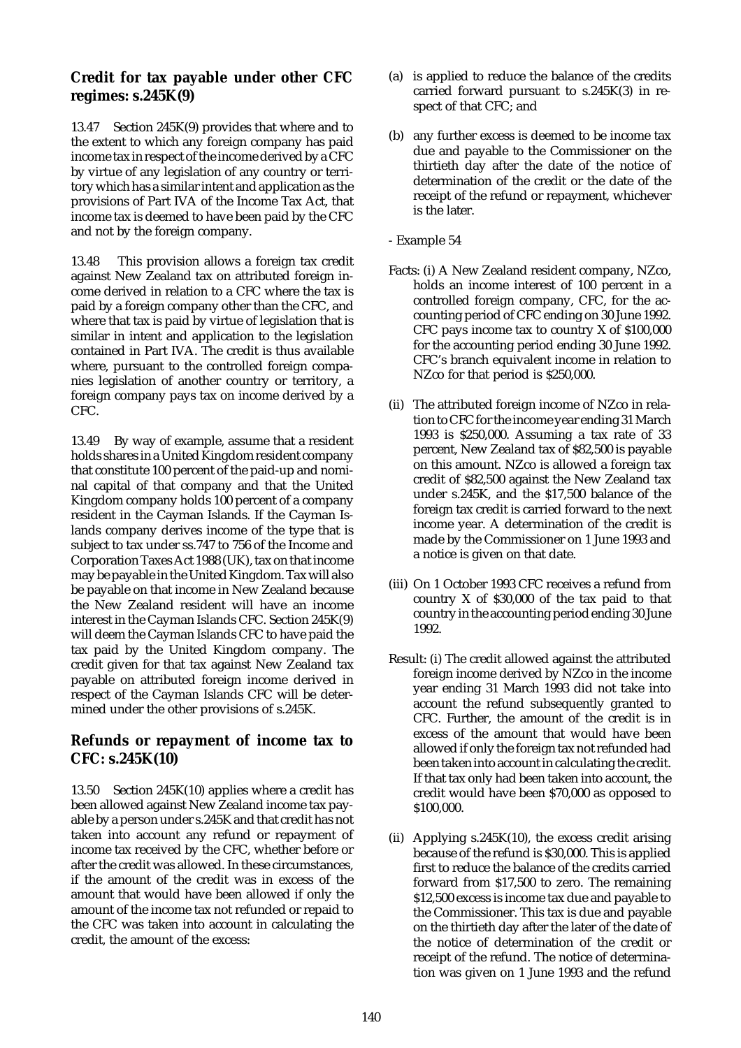## Credit for tax payable under other CFC regimes: s.245K(9)

13.47 Section 245K(9) provides that where and to the extent to which any foreign company has paid income tax in respect of the income derived by a CFC by virtue of any legislation of any country or territory which has a similar intent and application as the provisions of Part IVA of the Income Tax Act, that income tax is deemed to have been paid by the CFC and not by the foreign company.

13.48 This provision allows a foreign tax credit against New Zealand tax on attributed foreign income derived in relation to a CFC where the tax is paid by a foreign company other than the CFC, and where that tax is paid by virtue of legislation that is similar in intent and application to the legislation contained in Part IVA. The credit is thus available where, pursuant to the controlled foreign companies legislation of another country or territory, a foreign company pays tax on income derived by a CFC.

13.49 By way of example, assume that a resident holds shares in a United Kingdom resident company that constitute 100 percent of the paid-up and nominal capital of that company and that the United Kingdom company holds 100 percent of a company resident in the Cayman Islands. If the Cayman Islands company derives income of the type that is subject to tax under ss.747 to 756 of the Income and Corporation Taxes Act 1988 (UK), tax on that income may be payable in the United Kingdom. Tax will also be payable on that income in New Zealand because the New Zealand resident will have an income interest in the Cayman Islands CFC. Section 245K(9) will deem the Cayman Islands CFC to have paid the tax paid by the United Kingdom company. The credit given for that tax against New Zealand tax payable on attributed foreign income derived in respect of the Cayman Islands CFC will be determined under the other provisions of s.245K.

## Refunds or repayment of income tax to CFC: s.245K(10)

13.50 Section 245K(10) applies where a credit has been allowed against New Zealand income tax payable by a person under s.245K and that credit has not taken into account any refund or repayment of income tax received by the CFC, whether before or after the credit was allowed. In these circumstances, if the amount of the credit was in excess of the amount that would have been allowed if only the amount of the income tax not refunded or repaid to the CFC was taken into account in calculating the credit, the amount of the excess:

(a) is applied to reduce the balance of the credits carried forward pursuant to s.245K(3) in respect of that CFC; and

(b) any further excess is deemed to be income tax due and payable to the Commissioner on the thirtieth day after the date of the notice of determination of the credit or the date of the receipt of the refund or repayment, whichever is the later.

- Example 54

Facts: (i) A New Zealand resident company, NZco, holds an income interest of 100 percent in a controlled foreign company, CFC, for the accounting period of CFC ending on 30 June 1992. CFC pays income tax to country X of $100,000 for the accounting period ending 30 June 1992. CFC's branch equivalent income in relation to NZco for that period is $250,000.

(ii) The attributed foreign income of NZco in relation to CFC for the income year ending 31 March 1993 is $250,000. Assuming a tax rate of 33 percent, New Zealand tax of $82,500 is payable on this amount. NZco is allowed a foreign tax credit of $82,500 against the New Zealand tax under s.245K, and the $17,500 balance of the foreign tax credit is carried forward to the next income year. A determination of the credit is made by the Commissioner on 1 June 1993 and a notice is given on that date.

(iii) On 1 October 1993 CFC receives a refund from country X of $30,000 of the tax paid to that country in the accounting period ending 30 June 1992.

Result: (i) The credit allowed against the attributed foreign income derived by NZco in the income year ending 31 March 1993 did not take into account the refund subsequently granted to CFC. Further, the amount of the credit is in excess of the amount that would have been allowed if only the foreign tax not refunded had been taken into account in calculating the credit. If that tax only had been taken into account, the credit would have been $70,000 as opposed to $100,000.

(ii) Applying s.245K(10), the excess credit arising because of the refund is $30,000. This is applied first to reduce the balance of the credits carried forward from $17,500 to zero. The remaining $12,500 excess is income tax due and payable to the Commissioner. This tax is due and payable on the thirtieth day after the later of the date of the notice of determination of the credit or receipt of the refund. The notice of determination was given on 1 June 1993 and the refund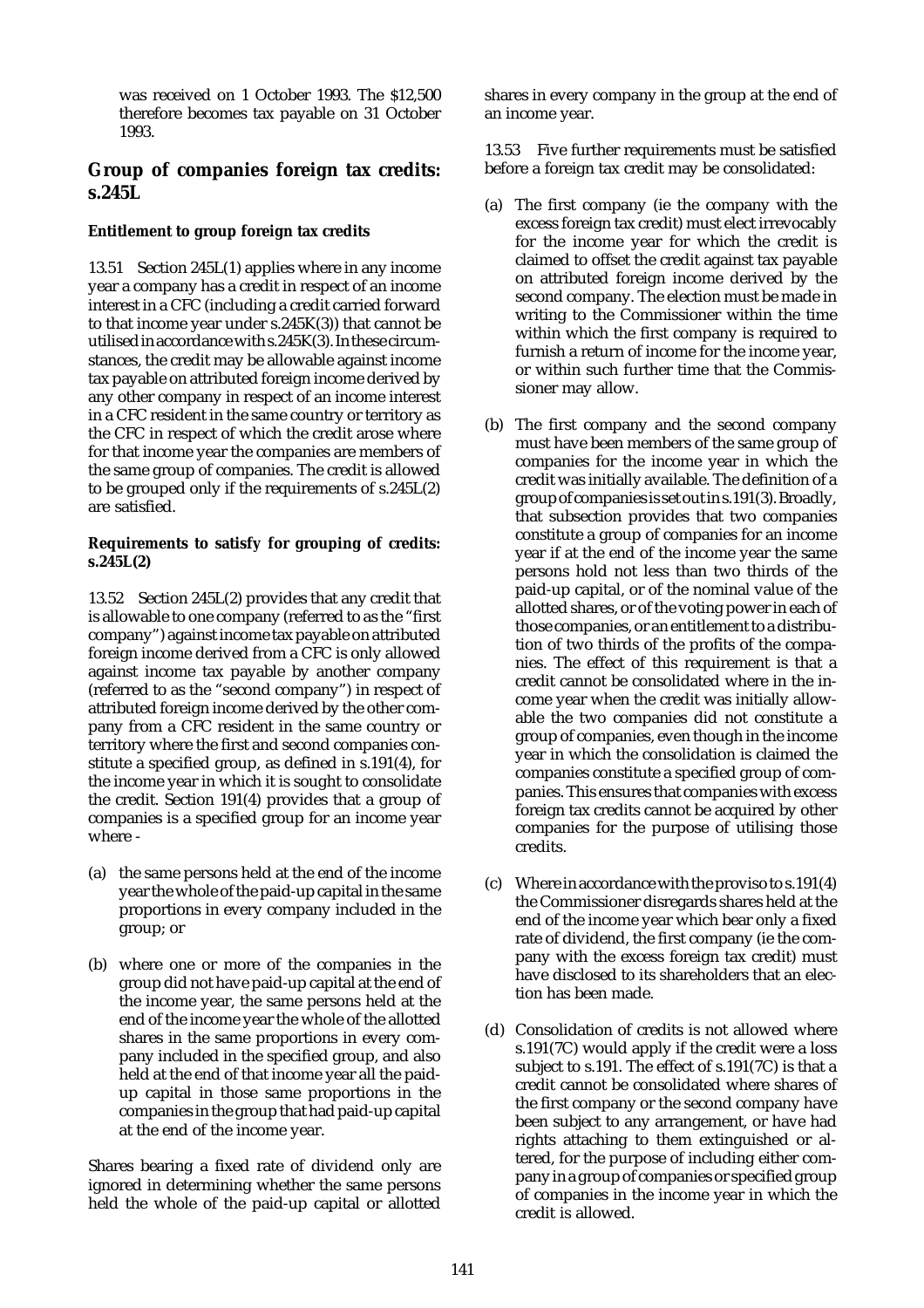was received on 1 October 1993. The $12,500 therefore becomes tax payable on 31 October 1993.

## Group of companies foreign tax credits: s.245L

### Entitlement to group foreign tax credits

13.51 Section 245L(1) applies where in any income year a company has a credit in respect of an income interest in a CFC (including a credit carried forward to that income year under s.245K(3)) that cannot be utilised in accordance with s.245K(3). In these circumstances, the credit may be allowable against income tax payable on attributed foreign income derived by any other company in respect of an income interest in a CFC resident in the same country or territory as the CFC in respect of which the credit arose where for that income year the companies are members of the same group of companies. The credit is allowed to be grouped only if the requirements of s.245L(2) are satisfied.

### Requirements to satisfy for grouping of credits: s.245L(2)

13.52 Section 245L(2) provides that any credit that is allowable to one company (referred to as the "first company") against income tax payable on attributed foreign income derived from a CFC is only allowed against income tax payable by another company (referred to as the "second company") in respect of attributed foreign income derived by the other company from a CFC resident in the same country or territory where the first and second companies constitute a specified group, as defined in s.191(4), for the income year in which it is sought to consolidate the credit. Section 191(4) provides that a group of companies is a specified group for an income year where -

(a) the same persons held at the end of the income year the whole of the paid-up capital in the same proportions in every company included in the group; or

(b) where one or more of the companies in the group did not have paid-up capital at the end of the income year, the same persons held at the end of the income year the whole of the allotted shares in the same proportions in every company included in the specified group, and also held at the end of that income year all the paid-up capital in those same proportions in the companies in the group that had paid-up capital at the end of the income year.

Shares bearing a fixed rate of dividend only are ignored in determining whether the same persons held the whole of the paid-up capital or allotted shares in every company in the group at the end of an income year.

13.53 Five further requirements must be satisfied before a foreign tax credit may be consolidated:

(a) The first company (ie the company with the excess foreign tax credit) must elect irrevocably for the income year for which the credit is claimed to offset the credit against tax payable on attributed foreign income derived by the second company. The election must be made in writing to the Commissioner within the time within which the first company is required to furnish a return of income for the income year, or within such further time that the Commissioner may allow.

(b) The first company and the second company must have been members of the same group of companies for the income year in which the credit was initially available. The definition of a group of companies is set out in s.191(3). Broadly, that subsection provides that two companies constitute a group of companies for an income year if at the end of the income year the same persons hold not less than two thirds of the paid-up capital, or of the nominal value of the allotted shares, or of the voting power in each of those companies, or an entitlement to a distribution of two thirds of the profits of the companies. The effect of this requirement is that a credit cannot be consolidated where in the income year when the credit was initially allowable the two companies did not constitute a group of companies, even though in the income year in which the consolidation is claimed the companies constitute a specified group of companies. This ensures that companies with excess foreign tax credits cannot be acquired by other companies for the purpose of utilising those credits.

(c) Where in accordance with the proviso to s.191(4) the Commissioner disregards shares held at the end of the income year which bear only a fixed rate of dividend, the first company (ie the company with the excess foreign tax credit) must have disclosed to its shareholders that an election has been made.

(d) Consolidation of credits is not allowed where s.191(7C) would apply if the credit were a loss subject to s.191. The effect of s.191(7C) is that a credit cannot be consolidated where shares of the first company or the second company have been subject to any arrangement, or have had rights attaching to them extinguished or altered, for the purpose of including either company in a group of companies or specified group of companies in the income year in which the credit is allowed.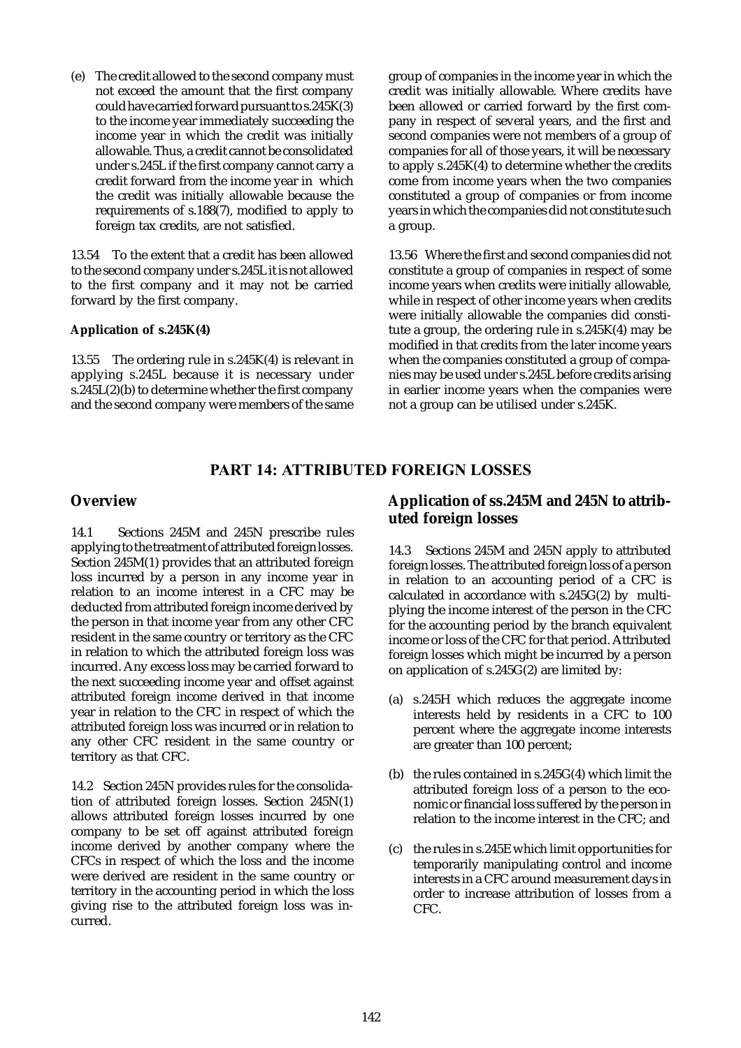(e) The credit allowed to the second company must not exceed the amount that the first company could have carried forward pursuant to s.245K(3) to the income year immediately succeeding the income year in which the credit was initially allowable. Thus, a credit cannot be consolidated under s.245L if the first company cannot carry a credit forward from the income year in which the credit was initially allowable because the requirements of s.188(7), modified to apply to foreign tax credits, are not satisfied.

13.54 To the extent that a credit has been allowed to the second company under s.245L it is not allowed to the first company and it may not be carried forward by the first company.

**Application of s.245K(4)**

13.55 The ordering rule in s.245K(4) is relevant in applying s.245L because it is necessary under s.245L(2)(b) to determine whether the first company and the second company were members of the same group of companies in the income year in which the credit was initially allowable. Where credits have been allowed or carried forward by the first company in respect of several years, and the first and second companies were not members of a group of companies for all of those years, it will be necessary to apply s.245K(4) to determine whether the credits come from income years when the two companies constituted a group of companies or from income years in which the companies did not constitute such a group.

13.56 Where the first and second companies did not constitute a group of companies in respect of some income years when credits were initially allowable, while in respect of other income years when credits were initially allowable the companies did constitute a group, the ordering rule in s.245K(4) may be modified in that credits from the later income years when the companies constituted a group of companies may be used under s.245L before credits arising in earlier income years when the companies were not a group can be utilised under s.245K.

# PART 14: ATTRIBUTED FOREIGN LOSSES

## Overview

14.1 Sections 245M and 245N prescribe rules applying to the treatment of attributed foreign losses. Section 245M(1) provides that an attributed foreign loss incurred by a person in any income year in relation to an income interest in a CFC may be deducted from attributed foreign income derived by the person in that income year from any other CFC resident in the same country or territory as the CFC in relation to which the attributed foreign loss was incurred. Any excess loss may be carried forward to the next succeeding income year and offset against attributed foreign income derived in that income year in relation to the CFC in respect of which the attributed foreign loss was incurred or in relation to any other CFC resident in the same country or territory as that CFC.

14.2 Section 245N provides rules for the consolidation of attributed foreign losses. Section 245N(1) allows attributed foreign losses incurred by one company to be set off against attributed foreign income derived by another company where the CFCs in respect of which the loss and the income were derived are resident in the same country or territory in the accounting period in which the loss giving rise to the attributed foreign loss was incurred.

## Application of ss.245M and 245N to attributed foreign losses

14.3 Sections 245M and 245N apply to attributed foreign losses. The attributed foreign loss of a person in relation to an accounting period of a CFC is calculated in accordance with s.245G(2) by multiplying the income interest of the person in the CFC for the accounting period by the branch equivalent income or loss of the CFC for that period. Attributed foreign losses which might be incurred by a person on application of s.245G(2) are limited by:

(a) s.245H which reduces the aggregate income interests held by residents in a CFC to 100 percent where the aggregate income interests are greater than 100 percent;

(b) the rules contained in s.245G(4) which limit the attributed foreign loss of a person to the economic or financial loss suffered by the person in relation to the income interest in the CFC; and

(c) the rules in s.245E which limit opportunities for temporarily manipulating control and income interests in a CFC around measurement days in order to increase attribution of losses from a CFC.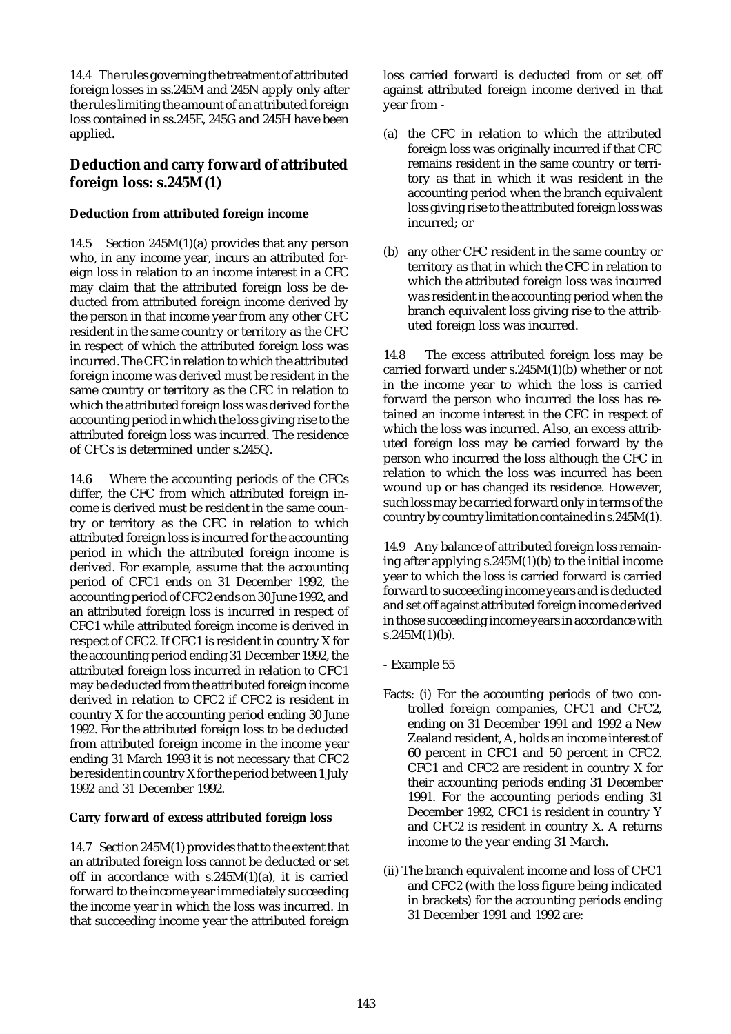14.4 The rules governing the treatment of attributed foreign losses in ss.245M and 245N apply only after the rules limiting the amount of an attributed foreign loss contained in ss.245E, 245G and 245H have been applied.

## Deduction and carry forward of attributed foreign loss: s.245M(1)

### Deduction from attributed foreign income

14.5 Section 245M(1)(a) provides that any person who, in any income year, incurs an attributed foreign loss in relation to an income interest in a CFC may claim that the attributed foreign loss be deducted from attributed foreign income derived by the person in that income year from any other CFC resident in the same country or territory as the CFC in respect of which the attributed foreign loss was incurred. The CFC in relation to which the attributed foreign income was derived must be resident in the same country or territory as the CFC in relation to which the attributed foreign loss was derived for the accounting period in which the loss giving rise to the attributed foreign loss was incurred. The residence of CFCs is determined under s.245Q.

14.6 Where the accounting periods of the CFCs differ, the CFC from which attributed foreign income is derived must be resident in the same country or territory as the CFC in relation to which attributed foreign loss is incurred for the accounting period in which the attributed foreign income is derived. For example, assume that the accounting period of CFC1 ends on 31 December 1992, the accounting period of CFC2 ends on 30 June 1992, and an attributed foreign loss is incurred in respect of CFC1 while attributed foreign income is derived in respect of CFC2. If CFC1 is resident in country X for the accounting period ending 31 December 1992, the attributed foreign loss incurred in relation to CFC1 may be deducted from the attributed foreign income derived in relation to CFC2 if CFC2 is resident in country X for the accounting period ending 30 June 1992. For the attributed foreign loss to be deducted from attributed foreign income in the income year ending 31 March 1993 it is not necessary that CFC2 be resident in country X for the period between 1 July 1992 and 31 December 1992.

### Carry forward of excess attributed foreign loss

14.7 Section 245M(1) provides that to the extent that an attributed foreign loss cannot be deducted or set off in accordance with s.245M(1)(a), it is carried forward to the income year immediately succeeding the income year in which the loss was incurred. In that succeeding income year the attributed foreign loss carried forward is deducted from or set off against attributed foreign income derived in that year from -

(a) the CFC in relation to which the attributed foreign loss was originally incurred if that CFC remains resident in the same country or territory as that in which it was resident in the accounting period when the branch equivalent loss giving rise to the attributed foreign loss was incurred; or

(b) any other CFC resident in the same country or territory as that in which the CFC in relation to which the attributed foreign loss was incurred was resident in the accounting period when the branch equivalent loss giving rise to the attributed foreign loss was incurred.

14.8 The excess attributed foreign loss may be carried forward under s.245M(1)(b) whether or not in the income year to which the loss is carried forward the person who incurred the loss has retained an income interest in the CFC in respect of which the loss was incurred. Also, an excess attributed foreign loss may be carried forward by the person who incurred the loss although the CFC in relation to which the loss was incurred has been wound up or has changed its residence. However, such loss may be carried forward only in terms of the country by country limitation contained in s.245M(1).

14.9 Any balance of attributed foreign loss remaining after applying s.245M(1)(b) to the initial income year to which the loss is carried forward is carried forward to succeeding income years and is deducted and set off against attributed foreign income derived in those succeeding income years in accordance with s.245M(1)(b).

- Example 55

Facts: (i) For the accounting periods of two controlled foreign companies, CFC1 and CFC2, ending on 31 December 1991 and 1992 a New Zealand resident, A, holds an income interest of 60 percent in CFC1 and 50 percent in CFC2. CFC1 and CFC2 are resident in country X for their accounting periods ending 31 December 1991. For the accounting periods ending 31 December 1992, CFC1 is resident in country Y and CFC2 is resident in country X. A returns income to the year ending 31 March.

(ii) The branch equivalent income and loss of CFC1 and CFC2 (with the loss figure being indicated in brackets) for the accounting periods ending 31 December 1991 and 1992 are: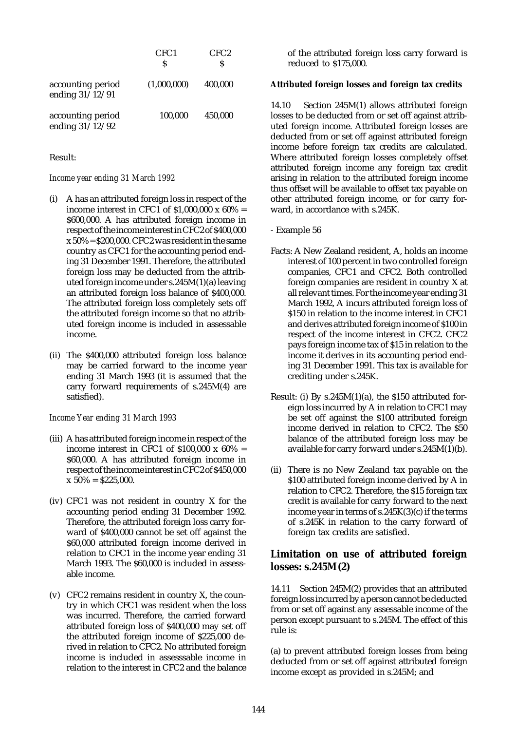| | CFC1 $ | CFC2 $ |
|---|---|---|
| accounting period ending 31/12/91 | (1,000,000) | 400,000 |
| accounting period ending 31/12/92 | 100,000 | 450,000 |

Result:

*Income year ending 31 March 1992*

(i) A has an attributed foreign loss in respect of the income interest in CFC1 of $1,000,000 x 60% = $600,000. A has attributed foreign income in respect of the income interest in CFC2 of $400,000 x 50% = $200,000. CFC2 was resident in the same country as CFC1 for the accounting period ending 31 December 1991. Therefore, the attributed foreign loss may be deducted from the attributed foreign income under s.245M(1)(a) leaving an attributed foreign loss balance of $400,000. The attributed foreign loss completely sets off the attributed foreign income so that no attributed foreign income is included in assessable income.

(ii) The $400,000 attributed foreign loss balance may be carried forward to the income year ending 31 March 1993 (it is assumed that the carry forward requirements of s.245M(4) are satisfied).

*Income Year ending 31 March 1993*

(iii) A has attributed foreign income in respect of the income interest in CFC1 of $100,000 x 60% = $60,000. A has attributed foreign income in respect of the income interest in CFC2 of $450,000 x 50% = $225,000.

(iv) CFC1 was not resident in country X for the accounting period ending 31 December 1992. Therefore, the attributed foreign loss carry forward of $400,000 cannot be set off against the $60,000 attributed foreign income derived in relation to CFC1 in the income year ending 31 March 1993. The $60,000 is included in assessable income.

(v) CFC2 remains resident in country X, the country in which CFC1 was resident when the loss was incurred. Therefore, the carried forward attributed foreign loss of $400,000 may set off the attributed foreign income of $225,000 derived in relation to CFC2. No attributed foreign income is included in assesssable income in relation to the interest in CFC2 and the balance of the attributed foreign loss carry forward is reduced to $175,000.

**Attributed foreign losses and foreign tax credits**

14.10 Section 245M(1) allows attributed foreign losses to be deducted from or set off against attributed foreign income. Attributed foreign losses are deducted from or set off against attributed foreign income before foreign tax credits are calculated. Where attributed foreign losses completely offset attributed foreign income any foreign tax credit arising in relation to the attributed foreign income thus offset will be available to offset tax payable on other attributed foreign income, or for carry forward, in accordance with s.245K.

- Example 56

Facts: A New Zealand resident, A, holds an income interest of 100 percent in two controlled foreign companies, CFC1 and CFC2. Both controlled foreign companies are resident in country X at all relevant times. For the income year ending 31 March 1992, A incurs attributed foreign loss of $150 in relation to the income interest in CFC1 and derives attributed foreign income of $100 in respect of the income interest in CFC2. CFC2 pays foreign income tax of $15 in relation to the income it derives in its accounting period ending 31 December 1991. This tax is available for crediting under s.245K.

Result: (i) By s.245M(1)(a), the $150 attributed foreign loss incurred by A in relation to CFC1 may be set off against the $100 attributed foreign income derived in relation to CFC2. The $50 balance of the attributed foreign loss may be available for carry forward under s.245M(1)(b).

(ii) There is no New Zealand tax payable on the $100 attributed foreign income derived by A in relation to CFC2. Therefore, the $15 foreign tax credit is available for carry forward to the next income year in terms of s.245K(3)(c) if the terms of s.245K in relation to the carry forward of foreign tax credits are satisfied.

## Limitation on use of attributed foreign losses: s.245M(2)

14.11 Section 245M(2) provides that an attributed foreign loss incurred by a person cannot be deducted from or set off against any assessable income of the person except pursuant to s.245M. The effect of this rule is:

(a) to prevent attributed foreign losses from being deducted from or set off against attributed foreign income except as provided in s.245M; and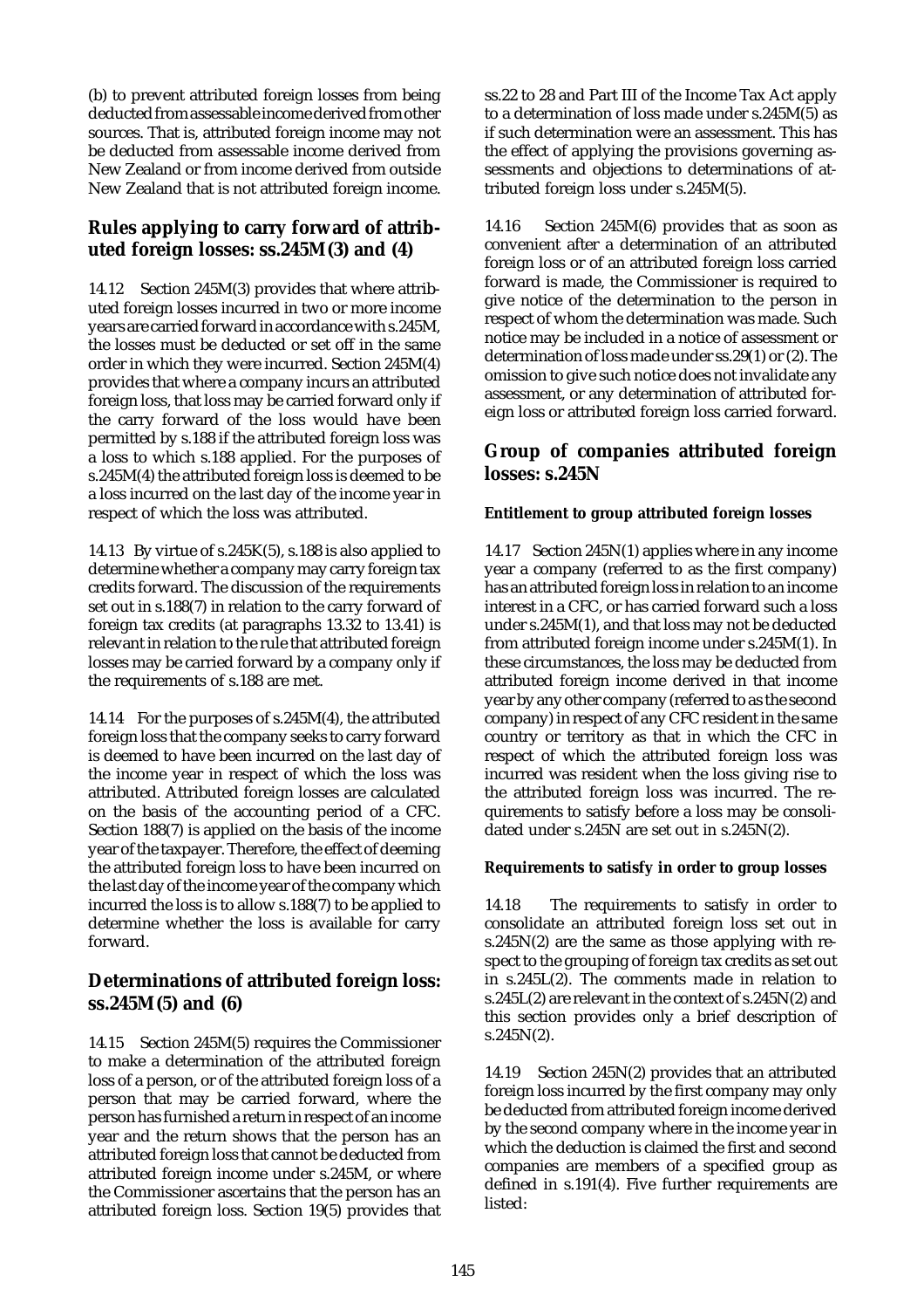(b) to prevent attributed foreign losses from being deducted from assessable income derived from other sources. That is, attributed foreign income may not be deducted from assessable income derived from New Zealand or from income derived from outside New Zealand that is not attributed foreign income.

## Rules applying to carry forward of attributed foreign losses: ss.245M(3) and (4)

14.12 Section 245M(3) provides that where attributed foreign losses incurred in two or more income years are carried forward in accordance with s.245M, the losses must be deducted or set off in the same order in which they were incurred. Section 245M(4) provides that where a company incurs an attributed foreign loss, that loss may be carried forward only if the carry forward of the loss would have been permitted by s.188 if the attributed foreign loss was a loss to which s.188 applied. For the purposes of s.245M(4) the attributed foreign loss is deemed to be a loss incurred on the last day of the income year in respect of which the loss was attributed.

14.13 By virtue of s.245K(5), s.188 is also applied to determine whether a company may carry foreign tax credits forward. The discussion of the requirements set out in s.188(7) in relation to the carry forward of foreign tax credits (at paragraphs 13.32 to 13.41) is relevant in relation to the rule that attributed foreign losses may be carried forward by a company only if the requirements of s.188 are met.

14.14 For the purposes of s.245M(4), the attributed foreign loss that the company seeks to carry forward is deemed to have been incurred on the last day of the income year in respect of which the loss was attributed. Attributed foreign losses are calculated on the basis of the accounting period of a CFC. Section 188(7) is applied on the basis of the income year of the taxpayer. Therefore, the effect of deeming the attributed foreign loss to have been incurred on the last day of the income year of the company which incurred the loss is to allow s.188(7) to be applied to determine whether the loss is available for carry forward.

## Determinations of attributed foreign loss: ss.245M(5) and (6)

14.15 Section 245M(5) requires the Commissioner to make a determination of the attributed foreign loss of a person, or of the attributed foreign loss of a person that may be carried forward, where the person has furnished a return in respect of an income year and the return shows that the person has an attributed foreign loss that cannot be deducted from attributed foreign income under s.245M, or where the Commissioner ascertains that the person has an attributed foreign loss. Section 19(5) provides that ss.22 to 28 and Part III of the Income Tax Act apply to a determination of loss made under s.245M(5) as if such determination were an assessment. This has the effect of applying the provisions governing assessments and objections to determinations of attributed foreign loss under s.245M(5).

14.16 Section 245M(6) provides that as soon as convenient after a determination of an attributed foreign loss or of an attributed foreign loss carried forward is made, the Commissioner is required to give notice of the determination to the person in respect of whom the determination was made. Such notice may be included in a notice of assessment or determination of loss made under ss.29(1) or (2). The omission to give such notice does not invalidate any assessment, or any determination of attributed foreign loss or attributed foreign loss carried forward.

## Group of companies attributed foreign losses: s.245N

#### Entitlement to group attributed foreign losses

14.17 Section 245N(1) applies where in any income year a company (referred to as the first company) has an attributed foreign loss in relation to an income interest in a CFC, or has carried forward such a loss under s.245M(1), and that loss may not be deducted from attributed foreign income under s.245M(1). In these circumstances, the loss may be deducted from attributed foreign income derived in that income year by any other company (referred to as the second company) in respect of any CFC resident in the same country or territory as that in which the CFC in respect of which the attributed foreign loss was incurred was resident when the loss giving rise to the attributed foreign loss was incurred. The requirements to satisfy before a loss may be consolidated under s.245N are set out in s.245N(2).

#### Requirements to satisfy in order to group losses

14.18 The requirements to satisfy in order to consolidate an attributed foreign loss set out in s.245N(2) are the same as those applying with respect to the grouping of foreign tax credits as set out in s.245L(2). The comments made in relation to s.245L(2) are relevant in the context of s.245N(2) and this section provides only a brief description of s.245N(2).

14.19 Section 245N(2) provides that an attributed foreign loss incurred by the first company may only be deducted from attributed foreign income derived by the second company where in the income year in which the deduction is claimed the first and second companies are members of a specified group as defined in s.191(4). Five further requirements are listed: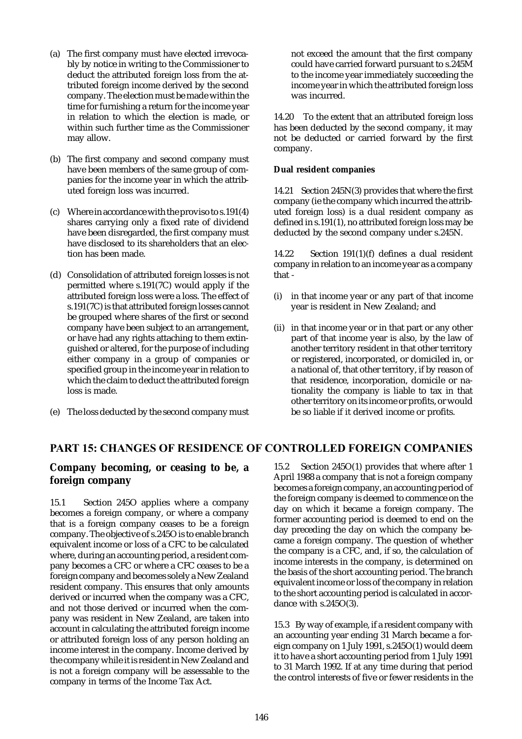(a) The first company must have elected irrevocably by notice in writing to the Commissioner to deduct the attributed foreign loss from the attributed foreign income derived by the second company. The election must be made within the time for furnishing a return for the income year in relation to which the election is made, or within such further time as the Commissioner may allow.

(b) The first company and second company must have been members of the same group of companies for the income year in which the attributed foreign loss was incurred.

(c) Where in accordance with the proviso to s.191(4) shares carrying only a fixed rate of dividend have been disregarded, the first company must have disclosed to its shareholders that an election has been made.

(d) Consolidation of attributed foreign losses is not permitted where s.191(7C) would apply if the attributed foreign loss were a loss. The effect of s.191(7C) is that attributed foreign losses cannot be grouped where shares of the first or second company have been subject to an arrangement, or have had any rights attaching to them extinguished or altered, for the purpose of including either company in a group of companies or specified group in the income year in relation to which the claim to deduct the attributed foreign loss is made.

(e) The loss deducted by the second company must not exceed the amount that the first company could have carried forward pursuant to s.245M to the income year immediately succeeding the income year in which the attributed foreign loss was incurred.

14.20 To the extent that an attributed foreign loss has been deducted by the second company, it may not be deducted or carried forward by the first company.

**Dual resident companies**

14.21 Section 245N(3) provides that where the first company (ie the company which incurred the attributed foreign loss) is a dual resident company as defined in s.191(1), no attributed foreign loss may be deducted by the second company under s.245N.

14.22 Section 191(1)(f) defines a dual resident company in relation to an income year as a company that -

(i) in that income year or any part of that income year is resident in New Zealand; and

(ii) in that income year or in that part or any other part of that income year is also, by the law of another territory resident in that other territory or registered, incorporated, or domiciled in, or a national of, that other territory, if by reason of that residence, incorporation, domicile or nationality the company is liable to tax in that other territory on its income or profits, or would be so liable if it derived income or profits.

## PART 15: CHANGES OF RESIDENCE OF CONTROLLED FOREIGN COMPANIES

### Company becoming, or ceasing to be, a foreign company

15.1 Section 245O applies where a company becomes a foreign company, or where a company that is a foreign company ceases to be a foreign company. The objective of s.245O is to enable branch equivalent income or loss of a CFC to be calculated where, during an accounting period, a resident company becomes a CFC or where a CFC ceases to be a foreign company and becomes solely a New Zealand resident company. This ensures that only amounts derived or incurred when the company was a CFC, and not those derived or incurred when the company was resident in New Zealand, are taken into account in calculating the attributed foreign income or attributed foreign loss of any person holding an income interest in the company. Income derived by the company while it is resident in New Zealand and is not a foreign company will be assessable to the company in terms of the Income Tax Act.

15.2 Section 245O(1) provides that where after 1 April 1988 a company that is not a foreign company becomes a foreign company, an accounting period of the foreign company is deemed to commence on the day on which it became a foreign company. The former accounting period is deemed to end on the day preceding the day on which the company became a foreign company. The question of whether the company is a CFC, and, if so, the calculation of income interests in the company, is determined on the basis of the short accounting period. The branch equivalent income or loss of the company in relation to the short accounting period is calculated in accordance with s.245O(3).

15.3 By way of example, if a resident company with an accounting year ending 31 March became a foreign company on 1 July 1991, s.245O(1) would deem it to have a short accounting period from 1 July 1991 to 31 March 1992. If at any time during that period the control interests of five or fewer residents in the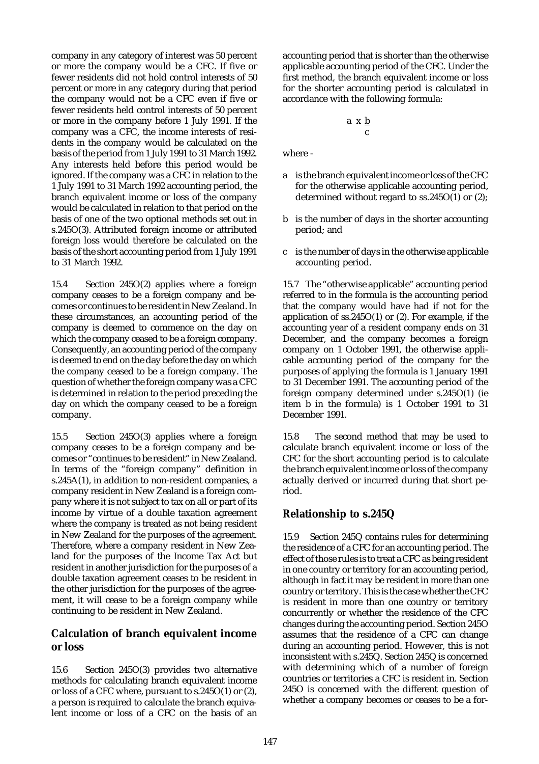company in any category of interest was 50 percent or more the company would be a CFC. If five or fewer residents did not hold control interests of 50 percent or more in any category during that period the company would not be a CFC even if five or fewer residents held control interests of 50 percent or more in the company before 1 July 1991. If the company was a CFC, the income interests of residents in the company would be calculated on the basis of the period from 1 July 1991 to 31 March 1992. Any interests held before this period would be ignored. If the company was a CFC in relation to the 1 July 1991 to 31 March 1992 accounting period, the branch equivalent income or loss of the company would be calculated in relation to that period on the basis of one of the two optional methods set out in s.245O(3). Attributed foreign income or attributed foreign loss would therefore be calculated on the basis of the short accounting period from 1 July 1991 to 31 March 1992.

15.4 Section 245O(2) applies where a foreign company ceases to be a foreign company and becomes or continues to be resident in New Zealand. In these circumstances, an accounting period of the company is deemed to commence on the day on which the company ceased to be a foreign company. Consequently, an accounting period of the company is deemed to end on the day before the day on which the company ceased to be a foreign company. The question of whether the foreign company was a CFC is determined in relation to the period preceding the day on which the company ceased to be a foreign company.

15.5 Section 245O(3) applies where a foreign company ceases to be a foreign company and becomes or "continues to be resident" in New Zealand. In terms of the "foreign company" definition in s.245A(1), in addition to non-resident companies, a company resident in New Zealand is a foreign company where it is not subject to tax on all or part of its income by virtue of a double taxation agreement where the company is treated as not being resident in New Zealand for the purposes of the agreement. Therefore, where a company resident in New Zealand for the purposes of the Income Tax Act but resident in another jurisdiction for the purposes of a double taxation agreement ceases to be resident in the other jurisdiction for the purposes of the agreement, it will cease to be a foreign company while continuing to be resident in New Zealand.

## Calculation of branch equivalent income or loss

15.6 Section 245O(3) provides two alternative methods for calculating branch equivalent income or loss of a CFC where, pursuant to s.245O(1) or (2), a person is required to calculate the branch equivalent income or loss of a CFC on the basis of an accounting period that is shorter than the otherwise applicable accounting period of the CFC. Under the first method, the branch equivalent income or loss for the shorter accounting period is calculated in accordance with the following formula:

$$a \times \frac{b}{c}$$

where -

- a is the branch equivalent income or loss of the CFC for the otherwise applicable accounting period, determined without regard to ss.245O(1) or (2);
- b is the number of days in the shorter accounting period; and
- c is the number of days in the otherwise applicable accounting period.

15.7 The "otherwise applicable" accounting period referred to in the formula is the accounting period that the company would have had if not for the application of ss.245O(1) or (2). For example, if the accounting year of a resident company ends on 31 December, and the company becomes a foreign company on 1 October 1991, the otherwise applicable accounting period of the company for the purposes of applying the formula is 1 January 1991 to 31 December 1991. The accounting period of the foreign company determined under s.245O(1) (ie item b in the formula) is 1 October 1991 to 31 December 1991.

15.8 The second method that may be used to calculate branch equivalent income or loss of the CFC for the short accounting period is to calculate the branch equivalent income or loss of the company actually derived or incurred during that short period.

## Relationship to s.245Q

15.9 Section 245Q contains rules for determining the residence of a CFC for an accounting period. The effect of those rules is to treat a CFC as being resident in one country or territory for an accounting period, although in fact it may be resident in more than one country or territory. This is the case whether the CFC is resident in more than one country or territory concurrently or whether the residence of the CFC changes during the accounting period. Section 245O assumes that the residence of a CFC can change during an accounting period. However, this is not inconsistent with s.245Q. Section 245Q is concerned with determining which of a number of foreign countries or territories a CFC is resident in. Section 245O is concerned with the different question of whether a company becomes or ceases to be a for-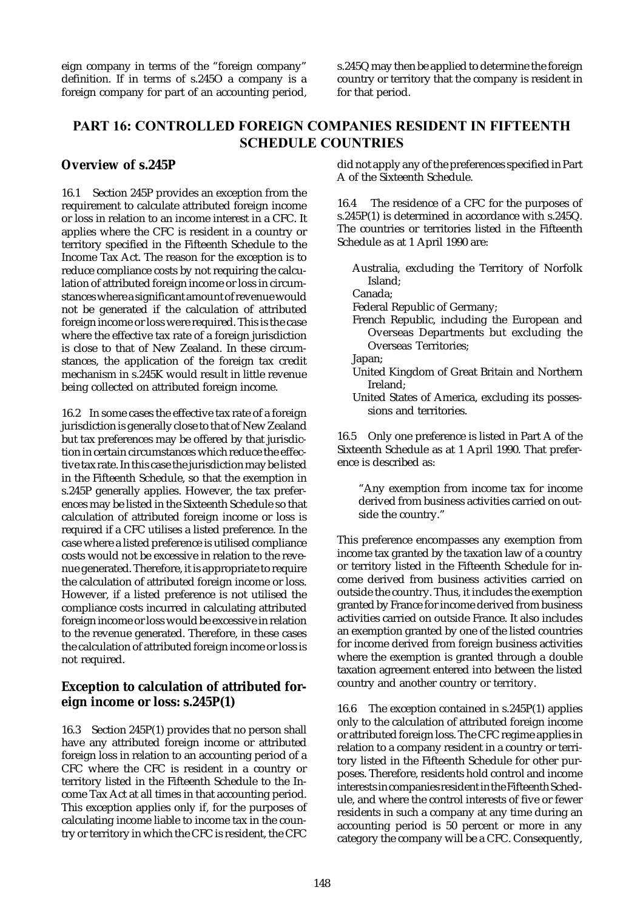eign company in terms of the "foreign company" definition. If in terms of s.245O a company is a foreign company for part of an accounting period, s.245Q may then be applied to determine the foreign country or territory that the company is resident in for that period.

## PART 16: CONTROLLED FOREIGN COMPANIES RESIDENT IN FIFTEENTH SCHEDULE COUNTRIES

### Overview of s.245P

16.1 Section 245P provides an exception from the requirement to calculate attributed foreign income or loss in relation to an income interest in a CFC. It applies where the CFC is resident in a country or territory specified in the Fifteenth Schedule to the Income Tax Act. The reason for the exception is to reduce compliance costs by not requiring the calculation of attributed foreign income or loss in circumstances where a significant amount of revenue would not be generated if the calculation of attributed foreign income or loss were required. This is the case where the effective tax rate of a foreign jurisdiction is close to that of New Zealand. In these circumstances, the application of the foreign tax credit mechanism in s.245K would result in little revenue being collected on attributed foreign income.

16.2 In some cases the effective tax rate of a foreign jurisdiction is generally close to that of New Zealand but tax preferences may be offered by that jurisdiction in certain circumstances which reduce the effective tax rate. In this case the jurisdiction may be listed in the Fifteenth Schedule, so that the exemption in s.245P generally applies. However, the tax preferences may be listed in the Sixteenth Schedule so that calculation of attributed foreign income or loss is required if a CFC utilises a listed preference. In the case where a listed preference is utilised compliance costs would not be excessive in relation to the revenue generated. Therefore, it is appropriate to require the calculation of attributed foreign income or loss. However, if a listed preference is not utilised the compliance costs incurred in calculating attributed foreign income or loss would be excessive in relation to the revenue generated. Therefore, in these cases the calculation of attributed foreign income or loss is not required.

### Exception to calculation of attributed foreign income or loss: s.245P(1)

16.3 Section 245P(1) provides that no person shall have any attributed foreign income or attributed foreign loss in relation to an accounting period of a CFC where the CFC is resident in a country or territory listed in the Fifteenth Schedule to the Income Tax Act at all times in that accounting period. This exception applies only if, for the purposes of calculating income liable to income tax in the country or territory in which the CFC is resident, the CFC did not apply any of the preferences specified in Part A of the Sixteenth Schedule.

16.4 The residence of a CFC for the purposes of s.245P(1) is determined in accordance with s.245Q. The countries or territories listed in the Fifteenth Schedule as at 1 April 1990 are:

- Australia, excluding the Territory of Norfolk Island;
- Canada;
- Federal Republic of Germany;
- French Republic, including the European and Overseas Departments but excluding the Overseas Territories;
- Japan;
- United Kingdom of Great Britain and Northern Ireland;
- United States of America, excluding its possessions and territories.

16.5 Only one preference is listed in Part A of the Sixteenth Schedule as at 1 April 1990. That preference is described as:

> "Any exemption from income tax for income derived from business activities carried on outside the country."

This preference encompasses any exemption from income tax granted by the taxation law of a country or territory listed in the Fifteenth Schedule for income derived from business activities carried on outside the country. Thus, it includes the exemption granted by France for income derived from business activities carried on outside France. It also includes an exemption granted by one of the listed countries for income derived from foreign business activities where the exemption is granted through a double taxation agreement entered into between the listed country and another country or territory.

16.6 The exception contained in s.245P(1) applies only to the calculation of attributed foreign income or attributed foreign loss. The CFC regime applies in relation to a company resident in a country or territory listed in the Fifteenth Schedule for other purposes. Therefore, residents hold control and income interests in companies resident in the Fifteenth Schedule, and where the control interests of five or fewer residents in such a company at any time during an accounting period is 50 percent or more in any category the company will be a CFC. Consequently,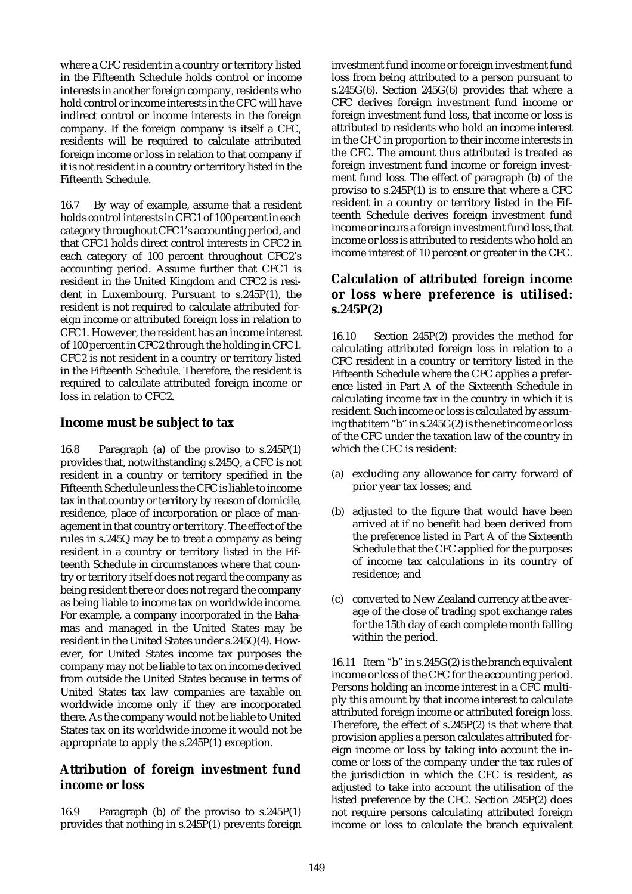where a CFC resident in a country or territory listed in the Fifteenth Schedule holds control or income interests in another foreign company, residents who hold control or income interests in the CFC will have indirect control or income interests in the foreign company. If the foreign company is itself a CFC, residents will be required to calculate attributed foreign income or loss in relation to that company if it is not resident in a country or territory listed in the Fifteenth Schedule.

16.7 By way of example, assume that a resident holds control interests in CFC1 of 100 percent in each category throughout CFC1's accounting period, and that CFC1 holds direct control interests in CFC2 in each category of 100 percent throughout CFC2's accounting period. Assume further that CFC1 is resident in the United Kingdom and CFC2 is resident in Luxembourg. Pursuant to s.245P(1), the resident is not required to calculate attributed foreign income or attributed foreign loss in relation to CFC1. However, the resident has an income interest of 100 percent in CFC2 through the holding in CFC1. CFC2 is not resident in a country or territory listed in the Fifteenth Schedule. Therefore, the resident is required to calculate attributed foreign income or loss in relation to CFC2.

## Income must be subject to tax

16.8 Paragraph (a) of the proviso to s.245P(1) provides that, notwithstanding s.245Q, a CFC is not resident in a country or territory specified in the Fifteenth Schedule unless the CFC is liable to income tax in that country or territory by reason of domicile, residence, place of incorporation or place of management in that country or territory. The effect of the rules in s.245Q may be to treat a company as being resident in a country or territory listed in the Fifteenth Schedule in circumstances where that country or territory itself does not regard the company as being resident there or does not regard the company as being liable to income tax on worldwide income. For example, a company incorporated in the Bahamas and managed in the United States may be resident in the United States under s.245Q(4). However, for United States income tax purposes the company may not be liable to tax on income derived from outside the United States because in terms of United States tax law companies are taxable on worldwide income only if they are incorporated there. As the company would not be liable to United States tax on its worldwide income it would not be appropriate to apply the s.245P(1) exception.

## Attribution of foreign investment fund income or loss

16.9 Paragraph (b) of the proviso to s.245P(1) provides that nothing in s.245P(1) prevents foreign investment fund income or foreign investment fund loss from being attributed to a person pursuant to s.245G(6). Section 245G(6) provides that where a CFC derives foreign investment fund income or foreign investment fund loss, that income or loss is attributed to residents who hold an income interest in the CFC in proportion to their income interests in the CFC. The amount thus attributed is treated as foreign investment fund income or foreign investment fund loss. The effect of paragraph (b) of the proviso to s.245P(1) is to ensure that where a CFC resident in a country or territory listed in the Fifteenth Schedule derives foreign investment fund income or incurs a foreign investment fund loss, that income or loss is attributed to residents who hold an income interest of 10 percent or greater in the CFC.

## Calculation of attributed foreign income or loss where preference is utilised: s.245P(2)

16.10 Section 245P(2) provides the method for calculating attributed foreign loss in relation to a CFC resident in a country or territory listed in the Fifteenth Schedule where the CFC applies a preference listed in Part A of the Sixteenth Schedule in calculating income tax in the country in which it is resident. Such income or loss is calculated by assuming that item "b" in s.245G(2) is the net income or loss of the CFC under the taxation law of the country in which the CFC is resident:

(a) excluding any allowance for carry forward of prior year tax losses; and

(b) adjusted to the figure that would have been arrived at if no benefit had been derived from the preference listed in Part A of the Sixteenth Schedule that the CFC applied for the purposes of income tax calculations in its country of residence; and

(c) converted to New Zealand currency at the average of the close of trading spot exchange rates for the 15th day of each complete month falling within the period.

16.11 Item "b" in s.245G(2) is the branch equivalent income or loss of the CFC for the accounting period. Persons holding an income interest in a CFC multiply this amount by that income interest to calculate attributed foreign income or attributed foreign loss. Therefore, the effect of s.245P(2) is that where that provision applies a person calculates attributed foreign income or loss by taking into account the income or loss of the company under the tax rules of the jurisdiction in which the CFC is resident, as adjusted to take into account the utilisation of the listed preference by the CFC. Section 245P(2) does not require persons calculating attributed foreign income or loss to calculate the branch equivalent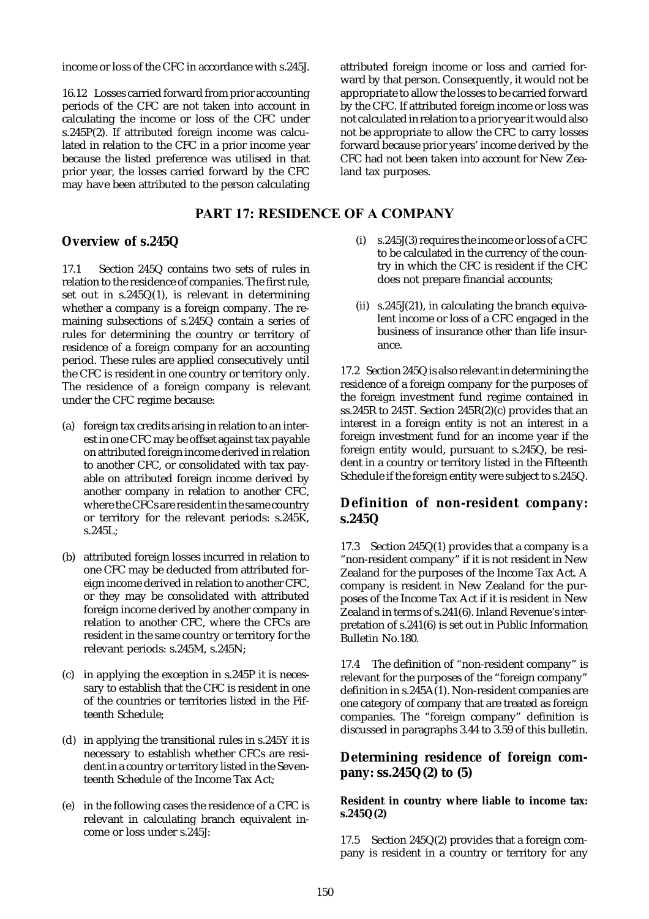income or loss of the CFC in accordance with s.245J.

16.12 Losses carried forward from prior accounting periods of the CFC are not taken into account in calculating the income or loss of the CFC under s.245P(2). If attributed foreign income was calculated in relation to the CFC in a prior income year because the listed preference was utilised in that prior year, the losses carried forward by the CFC may have been attributed to the person calculating attributed foreign income or loss and carried forward by that person. Consequently, it would not be appropriate to allow the losses to be carried forward by the CFC. If attributed foreign income or loss was not calculated in relation to a prior year it would also not be appropriate to allow the CFC to carry losses forward because prior years' income derived by the CFC had not been taken into account for New Zealand tax purposes.

# PART 17: RESIDENCE OF A COMPANY

## Overview of s.245Q

17.1 Section 245Q contains two sets of rules in relation to the residence of companies. The first rule, set out in s.245Q(1), is relevant in determining whether a company is a foreign company. The remaining subsections of s.245Q contain a series of rules for determining the country or territory of residence of a foreign company for an accounting period. These rules are applied consecutively until the CFC is resident in one country or territory only. The residence of a foreign company is relevant under the CFC regime because:

(a) foreign tax credits arising in relation to an interest in one CFC may be offset against tax payable on attributed foreign income derived in relation to another CFC, or consolidated with tax payable on attributed foreign income derived by another company in relation to another CFC, where the CFCs are resident in the same country or territory for the relevant periods: s.245K, s.245L;

(b) attributed foreign losses incurred in relation to one CFC may be deducted from attributed foreign income derived in relation to another CFC, or they may be consolidated with attributed foreign income derived by another company in relation to another CFC, where the CFCs are resident in the same country or territory for the relevant periods: s.245M, s.245N;

(c) in applying the exception in s.245P it is necessary to establish that the CFC is resident in one of the countries or territories listed in the Fifteenth Schedule;

(d) in applying the transitional rules in s.245Y it is necessary to establish whether CFCs are resident in a country or territory listed in the Seventeenth Schedule of the Income Tax Act;

(e) in the following cases the residence of a CFC is relevant in calculating branch equivalent income or loss under s.245J:

   (i) s.245J(3) requires the income or loss of a CFC to be calculated in the currency of the country in which the CFC is resident if the CFC does not prepare financial accounts;

   (ii) s.245J(21), in calculating the branch equivalent income or loss of a CFC engaged in the business of insurance other than life insurance.

17.2 Section 245Q is also relevant in determining the residence of a foreign company for the purposes of the foreign investment fund regime contained in ss.245R to 245T. Section 245R(2)(c) provides that an interest in a foreign entity is not an interest in a foreign investment fund for an income year if the foreign entity would, pursuant to s.245Q, be resident in a country or territory listed in the Fifteenth Schedule if the foreign entity were subject to s.245Q.

## Definition of non-resident company: s.245Q

17.3 Section 245Q(1) provides that a company is a "non-resident company" if it is not resident in New Zealand for the purposes of the Income Tax Act. A company is resident in New Zealand for the purposes of the Income Tax Act if it is resident in New Zealand in terms of s.241(6). Inland Revenue's interpretation of s.241(6) is set out in Public Information Bulletin No.180.

17.4 The definition of "non-resident company" is relevant for the purposes of the "foreign company" definition in s.245A(1). Non-resident companies are one category of company that are treated as foreign companies. The "foreign company" definition is discussed in paragraphs 3.44 to 3.59 of this bulletin.

## Determining residence of foreign company: ss.245Q(2) to (5)

### Resident in country where liable to income tax: s.245Q(2)

17.5 Section 245Q(2) provides that a foreign company is resident in a country or territory for any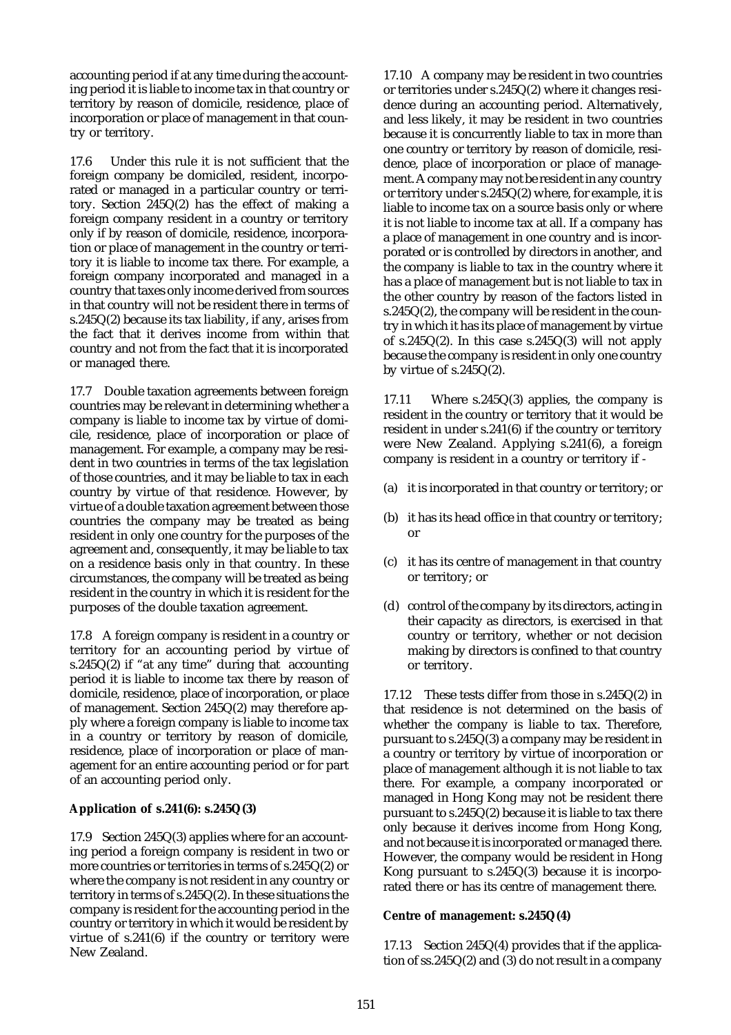accounting period if at any time during the accounting period it is liable to income tax in that country or territory by reason of domicile, residence, place of incorporation or place of management in that country or territory.

17.6 Under this rule it is not sufficient that the foreign company be domiciled, resident, incorporated or managed in a particular country or territory. Section 245Q(2) has the effect of making a foreign company resident in a country or territory only if by reason of domicile, residence, incorporation or place of management in the country or territory it is liable to income tax there. For example, a foreign company incorporated and managed in a country that taxes only income derived from sources in that country will not be resident there in terms of s.245Q(2) because its tax liability, if any, arises from the fact that it derives income from within that country and not from the fact that it is incorporated or managed there.

17.7 Double taxation agreements between foreign countries may be relevant in determining whether a company is liable to income tax by virtue of domicile, residence, place of incorporation or place of management. For example, a company may be resident in two countries in terms of the tax legislation of those countries, and it may be liable to tax in each country by virtue of that residence. However, by virtue of a double taxation agreement between those countries the company may be treated as being resident in only one country for the purposes of the agreement and, consequently, it may be liable to tax on a residence basis only in that country. In these circumstances, the company will be treated as being resident in the country in which it is resident for the purposes of the double taxation agreement.

17.8 A foreign company is resident in a country or territory for an accounting period by virtue of s.245Q(2) if "at any time" during that accounting period it is liable to income tax there by reason of domicile, residence, place of incorporation, or place of management. Section 245Q(2) may therefore apply where a foreign company is liable to income tax in a country or territory by reason of domicile, residence, place of incorporation or place of management for an entire accounting period or for part of an accounting period only.

**Application of s.241(6): s.245Q(3)**

17.9 Section 245Q(3) applies where for an accounting period a foreign company is resident in two or more countries or territories in terms of s.245Q(2) or where the company is not resident in any country or territory in terms of s.245Q(2). In these situations the company is resident for the accounting period in the country or territory in which it would be resident by virtue of s.241(6) if the country or territory were New Zealand.

17.10 A company may be resident in two countries or territories under s.245Q(2) where it changes residence during an accounting period. Alternatively, and less likely, it may be resident in two countries because it is concurrently liable to tax in more than one country or territory by reason of domicile, residence, place of incorporation or place of management. A company may not be resident in any country or territory under s.245Q(2) where, for example, it is liable to income tax on a source basis only or where it is not liable to income tax at all. If a company has a place of management in one country and is incorporated or is controlled by directors in another, and the company is liable to tax in the country where it has a place of management but is not liable to tax in the other country by reason of the factors listed in s.245Q(2), the company will be resident in the country in which it has its place of management by virtue of s.245Q(2). In this case s.245Q(3) will not apply because the company is resident in only one country by virtue of s.245Q(2).

17.11 Where s.245Q(3) applies, the company is resident in the country or territory that it would be resident in under s.241(6) if the country or territory were New Zealand. Applying s.241(6), a foreign company is resident in a country or territory if -

(a) it is incorporated in that country or territory; or

(b) it has its head office in that country or territory; or

(c) it has its centre of management in that country or territory; or

(d) control of the company by its directors, acting in their capacity as directors, is exercised in that country or territory, whether or not decision making by directors is confined to that country or territory.

17.12 These tests differ from those in s.245Q(2) in that residence is not determined on the basis of whether the company is liable to tax. Therefore, pursuant to s.245Q(3) a company may be resident in a country or territory by virtue of incorporation or place of management although it is not liable to tax there. For example, a company incorporated or managed in Hong Kong may not be resident there pursuant to s.245Q(2) because it is liable to tax there only because it derives income from Hong Kong, and not because it is incorporated or managed there. However, the company would be resident in Hong Kong pursuant to s.245Q(3) because it is incorporated there or has its centre of management there.

**Centre of management: s.245Q(4)**

17.13 Section 245Q(4) provides that if the application of ss.245Q(2) and (3) do not result in a company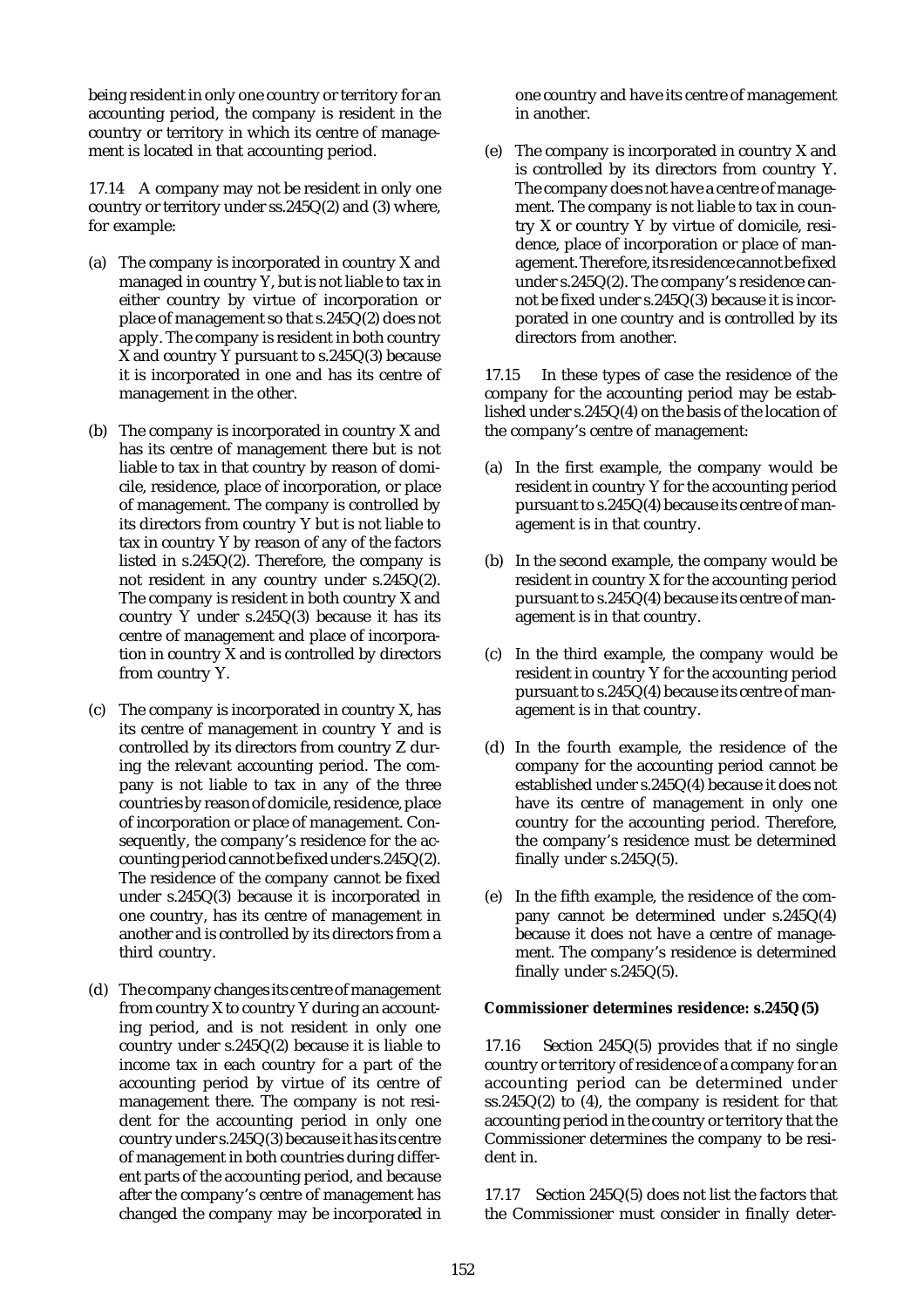being resident in only one country or territory for an accounting period, the company is resident in the country or territory in which its centre of management is located in that accounting period.

17.14 A company may not be resident in only one country or territory under ss.245Q(2) and (3) where, for example:

(a) The company is incorporated in country X and managed in country Y, but is not liable to tax in either country by virtue of incorporation or place of management so that s.245Q(2) does not apply. The company is resident in both country X and country Y pursuant to s.245Q(3) because it is incorporated in one and has its centre of management in the other.

(b) The company is incorporated in country X and has its centre of management there but is not liable to tax in that country by reason of domicile, residence, place of incorporation, or place of management. The company is controlled by its directors from country Y but is not liable to tax in country Y by reason of any of the factors listed in s.245Q(2). Therefore, the company is not resident in any country under s.245Q(2). The company is resident in both country X and country Y under s.245Q(3) because it has its centre of management and place of incorporation in country X and is controlled by directors from country Y.

(c) The company is incorporated in country X, has its centre of management in country Y and is controlled by its directors from country Z during the relevant accounting period. The company is not liable to tax in any of the three countries by reason of domicile, residence, place of incorporation or place of management. Consequently, the company's residence for the accounting period cannot be fixed under s.245Q(2). The residence of the company cannot be fixed under s.245Q(3) because it is incorporated in one country, has its centre of management in another and is controlled by its directors from a third country.

(d) The company changes its centre of management from country X to country Y during an accounting period, and is not resident in only one country under s.245Q(2) because it is liable to income tax in each country for a part of the accounting period by virtue of its centre of management there. The company is not resident for the accounting period in only one country under s.245Q(3) because it has its centre of management in both countries during different parts of the accounting period, and because after the company's centre of management has changed the company may be incorporated in one country and have its centre of management in another.

(e) The company is incorporated in country X and is controlled by its directors from country Y. The company does not have a centre of management. The company is not liable to tax in country X or country Y by virtue of domicile, residence, place of incorporation or place of management. Therefore, its residence cannot be fixed under s.245Q(2). The company's residence cannot be fixed under s.245Q(3) because it is incorporated in one country and is controlled by its directors from another.

17.15 In these types of case the residence of the company for the accounting period may be established under s.245Q(4) on the basis of the location of the company's centre of management:

(a) In the first example, the company would be resident in country Y for the accounting period pursuant to s.245Q(4) because its centre of management is in that country.

(b) In the second example, the company would be resident in country X for the accounting period pursuant to s.245Q(4) because its centre of management is in that country.

(c) In the third example, the company would be resident in country Y for the accounting period pursuant to s.245Q(4) because its centre of management is in that country.

(d) In the fourth example, the residence of the company for the accounting period cannot be established under s.245Q(4) because it does not have its centre of management in only one country for the accounting period. Therefore, the company's residence must be determined finally under s.245Q(5).

(e) In the fifth example, the residence of the company cannot be determined under s.245Q(4) because it does not have a centre of management. The company's residence is determined finally under s.245Q(5).

**Commissioner determines residence: s.245Q(5)**

17.16 Section 245Q(5) provides that if no single country or territory of residence of a company for an accounting period can be determined under ss.245Q(2) to (4), the company is resident for that accounting period in the country or territory that the Commissioner determines the company to be resident in.

17.17 Section 245Q(5) does not list the factors that the Commissioner must consider in finally deter-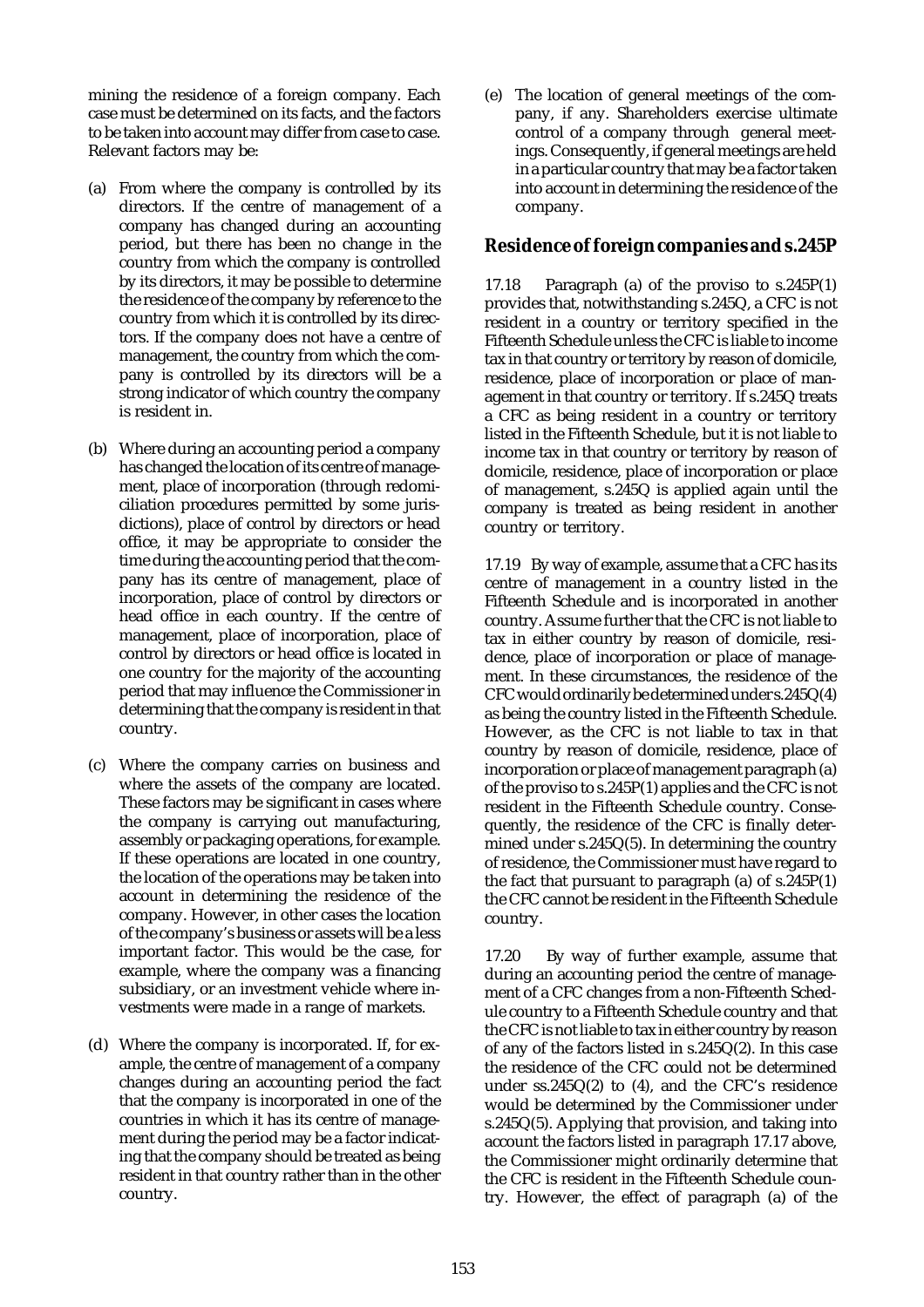mining the residence of a foreign company. Each case must be determined on its facts, and the factors to be taken into account may differ from case to case. Relevant factors may be:

(a) From where the company is controlled by its directors. If the centre of management of a company has changed during an accounting period, but there has been no change in the country from which the company is controlled by its directors, it may be possible to determine the residence of the company by reference to the country from which it is controlled by its directors. If the company does not have a centre of management, the country from which the company is controlled by its directors will be a strong indicator of which country the company is resident in.

(b) Where during an accounting period a company has changed the location of its centre of management, place of incorporation (through redomiciliation procedures permitted by some jurisdictions), place of control by directors or head office, it may be appropriate to consider the time during the accounting period that the company has its centre of management, place of incorporation, place of control by directors or head office in each country. If the centre of management, place of incorporation, place of control by directors or head office is located in one country for the majority of the accounting period that may influence the Commissioner in determining that the company is resident in that country.

(c) Where the company carries on business and where the assets of the company are located. These factors may be significant in cases where the company is carrying out manufacturing, assembly or packaging operations, for example. If these operations are located in one country, the location of the operations may be taken into account in determining the residence of the company. However, in other cases the location of the company's business or assets will be a less important factor. This would be the case, for example, where the company was a financing subsidiary, or an investment vehicle where investments were made in a range of markets.

(d) Where the company is incorporated. If, for example, the centre of management of a company changes during an accounting period the fact that the company is incorporated in one of the countries in which it has its centre of management during the period may be a factor indicating that the company should be treated as being resident in that country rather than in the other country.

(e) The location of general meetings of the company, if any. Shareholders exercise ultimate control of a company through general meetings. Consequently, if general meetings are held in a particular country that may be a factor taken into account in determining the residence of the company.

## Residence of foreign companies and s.245P

17.18 Paragraph (a) of the proviso to s.245P(1) provides that, notwithstanding s.245Q, a CFC is not resident in a country or territory specified in the Fifteenth Schedule unless the CFC is liable to income tax in that country or territory by reason of domicile, residence, place of incorporation or place of management in that country or territory. If s.245Q treats a CFC as being resident in a country or territory listed in the Fifteenth Schedule, but it is not liable to income tax in that country or territory by reason of domicile, residence, place of incorporation or place of management, s.245Q is applied again until the company is treated as being resident in another country or territory.

17.19 By way of example, assume that a CFC has its centre of management in a country listed in the Fifteenth Schedule and is incorporated in another country. Assume further that the CFC is not liable to tax in either country by reason of domicile, residence, place of incorporation or place of management. In these circumstances, the residence of the CFC would ordinarily be determined under s.245Q(4) as being the country listed in the Fifteenth Schedule. However, as the CFC is not liable to tax in that country by reason of domicile, residence, place of incorporation or place of management paragraph (a) of the proviso to s.245P(1) applies and the CFC is not resident in the Fifteenth Schedule country. Consequently, the residence of the CFC is finally determined under s.245Q(5). In determining the country of residence, the Commissioner must have regard to the fact that pursuant to paragraph (a) of s.245P(1) the CFC cannot be resident in the Fifteenth Schedule country.

17.20 By way of further example, assume that during an accounting period the centre of management of a CFC changes from a non-Fifteenth Schedule country to a Fifteenth Schedule country and that the CFC is not liable to tax in either country by reason of any of the factors listed in s.245Q(2). In this case the residence of the CFC could not be determined under ss.245Q(2) to (4), and the CFC's residence would be determined by the Commissioner under s.245Q(5). Applying that provision, and taking into account the factors listed in paragraph 17.17 above, the Commissioner might ordinarily determine that the CFC is resident in the Fifteenth Schedule country. However, the effect of paragraph (a) of the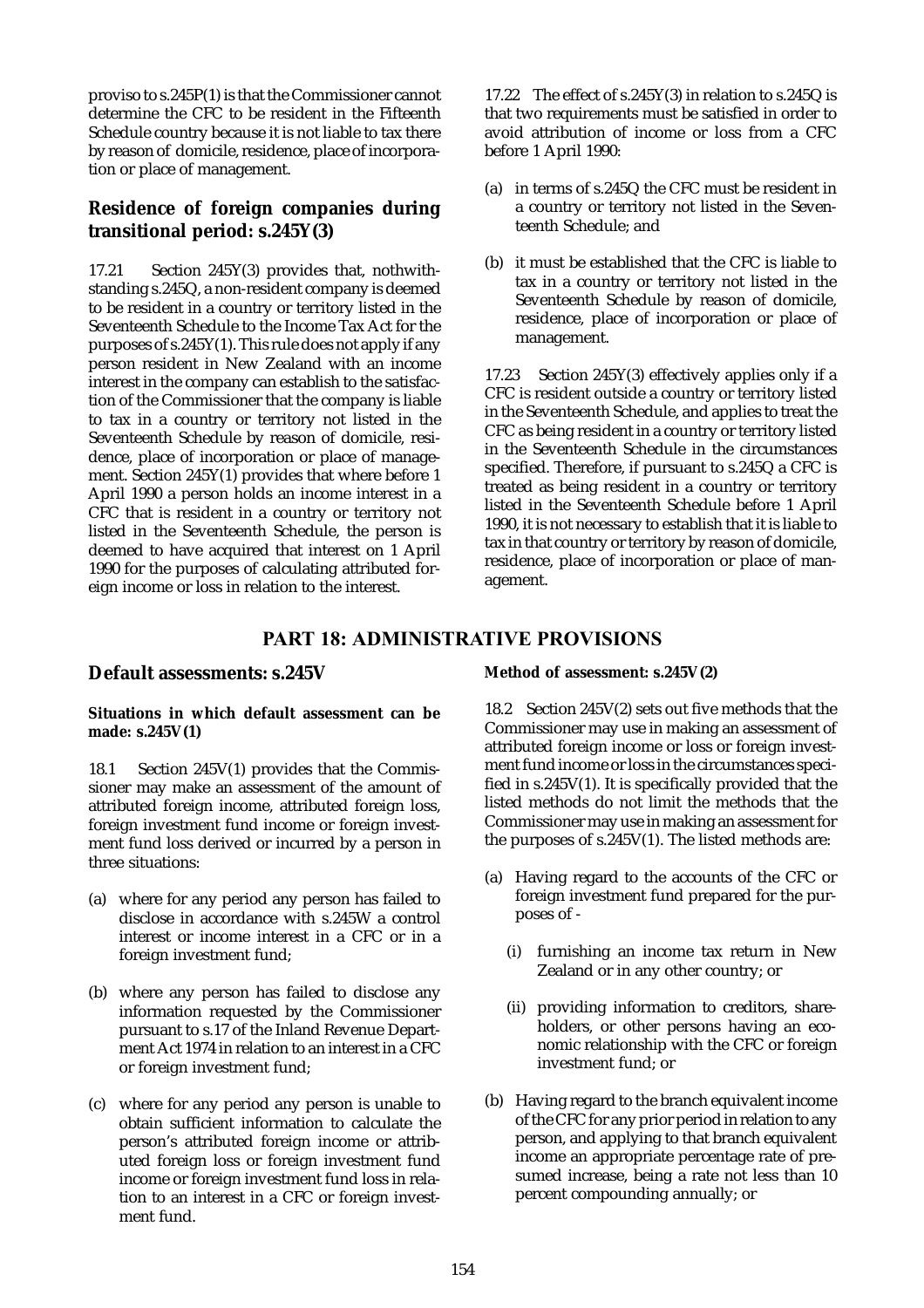proviso to s.245P(1) is that the Commissioner cannot determine the CFC to be resident in the Fifteenth Schedule country because it is not liable to tax there by reason of domicile, residence, place of incorporation or place of management.

### Residence of foreign companies during transitional period: s.245Y(3)

17.21 Section 245Y(3) provides that, nothwithstanding s.245Q, a non-resident company is deemed to be resident in a country or territory listed in the Seventeenth Schedule to the Income Tax Act for the purposes of s.245Y(1). This rule does not apply if any person resident in New Zealand with an income interest in the company can establish to the satisfaction of the Commissioner that the company is liable to tax in a country or territory not listed in the Seventeenth Schedule by reason of domicile, residence, place of incorporation or place of management. Section 245Y(1) provides that where before 1 April 1990 a person holds an income interest in a CFC that is resident in a country or territory not listed in the Seventeenth Schedule, the person is deemed to have acquired that interest on 1 April 1990 for the purposes of calculating attributed foreign income or loss in relation to the interest.

17.22 The effect of s.245Y(3) in relation to s.245Q is that two requirements must be satisfied in order to avoid attribution of income or loss from a CFC before 1 April 1990:

(a) in terms of s.245Q the CFC must be resident in a country or territory not listed in the Seventeenth Schedule; and

(b) it must be established that the CFC is liable to tax in a country or territory not listed in the Seventeenth Schedule by reason of domicile, residence, place of incorporation or place of management.

17.23 Section 245Y(3) effectively applies only if a CFC is resident outside a country or territory listed in the Seventeenth Schedule, and applies to treat the CFC as being resident in a country or territory listed in the Seventeenth Schedule in the circumstances specified. Therefore, if pursuant to s.245Q a CFC is treated as being resident in a country or territory listed in the Seventeenth Schedule before 1 April 1990, it is not necessary to establish that it is liable to tax in that country or territory by reason of domicile, residence, place of incorporation or place of management.

## PART 18: ADMINISTRATIVE PROVISIONS

### Default assessments: s.245V

#### Situations in which default assessment can be made: s.245V(1)

18.1 Section 245V(1) provides that the Commissioner may make an assessment of the amount of attributed foreign income, attributed foreign loss, foreign investment fund income or foreign investment fund loss derived or incurred by a person in three situations:

(a) where for any period any person has failed to disclose in accordance with s.245W a control interest or income interest in a CFC or in a foreign investment fund;

(b) where any person has failed to disclose any information requested by the Commissioner pursuant to s.17 of the Inland Revenue Department Act 1974 in relation to an interest in a CFC or foreign investment fund;

(c) where for any period any person is unable to obtain sufficient information to calculate the person's attributed foreign income or attributed foreign loss or foreign investment fund income or foreign investment fund loss in relation to an interest in a CFC or foreign investment fund.

#### Method of assessment: s.245V(2)

18.2 Section 245V(2) sets out five methods that the Commissioner may use in making an assessment of attributed foreign income or loss or foreign investment fund income or loss in the circumstances specified in s.245V(1). It is specifically provided that the listed methods do not limit the methods that the Commissioner may use in making an assessment for the purposes of s.245V(1). The listed methods are:

(a) Having regard to the accounts of the CFC or foreign investment fund prepared for the purposes of -

   (i) furnishing an income tax return in New Zealand or in any other country; or

   (ii) providing information to creditors, shareholders, or other persons having an economic relationship with the CFC or foreign investment fund; or

(b) Having regard to the branch equivalent income of the CFC for any prior period in relation to any person, and applying to that branch equivalent income an appropriate percentage rate of presumed increase, being a rate not less than 10 percent compounding annually; or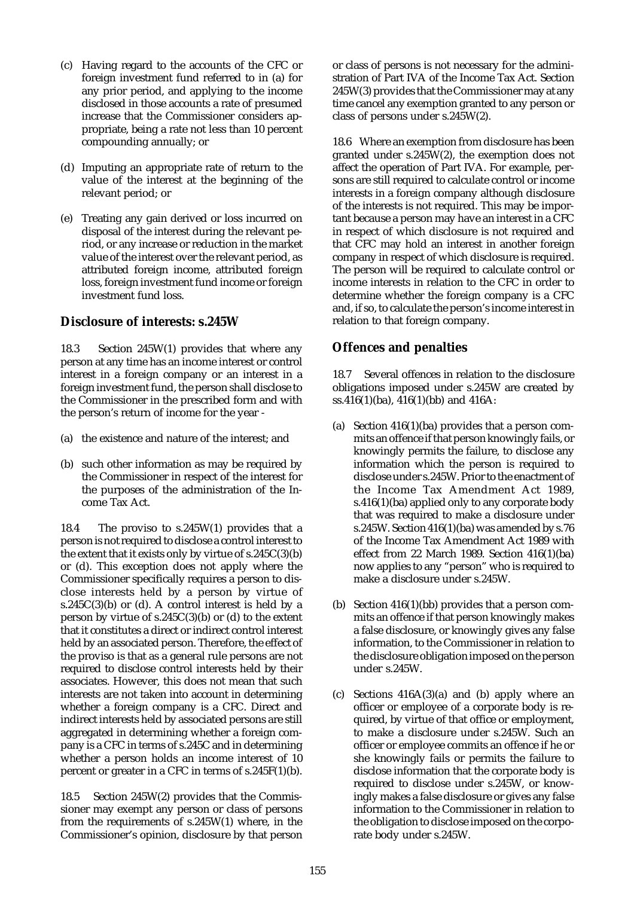(c) Having regard to the accounts of the CFC or foreign investment fund referred to in (a) for any prior period, and applying to the income disclosed in those accounts a rate of presumed increase that the Commissioner considers appropriate, being a rate not less than 10 percent compounding annually; or

(d) Imputing an appropriate rate of return to the value of the interest at the beginning of the relevant period; or

(e) Treating any gain derived or loss incurred on disposal of the interest during the relevant period, or any increase or reduction in the market value of the interest over the relevant period, as attributed foreign income, attributed foreign loss, foreign investment fund income or foreign investment fund loss.

## Disclosure of interests: s.245W

18.3 Section 245W(1) provides that where any person at any time has an income interest or control interest in a foreign company or an interest in a foreign investment fund, the person shall disclose to the Commissioner in the prescribed form and with the person's return of income for the year -

(a) the existence and nature of the interest; and

(b) such other information as may be required by the Commissioner in respect of the interest for the purposes of the administration of the Income Tax Act.

18.4 The proviso to s.245W(1) provides that a person is not required to disclose a control interest to the extent that it exists only by virtue of s.245C(3)(b) or (d). This exception does not apply where the Commissioner specifically requires a person to disclose interests held by a person by virtue of s.245C(3)(b) or (d). A control interest is held by a person by virtue of s.245C(3)(b) or (d) to the extent that it constitutes a direct or indirect control interest held by an associated person. Therefore, the effect of the proviso is that as a general rule persons are not required to disclose control interests held by their associates. However, this does not mean that such interests are not taken into account in determining whether a foreign company is a CFC. Direct and indirect interests held by associated persons are still aggregated in determining whether a foreign company is a CFC in terms of s.245C and in determining whether a person holds an income interest of 10 percent or greater in a CFC in terms of s.245F(1)(b).

18.5 Section 245W(2) provides that the Commissioner may exempt any person or class of persons from the requirements of s.245W(1) where, in the Commissioner's opinion, disclosure by that person or class of persons is not necessary for the administration of Part IVA of the Income Tax Act. Section 245W(3) provides that the Commissioner may at any time cancel any exemption granted to any person or class of persons under s.245W(2).

18.6 Where an exemption from disclosure has been granted under s.245W(2), the exemption does not affect the operation of Part IVA. For example, persons are still required to calculate control or income interests in a foreign company although disclosure of the interests is not required. This may be important because a person may have an interest in a CFC in respect of which disclosure is not required and that CFC may hold an interest in another foreign company in respect of which disclosure is required. The person will be required to calculate control or income interests in relation to the CFC in order to determine whether the foreign company is a CFC and, if so, to calculate the person's income interest in relation to that foreign company.

## Offences and penalties

18.7 Several offences in relation to the disclosure obligations imposed under s.245W are created by ss.416(1)(ba), 416(1)(bb) and 416A:

(a) Section 416(1)(ba) provides that a person commits an offence if that person knowingly fails, or knowingly permits the failure, to disclose any information which the person is required to disclose under s.245W. Prior to the enactment of the Income Tax Amendment Act 1989, s.416(1)(ba) applied only to any corporate body that was required to make a disclosure under s.245W. Section 416(1)(ba) was amended by s.76 of the Income Tax Amendment Act 1989 with effect from 22 March 1989. Section 416(1)(ba) now applies to any "person" who is required to make a disclosure under s.245W.

(b) Section 416(1)(bb) provides that a person commits an offence if that person knowingly makes a false disclosure, or knowingly gives any false information, to the Commissioner in relation to the disclosure obligation imposed on the person under s.245W.

(c) Sections 416A(3)(a) and (b) apply where an officer or employee of a corporate body is required, by virtue of that office or employment, to make a disclosure under s.245W. Such an officer or employee commits an offence if he or she knowingly fails or permits the failure to disclose information that the corporate body is required to disclose under s.245W, or knowingly makes a false disclosure or gives any false information to the Commissioner in relation to the obligation to disclose imposed on the corporate body under s.245W.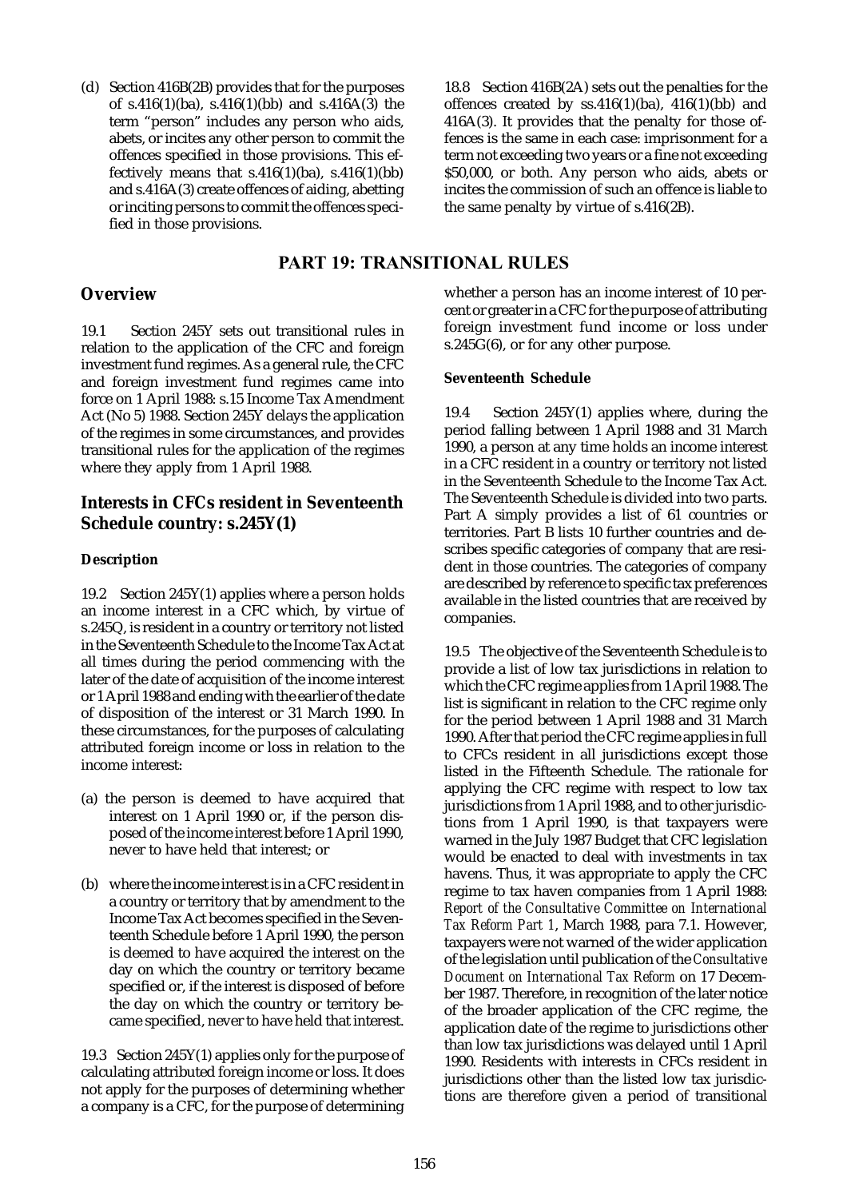(d) Section 416B(2B) provides that for the purposes of s.416(1)(ba), s.416(1)(bb) and s.416A(3) the term "person" includes any person who aids, abets, or incites any other person to commit the offences specified in those provisions. This effectively means that s.416(1)(ba), s.416(1)(bb) and s.416A(3) create offences of aiding, abetting or inciting persons to commit the offences specified in those provisions.

18.8 Section 416B(2A) sets out the penalties for the offences created by ss.416(1)(ba), 416(1)(bb) and 416A(3). It provides that the penalty for those offences is the same in each case: imprisonment for a term not exceeding two years or a fine not exceeding \$50,000, or both. Any person who aids, abets or incites the commission of such an offence is liable to the same penalty by virtue of s.416(2B).

# PART 19: TRANSITIONAL RULES

## Overview

19.1 Section 245Y sets out transitional rules in relation to the application of the CFC and foreign investment fund regimes. As a general rule, the CFC and foreign investment fund regimes came into force on 1 April 1988: s.15 Income Tax Amendment Act (No 5) 1988. Section 245Y delays the application of the regimes in some circumstances, and provides transitional rules for the application of the regimes where they apply from 1 April 1988.

## Interests in CFCs resident in Seventeenth Schedule country: s.245Y(1)

### Description

19.2 Section 245Y(1) applies where a person holds an income interest in a CFC which, by virtue of s.245Q, is resident in a country or territory not listed in the Seventeenth Schedule to the Income Tax Act at all times during the period commencing with the later of the date of acquisition of the income interest or 1 April 1988 and ending with the earlier of the date of disposition of the interest or 31 March 1990. In these circumstances, for the purposes of calculating attributed foreign income or loss in relation to the income interest:

(a) the person is deemed to have acquired that interest on 1 April 1990 or, if the person disposed of the income interest before 1 April 1990, never to have held that interest; or

(b) where the income interest is in a CFC resident in a country or territory that by amendment to the Income Tax Act becomes specified in the Seventeenth Schedule before 1 April 1990, the person is deemed to have acquired the interest on the day on which the country or territory became specified or, if the interest is disposed of before the day on which the country or territory became specified, never to have held that interest.

19.3 Section 245Y(1) applies only for the purpose of calculating attributed foreign income or loss. It does not apply for the purposes of determining whether a company is a CFC, for the purpose of determining whether a person has an income interest of 10 percent or greater in a CFC for the purpose of attributing foreign investment fund income or loss under s.245G(6), or for any other purpose.

### Seventeenth Schedule

19.4 Section 245Y(1) applies where, during the period falling between 1 April 1988 and 31 March 1990, a person at any time holds an income interest in a CFC resident in a country or territory not listed in the Seventeenth Schedule to the Income Tax Act. The Seventeenth Schedule is divided into two parts. Part A simply provides a list of 61 countries or territories. Part B lists 10 further countries and describes specific categories of company that are resident in those countries. The categories of company are described by reference to specific tax preferences available in the listed countries that are received by companies.

19.5 The objective of the Seventeenth Schedule is to provide a list of low tax jurisdictions in relation to which the CFC regime applies from 1 April 1988. The list is significant in relation to the CFC regime only for the period between 1 April 1988 and 31 March 1990. After that period the CFC regime applies in full to CFCs resident in all jurisdictions except those listed in the Fifteenth Schedule. The rationale for applying the CFC regime with respect to low tax jurisdictions from 1 April 1988, and to other jurisdictions from 1 April 1990, is that taxpayers were warned in the July 1987 Budget that CFC legislation would be enacted to deal with investments in tax havens. Thus, it was appropriate to apply the CFC regime to tax haven companies from 1 April 1988: *Report of the Consultative Committee on International Tax Reform Part 1*, March 1988, para 7.1. However, taxpayers were not warned of the wider application of the legislation until publication of the *Consultative Document on International Tax Reform* on 17 December 1987. Therefore, in recognition of the later notice of the broader application of the CFC regime, the application date of the regime to jurisdictions other than low tax jurisdictions was delayed until 1 April 1990. Residents with interests in CFCs resident in jurisdictions other than the listed low tax jurisdictions are therefore given a period of transitional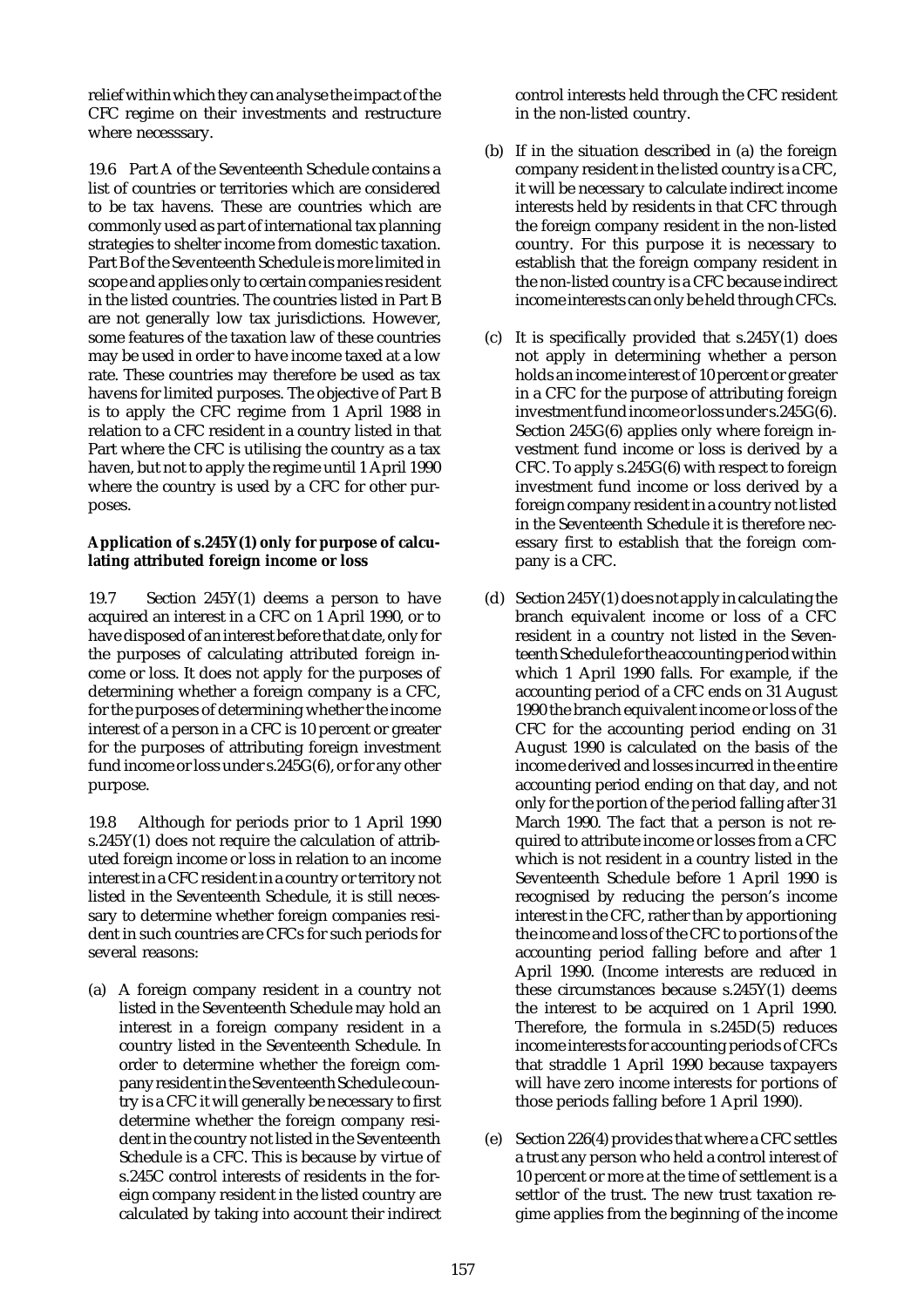relief within which they can analyse the impact of the CFC regime on their investments and restructure where necesssary.

19.6 Part A of the Seventeenth Schedule contains a list of countries or territories which are considered to be tax havens. These are countries which are commonly used as part of international tax planning strategies to shelter income from domestic taxation. Part B of the Seventeenth Schedule is more limited in scope and applies only to certain companies resident in the listed countries. The countries listed in Part B are not generally low tax jurisdictions. However, some features of the taxation law of these countries may be used in order to have income taxed at a low rate. These countries may therefore be used as tax havens for limited purposes. The objective of Part B is to apply the CFC regime from 1 April 1988 in relation to a CFC resident in a country listed in that Part where the CFC is utilising the country as a tax haven, but not to apply the regime until 1 April 1990 where the country is used by a CFC for other purposes.

**Application of s.245Y(1) only for purpose of calculating attributed foreign income or loss**

19.7 Section 245Y(1) deems a person to have acquired an interest in a CFC on 1 April 1990, or to have disposed of an interest before that date, only for the purposes of calculating attributed foreign income or loss. It does not apply for the purposes of determining whether a foreign company is a CFC, for the purposes of determining whether the income interest of a person in a CFC is 10 percent or greater for the purposes of attributing foreign investment fund income or loss under s.245G(6), or for any other purpose.

19.8 Although for periods prior to 1 April 1990 s.245Y(1) does not require the calculation of attributed foreign income or loss in relation to an income interest in a CFC resident in a country or territory not listed in the Seventeenth Schedule, it is still necessary to determine whether foreign companies resident in such countries are CFCs for such periods for several reasons:

(a) A foreign company resident in a country not listed in the Seventeenth Schedule may hold an interest in a foreign company resident in a country listed in the Seventeenth Schedule. In order to determine whether the foreign company resident in the Seventeenth Schedule country is a CFC it will generally be necessary to first determine whether the foreign company resident in the country not listed in the Seventeenth Schedule is a CFC. This is because by virtue of s.245C control interests of residents in the foreign company resident in the listed country are calculated by taking into account their indirect control interests held through the CFC resident in the non-listed country.

(b) If in the situation described in (a) the foreign company resident in the listed country is a CFC, it will be necessary to calculate indirect income interests held by residents in that CFC through the foreign company resident in the non-listed country. For this purpose it is necessary to establish that the foreign company resident in the non-listed country is a CFC because indirect income interests can only be held through CFCs.

(c) It is specifically provided that s.245Y(1) does not apply in determining whether a person holds an income interest of 10 percent or greater in a CFC for the purpose of attributing foreign investment fund income or loss under s.245G(6). Section 245G(6) applies only where foreign investment fund income or loss is derived by a CFC. To apply s.245G(6) with respect to foreign investment fund income or loss derived by a foreign company resident in a country not listed in the Seventeenth Schedule it is therefore necessary first to establish that the foreign company is a CFC.

(d) Section 245Y(1) does not apply in calculating the branch equivalent income or loss of a CFC resident in a country not listed in the Seventeenth Schedule for the accounting period within which 1 April 1990 falls. For example, if the accounting period of a CFC ends on 31 August 1990 the branch equivalent income or loss of the CFC for the accounting period ending on 31 August 1990 is calculated on the basis of the income derived and losses incurred in the entire accounting period ending on that day, and not only for the portion of the period falling after 31 March 1990. The fact that a person is not required to attribute income or losses from a CFC which is not resident in a country listed in the Seventeenth Schedule before 1 April 1990 is recognised by reducing the person's income interest in the CFC, rather than by apportioning the income and loss of the CFC to portions of the accounting period falling before and after 1 April 1990. (Income interests are reduced in these circumstances because s.245Y(1) deems the interest to be acquired on 1 April 1990. Therefore, the formula in s.245D(5) reduces income interests for accounting periods of CFCs that straddle 1 April 1990 because taxpayers will have zero income interests for portions of those periods falling before 1 April 1990).

(e) Section 226(4) provides that where a CFC settles a trust any person who held a control interest of 10 percent or more at the time of settlement is a settlor of the trust. The new trust taxation regime applies from the beginning of the income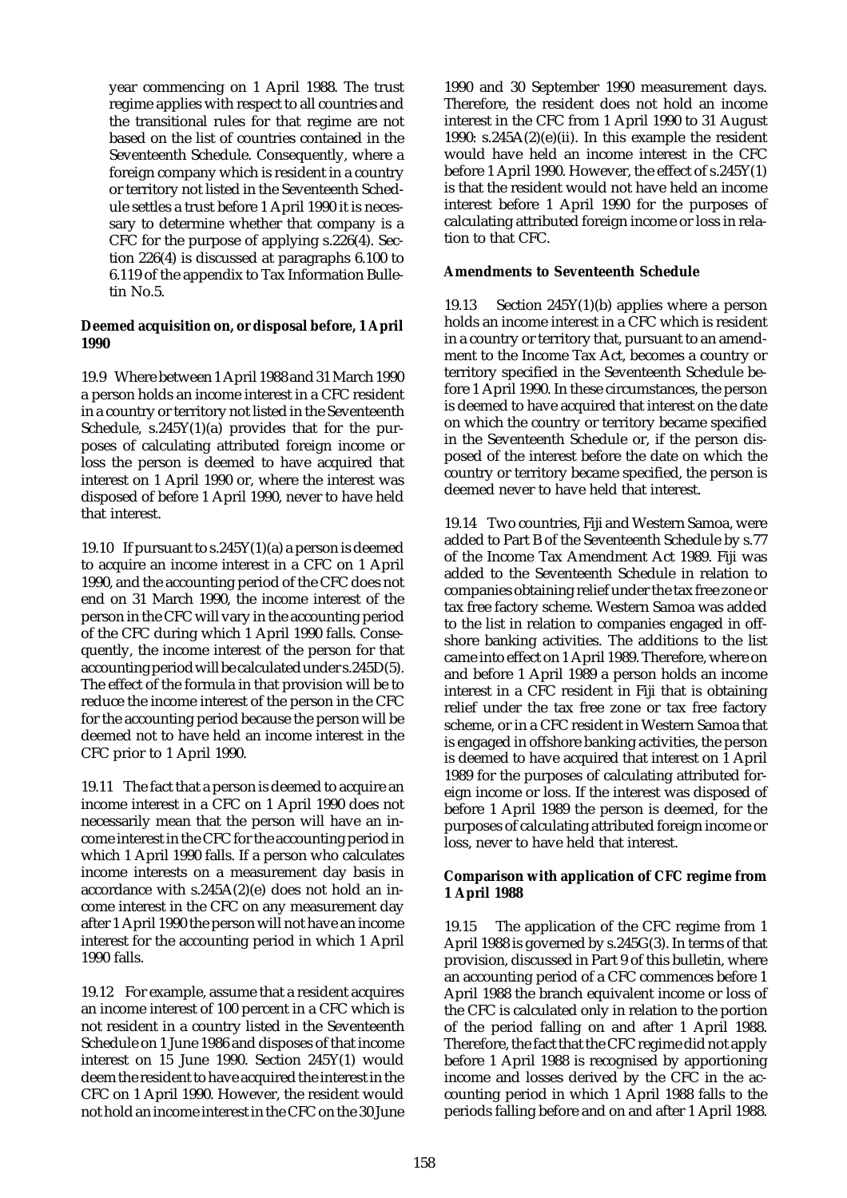year commencing on 1 April 1988. The trust regime applies with respect to all countries and the transitional rules for that regime are not based on the list of countries contained in the Seventeenth Schedule. Consequently, where a foreign company which is resident in a country or territory not listed in the Seventeenth Schedule settles a trust before 1 April 1990 it is necessary to determine whether that company is a CFC for the purpose of applying s.226(4). Section 226(4) is discussed at paragraphs 6.100 to 6.119 of the appendix to Tax Information Bulletin No.5.

**Deemed acquisition on, or disposal before, 1 April 1990**

19.9 Where between 1 April 1988 and 31 March 1990 a person holds an income interest in a CFC resident in a country or territory not listed in the Seventeenth Schedule, s.245Y(1)(a) provides that for the purposes of calculating attributed foreign income or loss the person is deemed to have acquired that interest on 1 April 1990 or, where the interest was disposed of before 1 April 1990, never to have held that interest.

19.10 If pursuant to s.245Y(1)(a) a person is deemed to acquire an income interest in a CFC on 1 April 1990, and the accounting period of the CFC does not end on 31 March 1990, the income interest of the person in the CFC will vary in the accounting period of the CFC during which 1 April 1990 falls. Consequently, the income interest of the person for that accounting period will be calculated under s.245D(5). The effect of the formula in that provision will be to reduce the income interest of the person in the CFC for the accounting period because the person will be deemed not to have held an income interest in the CFC prior to 1 April 1990.

19.11 The fact that a person is deemed to acquire an income interest in a CFC on 1 April 1990 does not necessarily mean that the person will have an income interest in the CFC for the accounting period in which 1 April 1990 falls. If a person who calculates income interests on a measurement day basis in accordance with s.245A(2)(e) does not hold an income interest in the CFC on any measurement day after 1 April 1990 the person will not have an income interest for the accounting period in which 1 April 1990 falls.

19.12 For example, assume that a resident acquires an income interest of 100 percent in a CFC which is not resident in a country listed in the Seventeenth Schedule on 1 June 1986 and disposes of that income interest on 15 June 1990. Section 245Y(1) would deem the resident to have acquired the interest in the CFC on 1 April 1990. However, the resident would not hold an income interest in the CFC on the 30 June 1990 and 30 September 1990 measurement days. Therefore, the resident does not hold an income interest in the CFC from 1 April 1990 to 31 August 1990: s.245A(2)(e)(ii). In this example the resident would have held an income interest in the CFC before 1 April 1990. However, the effect of s.245Y(1) is that the resident would not have held an income interest before 1 April 1990 for the purposes of calculating attributed foreign income or loss in relation to that CFC.

**Amendments to Seventeenth Schedule**

19.13 Section 245Y(1)(b) applies where a person holds an income interest in a CFC which is resident in a country or territory that, pursuant to an amendment to the Income Tax Act, becomes a country or territory specified in the Seventeenth Schedule before 1 April 1990. In these circumstances, the person is deemed to have acquired that interest on the date on which the country or territory became specified in the Seventeenth Schedule or, if the person disposed of the interest before the date on which the country or territory became specified, the person is deemed never to have held that interest.

19.14 Two countries, Fiji and Western Samoa, were added to Part B of the Seventeenth Schedule by s.77 of the Income Tax Amendment Act 1989. Fiji was added to the Seventeenth Schedule in relation to companies obtaining relief under the tax free zone or tax free factory scheme. Western Samoa was added to the list in relation to companies engaged in offshore banking activities. The additions to the list came into effect on 1 April 1989. Therefore, where on and before 1 April 1989 a person holds an income interest in a CFC resident in Fiji that is obtaining relief under the tax free zone or tax free factory scheme, or in a CFC resident in Western Samoa that is engaged in offshore banking activities, the person is deemed to have acquired that interest on 1 April 1989 for the purposes of calculating attributed foreign income or loss. If the interest was disposed of before 1 April 1989 the person is deemed, for the purposes of calculating attributed foreign income or loss, never to have held that interest.

**Comparison with application of CFC regime from 1 April 1988**

19.15 The application of the CFC regime from 1 April 1988 is governed by s.245G(3). In terms of that provision, discussed in Part 9 of this bulletin, where an accounting period of a CFC commences before 1 April 1988 the branch equivalent income or loss of the CFC is calculated only in relation to the portion of the period falling on and after 1 April 1988. Therefore, the fact that the CFC regime did not apply before 1 April 1988 is recognised by apportioning income and losses derived by the CFC in the accounting period in which 1 April 1988 falls to the periods falling before and on and after 1 April 1988.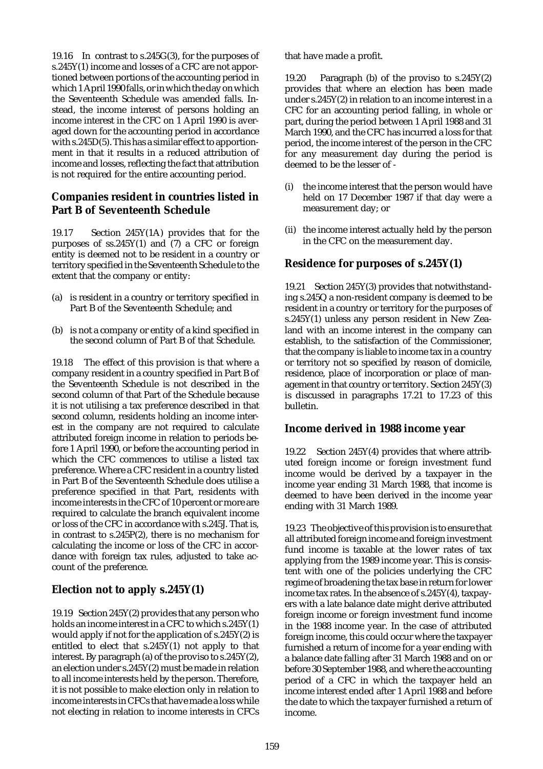19.16 In contrast to s.245G(3), for the purposes of s.245Y(1) income and losses of a CFC are not apportioned between portions of the accounting period in which 1 April 1990 falls, or in which the day on which the Seventeenth Schedule was amended falls. Instead, the income interest of persons holding an income interest in the CFC on 1 April 1990 is averaged down for the accounting period in accordance with s.245D(5). This has a similar effect to apportionment in that it results in a reduced attribution of income and losses, reflecting the fact that attribution is not required for the entire accounting period.

## Companies resident in countries listed in Part B of Seventeenth Schedule

19.17 Section 245Y(1A) provides that for the purposes of ss.245Y(1) and (7) a CFC or foreign entity is deemed not to be resident in a country or territory specified in the Seventeenth Schedule to the extent that the company or entity:

(a) is resident in a country or territory specified in Part B of the Seventeenth Schedule; and

(b) is not a company or entity of a kind specified in the second column of Part B of that Schedule.

19.18 The effect of this provision is that where a company resident in a country specified in Part B of the Seventeenth Schedule is not described in the second column of that Part of the Schedule because it is not utilising a tax preference described in that second column, residents holding an income interest in the company are not required to calculate attributed foreign income in relation to periods before 1 April 1990, or before the accounting period in which the CFC commences to utilise a listed tax preference. Where a CFC resident in a country listed in Part B of the Seventeenth Schedule does utilise a preference specified in that Part, residents with income interests in the CFC of 10 percent or more are required to calculate the branch equivalent income or loss of the CFC in accordance with s.245J. That is, in contrast to s.245P(2), there is no mechanism for calculating the income or loss of the CFC in accordance with foreign tax rules, adjusted to take account of the preference.

## Election not to apply s.245Y(1)

19.19 Section 245Y(2) provides that any person who holds an income interest in a CFC to which s.245Y(1) would apply if not for the application of s.245Y(2) is entitled to elect that s.245Y(1) not apply to that interest. By paragraph (a) of the proviso to s.245Y(2), an election under s.245Y(2) must be made in relation to all income interests held by the person. Therefore, it is not possible to make election only in relation to income interests in CFCs that have made a loss while not electing in relation to income interests in CFCs that have made a profit.

19.20 Paragraph (b) of the proviso to s.245Y(2) provides that where an election has been made under s.245Y(2) in relation to an income interest in a CFC for an accounting period falling, in whole or part, during the period between 1 April 1988 and 31 March 1990, and the CFC has incurred a loss for that period, the income interest of the person in the CFC for any measurement day during the period is deemed to be the lesser of -

(i) the income interest that the person would have held on 17 December 1987 if that day were a measurement day; or

(ii) the income interest actually held by the person in the CFC on the measurement day.

## Residence for purposes of s.245Y(1)

19.21 Section 245Y(3) provides that notwithstanding s.245Q a non-resident company is deemed to be resident in a country or territory for the purposes of s.245Y(1) unless any person resident in New Zealand with an income interest in the company can establish, to the satisfaction of the Commissioner, that the company is liable to income tax in a country or territory not so specified by reason of domicile, residence, place of incorporation or place of management in that country or territory. Section 245Y(3) is discussed in paragraphs 17.21 to 17.23 of this bulletin.

## Income derived in 1988 income year

19.22 Section 245Y(4) provides that where attributed foreign income or foreign investment fund income would be derived by a taxpayer in the income year ending 31 March 1988, that income is deemed to have been derived in the income year ending with 31 March 1989.

19.23 The objective of this provision is to ensure that all attributed foreign income and foreign investment fund income is taxable at the lower rates of tax applying from the 1989 income year. This is consistent with one of the policies underlying the CFC regime of broadening the tax base in return for lower income tax rates. In the absence of s.245Y(4), taxpayers with a late balance date might derive attributed foreign income or foreign investment fund income in the 1988 income year. In the case of attributed foreign income, this could occur where the taxpayer furnished a return of income for a year ending with a balance date falling after 31 March 1988 and on or before 30 September 1988, and where the accounting period of a CFC in which the taxpayer held an income interest ended after 1 April 1988 and before the date to which the taxpayer furnished a return of income.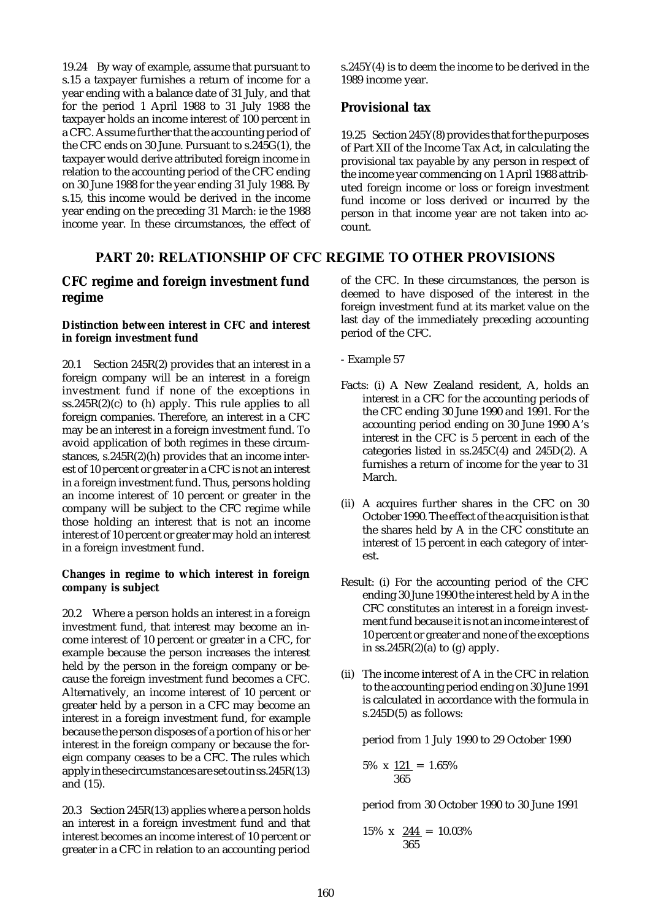19.24 By way of example, assume that pursuant to s.15 a taxpayer furnishes a return of income for a year ending with a balance date of 31 July, and that for the period 1 April 1988 to 31 July 1988 the taxpayer holds an income interest of 100 percent in a CFC. Assume further that the accounting period of the CFC ends on 30 June. Pursuant to s.245G(1), the taxpayer would derive attributed foreign income in relation to the accounting period of the CFC ending on 30 June 1988 for the year ending 31 July 1988. By s.15, this income would be derived in the income year ending on the preceding 31 March: ie the 1988 income year. In these circumstances, the effect of s.245Y(4) is to deem the income to be derived in the 1989 income year.

## Provisional tax

19.25 Section 245Y(8) provides that for the purposes of Part XII of the Income Tax Act, in calculating the provisional tax payable by any person in respect of the income year commencing on 1 April 1988 attributed foreign income or loss or foreign investment fund income or loss derived or incurred by the person in that income year are not taken into account.

# PART 20: RELATIONSHIP OF CFC REGIME TO OTHER PROVISIONS

## CFC regime and foreign investment fund regime

### Distinction between interest in CFC and interest in foreign investment fund

20.1 Section 245R(2) provides that an interest in a foreign company will be an interest in a foreign investment fund if none of the exceptions in ss.245R(2)(c) to (h) apply. This rule applies to all foreign companies. Therefore, an interest in a CFC may be an interest in a foreign investment fund. To avoid application of both regimes in these circumstances, s.245R(2)(h) provides that an income interest of 10 percent or greater in a CFC is not an interest in a foreign investment fund. Thus, persons holding an income interest of 10 percent or greater in the company will be subject to the CFC regime while those holding an interest that is not an income interest of 10 percent or greater may hold an interest in a foreign investment fund.

### Changes in regime to which interest in foreign company is subject

20.2 Where a person holds an interest in a foreign investment fund, that interest may become an income interest of 10 percent or greater in a CFC, for example because the person increases the interest held by the person in the foreign company or because the foreign investment fund becomes a CFC. Alternatively, an income interest of 10 percent or greater held by a person in a CFC may become an interest in a foreign investment fund, for example because the person disposes of a portion of his or her interest in the foreign company or because the foreign company ceases to be a CFC. The rules which apply in these circumstances are set out in ss.245R(13) and (15).

20.3 Section 245R(13) applies where a person holds an interest in a foreign investment fund and that interest becomes an income interest of 10 percent or greater in a CFC in relation to an accounting period of the CFC. In these circumstances, the person is deemed to have disposed of the interest in the foreign investment fund at its market value on the last day of the immediately preceding accounting period of the CFC.

- Example 57

Facts: (i) A New Zealand resident, A, holds an interest in a CFC for the accounting periods of the CFC ending 30 June 1990 and 1991. For the accounting period ending on 30 June 1990 A's interest in the CFC is 5 percent in each of the categories listed in ss.245C(4) and 245D(2). A furnishes a return of income for the year to 31 March.

(ii) A acquires further shares in the CFC on 30 October 1990. The effect of the acquisition is that the shares held by A in the CFC constitute an interest of 15 percent in each category of interest.

Result: (i) For the accounting period of the CFC ending 30 June 1990 the interest held by A in the CFC constitutes an interest in a foreign investment fund because it is not an income interest of 10 percent or greater and none of the exceptions in ss.245R(2)(a) to (g) apply.

(ii) The income interest of A in the CFC in relation to the accounting period ending on 30 June 1991 is calculated in accordance with the formula in s.245D(5) as follows:

period from 1 July 1990 to 29 October 1990

$$5\% \times \frac{121}{365} = 1.65\%$$

period from 30 October 1990 to 30 June 1991

$$15\% \times \frac{244}{365} = 10.03\%$$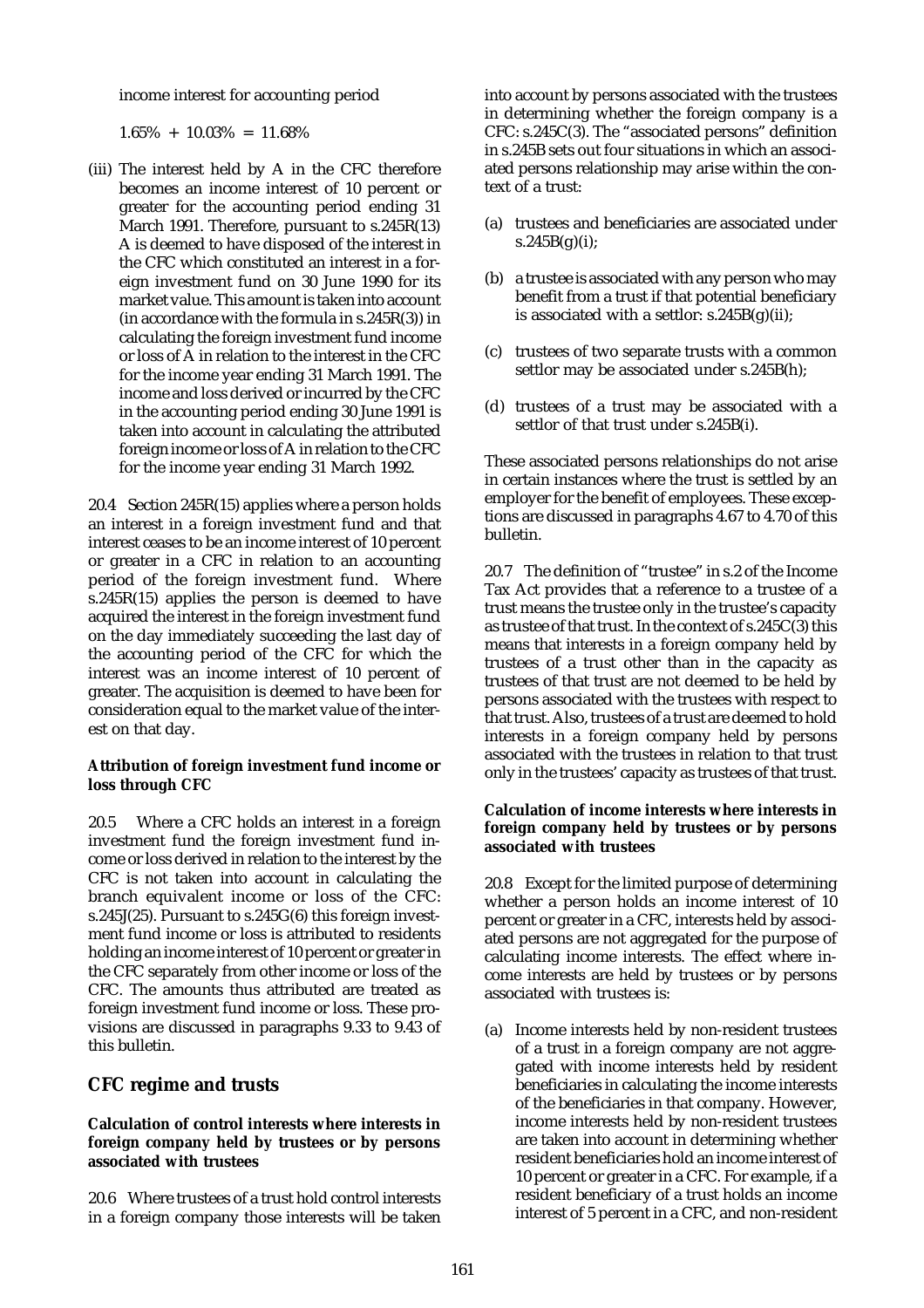income interest for accounting period

1.65% + 10.03% = 11.68%

(iii) The interest held by A in the CFC therefore becomes an income interest of 10 percent or greater for the accounting period ending 31 March 1991. Therefore, pursuant to s.245R(13) A is deemed to have disposed of the interest in the CFC which constituted an interest in a foreign investment fund on 30 June 1990 for its market value. This amount is taken into account (in accordance with the formula in s.245R(3)) in calculating the foreign investment fund income or loss of A in relation to the interest in the CFC for the income year ending 31 March 1991. The income and loss derived or incurred by the CFC in the accounting period ending 30 June 1991 is taken into account in calculating the attributed foreign income or loss of A in relation to the CFC for the income year ending 31 March 1992.

20.4 Section 245R(15) applies where a person holds an interest in a foreign investment fund and that interest ceases to be an income interest of 10 percent or greater in a CFC in relation to an accounting period of the foreign investment fund. Where s.245R(15) applies the person is deemed to have acquired the interest in the foreign investment fund on the day immediately succeeding the last day of the accounting period of the CFC for which the interest was an income interest of 10 percent of greater. The acquisition is deemed to have been for consideration equal to the market value of the interest on that day.

**Attribution of foreign investment fund income or loss through CFC**

20.5 Where a CFC holds an interest in a foreign investment fund the foreign investment fund income or loss derived in relation to the interest by the CFC is not taken into account in calculating the branch equivalent income or loss of the CFC: s.245J(25). Pursuant to s.245G(6) this foreign investment fund income or loss is attributed to residents holding an income interest of 10 percent or greater in the CFC separately from other income or loss of the CFC. The amounts thus attributed are treated as foreign investment fund income or loss. These provisions are discussed in paragraphs 9.33 to 9.43 of this bulletin.

## CFC regime and trusts

**Calculation of control interests where interests in foreign company held by trustees or by persons associated with trustees**

20.6 Where trustees of a trust hold control interests in a foreign company those interests will be taken into account by persons associated with the trustees in determining whether the foreign company is a CFC: s.245C(3). The "associated persons" definition in s.245B sets out four situations in which an associated persons relationship may arise within the context of a trust:

(a) trustees and beneficiaries are associated under s.245B(g)(i);

(b) a trustee is associated with any person who may benefit from a trust if that potential beneficiary is associated with a settlor: s.245B(g)(ii);

(c) trustees of two separate trusts with a common settlor may be associated under s.245B(h);

(d) trustees of a trust may be associated with a settlor of that trust under s.245B(i).

These associated persons relationships do not arise in certain instances where the trust is settled by an employer for the benefit of employees. These exceptions are discussed in paragraphs 4.67 to 4.70 of this bulletin.

20.7 The definition of "trustee" in s.2 of the Income Tax Act provides that a reference to a trustee of a trust means the trustee only in the trustee's capacity as trustee of that trust. In the context of s.245C(3) this means that interests in a foreign company held by trustees of a trust other than in the capacity as trustees of that trust are not deemed to be held by persons associated with the trustees with respect to that trust. Also, trustees of a trust are deemed to hold interests in a foreign company held by persons associated with the trustees in relation to that trust only in the trustees' capacity as trustees of that trust.

**Calculation of income interests where interests in foreign company held by trustees or by persons associated with trustees**

20.8 Except for the limited purpose of determining whether a person holds an income interest of 10 percent or greater in a CFC, interests held by associated persons are not aggregated for the purpose of calculating income interests. The effect where income interests are held by trustees or by persons associated with trustees is:

(a) Income interests held by non-resident trustees of a trust in a foreign company are not aggregated with income interests held by resident beneficiaries in calculating the income interests of the beneficiaries in that company. However, income interests held by non-resident trustees are taken into account in determining whether resident beneficiaries hold an income interest of 10 percent or greater in a CFC. For example, if a resident beneficiary of a trust holds an income interest of 5 percent in a CFC, and non-resident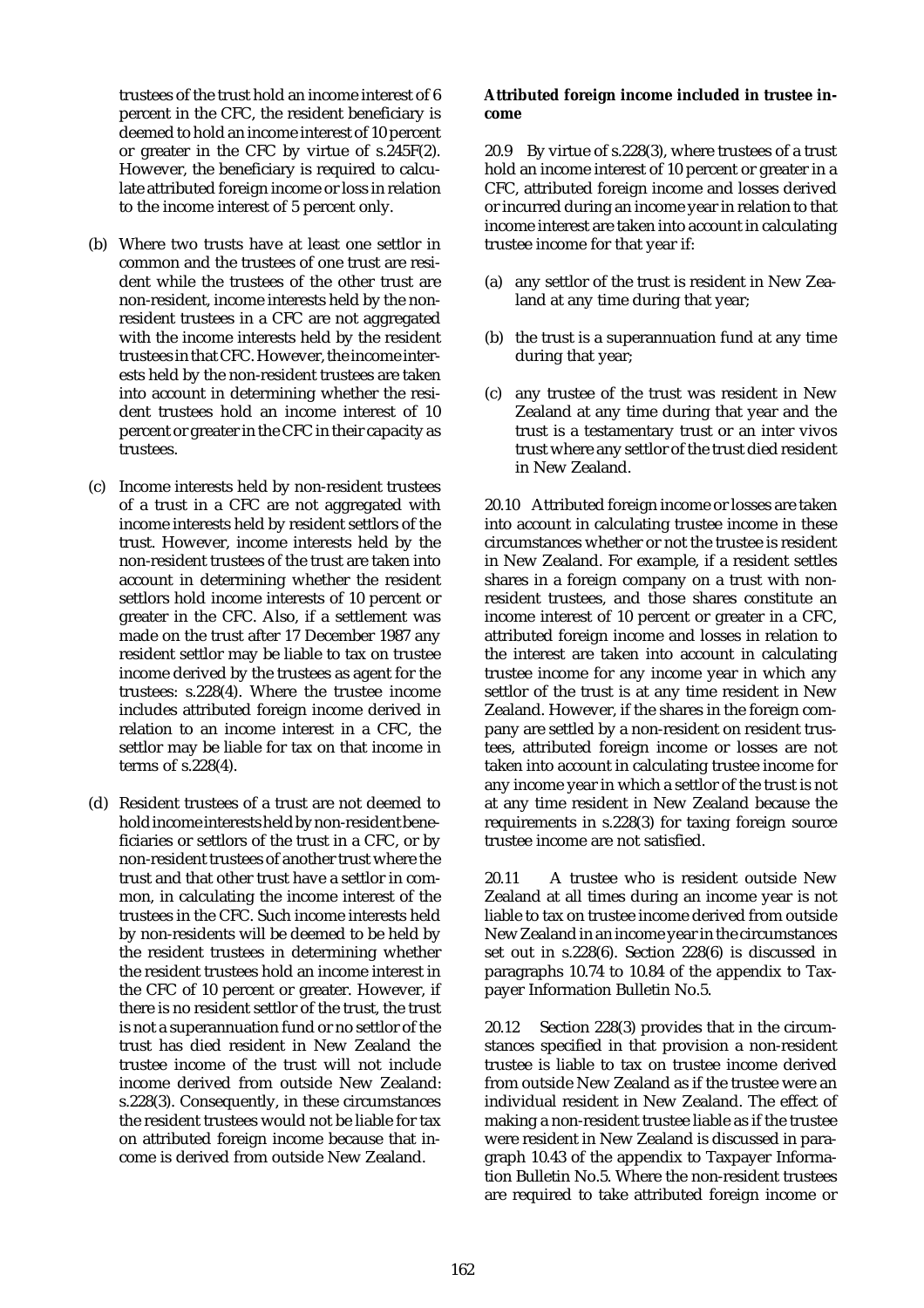trustees of the trust hold an income interest of 6 percent in the CFC, the resident beneficiary is deemed to hold an income interest of 10 percent or greater in the CFC by virtue of s.245F(2). However, the beneficiary is required to calculate attributed foreign income or loss in relation to the income interest of 5 percent only.

(b) Where two trusts have at least one settlor in common and the trustees of one trust are resident while the trustees of the other trust are non-resident, income interests held by the non-resident trustees in a CFC are not aggregated with the income interests held by the resident trustees in that CFC. However, the income interests held by the non-resident trustees are taken into account in determining whether the resident trustees hold an income interest of 10 percent or greater in the CFC in their capacity as trustees.

(c) Income interests held by non-resident trustees of a trust in a CFC are not aggregated with income interests held by resident settlors of the trust. However, income interests held by the non-resident trustees of the trust are taken into account in determining whether the resident settlors hold income interests of 10 percent or greater in the CFC. Also, if a settlement was made on the trust after 17 December 1987 any resident settlor may be liable to tax on trustee income derived by the trustees as agent for the trustees: s.228(4). Where the trustee income includes attributed foreign income derived in relation to an income interest in a CFC, the settlor may be liable for tax on that income in terms of s.228(4).

(d) Resident trustees of a trust are not deemed to hold income interests held by non-resident beneficiaries or settlors of the trust in a CFC, or by non-resident trustees of another trust where the trust and that other trust have a settlor in common, in calculating the income interest of the trustees in the CFC. Such income interests held by non-residents will be deemed to be held by the resident trustees in determining whether the resident trustees hold an income interest in the CFC of 10 percent or greater. However, if there is no resident settlor of the trust, the trust is not a superannuation fund or no settlor of the trust has died resident in New Zealand the trustee income of the trust will not include income derived from outside New Zealand: s.228(3). Consequently, in these circumstances the resident trustees would not be liable for tax on attributed foreign income because that income is derived from outside New Zealand.

**Attributed foreign income included in trustee income**

20.9 By virtue of s.228(3), where trustees of a trust hold an income interest of 10 percent or greater in a CFC, attributed foreign income and losses derived or incurred during an income year in relation to that income interest are taken into account in calculating trustee income for that year if:

(a) any settlor of the trust is resident in New Zealand at any time during that year;

(b) the trust is a superannuation fund at any time during that year;

(c) any trustee of the trust was resident in New Zealand at any time during that year and the trust is a testamentary trust or an inter vivos trust where any settlor of the trust died resident in New Zealand.

20.10 Attributed foreign income or losses are taken into account in calculating trustee income in these circumstances whether or not the trustee is resident in New Zealand. For example, if a resident settles shares in a foreign company on a trust with non-resident trustees, and those shares constitute an income interest of 10 percent or greater in a CFC, attributed foreign income and losses in relation to the interest are taken into account in calculating trustee income for any income year in which any settlor of the trust is at any time resident in New Zealand. However, if the shares in the foreign company are settled by a non-resident on resident trustees, attributed foreign income or losses are not taken into account in calculating trustee income for any income year in which a settlor of the trust is not at any time resident in New Zealand because the requirements in s.228(3) for taxing foreign source trustee income are not satisfied.

20.11 A trustee who is resident outside New Zealand at all times during an income year is not liable to tax on trustee income derived from outside New Zealand in an income year in the circumstances set out in s.228(6). Section 228(6) is discussed in paragraphs 10.74 to 10.84 of the appendix to Taxpayer Information Bulletin No.5.

20.12 Section 228(3) provides that in the circumstances specified in that provision a non-resident trustee is liable to tax on trustee income derived from outside New Zealand as if the trustee were an individual resident in New Zealand. The effect of making a non-resident trustee liable as if the trustee were resident in New Zealand is discussed in paragraph 10.43 of the appendix to Taxpayer Information Bulletin No.5. Where the non-resident trustees are required to take attributed foreign income or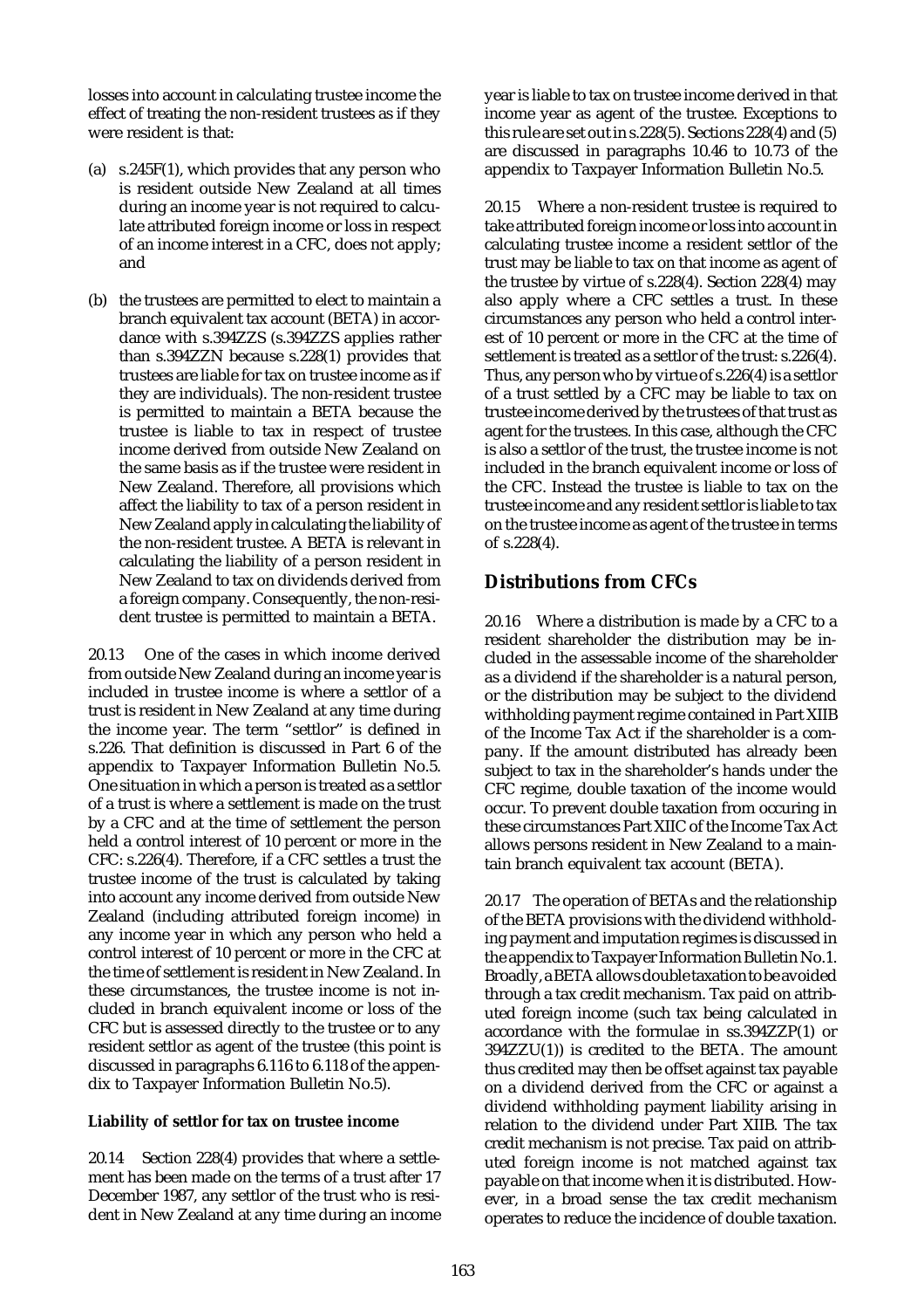losses into account in calculating trustee income the effect of treating the non-resident trustees as if they were resident is that:

(a) s.245F(1), which provides that any person who is resident outside New Zealand at all times during an income year is not required to calculate attributed foreign income or loss in respect of an income interest in a CFC, does not apply; and

(b) the trustees are permitted to elect to maintain a branch equivalent tax account (BETA) in accordance with s.394ZZS (s.394ZZS applies rather than s.394ZZN because s.228(1) provides that trustees are liable for tax on trustee income as if they are individuals). The non-resident trustee is permitted to maintain a BETA because the trustee is liable to tax in respect of trustee income derived from outside New Zealand on the same basis as if the trustee were resident in New Zealand. Therefore, all provisions which affect the liability to tax of a person resident in New Zealand apply in calculating the liability of the non-resident trustee. A BETA is relevant in calculating the liability of a person resident in New Zealand to tax on dividends derived from a foreign company. Consequently, the non-resident trustee is permitted to maintain a BETA.

20.13 One of the cases in which income derived from outside New Zealand during an income year is included in trustee income is where a settlor of a trust is resident in New Zealand at any time during the income year. The term "settlor" is defined in s.226. That definition is discussed in Part 6 of the appendix to Taxpayer Information Bulletin No.5. One situation in which a person is treated as a settlor of a trust is where a settlement is made on the trust by a CFC and at the time of settlement the person held a control interest of 10 percent or more in the CFC: s.226(4). Therefore, if a CFC settles a trust the trustee income of the trust is calculated by taking into account any income derived from outside New Zealand (including attributed foreign income) in any income year in which any person who held a control interest of 10 percent or more in the CFC at the time of settlement is resident in New Zealand. In these circumstances, the trustee income is not included in branch equivalent income or loss of the CFC but is assessed directly to the trustee or to any resident settlor as agent of the trustee (this point is discussed in paragraphs 6.116 to 6.118 of the appendix to Taxpayer Information Bulletin No.5).

**Liability of settlor for tax on trustee income**

20.14 Section 228(4) provides that where a settlement has been made on the terms of a trust after 17 December 1987, any settlor of the trust who is resident in New Zealand at any time during an income year is liable to tax on trustee income derived in that income year as agent of the trustee. Exceptions to this rule are set out in s.228(5). Sections 228(4) and (5) are discussed in paragraphs 10.46 to 10.73 of the appendix to Taxpayer Information Bulletin No.5.

20.15 Where a non-resident trustee is required to take attributed foreign income or loss into account in calculating trustee income a resident settlor of the trust may be liable to tax on that income as agent of the trustee by virtue of s.228(4). Section 228(4) may also apply where a CFC settles a trust. In these circumstances any person who held a control interest of 10 percent or more in the CFC at the time of settlement is treated as a settlor of the trust: s.226(4). Thus, any person who by virtue of s.226(4) is a settlor of a trust settled by a CFC may be liable to tax on trustee income derived by the trustees of that trust as agent for the trustees. In this case, although the CFC is also a settlor of the trust, the trustee income is not included in the branch equivalent income or loss of the CFC. Instead the trustee is liable to tax on the trustee income and any resident settlor is liable to tax on the trustee income as agent of the trustee in terms of s.228(4).

## Distributions from CFCs

20.16 Where a distribution is made by a CFC to a resident shareholder the distribution may be included in the assessable income of the shareholder as a dividend if the shareholder is a natural person, or the distribution may be subject to the dividend withholding payment regime contained in Part XIIB of the Income Tax Act if the shareholder is a company. If the amount distributed has already been subject to tax in the shareholder's hands under the CFC regime, double taxation of the income would occur. To prevent double taxation from occuring in these circumstances Part XIIC of the Income Tax Act allows persons resident in New Zealand to a maintain branch equivalent tax account (BETA).

20.17 The operation of BETAs and the relationship of the BETA provisions with the dividend withholding payment and imputation regimes is discussed in the appendix to Taxpayer Information Bulletin No.1. Broadly, a BETA allows double taxation to be avoided through a tax credit mechanism. Tax paid on attributed foreign income (such tax being calculated in accordance with the formulae in ss.394ZZP(1) or 394ZZU(1)) is credited to the BETA. The amount thus credited may then be offset against tax payable on a dividend derived from the CFC or against a dividend withholding payment liability arising in relation to the dividend under Part XIIB. The tax credit mechanism is not precise. Tax paid on attributed foreign income is not matched against tax payable on that income when it is distributed. However, in a broad sense the tax credit mechanism operates to reduce the incidence of double taxation.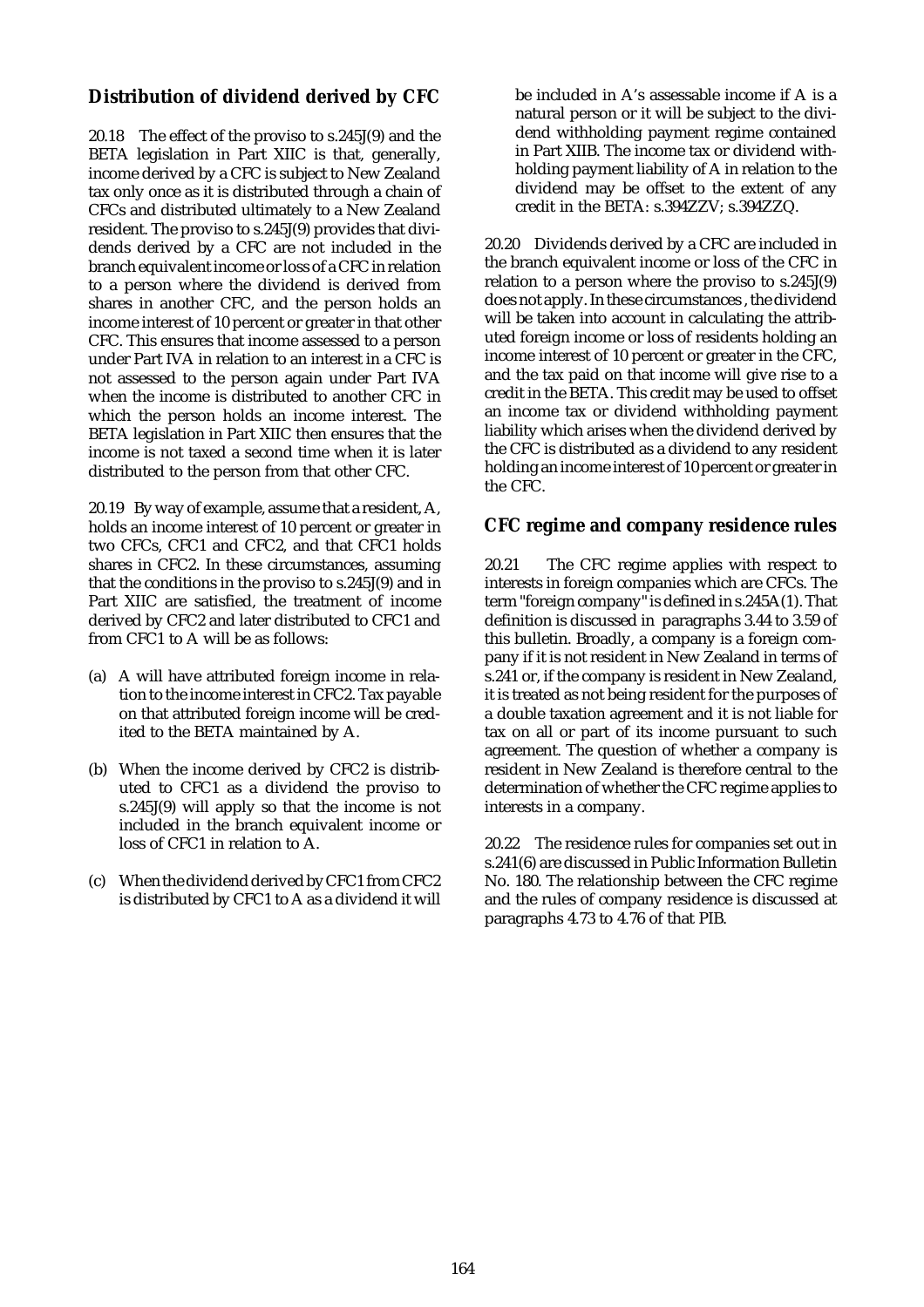## Distribution of dividend derived by CFC

20.18 The effect of the proviso to s.245J(9) and the BETA legislation in Part XIIC is that, generally, income derived by a CFC is subject to New Zealand tax only once as it is distributed through a chain of CFCs and distributed ultimately to a New Zealand resident. The proviso to s.245J(9) provides that dividends derived by a CFC are not included in the branch equivalent income or loss of a CFC in relation to a person where the dividend is derived from shares in another CFC, and the person holds an income interest of 10 percent or greater in that other CFC. This ensures that income assessed to a person under Part IVA in relation to an interest in a CFC is not assessed to the person again under Part IVA when the income is distributed to another CFC in which the person holds an income interest. The BETA legislation in Part XIIC then ensures that the income is not taxed a second time when it is later distributed to the person from that other CFC.

20.19 By way of example, assume that a resident, A, holds an income interest of 10 percent or greater in two CFCs, CFC1 and CFC2, and that CFC1 holds shares in CFC2. In these circumstances, assuming that the conditions in the proviso to s.245J(9) and in Part XIIC are satisfied, the treatment of income derived by CFC2 and later distributed to CFC1 and from CFC1 to A will be as follows:

(a) A will have attributed foreign income in relation to the income interest in CFC2. Tax payable on that attributed foreign income will be credited to the BETA maintained by A.

(b) When the income derived by CFC2 is distributed to CFC1 as a dividend the proviso to s.245J(9) will apply so that the income is not included in the branch equivalent income or loss of CFC1 in relation to A.

(c) When the dividend derived by CFC1 from CFC2 is distributed by CFC1 to A as a dividend it will be included in A's assessable income if A is a natural person or it will be subject to the dividend withholding payment regime contained in Part XIIB. The income tax or dividend withholding payment liability of A in relation to the dividend may be offset to the extent of any credit in the BETA: s.394ZZV; s.394ZZQ.

20.20 Dividends derived by a CFC are included in the branch equivalent income or loss of the CFC in relation to a person where the proviso to s.245J(9) does not apply. In these circumstances, the dividend will be taken into account in calculating the attributed foreign income or loss of residents holding an income interest of 10 percent or greater in the CFC, and the tax paid on that income will give rise to a credit in the BETA. This credit may be used to offset an income tax or dividend withholding payment liability which arises when the dividend derived by the CFC is distributed as a dividend to any resident holding an income interest of 10 percent or greater in the CFC.

## CFC regime and company residence rules

20.21 The CFC regime applies with respect to interests in foreign companies which are CFCs. The term "foreign company" is defined in s.245A(1). That definition is discussed in paragraphs 3.44 to 3.59 of this bulletin. Broadly, a company is a foreign company if it is not resident in New Zealand in terms of s.241 or, if the company is resident in New Zealand, it is treated as not being resident for the purposes of a double taxation agreement and it is not liable for tax on all or part of its income pursuant to such agreement. The question of whether a company is resident in New Zealand is therefore central to the determination of whether the CFC regime applies to interests in a company.

20.22 The residence rules for companies set out in s.241(6) are discussed in Public Information Bulletin No. 180. The relationship between the CFC regime and the rules of company residence is discussed at paragraphs 4.73 to 4.76 of that PIB.